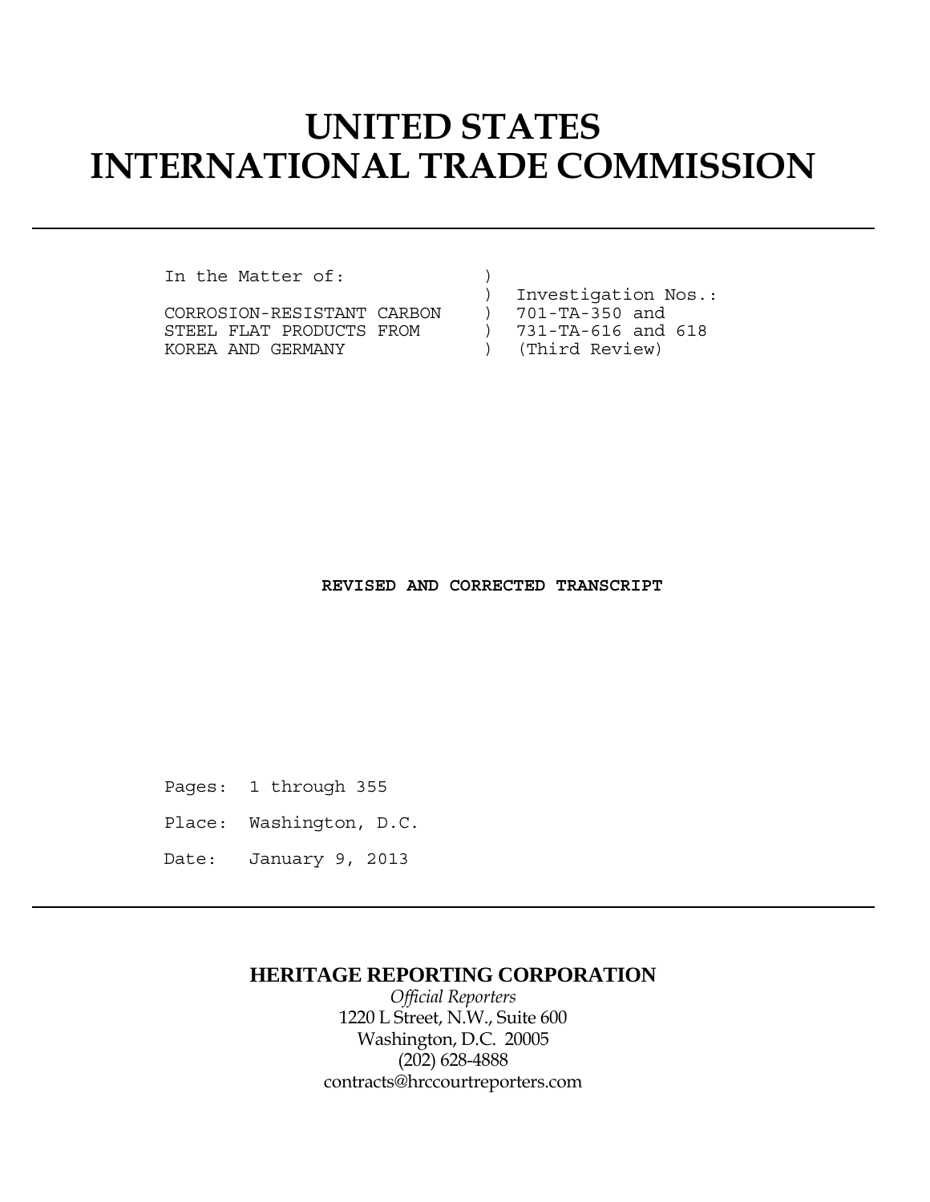# UNITED STATES
# INTERNATIONAL TRADE COMMISSION

```
In the Matter of:             )
                              )  Investigation Nos.:
CORROSION-RESISTANT CARBON    )  701-TA-350 and
STEEL FLAT PRODUCTS FROM      )  731-TA-616 and 618
KOREA AND GERMANY             )  (Third Review)
```

**REVISED AND CORRECTED TRANSCRIPT**

Pages: 1 through 355

Place: Washington, D.C.

Date: January 9, 2013

**HERITAGE REPORTING CORPORATION**

*Official Reporters*
1220 L Street, N.W., Suite 600
Washington, D.C. 20005
(202) 628-4888
contracts@hrccourtreporters.com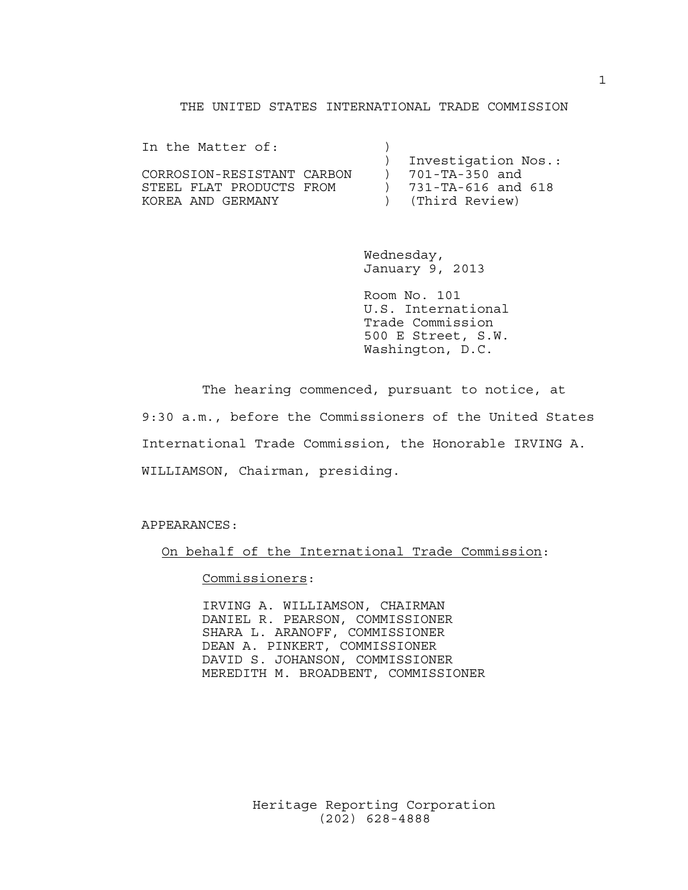THE UNITED STATES INTERNATIONAL TRADE COMMISSION

```
In the Matter of:              )
                               )  Investigation Nos.:
CORROSION-RESISTANT CARBON     )  701-TA-350 and
STEEL FLAT PRODUCTS FROM       )  731-TA-616 and 618
KOREA AND GERMANY              )  (Third Review)
```

Wednesday,
January 9, 2013

Room No. 101
U.S. International
Trade Commission
500 E Street, S.W.
Washington, D.C.

The hearing commenced, pursuant to notice, at 9:30 a.m., before the Commissioners of the United States International Trade Commission, the Honorable IRVING A. WILLIAMSON, Chairman, presiding.

APPEARANCES:

On behalf of the International Trade Commission:

Commissioners:

IRVING A. WILLIAMSON, CHAIRMAN
DANIEL R. PEARSON, COMMISSIONER
SHARA L. ARANOFF, COMMISSIONER
DEAN A. PINKERT, COMMISSIONER
DAVID S. JOHANSON, COMMISSIONER
MEREDITH M. BROADBENT, COMMISSIONER

Heritage Reporting Corporation
(202) 628-4888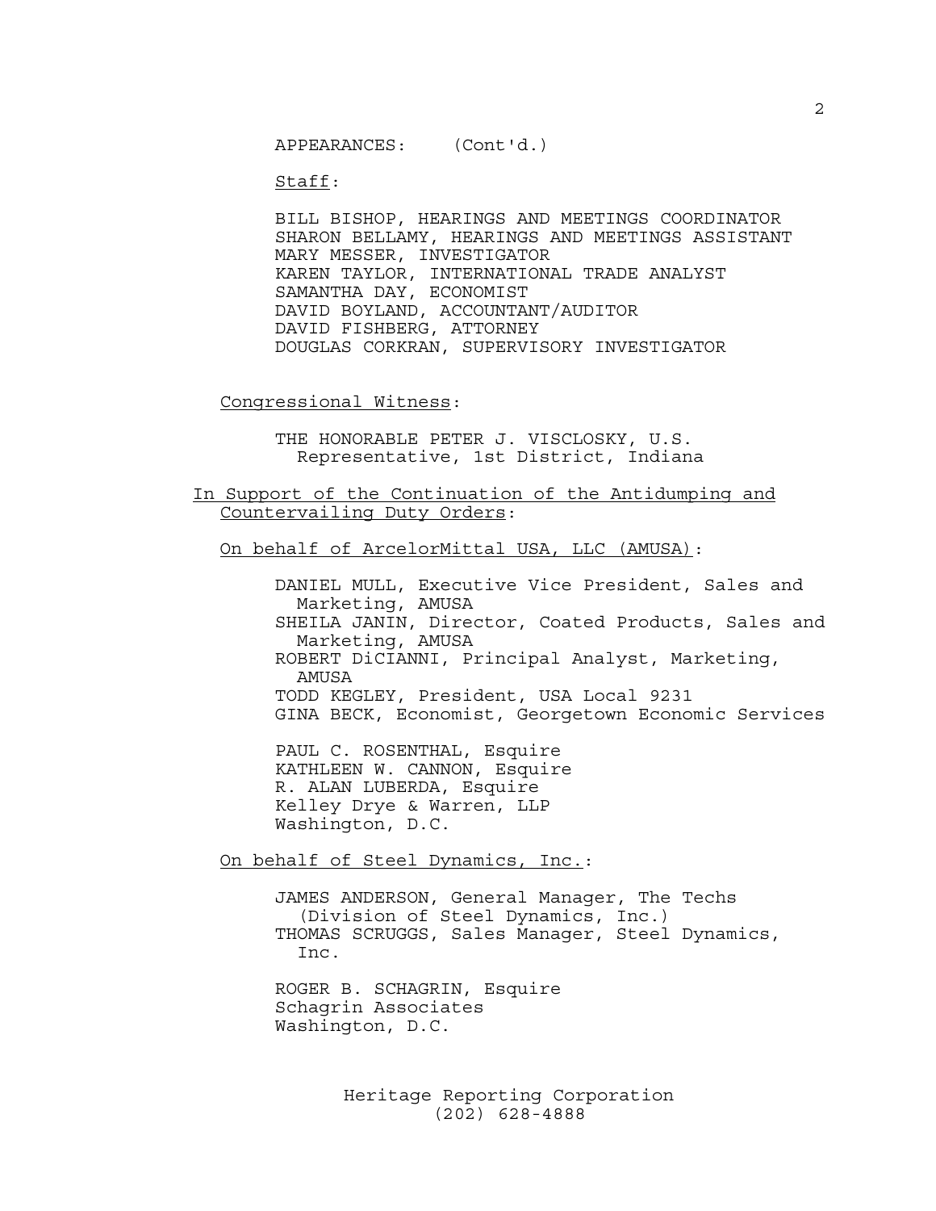APPEARANCES: (Cont'd.)

Staff:

BILL BISHOP, HEARINGS AND MEETINGS COORDINATOR
SHARON BELLAMY, HEARINGS AND MEETINGS ASSISTANT
MARY MESSER, INVESTIGATOR
KAREN TAYLOR, INTERNATIONAL TRADE ANALYST
SAMANTHA DAY, ECONOMIST
DAVID BOYLAND, ACCOUNTANT/AUDITOR
DAVID FISHBERG, ATTORNEY
DOUGLAS CORKRAN, SUPERVISORY INVESTIGATOR

Congressional Witness:

THE HONORABLE PETER J. VISCLOSKY, U.S. Representative, 1st District, Indiana

In Support of the Continuation of the Antidumping and Countervailing Duty Orders:

On behalf of ArcelorMittal USA, LLC (AMUSA):

DANIEL MULL, Executive Vice President, Sales and Marketing, AMUSA
SHEILA JANIN, Director, Coated Products, Sales and Marketing, AMUSA
ROBERT DiCIANNI, Principal Analyst, Marketing, AMUSA
TODD KEGLEY, President, USA Local 9231
GINA BECK, Economist, Georgetown Economic Services

PAUL C. ROSENTHAL, Esquire
KATHLEEN W. CANNON, Esquire
R. ALAN LUBERDA, Esquire
Kelley Drye & Warren, LLP
Washington, D.C.

On behalf of Steel Dynamics, Inc.:

JAMES ANDERSON, General Manager, The Techs (Division of Steel Dynamics, Inc.)
THOMAS SCRUGGS, Sales Manager, Steel Dynamics, Inc.

ROGER B. SCHAGRIN, Esquire
Schagrin Associates
Washington, D.C.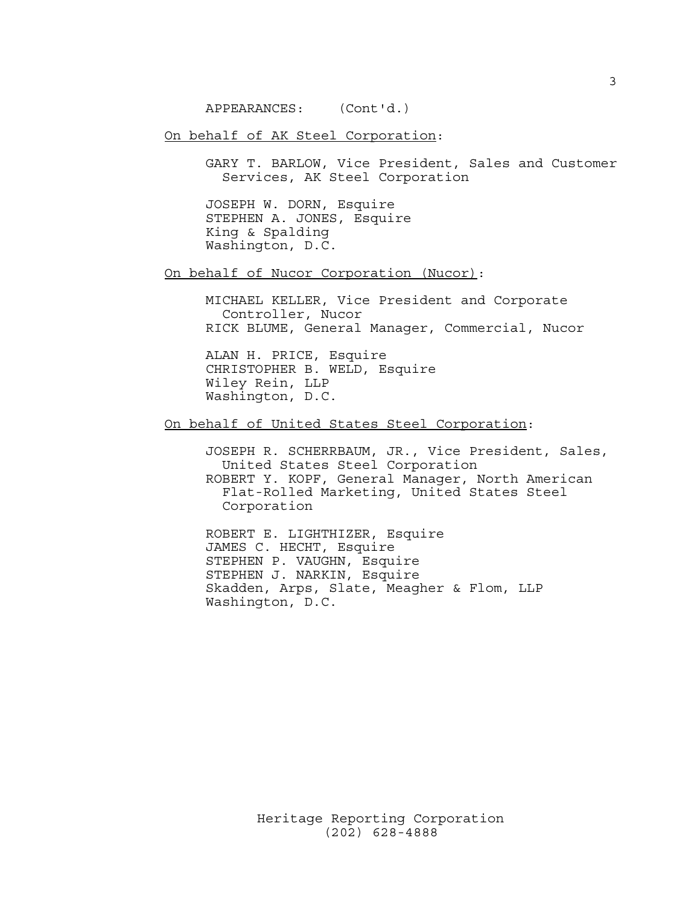APPEARANCES: (Cont'd.)

On behalf of AK Steel Corporation:

GARY T. BARLOW, Vice President, Sales and Customer Services, AK Steel Corporation

JOSEPH W. DORN, Esquire
STEPHEN A. JONES, Esquire
King & Spalding
Washington, D.C.

On behalf of Nucor Corporation (Nucor):

MICHAEL KELLER, Vice President and Corporate Controller, Nucor
RICK BLUME, General Manager, Commercial, Nucor

ALAN H. PRICE, Esquire
CHRISTOPHER B. WELD, Esquire
Wiley Rein, LLP
Washington, D.C.

On behalf of United States Steel Corporation:

JOSEPH R. SCHERRBAUM, JR., Vice President, Sales, United States Steel Corporation
ROBERT Y. KOPF, General Manager, North American Flat-Rolled Marketing, United States Steel Corporation

ROBERT E. LIGHTHIZER, Esquire
JAMES C. HECHT, Esquire
STEPHEN P. VAUGHN, Esquire
STEPHEN J. NARKIN, Esquire
Skadden, Arps, Slate, Meagher & Flom, LLP
Washington, D.C.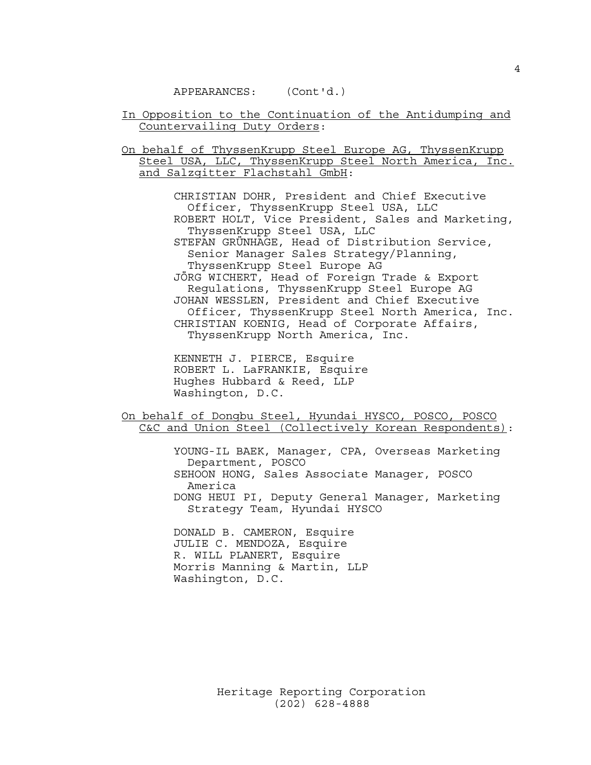APPEARANCES: (Cont'd.)

In Opposition to the Continuation of the Antidumping and Countervailing Duty Orders:

On behalf of ThyssenKrupp Steel Europe AG, ThyssenKrupp Steel USA, LLC, ThyssenKrupp Steel North America, Inc. and Salzgitter Flachstahl GmbH:

CHRISTIAN DOHR, President and Chief Executive Officer, ThyssenKrupp Steel USA, LLC
ROBERT HOLT, Vice President, Sales and Marketing, ThyssenKrupp Steel USA, LLC
STEFAN GRÜNHAGE, Head of Distribution Service, Senior Manager Sales Strategy/Planning, ThyssenKrupp Steel Europe AG
JÖRG WICHERT, Head of Foreign Trade & Export Regulations, ThyssenKrupp Steel Europe AG
JOHAN WESSLEN, President and Chief Executive Officer, ThyssenKrupp Steel North America, Inc.
CHRISTIAN KOENIG, Head of Corporate Affairs, ThyssenKrupp North America, Inc.

KENNETH J. PIERCE, Esquire
ROBERT L. LaFRANKIE, Esquire
Hughes Hubbard & Reed, LLP
Washington, D.C.

On behalf of Dongbu Steel, Hyundai HYSCO, POSCO, POSCO C&C and Union Steel (Collectively Korean Respondents):

YOUNG-IL BAEK, Manager, CPA, Overseas Marketing Department, POSCO
SEHOON HONG, Sales Associate Manager, POSCO America
DONG HEUI PI, Deputy General Manager, Marketing Strategy Team, Hyundai HYSCO

DONALD B. CAMERON, Esquire
JULIE C. MENDOZA, Esquire
R. WILL PLANERT, Esquire
Morris Manning & Martin, LLP
Washington, D.C.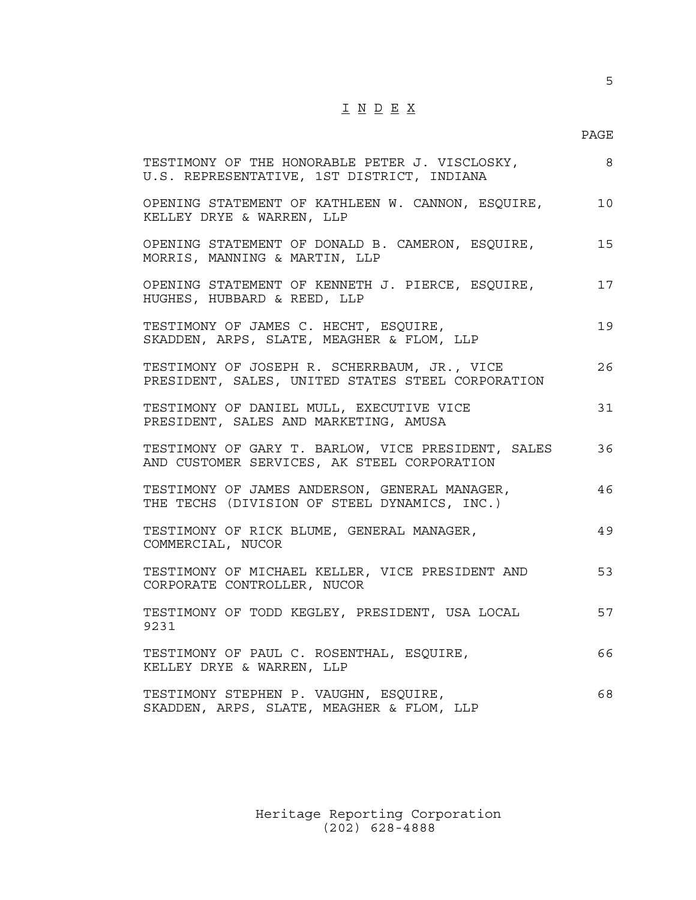# I N D E X

| | PAGE |
|---|---|
| TESTIMONY OF THE HONORABLE PETER J. VISCLOSKY, U.S. REPRESENTATIVE, 1ST DISTRICT, INDIANA | 8 |
| OPENING STATEMENT OF KATHLEEN W. CANNON, ESQUIRE, KELLEY DRYE & WARREN, LLP | 10 |
| OPENING STATEMENT OF DONALD B. CAMERON, ESQUIRE, MORRIS, MANNING & MARTIN, LLP | 15 |
| OPENING STATEMENT OF KENNETH J. PIERCE, ESQUIRE, HUGHES, HUBBARD & REED, LLP | 17 |
| TESTIMONY OF JAMES C. HECHT, ESQUIRE, SKADDEN, ARPS, SLATE, MEAGHER & FLOM, LLP | 19 |
| TESTIMONY OF JOSEPH R. SCHERRBAUM, JR., VICE PRESIDENT, SALES, UNITED STATES STEEL CORPORATION | 26 |
| TESTIMONY OF DANIEL MULL, EXECUTIVE VICE PRESIDENT, SALES AND MARKETING, AMUSA | 31 |
| TESTIMONY OF GARY T. BARLOW, VICE PRESIDENT, SALES AND CUSTOMER SERVICES, AK STEEL CORPORATION | 36 |
| TESTIMONY OF JAMES ANDERSON, GENERAL MANAGER, THE TECHS (DIVISION OF STEEL DYNAMICS, INC.) | 46 |
| TESTIMONY OF RICK BLUME, GENERAL MANAGER, COMMERCIAL, NUCOR | 49 |
| TESTIMONY OF MICHAEL KELLER, VICE PRESIDENT AND CORPORATE CONTROLLER, NUCOR | 53 |
| TESTIMONY OF TODD KEGLEY, PRESIDENT, USA LOCAL 9231 | 57 |
| TESTIMONY OF PAUL C. ROSENTHAL, ESQUIRE, KELLEY DRYE & WARREN, LLP | 66 |
| TESTIMONY STEPHEN P. VAUGHN, ESQUIRE, SKADDEN, ARPS, SLATE, MEAGHER & FLOM, LLP | 68 |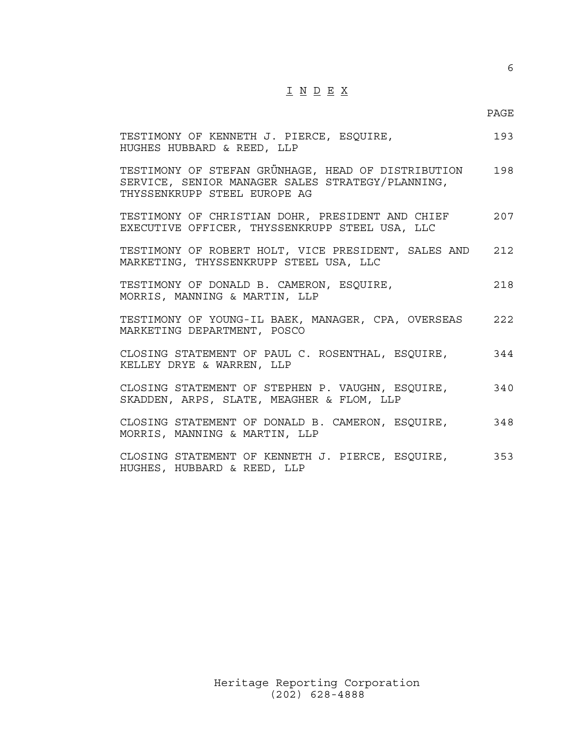# I N D E X

| | PAGE |
|---|---|
| TESTIMONY OF KENNETH J. PIERCE, ESQUIRE, HUGHES HUBBARD & REED, LLP | 193 |
| TESTIMONY OF STEFAN GRÜNHAGE, HEAD OF DISTRIBUTION SERVICE, SENIOR MANAGER SALES STRATEGY/PLANNING, THYSSENKRUPP STEEL EUROPE AG | 198 |
| TESTIMONY OF CHRISTIAN DOHR, PRESIDENT AND CHIEF EXECUTIVE OFFICER, THYSSENKRUPP STEEL USA, LLC | 207 |
| TESTIMONY OF ROBERT HOLT, VICE PRESIDENT, SALES AND MARKETING, THYSSENKRUPP STEEL USA, LLC | 212 |
| TESTIMONY OF DONALD B. CAMERON, ESQUIRE, MORRIS, MANNING & MARTIN, LLP | 218 |
| TESTIMONY OF YOUNG-IL BAEK, MANAGER, CPA, OVERSEAS MARKETING DEPARTMENT, POSCO | 222 |
| CLOSING STATEMENT OF PAUL C. ROSENTHAL, ESQUIRE, KELLEY DRYE & WARREN, LLP | 344 |
| CLOSING STATEMENT OF STEPHEN P. VAUGHN, ESQUIRE, SKADDEN, ARPS, SLATE, MEAGHER & FLOM, LLP | 340 |
| CLOSING STATEMENT OF DONALD B. CAMERON, ESQUIRE, MORRIS, MANNING & MARTIN, LLP | 348 |
| CLOSING STATEMENT OF KENNETH J. PIERCE, ESQUIRE, HUGHES, HUBBARD & REED, LLP | 353 |

Heritage Reporting Corporation
(202) 628-4888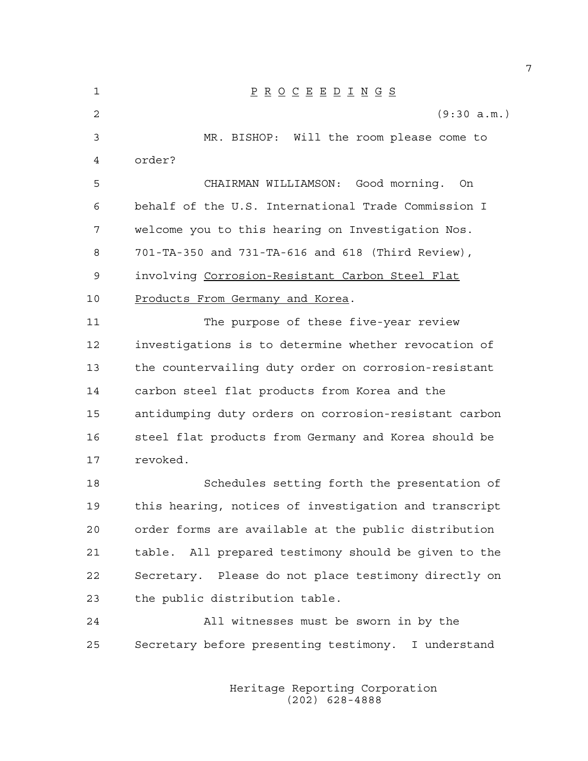# P R O C E E D I N G S

(9:30 a.m.)

MR. BISHOP: Will the room please come to order?

CHAIRMAN WILLIAMSON: Good morning. On behalf of the U.S. International Trade Commission I welcome you to this hearing on Investigation Nos. 701-TA-350 and 731-TA-616 and 618 (Third Review), involving Corrosion-Resistant Carbon Steel Flat Products From Germany and Korea.

The purpose of these five-year review investigations is to determine whether revocation of the countervailing duty order on corrosion-resistant carbon steel flat products from Korea and the antidumping duty orders on corrosion-resistant carbon steel flat products from Germany and Korea should be revoked.

Schedules setting forth the presentation of this hearing, notices of investigation and transcript order forms are available at the public distribution table. All prepared testimony should be given to the Secretary. Please do not place testimony directly on the public distribution table.

All witnesses must be sworn in by the Secretary before presenting testimony. I understand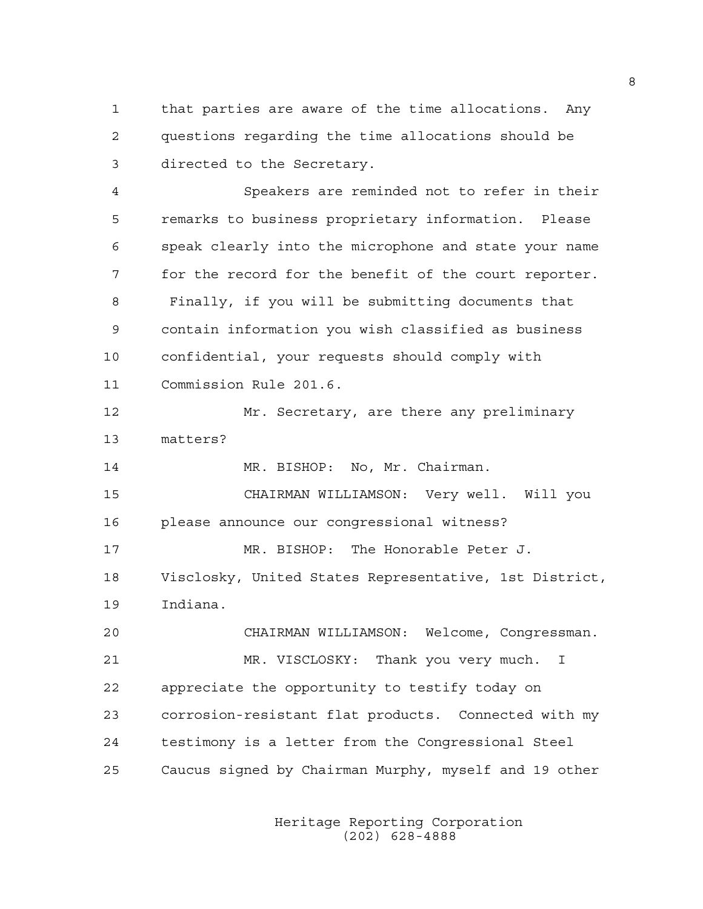that parties are aware of the time allocations. Any questions regarding the time allocations should be directed to the Secretary.

Speakers are reminded not to refer in their remarks to business proprietary information. Please speak clearly into the microphone and state your name for the record for the benefit of the court reporter. Finally, if you will be submitting documents that contain information you wish classified as business confidential, your requests should comply with Commission Rule 201.6.

Mr. Secretary, are there any preliminary matters?

MR. BISHOP: No, Mr. Chairman.

CHAIRMAN WILLIAMSON: Very well. Will you please announce our congressional witness?

MR. BISHOP: The Honorable Peter J. Visclosky, United States Representative, 1st District, Indiana.

CHAIRMAN WILLIAMSON: Welcome, Congressman.

MR. VISCLOSKY: Thank you very much. I appreciate the opportunity to testify today on corrosion-resistant flat products. Connected with my testimony is a letter from the Congressional Steel Caucus signed by Chairman Murphy, myself and 19 other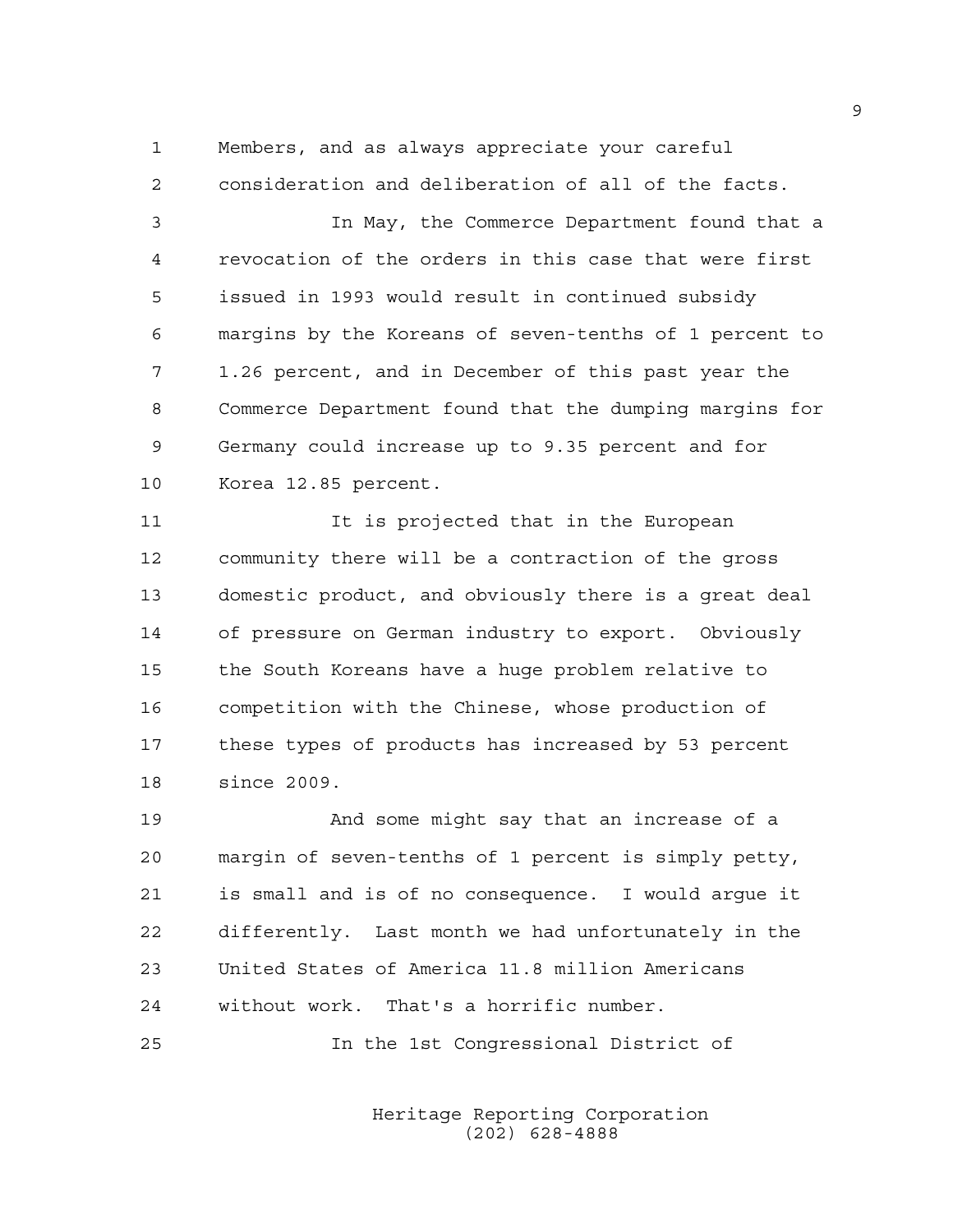Members, and as always appreciate your careful consideration and deliberation of all of the facts.

In May, the Commerce Department found that a revocation of the orders in this case that were first issued in 1993 would result in continued subsidy margins by the Koreans of seven-tenths of 1 percent to 1.26 percent, and in December of this past year the Commerce Department found that the dumping margins for Germany could increase up to 9.35 percent and for Korea 12.85 percent.

It is projected that in the European community there will be a contraction of the gross domestic product, and obviously there is a great deal of pressure on German industry to export. Obviously the South Koreans have a huge problem relative to competition with the Chinese, whose production of these types of products has increased by 53 percent since 2009.

And some might say that an increase of a margin of seven-tenths of 1 percent is simply petty, is small and is of no consequence. I would argue it differently. Last month we had unfortunately in the United States of America 11.8 million Americans without work. That's a horrific number.

In the 1st Congressional District of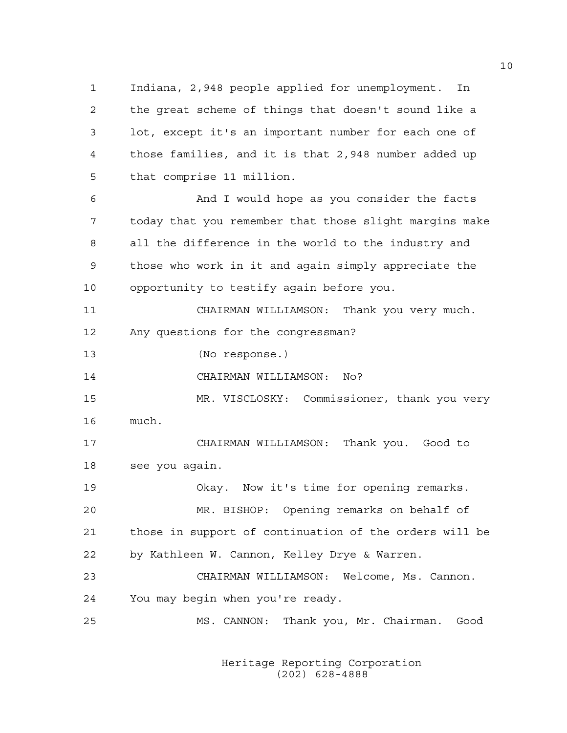1 Indiana, 2,948 people applied for unemployment. In
2 the great scheme of things that doesn't sound like a
3 lot, except it's an important number for each one of
4 those families, and it is that 2,948 number added up
5 that comprise 11 million.

6 And I would hope as you consider the facts
7 today that you remember that those slight margins make
8 all the difference in the world to the industry and
9 those who work in it and again simply appreciate the
10 opportunity to testify again before you.

11 CHAIRMAN WILLIAMSON: Thank you very much.
12 Any questions for the congressman?

13 (No response.)

14 CHAIRMAN WILLIAMSON: No?

15 MR. VISCLOSKY: Commissioner, thank you very
16 much.

17 CHAIRMAN WILLIAMSON: Thank you. Good to
18 see you again.

19 Okay. Now it's time for opening remarks.

20 MR. BISHOP: Opening remarks on behalf of
21 those in support of continuation of the orders will be
22 by Kathleen W. Cannon, Kelley Drye & Warren.

23 CHAIRMAN WILLIAMSON: Welcome, Ms. Cannon.
24 You may begin when you're ready.

25 MS. CANNON: Thank you, Mr. Chairman. Good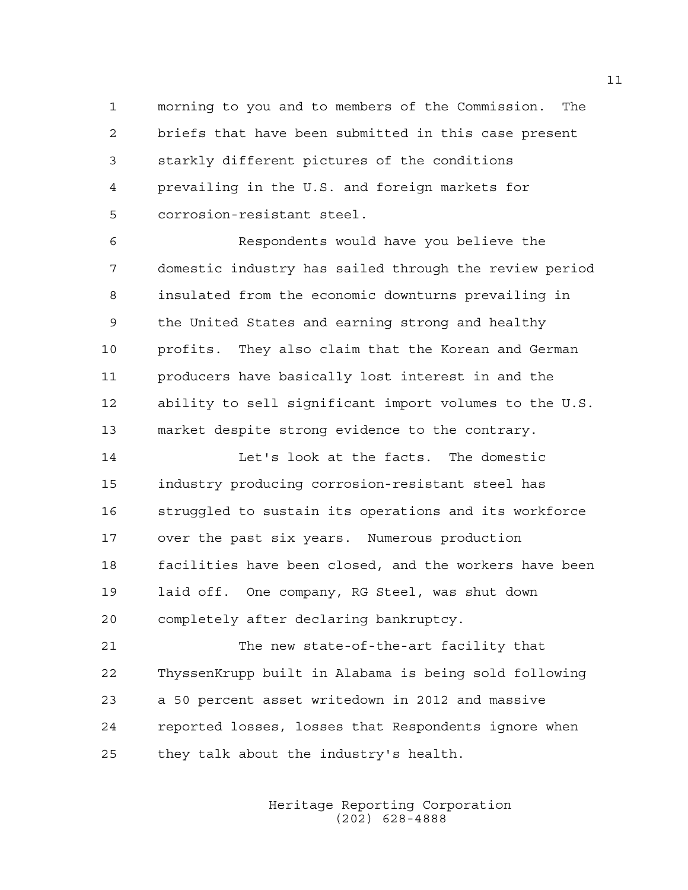morning to you and to members of the Commission. The briefs that have been submitted in this case present starkly different pictures of the conditions prevailing in the U.S. and foreign markets for corrosion-resistant steel.

Respondents would have you believe the domestic industry has sailed through the review period insulated from the economic downturns prevailing in the United States and earning strong and healthy profits. They also claim that the Korean and German producers have basically lost interest in and the ability to sell significant import volumes to the U.S. market despite strong evidence to the contrary.

Let's look at the facts. The domestic industry producing corrosion-resistant steel has struggled to sustain its operations and its workforce over the past six years. Numerous production facilities have been closed, and the workers have been laid off. One company, RG Steel, was shut down completely after declaring bankruptcy.

The new state-of-the-art facility that ThyssenKrupp built in Alabama is being sold following a 50 percent asset writedown in 2012 and massive reported losses, losses that Respondents ignore when they talk about the industry's health.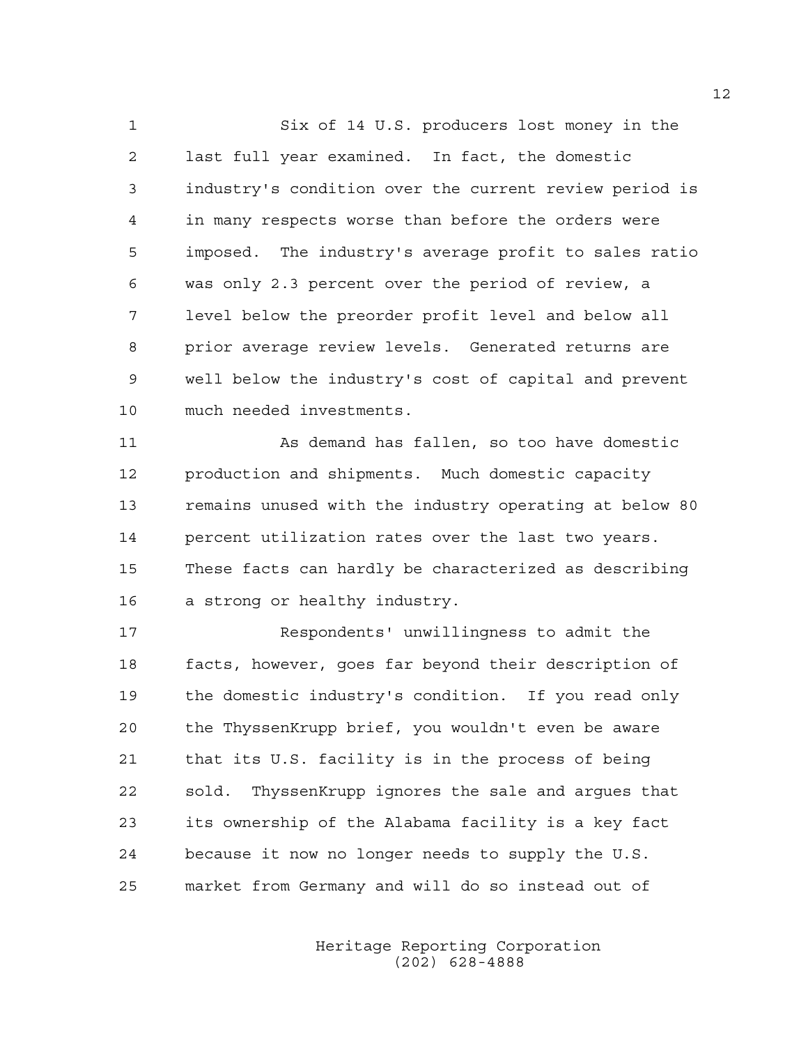Six of 14 U.S. producers lost money in the last full year examined. In fact, the domestic industry's condition over the current review period is in many respects worse than before the orders were imposed. The industry's average profit to sales ratio was only 2.3 percent over the period of review, a level below the preorder profit level and below all prior average review levels. Generated returns are well below the industry's cost of capital and prevent much needed investments.

As demand has fallen, so too have domestic production and shipments. Much domestic capacity remains unused with the industry operating at below 80 percent utilization rates over the last two years. These facts can hardly be characterized as describing a strong or healthy industry.

Respondents' unwillingness to admit the facts, however, goes far beyond their description of the domestic industry's condition. If you read only the ThyssenKrupp brief, you wouldn't even be aware that its U.S. facility is in the process of being sold. ThyssenKrupp ignores the sale and argues that its ownership of the Alabama facility is a key fact because it now no longer needs to supply the U.S. market from Germany and will do so instead out of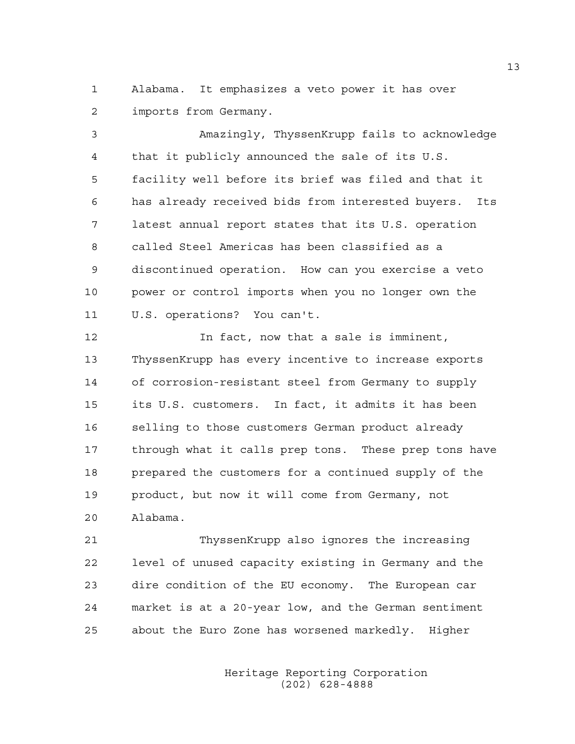Alabama. It emphasizes a veto power it has over imports from Germany.

Amazingly, ThyssenKrupp fails to acknowledge that it publicly announced the sale of its U.S. facility well before its brief was filed and that it has already received bids from interested buyers. Its latest annual report states that its U.S. operation called Steel Americas has been classified as a discontinued operation. How can you exercise a veto power or control imports when you no longer own the U.S. operations? You can't.

In fact, now that a sale is imminent, ThyssenKrupp has every incentive to increase exports of corrosion-resistant steel from Germany to supply its U.S. customers. In fact, it admits it has been selling to those customers German product already through what it calls prep tons. These prep tons have prepared the customers for a continued supply of the product, but now it will come from Germany, not Alabama.

ThyssenKrupp also ignores the increasing level of unused capacity existing in Germany and the dire condition of the EU economy. The European car market is at a 20-year low, and the German sentiment about the Euro Zone has worsened markedly. Higher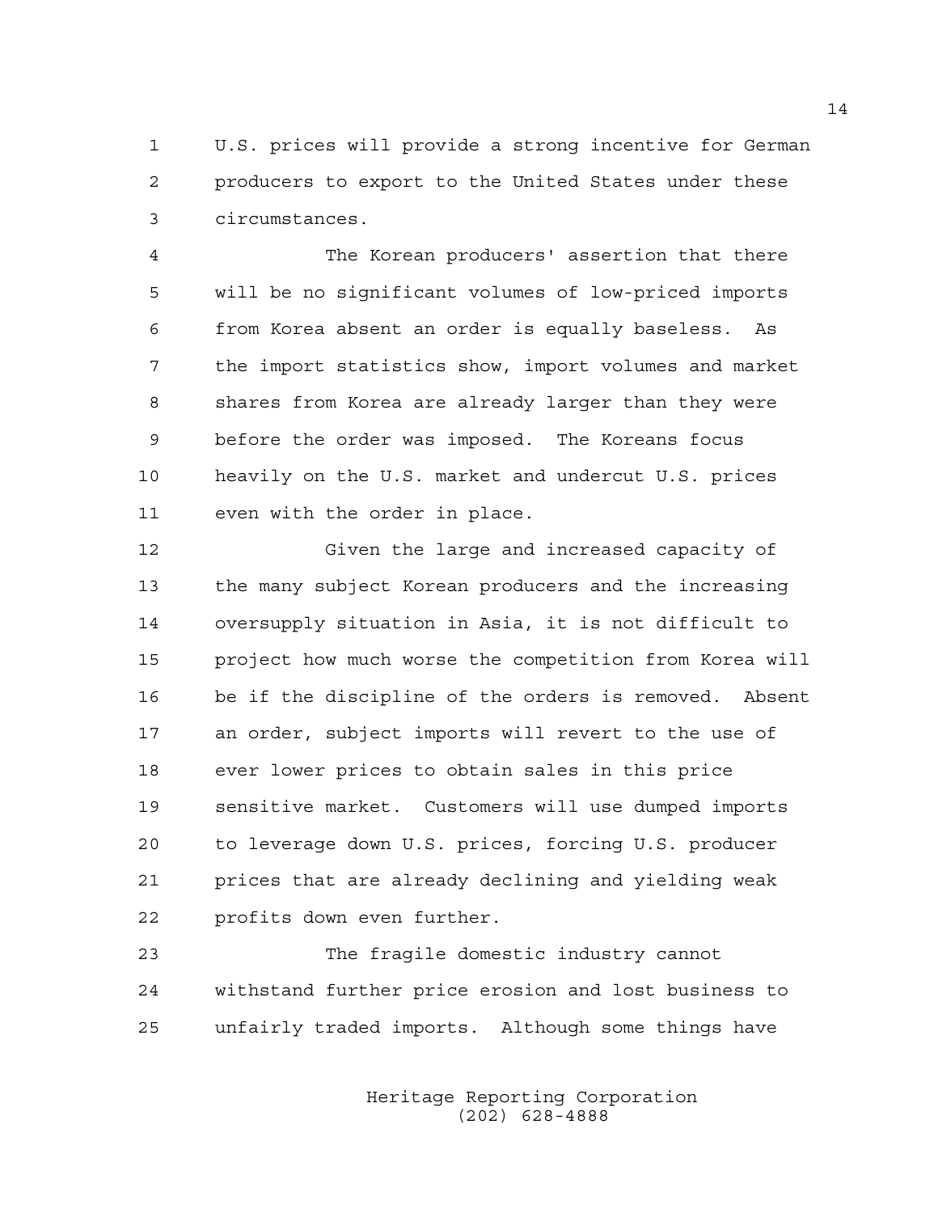U.S. prices will provide a strong incentive for German producers to export to the United States under these circumstances.

The Korean producers' assertion that there will be no significant volumes of low-priced imports from Korea absent an order is equally baseless. As the import statistics show, import volumes and market shares from Korea are already larger than they were before the order was imposed. The Koreans focus heavily on the U.S. market and undercut U.S. prices even with the order in place.

Given the large and increased capacity of the many subject Korean producers and the increasing oversupply situation in Asia, it is not difficult to project how much worse the competition from Korea will be if the discipline of the orders is removed. Absent an order, subject imports will revert to the use of ever lower prices to obtain sales in this price sensitive market. Customers will use dumped imports to leverage down U.S. prices, forcing U.S. producer prices that are already declining and yielding weak profits down even further.

The fragile domestic industry cannot withstand further price erosion and lost business to unfairly traded imports. Although some things have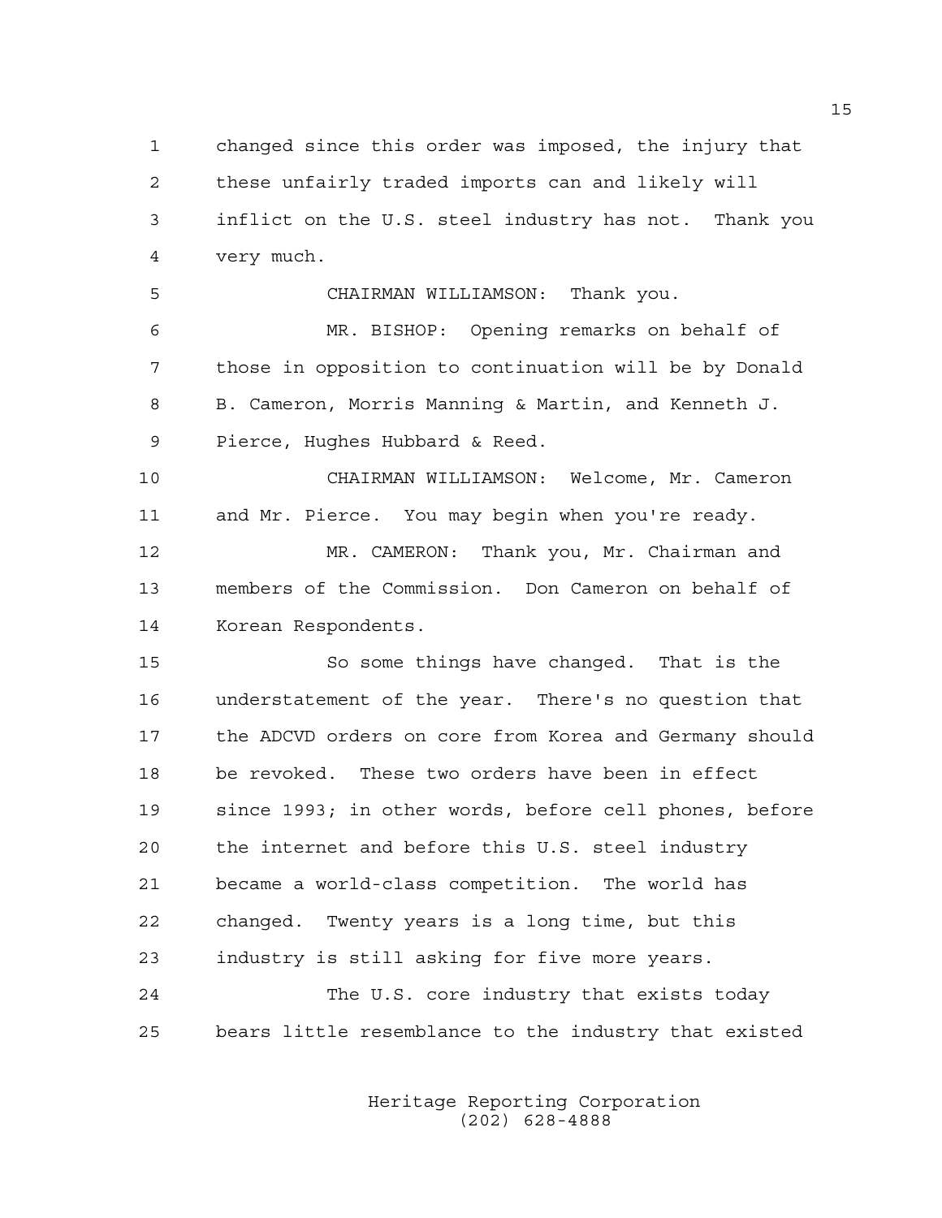changed since this order was imposed, the injury that these unfairly traded imports can and likely will inflict on the U.S. steel industry has not. Thank you very much.

CHAIRMAN WILLIAMSON: Thank you.

MR. BISHOP: Opening remarks on behalf of those in opposition to continuation will be by Donald B. Cameron, Morris Manning & Martin, and Kenneth J. Pierce, Hughes Hubbard & Reed.

CHAIRMAN WILLIAMSON: Welcome, Mr. Cameron and Mr. Pierce. You may begin when you're ready.

MR. CAMERON: Thank you, Mr. Chairman and members of the Commission. Don Cameron on behalf of Korean Respondents.

So some things have changed. That is the understatement of the year. There's no question that the ADCVD orders on core from Korea and Germany should be revoked. These two orders have been in effect since 1993; in other words, before cell phones, before the internet and before this U.S. steel industry became a world-class competition. The world has changed. Twenty years is a long time, but this industry is still asking for five more years.

The U.S. core industry that exists today bears little resemblance to the industry that existed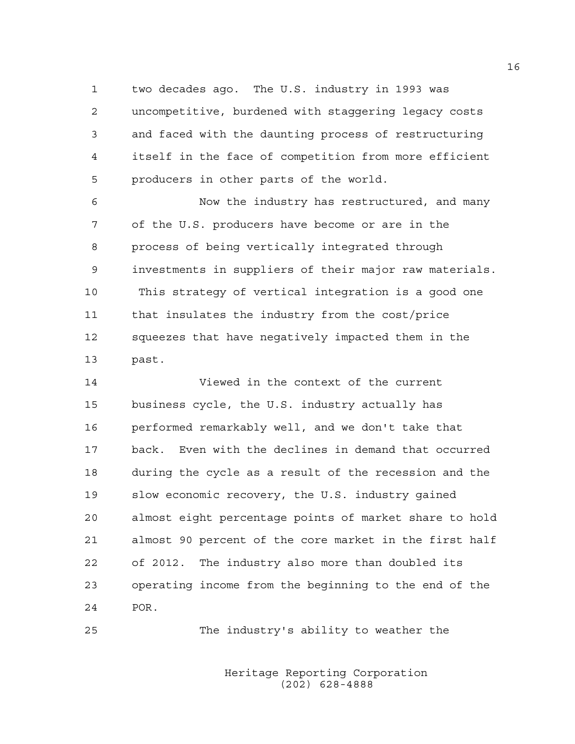two decades ago. The U.S. industry in 1993 was uncompetitive, burdened with staggering legacy costs and faced with the daunting process of restructuring itself in the face of competition from more efficient producers in other parts of the world.

Now the industry has restructured, and many of the U.S. producers have become or are in the process of being vertically integrated through investments in suppliers of their major raw materials. This strategy of vertical integration is a good one that insulates the industry from the cost/price squeezes that have negatively impacted them in the past.

Viewed in the context of the current business cycle, the U.S. industry actually has performed remarkably well, and we don't take that back. Even with the declines in demand that occurred during the cycle as a result of the recession and the slow economic recovery, the U.S. industry gained almost eight percentage points of market share to hold almost 90 percent of the core market in the first half of 2012. The industry also more than doubled its operating income from the beginning to the end of the POR.

The industry's ability to weather the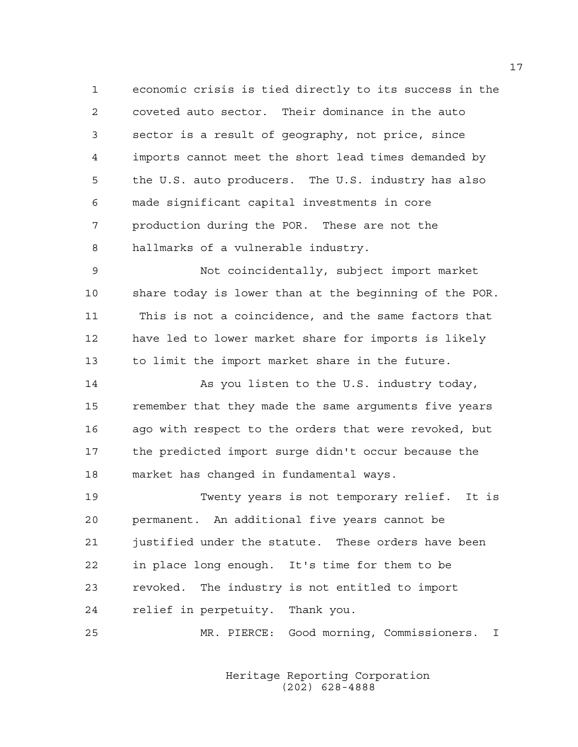economic crisis is tied directly to its success in the coveted auto sector. Their dominance in the auto sector is a result of geography, not price, since imports cannot meet the short lead times demanded by the U.S. auto producers. The U.S. industry has also made significant capital investments in core production during the POR. These are not the hallmarks of a vulnerable industry.

Not coincidentally, subject import market share today is lower than at the beginning of the POR. This is not a coincidence, and the same factors that have led to lower market share for imports is likely to limit the import market share in the future.

As you listen to the U.S. industry today, remember that they made the same arguments five years ago with respect to the orders that were revoked, but the predicted import surge didn't occur because the market has changed in fundamental ways.

Twenty years is not temporary relief. It is permanent. An additional five years cannot be justified under the statute. These orders have been in place long enough. It's time for them to be revoked. The industry is not entitled to import relief in perpetuity. Thank you.

MR. PIERCE: Good morning, Commissioners. I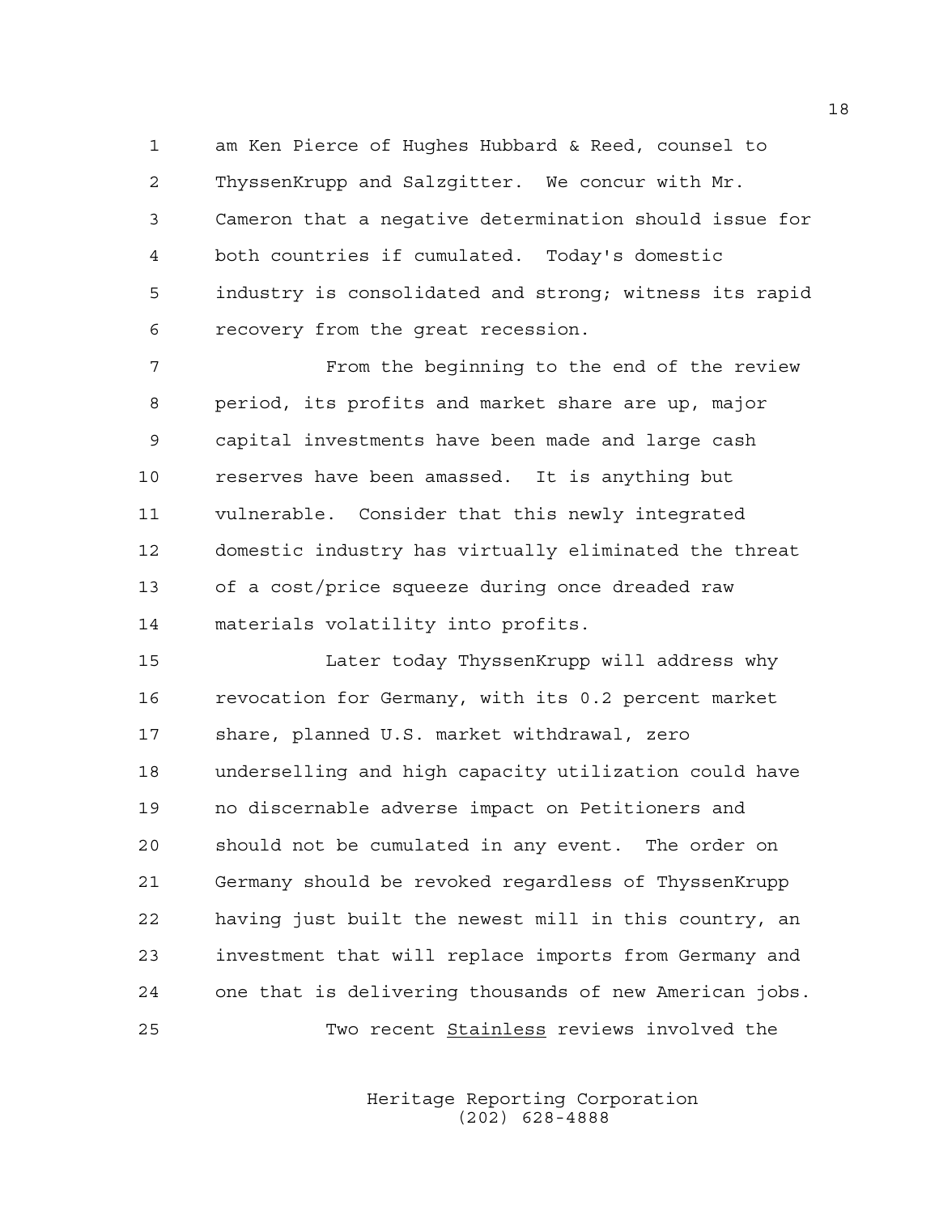am Ken Pierce of Hughes Hubbard & Reed, counsel to ThyssenKrupp and Salzgitter. We concur with Mr. Cameron that a negative determination should issue for both countries if cumulated. Today's domestic industry is consolidated and strong; witness its rapid recovery from the great recession.

From the beginning to the end of the review period, its profits and market share are up, major capital investments have been made and large cash reserves have been amassed. It is anything but vulnerable. Consider that this newly integrated domestic industry has virtually eliminated the threat of a cost/price squeeze during once dreaded raw materials volatility into profits.

Later today ThyssenKrupp will address why revocation for Germany, with its 0.2 percent market share, planned U.S. market withdrawal, zero underselling and high capacity utilization could have no discernable adverse impact on Petitioners and should not be cumulated in any event. The order on Germany should be revoked regardless of ThyssenKrupp having just built the newest mill in this country, an investment that will replace imports from Germany and one that is delivering thousands of new American jobs.

Two recent _Stainless_ reviews involved the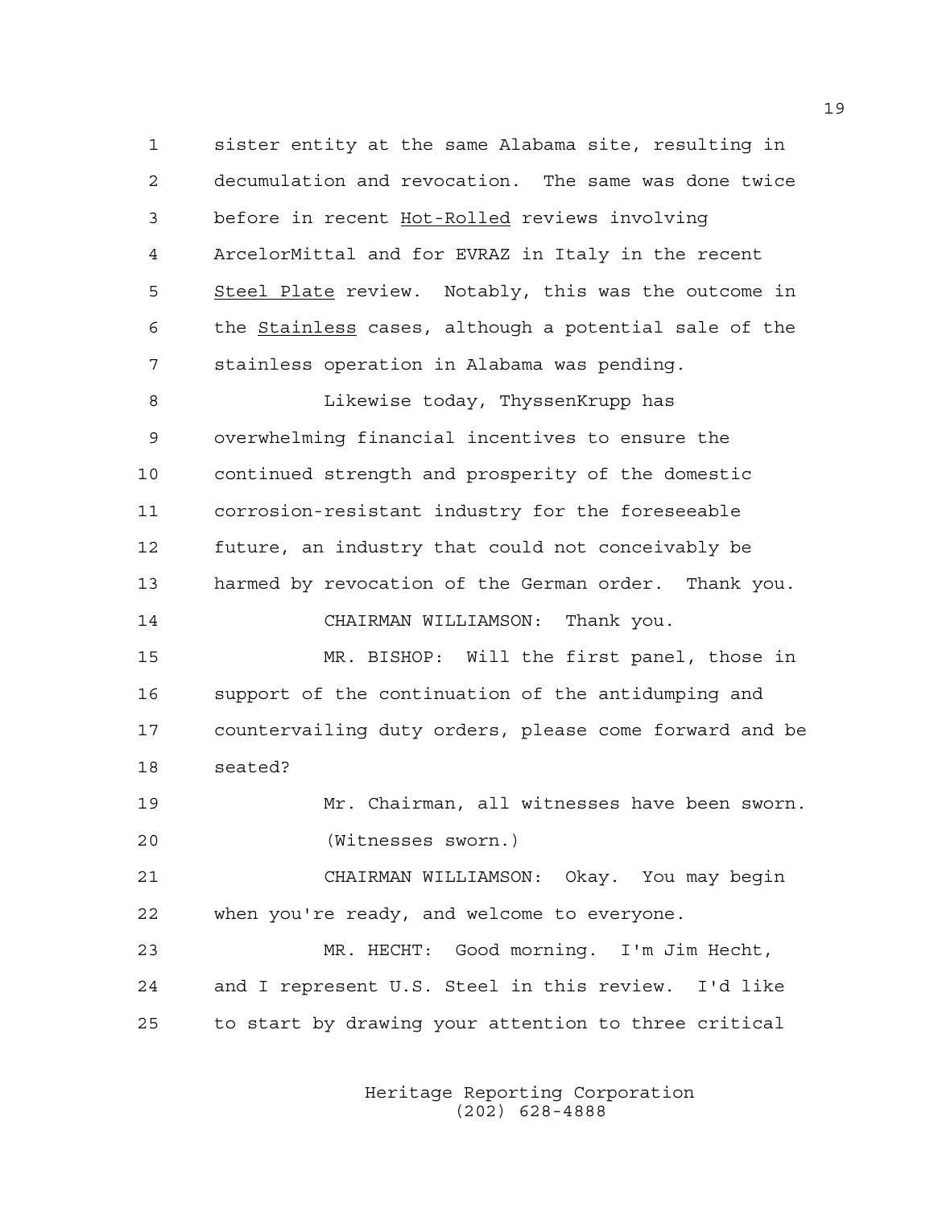sister entity at the same Alabama site, resulting in decumulation and revocation. The same was done twice before in recent Hot-Rolled reviews involving ArcelorMittal and for EVRAZ in Italy in the recent Steel Plate review. Notably, this was the outcome in the Stainless cases, although a potential sale of the stainless operation in Alabama was pending.

Likewise today, ThyssenKrupp has overwhelming financial incentives to ensure the continued strength and prosperity of the domestic corrosion-resistant industry for the foreseeable future, an industry that could not conceivably be harmed by revocation of the German order. Thank you.

CHAIRMAN WILLIAMSON: Thank you.

MR. BISHOP: Will the first panel, those in support of the continuation of the antidumping and countervailing duty orders, please come forward and be seated?

Mr. Chairman, all witnesses have been sworn.

(Witnesses sworn.)

CHAIRMAN WILLIAMSON: Okay. You may begin when you're ready, and welcome to everyone.

MR. HECHT: Good morning. I'm Jim Hecht, and I represent U.S. Steel in this review. I'd like to start by drawing your attention to three critical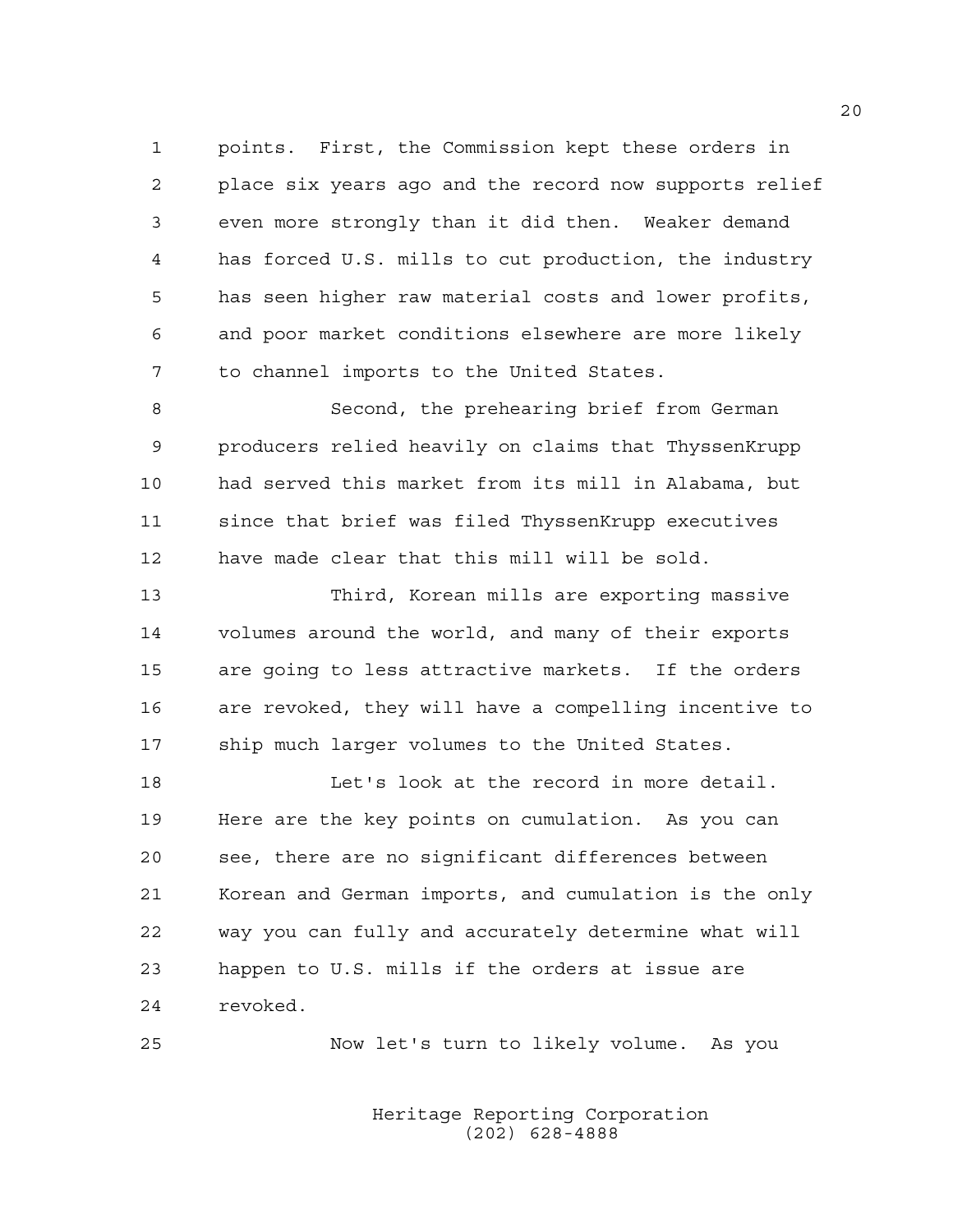points. First, the Commission kept these orders in place six years ago and the record now supports relief even more strongly than it did then. Weaker demand has forced U.S. mills to cut production, the industry has seen higher raw material costs and lower profits, and poor market conditions elsewhere are more likely to channel imports to the United States.

Second, the prehearing brief from German producers relied heavily on claims that ThyssenKrupp had served this market from its mill in Alabama, but since that brief was filed ThyssenKrupp executives have made clear that this mill will be sold.

Third, Korean mills are exporting massive volumes around the world, and many of their exports are going to less attractive markets. If the orders are revoked, they will have a compelling incentive to ship much larger volumes to the United States.

Let's look at the record in more detail. Here are the key points on cumulation. As you can see, there are no significant differences between Korean and German imports, and cumulation is the only way you can fully and accurately determine what will happen to U.S. mills if the orders at issue are revoked.

Now let's turn to likely volume. As you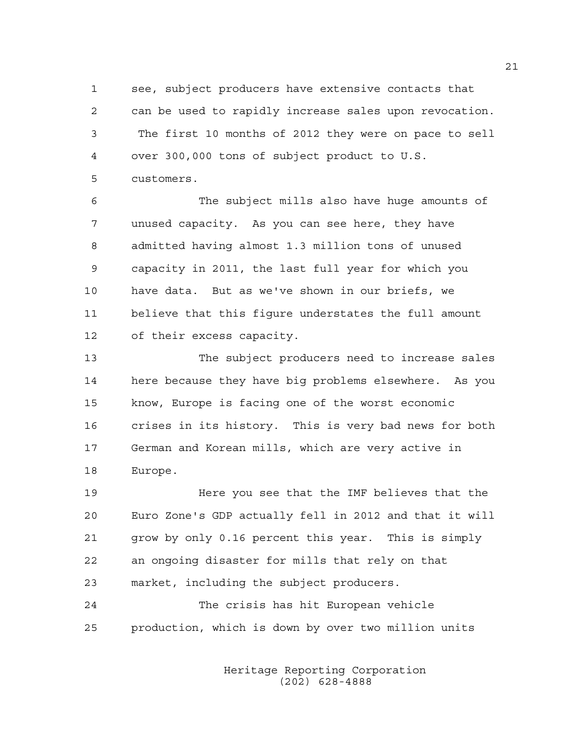see, subject producers have extensive contacts that can be used to rapidly increase sales upon revocation. The first 10 months of 2012 they were on pace to sell over 300,000 tons of subject product to U.S. customers.

The subject mills also have huge amounts of unused capacity. As you can see here, they have admitted having almost 1.3 million tons of unused capacity in 2011, the last full year for which you have data. But as we've shown in our briefs, we believe that this figure understates the full amount of their excess capacity.

The subject producers need to increase sales here because they have big problems elsewhere. As you know, Europe is facing one of the worst economic crises in its history. This is very bad news for both German and Korean mills, which are very active in Europe.

Here you see that the IMF believes that the Euro Zone's GDP actually fell in 2012 and that it will grow by only 0.16 percent this year. This is simply an ongoing disaster for mills that rely on that market, including the subject producers.

The crisis has hit European vehicle production, which is down by over two million units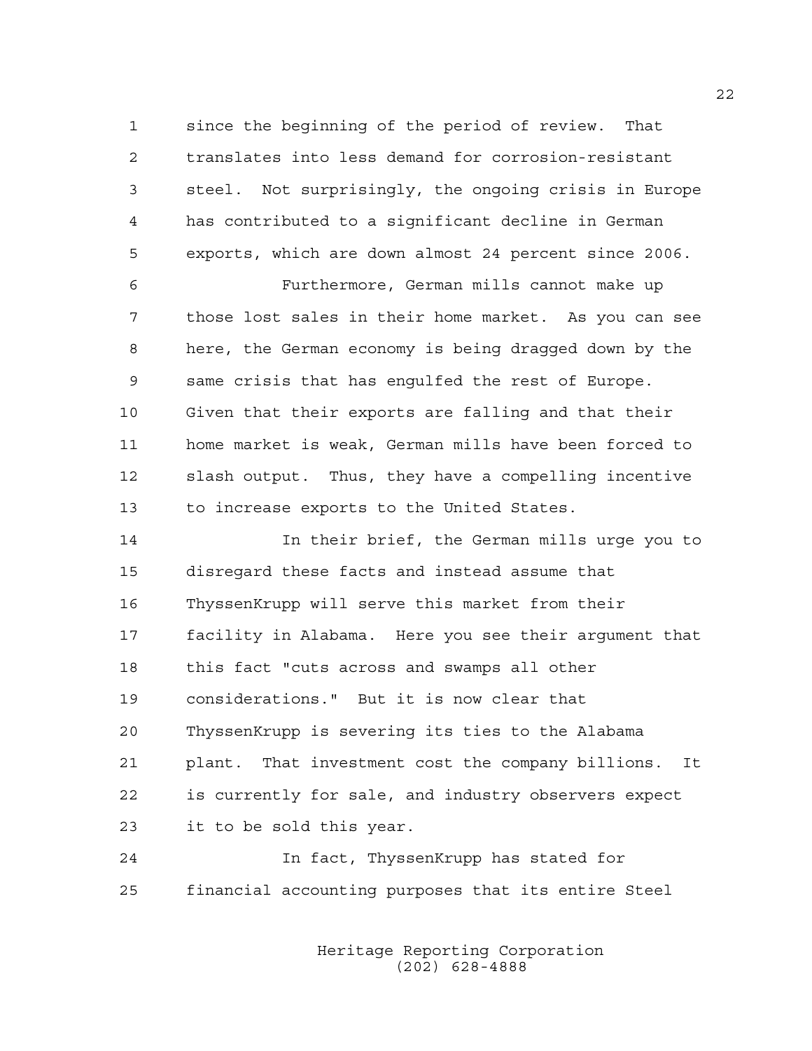since the beginning of the period of review. That translates into less demand for corrosion-resistant steel. Not surprisingly, the ongoing crisis in Europe has contributed to a significant decline in German exports, which are down almost 24 percent since 2006.

Furthermore, German mills cannot make up those lost sales in their home market. As you can see here, the German economy is being dragged down by the same crisis that has engulfed the rest of Europe. Given that their exports are falling and that their home market is weak, German mills have been forced to slash output. Thus, they have a compelling incentive to increase exports to the United States.

In their brief, the German mills urge you to disregard these facts and instead assume that ThyssenKrupp will serve this market from their facility in Alabama. Here you see their argument that this fact "cuts across and swamps all other considerations." But it is now clear that ThyssenKrupp is severing its ties to the Alabama plant. That investment cost the company billions. It is currently for sale, and industry observers expect it to be sold this year.

In fact, ThyssenKrupp has stated for financial accounting purposes that its entire Steel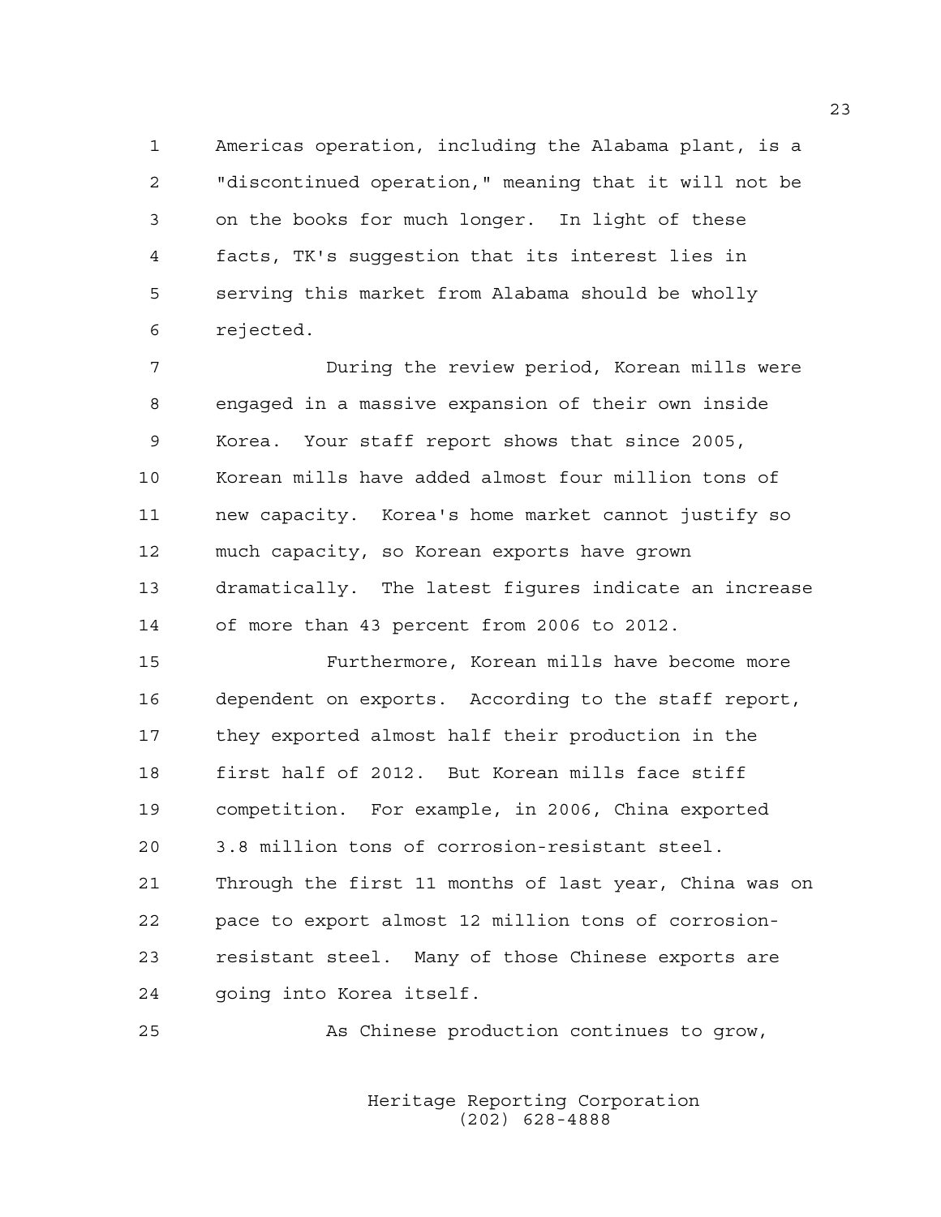Americas operation, including the Alabama plant, is a "discontinued operation," meaning that it will not be on the books for much longer. In light of these facts, TK's suggestion that its interest lies in serving this market from Alabama should be wholly rejected.

During the review period, Korean mills were engaged in a massive expansion of their own inside Korea. Your staff report shows that since 2005, Korean mills have added almost four million tons of new capacity. Korea's home market cannot justify so much capacity, so Korean exports have grown dramatically. The latest figures indicate an increase of more than 43 percent from 2006 to 2012.

Furthermore, Korean mills have become more dependent on exports. According to the staff report, they exported almost half their production in the first half of 2012. But Korean mills face stiff competition. For example, in 2006, China exported 3.8 million tons of corrosion-resistant steel. Through the first 11 months of last year, China was on pace to export almost 12 million tons of corrosion-resistant steel. Many of those Chinese exports are going into Korea itself.

As Chinese production continues to grow,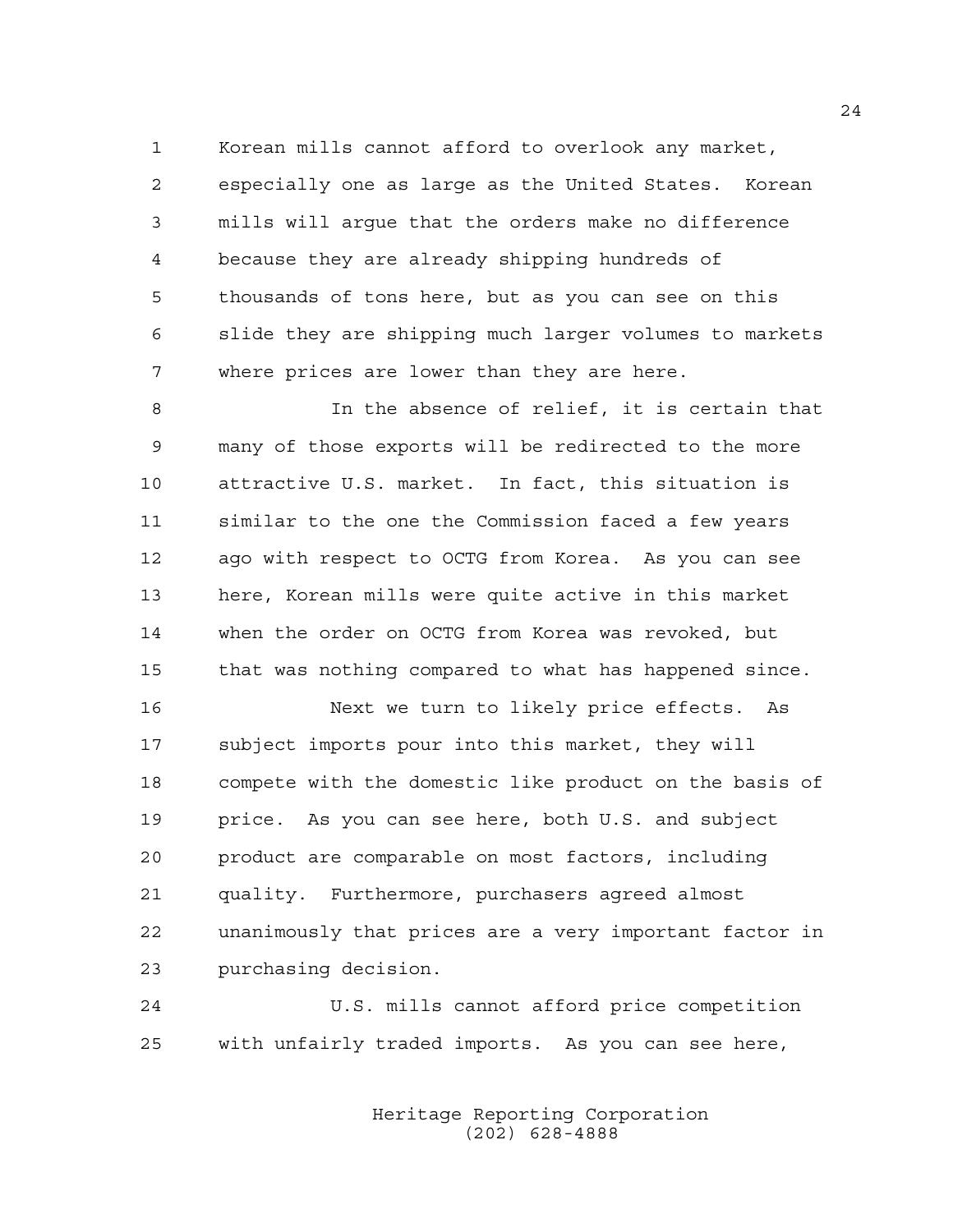Korean mills cannot afford to overlook any market, especially one as large as the United States. Korean mills will argue that the orders make no difference because they are already shipping hundreds of thousands of tons here, but as you can see on this slide they are shipping much larger volumes to markets where prices are lower than they are here.

In the absence of relief, it is certain that many of those exports will be redirected to the more attractive U.S. market. In fact, this situation is similar to the one the Commission faced a few years ago with respect to OCTG from Korea. As you can see here, Korean mills were quite active in this market when the order on OCTG from Korea was revoked, but that was nothing compared to what has happened since.

Next we turn to likely price effects. As subject imports pour into this market, they will compete with the domestic like product on the basis of price. As you can see here, both U.S. and subject product are comparable on most factors, including quality. Furthermore, purchasers agreed almost unanimously that prices are a very important factor in purchasing decision.

U.S. mills cannot afford price competition with unfairly traded imports. As you can see here,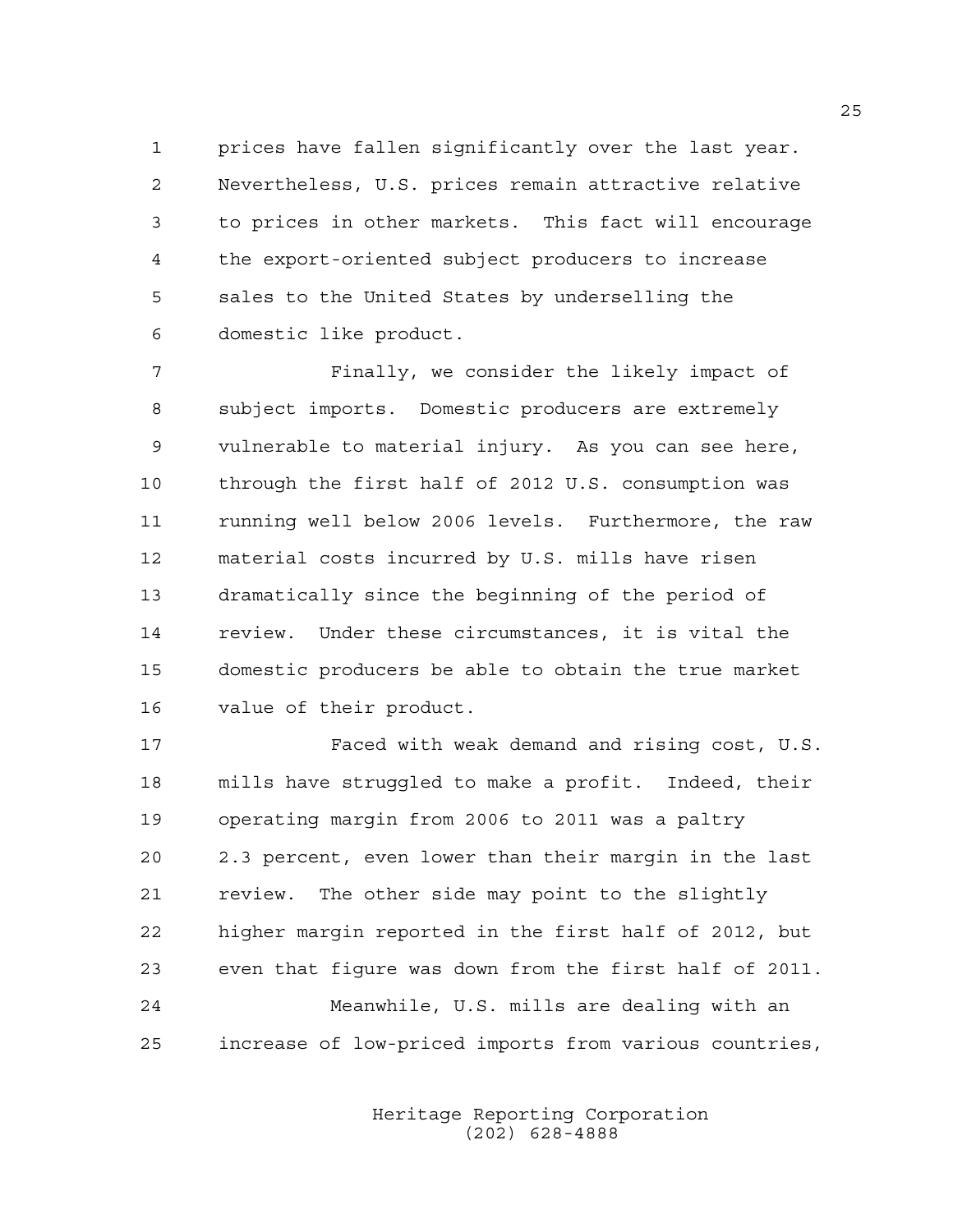prices have fallen significantly over the last year. Nevertheless, U.S. prices remain attractive relative to prices in other markets. This fact will encourage the export-oriented subject producers to increase sales to the United States by underselling the domestic like product.

Finally, we consider the likely impact of subject imports. Domestic producers are extremely vulnerable to material injury. As you can see here, through the first half of 2012 U.S. consumption was running well below 2006 levels. Furthermore, the raw material costs incurred by U.S. mills have risen dramatically since the beginning of the period of review. Under these circumstances, it is vital the domestic producers be able to obtain the true market value of their product.

Faced with weak demand and rising cost, U.S. mills have struggled to make a profit. Indeed, their operating margin from 2006 to 2011 was a paltry 2.3 percent, even lower than their margin in the last review. The other side may point to the slightly higher margin reported in the first half of 2012, but even that figure was down from the first half of 2011.

Meanwhile, U.S. mills are dealing with an increase of low-priced imports from various countries,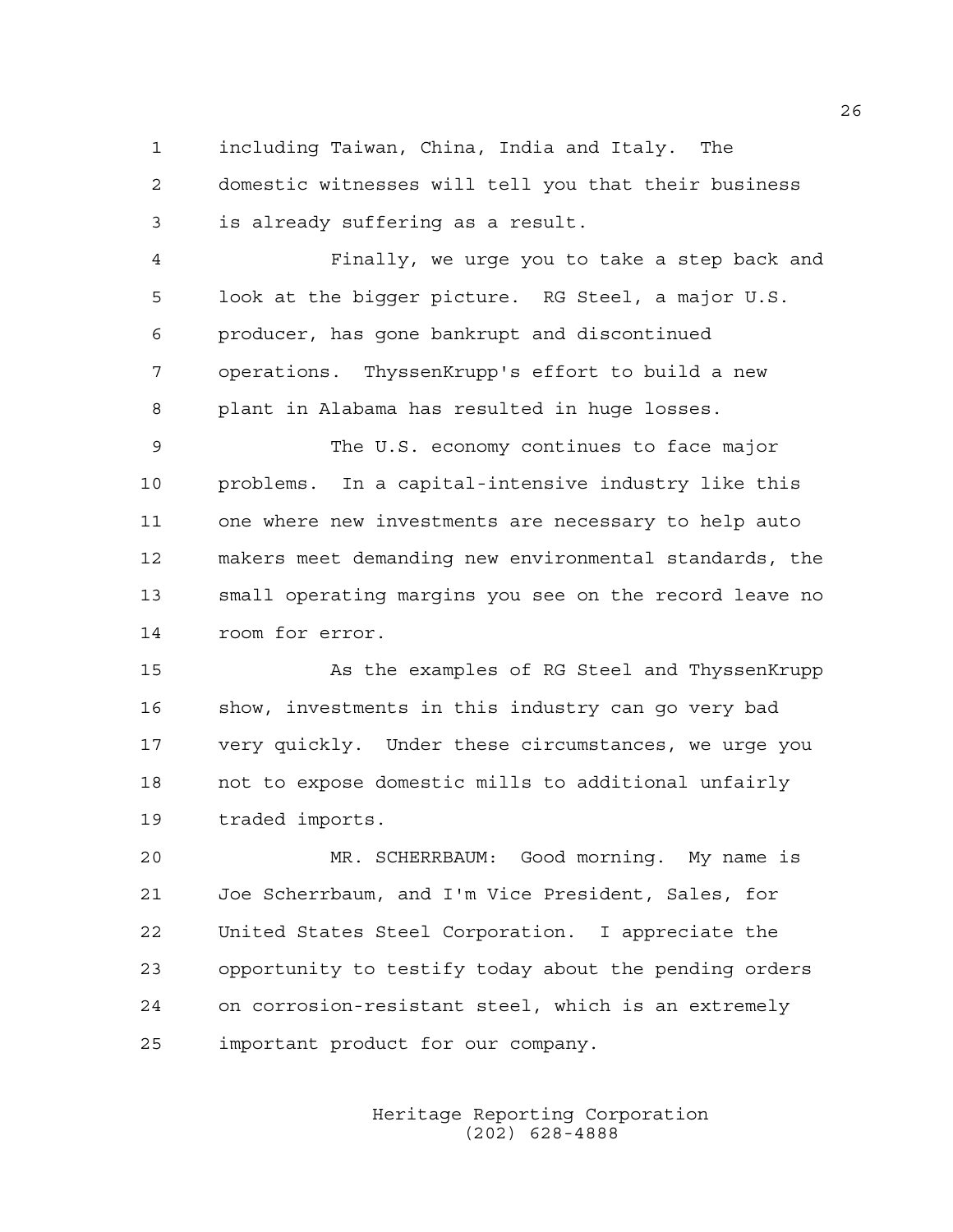including Taiwan, China, India and Italy. The domestic witnesses will tell you that their business is already suffering as a result.

Finally, we urge you to take a step back and look at the bigger picture. RG Steel, a major U.S. producer, has gone bankrupt and discontinued operations. ThyssenKrupp's effort to build a new plant in Alabama has resulted in huge losses.

The U.S. economy continues to face major problems. In a capital-intensive industry like this one where new investments are necessary to help auto makers meet demanding new environmental standards, the small operating margins you see on the record leave no room for error.

As the examples of RG Steel and ThyssenKrupp show, investments in this industry can go very bad very quickly. Under these circumstances, we urge you not to expose domestic mills to additional unfairly traded imports.

MR. SCHERRBAUM: Good morning. My name is Joe Scherrbaum, and I'm Vice President, Sales, for United States Steel Corporation. I appreciate the opportunity to testify today about the pending orders on corrosion-resistant steel, which is an extremely important product for our company.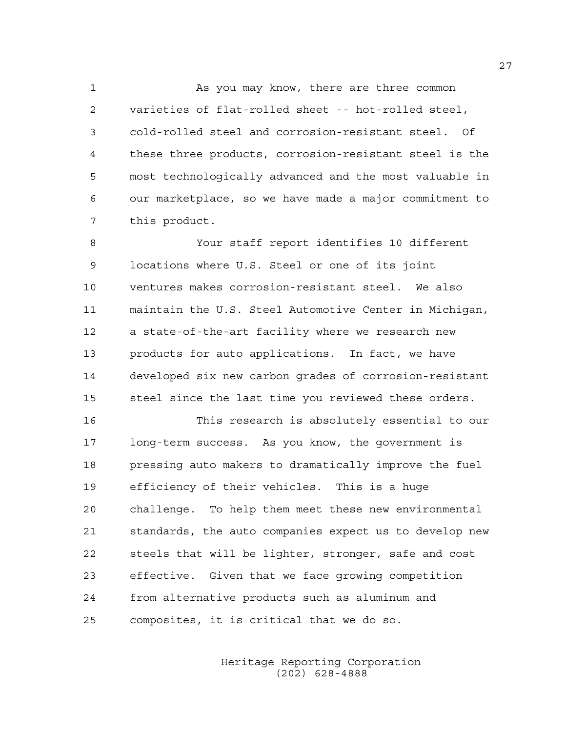As you may know, there are three common varieties of flat-rolled sheet -- hot-rolled steel, cold-rolled steel and corrosion-resistant steel. Of these three products, corrosion-resistant steel is the most technologically advanced and the most valuable in our marketplace, so we have made a major commitment to this product.

Your staff report identifies 10 different locations where U.S. Steel or one of its joint ventures makes corrosion-resistant steel. We also maintain the U.S. Steel Automotive Center in Michigan, a state-of-the-art facility where we research new products for auto applications. In fact, we have developed six new carbon grades of corrosion-resistant steel since the last time you reviewed these orders.

This research is absolutely essential to our long-term success. As you know, the government is pressing auto makers to dramatically improve the fuel efficiency of their vehicles. This is a huge challenge. To help them meet these new environmental standards, the auto companies expect us to develop new steels that will be lighter, stronger, safe and cost effective. Given that we face growing competition from alternative products such as aluminum and composites, it is critical that we do so.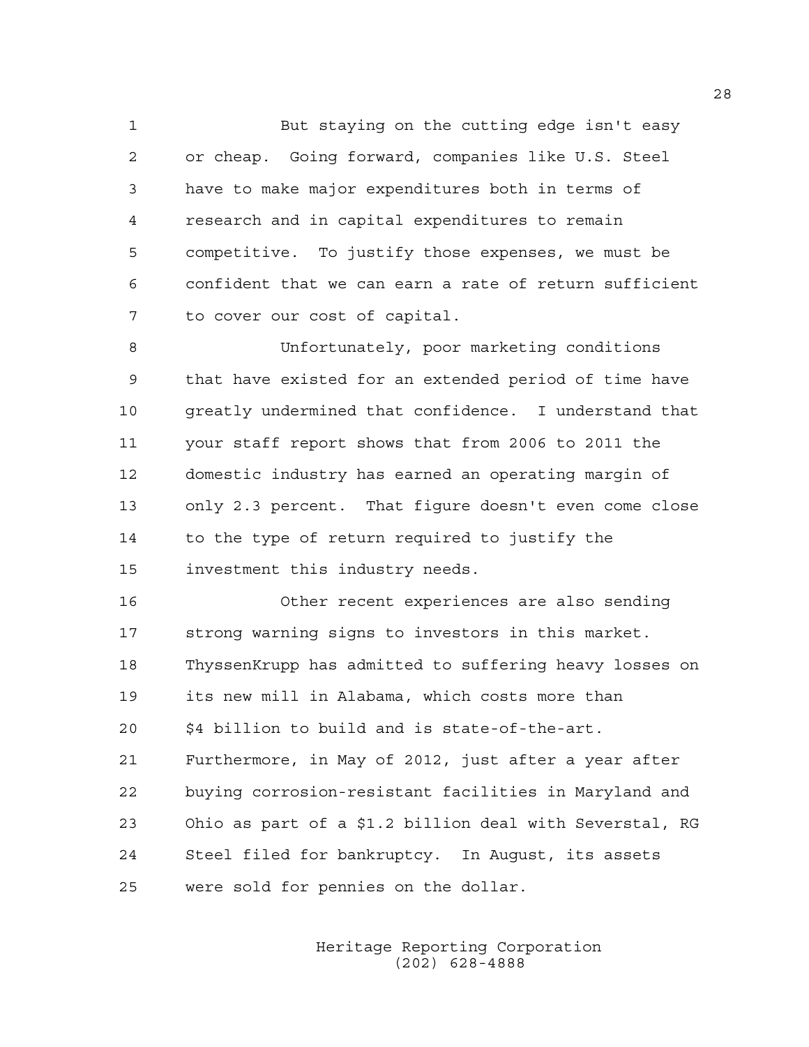But staying on the cutting edge isn't easy or cheap. Going forward, companies like U.S. Steel have to make major expenditures both in terms of research and in capital expenditures to remain competitive. To justify those expenses, we must be confident that we can earn a rate of return sufficient to cover our cost of capital.

Unfortunately, poor marketing conditions that have existed for an extended period of time have greatly undermined that confidence. I understand that your staff report shows that from 2006 to 2011 the domestic industry has earned an operating margin of only 2.3 percent. That figure doesn't even come close to the type of return required to justify the investment this industry needs.

Other recent experiences are also sending strong warning signs to investors in this market. ThyssenKrupp has admitted to suffering heavy losses on its new mill in Alabama, which costs more than $4 billion to build and is state-of-the-art. Furthermore, in May of 2012, just after a year after buying corrosion-resistant facilities in Maryland and Ohio as part of a $1.2 billion deal with Severstal, RG Steel filed for bankruptcy. In August, its assets were sold for pennies on the dollar.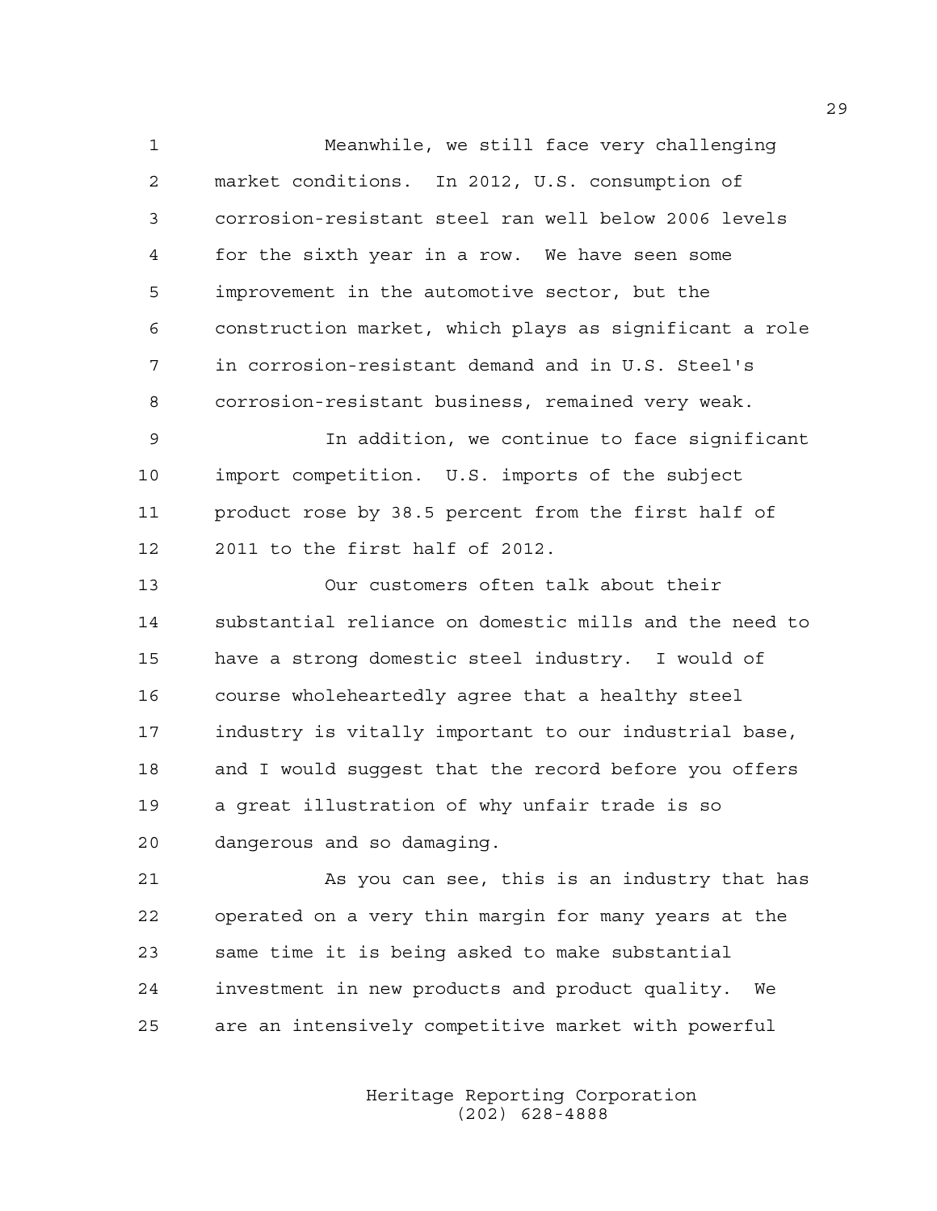Meanwhile, we still face very challenging market conditions. In 2012, U.S. consumption of corrosion-resistant steel ran well below 2006 levels for the sixth year in a row. We have seen some improvement in the automotive sector, but the construction market, which plays as significant a role in corrosion-resistant demand and in U.S. Steel's corrosion-resistant business, remained very weak.

In addition, we continue to face significant import competition. U.S. imports of the subject product rose by 38.5 percent from the first half of 2011 to the first half of 2012.

Our customers often talk about their substantial reliance on domestic mills and the need to have a strong domestic steel industry. I would of course wholeheartedly agree that a healthy steel industry is vitally important to our industrial base, and I would suggest that the record before you offers a great illustration of why unfair trade is so dangerous and so damaging.

As you can see, this is an industry that has operated on a very thin margin for many years at the same time it is being asked to make substantial investment in new products and product quality. We are an intensively competitive market with powerful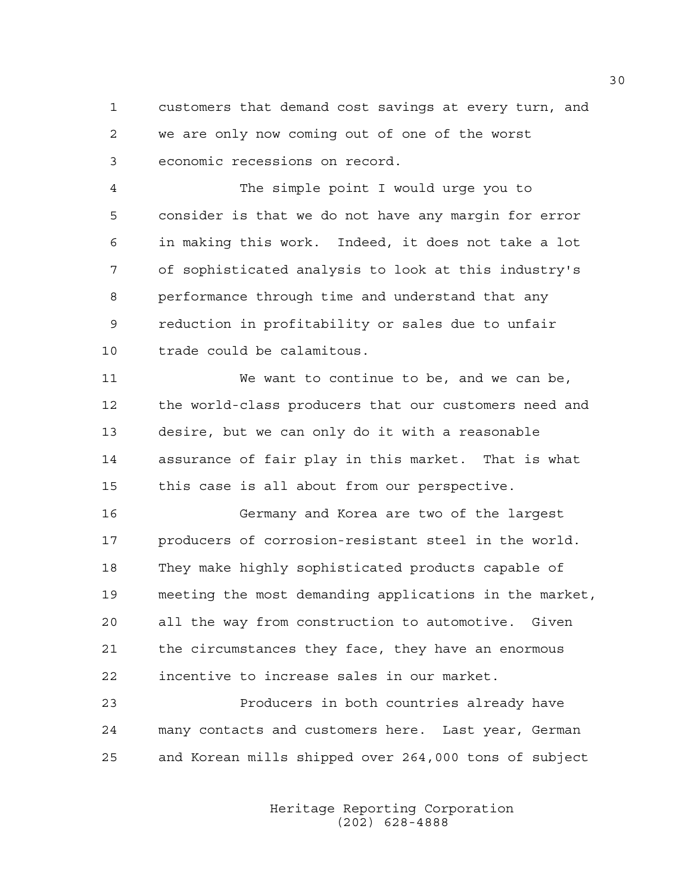customers that demand cost savings at every turn, and we are only now coming out of one of the worst economic recessions on record.

The simple point I would urge you to consider is that we do not have any margin for error in making this work. Indeed, it does not take a lot of sophisticated analysis to look at this industry's performance through time and understand that any reduction in profitability or sales due to unfair trade could be calamitous.

We want to continue to be, and we can be, the world-class producers that our customers need and desire, but we can only do it with a reasonable assurance of fair play in this market. That is what this case is all about from our perspective.

Germany and Korea are two of the largest producers of corrosion-resistant steel in the world. They make highly sophisticated products capable of meeting the most demanding applications in the market, all the way from construction to automotive. Given the circumstances they face, they have an enormous incentive to increase sales in our market.

Producers in both countries already have many contacts and customers here. Last year, German and Korean mills shipped over 264,000 tons of subject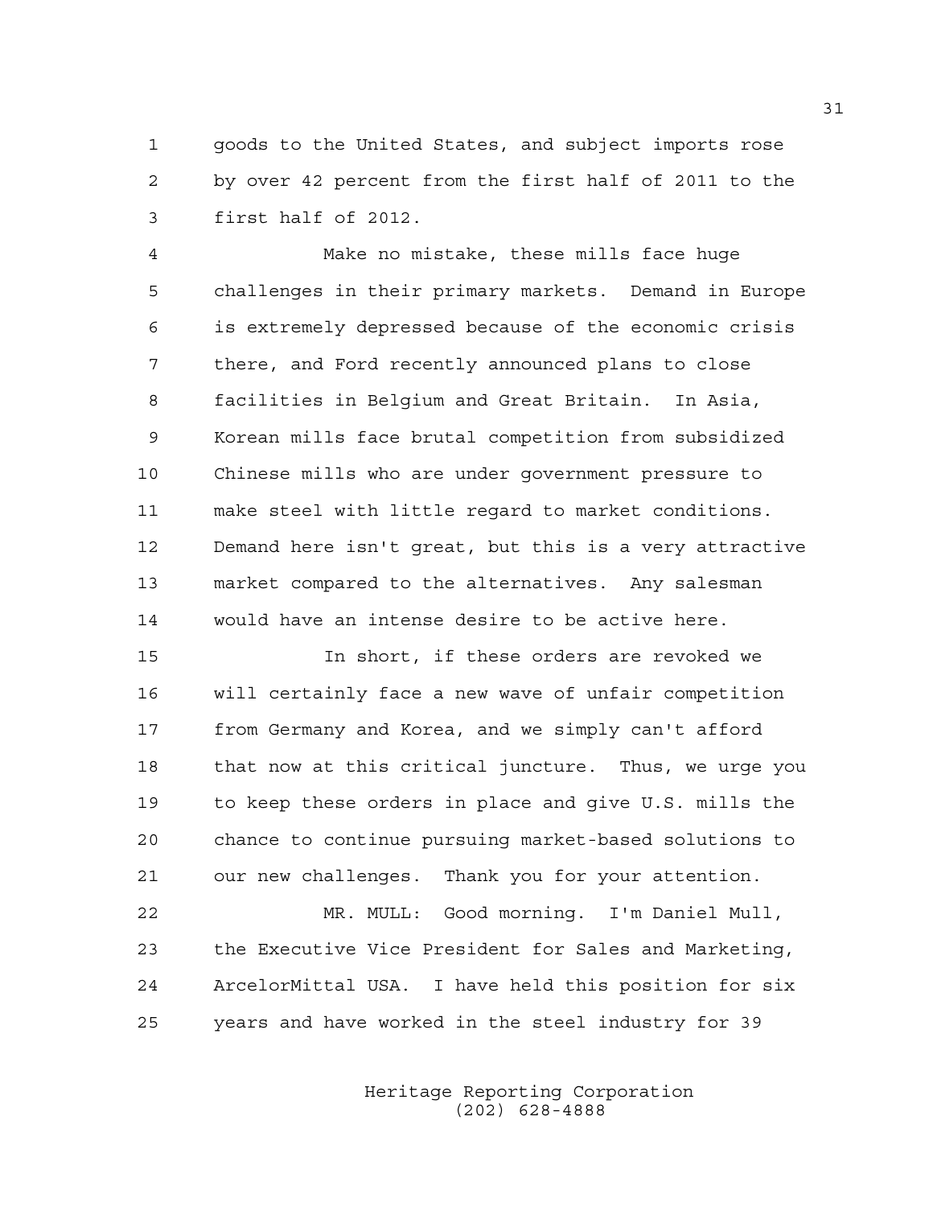goods to the United States, and subject imports rose by over 42 percent from the first half of 2011 to the first half of 2012.

Make no mistake, these mills face huge challenges in their primary markets. Demand in Europe is extremely depressed because of the economic crisis there, and Ford recently announced plans to close facilities in Belgium and Great Britain. In Asia, Korean mills face brutal competition from subsidized Chinese mills who are under government pressure to make steel with little regard to market conditions. Demand here isn't great, but this is a very attractive market compared to the alternatives. Any salesman would have an intense desire to be active here.

In short, if these orders are revoked we will certainly face a new wave of unfair competition from Germany and Korea, and we simply can't afford that now at this critical juncture. Thus, we urge you to keep these orders in place and give U.S. mills the chance to continue pursuing market-based solutions to our new challenges. Thank you for your attention.

MR. MULL: Good morning. I'm Daniel Mull, the Executive Vice President for Sales and Marketing, ArcelorMittal USA. I have held this position for six years and have worked in the steel industry for 39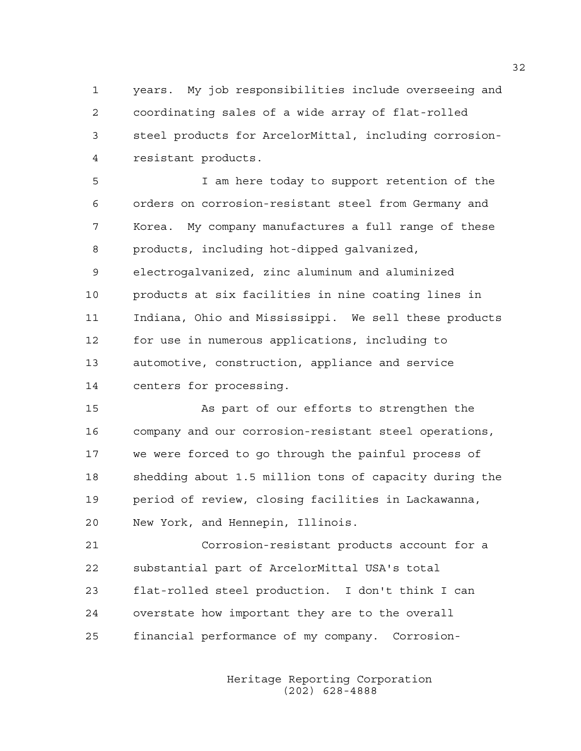years. My job responsibilities include overseeing and coordinating sales of a wide array of flat-rolled steel products for ArcelorMittal, including corrosion-resistant products.

I am here today to support retention of the orders on corrosion-resistant steel from Germany and Korea. My company manufactures a full range of these products, including hot-dipped galvanized, electrogalvanized, zinc aluminum and aluminized products at six facilities in nine coating lines in Indiana, Ohio and Mississippi. We sell these products for use in numerous applications, including to automotive, construction, appliance and service centers for processing.

As part of our efforts to strengthen the company and our corrosion-resistant steel operations, we were forced to go through the painful process of shedding about 1.5 million tons of capacity during the period of review, closing facilities in Lackawanna, New York, and Hennepin, Illinois.

Corrosion-resistant products account for a substantial part of ArcelorMittal USA's total flat-rolled steel production. I don't think I can overstate how important they are to the overall financial performance of my company. Corrosion-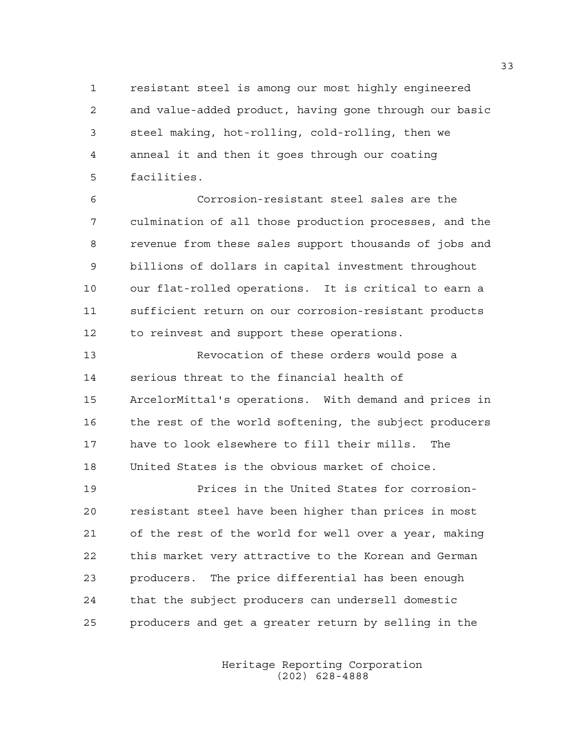resistant steel is among our most highly engineered and value-added product, having gone through our basic steel making, hot-rolling, cold-rolling, then we anneal it and then it goes through our coating facilities.

Corrosion-resistant steel sales are the culmination of all those production processes, and the revenue from these sales support thousands of jobs and billions of dollars in capital investment throughout our flat-rolled operations. It is critical to earn a sufficient return on our corrosion-resistant products to reinvest and support these operations.

Revocation of these orders would pose a serious threat to the financial health of ArcelorMittal's operations. With demand and prices in the rest of the world softening, the subject producers have to look elsewhere to fill their mills. The United States is the obvious market of choice.

Prices in the United States for corrosion-resistant steel have been higher than prices in most of the rest of the world for well over a year, making this market very attractive to the Korean and German producers. The price differential has been enough that the subject producers can undersell domestic producers and get a greater return by selling in the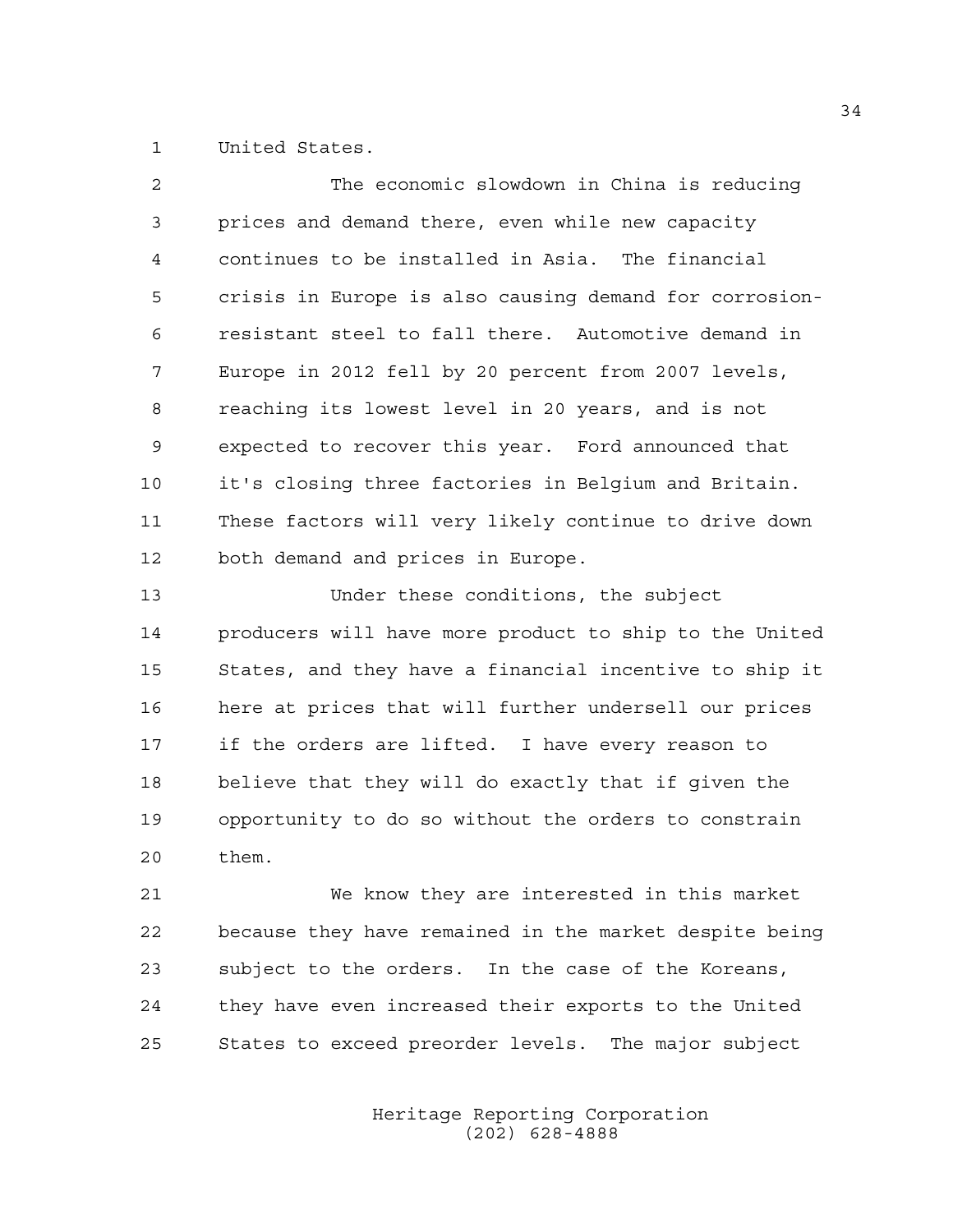United States.

The economic slowdown in China is reducing prices and demand there, even while new capacity continues to be installed in Asia. The financial crisis in Europe is also causing demand for corrosion-resistant steel to fall there. Automotive demand in Europe in 2012 fell by 20 percent from 2007 levels, reaching its lowest level in 20 years, and is not expected to recover this year. Ford announced that it's closing three factories in Belgium and Britain. These factors will very likely continue to drive down both demand and prices in Europe.

Under these conditions, the subject producers will have more product to ship to the United States, and they have a financial incentive to ship it here at prices that will further undersell our prices if the orders are lifted. I have every reason to believe that they will do exactly that if given the opportunity to do so without the orders to constrain them.

We know they are interested in this market because they have remained in the market despite being subject to the orders. In the case of the Koreans, they have even increased their exports to the United States to exceed preorder levels. The major subject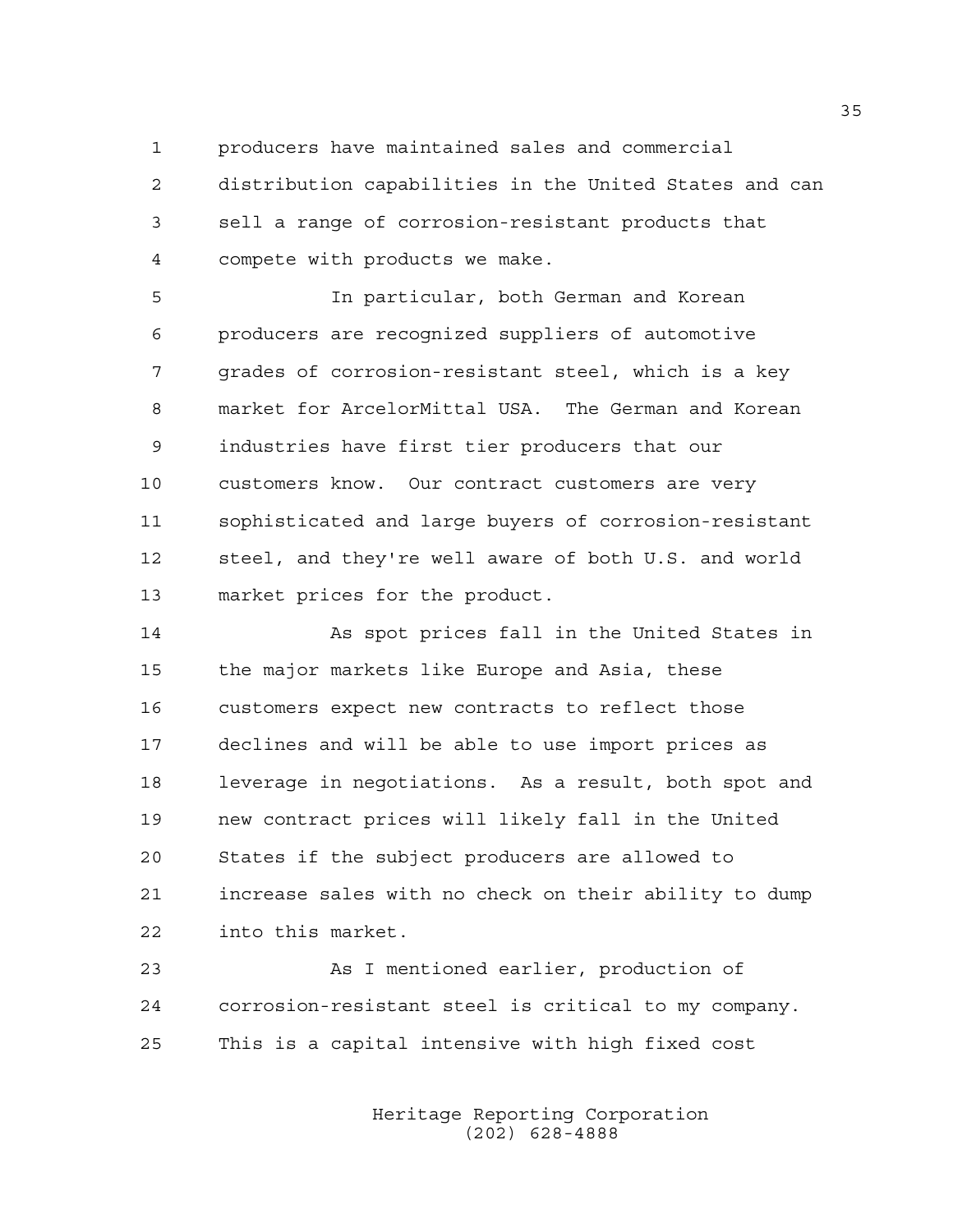producers have maintained sales and commercial distribution capabilities in the United States and can sell a range of corrosion-resistant products that compete with products we make.

In particular, both German and Korean producers are recognized suppliers of automotive grades of corrosion-resistant steel, which is a key market for ArcelorMittal USA. The German and Korean industries have first tier producers that our customers know. Our contract customers are very sophisticated and large buyers of corrosion-resistant steel, and they're well aware of both U.S. and world market prices for the product.

As spot prices fall in the United States in the major markets like Europe and Asia, these customers expect new contracts to reflect those declines and will be able to use import prices as leverage in negotiations. As a result, both spot and new contract prices will likely fall in the United States if the subject producers are allowed to increase sales with no check on their ability to dump into this market.

As I mentioned earlier, production of corrosion-resistant steel is critical to my company. This is a capital intensive with high fixed cost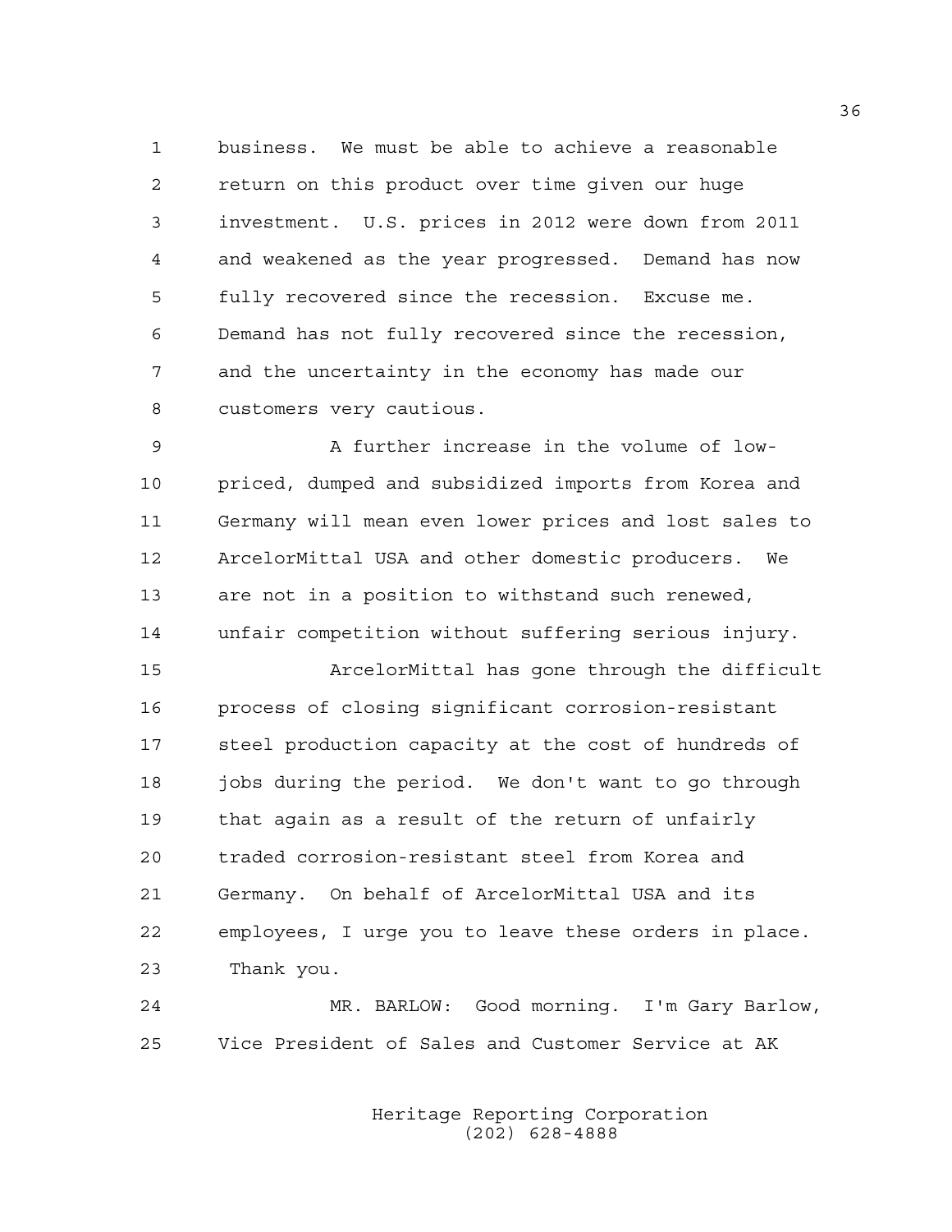business. We must be able to achieve a reasonable return on this product over time given our huge investment. U.S. prices in 2012 were down from 2011 and weakened as the year progressed. Demand has now fully recovered since the recession. Excuse me. Demand has not fully recovered since the recession, and the uncertainty in the economy has made our customers very cautious.

A further increase in the volume of low-priced, dumped and subsidized imports from Korea and Germany will mean even lower prices and lost sales to ArcelorMittal USA and other domestic producers. We are not in a position to withstand such renewed, unfair competition without suffering serious injury.

ArcelorMittal has gone through the difficult process of closing significant corrosion-resistant steel production capacity at the cost of hundreds of jobs during the period. We don't want to go through that again as a result of the return of unfairly traded corrosion-resistant steel from Korea and Germany. On behalf of ArcelorMittal USA and its employees, I urge you to leave these orders in place. Thank you.

MR. BARLOW: Good morning. I'm Gary Barlow, Vice President of Sales and Customer Service at AK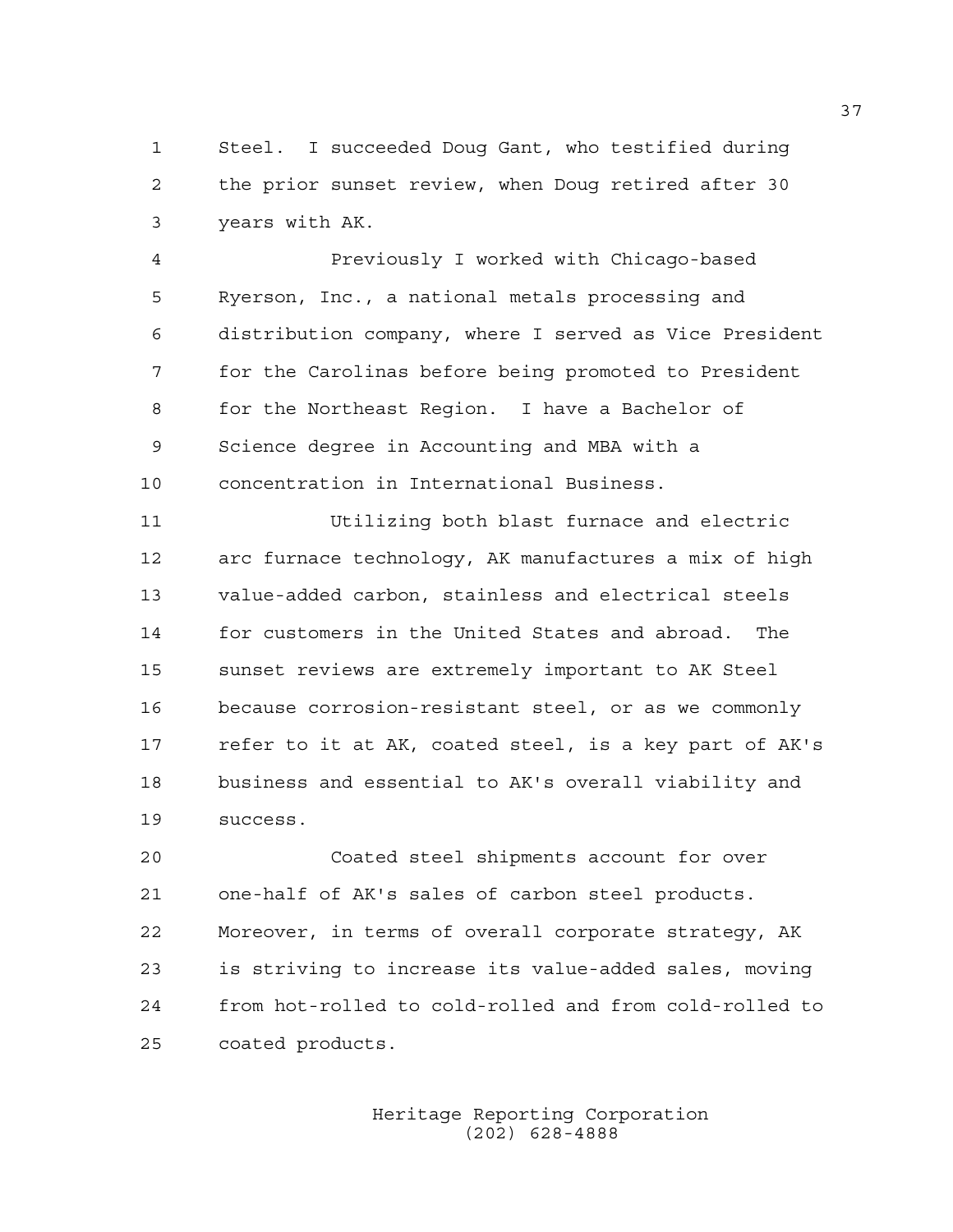Steel. I succeeded Doug Gant, who testified during the prior sunset review, when Doug retired after 30 years with AK.

Previously I worked with Chicago-based Ryerson, Inc., a national metals processing and distribution company, where I served as Vice President for the Carolinas before being promoted to President for the Northeast Region. I have a Bachelor of Science degree in Accounting and MBA with a concentration in International Business.

Utilizing both blast furnace and electric arc furnace technology, AK manufactures a mix of high value-added carbon, stainless and electrical steels for customers in the United States and abroad. The sunset reviews are extremely important to AK Steel because corrosion-resistant steel, or as we commonly refer to it at AK, coated steel, is a key part of AK's business and essential to AK's overall viability and success.

Coated steel shipments account for over one-half of AK's sales of carbon steel products. Moreover, in terms of overall corporate strategy, AK is striving to increase its value-added sales, moving from hot-rolled to cold-rolled and from cold-rolled to coated products.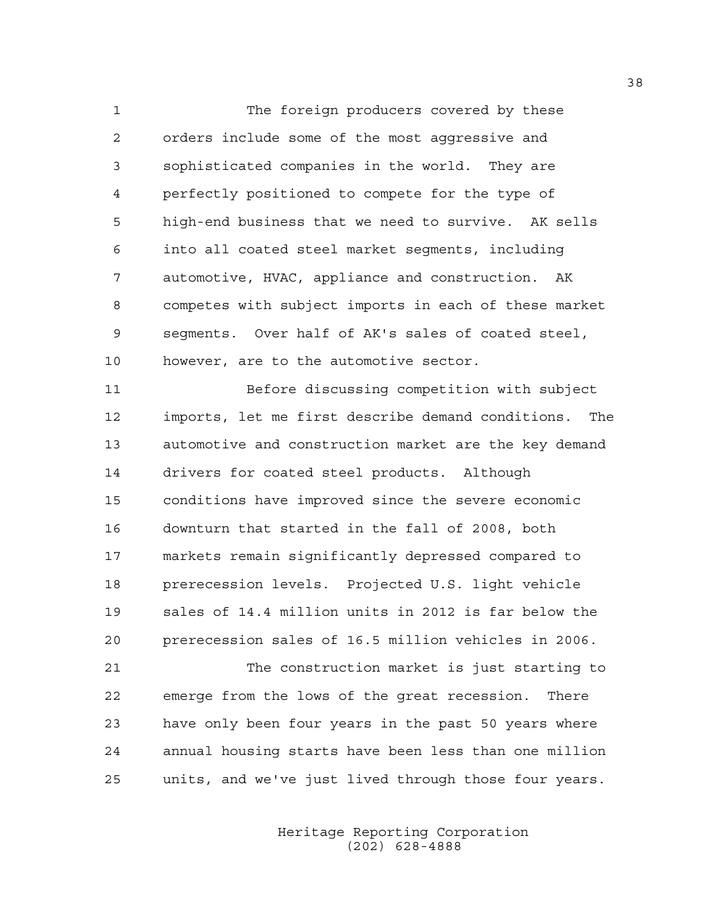The foreign producers covered by these orders include some of the most aggressive and sophisticated companies in the world. They are perfectly positioned to compete for the type of high-end business that we need to survive. AK sells into all coated steel market segments, including automotive, HVAC, appliance and construction. AK competes with subject imports in each of these market segments. Over half of AK's sales of coated steel, however, are to the automotive sector.

Before discussing competition with subject imports, let me first describe demand conditions. The automotive and construction market are the key demand drivers for coated steel products. Although conditions have improved since the severe economic downturn that started in the fall of 2008, both markets remain significantly depressed compared to prerecession levels. Projected U.S. light vehicle sales of 14.4 million units in 2012 is far below the prerecession sales of 16.5 million vehicles in 2006.

The construction market is just starting to emerge from the lows of the great recession. There have only been four years in the past 50 years where annual housing starts have been less than one million units, and we've just lived through those four years.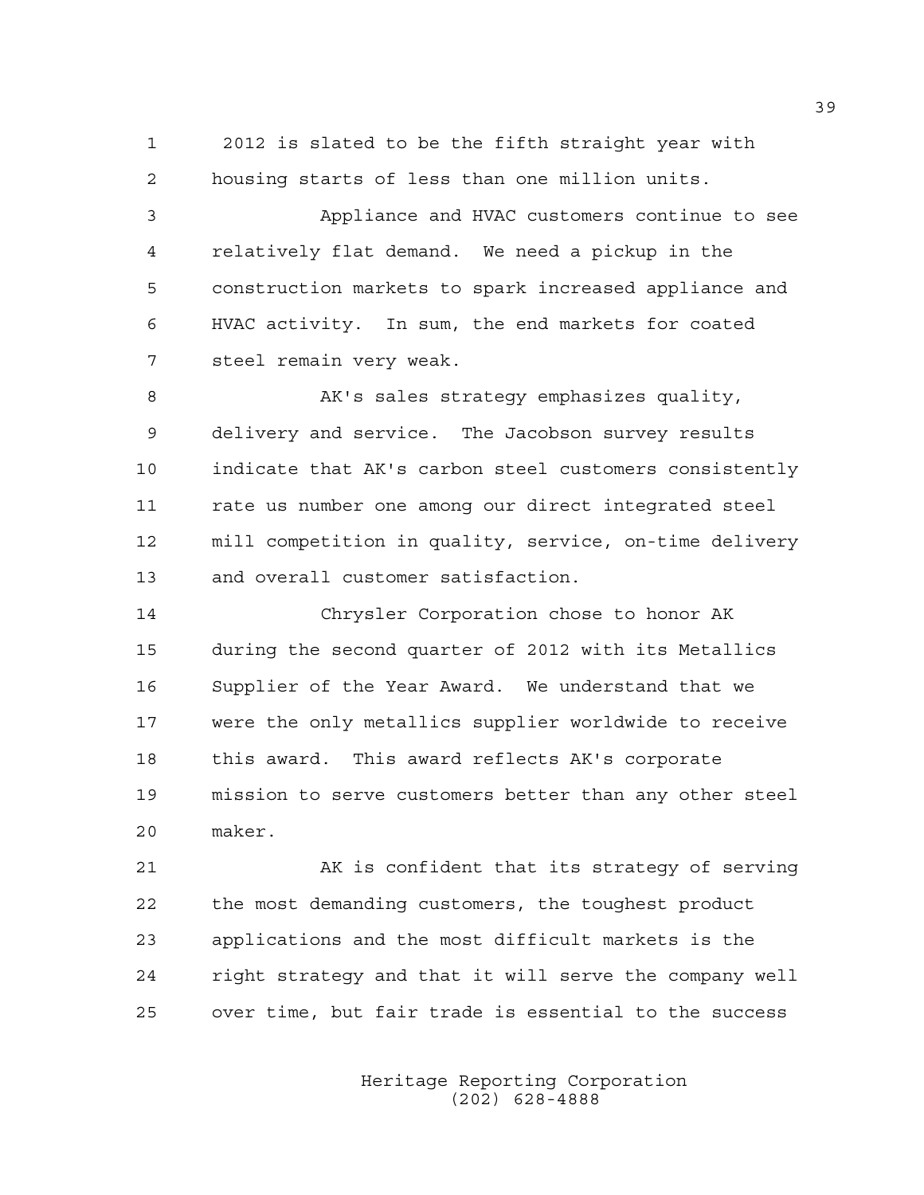2012 is slated to be the fifth straight year with housing starts of less than one million units.

Appliance and HVAC customers continue to see relatively flat demand. We need a pickup in the construction markets to spark increased appliance and HVAC activity. In sum, the end markets for coated steel remain very weak.

AK's sales strategy emphasizes quality, delivery and service. The Jacobson survey results indicate that AK's carbon steel customers consistently rate us number one among our direct integrated steel mill competition in quality, service, on-time delivery and overall customer satisfaction.

Chrysler Corporation chose to honor AK during the second quarter of 2012 with its Metallics Supplier of the Year Award. We understand that we were the only metallics supplier worldwide to receive this award. This award reflects AK's corporate mission to serve customers better than any other steel maker.

AK is confident that its strategy of serving the most demanding customers, the toughest product applications and the most difficult markets is the right strategy and that it will serve the company well over time, but fair trade is essential to the success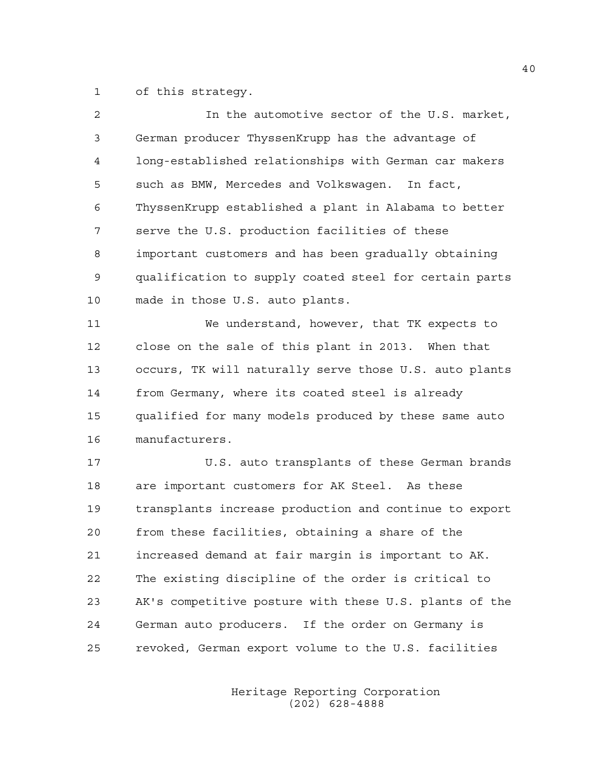of this strategy.

In the automotive sector of the U.S. market, German producer ThyssenKrupp has the advantage of long-established relationships with German car makers such as BMW, Mercedes and Volkswagen. In fact, ThyssenKrupp established a plant in Alabama to better serve the U.S. production facilities of these important customers and has been gradually obtaining qualification to supply coated steel for certain parts made in those U.S. auto plants.

We understand, however, that TK expects to close on the sale of this plant in 2013. When that occurs, TK will naturally serve those U.S. auto plants from Germany, where its coated steel is already qualified for many models produced by these same auto manufacturers.

U.S. auto transplants of these German brands are important customers for AK Steel. As these transplants increase production and continue to export from these facilities, obtaining a share of the increased demand at fair margin is important to AK. The existing discipline of the order is critical to AK's competitive posture with these U.S. plants of the German auto producers. If the order on Germany is revoked, German export volume to the U.S. facilities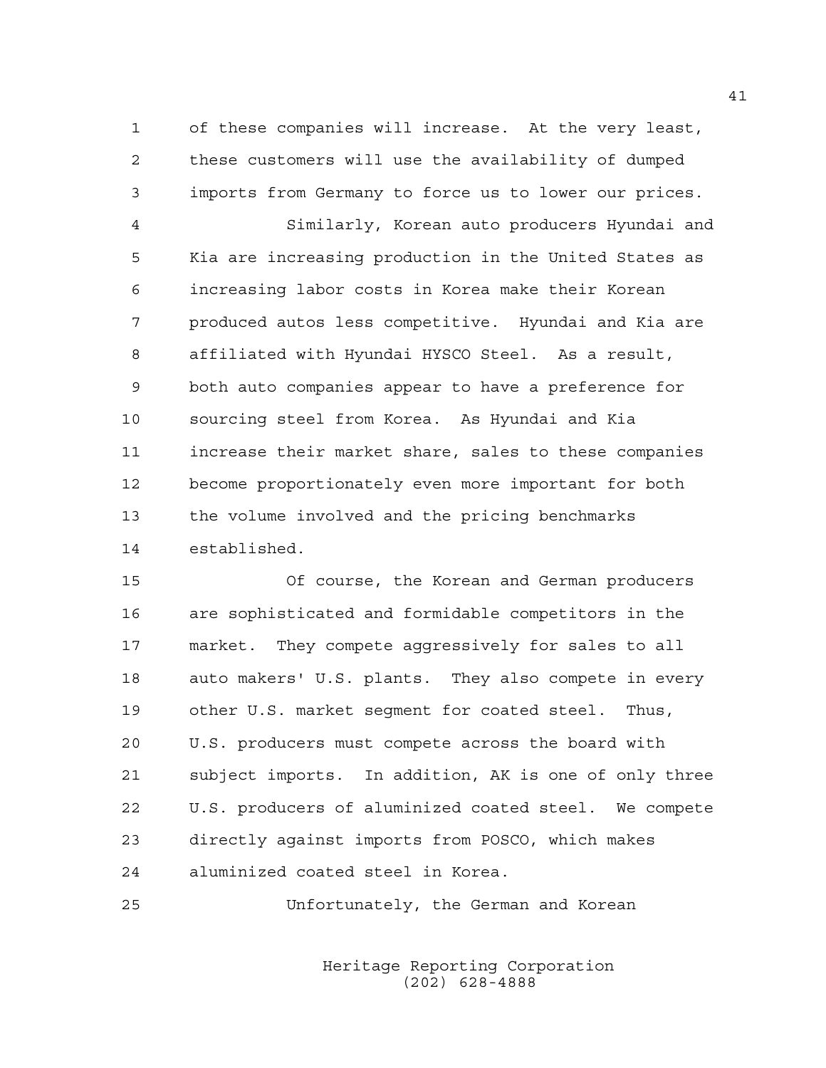of these companies will increase. At the very least, these customers will use the availability of dumped imports from Germany to force us to lower our prices.

Similarly, Korean auto producers Hyundai and Kia are increasing production in the United States as increasing labor costs in Korea make their Korean produced autos less competitive. Hyundai and Kia are affiliated with Hyundai HYSCO Steel. As a result, both auto companies appear to have a preference for sourcing steel from Korea. As Hyundai and Kia increase their market share, sales to these companies become proportionately even more important for both the volume involved and the pricing benchmarks established.

Of course, the Korean and German producers are sophisticated and formidable competitors in the market. They compete aggressively for sales to all auto makers' U.S. plants. They also compete in every other U.S. market segment for coated steel. Thus, U.S. producers must compete across the board with subject imports. In addition, AK is one of only three U.S. producers of aluminized coated steel. We compete directly against imports from POSCO, which makes aluminized coated steel in Korea.

Unfortunately, the German and Korean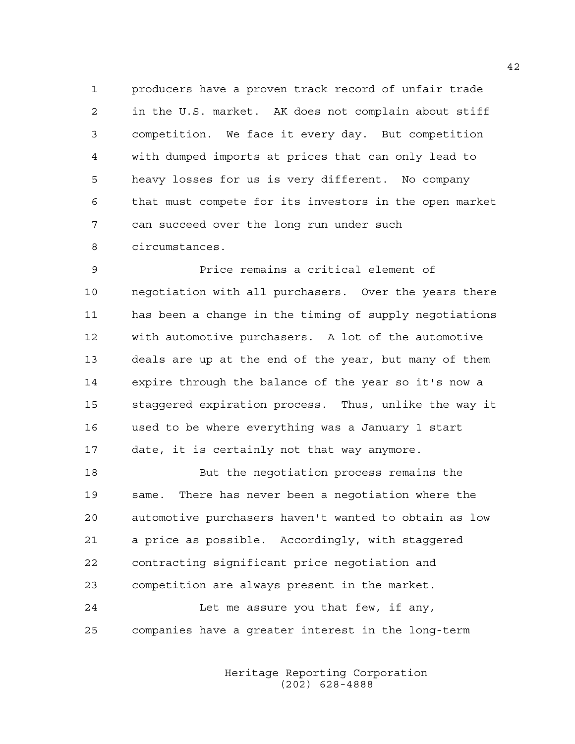producers have a proven track record of unfair trade in the U.S. market. AK does not complain about stiff competition. We face it every day. But competition with dumped imports at prices that can only lead to heavy losses for us is very different. No company that must compete for its investors in the open market can succeed over the long run under such circumstances.

Price remains a critical element of negotiation with all purchasers. Over the years there has been a change in the timing of supply negotiations with automotive purchasers. A lot of the automotive deals are up at the end of the year, but many of them expire through the balance of the year so it's now a staggered expiration process. Thus, unlike the way it used to be where everything was a January 1 start date, it is certainly not that way anymore.

But the negotiation process remains the same. There has never been a negotiation where the automotive purchasers haven't wanted to obtain as low a price as possible. Accordingly, with staggered contracting significant price negotiation and competition are always present in the market.

Let me assure you that few, if any, companies have a greater interest in the long-term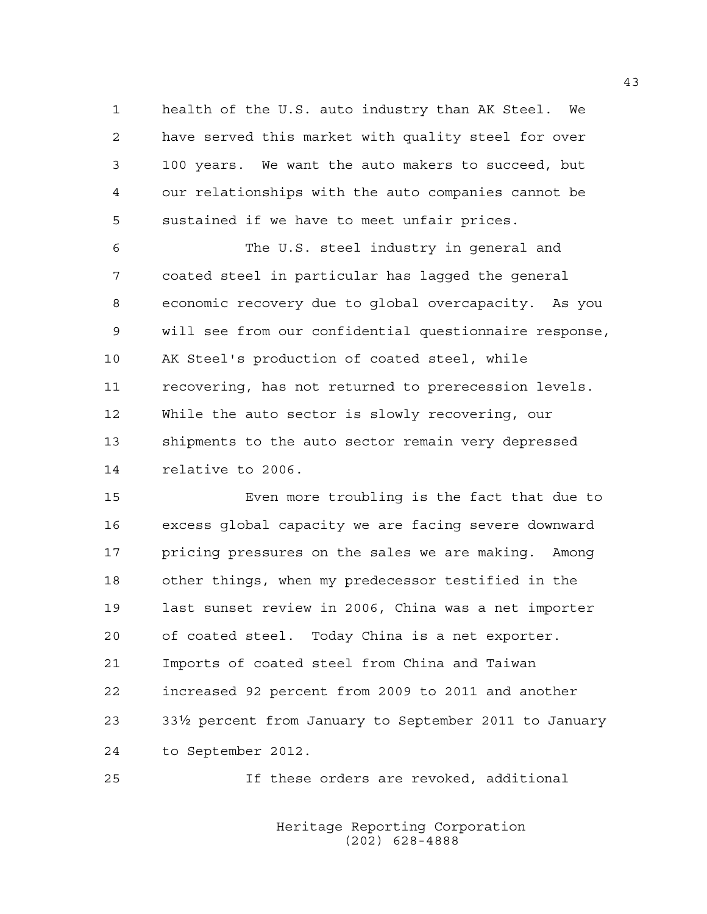health of the U.S. auto industry than AK Steel. We have served this market with quality steel for over 100 years. We want the auto makers to succeed, but our relationships with the auto companies cannot be sustained if we have to meet unfair prices.

The U.S. steel industry in general and coated steel in particular has lagged the general economic recovery due to global overcapacity. As you will see from our confidential questionnaire response, AK Steel's production of coated steel, while recovering, has not returned to prerecession levels. While the auto sector is slowly recovering, our shipments to the auto sector remain very depressed relative to 2006.

Even more troubling is the fact that due to excess global capacity we are facing severe downward pricing pressures on the sales we are making. Among other things, when my predecessor testified in the last sunset review in 2006, China was a net importer of coated steel. Today China is a net exporter. Imports of coated steel from China and Taiwan increased 92 percent from 2009 to 2011 and another 33½ percent from January to September 2011 to January to September 2012.

If these orders are revoked, additional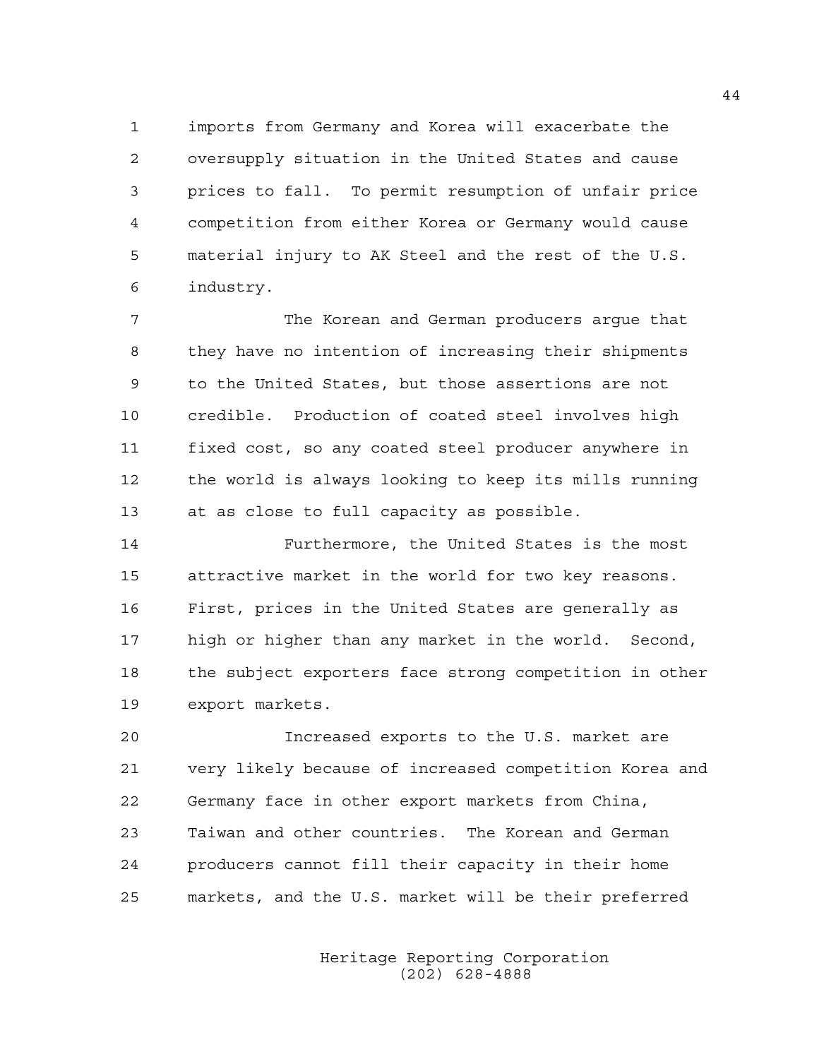imports from Germany and Korea will exacerbate the oversupply situation in the United States and cause prices to fall. To permit resumption of unfair price competition from either Korea or Germany would cause material injury to AK Steel and the rest of the U.S. industry.

The Korean and German producers argue that they have no intention of increasing their shipments to the United States, but those assertions are not credible. Production of coated steel involves high fixed cost, so any coated steel producer anywhere in the world is always looking to keep its mills running at as close to full capacity as possible.

Furthermore, the United States is the most attractive market in the world for two key reasons. First, prices in the United States are generally as high or higher than any market in the world. Second, the subject exporters face strong competition in other export markets.

Increased exports to the U.S. market are very likely because of increased competition Korea and Germany face in other export markets from China, Taiwan and other countries. The Korean and German producers cannot fill their capacity in their home markets, and the U.S. market will be their preferred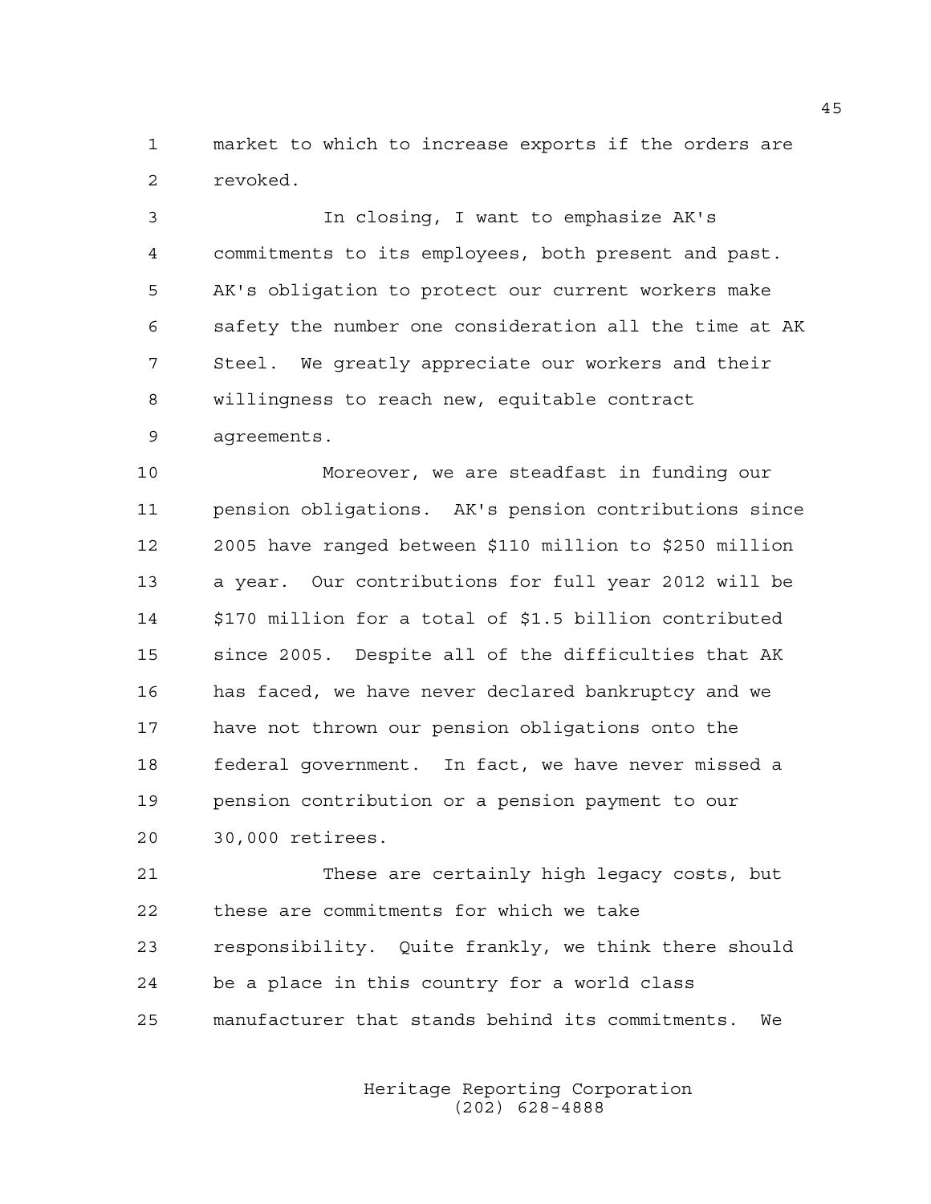market to which to increase exports if the orders are revoked.

In closing, I want to emphasize AK's commitments to its employees, both present and past. AK's obligation to protect our current workers make safety the number one consideration all the time at AK Steel. We greatly appreciate our workers and their willingness to reach new, equitable contract agreements.

Moreover, we are steadfast in funding our pension obligations. AK's pension contributions since 2005 have ranged between $110 million to $250 million a year. Our contributions for full year 2012 will be $170 million for a total of $1.5 billion contributed since 2005. Despite all of the difficulties that AK has faced, we have never declared bankruptcy and we have not thrown our pension obligations onto the federal government. In fact, we have never missed a pension contribution or a pension payment to our 30,000 retirees.

These are certainly high legacy costs, but these are commitments for which we take responsibility. Quite frankly, we think there should be a place in this country for a world class manufacturer that stands behind its commitments. We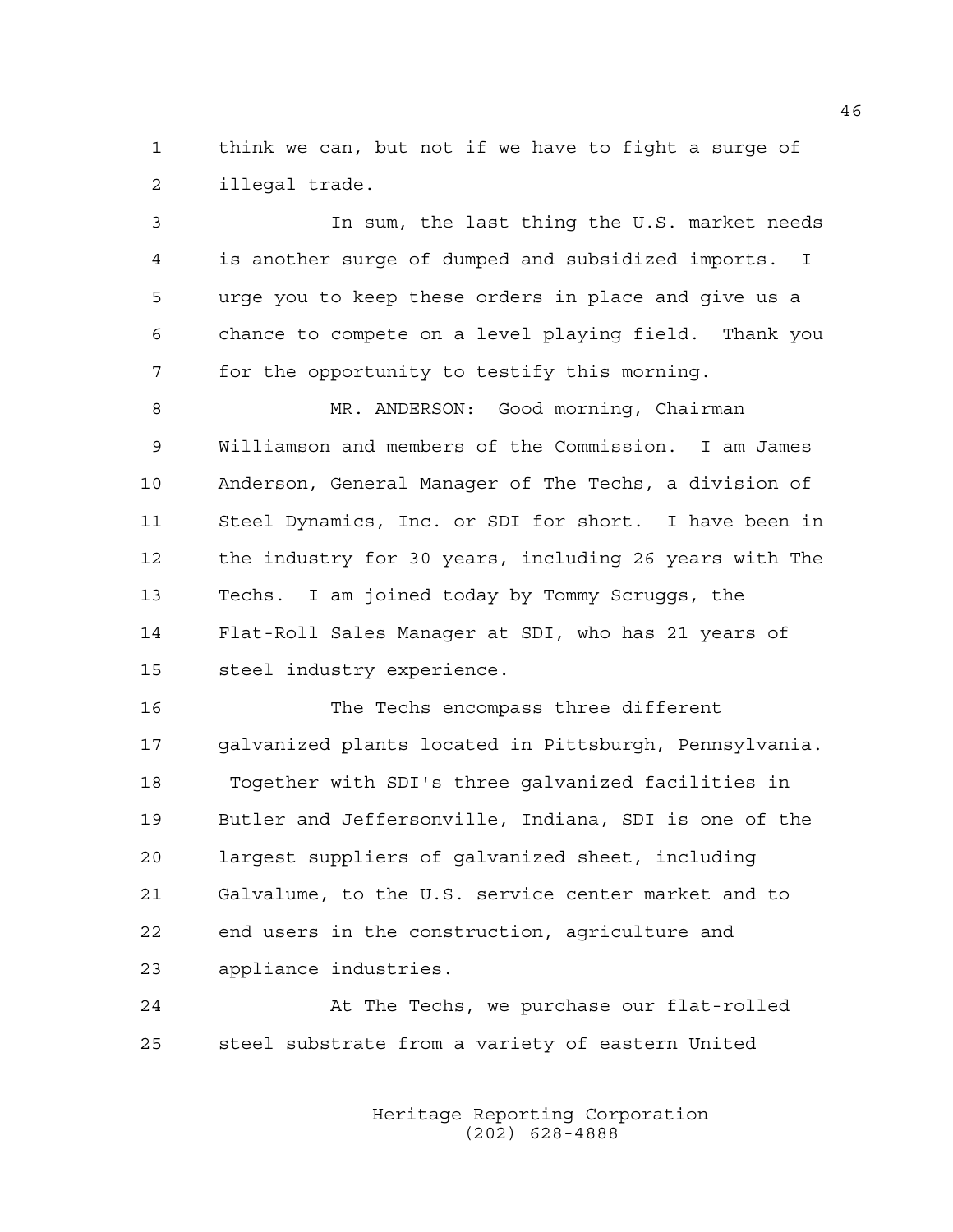think we can, but not if we have to fight a surge of illegal trade.

In sum, the last thing the U.S. market needs is another surge of dumped and subsidized imports. I urge you to keep these orders in place and give us a chance to compete on a level playing field. Thank you for the opportunity to testify this morning.

MR. ANDERSON: Good morning, Chairman Williamson and members of the Commission. I am James Anderson, General Manager of The Techs, a division of Steel Dynamics, Inc. or SDI for short. I have been in the industry for 30 years, including 26 years with The Techs. I am joined today by Tommy Scruggs, the Flat-Roll Sales Manager at SDI, who has 21 years of steel industry experience.

The Techs encompass three different galvanized plants located in Pittsburgh, Pennsylvania. Together with SDI's three galvanized facilities in Butler and Jeffersonville, Indiana, SDI is one of the largest suppliers of galvanized sheet, including Galvalume, to the U.S. service center market and to end users in the construction, agriculture and appliance industries.

At The Techs, we purchase our flat-rolled steel substrate from a variety of eastern United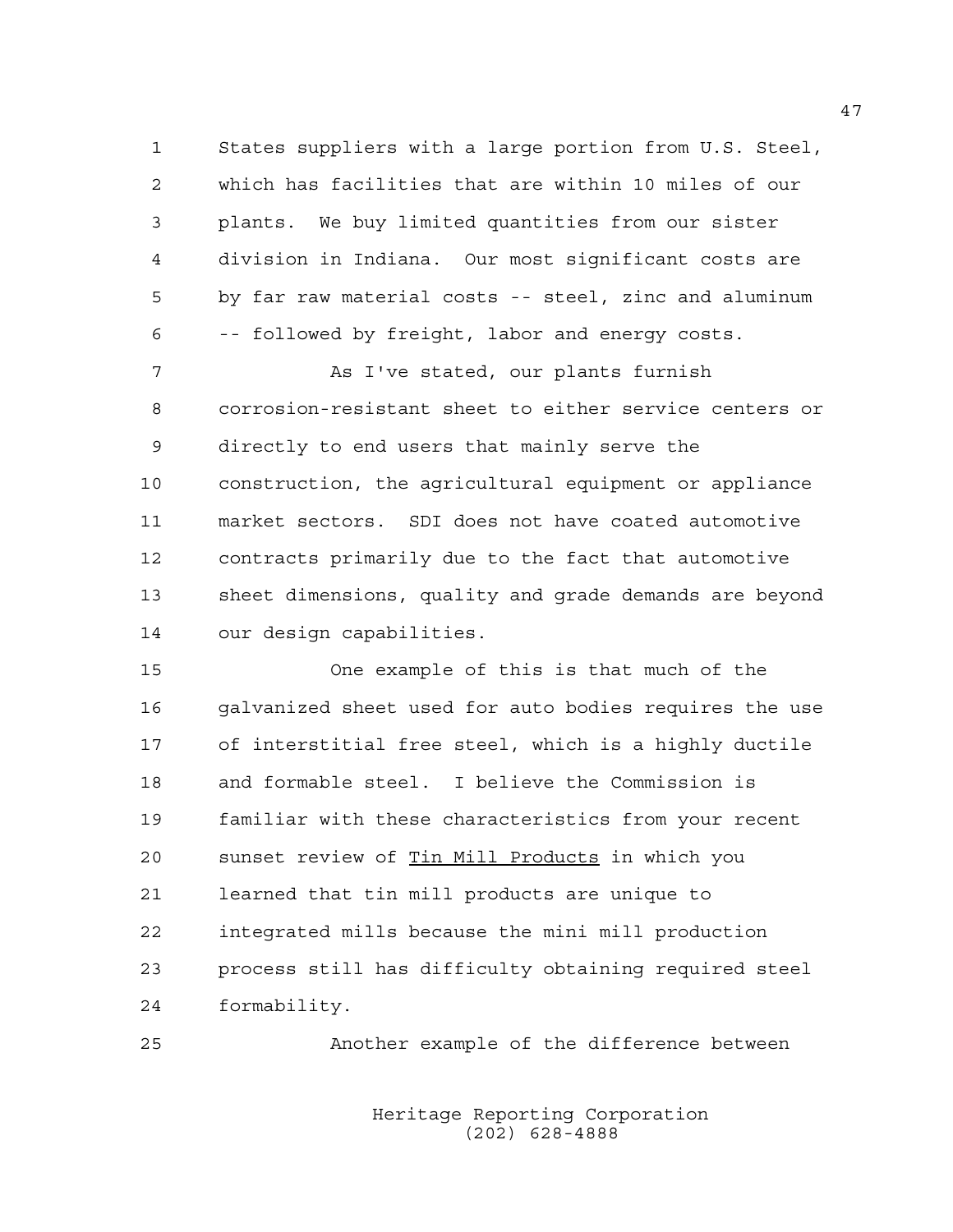States suppliers with a large portion from U.S. Steel, which has facilities that are within 10 miles of our plants. We buy limited quantities from our sister division in Indiana. Our most significant costs are by far raw material costs -- steel, zinc and aluminum -- followed by freight, labor and energy costs.

As I've stated, our plants furnish corrosion-resistant sheet to either service centers or directly to end users that mainly serve the construction, the agricultural equipment or appliance market sectors. SDI does not have coated automotive contracts primarily due to the fact that automotive sheet dimensions, quality and grade demands are beyond our design capabilities.

One example of this is that much of the galvanized sheet used for auto bodies requires the use of interstitial free steel, which is a highly ductile and formable steel. I believe the Commission is familiar with these characteristics from your recent sunset review of _Tin Mill Products_ in which you learned that tin mill products are unique to integrated mills because the mini mill production process still has difficulty obtaining required steel formability.

Another example of the difference between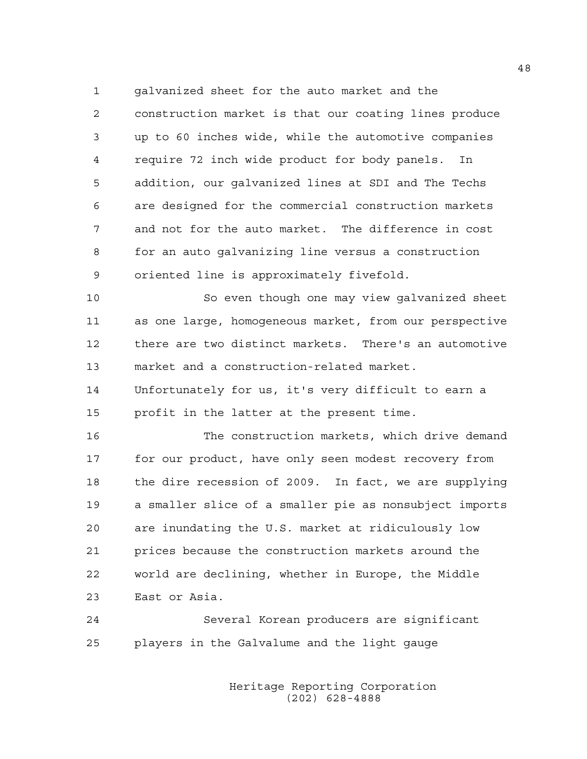galvanized sheet for the auto market and the construction market is that our coating lines produce up to 60 inches wide, while the automotive companies require 72 inch wide product for body panels. In addition, our galvanized lines at SDI and The Techs are designed for the commercial construction markets and not for the auto market. The difference in cost for an auto galvanizing line versus a construction oriented line is approximately fivefold.

So even though one may view galvanized sheet as one large, homogeneous market, from our perspective there are two distinct markets. There's an automotive market and a construction-related market. Unfortunately for us, it's very difficult to earn a profit in the latter at the present time.

The construction markets, which drive demand for our product, have only seen modest recovery from the dire recession of 2009. In fact, we are supplying a smaller slice of a smaller pie as nonsubject imports are inundating the U.S. market at ridiculously low prices because the construction markets around the world are declining, whether in Europe, the Middle East or Asia.

Several Korean producers are significant players in the Galvalume and the light gauge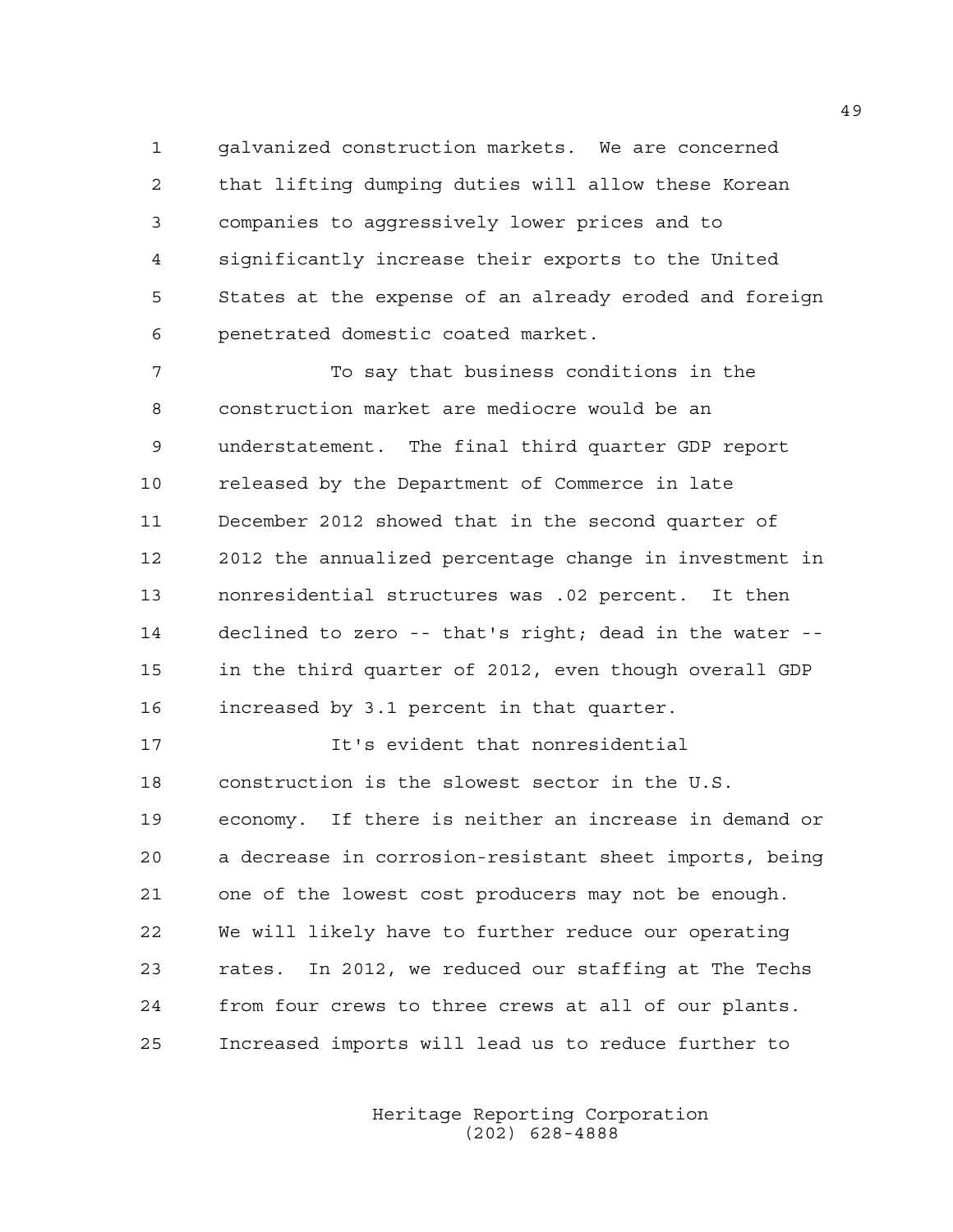galvanized construction markets. We are concerned that lifting dumping duties will allow these Korean companies to aggressively lower prices and to significantly increase their exports to the United States at the expense of an already eroded and foreign penetrated domestic coated market.

To say that business conditions in the construction market are mediocre would be an understatement. The final third quarter GDP report released by the Department of Commerce in late December 2012 showed that in the second quarter of 2012 the annualized percentage change in investment in nonresidential structures was .02 percent. It then declined to zero -- that's right; dead in the water -- in the third quarter of 2012, even though overall GDP increased by 3.1 percent in that quarter.

It's evident that nonresidential construction is the slowest sector in the U.S. economy. If there is neither an increase in demand or a decrease in corrosion-resistant sheet imports, being one of the lowest cost producers may not be enough. We will likely have to further reduce our operating rates. In 2012, we reduced our staffing at The Techs from four crews to three crews at all of our plants. Increased imports will lead us to reduce further to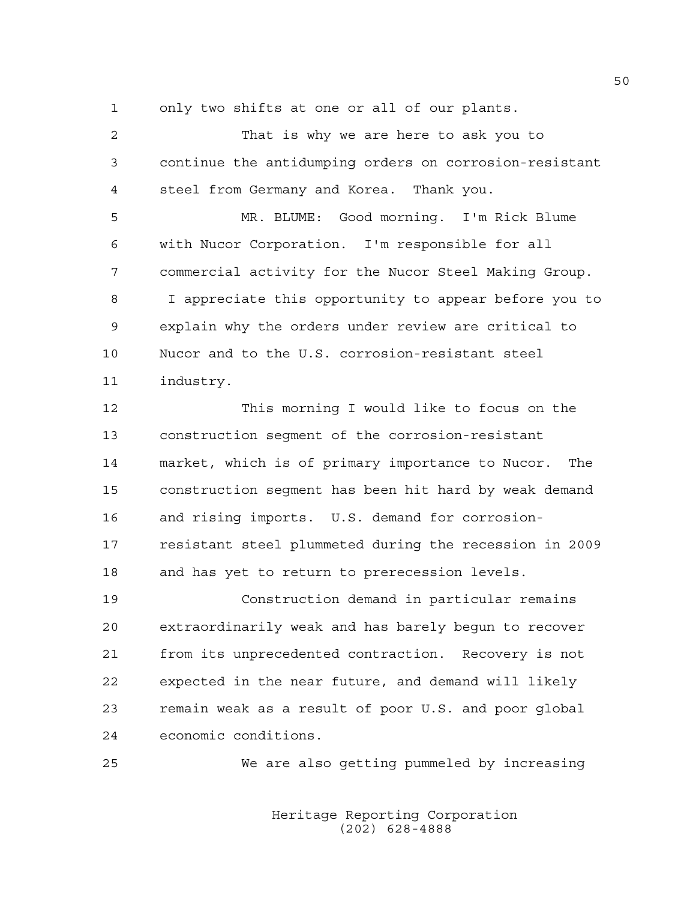only two shifts at one or all of our plants.

That is why we are here to ask you to continue the antidumping orders on corrosion-resistant steel from Germany and Korea. Thank you.

MR. BLUME: Good morning. I'm Rick Blume with Nucor Corporation. I'm responsible for all commercial activity for the Nucor Steel Making Group. I appreciate this opportunity to appear before you to explain why the orders under review are critical to Nucor and to the U.S. corrosion-resistant steel industry.

This morning I would like to focus on the construction segment of the corrosion-resistant market, which is of primary importance to Nucor. The construction segment has been hit hard by weak demand and rising imports. U.S. demand for corrosion-resistant steel plummeted during the recession in 2009 and has yet to return to prerecession levels.

Construction demand in particular remains extraordinarily weak and has barely begun to recover from its unprecedented contraction. Recovery is not expected in the near future, and demand will likely remain weak as a result of poor U.S. and poor global economic conditions.

We are also getting pummeled by increasing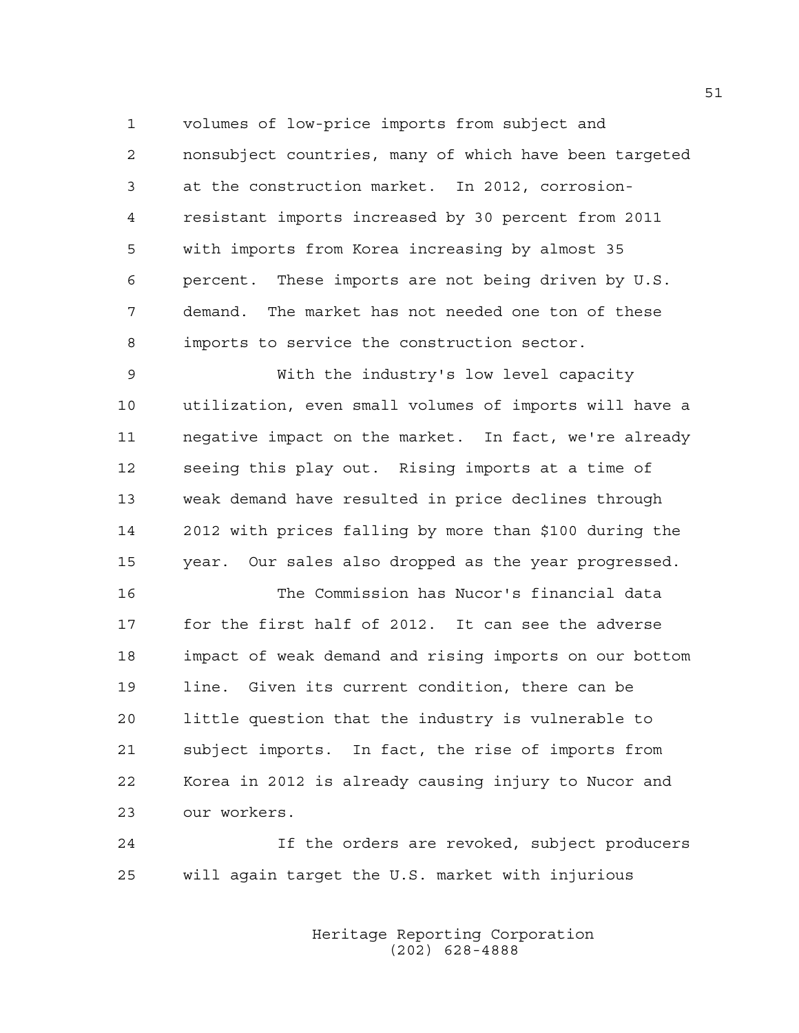volumes of low-price imports from subject and nonsubject countries, many of which have been targeted at the construction market. In 2012, corrosion-resistant imports increased by 30 percent from 2011 with imports from Korea increasing by almost 35 percent. These imports are not being driven by U.S. demand. The market has not needed one ton of these imports to service the construction sector.

With the industry's low level capacity utilization, even small volumes of imports will have a negative impact on the market. In fact, we're already seeing this play out. Rising imports at a time of weak demand have resulted in price declines through 2012 with prices falling by more than $100 during the year. Our sales also dropped as the year progressed.

The Commission has Nucor's financial data for the first half of 2012. It can see the adverse impact of weak demand and rising imports on our bottom line. Given its current condition, there can be little question that the industry is vulnerable to subject imports. In fact, the rise of imports from Korea in 2012 is already causing injury to Nucor and our workers.

If the orders are revoked, subject producers will again target the U.S. market with injurious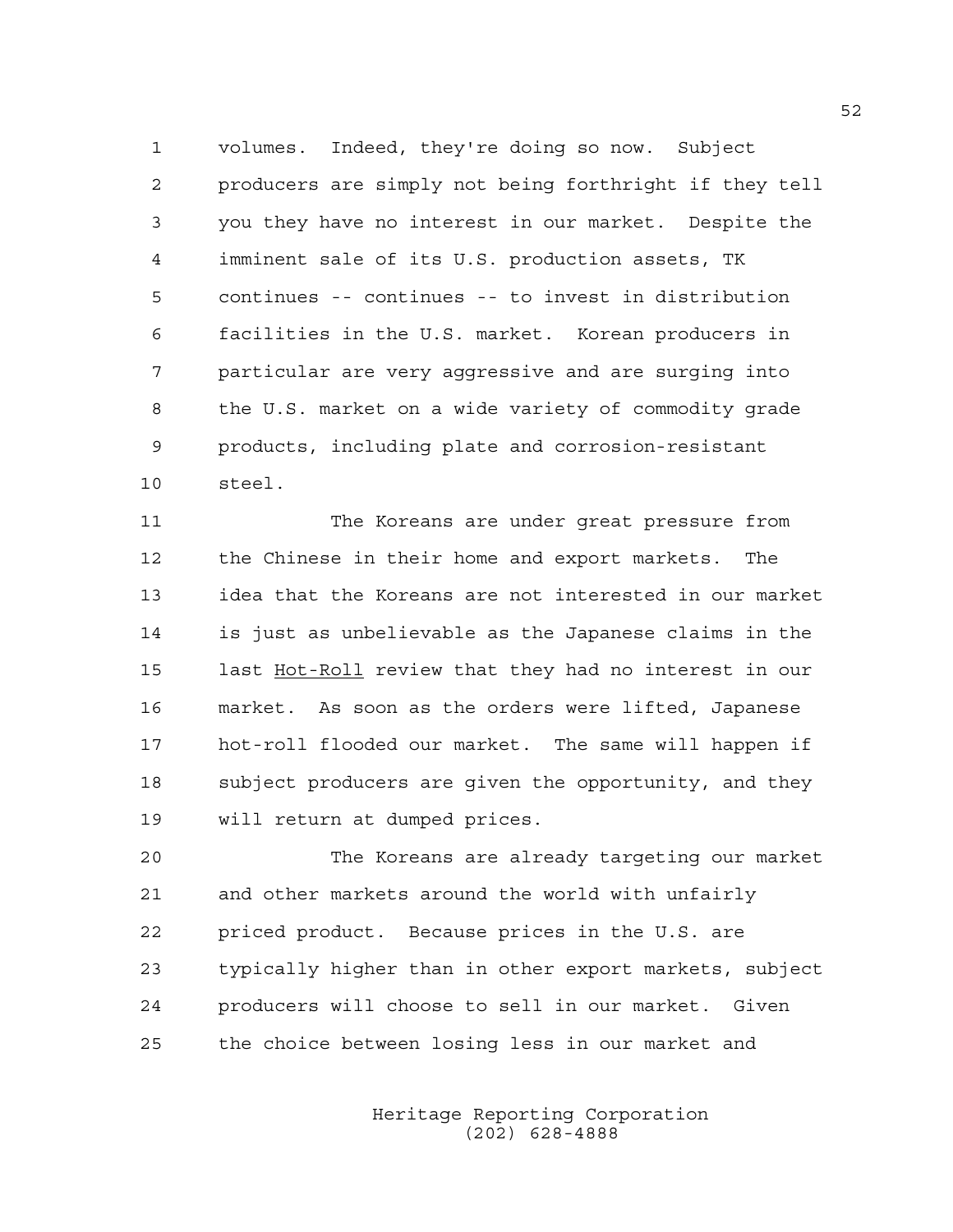volumes. Indeed, they're doing so now. Subject producers are simply not being forthright if they tell you they have no interest in our market. Despite the imminent sale of its U.S. production assets, TK continues -- continues -- to invest in distribution facilities in the U.S. market. Korean producers in particular are very aggressive and are surging into the U.S. market on a wide variety of commodity grade products, including plate and corrosion-resistant steel.

The Koreans are under great pressure from the Chinese in their home and export markets. The idea that the Koreans are not interested in our market is just as unbelievable as the Japanese claims in the last Hot-Roll review that they had no interest in our market. As soon as the orders were lifted, Japanese hot-roll flooded our market. The same will happen if subject producers are given the opportunity, and they will return at dumped prices.

The Koreans are already targeting our market and other markets around the world with unfairly priced product. Because prices in the U.S. are typically higher than in other export markets, subject producers will choose to sell in our market. Given the choice between losing less in our market and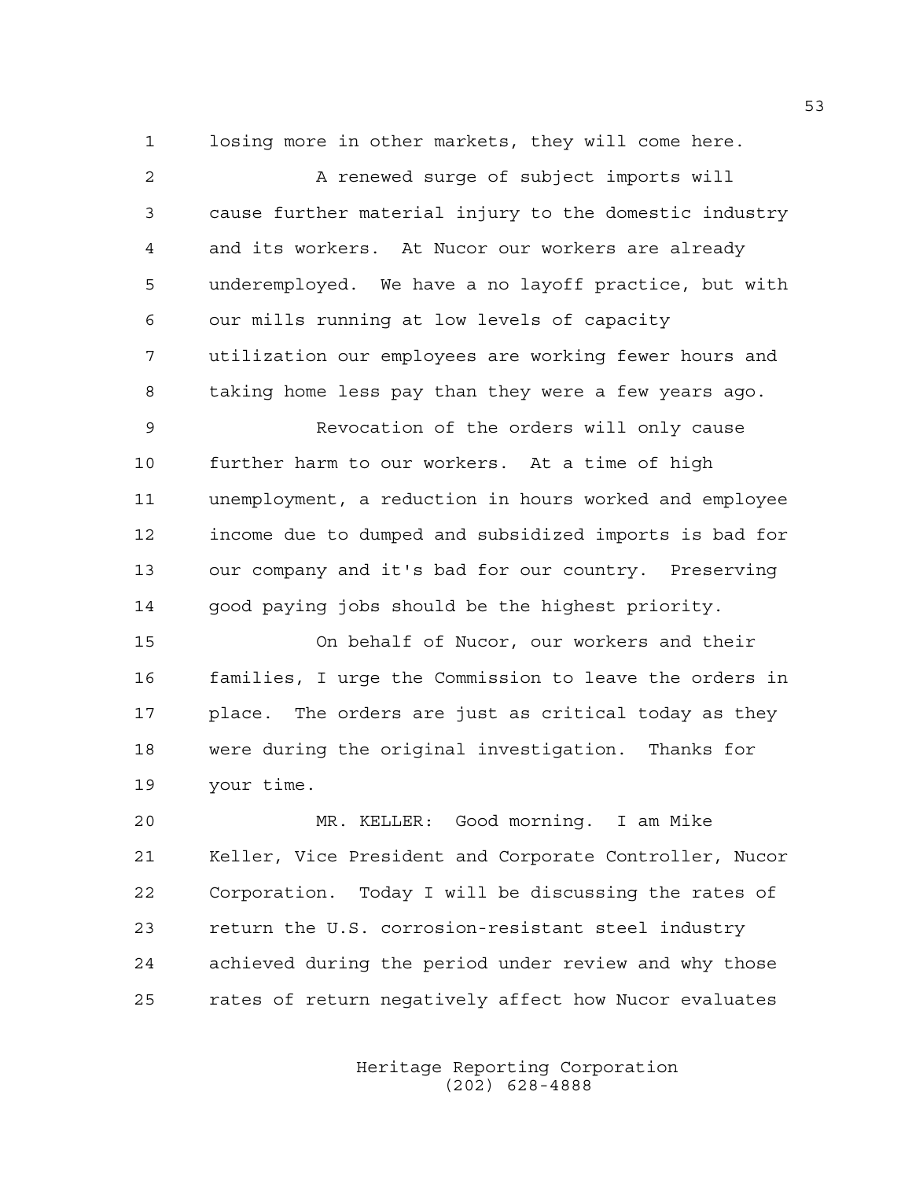losing more in other markets, they will come here.

A renewed surge of subject imports will cause further material injury to the domestic industry and its workers. At Nucor our workers are already underemployed. We have a no layoff practice, but with our mills running at low levels of capacity utilization our employees are working fewer hours and taking home less pay than they were a few years ago.

Revocation of the orders will only cause further harm to our workers. At a time of high unemployment, a reduction in hours worked and employee income due to dumped and subsidized imports is bad for our company and it's bad for our country. Preserving good paying jobs should be the highest priority.

On behalf of Nucor, our workers and their families, I urge the Commission to leave the orders in place. The orders are just as critical today as they were during the original investigation. Thanks for your time.

MR. KELLER: Good morning. I am Mike Keller, Vice President and Corporate Controller, Nucor Corporation. Today I will be discussing the rates of return the U.S. corrosion-resistant steel industry achieved during the period under review and why those rates of return negatively affect how Nucor evaluates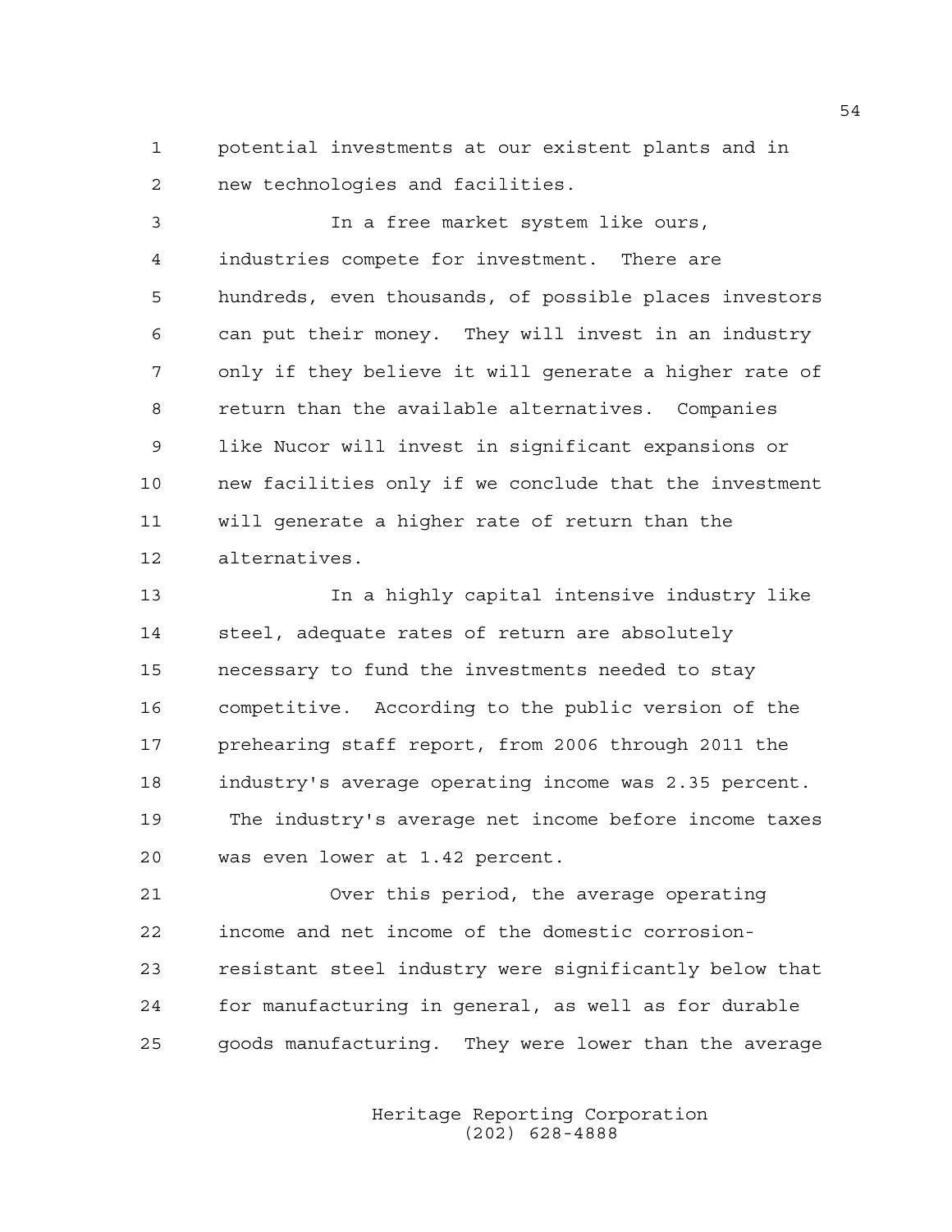potential investments at our existent plants and in new technologies and facilities.

In a free market system like ours, industries compete for investment. There are hundreds, even thousands, of possible places investors can put their money. They will invest in an industry only if they believe it will generate a higher rate of return than the available alternatives. Companies like Nucor will invest in significant expansions or new facilities only if we conclude that the investment will generate a higher rate of return than the alternatives.

In a highly capital intensive industry like steel, adequate rates of return are absolutely necessary to fund the investments needed to stay competitive. According to the public version of the prehearing staff report, from 2006 through 2011 the industry's average operating income was 2.35 percent. The industry's average net income before income taxes was even lower at 1.42 percent.

Over this period, the average operating income and net income of the domestic corrosion-resistant steel industry were significantly below that for manufacturing in general, as well as for durable goods manufacturing. They were lower than the average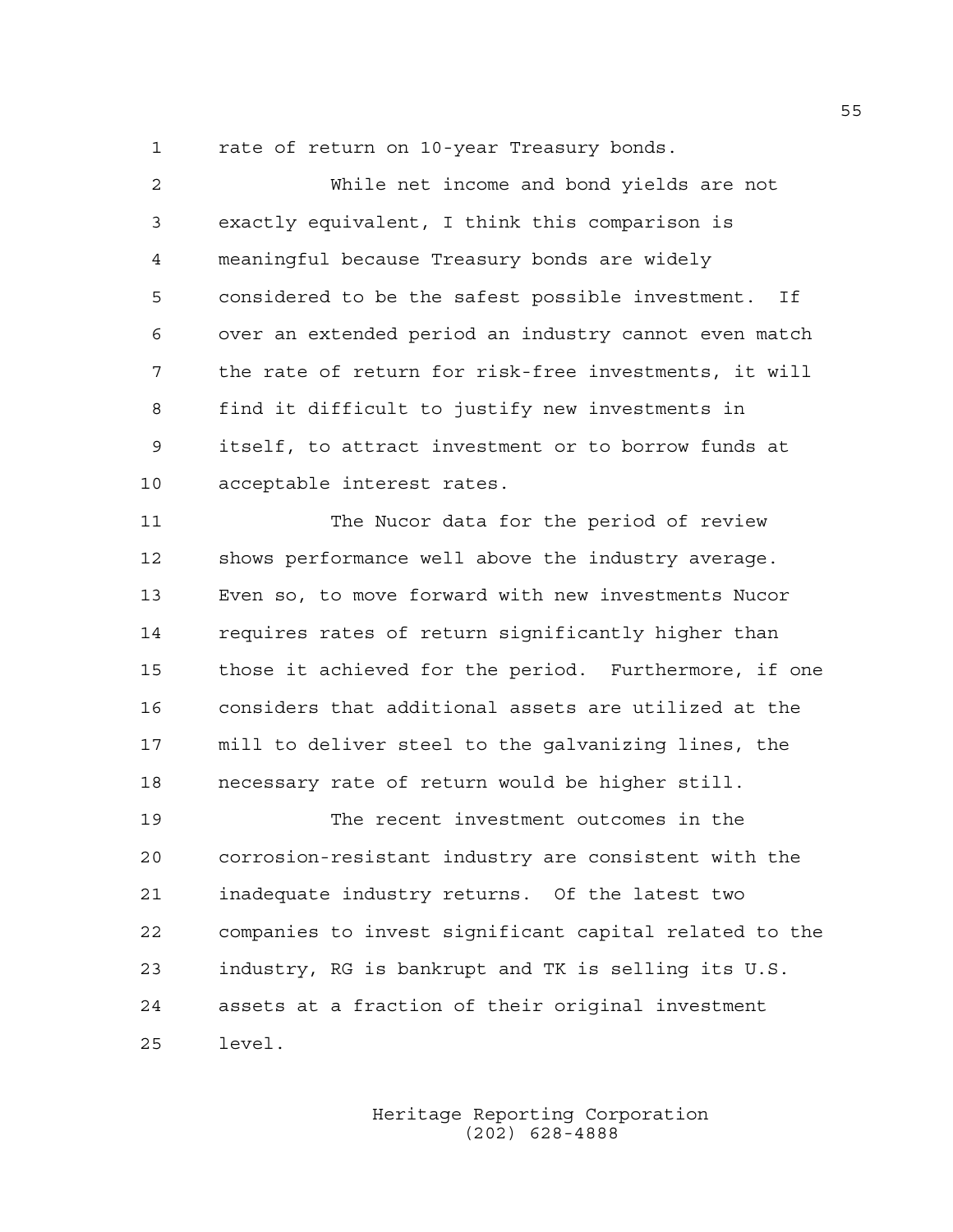rate of return on 10-year Treasury bonds.

While net income and bond yields are not exactly equivalent, I think this comparison is meaningful because Treasury bonds are widely considered to be the safest possible investment. If over an extended period an industry cannot even match the rate of return for risk-free investments, it will find it difficult to justify new investments in itself, to attract investment or to borrow funds at acceptable interest rates.

The Nucor data for the period of review shows performance well above the industry average. Even so, to move forward with new investments Nucor requires rates of return significantly higher than those it achieved for the period. Furthermore, if one considers that additional assets are utilized at the mill to deliver steel to the galvanizing lines, the necessary rate of return would be higher still.

The recent investment outcomes in the corrosion-resistant industry are consistent with the inadequate industry returns. Of the latest two companies to invest significant capital related to the industry, RG is bankrupt and TK is selling its U.S. assets at a fraction of their original investment level.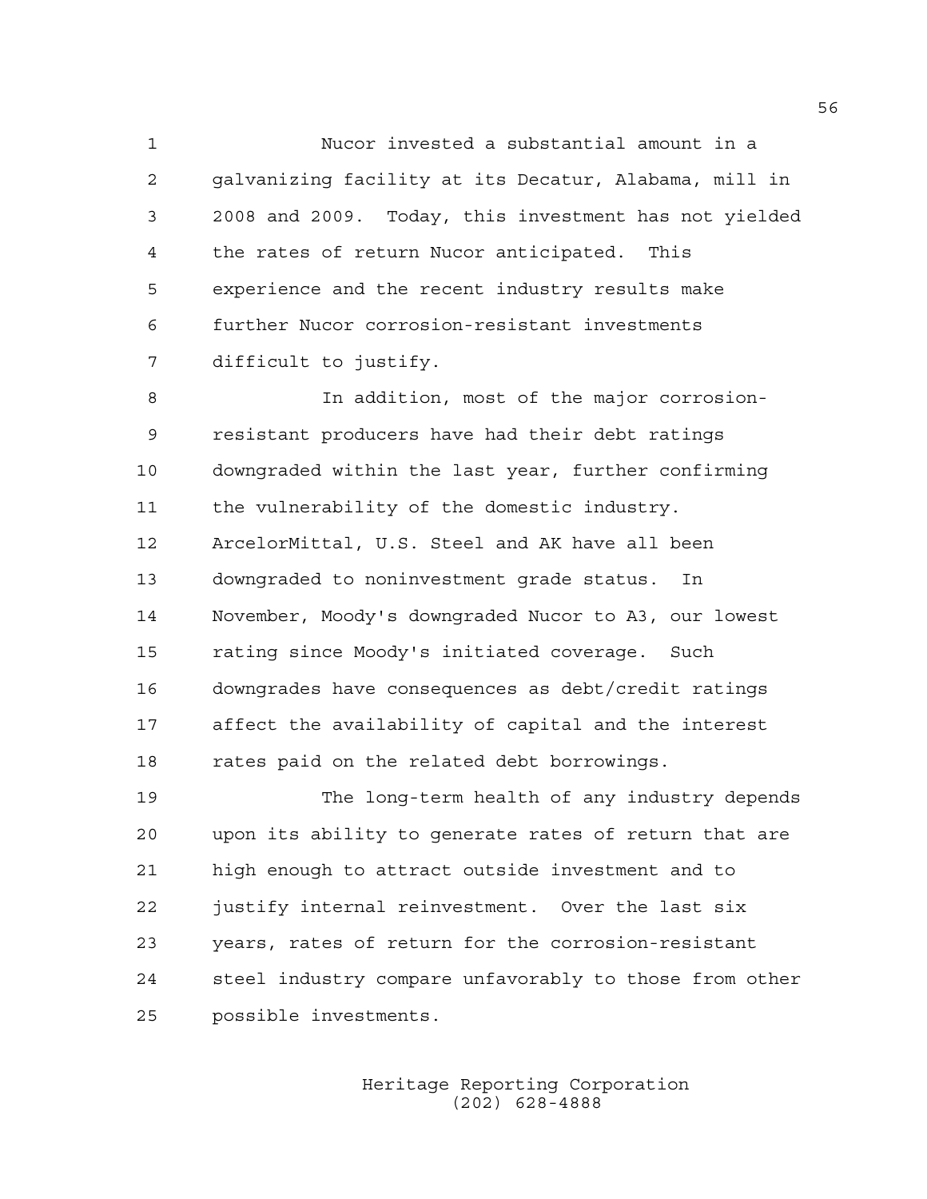Nucor invested a substantial amount in a galvanizing facility at its Decatur, Alabama, mill in 2008 and 2009. Today, this investment has not yielded the rates of return Nucor anticipated. This experience and the recent industry results make further Nucor corrosion-resistant investments difficult to justify.

In addition, most of the major corrosion-resistant producers have had their debt ratings downgraded within the last year, further confirming the vulnerability of the domestic industry. ArcelorMittal, U.S. Steel and AK have all been downgraded to noninvestment grade status. In November, Moody's downgraded Nucor to A3, our lowest rating since Moody's initiated coverage. Such downgrades have consequences as debt/credit ratings affect the availability of capital and the interest rates paid on the related debt borrowings.

The long-term health of any industry depends upon its ability to generate rates of return that are high enough to attract outside investment and to justify internal reinvestment. Over the last six years, rates of return for the corrosion-resistant steel industry compare unfavorably to those from other possible investments.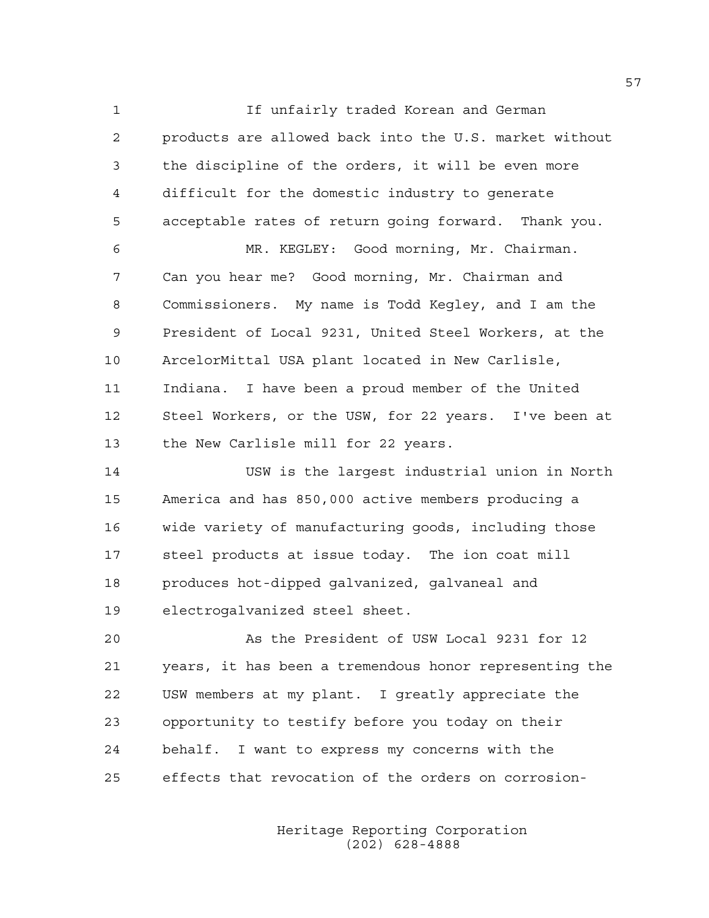If unfairly traded Korean and German products are allowed back into the U.S. market without the discipline of the orders, it will be even more difficult for the domestic industry to generate acceptable rates of return going forward. Thank you.

MR. KEGLEY: Good morning, Mr. Chairman. Can you hear me? Good morning, Mr. Chairman and Commissioners. My name is Todd Kegley, and I am the President of Local 9231, United Steel Workers, at the ArcelorMittal USA plant located in New Carlisle, Indiana. I have been a proud member of the United Steel Workers, or the USW, for 22 years. I've been at the New Carlisle mill for 22 years.

USW is the largest industrial union in North America and has 850,000 active members producing a wide variety of manufacturing goods, including those steel products at issue today. The ion coat mill produces hot-dipped galvanized, galvaneal and electrogalvanized steel sheet.

As the President of USW Local 9231 for 12 years, it has been a tremendous honor representing the USW members at my plant. I greatly appreciate the opportunity to testify before you today on their behalf. I want to express my concerns with the effects that revocation of the orders on corrosion-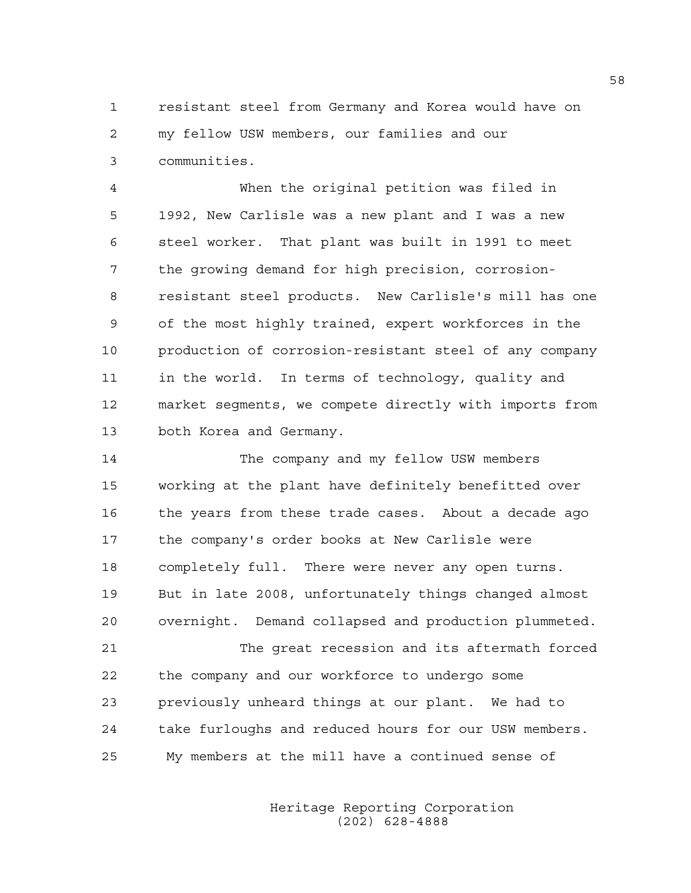resistant steel from Germany and Korea would have on my fellow USW members, our families and our communities.

When the original petition was filed in 1992, New Carlisle was a new plant and I was a new steel worker. That plant was built in 1991 to meet the growing demand for high precision, corrosion-resistant steel products. New Carlisle's mill has one of the most highly trained, expert workforces in the production of corrosion-resistant steel of any company in the world. In terms of technology, quality and market segments, we compete directly with imports from both Korea and Germany.

The company and my fellow USW members working at the plant have definitely benefitted over the years from these trade cases. About a decade ago the company's order books at New Carlisle were completely full. There were never any open turns. But in late 2008, unfortunately things changed almost overnight. Demand collapsed and production plummeted.

The great recession and its aftermath forced the company and our workforce to undergo some previously unheard things at our plant. We had to take furloughs and reduced hours for our USW members. My members at the mill have a continued sense of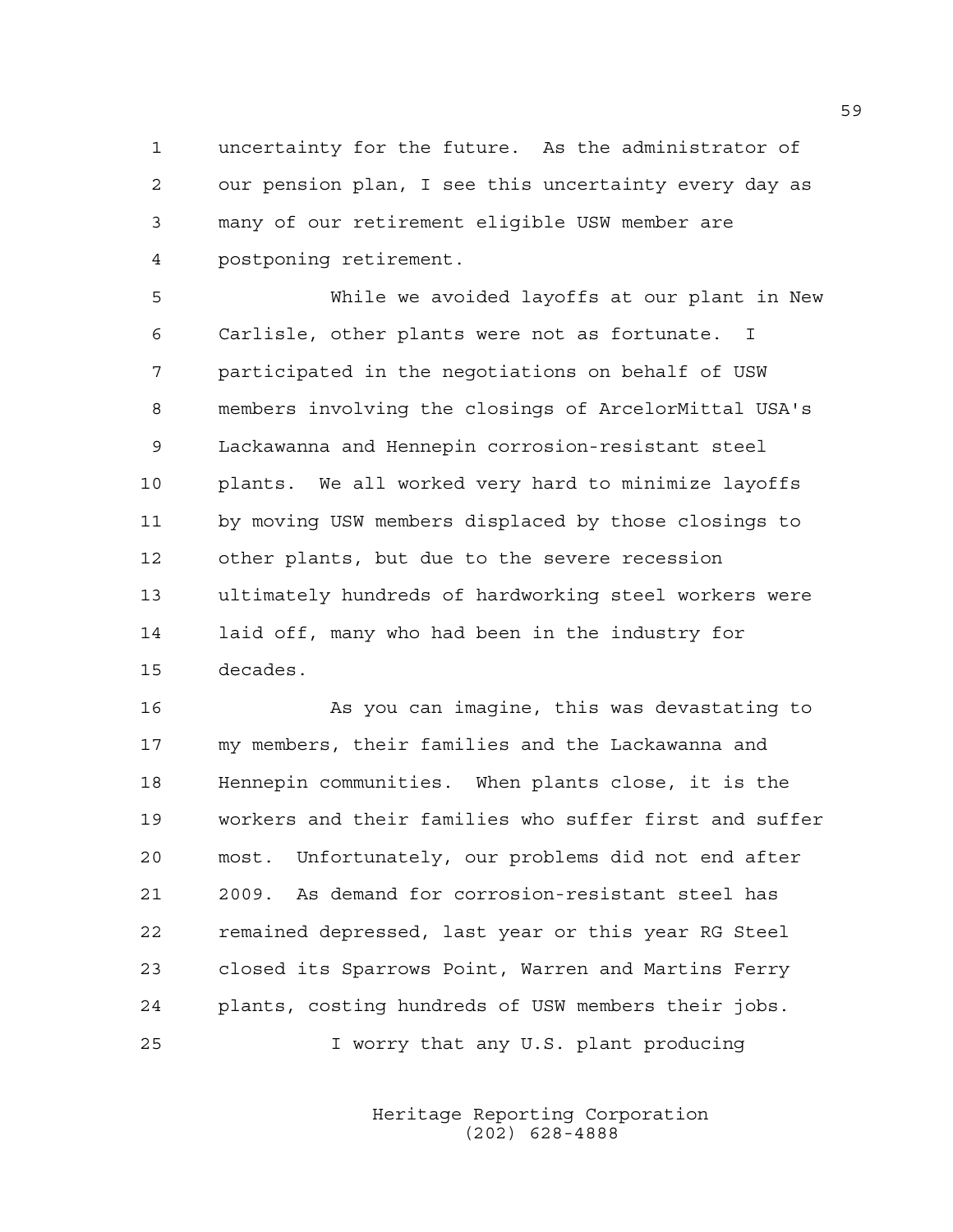uncertainty for the future. As the administrator of our pension plan, I see this uncertainty every day as many of our retirement eligible USW member are postponing retirement.

While we avoided layoffs at our plant in New Carlisle, other plants were not as fortunate. I participated in the negotiations on behalf of USW members involving the closings of ArcelorMittal USA's Lackawanna and Hennepin corrosion-resistant steel plants. We all worked very hard to minimize layoffs by moving USW members displaced by those closings to other plants, but due to the severe recession ultimately hundreds of hardworking steel workers were laid off, many who had been in the industry for decades.

As you can imagine, this was devastating to my members, their families and the Lackawanna and Hennepin communities. When plants close, it is the workers and their families who suffer first and suffer most. Unfortunately, our problems did not end after 2009. As demand for corrosion-resistant steel has remained depressed, last year or this year RG Steel closed its Sparrows Point, Warren and Martins Ferry plants, costing hundreds of USW members their jobs.

I worry that any U.S. plant producing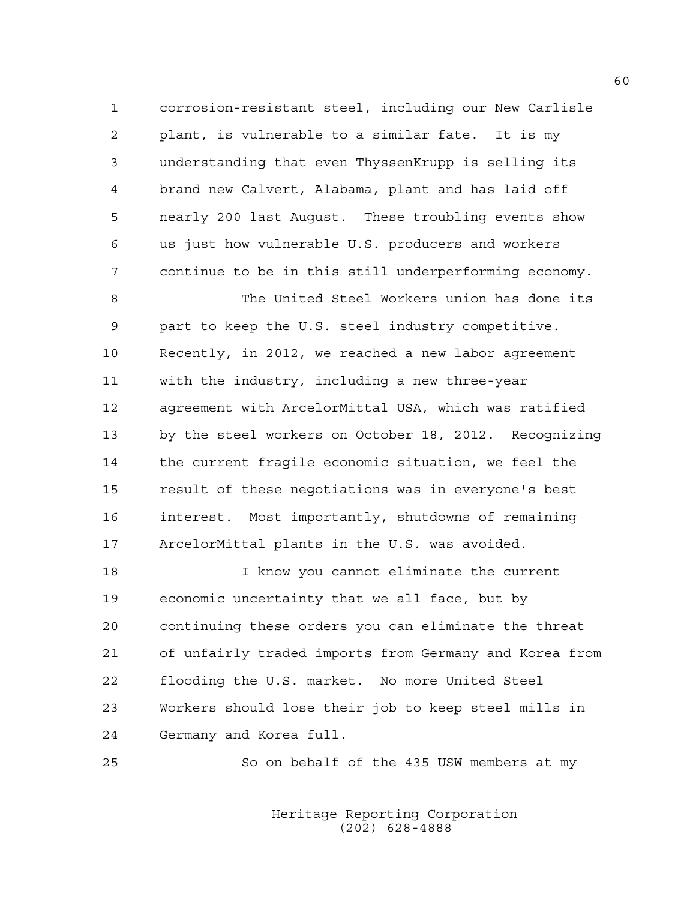corrosion-resistant steel, including our New Carlisle plant, is vulnerable to a similar fate. It is my understanding that even ThyssenKrupp is selling its brand new Calvert, Alabama, plant and has laid off nearly 200 last August. These troubling events show us just how vulnerable U.S. producers and workers continue to be in this still underperforming economy.

The United Steel Workers union has done its part to keep the U.S. steel industry competitive. Recently, in 2012, we reached a new labor agreement with the industry, including a new three-year agreement with ArcelorMittal USA, which was ratified by the steel workers on October 18, 2012. Recognizing the current fragile economic situation, we feel the result of these negotiations was in everyone's best interest. Most importantly, shutdowns of remaining ArcelorMittal plants in the U.S. was avoided.

I know you cannot eliminate the current economic uncertainty that we all face, but by continuing these orders you can eliminate the threat of unfairly traded imports from Germany and Korea from flooding the U.S. market. No more United Steel Workers should lose their job to keep steel mills in Germany and Korea full.

So on behalf of the 435 USW members at my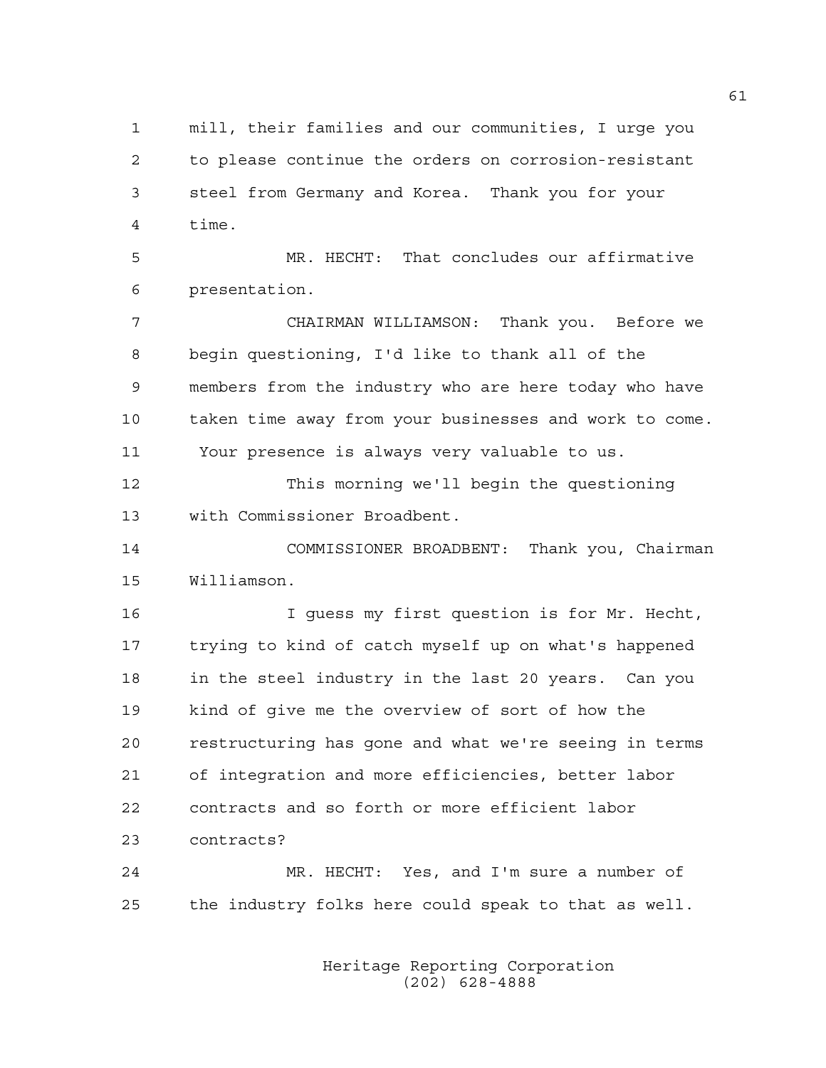mill, their families and our communities, I urge you to please continue the orders on corrosion-resistant steel from Germany and Korea. Thank you for your time.

MR. HECHT: That concludes our affirmative presentation.

CHAIRMAN WILLIAMSON: Thank you. Before we begin questioning, I'd like to thank all of the members from the industry who are here today who have taken time away from your businesses and work to come. Your presence is always very valuable to us.

This morning we'll begin the questioning with Commissioner Broadbent.

COMMISSIONER BROADBENT: Thank you, Chairman Williamson.

I guess my first question is for Mr. Hecht, trying to kind of catch myself up on what's happened in the steel industry in the last 20 years. Can you kind of give me the overview of sort of how the restructuring has gone and what we're seeing in terms of integration and more efficiencies, better labor contracts and so forth or more efficient labor contracts?

MR. HECHT: Yes, and I'm sure a number of the industry folks here could speak to that as well.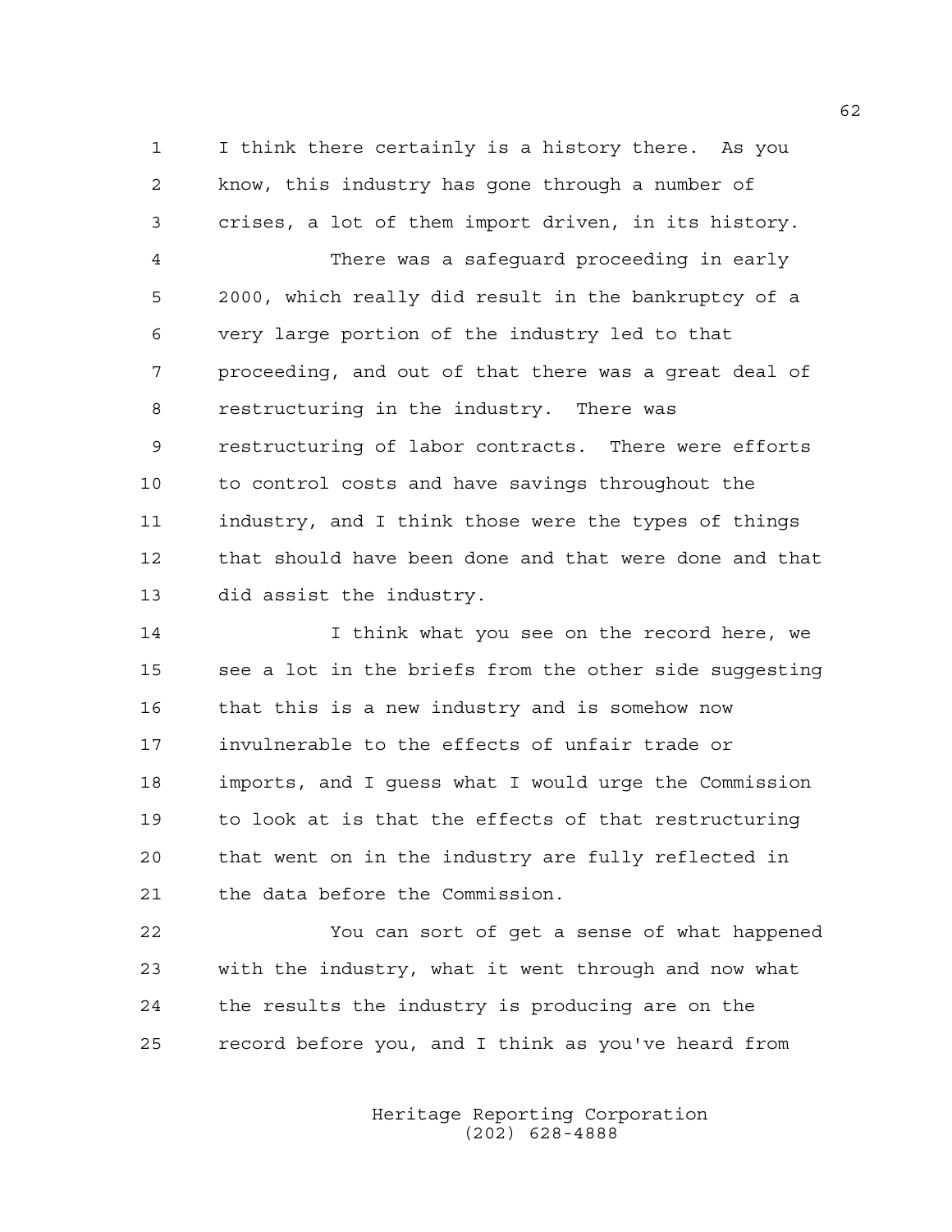I think there certainly is a history there. As you know, this industry has gone through a number of crises, a lot of them import driven, in its history.

There was a safeguard proceeding in early 2000, which really did result in the bankruptcy of a very large portion of the industry led to that proceeding, and out of that there was a great deal of restructuring in the industry. There was restructuring of labor contracts. There were efforts to control costs and have savings throughout the industry, and I think those were the types of things that should have been done and that were done and that did assist the industry.

I think what you see on the record here, we see a lot in the briefs from the other side suggesting that this is a new industry and is somehow now invulnerable to the effects of unfair trade or imports, and I guess what I would urge the Commission to look at is that the effects of that restructuring that went on in the industry are fully reflected in the data before the Commission.

You can sort of get a sense of what happened with the industry, what it went through and now what the results the industry is producing are on the record before you, and I think as you've heard from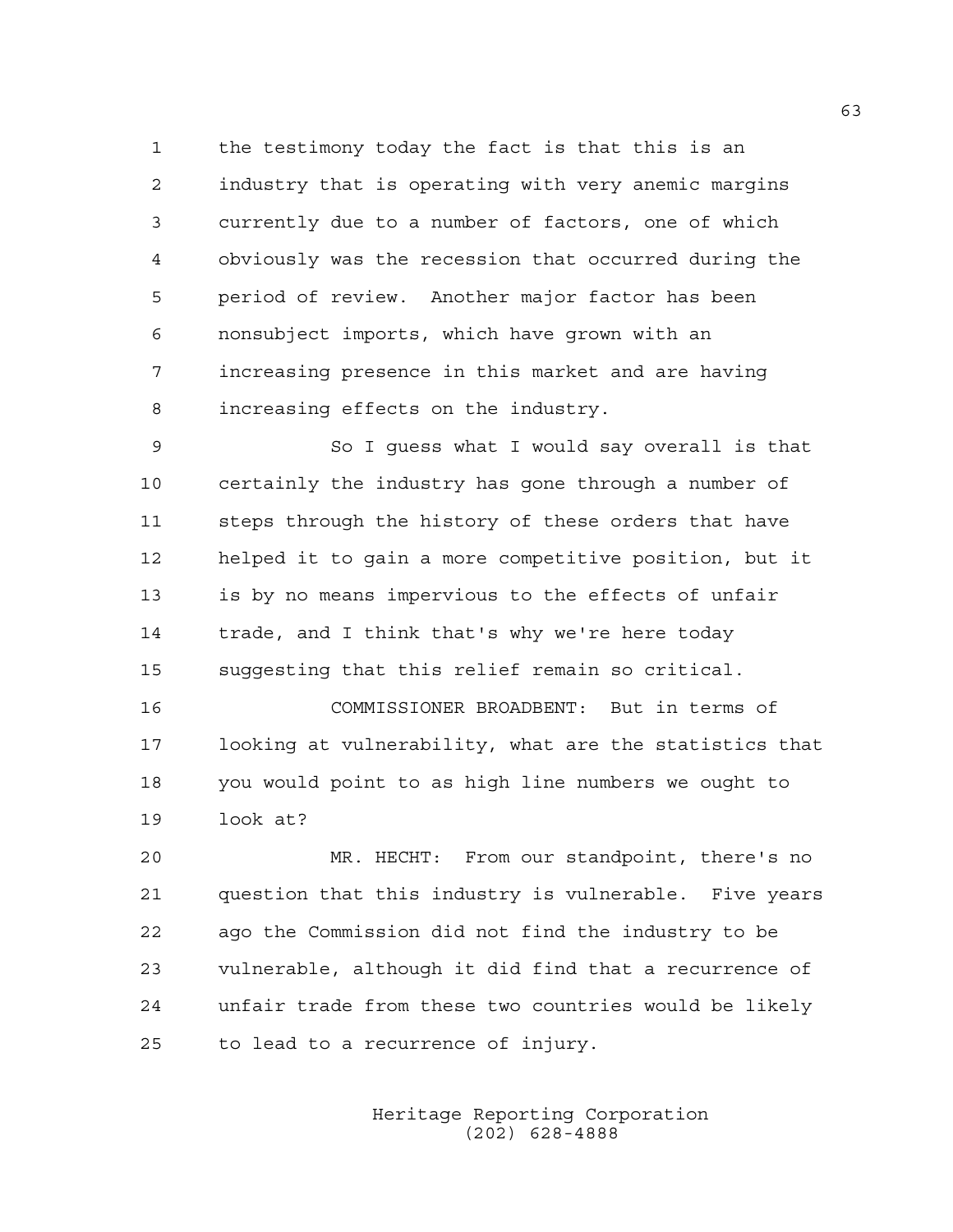the testimony today the fact is that this is an industry that is operating with very anemic margins currently due to a number of factors, one of which obviously was the recession that occurred during the period of review. Another major factor has been nonsubject imports, which have grown with an increasing presence in this market and are having increasing effects on the industry.

So I guess what I would say overall is that certainly the industry has gone through a number of steps through the history of these orders that have helped it to gain a more competitive position, but it is by no means impervious to the effects of unfair trade, and I think that's why we're here today suggesting that this relief remain so critical.

COMMISSIONER BROADBENT: But in terms of looking at vulnerability, what are the statistics that you would point to as high line numbers we ought to look at?

MR. HECHT: From our standpoint, there's no question that this industry is vulnerable. Five years ago the Commission did not find the industry to be vulnerable, although it did find that a recurrence of unfair trade from these two countries would be likely to lead to a recurrence of injury.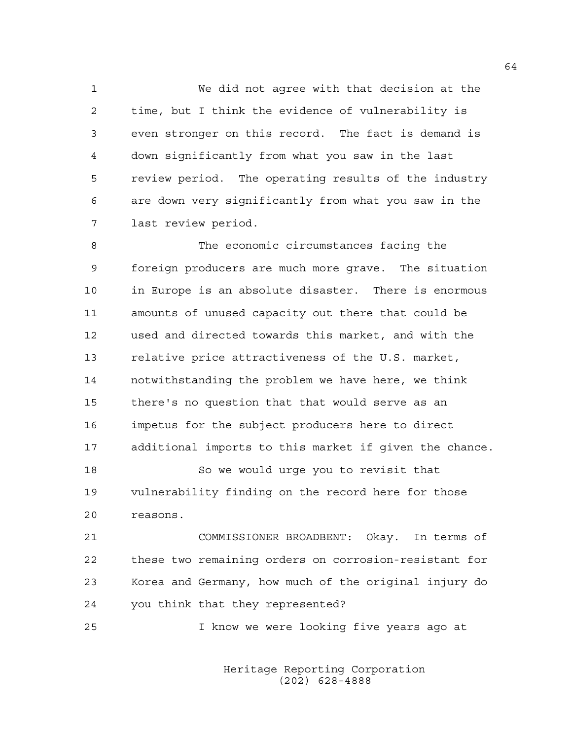We did not agree with that decision at the time, but I think the evidence of vulnerability is even stronger on this record. The fact is demand is down significantly from what you saw in the last review period. The operating results of the industry are down very significantly from what you saw in the last review period.

The economic circumstances facing the foreign producers are much more grave. The situation in Europe is an absolute disaster. There is enormous amounts of unused capacity out there that could be used and directed towards this market, and with the relative price attractiveness of the U.S. market, notwithstanding the problem we have here, we think there's no question that that would serve as an impetus for the subject producers here to direct additional imports to this market if given the chance.

So we would urge you to revisit that vulnerability finding on the record here for those reasons.

COMMISSIONER BROADBENT: Okay. In terms of these two remaining orders on corrosion-resistant for Korea and Germany, how much of the original injury do you think that they represented?

I know we were looking five years ago at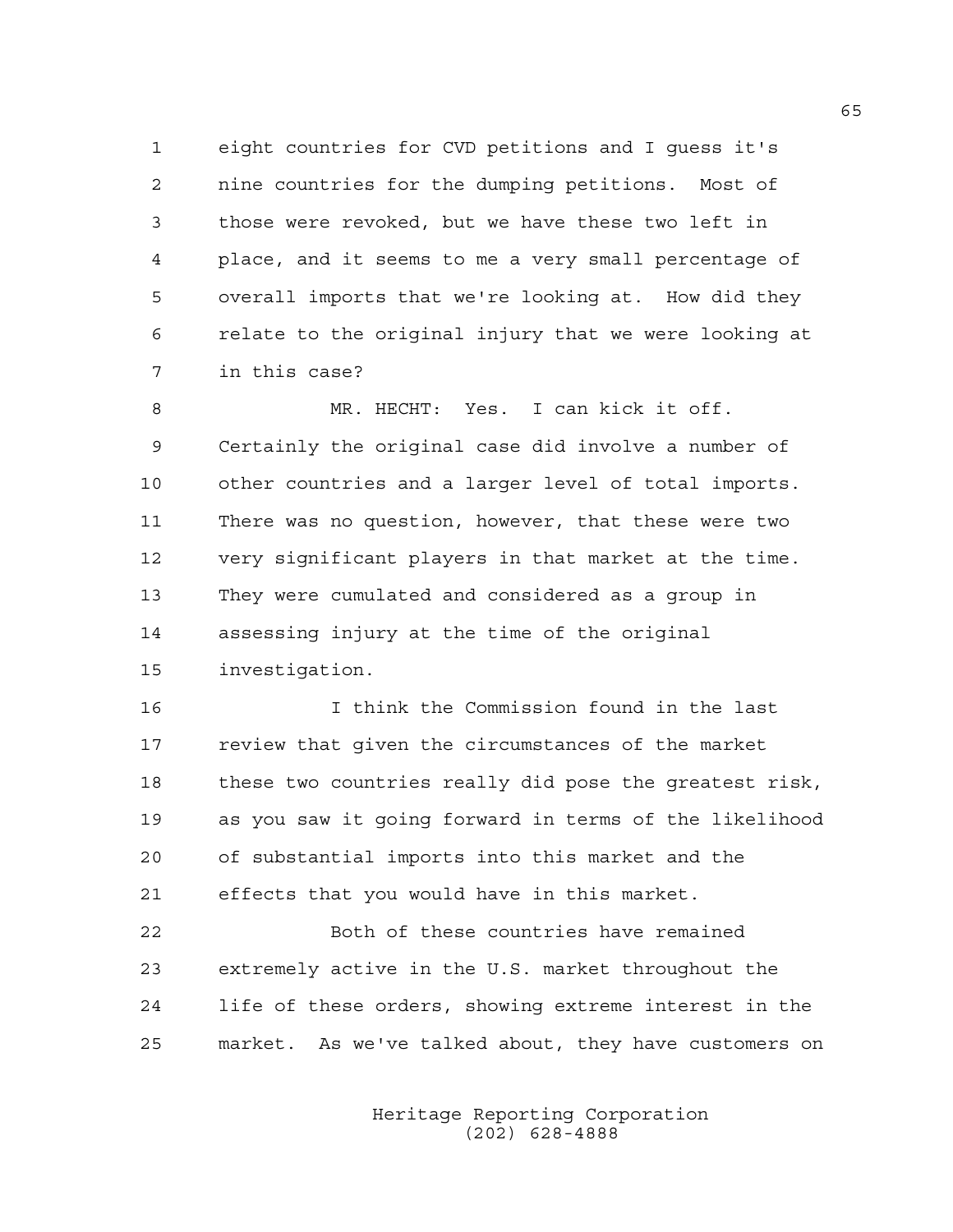eight countries for CVD petitions and I guess it's nine countries for the dumping petitions. Most of those were revoked, but we have these two left in place, and it seems to me a very small percentage of overall imports that we're looking at. How did they relate to the original injury that we were looking at in this case?

MR. HECHT: Yes. I can kick it off. Certainly the original case did involve a number of other countries and a larger level of total imports. There was no question, however, that these were two very significant players in that market at the time. They were cumulated and considered as a group in assessing injury at the time of the original investigation.

I think the Commission found in the last review that given the circumstances of the market these two countries really did pose the greatest risk, as you saw it going forward in terms of the likelihood of substantial imports into this market and the effects that you would have in this market.

Both of these countries have remained extremely active in the U.S. market throughout the life of these orders, showing extreme interest in the market. As we've talked about, they have customers on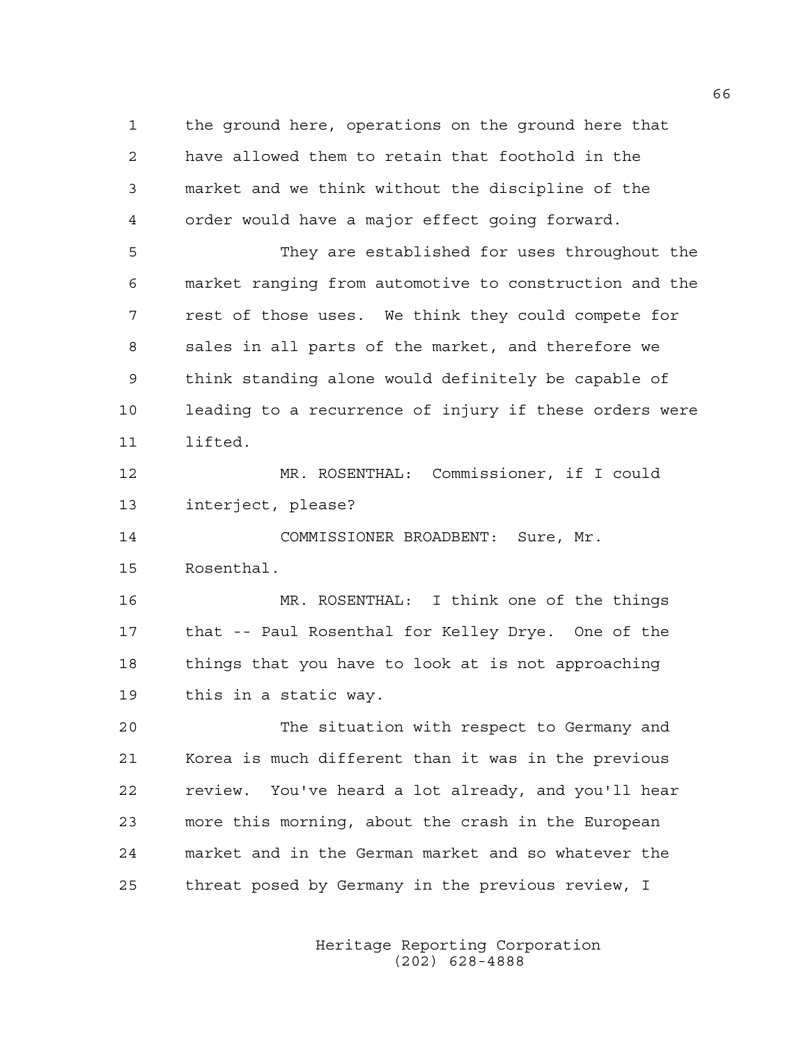the ground here, operations on the ground here that have allowed them to retain that foothold in the market and we think without the discipline of the order would have a major effect going forward.

They are established for uses throughout the market ranging from automotive to construction and the rest of those uses. We think they could compete for sales in all parts of the market, and therefore we think standing alone would definitely be capable of leading to a recurrence of injury if these orders were lifted.

MR. ROSENTHAL: Commissioner, if I could interject, please?

COMMISSIONER BROADBENT: Sure, Mr. Rosenthal.

MR. ROSENTHAL: I think one of the things that -- Paul Rosenthal for Kelley Drye. One of the things that you have to look at is not approaching this in a static way.

The situation with respect to Germany and Korea is much different than it was in the previous review. You've heard a lot already, and you'll hear more this morning, about the crash in the European market and in the German market and so whatever the threat posed by Germany in the previous review, I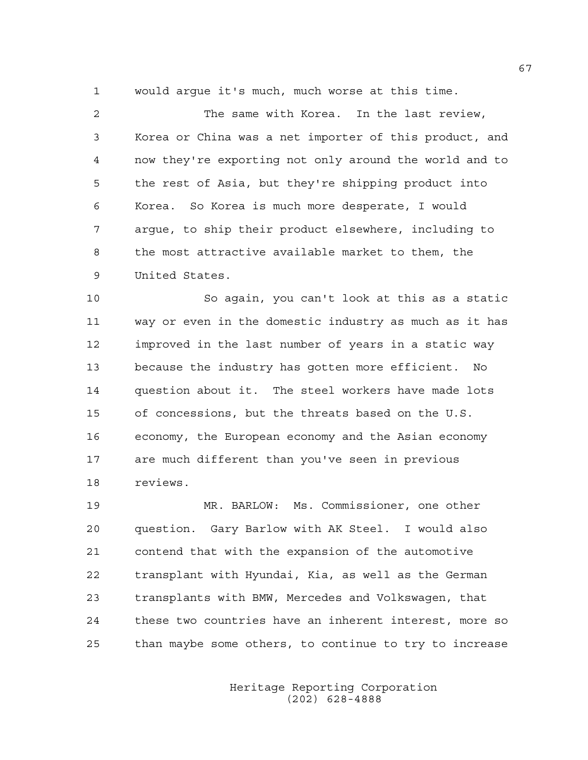would argue it's much, much worse at this time.

The same with Korea. In the last review, Korea or China was a net importer of this product, and now they're exporting not only around the world and to the rest of Asia, but they're shipping product into Korea. So Korea is much more desperate, I would argue, to ship their product elsewhere, including to the most attractive available market to them, the United States.

So again, you can't look at this as a static way or even in the domestic industry as much as it has improved in the last number of years in a static way because the industry has gotten more efficient. No question about it. The steel workers have made lots of concessions, but the threats based on the U.S. economy, the European economy and the Asian economy are much different than you've seen in previous reviews.

MR. BARLOW: Ms. Commissioner, one other question. Gary Barlow with AK Steel. I would also contend that with the expansion of the automotive transplant with Hyundai, Kia, as well as the German transplants with BMW, Mercedes and Volkswagen, that these two countries have an inherent interest, more so than maybe some others, to continue to try to increase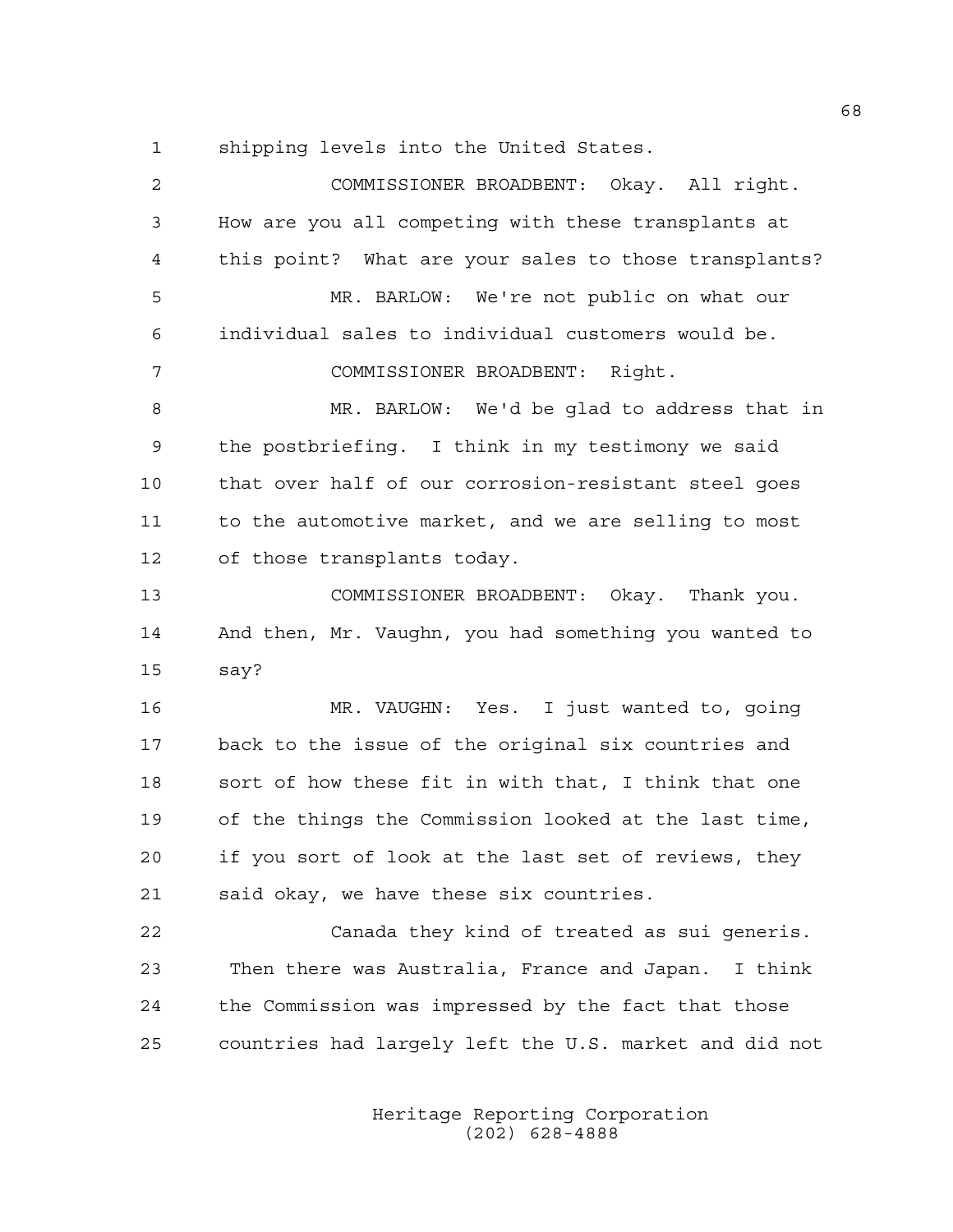shipping levels into the United States.

COMMISSIONER BROADBENT: Okay. All right. How are you all competing with these transplants at this point? What are your sales to those transplants?

MR. BARLOW: We're not public on what our individual sales to individual customers would be.

COMMISSIONER BROADBENT: Right.

MR. BARLOW: We'd be glad to address that in the postbriefing. I think in my testimony we said that over half of our corrosion-resistant steel goes to the automotive market, and we are selling to most of those transplants today.

COMMISSIONER BROADBENT: Okay. Thank you. And then, Mr. Vaughn, you had something you wanted to say?

MR. VAUGHN: Yes. I just wanted to, going back to the issue of the original six countries and sort of how these fit in with that, I think that one of the things the Commission looked at the last time, if you sort of look at the last set of reviews, they said okay, we have these six countries.

Canada they kind of treated as sui generis. Then there was Australia, France and Japan. I think the Commission was impressed by the fact that those countries had largely left the U.S. market and did not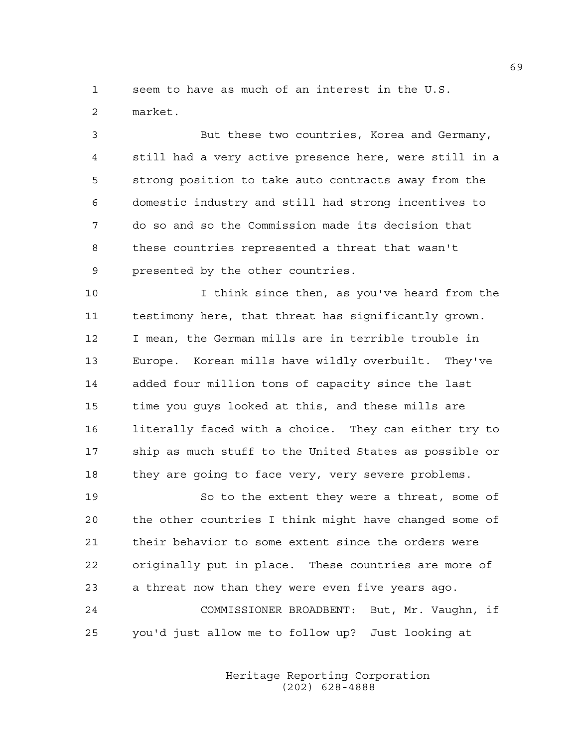seem to have as much of an interest in the U.S. market.

But these two countries, Korea and Germany, still had a very active presence here, were still in a strong position to take auto contracts away from the domestic industry and still had strong incentives to do so and so the Commission made its decision that these countries represented a threat that wasn't presented by the other countries.

I think since then, as you've heard from the testimony here, that threat has significantly grown. I mean, the German mills are in terrible trouble in Europe. Korean mills have wildly overbuilt. They've added four million tons of capacity since the last time you guys looked at this, and these mills are literally faced with a choice. They can either try to ship as much stuff to the United States as possible or they are going to face very, very severe problems.

So to the extent they were a threat, some of the other countries I think might have changed some of their behavior to some extent since the orders were originally put in place. These countries are more of a threat now than they were even five years ago.

COMMISSIONER BROADBENT: But, Mr. Vaughn, if you'd just allow me to follow up? Just looking at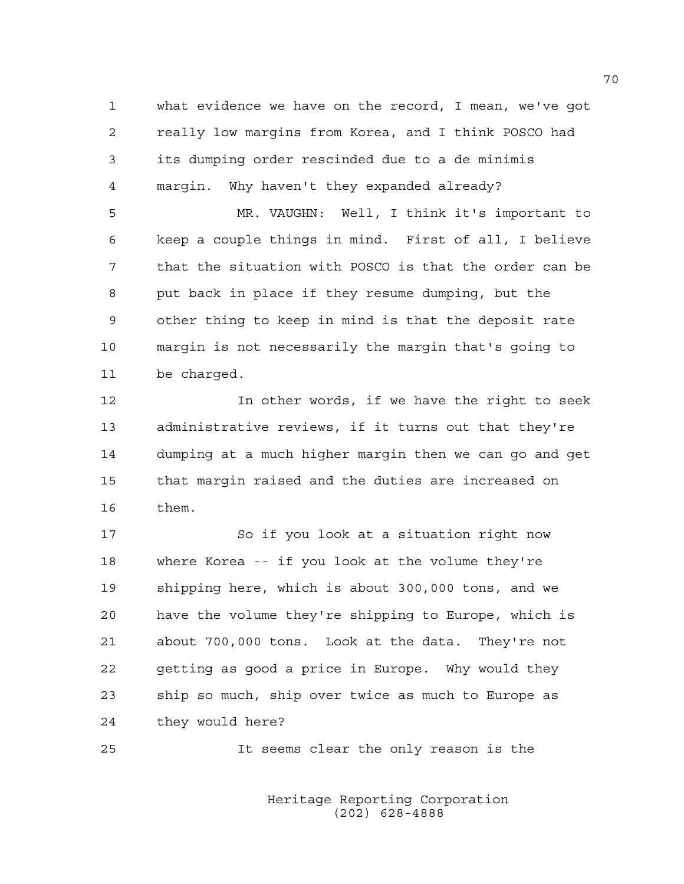what evidence we have on the record, I mean, we've got really low margins from Korea, and I think POSCO had its dumping order rescinded due to a de minimis margin. Why haven't they expanded already?

MR. VAUGHN: Well, I think it's important to keep a couple things in mind. First of all, I believe that the situation with POSCO is that the order can be put back in place if they resume dumping, but the other thing to keep in mind is that the deposit rate margin is not necessarily the margin that's going to be charged.

In other words, if we have the right to seek administrative reviews, if it turns out that they're dumping at a much higher margin then we can go and get that margin raised and the duties are increased on them.

So if you look at a situation right now where Korea -- if you look at the volume they're shipping here, which is about 300,000 tons, and we have the volume they're shipping to Europe, which is about 700,000 tons. Look at the data. They're not getting as good a price in Europe. Why would they ship so much, ship over twice as much to Europe as they would here?

It seems clear the only reason is the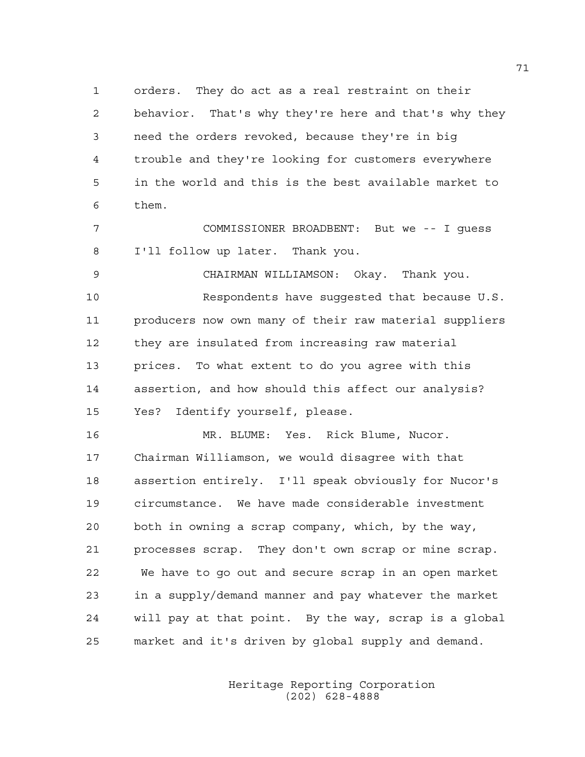orders. They do act as a real restraint on their behavior. That's why they're here and that's why they need the orders revoked, because they're in big trouble and they're looking for customers everywhere in the world and this is the best available market to them.

COMMISSIONER BROADBENT: But we -- I guess I'll follow up later. Thank you.

CHAIRMAN WILLIAMSON: Okay. Thank you.

Respondents have suggested that because U.S. producers now own many of their raw material suppliers they are insulated from increasing raw material prices. To what extent to do you agree with this assertion, and how should this affect our analysis? Yes? Identify yourself, please.

MR. BLUME: Yes. Rick Blume, Nucor. Chairman Williamson, we would disagree with that assertion entirely. I'll speak obviously for Nucor's circumstance. We have made considerable investment both in owning a scrap company, which, by the way, processes scrap. They don't own scrap or mine scrap. We have to go out and secure scrap in an open market in a supply/demand manner and pay whatever the market will pay at that point. By the way, scrap is a global market and it's driven by global supply and demand.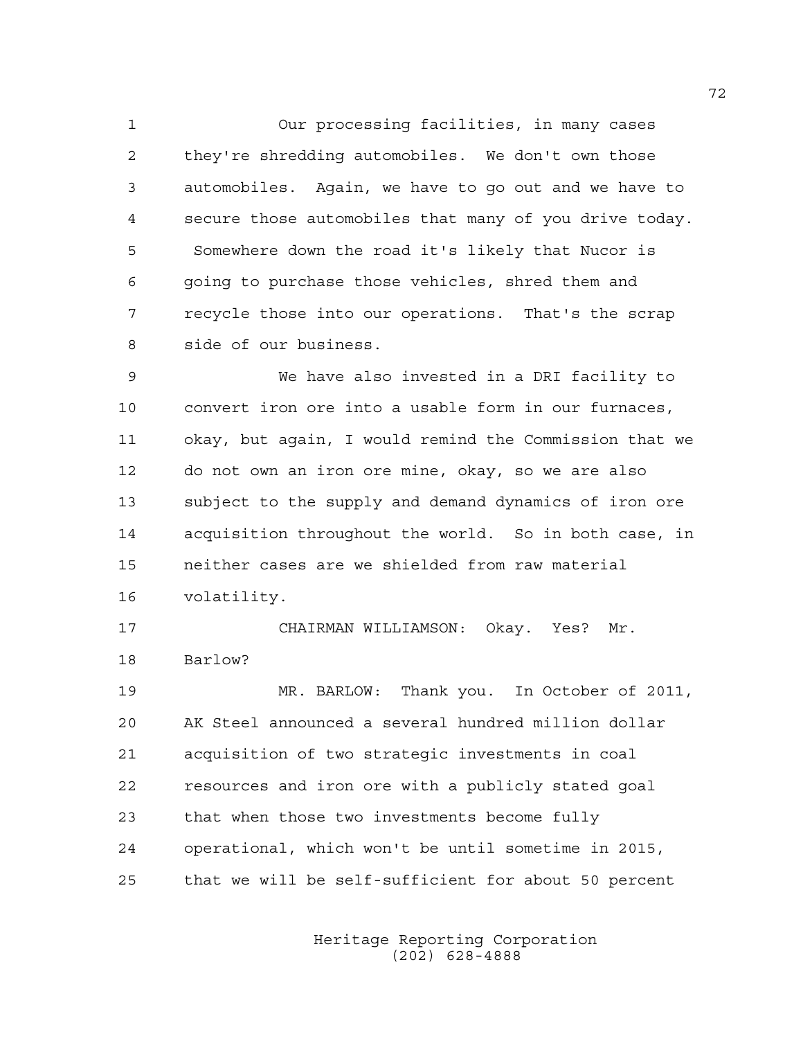Our processing facilities, in many cases they're shredding automobiles. We don't own those automobiles. Again, we have to go out and we have to secure those automobiles that many of you drive today. Somewhere down the road it's likely that Nucor is going to purchase those vehicles, shred them and recycle those into our operations. That's the scrap side of our business.

We have also invested in a DRI facility to convert iron ore into a usable form in our furnaces, okay, but again, I would remind the Commission that we do not own an iron ore mine, okay, so we are also subject to the supply and demand dynamics of iron ore acquisition throughout the world. So in both case, in neither cases are we shielded from raw material volatility.

CHAIRMAN WILLIAMSON: Okay. Yes? Mr. Barlow?

MR. BARLOW: Thank you. In October of 2011, AK Steel announced a several hundred million dollar acquisition of two strategic investments in coal resources and iron ore with a publicly stated goal that when those two investments become fully operational, which won't be until sometime in 2015, that we will be self-sufficient for about 50 percent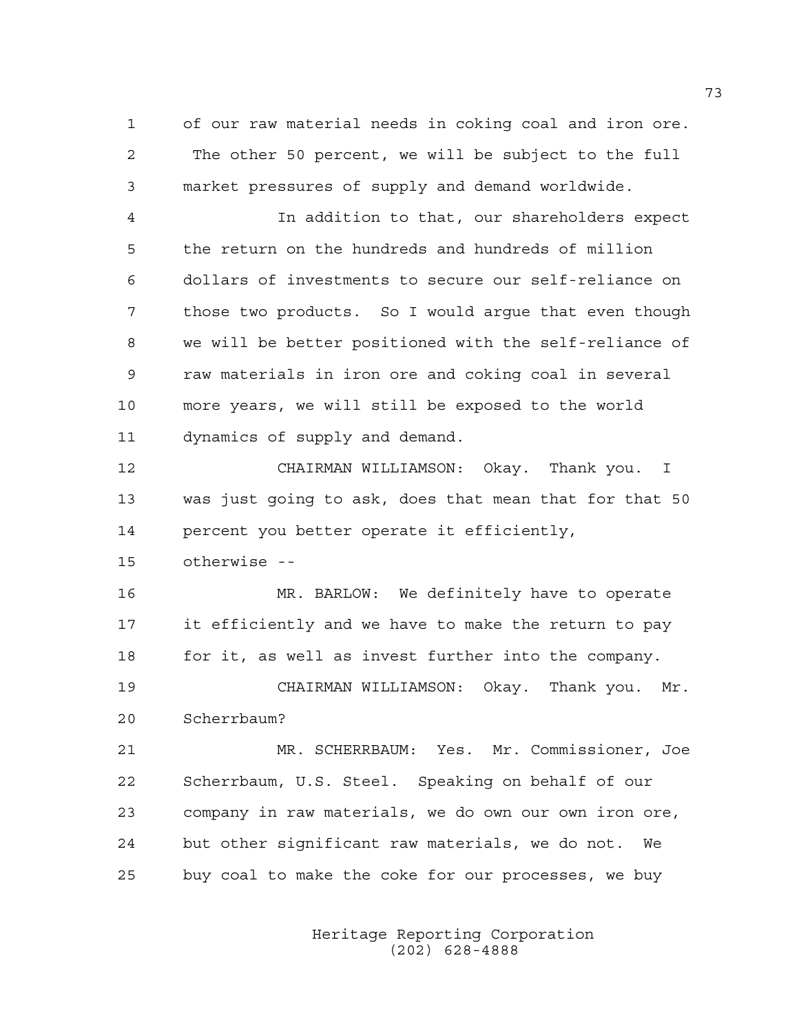of our raw material needs in coking coal and iron ore. The other 50 percent, we will be subject to the full market pressures of supply and demand worldwide.

In addition to that, our shareholders expect the return on the hundreds and hundreds of million dollars of investments to secure our self-reliance on those two products. So I would argue that even though we will be better positioned with the self-reliance of raw materials in iron ore and coking coal in several more years, we will still be exposed to the world dynamics of supply and demand.

CHAIRMAN WILLIAMSON: Okay. Thank you. I was just going to ask, does that mean that for that 50 percent you better operate it efficiently, otherwise --

MR. BARLOW: We definitely have to operate it efficiently and we have to make the return to pay for it, as well as invest further into the company.

CHAIRMAN WILLIAMSON: Okay. Thank you. Mr. Scherrbaum?

MR. SCHERRBAUM: Yes. Mr. Commissioner, Joe Scherrbaum, U.S. Steel. Speaking on behalf of our company in raw materials, we do own our own iron ore, but other significant raw materials, we do not. We buy coal to make the coke for our processes, we buy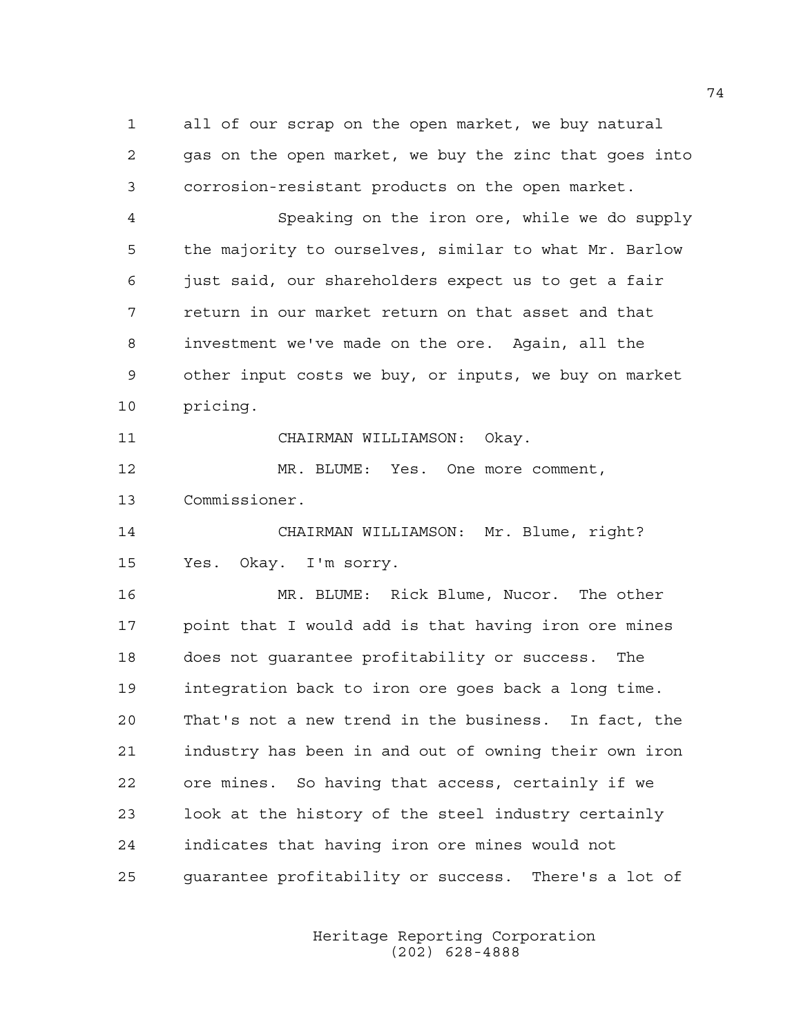all of our scrap on the open market, we buy natural gas on the open market, we buy the zinc that goes into corrosion-resistant products on the open market.

Speaking on the iron ore, while we do supply the majority to ourselves, similar to what Mr. Barlow just said, our shareholders expect us to get a fair return in our market return on that asset and that investment we've made on the ore. Again, all the other input costs we buy, or inputs, we buy on market pricing.

CHAIRMAN WILLIAMSON: Okay.

MR. BLUME: Yes. One more comment, Commissioner.

CHAIRMAN WILLIAMSON: Mr. Blume, right? Yes. Okay. I'm sorry.

MR. BLUME: Rick Blume, Nucor. The other point that I would add is that having iron ore mines does not guarantee profitability or success. The integration back to iron ore goes back a long time. That's not a new trend in the business. In fact, the industry has been in and out of owning their own iron ore mines. So having that access, certainly if we look at the history of the steel industry certainly indicates that having iron ore mines would not guarantee profitability or success. There's a lot of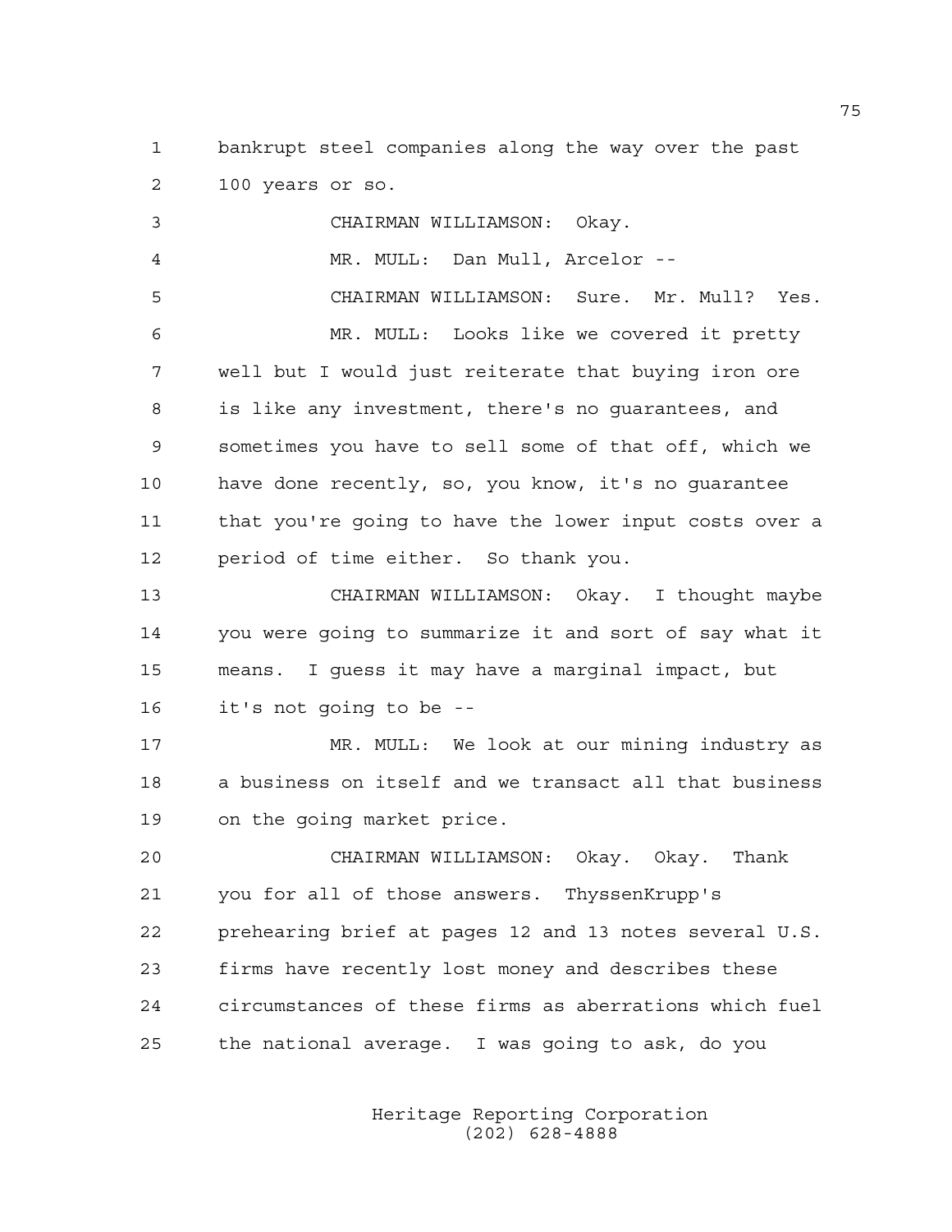bankrupt steel companies along the way over the past 100 years or so.

CHAIRMAN WILLIAMSON: Okay.

MR. MULL: Dan Mull, Arcelor --

CHAIRMAN WILLIAMSON: Sure. Mr. Mull? Yes.

MR. MULL: Looks like we covered it pretty well but I would just reiterate that buying iron ore is like any investment, there's no guarantees, and sometimes you have to sell some of that off, which we have done recently, so, you know, it's no guarantee that you're going to have the lower input costs over a period of time either. So thank you.

CHAIRMAN WILLIAMSON: Okay. I thought maybe you were going to summarize it and sort of say what it means. I guess it may have a marginal impact, but it's not going to be --

MR. MULL: We look at our mining industry as a business on itself and we transact all that business on the going market price.

CHAIRMAN WILLIAMSON: Okay. Okay. Thank you for all of those answers. ThyssenKrupp's prehearing brief at pages 12 and 13 notes several U.S. firms have recently lost money and describes these circumstances of these firms as aberrations which fuel the national average. I was going to ask, do you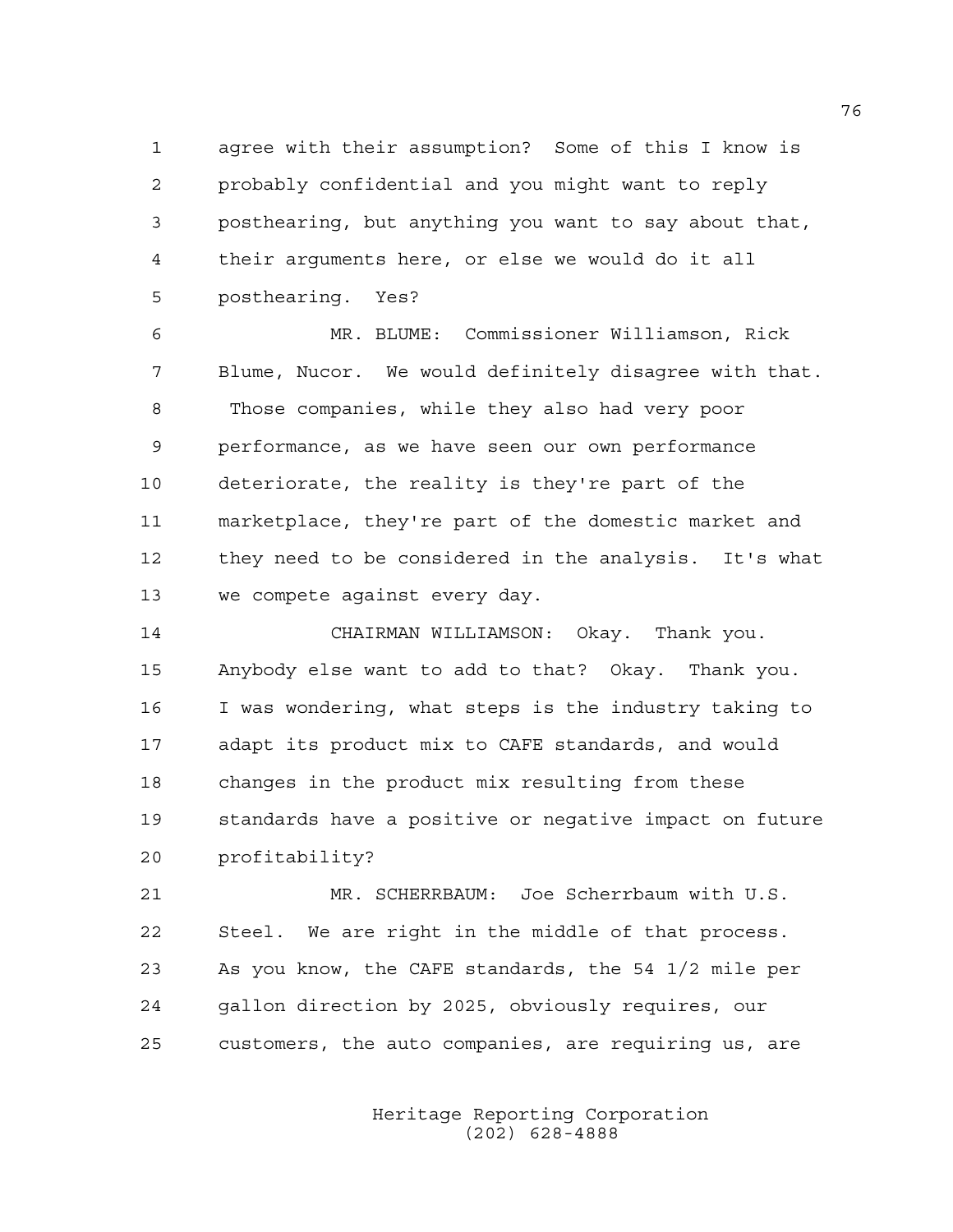agree with their assumption? Some of this I know is probably confidential and you might want to reply posthearing, but anything you want to say about that, their arguments here, or else we would do it all posthearing. Yes?

MR. BLUME: Commissioner Williamson, Rick Blume, Nucor. We would definitely disagree with that. Those companies, while they also had very poor performance, as we have seen our own performance deteriorate, the reality is they're part of the marketplace, they're part of the domestic market and they need to be considered in the analysis. It's what we compete against every day.

CHAIRMAN WILLIAMSON: Okay. Thank you. Anybody else want to add to that? Okay. Thank you. I was wondering, what steps is the industry taking to adapt its product mix to CAFE standards, and would changes in the product mix resulting from these standards have a positive or negative impact on future profitability?

MR. SCHERRBAUM: Joe Scherrbaum with U.S. Steel. We are right in the middle of that process. As you know, the CAFE standards, the 54 1/2 mile per gallon direction by 2025, obviously requires, our customers, the auto companies, are requiring us, are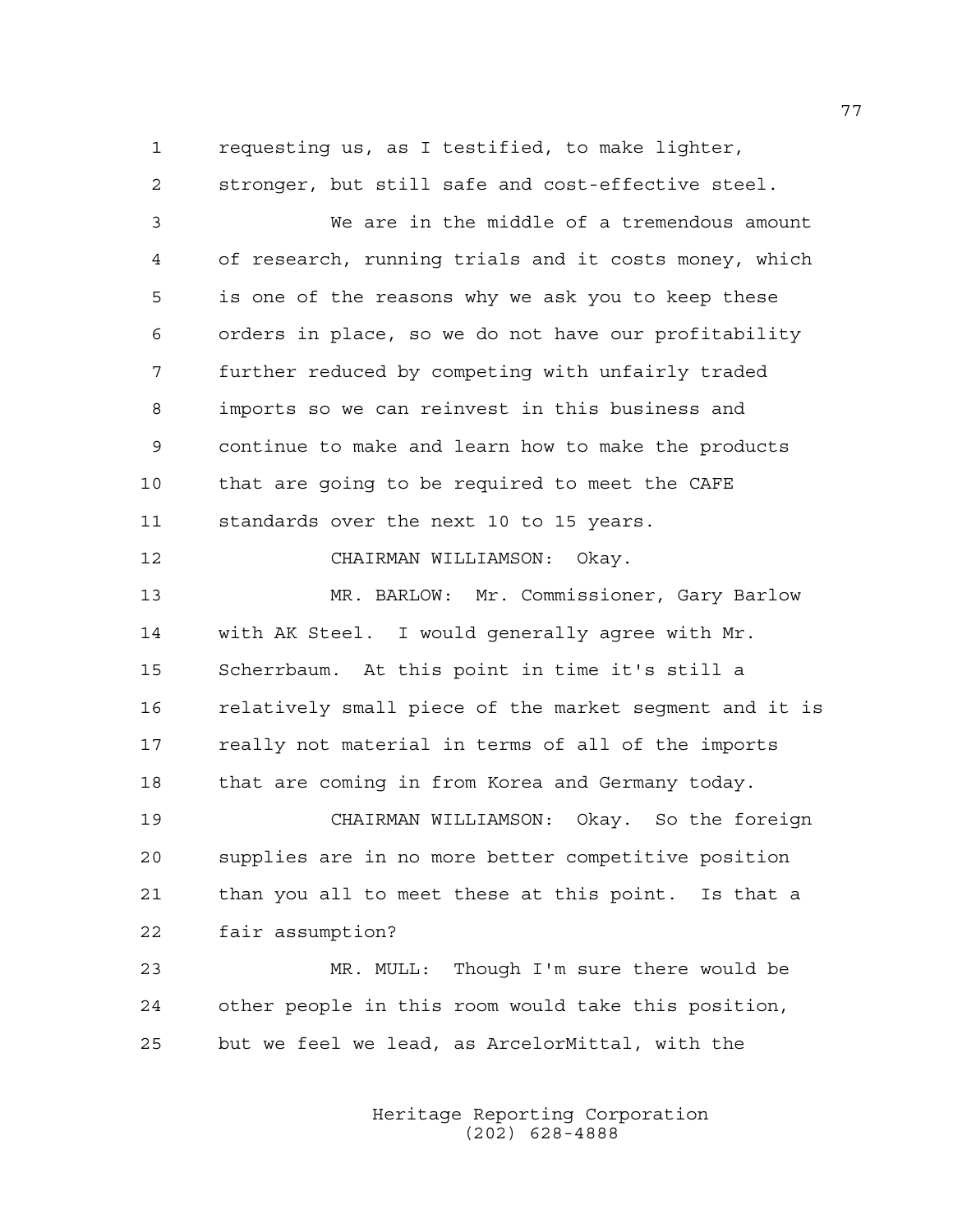requesting us, as I testified, to make lighter, stronger, but still safe and cost-effective steel.

We are in the middle of a tremendous amount of research, running trials and it costs money, which is one of the reasons why we ask you to keep these orders in place, so we do not have our profitability further reduced by competing with unfairly traded imports so we can reinvest in this business and continue to make and learn how to make the products that are going to be required to meet the CAFE standards over the next 10 to 15 years.

CHAIRMAN WILLIAMSON: Okay.

MR. BARLOW: Mr. Commissioner, Gary Barlow with AK Steel. I would generally agree with Mr. Scherrbaum. At this point in time it's still a relatively small piece of the market segment and it is really not material in terms of all of the imports that are coming in from Korea and Germany today.

CHAIRMAN WILLIAMSON: Okay. So the foreign supplies are in no more better competitive position than you all to meet these at this point. Is that a fair assumption?

MR. MULL: Though I'm sure there would be other people in this room would take this position, but we feel we lead, as ArcelorMittal, with the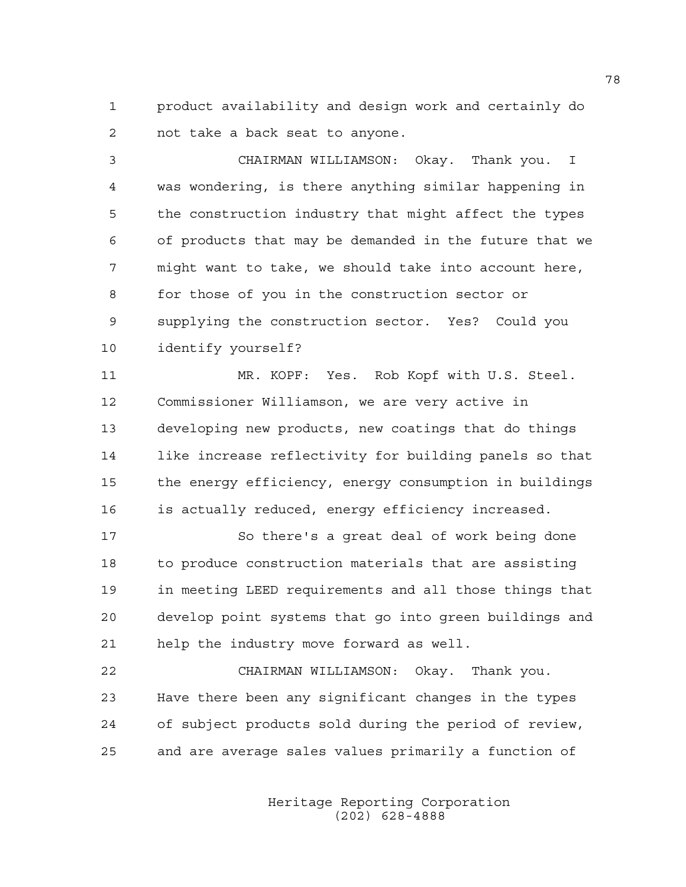product availability and design work and certainly do not take a back seat to anyone.

CHAIRMAN WILLIAMSON: Okay. Thank you. I was wondering, is there anything similar happening in the construction industry that might affect the types of products that may be demanded in the future that we might want to take, we should take into account here, for those of you in the construction sector or supplying the construction sector. Yes? Could you identify yourself?

MR. KOPF: Yes. Rob Kopf with U.S. Steel. Commissioner Williamson, we are very active in developing new products, new coatings that do things like increase reflectivity for building panels so that the energy efficiency, energy consumption in buildings is actually reduced, energy efficiency increased.

So there's a great deal of work being done to produce construction materials that are assisting in meeting LEED requirements and all those things that develop point systems that go into green buildings and help the industry move forward as well.

CHAIRMAN WILLIAMSON: Okay. Thank you. Have there been any significant changes in the types of subject products sold during the period of review, and are average sales values primarily a function of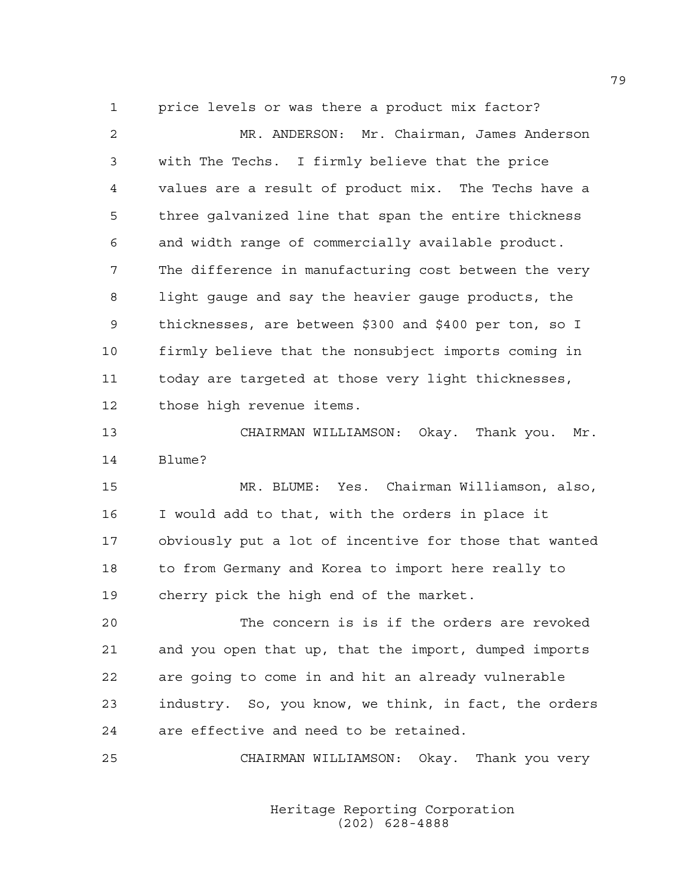price levels or was there a product mix factor?

MR. ANDERSON: Mr. Chairman, James Anderson with The Techs. I firmly believe that the price values are a result of product mix. The Techs have a three galvanized line that span the entire thickness and width range of commercially available product. The difference in manufacturing cost between the very light gauge and say the heavier gauge products, the thicknesses, are between $300 and $400 per ton, so I firmly believe that the nonsubject imports coming in today are targeted at those very light thicknesses, those high revenue items.

CHAIRMAN WILLIAMSON: Okay. Thank you. Mr. Blume?

MR. BLUME: Yes. Chairman Williamson, also, I would add to that, with the orders in place it obviously put a lot of incentive for those that wanted to from Germany and Korea to import here really to cherry pick the high end of the market.

The concern is is if the orders are revoked and you open that up, that the import, dumped imports are going to come in and hit an already vulnerable industry. So, you know, we think, in fact, the orders are effective and need to be retained.

CHAIRMAN WILLIAMSON: Okay. Thank you very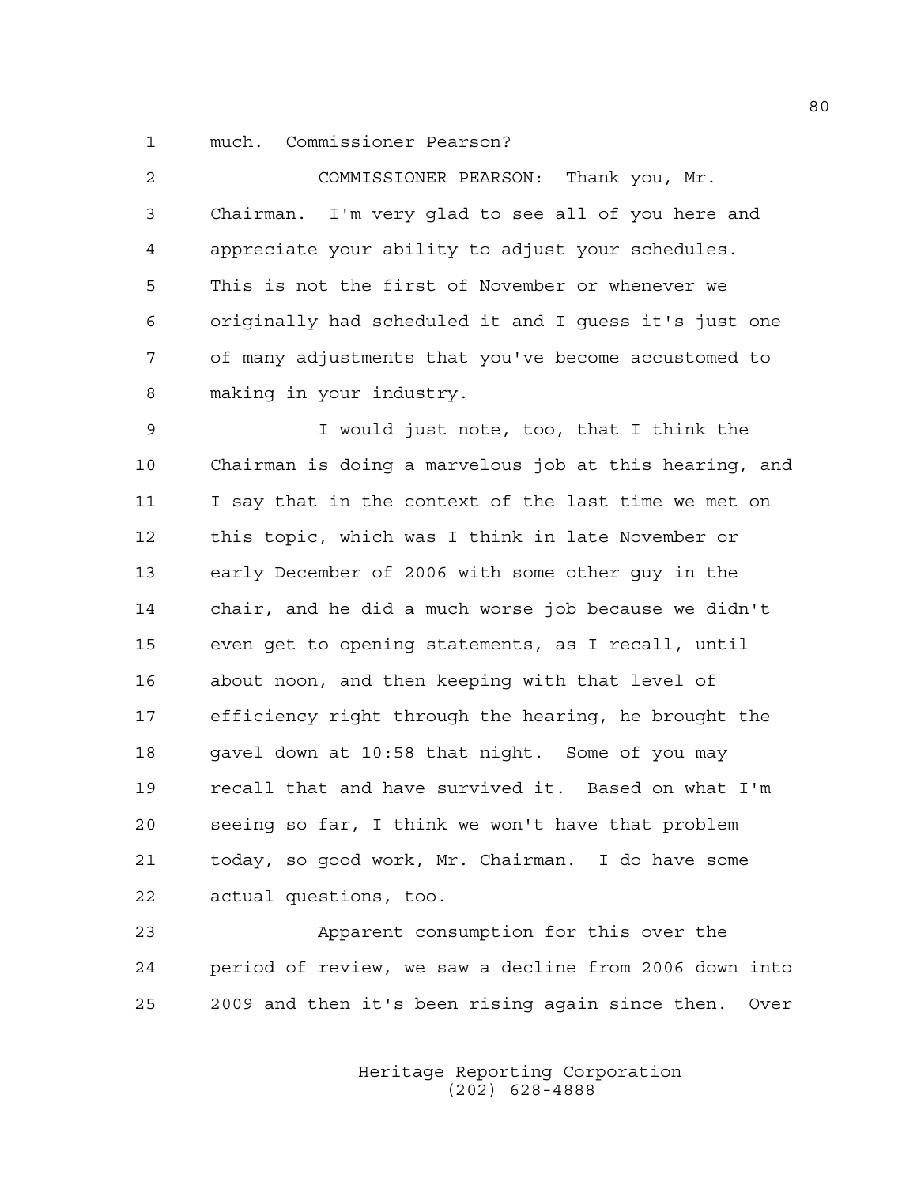much. Commissioner Pearson?

COMMISSIONER PEARSON: Thank you, Mr. Chairman. I'm very glad to see all of you here and appreciate your ability to adjust your schedules. This is not the first of November or whenever we originally had scheduled it and I guess it's just one of many adjustments that you've become accustomed to making in your industry.

I would just note, too, that I think the Chairman is doing a marvelous job at this hearing, and I say that in the context of the last time we met on this topic, which was I think in late November or early December of 2006 with some other guy in the chair, and he did a much worse job because we didn't even get to opening statements, as I recall, until about noon, and then keeping with that level of efficiency right through the hearing, he brought the gavel down at 10:58 that night. Some of you may recall that and have survived it. Based on what I'm seeing so far, I think we won't have that problem today, so good work, Mr. Chairman. I do have some actual questions, too.

Apparent consumption for this over the period of review, we saw a decline from 2006 down into 2009 and then it's been rising again since then. Over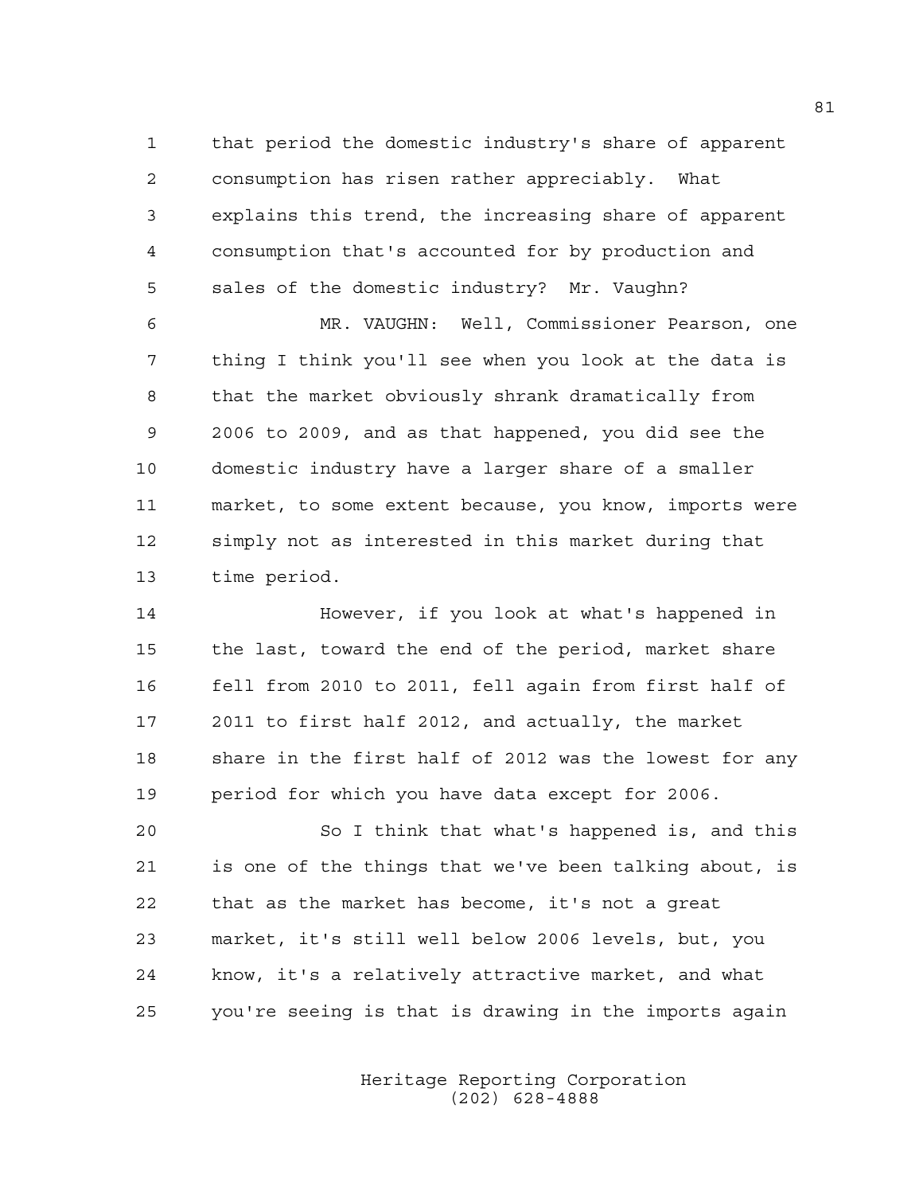that period the domestic industry's share of apparent consumption has risen rather appreciably. What explains this trend, the increasing share of apparent consumption that's accounted for by production and sales of the domestic industry? Mr. Vaughn?

MR. VAUGHN: Well, Commissioner Pearson, one thing I think you'll see when you look at the data is that the market obviously shrank dramatically from 2006 to 2009, and as that happened, you did see the domestic industry have a larger share of a smaller market, to some extent because, you know, imports were simply not as interested in this market during that time period.

However, if you look at what's happened in the last, toward the end of the period, market share fell from 2010 to 2011, fell again from first half of 2011 to first half 2012, and actually, the market share in the first half of 2012 was the lowest for any period for which you have data except for 2006.

So I think that what's happened is, and this is one of the things that we've been talking about, is that as the market has become, it's not a great market, it's still well below 2006 levels, but, you know, it's a relatively attractive market, and what you're seeing is that is drawing in the imports again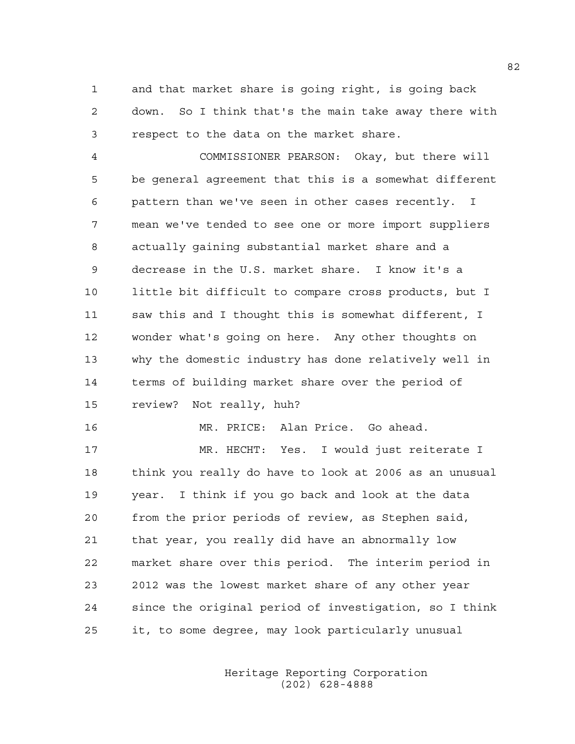and that market share is going right, is going back down. So I think that's the main take away there with respect to the data on the market share.

COMMISSIONER PEARSON: Okay, but there will be general agreement that this is a somewhat different pattern than we've seen in other cases recently. I mean we've tended to see one or more import suppliers actually gaining substantial market share and a decrease in the U.S. market share. I know it's a little bit difficult to compare cross products, but I saw this and I thought this is somewhat different, I wonder what's going on here. Any other thoughts on why the domestic industry has done relatively well in terms of building market share over the period of review? Not really, huh?

MR. PRICE: Alan Price. Go ahead.

MR. HECHT: Yes. I would just reiterate I think you really do have to look at 2006 as an unusual year. I think if you go back and look at the data from the prior periods of review, as Stephen said, that year, you really did have an abnormally low market share over this period. The interim period in 2012 was the lowest market share of any other year since the original period of investigation, so I think it, to some degree, may look particularly unusual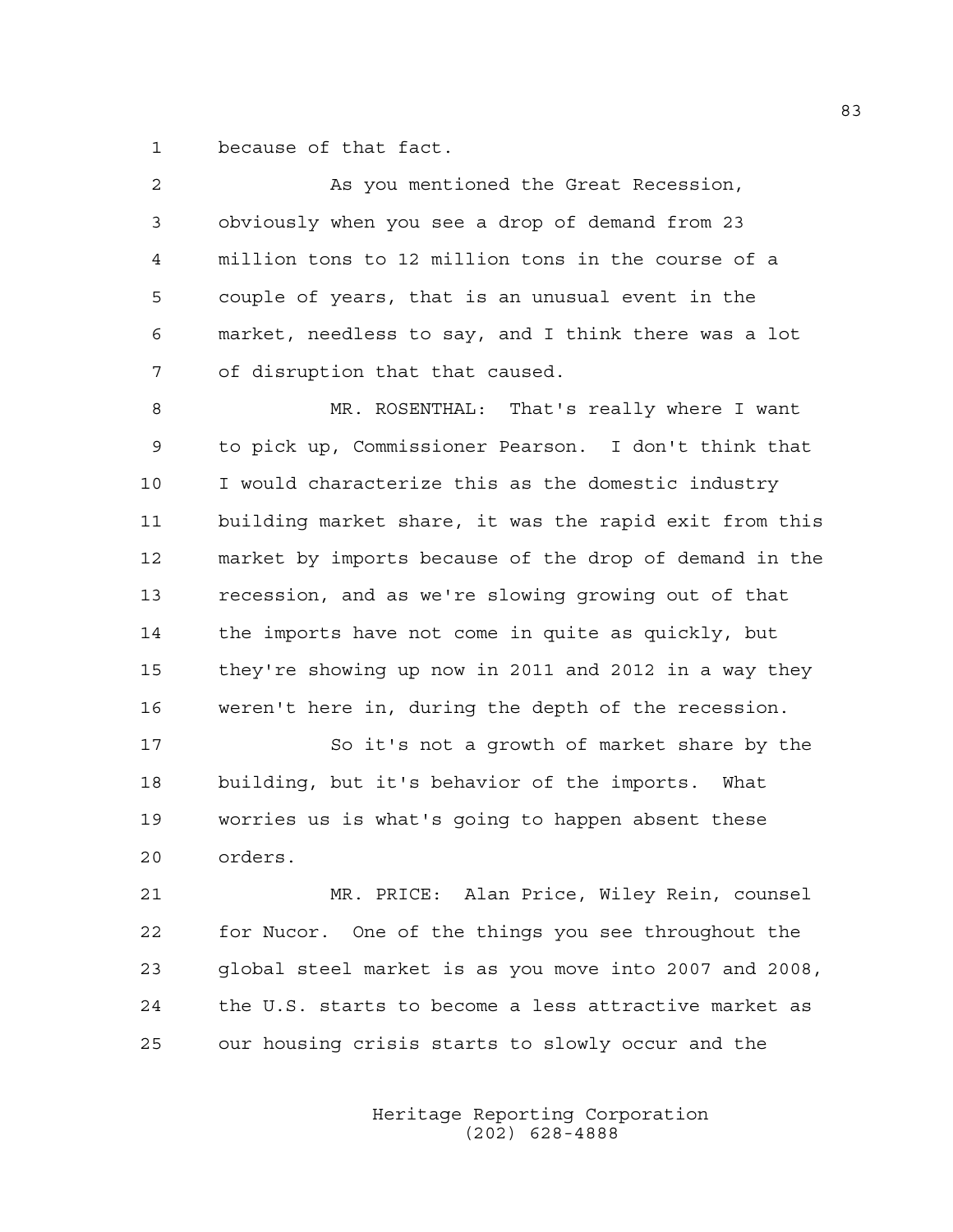because of that fact.

As you mentioned the Great Recession, obviously when you see a drop of demand from 23 million tons to 12 million tons in the course of a couple of years, that is an unusual event in the market, needless to say, and I think there was a lot of disruption that that caused.

MR. ROSENTHAL: That's really where I want to pick up, Commissioner Pearson. I don't think that I would characterize this as the domestic industry building market share, it was the rapid exit from this market by imports because of the drop of demand in the recession, and as we're slowing growing out of that the imports have not come in quite as quickly, but they're showing up now in 2011 and 2012 in a way they weren't here in, during the depth of the recession.

So it's not a growth of market share by the building, but it's behavior of the imports. What worries us is what's going to happen absent these orders.

MR. PRICE: Alan Price, Wiley Rein, counsel for Nucor. One of the things you see throughout the global steel market is as you move into 2007 and 2008, the U.S. starts to become a less attractive market as our housing crisis starts to slowly occur and the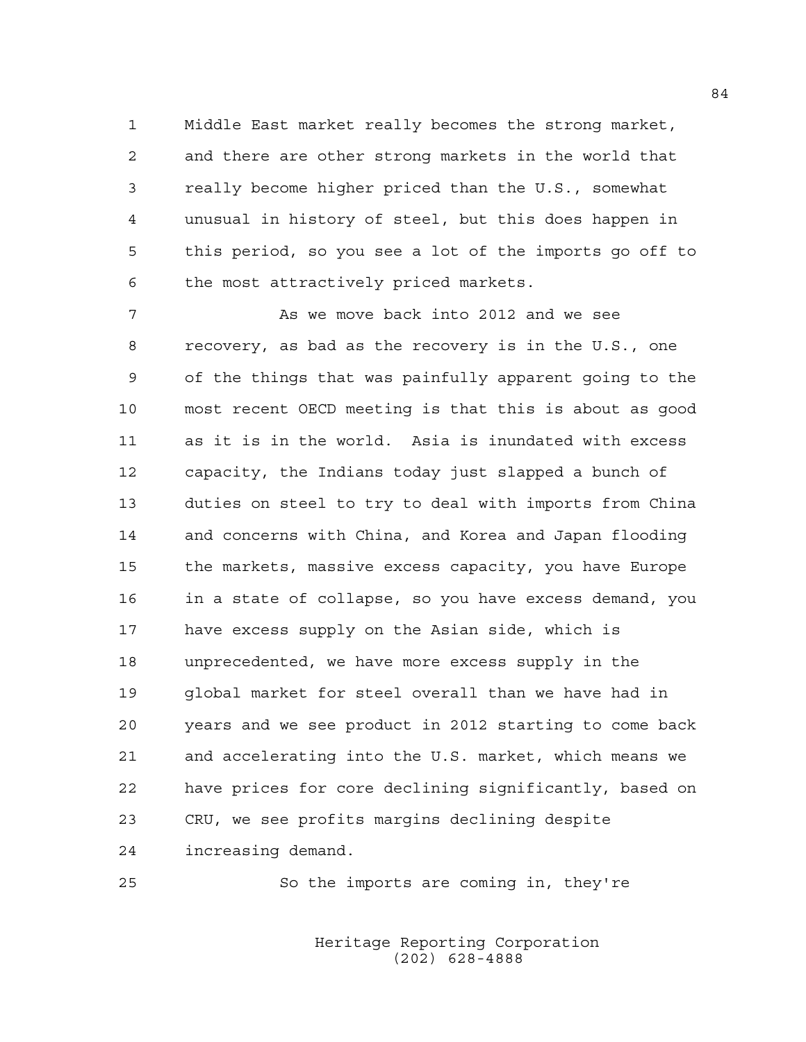Middle East market really becomes the strong market, and there are other strong markets in the world that really become higher priced than the U.S., somewhat unusual in history of steel, but this does happen in this period, so you see a lot of the imports go off to the most attractively priced markets.

As we move back into 2012 and we see recovery, as bad as the recovery is in the U.S., one of the things that was painfully apparent going to the most recent OECD meeting is that this is about as good as it is in the world. Asia is inundated with excess capacity, the Indians today just slapped a bunch of duties on steel to try to deal with imports from China and concerns with China, and Korea and Japan flooding the markets, massive excess capacity, you have Europe in a state of collapse, so you have excess demand, you have excess supply on the Asian side, which is unprecedented, we have more excess supply in the global market for steel overall than we have had in years and we see product in 2012 starting to come back and accelerating into the U.S. market, which means we have prices for core declining significantly, based on CRU, we see profits margins declining despite increasing demand.

So the imports are coming in, they're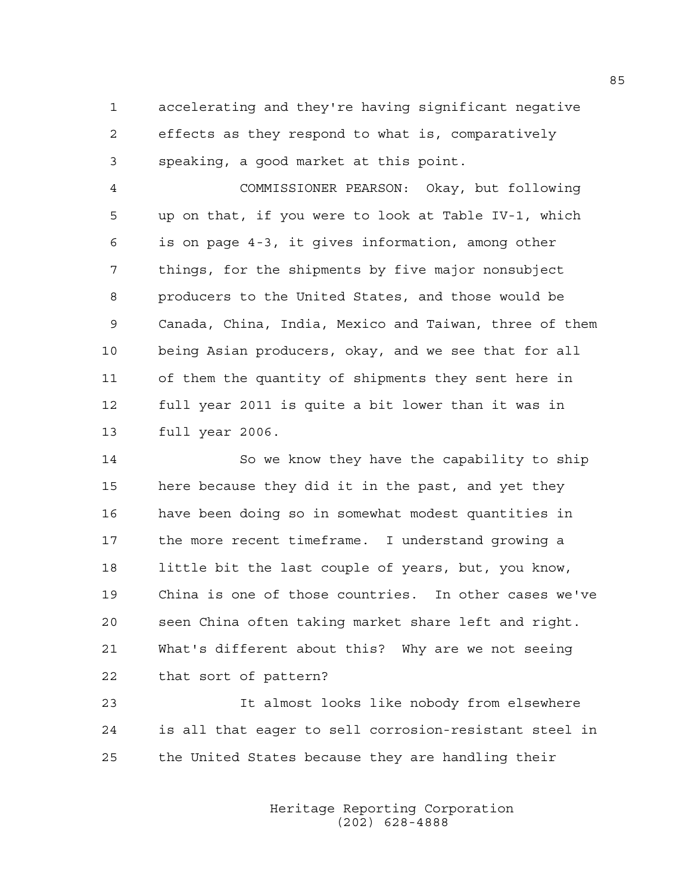accelerating and they're having significant negative effects as they respond to what is, comparatively speaking, a good market at this point.

COMMISSIONER PEARSON: Okay, but following up on that, if you were to look at Table IV-1, which is on page 4-3, it gives information, among other things, for the shipments by five major nonsubject producers to the United States, and those would be Canada, China, India, Mexico and Taiwan, three of them being Asian producers, okay, and we see that for all of them the quantity of shipments they sent here in full year 2011 is quite a bit lower than it was in full year 2006.

So we know they have the capability to ship here because they did it in the past, and yet they have been doing so in somewhat modest quantities in the more recent timeframe. I understand growing a little bit the last couple of years, but, you know, China is one of those countries. In other cases we've seen China often taking market share left and right. What's different about this? Why are we not seeing that sort of pattern?

It almost looks like nobody from elsewhere is all that eager to sell corrosion-resistant steel in the United States because they are handling their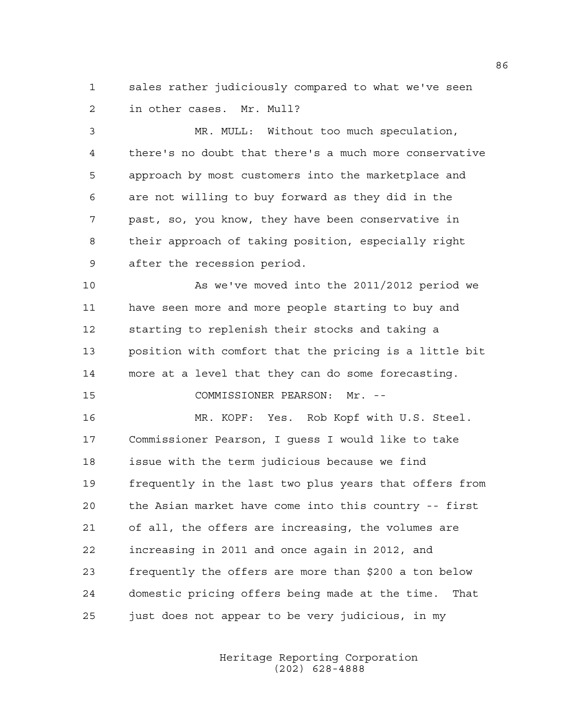sales rather judiciously compared to what we've seen in other cases. Mr. Mull?

MR. MULL: Without too much speculation, there's no doubt that there's a much more conservative approach by most customers into the marketplace and are not willing to buy forward as they did in the past, so, you know, they have been conservative in their approach of taking position, especially right after the recession period.

As we've moved into the 2011/2012 period we have seen more and more people starting to buy and starting to replenish their stocks and taking a position with comfort that the pricing is a little bit more at a level that they can do some forecasting.

COMMISSIONER PEARSON: Mr. --

MR. KOPF: Yes. Rob Kopf with U.S. Steel. Commissioner Pearson, I guess I would like to take issue with the term judicious because we find frequently in the last two plus years that offers from the Asian market have come into this country -- first of all, the offers are increasing, the volumes are increasing in 2011 and once again in 2012, and frequently the offers are more than $200 a ton below domestic pricing offers being made at the time. That just does not appear to be very judicious, in my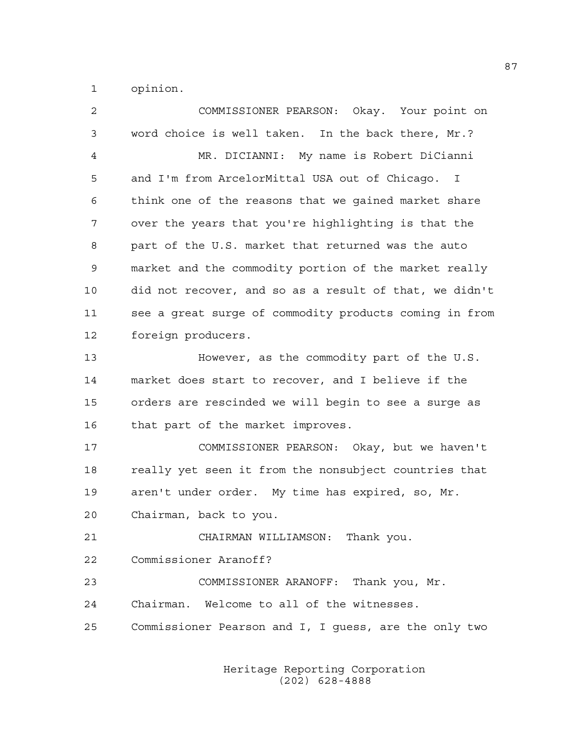opinion.

COMMISSIONER PEARSON: Okay. Your point on word choice is well taken. In the back there, Mr.?

MR. DICIANNI: My name is Robert DiCianni and I'm from ArcelorMittal USA out of Chicago. I think one of the reasons that we gained market share over the years that you're highlighting is that the part of the U.S. market that returned was the auto market and the commodity portion of the market really did not recover, and so as a result of that, we didn't see a great surge of commodity products coming in from foreign producers.

However, as the commodity part of the U.S. market does start to recover, and I believe if the orders are rescinded we will begin to see a surge as that part of the market improves.

COMMISSIONER PEARSON: Okay, but we haven't really yet seen it from the nonsubject countries that aren't under order. My time has expired, so, Mr. Chairman, back to you.

CHAIRMAN WILLIAMSON: Thank you. Commissioner Aranoff?

COMMISSIONER ARANOFF: Thank you, Mr. Chairman. Welcome to all of the witnesses. Commissioner Pearson and I, I guess, are the only two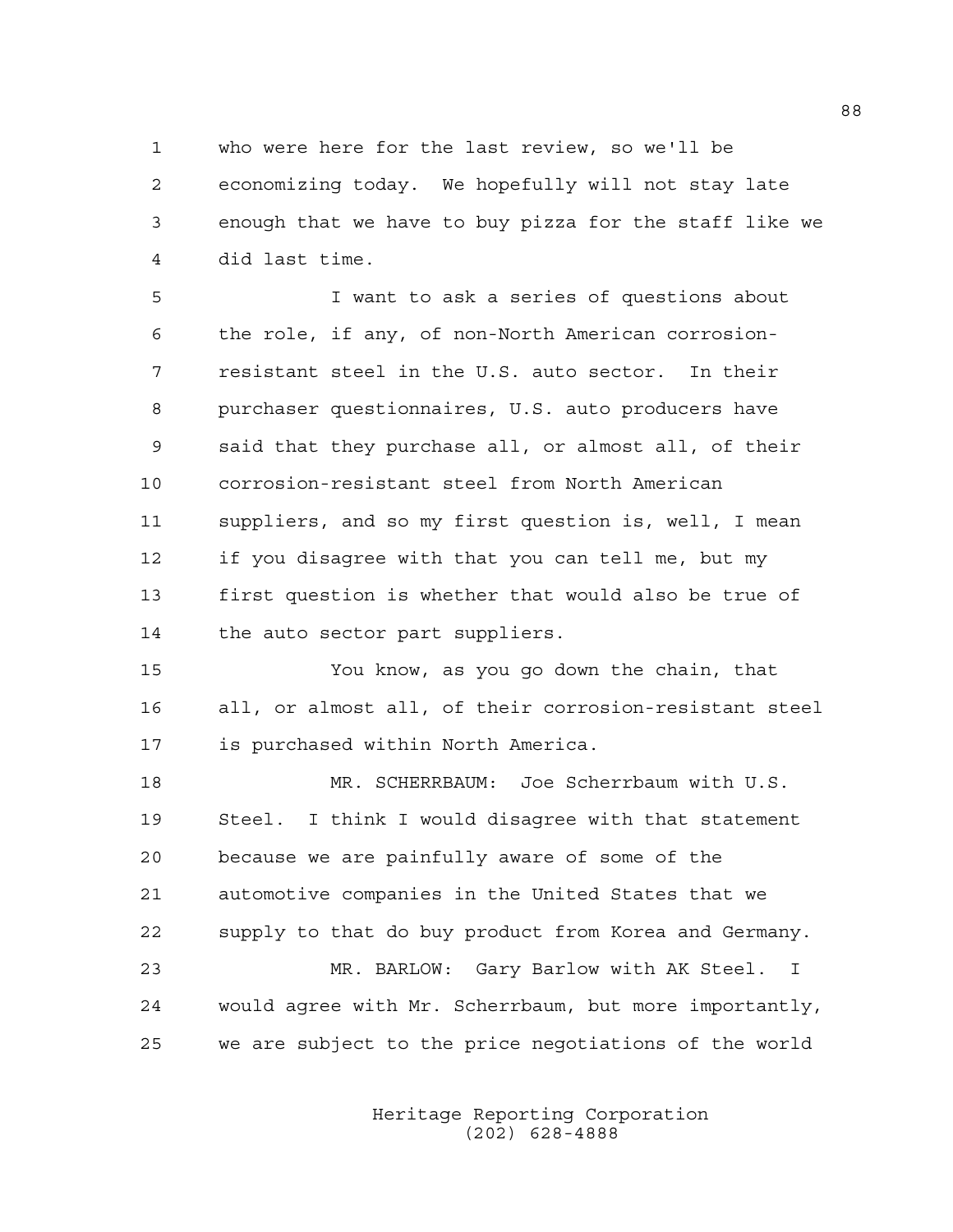who were here for the last review, so we'll be economizing today. We hopefully will not stay late enough that we have to buy pizza for the staff like we did last time.

I want to ask a series of questions about the role, if any, of non-North American corrosion-resistant steel in the U.S. auto sector. In their purchaser questionnaires, U.S. auto producers have said that they purchase all, or almost all, of their corrosion-resistant steel from North American suppliers, and so my first question is, well, I mean if you disagree with that you can tell me, but my first question is whether that would also be true of the auto sector part suppliers.

You know, as you go down the chain, that all, or almost all, of their corrosion-resistant steel is purchased within North America.

MR. SCHERRBAUM: Joe Scherrbaum with U.S. Steel. I think I would disagree with that statement because we are painfully aware of some of the automotive companies in the United States that we supply to that do buy product from Korea and Germany.

MR. BARLOW: Gary Barlow with AK Steel. I would agree with Mr. Scherrbaum, but more importantly, we are subject to the price negotiations of the world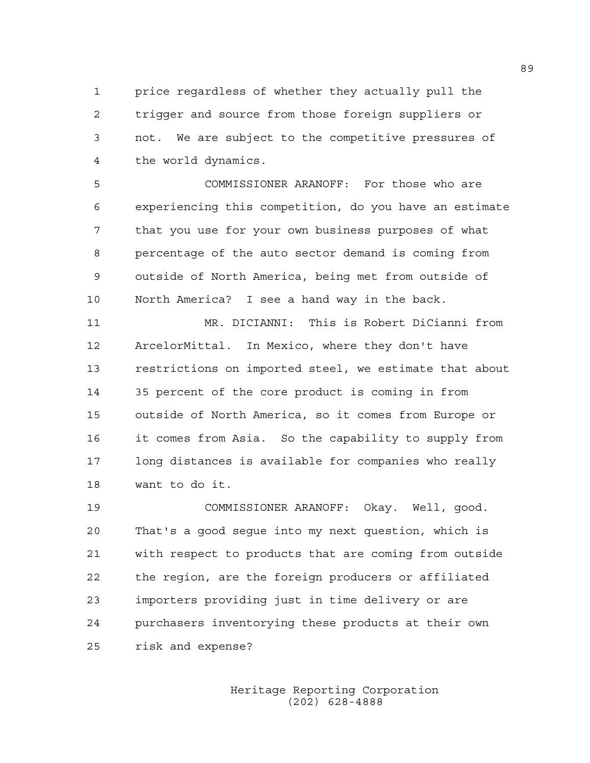price regardless of whether they actually pull the trigger and source from those foreign suppliers or not. We are subject to the competitive pressures of the world dynamics.

COMMISSIONER ARANOFF: For those who are experiencing this competition, do you have an estimate that you use for your own business purposes of what percentage of the auto sector demand is coming from outside of North America, being met from outside of North America? I see a hand way in the back.

MR. DICIANNI: This is Robert DiCianni from ArcelorMittal. In Mexico, where they don't have restrictions on imported steel, we estimate that about 35 percent of the core product is coming in from outside of North America, so it comes from Europe or it comes from Asia. So the capability to supply from long distances is available for companies who really want to do it.

COMMISSIONER ARANOFF: Okay. Well, good. That's a good segue into my next question, which is with respect to products that are coming from outside the region, are the foreign producers or affiliated importers providing just in time delivery or are purchasers inventorying these products at their own risk and expense?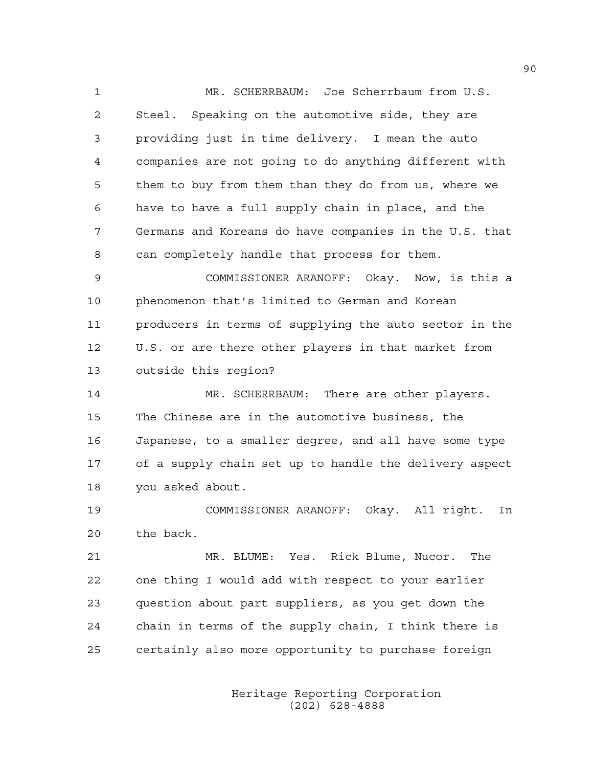MR. SCHERRBAUM: Joe Scherrbaum from U.S. Steel. Speaking on the automotive side, they are providing just in time delivery. I mean the auto companies are not going to do anything different with them to buy from them than they do from us, where we have to have a full supply chain in place, and the Germans and Koreans do have companies in the U.S. that can completely handle that process for them.

COMMISSIONER ARANOFF: Okay. Now, is this a phenomenon that's limited to German and Korean producers in terms of supplying the auto sector in the U.S. or are there other players in that market from outside this region?

MR. SCHERRBAUM: There are other players. The Chinese are in the automotive business, the Japanese, to a smaller degree, and all have some type of a supply chain set up to handle the delivery aspect you asked about.

COMMISSIONER ARANOFF: Okay. All right. In the back.

MR. BLUME: Yes. Rick Blume, Nucor. The one thing I would add with respect to your earlier question about part suppliers, as you get down the chain in terms of the supply chain, I think there is certainly also more opportunity to purchase foreign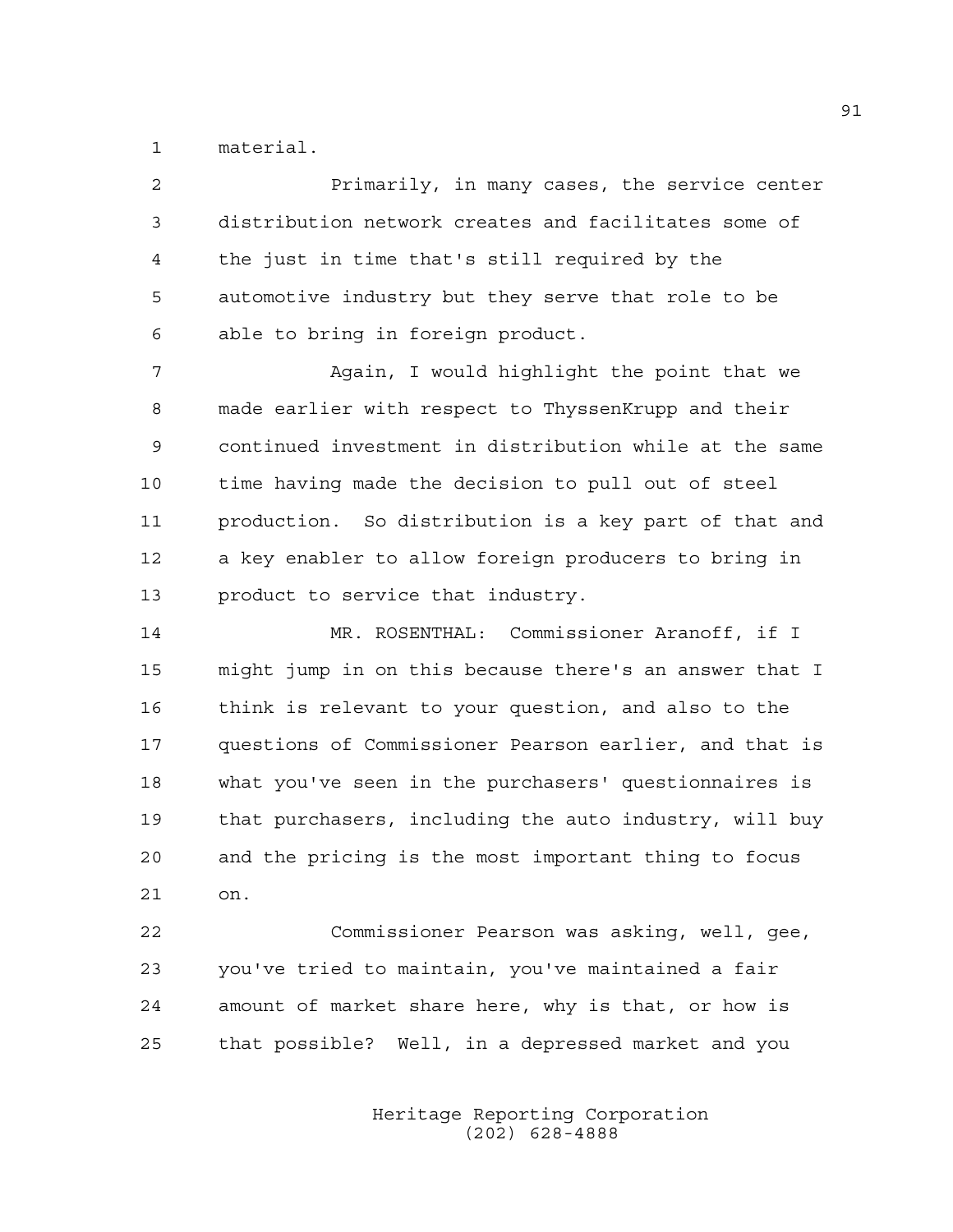material.

Primarily, in many cases, the service center distribution network creates and facilitates some of the just in time that's still required by the automotive industry but they serve that role to be able to bring in foreign product.

Again, I would highlight the point that we made earlier with respect to ThyssenKrupp and their continued investment in distribution while at the same time having made the decision to pull out of steel production. So distribution is a key part of that and a key enabler to allow foreign producers to bring in product to service that industry.

MR. ROSENTHAL: Commissioner Aranoff, if I might jump in on this because there's an answer that I think is relevant to your question, and also to the questions of Commissioner Pearson earlier, and that is what you've seen in the purchasers' questionnaires is that purchasers, including the auto industry, will buy and the pricing is the most important thing to focus on.

Commissioner Pearson was asking, well, gee, you've tried to maintain, you've maintained a fair amount of market share here, why is that, or how is that possible? Well, in a depressed market and you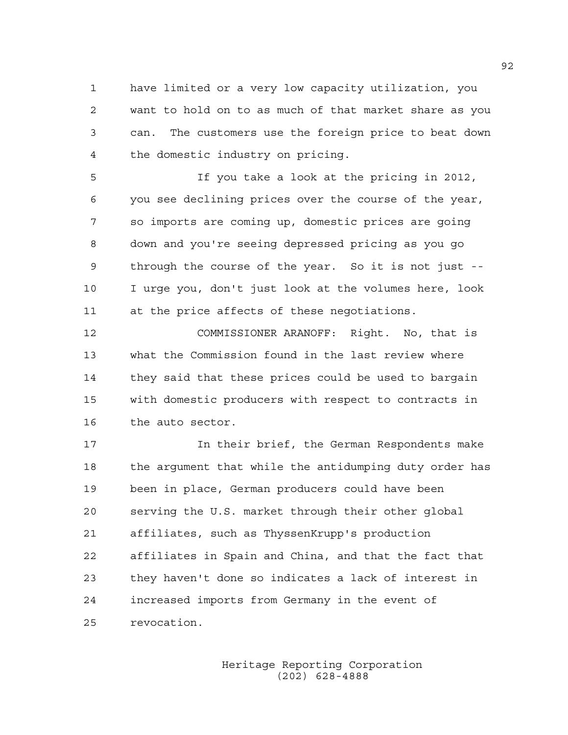have limited or a very low capacity utilization, you want to hold on to as much of that market share as you can. The customers use the foreign price to beat down the domestic industry on pricing.

If you take a look at the pricing in 2012, you see declining prices over the course of the year, so imports are coming up, domestic prices are going down and you're seeing depressed pricing as you go through the course of the year. So it is not just -- I urge you, don't just look at the volumes here, look at the price affects of these negotiations.

COMMISSIONER ARANOFF: Right. No, that is what the Commission found in the last review where they said that these prices could be used to bargain with domestic producers with respect to contracts in the auto sector.

In their brief, the German Respondents make the argument that while the antidumping duty order has been in place, German producers could have been serving the U.S. market through their other global affiliates, such as ThyssenKrupp's production affiliates in Spain and China, and that the fact that they haven't done so indicates a lack of interest in increased imports from Germany in the event of revocation.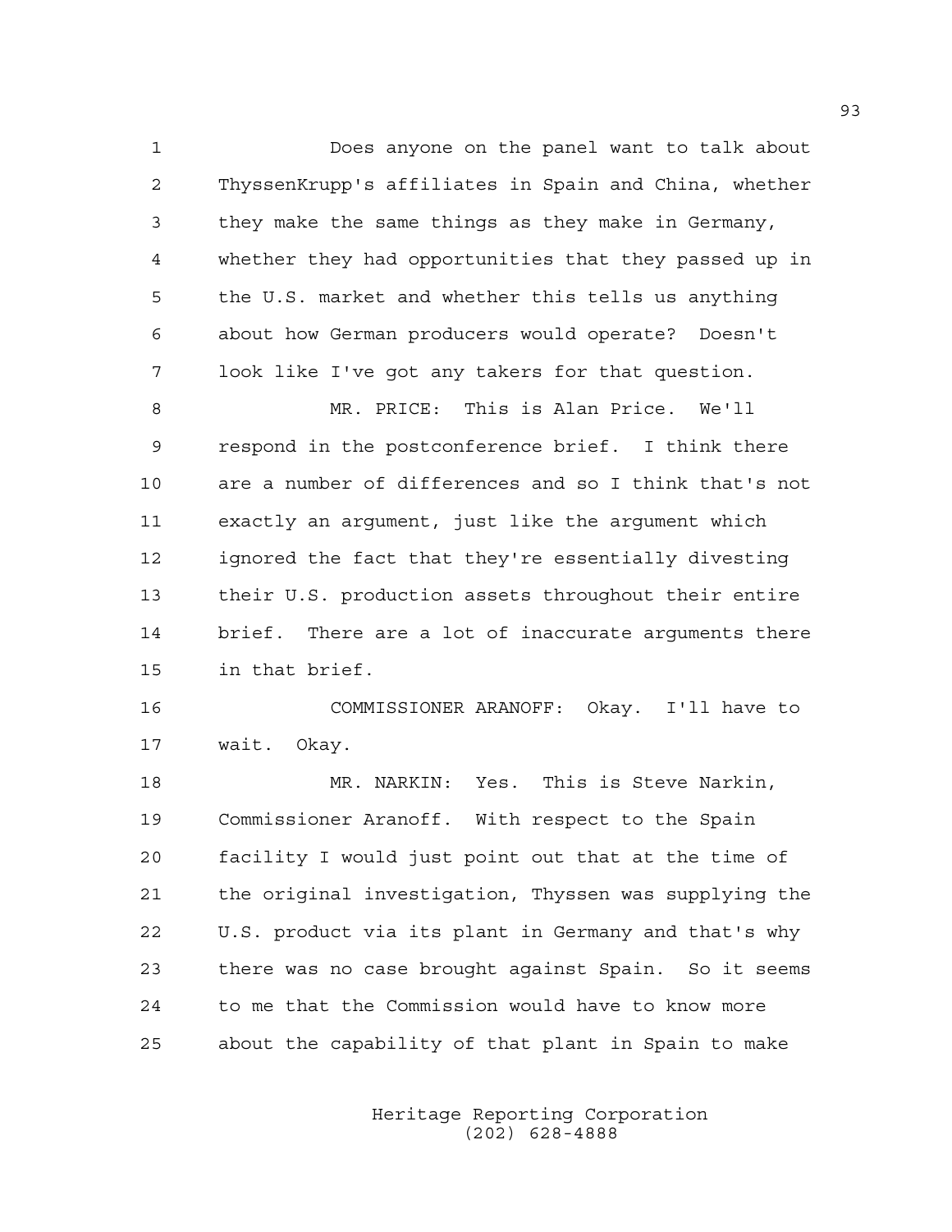Does anyone on the panel want to talk about ThyssenKrupp's affiliates in Spain and China, whether they make the same things as they make in Germany, whether they had opportunities that they passed up in the U.S. market and whether this tells us anything about how German producers would operate? Doesn't look like I've got any takers for that question.

MR. PRICE: This is Alan Price. We'll respond in the postconference brief. I think there are a number of differences and so I think that's not exactly an argument, just like the argument which ignored the fact that they're essentially divesting their U.S. production assets throughout their entire brief. There are a lot of inaccurate arguments there in that brief.

COMMISSIONER ARANOFF: Okay. I'll have to wait. Okay.

MR. NARKIN: Yes. This is Steve Narkin, Commissioner Aranoff. With respect to the Spain facility I would just point out that at the time of the original investigation, Thyssen was supplying the U.S. product via its plant in Germany and that's why there was no case brought against Spain. So it seems to me that the Commission would have to know more about the capability of that plant in Spain to make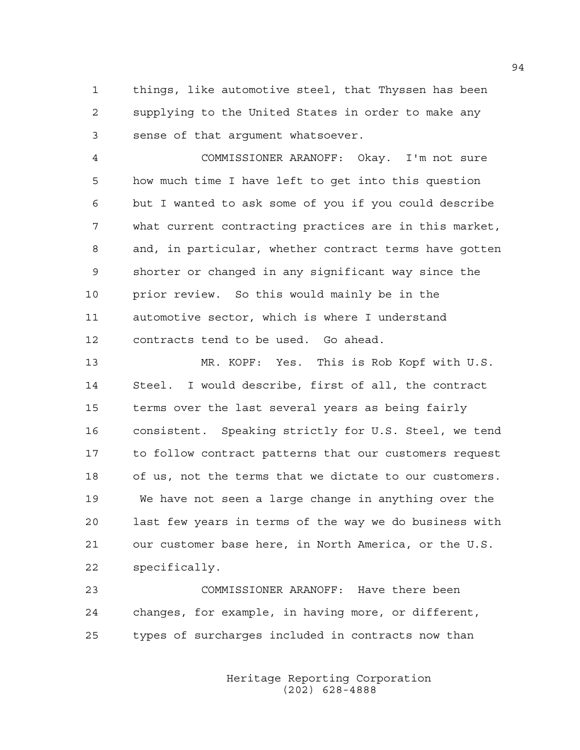things, like automotive steel, that Thyssen has been supplying to the United States in order to make any sense of that argument whatsoever.

COMMISSIONER ARANOFF: Okay. I'm not sure how much time I have left to get into this question but I wanted to ask some of you if you could describe what current contracting practices are in this market, and, in particular, whether contract terms have gotten shorter or changed in any significant way since the prior review. So this would mainly be in the automotive sector, which is where I understand contracts tend to be used. Go ahead.

MR. KOPF: Yes. This is Rob Kopf with U.S. Steel. I would describe, first of all, the contract terms over the last several years as being fairly consistent. Speaking strictly for U.S. Steel, we tend to follow contract patterns that our customers request of us, not the terms that we dictate to our customers. We have not seen a large change in anything over the last few years in terms of the way we do business with our customer base here, in North America, or the U.S. specifically.

COMMISSIONER ARANOFF: Have there been changes, for example, in having more, or different, types of surcharges included in contracts now than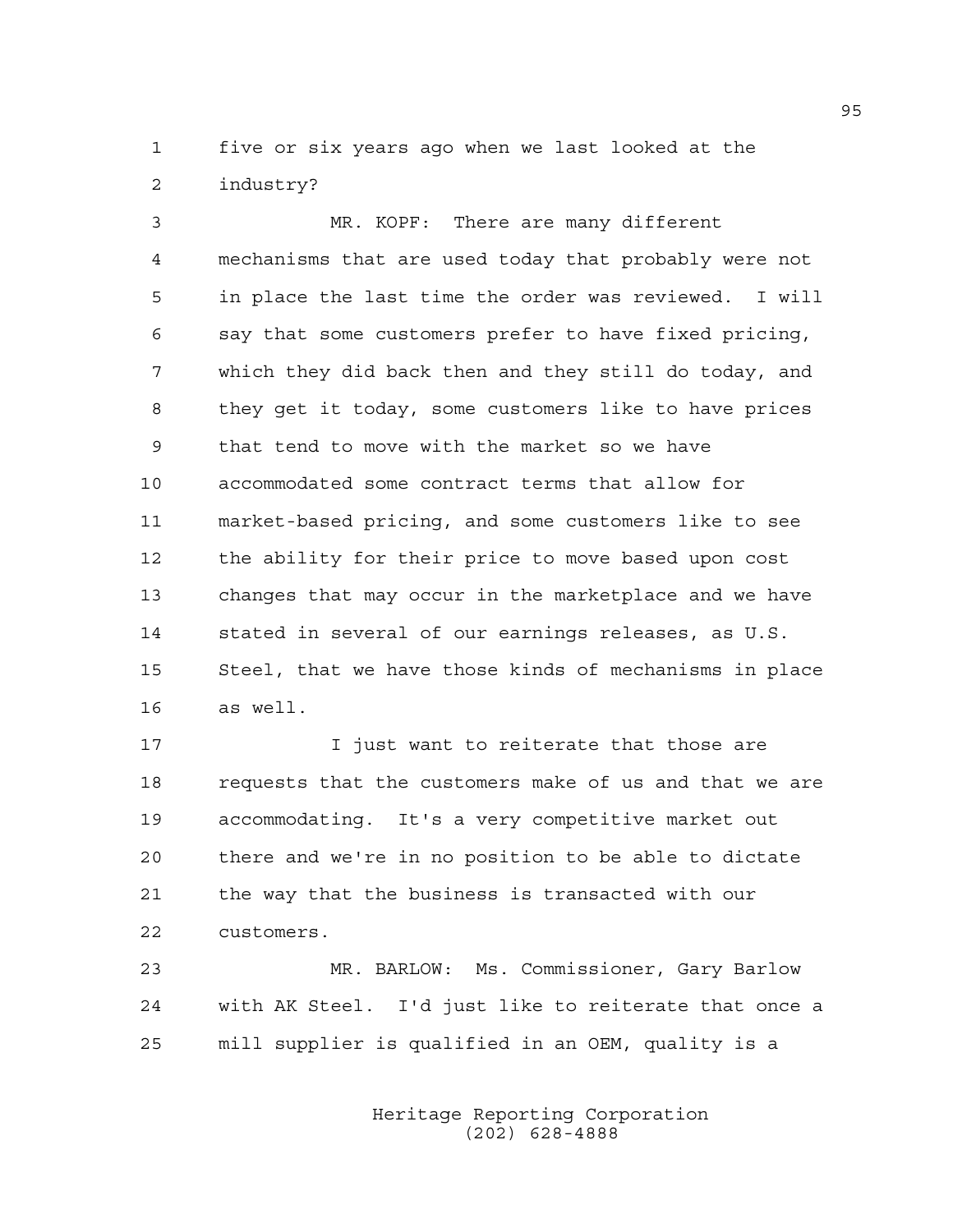five or six years ago when we last looked at the industry?

MR. KOPF: There are many different mechanisms that are used today that probably were not in place the last time the order was reviewed. I will say that some customers prefer to have fixed pricing, which they did back then and they still do today, and they get it today, some customers like to have prices that tend to move with the market so we have accommodated some contract terms that allow for market-based pricing, and some customers like to see the ability for their price to move based upon cost changes that may occur in the marketplace and we have stated in several of our earnings releases, as U.S. Steel, that we have those kinds of mechanisms in place as well.

I just want to reiterate that those are requests that the customers make of us and that we are accommodating. It's a very competitive market out there and we're in no position to be able to dictate the way that the business is transacted with our customers.

MR. BARLOW: Ms. Commissioner, Gary Barlow with AK Steel. I'd just like to reiterate that once a mill supplier is qualified in an OEM, quality is a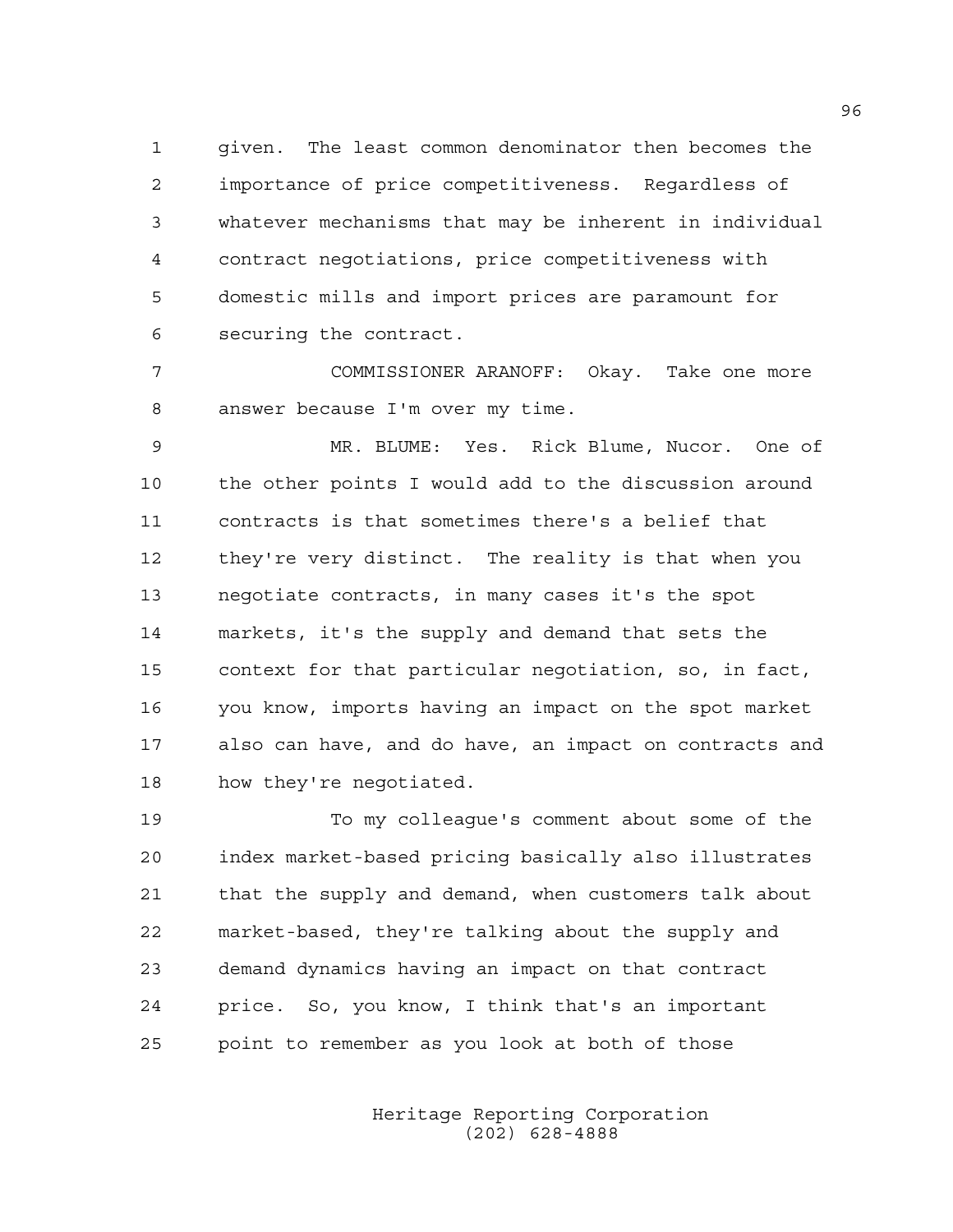given. The least common denominator then becomes the importance of price competitiveness. Regardless of whatever mechanisms that may be inherent in individual contract negotiations, price competitiveness with domestic mills and import prices are paramount for securing the contract.

COMMISSIONER ARANOFF: Okay. Take one more answer because I'm over my time.

MR. BLUME: Yes. Rick Blume, Nucor. One of the other points I would add to the discussion around contracts is that sometimes there's a belief that they're very distinct. The reality is that when you negotiate contracts, in many cases it's the spot markets, it's the supply and demand that sets the context for that particular negotiation, so, in fact, you know, imports having an impact on the spot market also can have, and do have, an impact on contracts and how they're negotiated.

To my colleague's comment about some of the index market-based pricing basically also illustrates that the supply and demand, when customers talk about market-based, they're talking about the supply and demand dynamics having an impact on that contract price. So, you know, I think that's an important point to remember as you look at both of those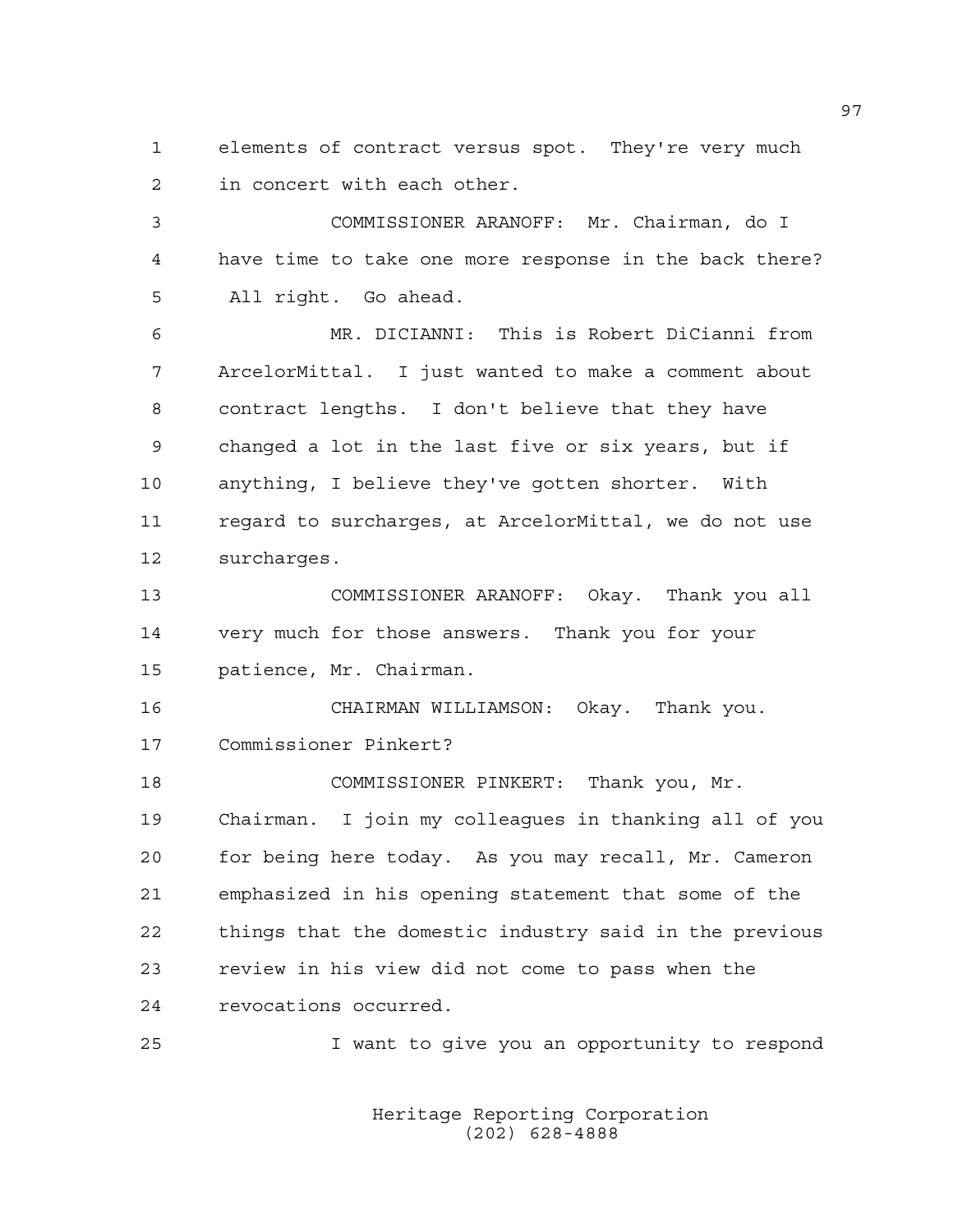elements of contract versus spot. They're very much in concert with each other.

COMMISSIONER ARANOFF: Mr. Chairman, do I have time to take one more response in the back there? All right. Go ahead.

MR. DICIANNI: This is Robert DiCianni from ArcelorMittal. I just wanted to make a comment about contract lengths. I don't believe that they have changed a lot in the last five or six years, but if anything, I believe they've gotten shorter. With regard to surcharges, at ArcelorMittal, we do not use surcharges.

COMMISSIONER ARANOFF: Okay. Thank you all very much for those answers. Thank you for your patience, Mr. Chairman.

CHAIRMAN WILLIAMSON: Okay. Thank you. Commissioner Pinkert?

COMMISSIONER PINKERT: Thank you, Mr. Chairman. I join my colleagues in thanking all of you for being here today. As you may recall, Mr. Cameron emphasized in his opening statement that some of the things that the domestic industry said in the previous review in his view did not come to pass when the revocations occurred.

I want to give you an opportunity to respond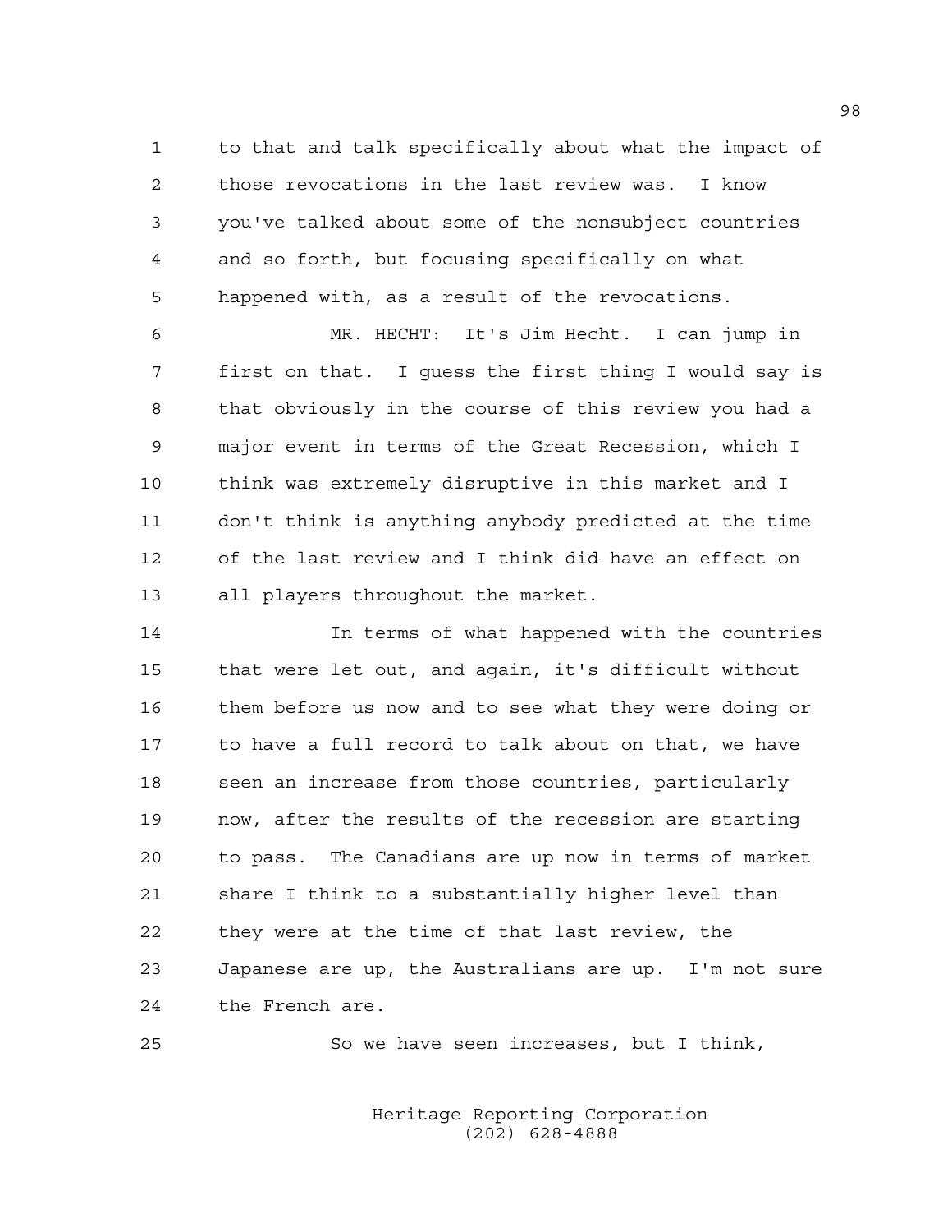to that and talk specifically about what the impact of those revocations in the last review was. I know you've talked about some of the nonsubject countries and so forth, but focusing specifically on what happened with, as a result of the revocations.

MR. HECHT: It's Jim Hecht. I can jump in first on that. I guess the first thing I would say is that obviously in the course of this review you had a major event in terms of the Great Recession, which I think was extremely disruptive in this market and I don't think is anything anybody predicted at the time of the last review and I think did have an effect on all players throughout the market.

In terms of what happened with the countries that were let out, and again, it's difficult without them before us now and to see what they were doing or to have a full record to talk about on that, we have seen an increase from those countries, particularly now, after the results of the recession are starting to pass. The Canadians are up now in terms of market share I think to a substantially higher level than they were at the time of that last review, the Japanese are up, the Australians are up. I'm not sure the French are.

So we have seen increases, but I think,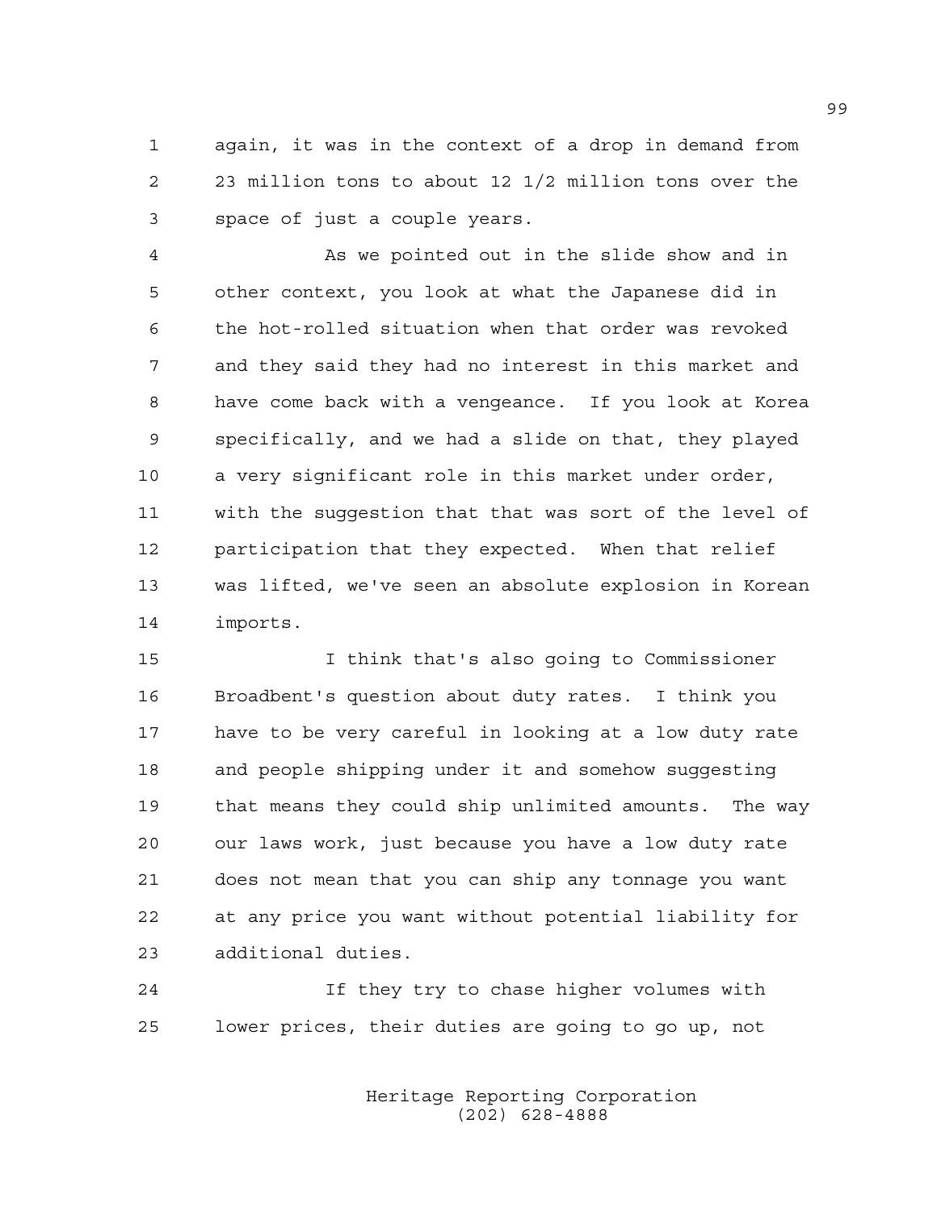again, it was in the context of a drop in demand from 23 million tons to about 12 1/2 million tons over the space of just a couple years.

As we pointed out in the slide show and in other context, you look at what the Japanese did in the hot-rolled situation when that order was revoked and they said they had no interest in this market and have come back with a vengeance. If you look at Korea specifically, and we had a slide on that, they played a very significant role in this market under order, with the suggestion that that was sort of the level of participation that they expected. When that relief was lifted, we've seen an absolute explosion in Korean imports.

I think that's also going to Commissioner Broadbent's question about duty rates. I think you have to be very careful in looking at a low duty rate and people shipping under it and somehow suggesting that means they could ship unlimited amounts. The way our laws work, just because you have a low duty rate does not mean that you can ship any tonnage you want at any price you want without potential liability for additional duties.

If they try to chase higher volumes with lower prices, their duties are going to go up, not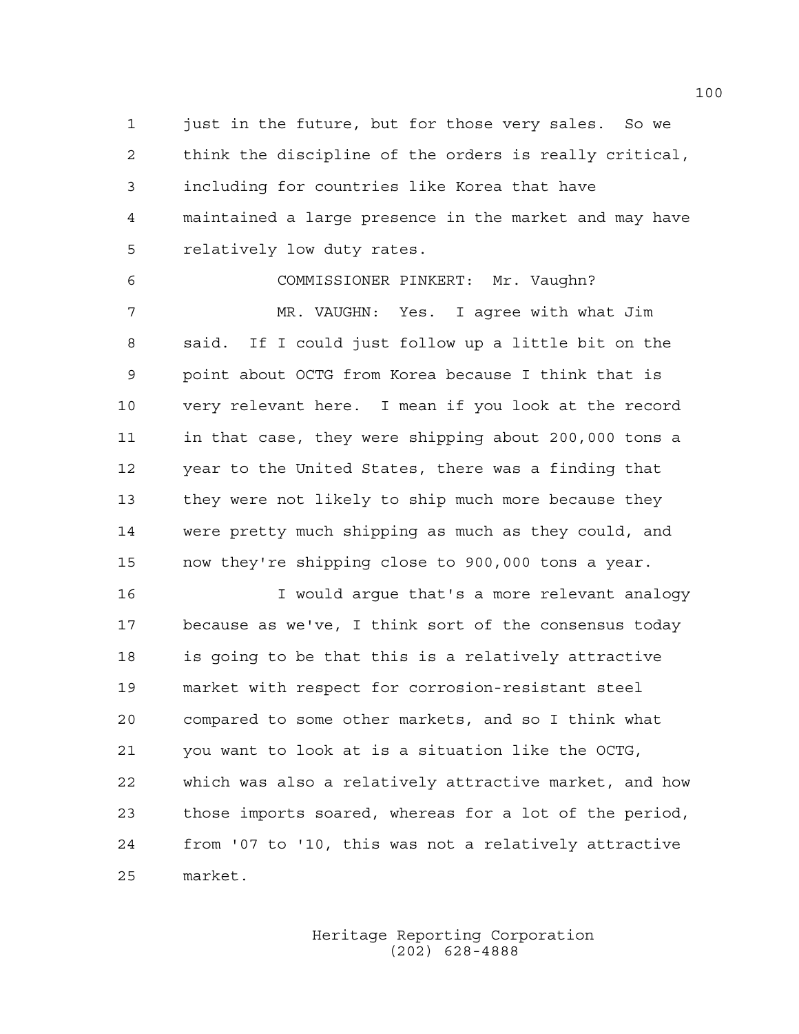just in the future, but for those very sales. So we think the discipline of the orders is really critical, including for countries like Korea that have maintained a large presence in the market and may have relatively low duty rates.

COMMISSIONER PINKERT: Mr. Vaughn?

MR. VAUGHN: Yes. I agree with what Jim said. If I could just follow up a little bit on the point about OCTG from Korea because I think that is very relevant here. I mean if you look at the record in that case, they were shipping about 200,000 tons a year to the United States, there was a finding that they were not likely to ship much more because they were pretty much shipping as much as they could, and now they're shipping close to 900,000 tons a year.

I would argue that's a more relevant analogy because as we've, I think sort of the consensus today is going to be that this is a relatively attractive market with respect for corrosion-resistant steel compared to some other markets, and so I think what you want to look at is a situation like the OCTG, which was also a relatively attractive market, and how those imports soared, whereas for a lot of the period, from '07 to '10, this was not a relatively attractive market.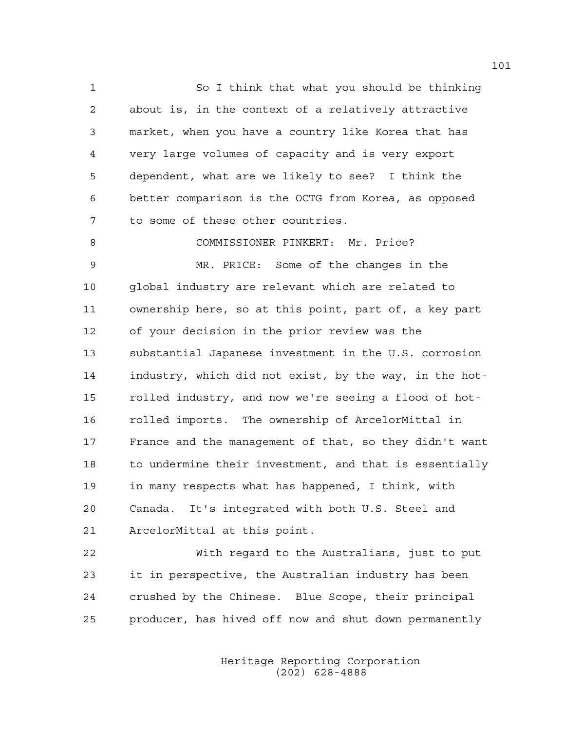So I think that what you should be thinking about is, in the context of a relatively attractive market, when you have a country like Korea that has very large volumes of capacity and is very export dependent, what are we likely to see? I think the better comparison is the OCTG from Korea, as opposed to some of these other countries.

COMMISSIONER PINKERT: Mr. Price?

MR. PRICE: Some of the changes in the global industry are relevant which are related to ownership here, so at this point, part of, a key part of your decision in the prior review was the substantial Japanese investment in the U.S. corrosion industry, which did not exist, by the way, in the hot-rolled industry, and now we're seeing a flood of hot-rolled imports. The ownership of ArcelorMittal in France and the management of that, so they didn't want to undermine their investment, and that is essentially in many respects what has happened, I think, with Canada. It's integrated with both U.S. Steel and ArcelorMittal at this point.

With regard to the Australians, just to put it in perspective, the Australian industry has been crushed by the Chinese. Blue Scope, their principal producer, has hived off now and shut down permanently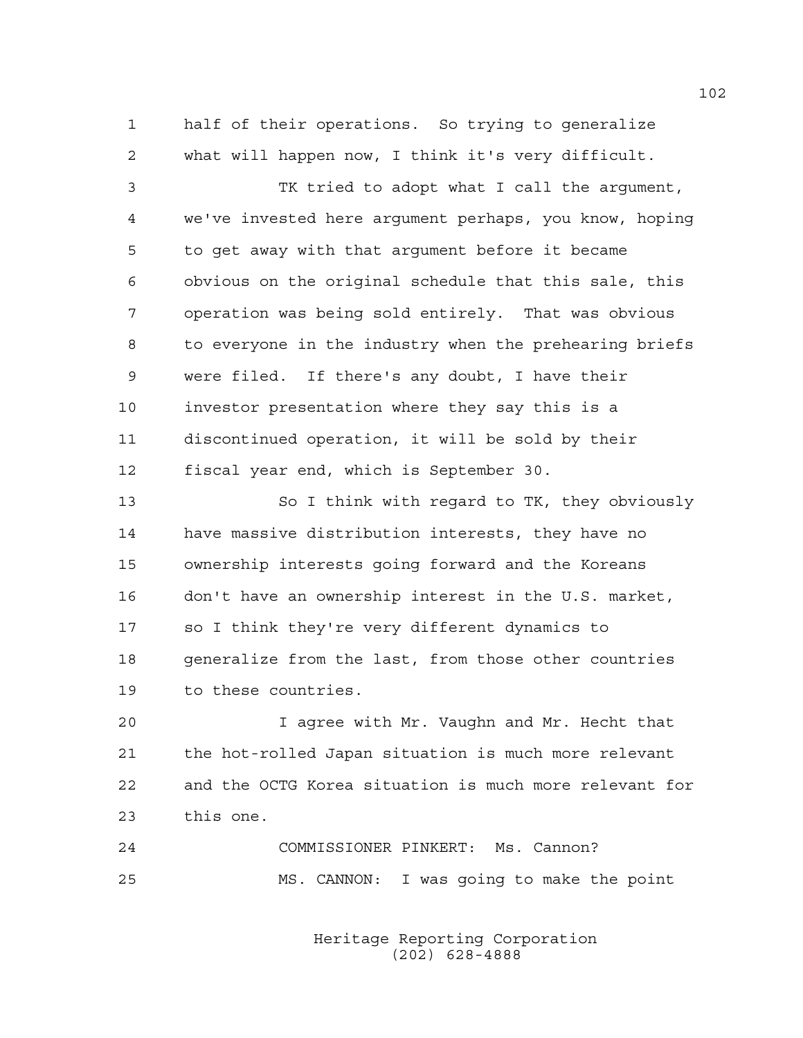half of their operations. So trying to generalize what will happen now, I think it's very difficult.

TK tried to adopt what I call the argument, we've invested here argument perhaps, you know, hoping to get away with that argument before it became obvious on the original schedule that this sale, this operation was being sold entirely. That was obvious to everyone in the industry when the prehearing briefs were filed. If there's any doubt, I have their investor presentation where they say this is a discontinued operation, it will be sold by their fiscal year end, which is September 30.

So I think with regard to TK, they obviously have massive distribution interests, they have no ownership interests going forward and the Koreans don't have an ownership interest in the U.S. market, so I think they're very different dynamics to generalize from the last, from those other countries to these countries.

I agree with Mr. Vaughn and Mr. Hecht that the hot-rolled Japan situation is much more relevant and the OCTG Korea situation is much more relevant for this one.

COMMISSIONER PINKERT: Ms. Cannon?

MS. CANNON: I was going to make the point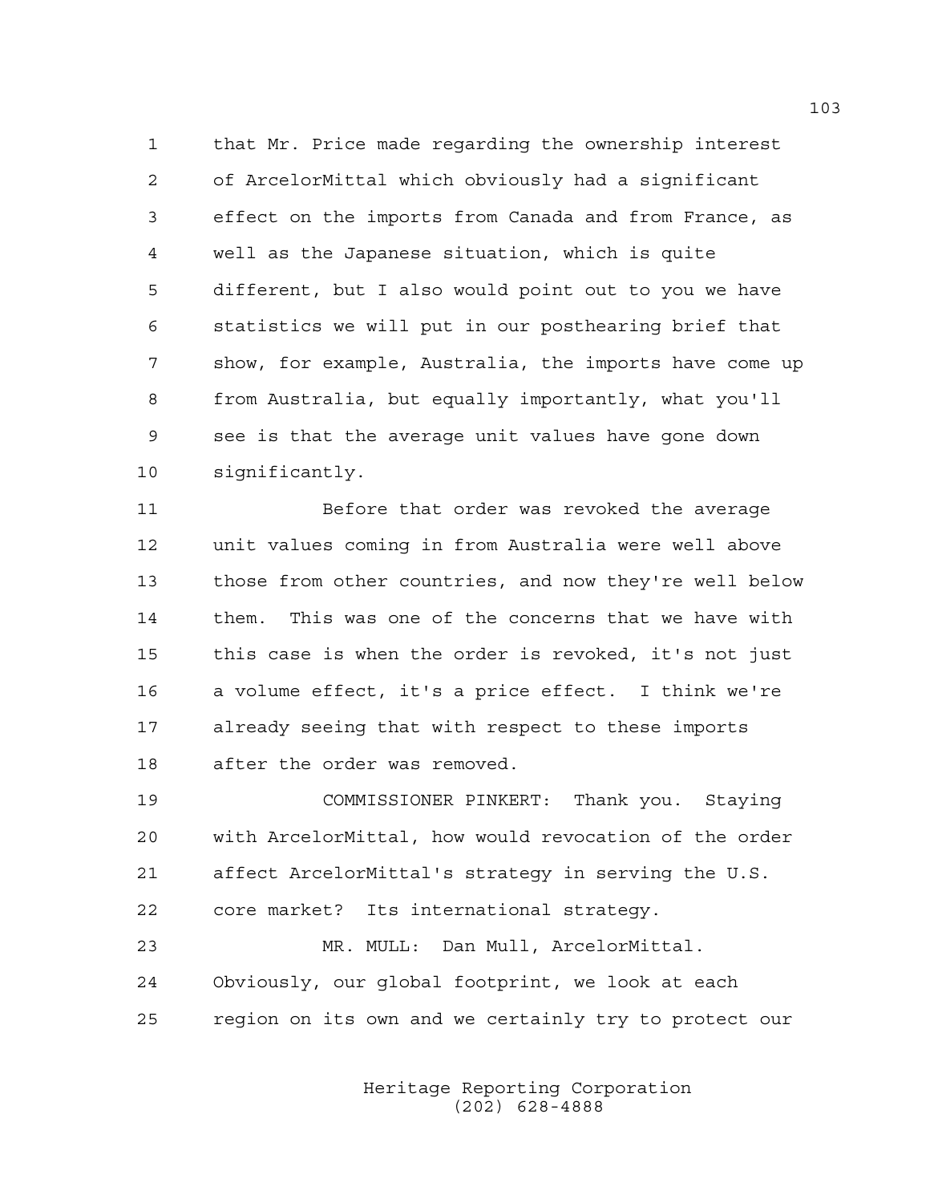that Mr. Price made regarding the ownership interest of ArcelorMittal which obviously had a significant effect on the imports from Canada and from France, as well as the Japanese situation, which is quite different, but I also would point out to you we have statistics we will put in our posthearing brief that show, for example, Australia, the imports have come up from Australia, but equally importantly, what you'll see is that the average unit values have gone down significantly.

Before that order was revoked the average unit values coming in from Australia were well above those from other countries, and now they're well below them. This was one of the concerns that we have with this case is when the order is revoked, it's not just a volume effect, it's a price effect. I think we're already seeing that with respect to these imports after the order was removed.

COMMISSIONER PINKERT: Thank you. Staying with ArcelorMittal, how would revocation of the order affect ArcelorMittal's strategy in serving the U.S. core market? Its international strategy.

MR. MULL: Dan Mull, ArcelorMittal. Obviously, our global footprint, we look at each region on its own and we certainly try to protect our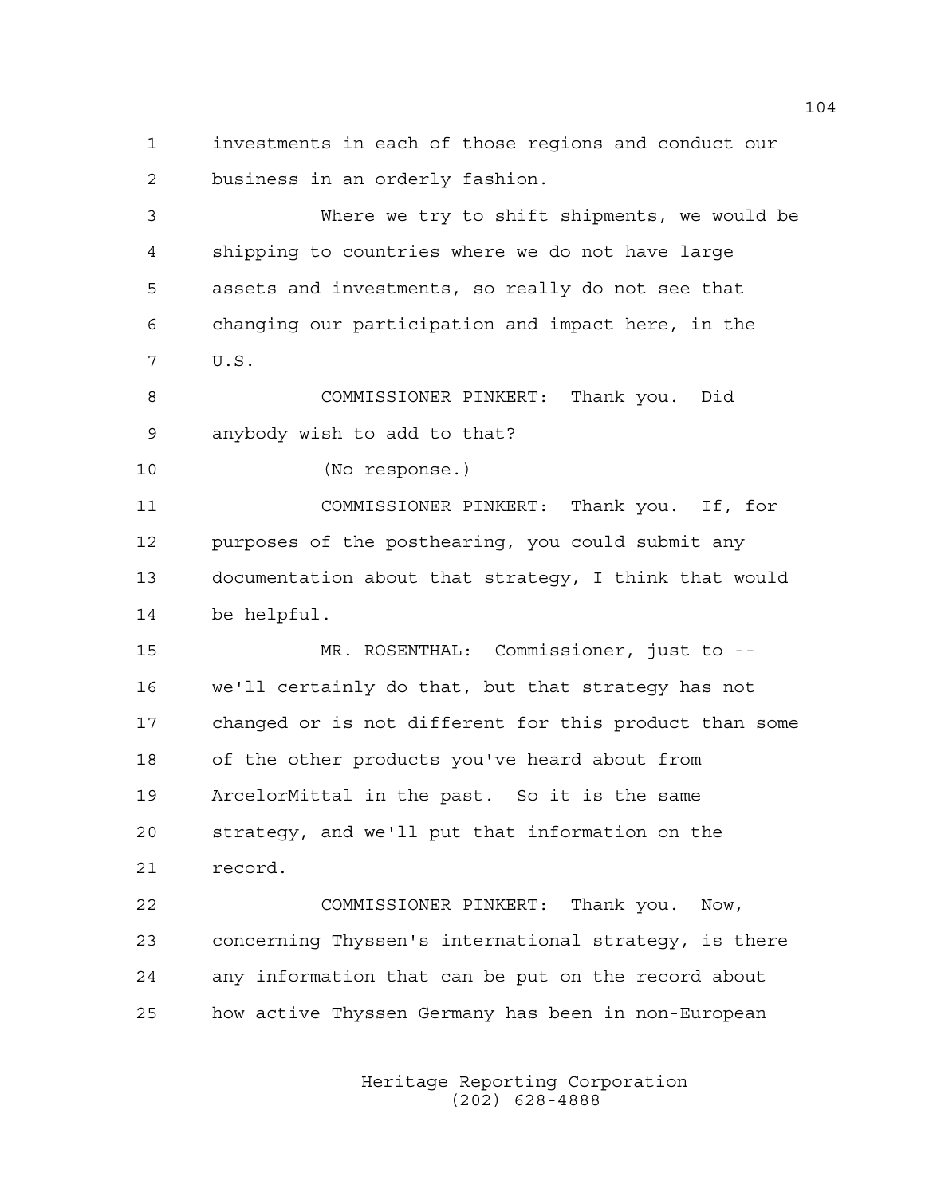investments in each of those regions and conduct our business in an orderly fashion.

Where we try to shift shipments, we would be shipping to countries where we do not have large assets and investments, so really do not see that changing our participation and impact here, in the U.S.

COMMISSIONER PINKERT: Thank you. Did anybody wish to add to that?

(No response.)

COMMISSIONER PINKERT: Thank you. If, for purposes of the posthearing, you could submit any documentation about that strategy, I think that would be helpful.

MR. ROSENTHAL: Commissioner, just to -- we'll certainly do that, but that strategy has not changed or is not different for this product than some of the other products you've heard about from ArcelorMittal in the past. So it is the same strategy, and we'll put that information on the record.

COMMISSIONER PINKERT: Thank you. Now, concerning Thyssen's international strategy, is there any information that can be put on the record about how active Thyssen Germany has been in non-European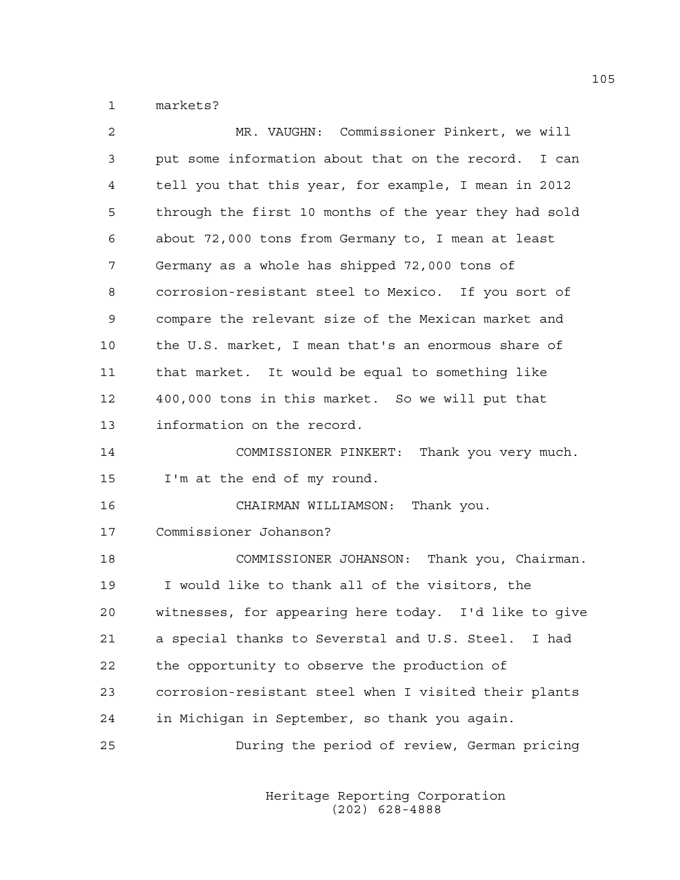markets?

MR. VAUGHN: Commissioner Pinkert, we will put some information about that on the record. I can tell you that this year, for example, I mean in 2012 through the first 10 months of the year they had sold about 72,000 tons from Germany to, I mean at least Germany as a whole has shipped 72,000 tons of corrosion-resistant steel to Mexico. If you sort of compare the relevant size of the Mexican market and the U.S. market, I mean that's an enormous share of that market. It would be equal to something like 400,000 tons in this market. So we will put that information on the record.

COMMISSIONER PINKERT: Thank you very much. I'm at the end of my round.

CHAIRMAN WILLIAMSON: Thank you. Commissioner Johanson?

COMMISSIONER JOHANSON: Thank you, Chairman. I would like to thank all of the visitors, the witnesses, for appearing here today. I'd like to give a special thanks to Severstal and U.S. Steel. I had the opportunity to observe the production of corrosion-resistant steel when I visited their plants in Michigan in September, so thank you again.

During the period of review, German pricing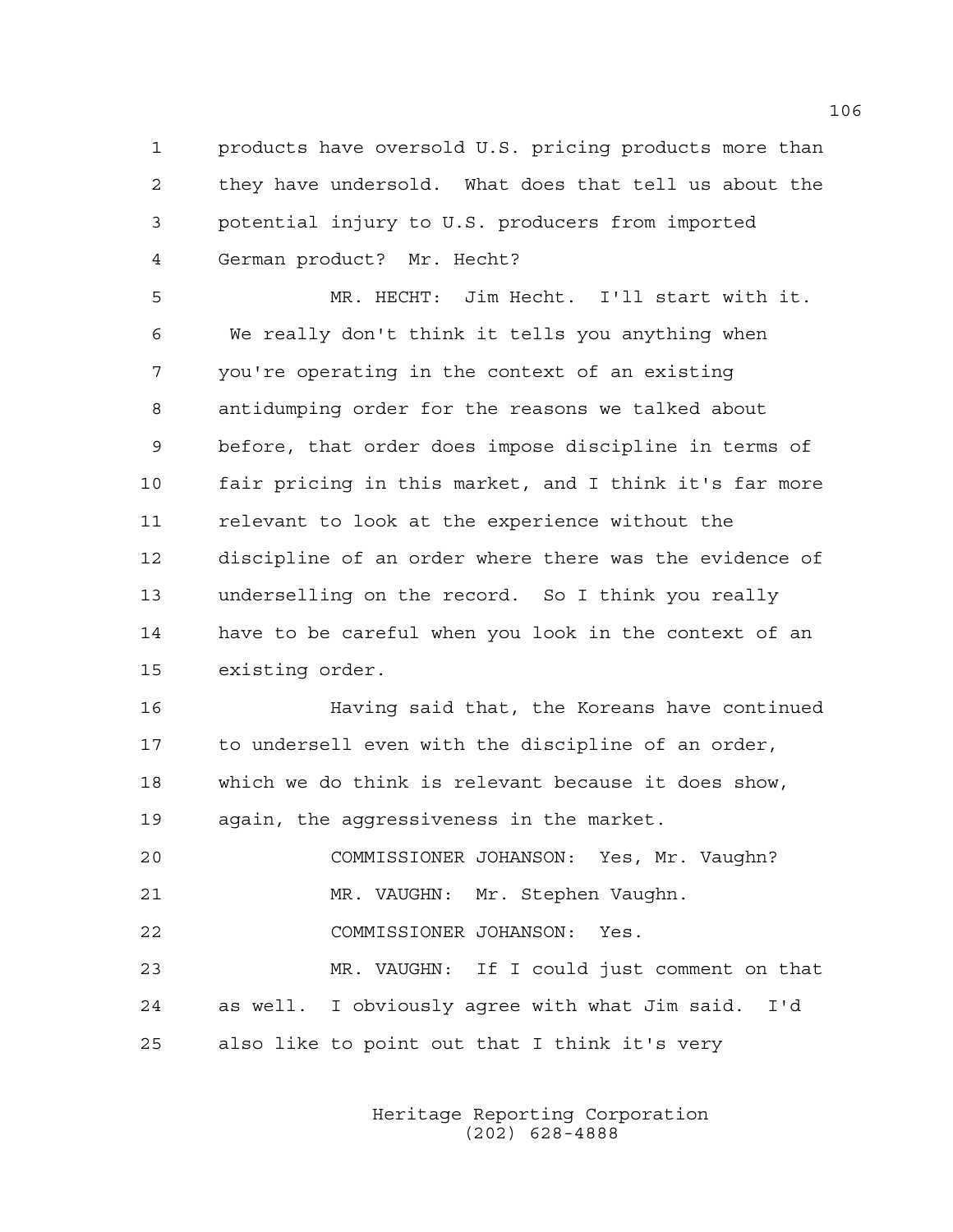products have oversold U.S. pricing products more than they have undersold. What does that tell us about the potential injury to U.S. producers from imported German product? Mr. Hecht?

MR. HECHT: Jim Hecht. I'll start with it. We really don't think it tells you anything when you're operating in the context of an existing antidumping order for the reasons we talked about before, that order does impose discipline in terms of fair pricing in this market, and I think it's far more relevant to look at the experience without the discipline of an order where there was the evidence of underselling on the record. So I think you really have to be careful when you look in the context of an existing order.

Having said that, the Koreans have continued to undersell even with the discipline of an order, which we do think is relevant because it does show, again, the aggressiveness in the market.

COMMISSIONER JOHANSON: Yes, Mr. Vaughn?

MR. VAUGHN: Mr. Stephen Vaughn.

COMMISSIONER JOHANSON: Yes.

MR. VAUGHN: If I could just comment on that as well. I obviously agree with what Jim said. I'd also like to point out that I think it's very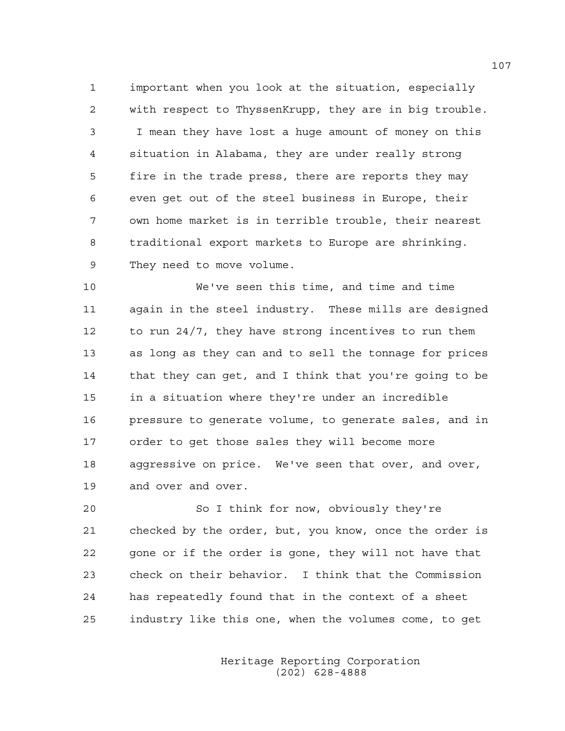important when you look at the situation, especially with respect to ThyssenKrupp, they are in big trouble. I mean they have lost a huge amount of money on this situation in Alabama, they are under really strong fire in the trade press, there are reports they may even get out of the steel business in Europe, their own home market is in terrible trouble, their nearest traditional export markets to Europe are shrinking. They need to move volume.

We've seen this time, and time and time again in the steel industry. These mills are designed to run 24/7, they have strong incentives to run them as long as they can and to sell the tonnage for prices that they can get, and I think that you're going to be in a situation where they're under an incredible pressure to generate volume, to generate sales, and in order to get those sales they will become more aggressive on price. We've seen that over, and over, and over and over.

So I think for now, obviously they're checked by the order, but, you know, once the order is gone or if the order is gone, they will not have that check on their behavior. I think that the Commission has repeatedly found that in the context of a sheet industry like this one, when the volumes come, to get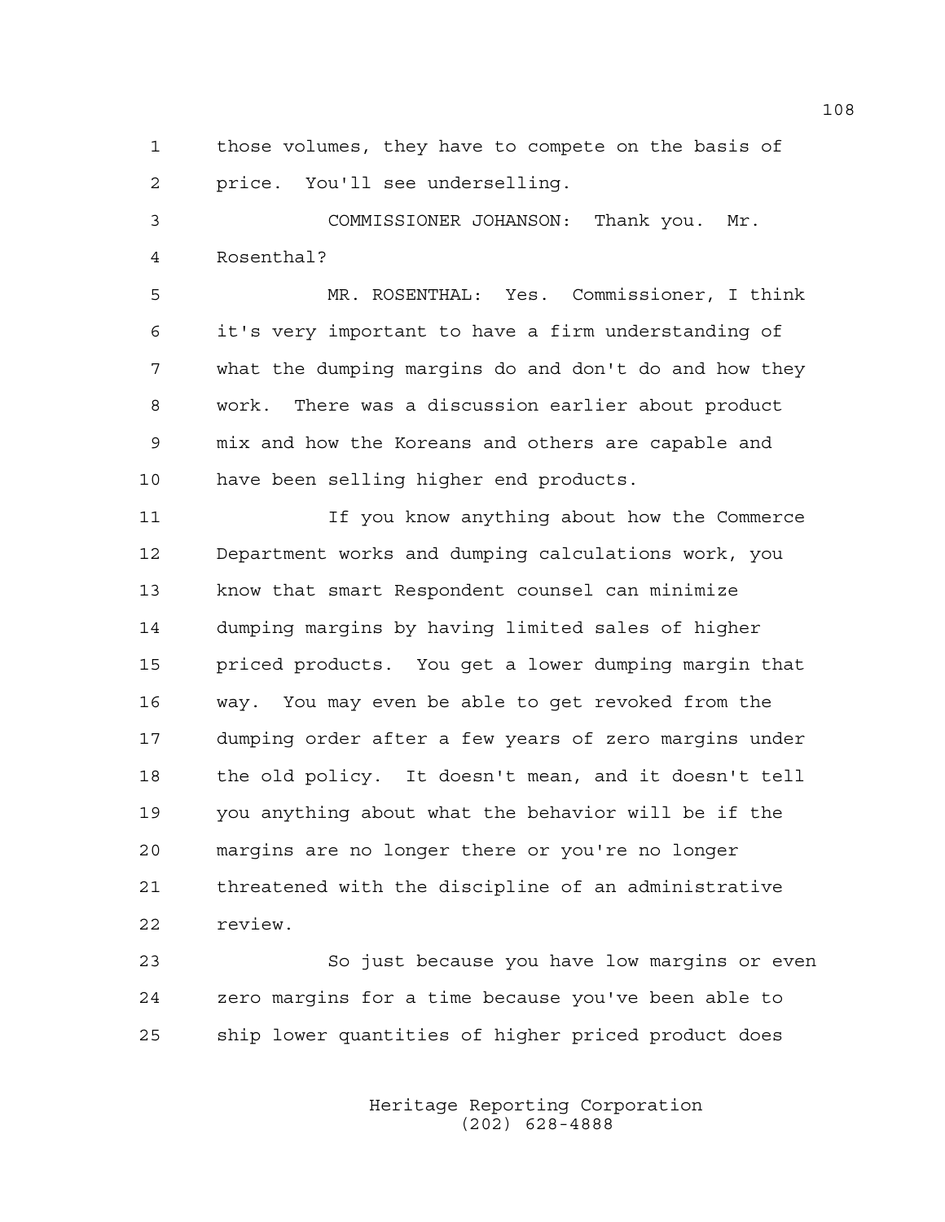those volumes, they have to compete on the basis of price. You'll see underselling.

COMMISSIONER JOHANSON: Thank you. Mr. Rosenthal?

MR. ROSENTHAL: Yes. Commissioner, I think it's very important to have a firm understanding of what the dumping margins do and don't do and how they work. There was a discussion earlier about product mix and how the Koreans and others are capable and have been selling higher end products.

If you know anything about how the Commerce Department works and dumping calculations work, you know that smart Respondent counsel can minimize dumping margins by having limited sales of higher priced products. You get a lower dumping margin that way. You may even be able to get revoked from the dumping order after a few years of zero margins under the old policy. It doesn't mean, and it doesn't tell you anything about what the behavior will be if the margins are no longer there or you're no longer threatened with the discipline of an administrative review.

So just because you have low margins or even zero margins for a time because you've been able to ship lower quantities of higher priced product does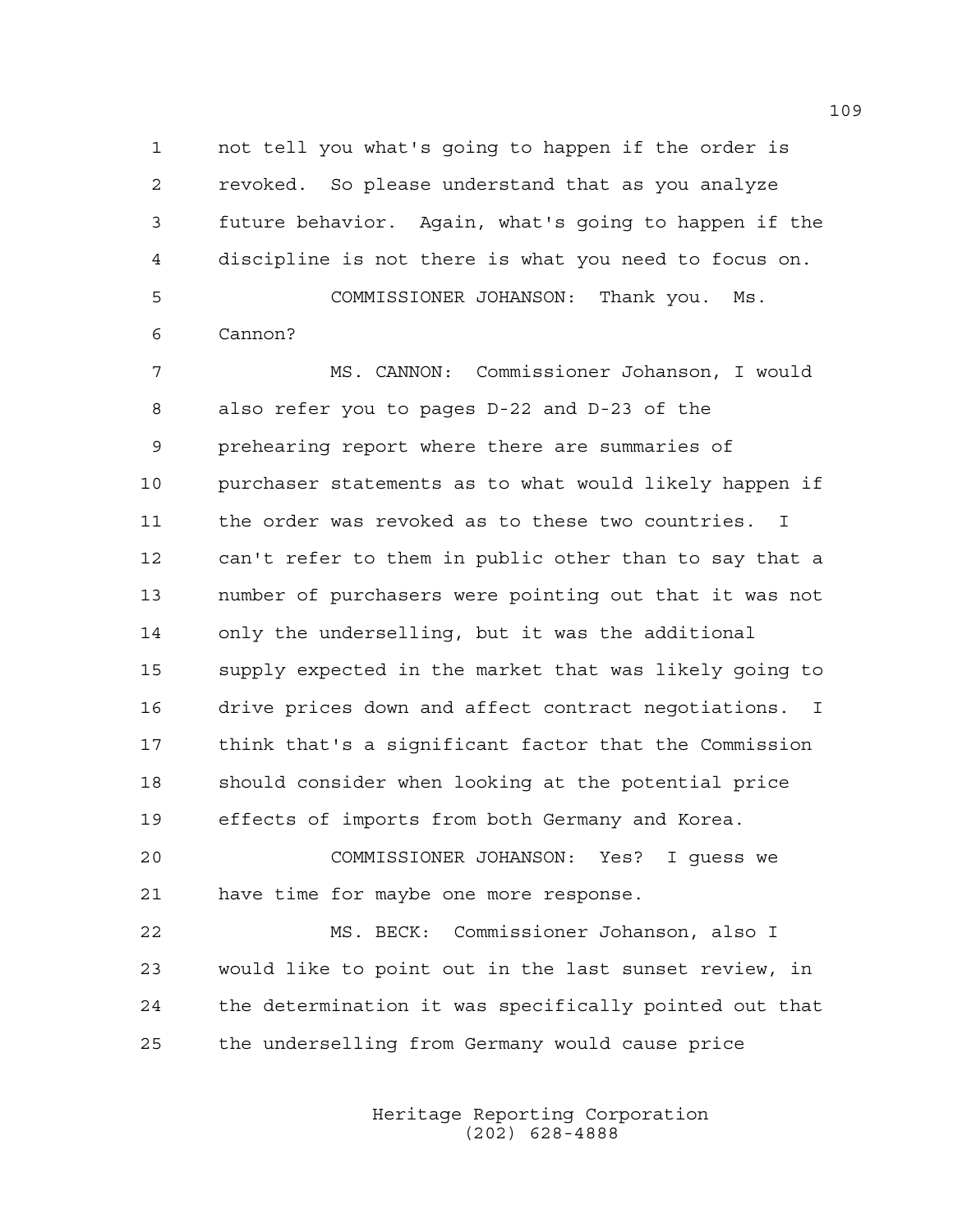not tell you what's going to happen if the order is revoked. So please understand that as you analyze future behavior. Again, what's going to happen if the discipline is not there is what you need to focus on.

COMMISSIONER JOHANSON: Thank you. Ms. Cannon?

MS. CANNON: Commissioner Johanson, I would also refer you to pages D-22 and D-23 of the prehearing report where there are summaries of purchaser statements as to what would likely happen if the order was revoked as to these two countries. I can't refer to them in public other than to say that a number of purchasers were pointing out that it was not only the underselling, but it was the additional supply expected in the market that was likely going to drive prices down and affect contract negotiations. I think that's a significant factor that the Commission should consider when looking at the potential price effects of imports from both Germany and Korea.

COMMISSIONER JOHANSON: Yes? I guess we have time for maybe one more response.

MS. BECK: Commissioner Johanson, also I would like to point out in the last sunset review, in the determination it was specifically pointed out that the underselling from Germany would cause price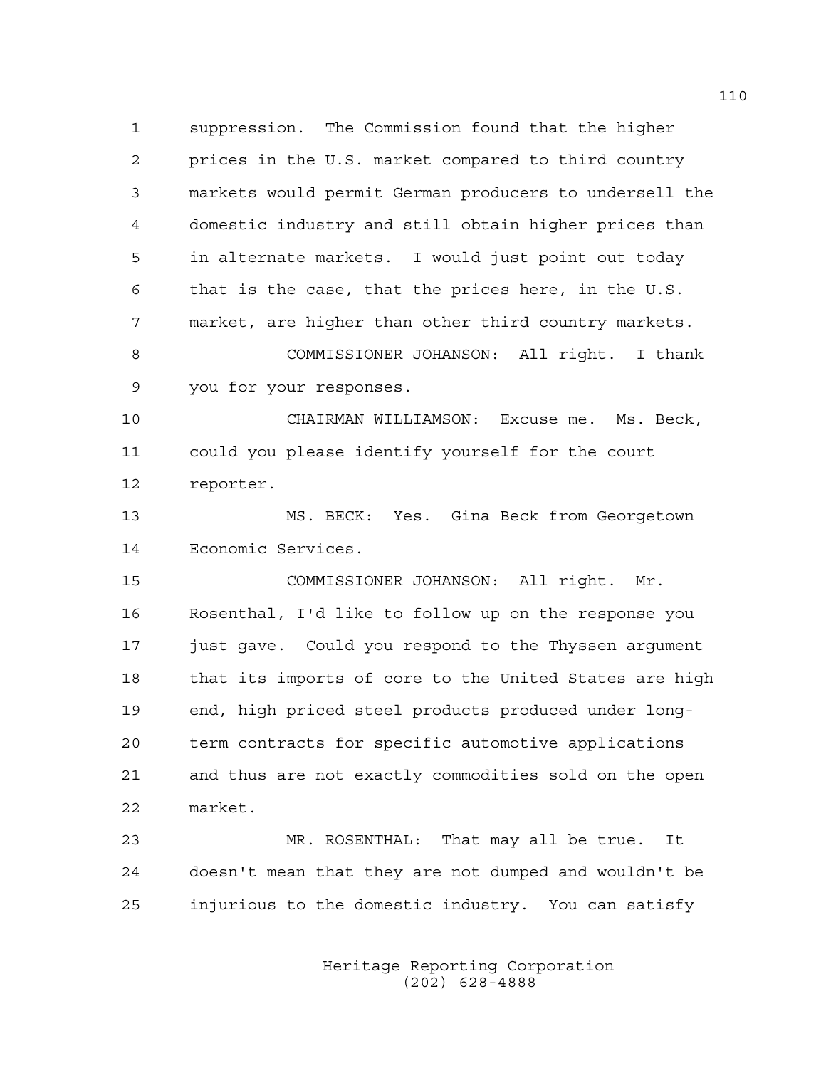suppression. The Commission found that the higher prices in the U.S. market compared to third country markets would permit German producers to undersell the domestic industry and still obtain higher prices than in alternate markets. I would just point out today that is the case, that the prices here, in the U.S. market, are higher than other third country markets.

COMMISSIONER JOHANSON: All right. I thank you for your responses.

CHAIRMAN WILLIAMSON: Excuse me. Ms. Beck, could you please identify yourself for the court reporter.

MS. BECK: Yes. Gina Beck from Georgetown Economic Services.

COMMISSIONER JOHANSON: All right. Mr. Rosenthal, I'd like to follow up on the response you just gave. Could you respond to the Thyssen argument that its imports of core to the United States are high end, high priced steel products produced under long-term contracts for specific automotive applications and thus are not exactly commodities sold on the open market.

MR. ROSENTHAL: That may all be true. It doesn't mean that they are not dumped and wouldn't be injurious to the domestic industry. You can satisfy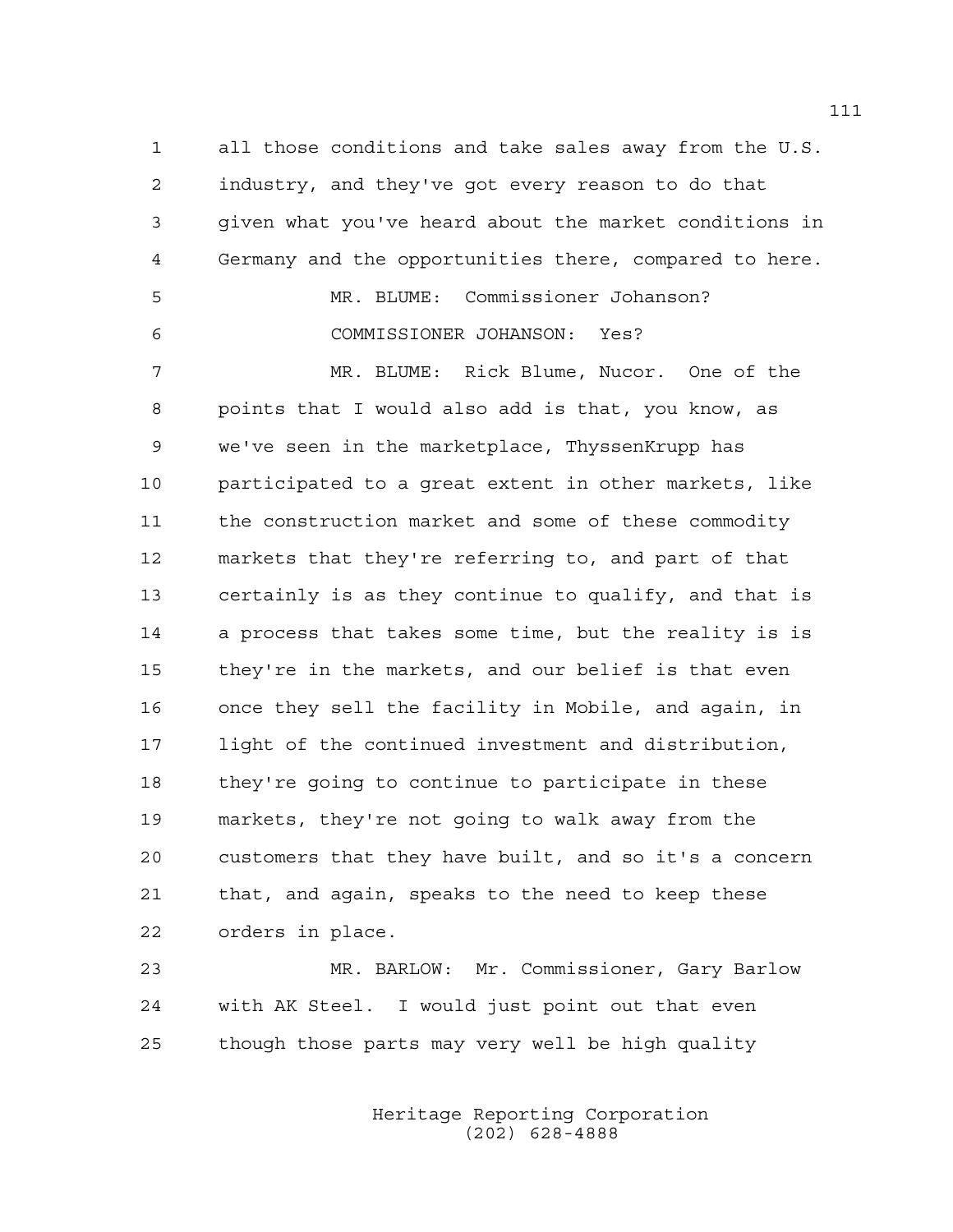all those conditions and take sales away from the U.S. industry, and they've got every reason to do that given what you've heard about the market conditions in Germany and the opportunities there, compared to here.

MR. BLUME: Commissioner Johanson?

COMMISSIONER JOHANSON: Yes?

MR. BLUME: Rick Blume, Nucor. One of the points that I would also add is that, you know, as we've seen in the marketplace, ThyssenKrupp has participated to a great extent in other markets, like the construction market and some of these commodity markets that they're referring to, and part of that certainly is as they continue to qualify, and that is a process that takes some time, but the reality is is they're in the markets, and our belief is that even once they sell the facility in Mobile, and again, in light of the continued investment and distribution, they're going to continue to participate in these markets, they're not going to walk away from the customers that they have built, and so it's a concern that, and again, speaks to the need to keep these orders in place.

MR. BARLOW: Mr. Commissioner, Gary Barlow with AK Steel. I would just point out that even though those parts may very well be high quality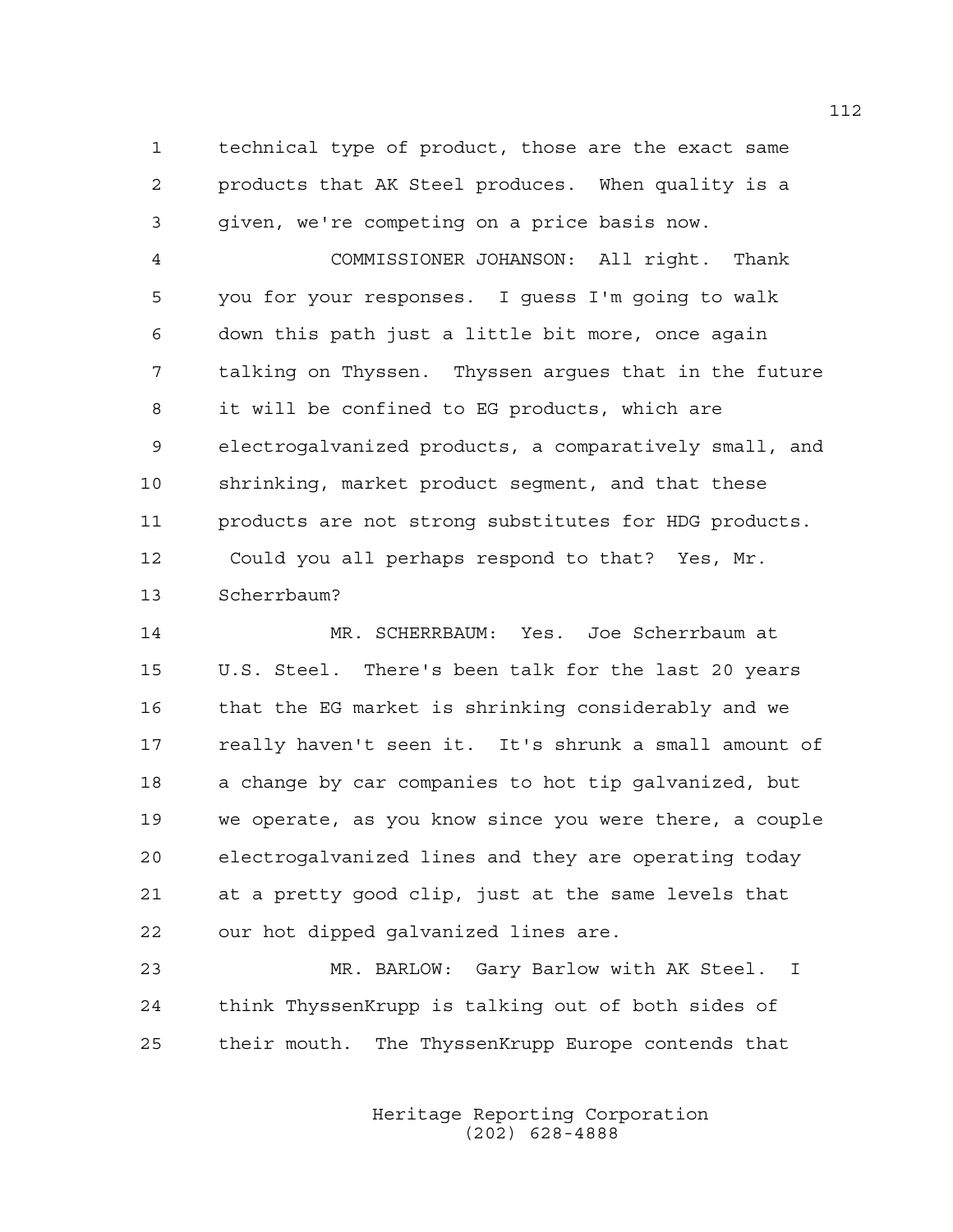technical type of product, those are the exact same products that AK Steel produces. When quality is a given, we're competing on a price basis now.

COMMISSIONER JOHANSON: All right. Thank you for your responses. I guess I'm going to walk down this path just a little bit more, once again talking on Thyssen. Thyssen argues that in the future it will be confined to EG products, which are electrogalvanized products, a comparatively small, and shrinking, market product segment, and that these products are not strong substitutes for HDG products. Could you all perhaps respond to that? Yes, Mr. Scherrbaum?

MR. SCHERRBAUM: Yes. Joe Scherrbaum at U.S. Steel. There's been talk for the last 20 years that the EG market is shrinking considerably and we really haven't seen it. It's shrunk a small amount of a change by car companies to hot tip galvanized, but we operate, as you know since you were there, a couple electrogalvanized lines and they are operating today at a pretty good clip, just at the same levels that our hot dipped galvanized lines are.

MR. BARLOW: Gary Barlow with AK Steel. I think ThyssenKrupp is talking out of both sides of their mouth. The ThyssenKrupp Europe contends that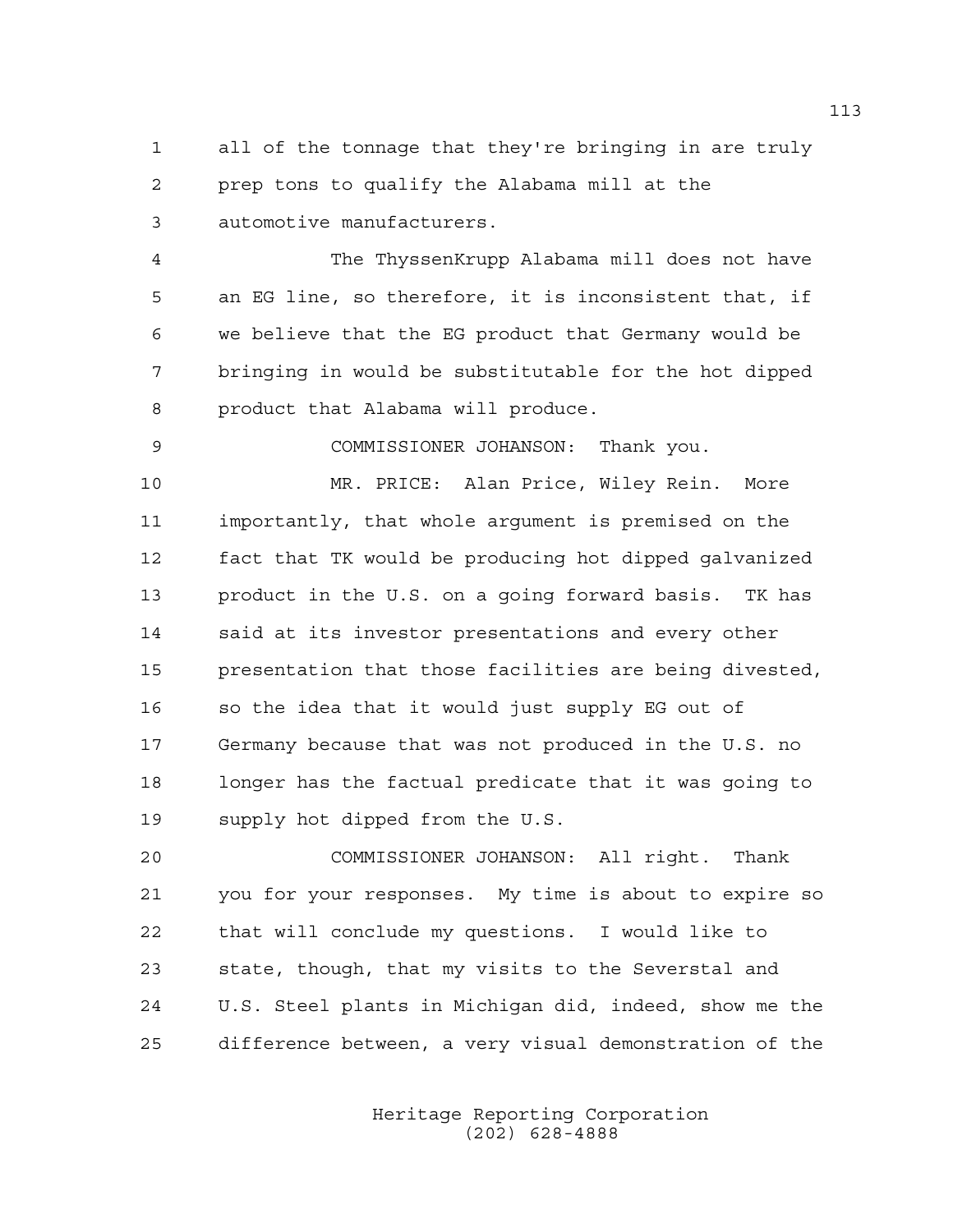all of the tonnage that they're bringing in are truly prep tons to qualify the Alabama mill at the automotive manufacturers.

The ThyssenKrupp Alabama mill does not have an EG line, so therefore, it is inconsistent that, if we believe that the EG product that Germany would be bringing in would be substitutable for the hot dipped product that Alabama will produce.

COMMISSIONER JOHANSON: Thank you.

MR. PRICE: Alan Price, Wiley Rein. More importantly, that whole argument is premised on the fact that TK would be producing hot dipped galvanized product in the U.S. on a going forward basis. TK has said at its investor presentations and every other presentation that those facilities are being divested, so the idea that it would just supply EG out of Germany because that was not produced in the U.S. no longer has the factual predicate that it was going to supply hot dipped from the U.S.

COMMISSIONER JOHANSON: All right. Thank you for your responses. My time is about to expire so that will conclude my questions. I would like to state, though, that my visits to the Severstal and U.S. Steel plants in Michigan did, indeed, show me the difference between, a very visual demonstration of the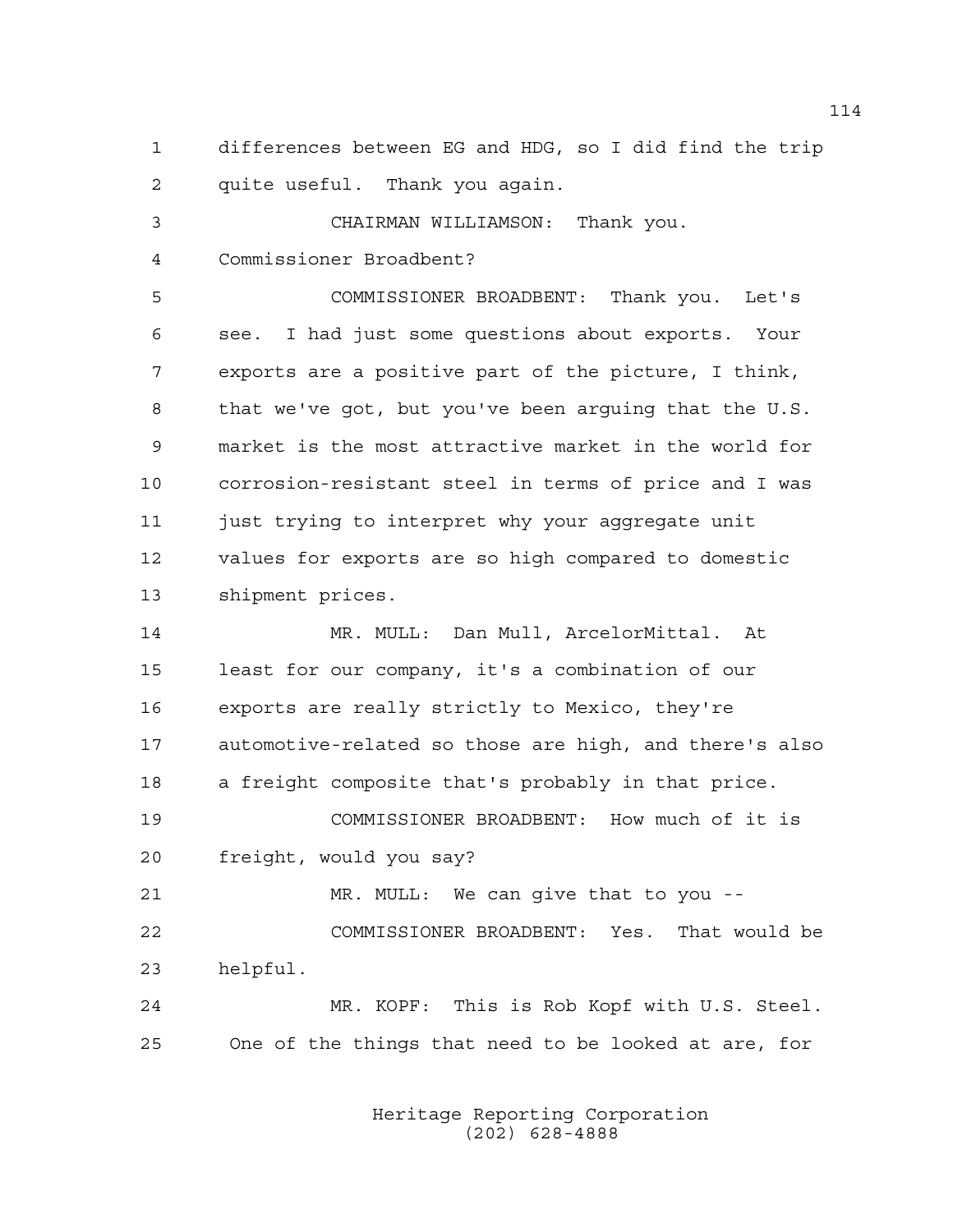differences between EG and HDG, so I did find the trip quite useful. Thank you again.

CHAIRMAN WILLIAMSON: Thank you. Commissioner Broadbent?

COMMISSIONER BROADBENT: Thank you. Let's see. I had just some questions about exports. Your exports are a positive part of the picture, I think, that we've got, but you've been arguing that the U.S. market is the most attractive market in the world for corrosion-resistant steel in terms of price and I was just trying to interpret why your aggregate unit values for exports are so high compared to domestic shipment prices.

MR. MULL: Dan Mull, ArcelorMittal. At least for our company, it's a combination of our exports are really strictly to Mexico, they're automotive-related so those are high, and there's also a freight composite that's probably in that price.

COMMISSIONER BROADBENT: How much of it is freight, would you say?

MR. MULL: We can give that to you --

COMMISSIONER BROADBENT: Yes. That would be helpful.

MR. KOPF: This is Rob Kopf with U.S. Steel. One of the things that need to be looked at are, for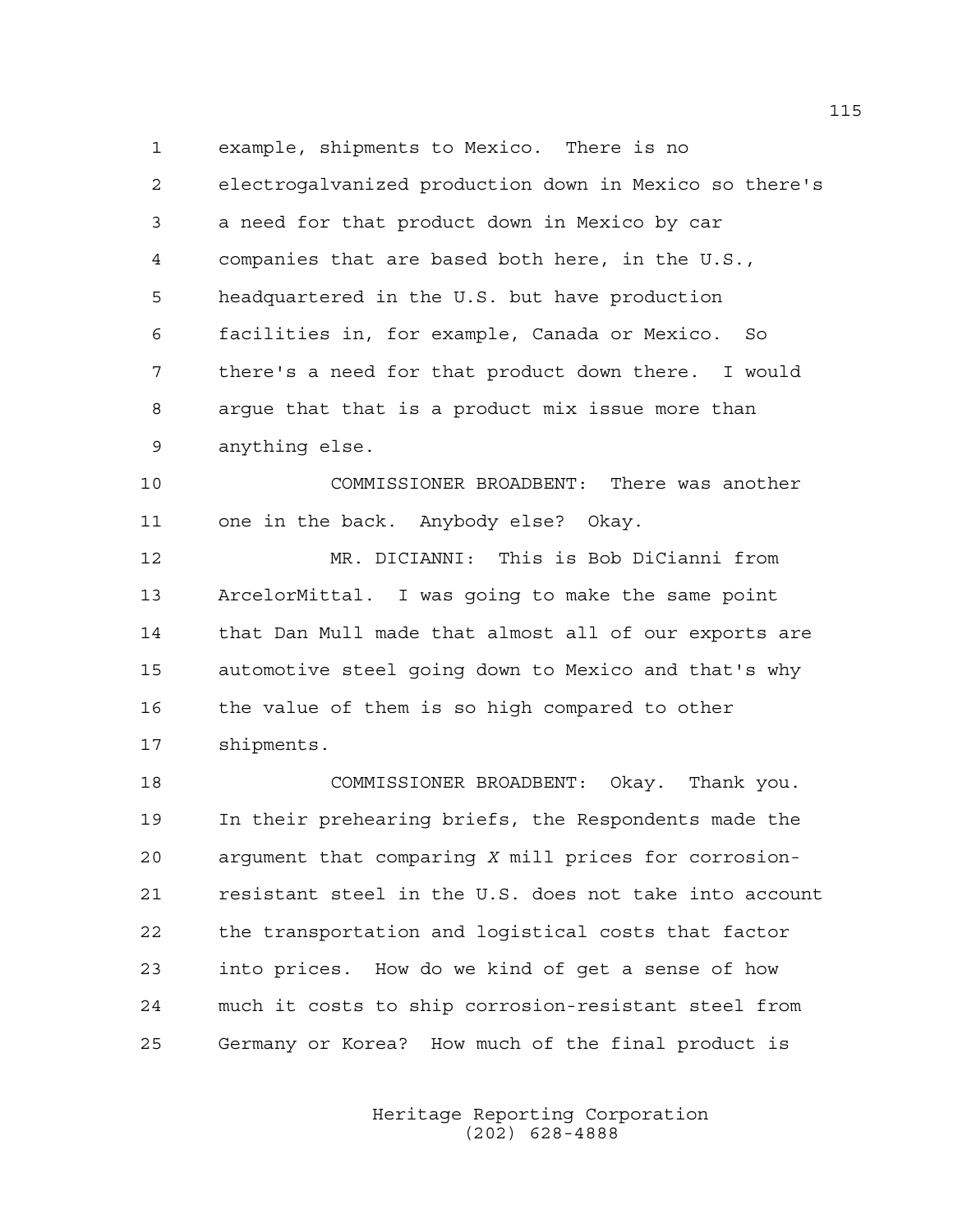example, shipments to Mexico. There is no electrogalvanized production down in Mexico so there's a need for that product down in Mexico by car companies that are based both here, in the U.S., headquartered in the U.S. but have production facilities in, for example, Canada or Mexico. So there's a need for that product down there. I would argue that that is a product mix issue more than anything else.

COMMISSIONER BROADBENT: There was another one in the back. Anybody else? Okay.

MR. DICIANNI: This is Bob DiCianni from ArcelorMittal. I was going to make the same point that Dan Mull made that almost all of our exports are automotive steel going down to Mexico and that's why the value of them is so high compared to other shipments.

COMMISSIONER BROADBENT: Okay. Thank you. In their prehearing briefs, the Respondents made the argument that comparing *X* mill prices for corrosion-resistant steel in the U.S. does not take into account the transportation and logistical costs that factor into prices. How do we kind of get a sense of how much it costs to ship corrosion-resistant steel from Germany or Korea? How much of the final product is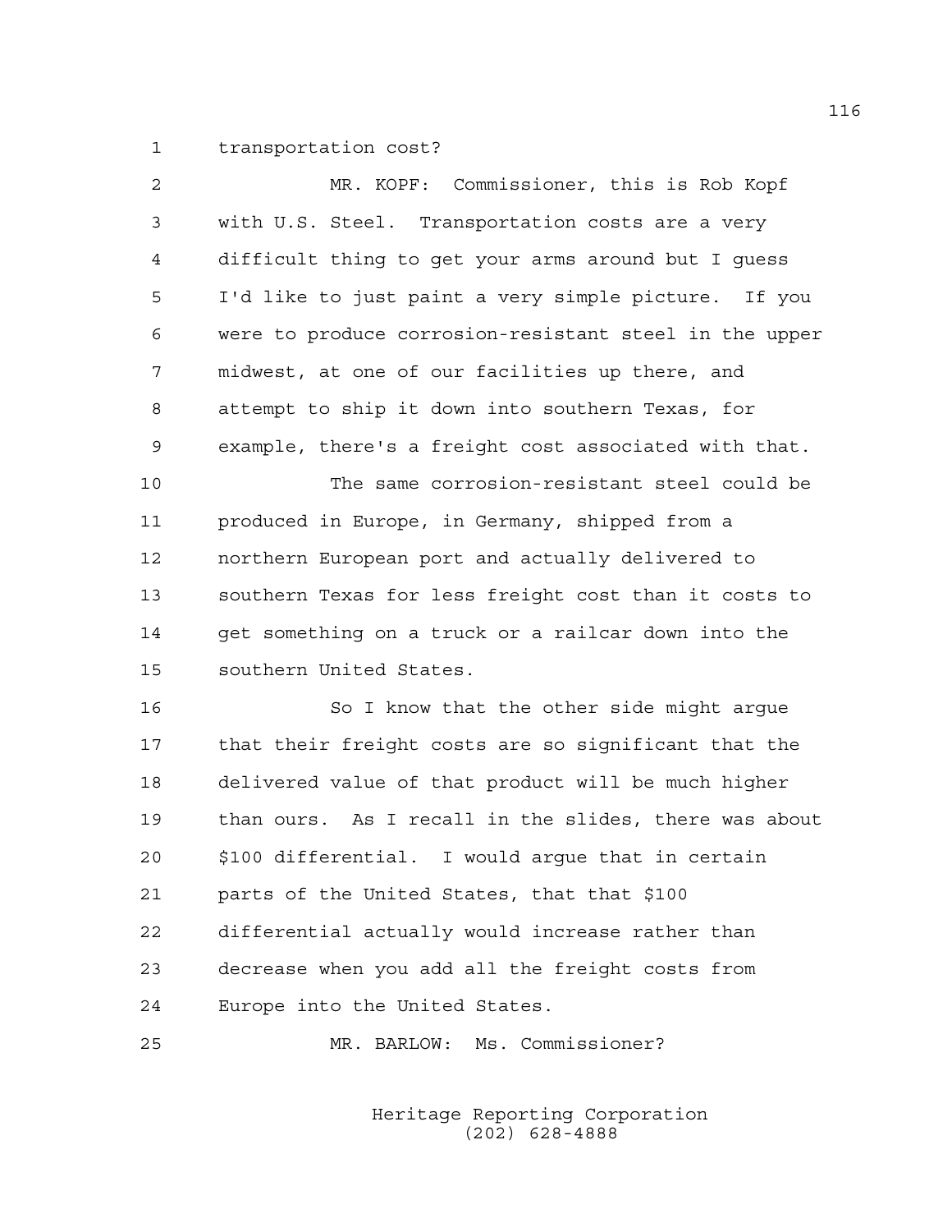transportation cost?

MR. KOPF: Commissioner, this is Rob Kopf with U.S. Steel. Transportation costs are a very difficult thing to get your arms around but I guess I'd like to just paint a very simple picture. If you were to produce corrosion-resistant steel in the upper midwest, at one of our facilities up there, and attempt to ship it down into southern Texas, for example, there's a freight cost associated with that.

The same corrosion-resistant steel could be produced in Europe, in Germany, shipped from a northern European port and actually delivered to southern Texas for less freight cost than it costs to get something on a truck or a railcar down into the southern United States.

So I know that the other side might argue that their freight costs are so significant that the delivered value of that product will be much higher than ours. As I recall in the slides, there was about $100 differential. I would argue that in certain parts of the United States, that that $100 differential actually would increase rather than decrease when you add all the freight costs from Europe into the United States.

MR. BARLOW: Ms. Commissioner?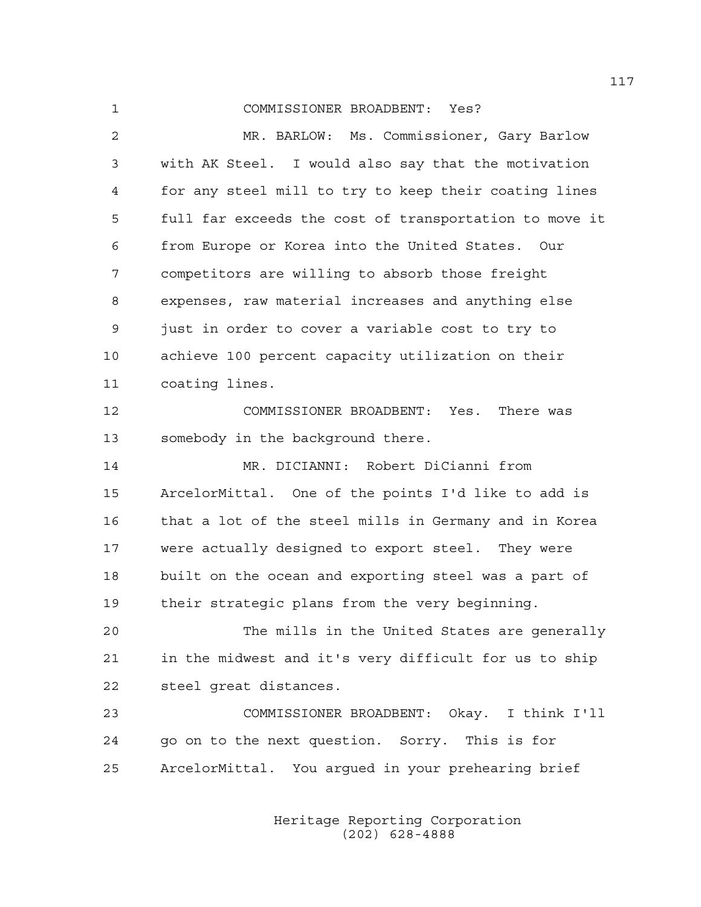COMMISSIONER BROADBENT: Yes?

MR. BARLOW: Ms. Commissioner, Gary Barlow with AK Steel. I would also say that the motivation for any steel mill to try to keep their coating lines full far exceeds the cost of transportation to move it from Europe or Korea into the United States. Our competitors are willing to absorb those freight expenses, raw material increases and anything else just in order to cover a variable cost to try to achieve 100 percent capacity utilization on their coating lines.

COMMISSIONER BROADBENT: Yes. There was somebody in the background there.

MR. DICIANNI: Robert DiCianni from ArcelorMittal. One of the points I'd like to add is that a lot of the steel mills in Germany and in Korea were actually designed to export steel. They were built on the ocean and exporting steel was a part of their strategic plans from the very beginning.

The mills in the United States are generally in the midwest and it's very difficult for us to ship steel great distances.

COMMISSIONER BROADBENT: Okay. I think I'll go on to the next question. Sorry. This is for ArcelorMittal. You argued in your prehearing brief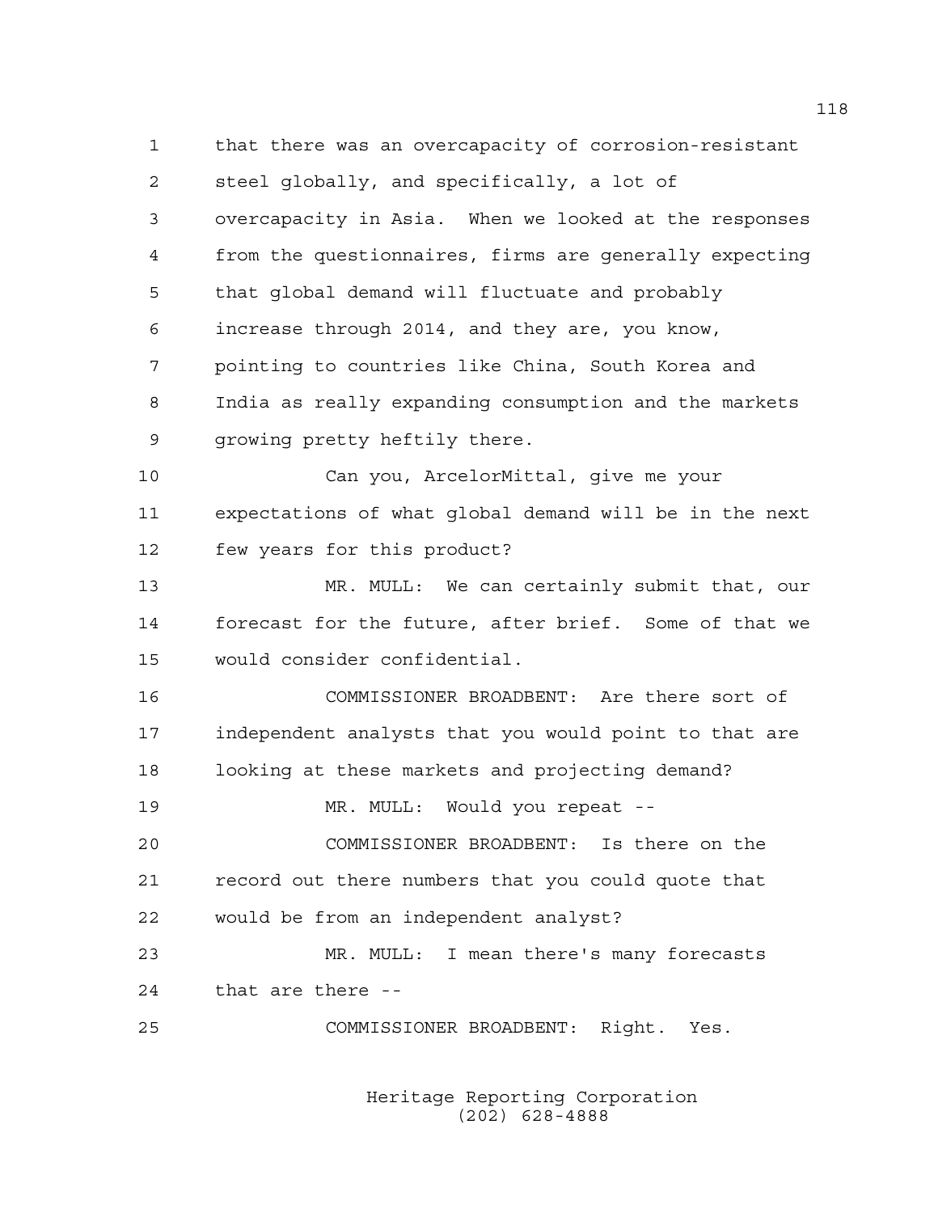that there was an overcapacity of corrosion-resistant steel globally, and specifically, a lot of overcapacity in Asia. When we looked at the responses from the questionnaires, firms are generally expecting that global demand will fluctuate and probably increase through 2014, and they are, you know, pointing to countries like China, South Korea and India as really expanding consumption and the markets growing pretty heftily there.

Can you, ArcelorMittal, give me your expectations of what global demand will be in the next few years for this product?

MR. MULL: We can certainly submit that, our forecast for the future, after brief. Some of that we would consider confidential.

COMMISSIONER BROADBENT: Are there sort of independent analysts that you would point to that are looking at these markets and projecting demand?

MR. MULL: Would you repeat --

COMMISSIONER BROADBENT: Is there on the record out there numbers that you could quote that would be from an independent analyst?

MR. MULL: I mean there's many forecasts that are there --

COMMISSIONER BROADBENT: Right. Yes.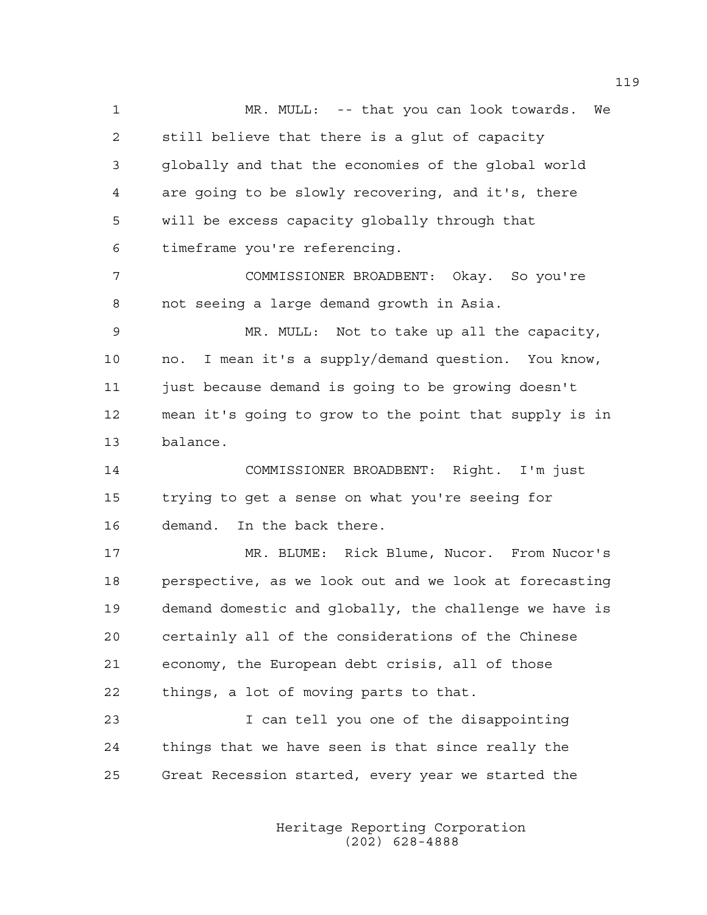MR. MULL: -- that you can look towards. We still believe that there is a glut of capacity globally and that the economies of the global world are going to be slowly recovering, and it's, there will be excess capacity globally through that timeframe you're referencing.

COMMISSIONER BROADBENT: Okay. So you're not seeing a large demand growth in Asia.

MR. MULL: Not to take up all the capacity, no. I mean it's a supply/demand question. You know, just because demand is going to be growing doesn't mean it's going to grow to the point that supply is in balance.

COMMISSIONER BROADBENT: Right. I'm just trying to get a sense on what you're seeing for demand. In the back there.

MR. BLUME: Rick Blume, Nucor. From Nucor's perspective, as we look out and we look at forecasting demand domestic and globally, the challenge we have is certainly all of the considerations of the Chinese economy, the European debt crisis, all of those things, a lot of moving parts to that.

I can tell you one of the disappointing things that we have seen is that since really the Great Recession started, every year we started the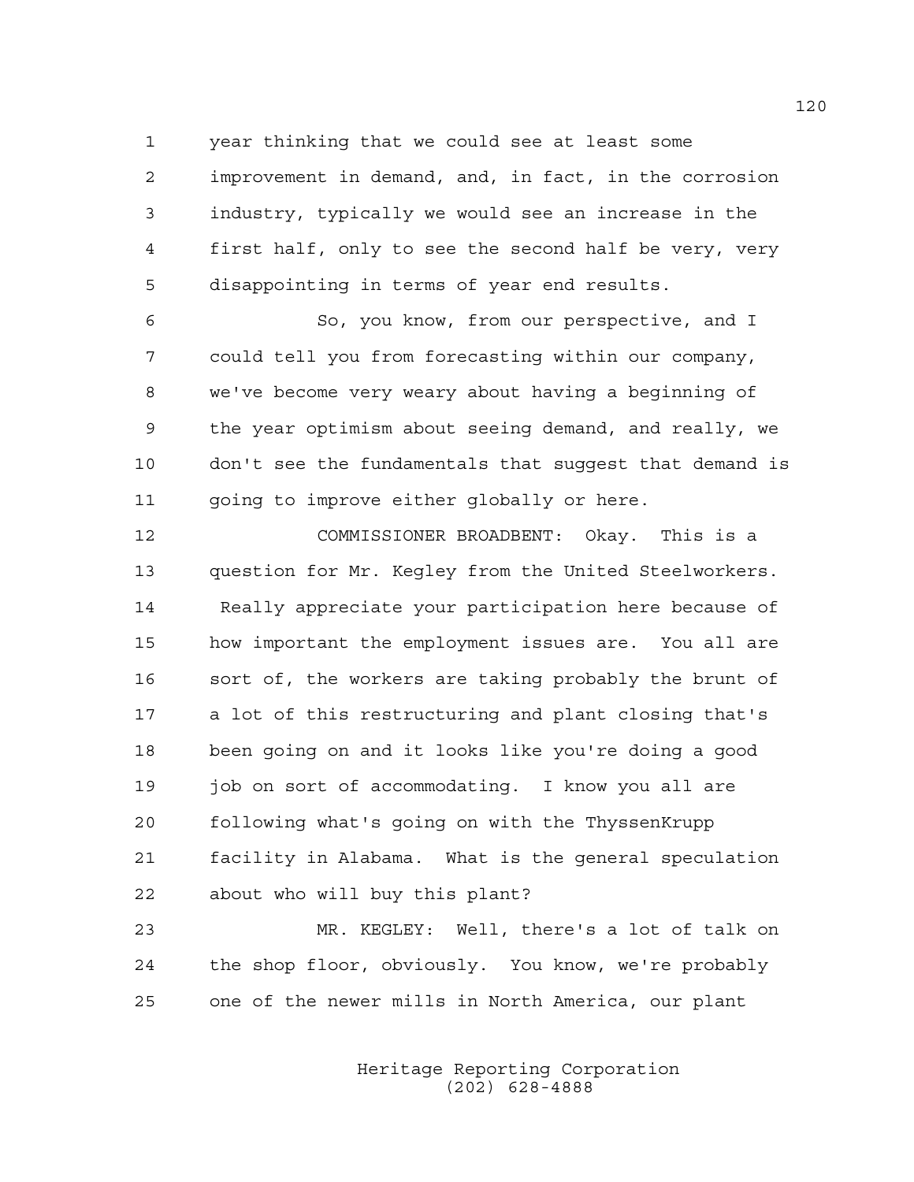year thinking that we could see at least some improvement in demand, and, in fact, in the corrosion industry, typically we would see an increase in the first half, only to see the second half be very, very disappointing in terms of year end results.

So, you know, from our perspective, and I could tell you from forecasting within our company, we've become very weary about having a beginning of the year optimism about seeing demand, and really, we don't see the fundamentals that suggest that demand is going to improve either globally or here.

COMMISSIONER BROADBENT: Okay. This is a question for Mr. Kegley from the United Steelworkers. Really appreciate your participation here because of how important the employment issues are. You all are sort of, the workers are taking probably the brunt of a lot of this restructuring and plant closing that's been going on and it looks like you're doing a good job on sort of accommodating. I know you all are following what's going on with the ThyssenKrupp facility in Alabama. What is the general speculation about who will buy this plant?

MR. KEGLEY: Well, there's a lot of talk on the shop floor, obviously. You know, we're probably one of the newer mills in North America, our plant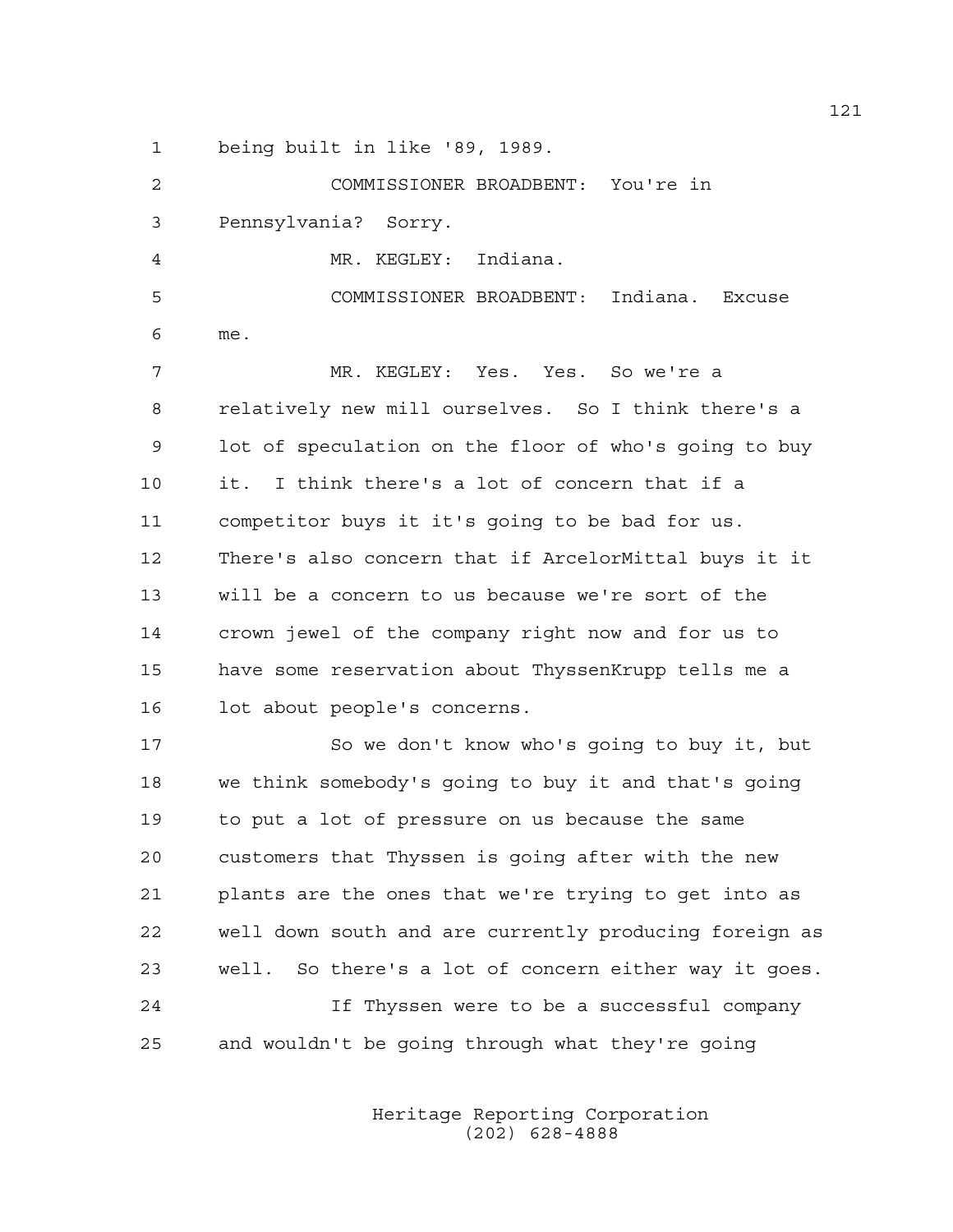being built in like '89, 1989.

COMMISSIONER BROADBENT: You're in Pennsylvania? Sorry.

MR. KEGLEY: Indiana.

COMMISSIONER BROADBENT: Indiana. Excuse me.

MR. KEGLEY: Yes. Yes. So we're a relatively new mill ourselves. So I think there's a lot of speculation on the floor of who's going to buy it. I think there's a lot of concern that if a competitor buys it it's going to be bad for us. There's also concern that if ArcelorMittal buys it it will be a concern to us because we're sort of the crown jewel of the company right now and for us to have some reservation about ThyssenKrupp tells me a lot about people's concerns.

So we don't know who's going to buy it, but we think somebody's going to buy it and that's going to put a lot of pressure on us because the same customers that Thyssen is going after with the new plants are the ones that we're trying to get into as well down south and are currently producing foreign as well. So there's a lot of concern either way it goes.

If Thyssen were to be a successful company and wouldn't be going through what they're going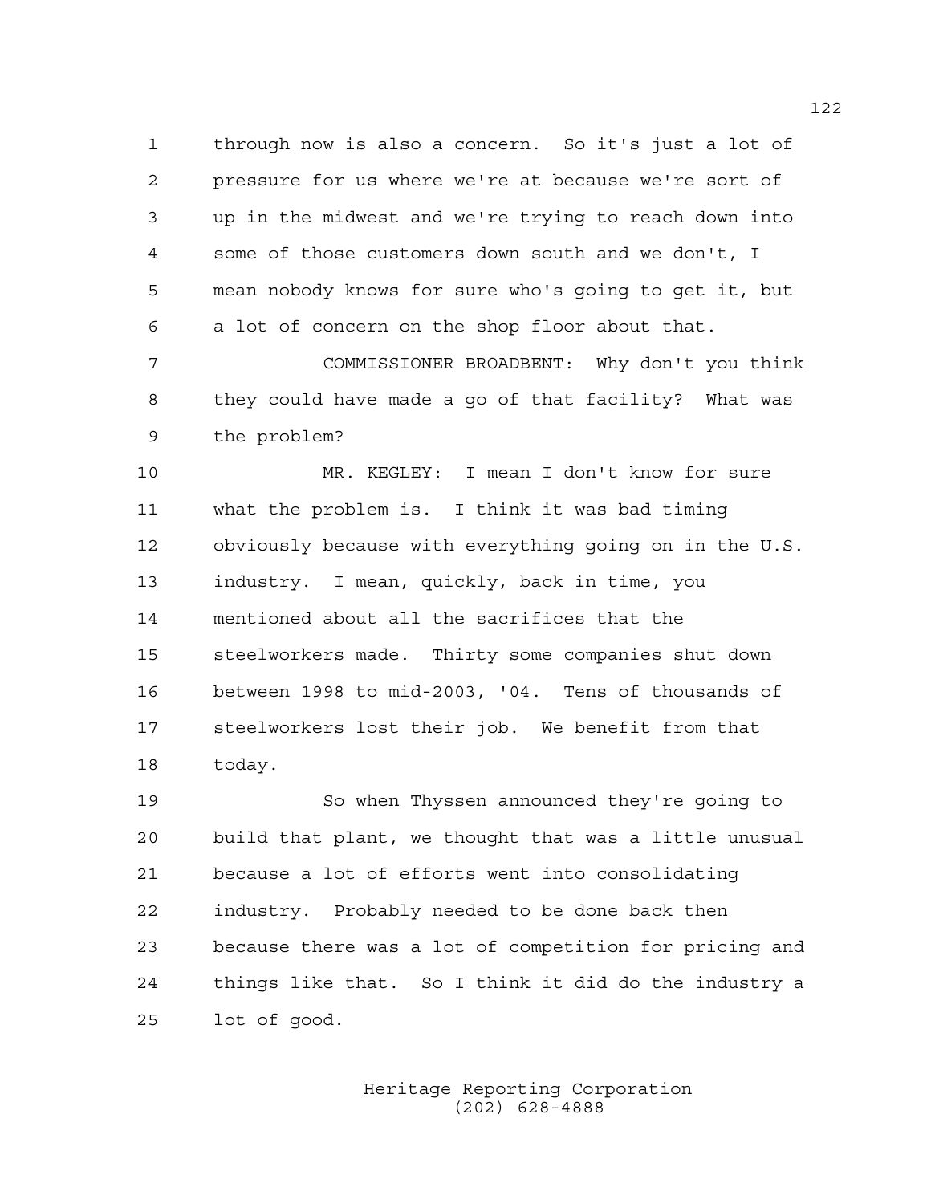through now is also a concern. So it's just a lot of pressure for us where we're at because we're sort of up in the midwest and we're trying to reach down into some of those customers down south and we don't, I mean nobody knows for sure who's going to get it, but a lot of concern on the shop floor about that.

COMMISSIONER BROADBENT: Why don't you think they could have made a go of that facility? What was the problem?

MR. KEGLEY: I mean I don't know for sure what the problem is. I think it was bad timing obviously because with everything going on in the U.S. industry. I mean, quickly, back in time, you mentioned about all the sacrifices that the steelworkers made. Thirty some companies shut down between 1998 to mid-2003, '04. Tens of thousands of steelworkers lost their job. We benefit from that today.

So when Thyssen announced they're going to build that plant, we thought that was a little unusual because a lot of efforts went into consolidating industry. Probably needed to be done back then because there was a lot of competition for pricing and things like that. So I think it did do the industry a lot of good.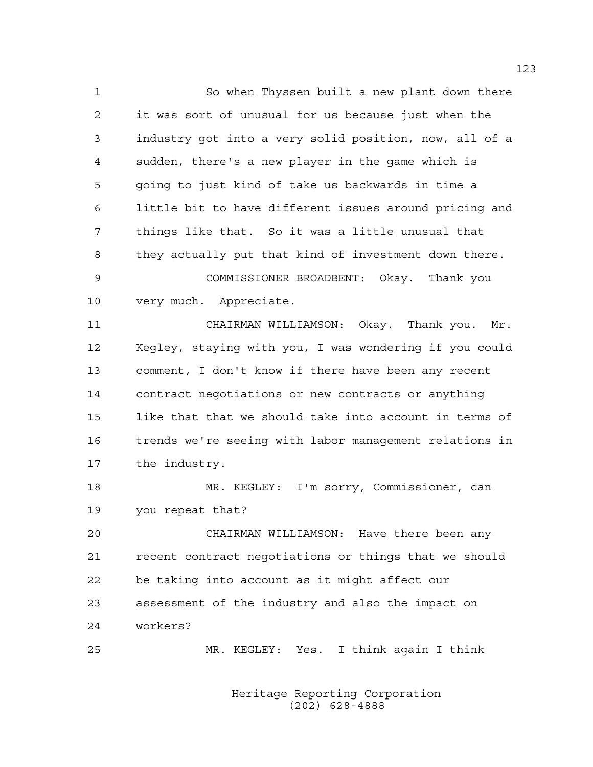So when Thyssen built a new plant down there it was sort of unusual for us because just when the industry got into a very solid position, now, all of a sudden, there's a new player in the game which is going to just kind of take us backwards in time a little bit to have different issues around pricing and things like that. So it was a little unusual that they actually put that kind of investment down there.

COMMISSIONER BROADBENT: Okay. Thank you very much. Appreciate.

CHAIRMAN WILLIAMSON: Okay. Thank you. Mr. Kegley, staying with you, I was wondering if you could comment, I don't know if there have been any recent contract negotiations or new contracts or anything like that that we should take into account in terms of trends we're seeing with labor management relations in the industry.

MR. KEGLEY: I'm sorry, Commissioner, can you repeat that?

CHAIRMAN WILLIAMSON: Have there been any recent contract negotiations or things that we should be taking into account as it might affect our assessment of the industry and also the impact on workers?

MR. KEGLEY: Yes. I think again I think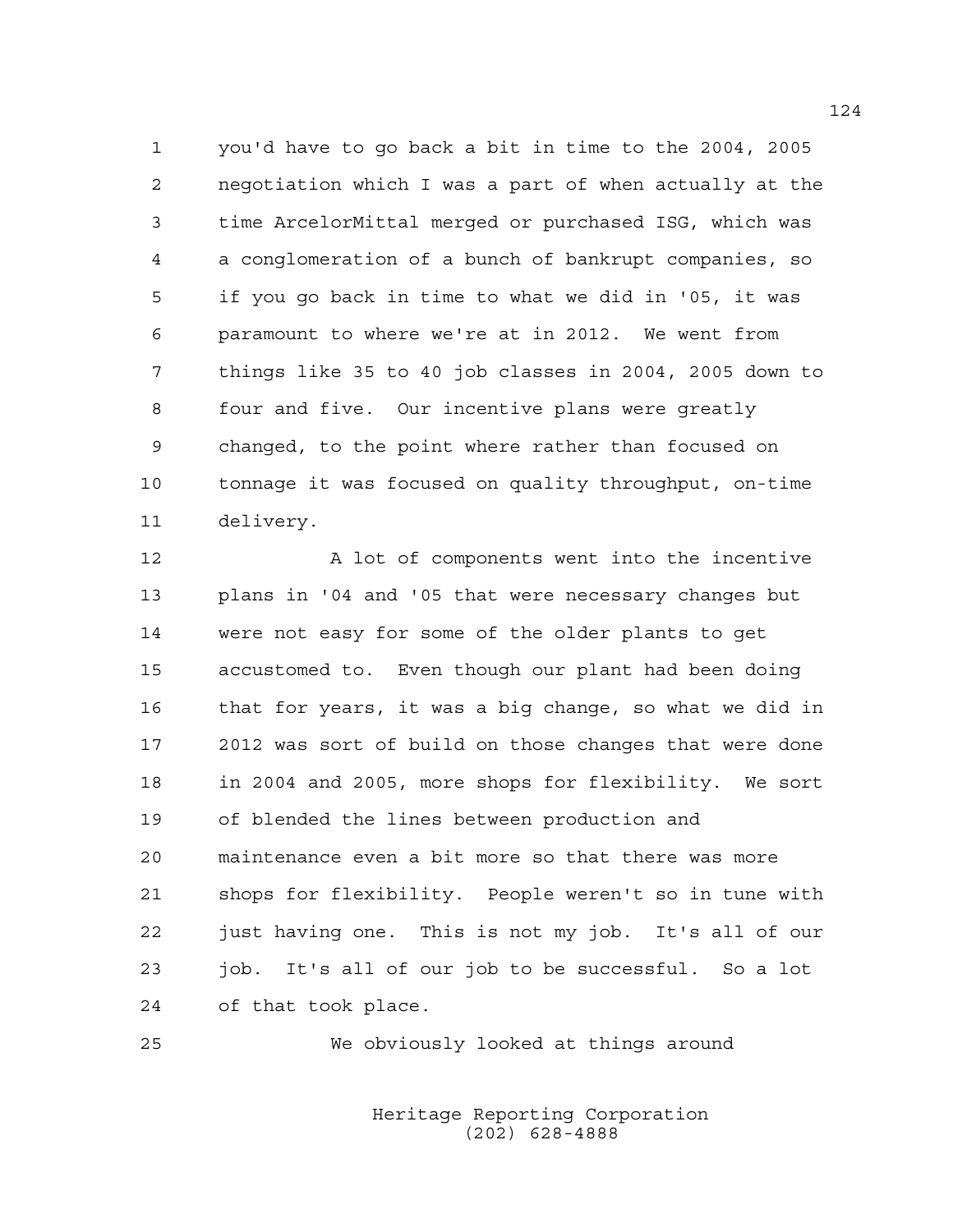you'd have to go back a bit in time to the 2004, 2005 negotiation which I was a part of when actually at the time ArcelorMittal merged or purchased ISG, which was a conglomeration of a bunch of bankrupt companies, so if you go back in time to what we did in '05, it was paramount to where we're at in 2012. We went from things like 35 to 40 job classes in 2004, 2005 down to four and five. Our incentive plans were greatly changed, to the point where rather than focused on tonnage it was focused on quality throughput, on-time delivery.

A lot of components went into the incentive plans in '04 and '05 that were necessary changes but were not easy for some of the older plants to get accustomed to. Even though our plant had been doing that for years, it was a big change, so what we did in 2012 was sort of build on those changes that were done in 2004 and 2005, more shops for flexibility. We sort of blended the lines between production and maintenance even a bit more so that there was more shops for flexibility. People weren't so in tune with just having one. This is not my job. It's all of our job. It's all of our job to be successful. So a lot of that took place.

We obviously looked at things around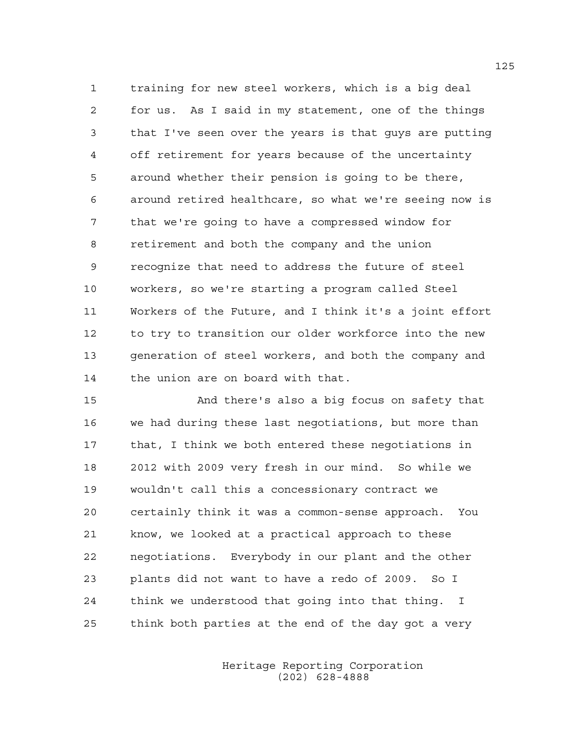training for new steel workers, which is a big deal for us. As I said in my statement, one of the things that I've seen over the years is that guys are putting off retirement for years because of the uncertainty around whether their pension is going to be there, around retired healthcare, so what we're seeing now is that we're going to have a compressed window for retirement and both the company and the union recognize that need to address the future of steel workers, so we're starting a program called Steel Workers of the Future, and I think it's a joint effort to try to transition our older workforce into the new generation of steel workers, and both the company and the union are on board with that.

And there's also a big focus on safety that we had during these last negotiations, but more than that, I think we both entered these negotiations in 2012 with 2009 very fresh in our mind. So while we wouldn't call this a concessionary contract we certainly think it was a common-sense approach. You know, we looked at a practical approach to these negotiations. Everybody in our plant and the other plants did not want to have a redo of 2009. So I think we understood that going into that thing. I think both parties at the end of the day got a very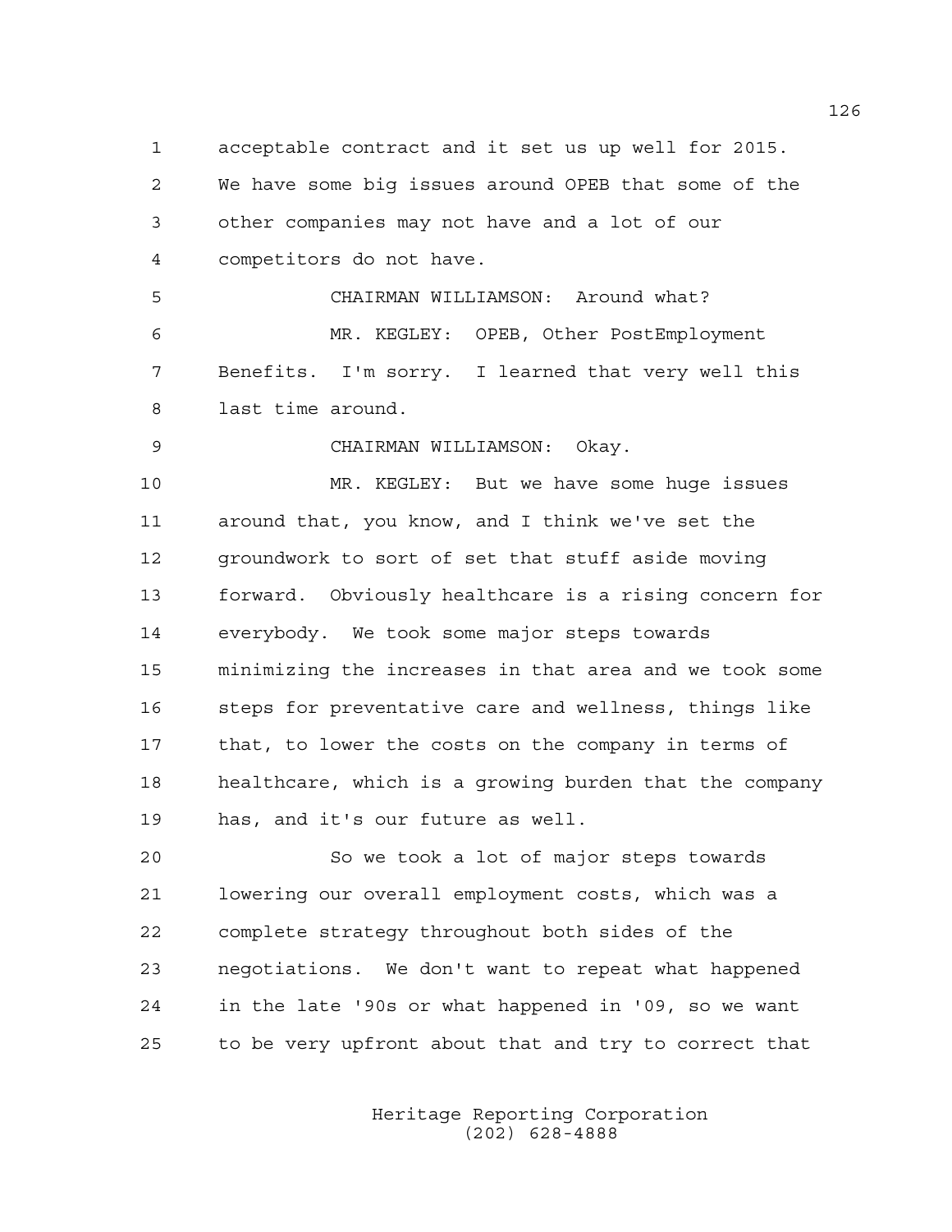acceptable contract and it set us up well for 2015. We have some big issues around OPEB that some of the other companies may not have and a lot of our competitors do not have.

CHAIRMAN WILLIAMSON: Around what?

MR. KEGLEY: OPEB, Other PostEmployment Benefits. I'm sorry. I learned that very well this last time around.

CHAIRMAN WILLIAMSON: Okay.

MR. KEGLEY: But we have some huge issues around that, you know, and I think we've set the groundwork to sort of set that stuff aside moving forward. Obviously healthcare is a rising concern for everybody. We took some major steps towards minimizing the increases in that area and we took some steps for preventative care and wellness, things like that, to lower the costs on the company in terms of healthcare, which is a growing burden that the company has, and it's our future as well.

So we took a lot of major steps towards lowering our overall employment costs, which was a complete strategy throughout both sides of the negotiations. We don't want to repeat what happened in the late '90s or what happened in '09, so we want to be very upfront about that and try to correct that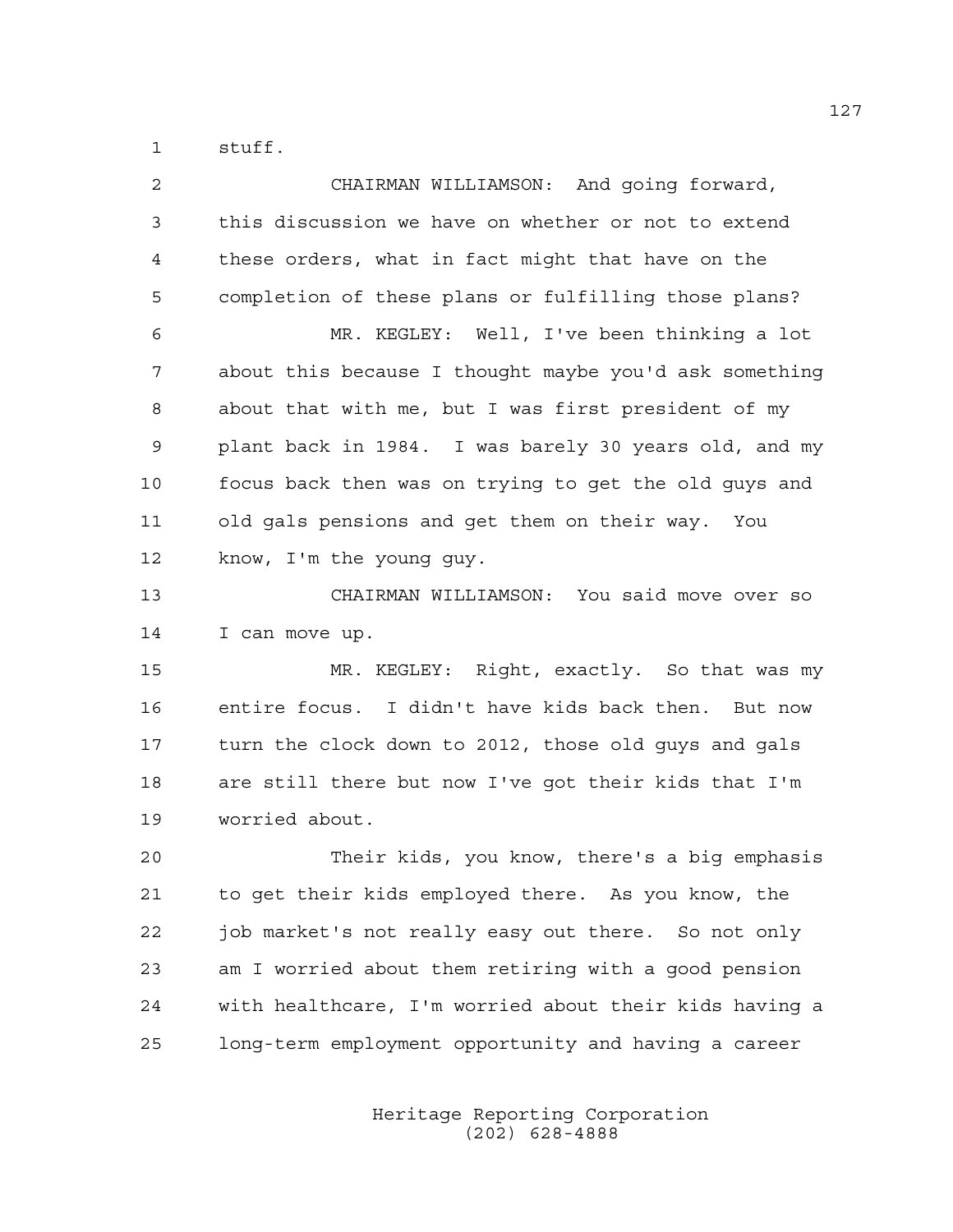stuff.

CHAIRMAN WILLIAMSON: And going forward, this discussion we have on whether or not to extend these orders, what in fact might that have on the completion of these plans or fulfilling those plans?

MR. KEGLEY: Well, I've been thinking a lot about this because I thought maybe you'd ask something about that with me, but I was first president of my plant back in 1984. I was barely 30 years old, and my focus back then was on trying to get the old guys and old gals pensions and get them on their way. You know, I'm the young guy.

CHAIRMAN WILLIAMSON: You said move over so I can move up.

MR. KEGLEY: Right, exactly. So that was my entire focus. I didn't have kids back then. But now turn the clock down to 2012, those old guys and gals are still there but now I've got their kids that I'm worried about.

Their kids, you know, there's a big emphasis to get their kids employed there. As you know, the job market's not really easy out there. So not only am I worried about them retiring with a good pension with healthcare, I'm worried about their kids having a long-term employment opportunity and having a career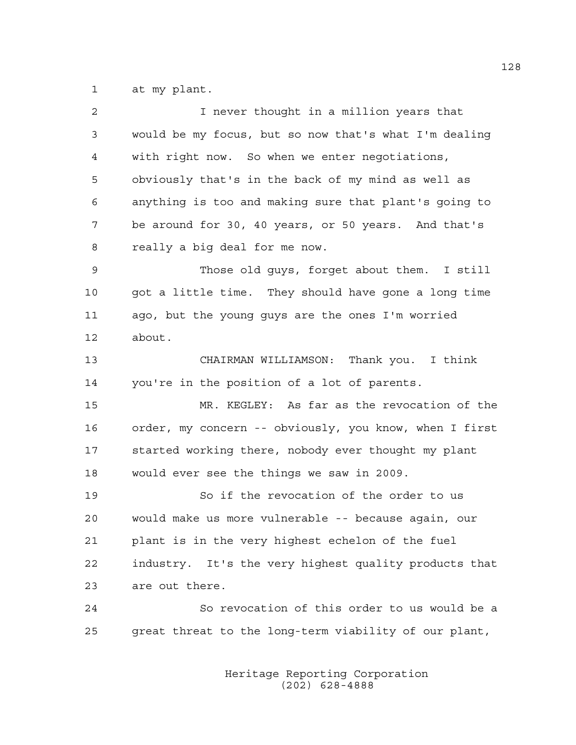at my plant.

I never thought in a million years that would be my focus, but so now that's what I'm dealing with right now. So when we enter negotiations, obviously that's in the back of my mind as well as anything is too and making sure that plant's going to be around for 30, 40 years, or 50 years. And that's really a big deal for me now.

Those old guys, forget about them. I still got a little time. They should have gone a long time ago, but the young guys are the ones I'm worried about.

CHAIRMAN WILLIAMSON: Thank you. I think you're in the position of a lot of parents.

MR. KEGLEY: As far as the revocation of the order, my concern -- obviously, you know, when I first started working there, nobody ever thought my plant would ever see the things we saw in 2009.

So if the revocation of the order to us would make us more vulnerable -- because again, our plant is in the very highest echelon of the fuel industry. It's the very highest quality products that are out there.

So revocation of this order to us would be a great threat to the long-term viability of our plant,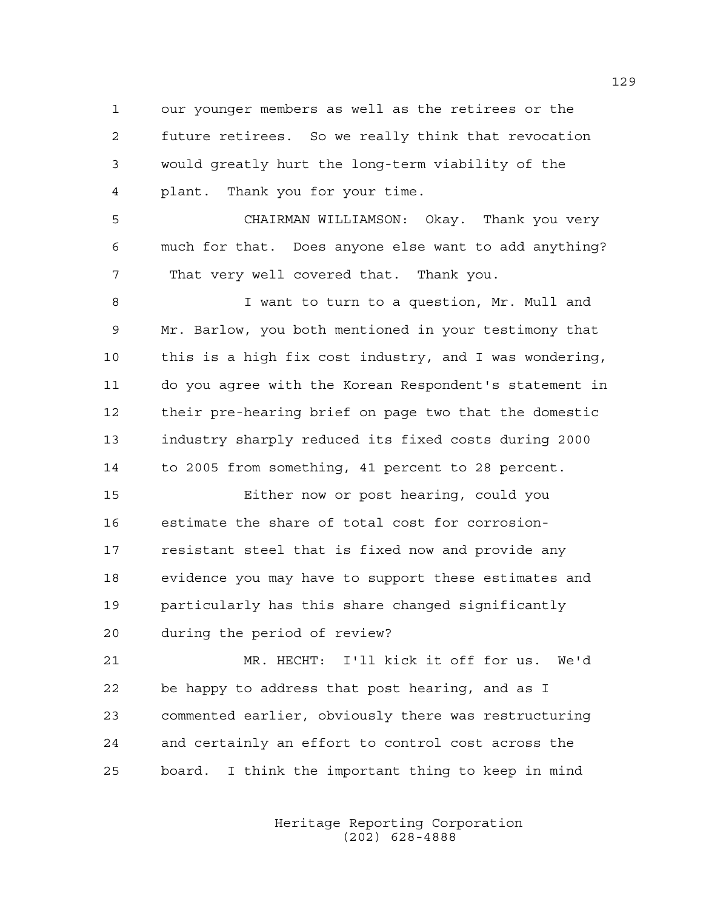our younger members as well as the retirees or the future retirees. So we really think that revocation would greatly hurt the long-term viability of the plant. Thank you for your time.

CHAIRMAN WILLIAMSON: Okay. Thank you very much for that. Does anyone else want to add anything? That very well covered that. Thank you.

I want to turn to a question, Mr. Mull and Mr. Barlow, you both mentioned in your testimony that this is a high fix cost industry, and I was wondering, do you agree with the Korean Respondent's statement in their pre-hearing brief on page two that the domestic industry sharply reduced its fixed costs during 2000 to 2005 from something, 41 percent to 28 percent.

Either now or post hearing, could you estimate the share of total cost for corrosion-resistant steel that is fixed now and provide any evidence you may have to support these estimates and particularly has this share changed significantly during the period of review?

MR. HECHT: I'll kick it off for us. We'd be happy to address that post hearing, and as I commented earlier, obviously there was restructuring and certainly an effort to control cost across the board. I think the important thing to keep in mind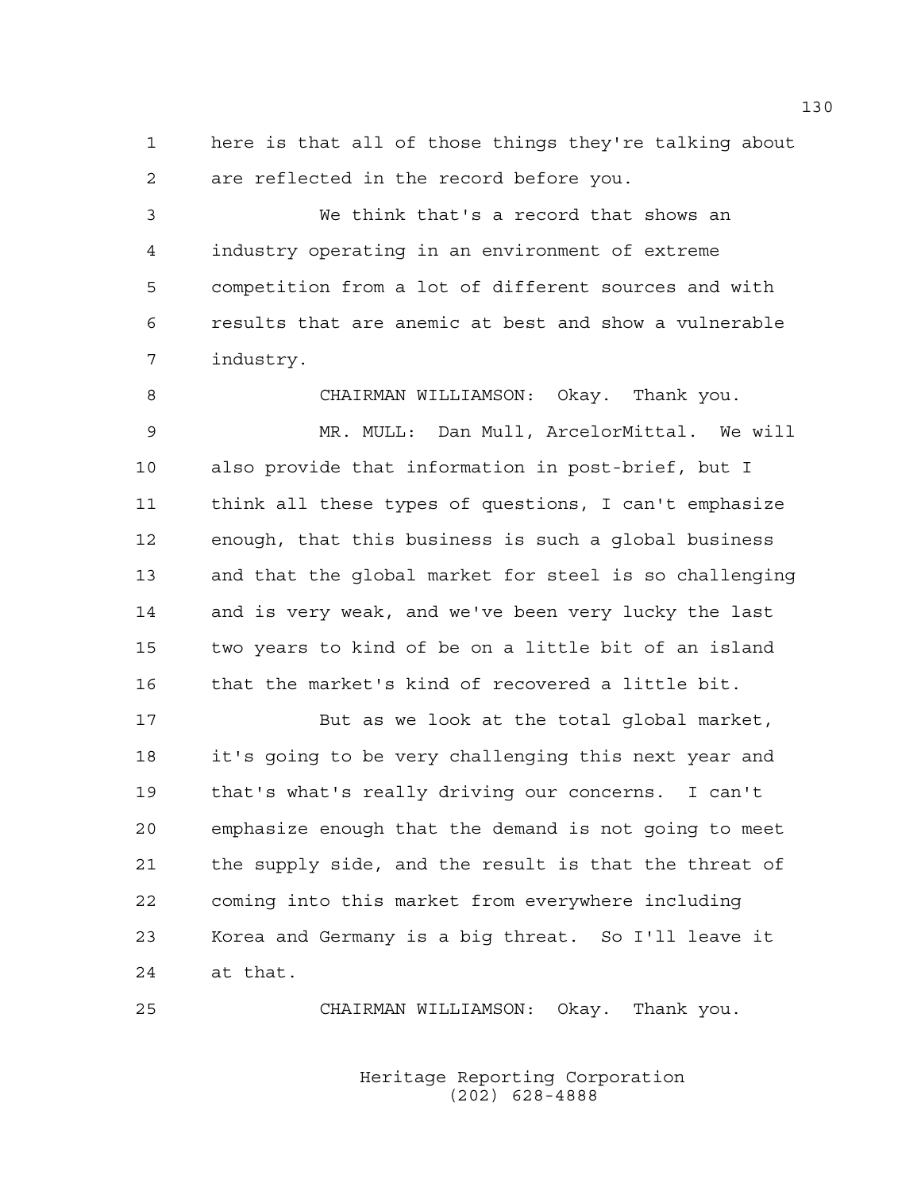here is that all of those things they're talking about are reflected in the record before you.

We think that's a record that shows an industry operating in an environment of extreme competition from a lot of different sources and with results that are anemic at best and show a vulnerable industry.

CHAIRMAN WILLIAMSON: Okay. Thank you.

MR. MULL: Dan Mull, ArcelorMittal. We will also provide that information in post-brief, but I think all these types of questions, I can't emphasize enough, that this business is such a global business and that the global market for steel is so challenging and is very weak, and we've been very lucky the last two years to kind of be on a little bit of an island that the market's kind of recovered a little bit.

But as we look at the total global market, it's going to be very challenging this next year and that's what's really driving our concerns. I can't emphasize enough that the demand is not going to meet the supply side, and the result is that the threat of coming into this market from everywhere including Korea and Germany is a big threat. So I'll leave it at that.

CHAIRMAN WILLIAMSON: Okay. Thank you.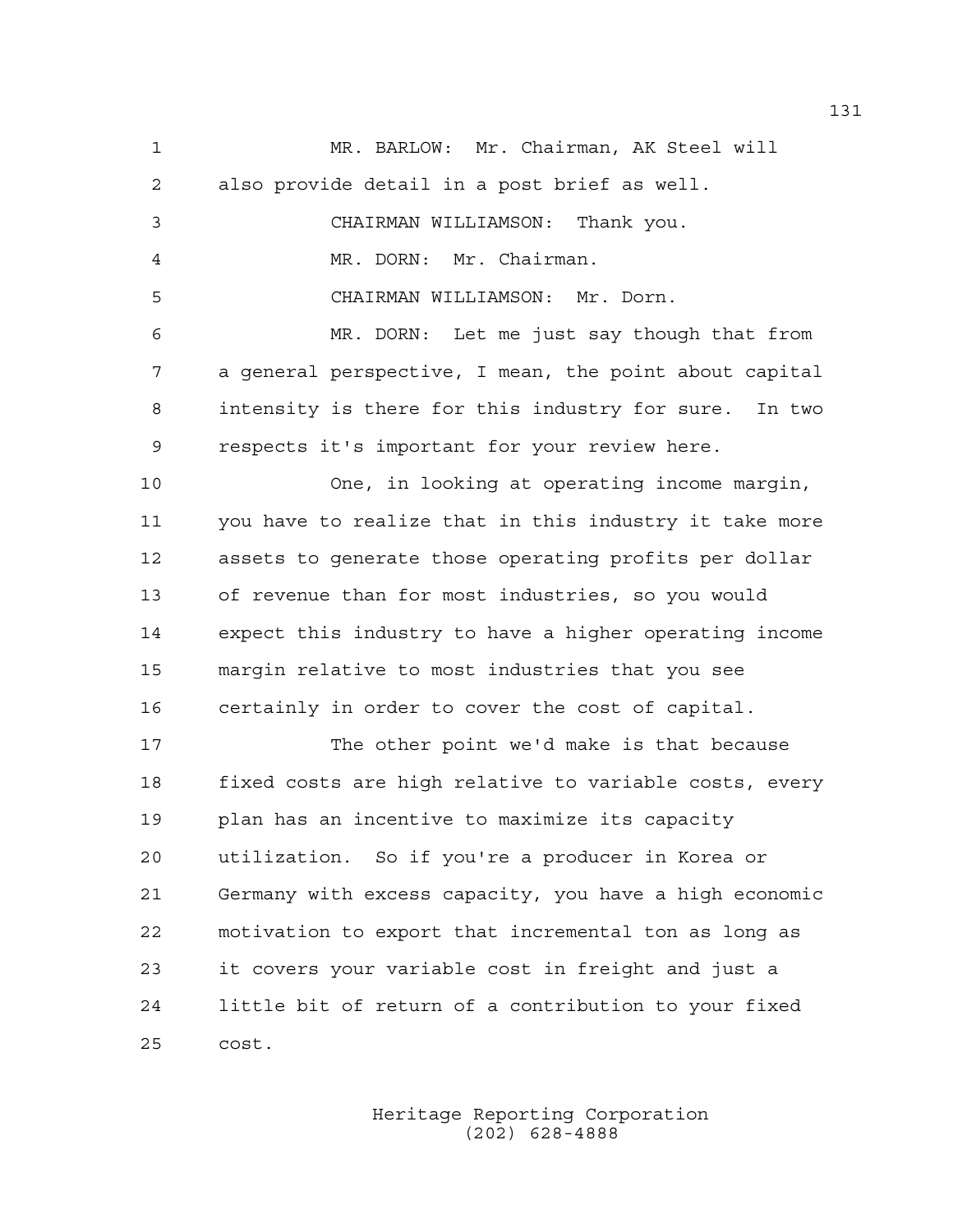MR. BARLOW: Mr. Chairman, AK Steel will also provide detail in a post brief as well.

CHAIRMAN WILLIAMSON: Thank you.

MR. DORN: Mr. Chairman.

CHAIRMAN WILLIAMSON: Mr. Dorn.

MR. DORN: Let me just say though that from a general perspective, I mean, the point about capital intensity is there for this industry for sure. In two respects it's important for your review here.

One, in looking at operating income margin, you have to realize that in this industry it take more assets to generate those operating profits per dollar of revenue than for most industries, so you would expect this industry to have a higher operating income margin relative to most industries that you see certainly in order to cover the cost of capital.

The other point we'd make is that because fixed costs are high relative to variable costs, every plan has an incentive to maximize its capacity utilization. So if you're a producer in Korea or Germany with excess capacity, you have a high economic motivation to export that incremental ton as long as it covers your variable cost in freight and just a little bit of return of a contribution to your fixed cost.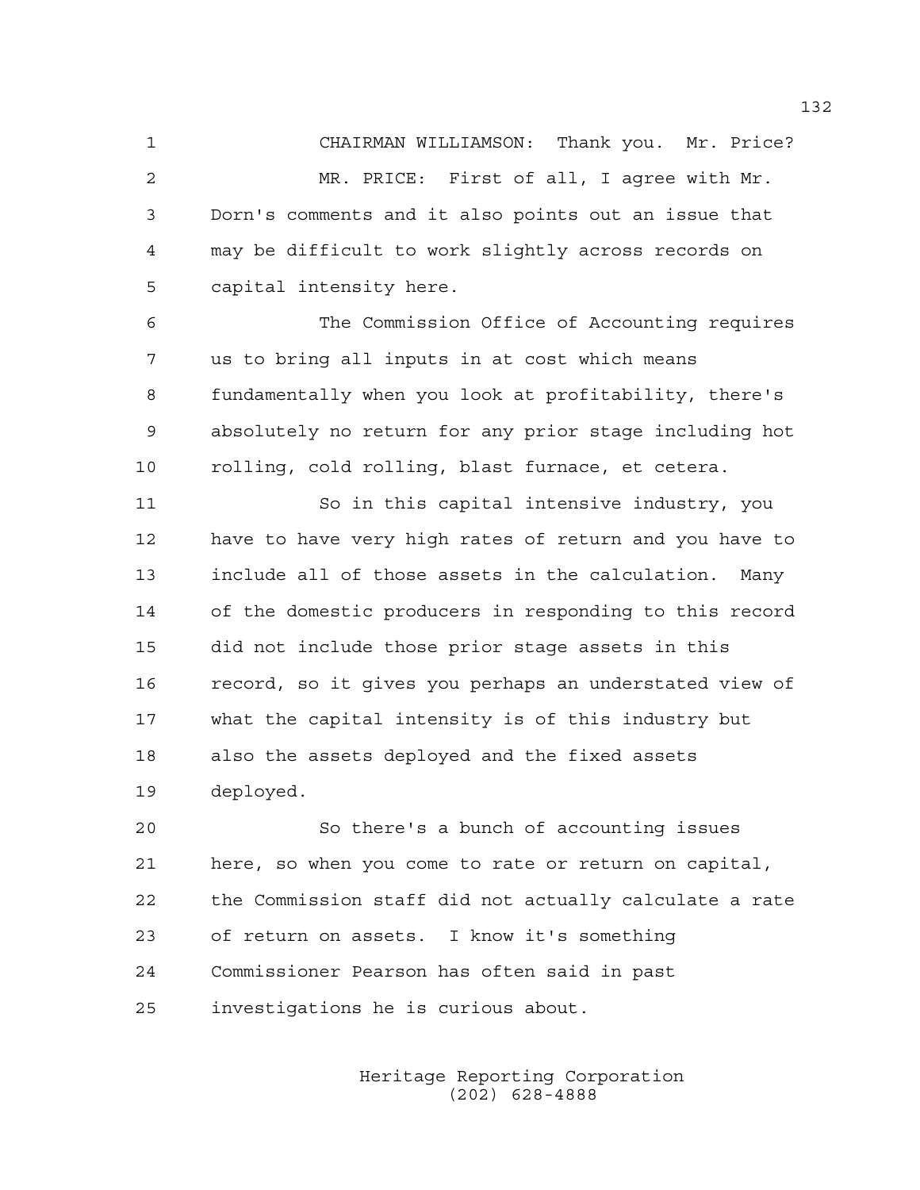CHAIRMAN WILLIAMSON: Thank you. Mr. Price?

MR. PRICE: First of all, I agree with Mr. Dorn's comments and it also points out an issue that may be difficult to work slightly across records on capital intensity here.

The Commission Office of Accounting requires us to bring all inputs in at cost which means fundamentally when you look at profitability, there's absolutely no return for any prior stage including hot rolling, cold rolling, blast furnace, et cetera.

So in this capital intensive industry, you have to have very high rates of return and you have to include all of those assets in the calculation. Many of the domestic producers in responding to this record did not include those prior stage assets in this record, so it gives you perhaps an understated view of what the capital intensity is of this industry but also the assets deployed and the fixed assets deployed.

So there's a bunch of accounting issues here, so when you come to rate or return on capital, the Commission staff did not actually calculate a rate of return on assets. I know it's something Commissioner Pearson has often said in past investigations he is curious about.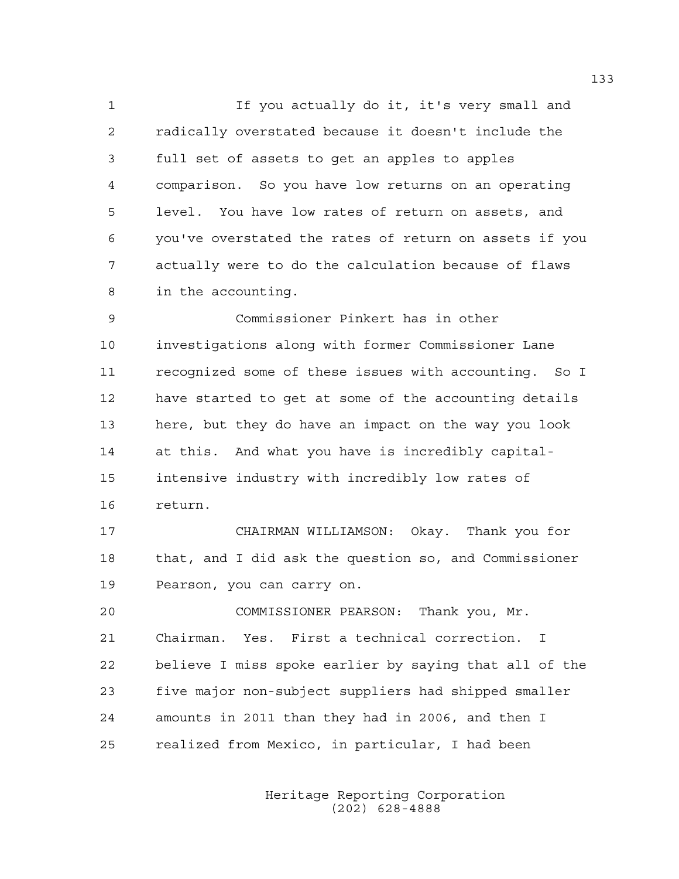If you actually do it, it's very small and radically overstated because it doesn't include the full set of assets to get an apples to apples comparison. So you have low returns on an operating level. You have low rates of return on assets, and you've overstated the rates of return on assets if you actually were to do the calculation because of flaws in the accounting.

Commissioner Pinkert has in other investigations along with former Commissioner Lane recognized some of these issues with accounting. So I have started to get at some of the accounting details here, but they do have an impact on the way you look at this. And what you have is incredibly capital-intensive industry with incredibly low rates of return.

CHAIRMAN WILLIAMSON: Okay. Thank you for that, and I did ask the question so, and Commissioner Pearson, you can carry on.

COMMISSIONER PEARSON: Thank you, Mr. Chairman. Yes. First a technical correction. I believe I miss spoke earlier by saying that all of the five major non-subject suppliers had shipped smaller amounts in 2011 than they had in 2006, and then I realized from Mexico, in particular, I had been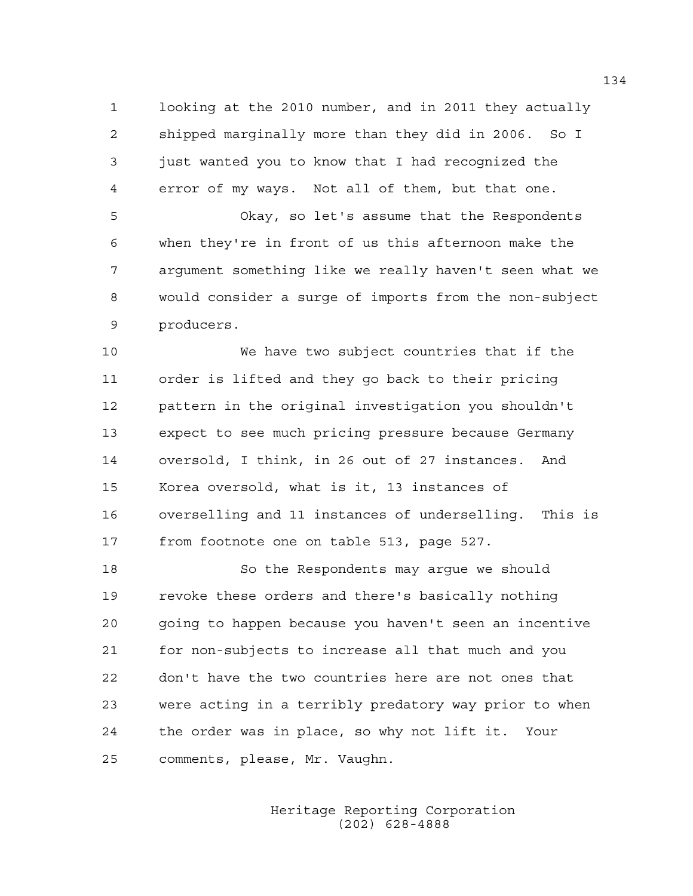looking at the 2010 number, and in 2011 they actually shipped marginally more than they did in 2006. So I just wanted you to know that I had recognized the error of my ways. Not all of them, but that one.

Okay, so let's assume that the Respondents when they're in front of us this afternoon make the argument something like we really haven't seen what we would consider a surge of imports from the non-subject producers.

We have two subject countries that if the order is lifted and they go back to their pricing pattern in the original investigation you shouldn't expect to see much pricing pressure because Germany oversold, I think, in 26 out of 27 instances. And Korea oversold, what is it, 13 instances of overselling and 11 instances of underselling. This is from footnote one on table 513, page 527.

So the Respondents may argue we should revoke these orders and there's basically nothing going to happen because you haven't seen an incentive for non-subjects to increase all that much and you don't have the two countries here are not ones that were acting in a terribly predatory way prior to when the order was in place, so why not lift it. Your comments, please, Mr. Vaughn.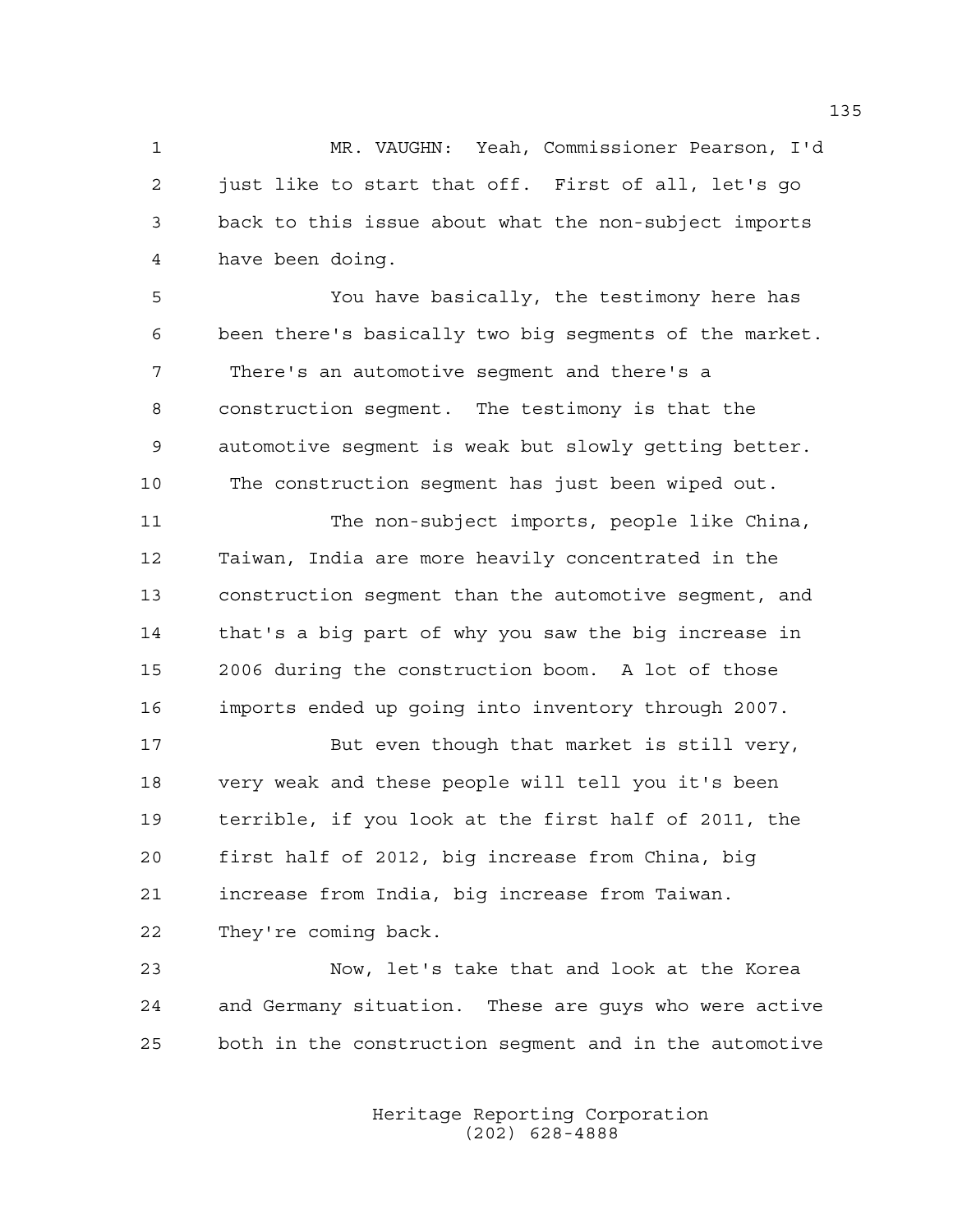MR. VAUGHN: Yeah, Commissioner Pearson, I'd just like to start that off. First of all, let's go back to this issue about what the non-subject imports have been doing.

You have basically, the testimony here has been there's basically two big segments of the market. There's an automotive segment and there's a construction segment. The testimony is that the automotive segment is weak but slowly getting better. The construction segment has just been wiped out.

The non-subject imports, people like China, Taiwan, India are more heavily concentrated in the construction segment than the automotive segment, and that's a big part of why you saw the big increase in 2006 during the construction boom. A lot of those imports ended up going into inventory through 2007.

But even though that market is still very, very weak and these people will tell you it's been terrible, if you look at the first half of 2011, the first half of 2012, big increase from China, big increase from India, big increase from Taiwan. They're coming back.

Now, let's take that and look at the Korea and Germany situation. These are guys who were active both in the construction segment and in the automotive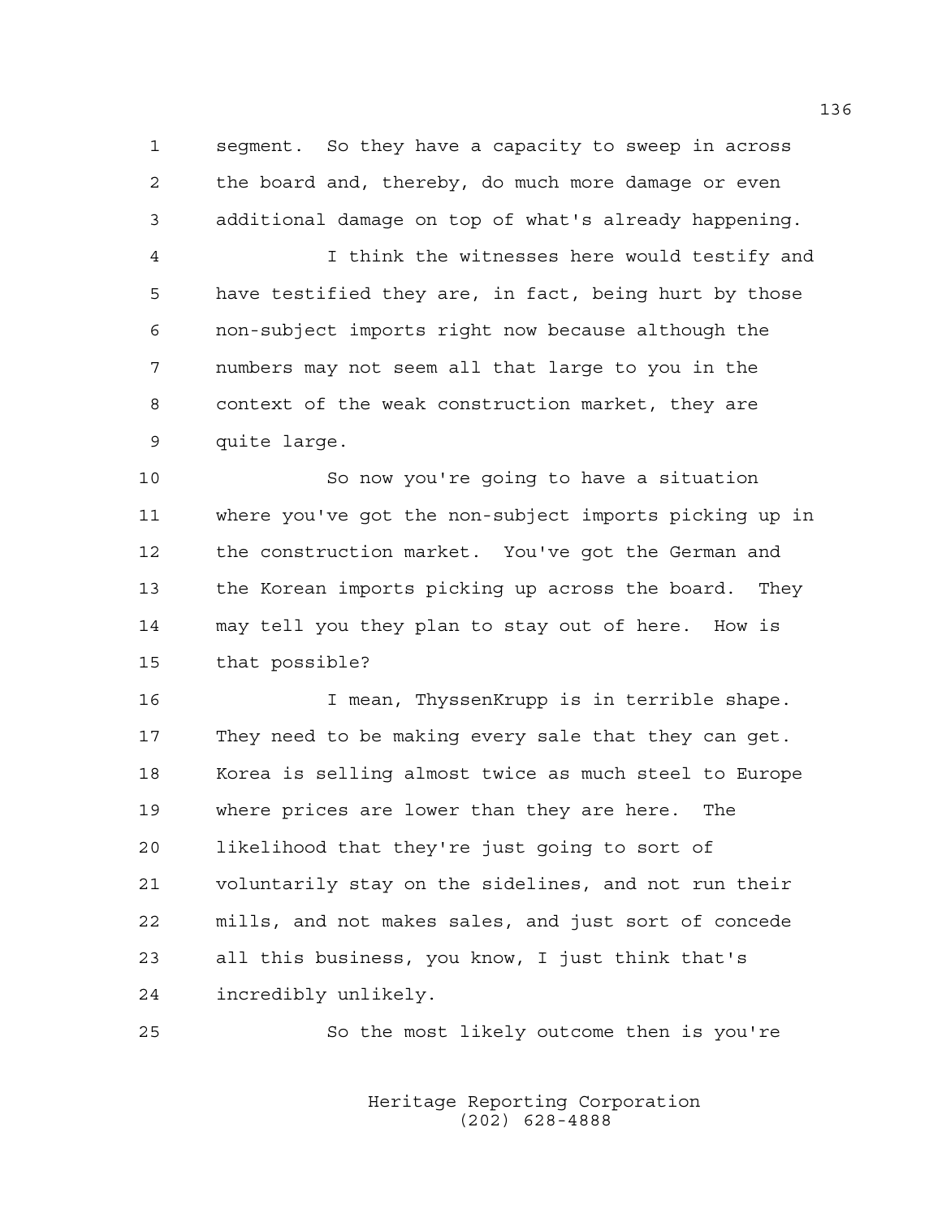segment. So they have a capacity to sweep in across the board and, thereby, do much more damage or even additional damage on top of what's already happening.

I think the witnesses here would testify and have testified they are, in fact, being hurt by those non-subject imports right now because although the numbers may not seem all that large to you in the context of the weak construction market, they are quite large.

So now you're going to have a situation where you've got the non-subject imports picking up in the construction market. You've got the German and the Korean imports picking up across the board. They may tell you they plan to stay out of here. How is that possible?

I mean, ThyssenKrupp is in terrible shape. They need to be making every sale that they can get. Korea is selling almost twice as much steel to Europe where prices are lower than they are here. The likelihood that they're just going to sort of voluntarily stay on the sidelines, and not run their mills, and not makes sales, and just sort of concede all this business, you know, I just think that's incredibly unlikely.

So the most likely outcome then is you're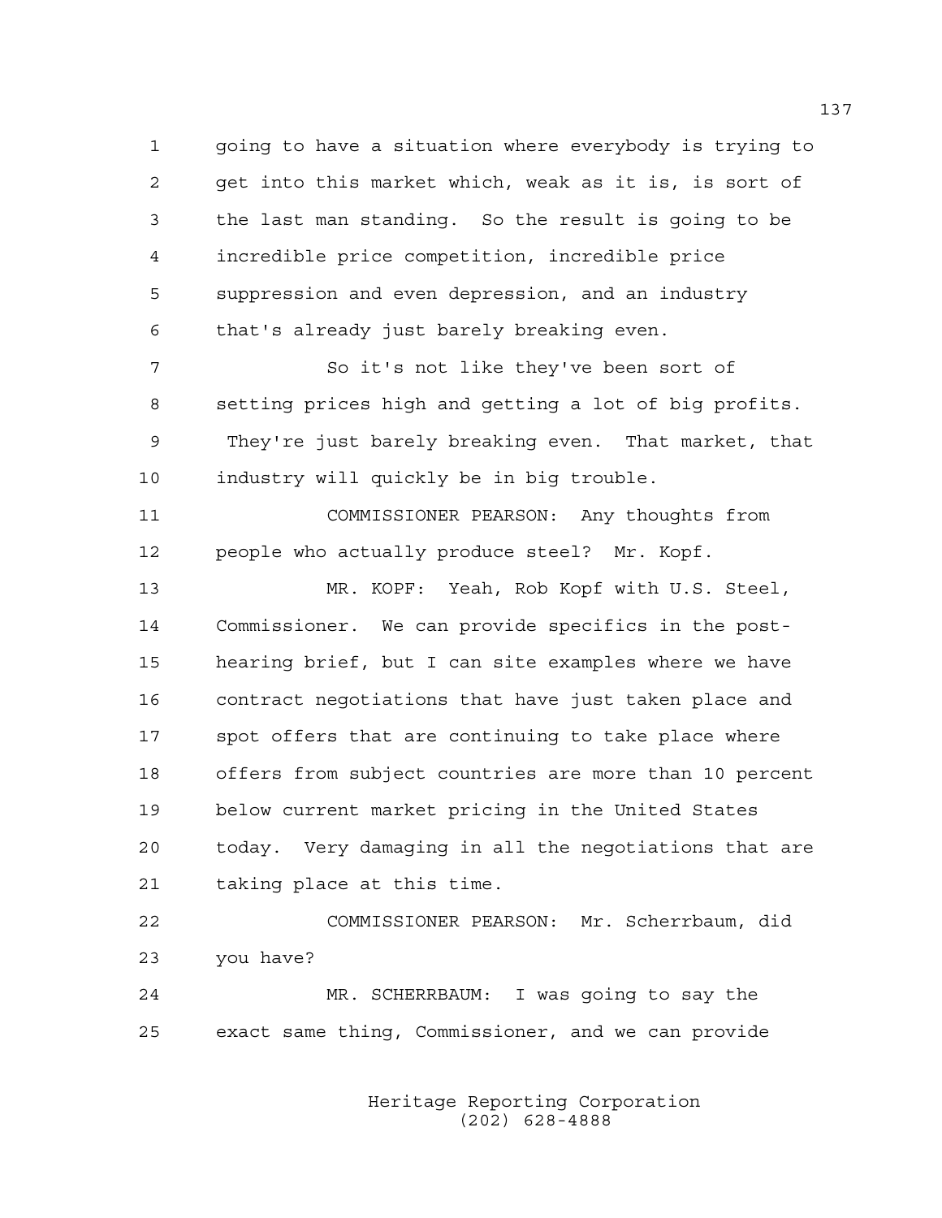going to have a situation where everybody is trying to get into this market which, weak as it is, is sort of the last man standing. So the result is going to be incredible price competition, incredible price suppression and even depression, and an industry that's already just barely breaking even.

So it's not like they've been sort of setting prices high and getting a lot of big profits. They're just barely breaking even. That market, that industry will quickly be in big trouble.

COMMISSIONER PEARSON: Any thoughts from people who actually produce steel? Mr. Kopf.

MR. KOPF: Yeah, Rob Kopf with U.S. Steel, Commissioner. We can provide specifics in the post-hearing brief, but I can site examples where we have contract negotiations that have just taken place and spot offers that are continuing to take place where offers from subject countries are more than 10 percent below current market pricing in the United States today. Very damaging in all the negotiations that are taking place at this time.

COMMISSIONER PEARSON: Mr. Scherrbaum, did you have?

MR. SCHERRBAUM: I was going to say the exact same thing, Commissioner, and we can provide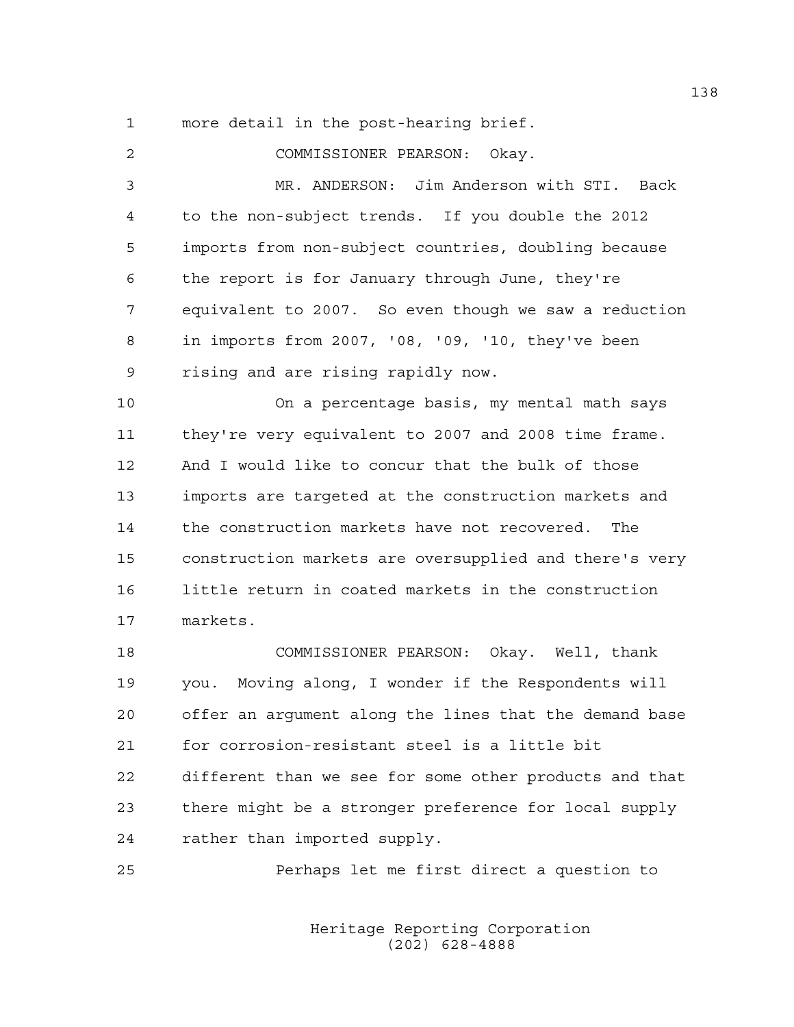more detail in the post-hearing brief.

COMMISSIONER PEARSON: Okay.

MR. ANDERSON: Jim Anderson with STI. Back to the non-subject trends. If you double the 2012 imports from non-subject countries, doubling because the report is for January through June, they're equivalent to 2007. So even though we saw a reduction in imports from 2007, '08, '09, '10, they've been rising and are rising rapidly now.

On a percentage basis, my mental math says they're very equivalent to 2007 and 2008 time frame. And I would like to concur that the bulk of those imports are targeted at the construction markets and the construction markets have not recovered. The construction markets are oversupplied and there's very little return in coated markets in the construction markets.

COMMISSIONER PEARSON: Okay. Well, thank you. Moving along, I wonder if the Respondents will offer an argument along the lines that the demand base for corrosion-resistant steel is a little bit different than we see for some other products and that there might be a stronger preference for local supply rather than imported supply.

Perhaps let me first direct a question to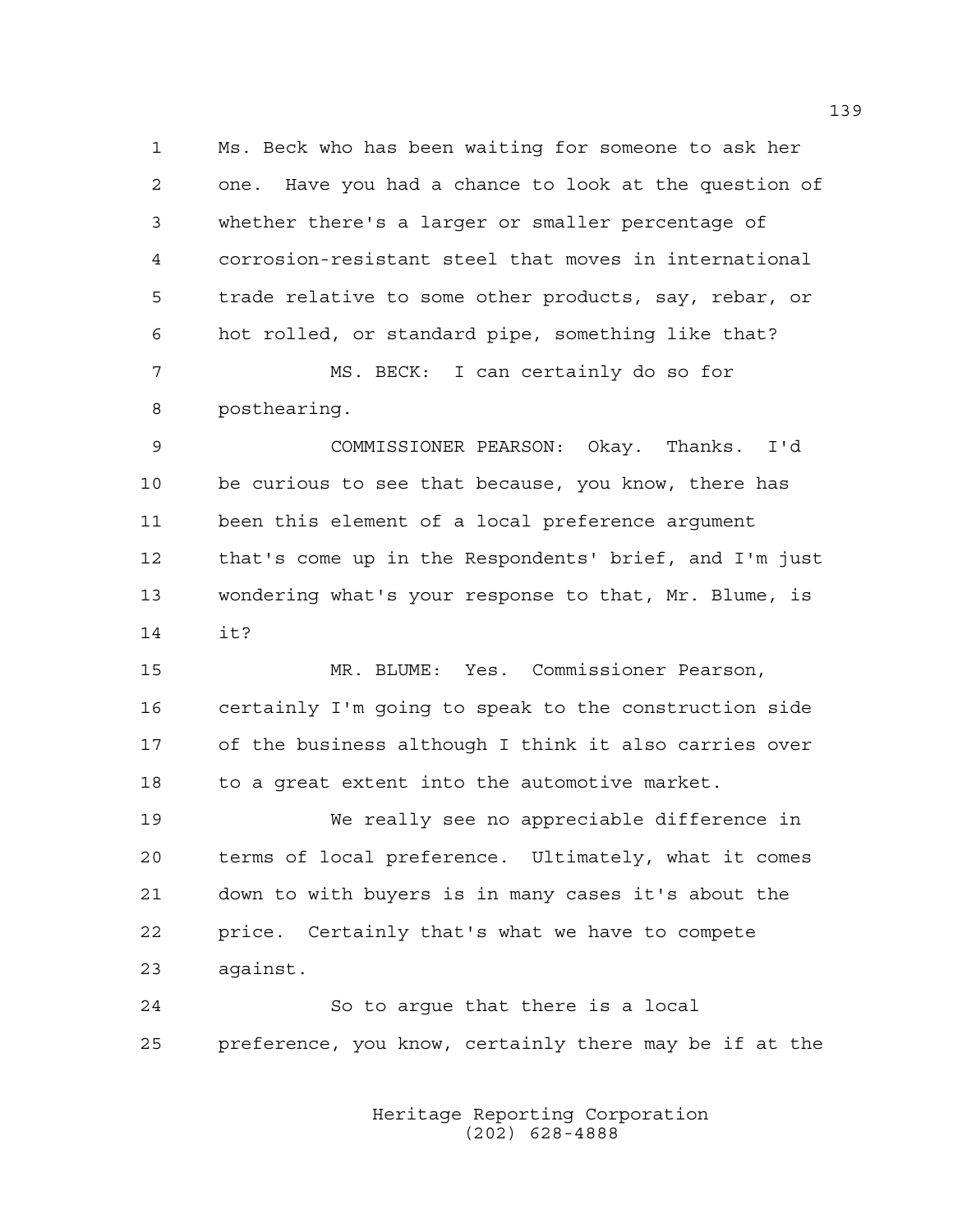Ms. Beck who has been waiting for someone to ask her one. Have you had a chance to look at the question of whether there's a larger or smaller percentage of corrosion-resistant steel that moves in international trade relative to some other products, say, rebar, or hot rolled, or standard pipe, something like that?

MS. BECK: I can certainly do so for posthearing.

COMMISSIONER PEARSON: Okay. Thanks. I'd be curious to see that because, you know, there has been this element of a local preference argument that's come up in the Respondents' brief, and I'm just wondering what's your response to that, Mr. Blume, is it?

MR. BLUME: Yes. Commissioner Pearson, certainly I'm going to speak to the construction side of the business although I think it also carries over to a great extent into the automotive market.

We really see no appreciable difference in terms of local preference. Ultimately, what it comes down to with buyers is in many cases it's about the price. Certainly that's what we have to compete against.

So to argue that there is a local preference, you know, certainly there may be if at the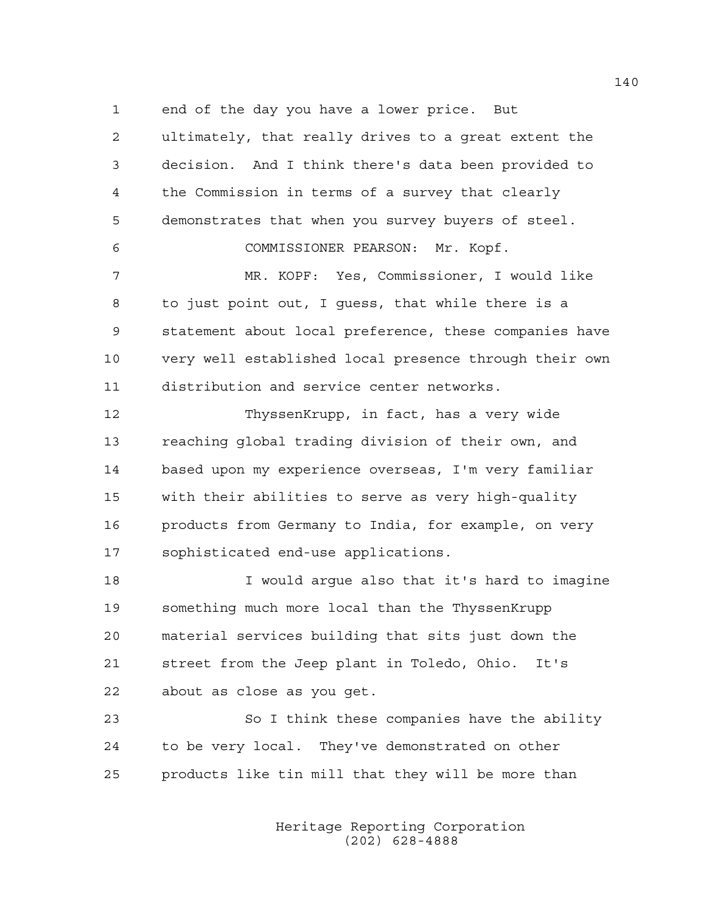end of the day you have a lower price. But ultimately, that really drives to a great extent the decision. And I think there's data been provided to the Commission in terms of a survey that clearly demonstrates that when you survey buyers of steel.

COMMISSIONER PEARSON: Mr. Kopf.

MR. KOPF: Yes, Commissioner, I would like to just point out, I guess, that while there is a statement about local preference, these companies have very well established local presence through their own distribution and service center networks.

ThyssenKrupp, in fact, has a very wide reaching global trading division of their own, and based upon my experience overseas, I'm very familiar with their abilities to serve as very high-quality products from Germany to India, for example, on very sophisticated end-use applications.

I would argue also that it's hard to imagine something much more local than the ThyssenKrupp material services building that sits just down the street from the Jeep plant in Toledo, Ohio. It's about as close as you get.

So I think these companies have the ability to be very local. They've demonstrated on other products like tin mill that they will be more than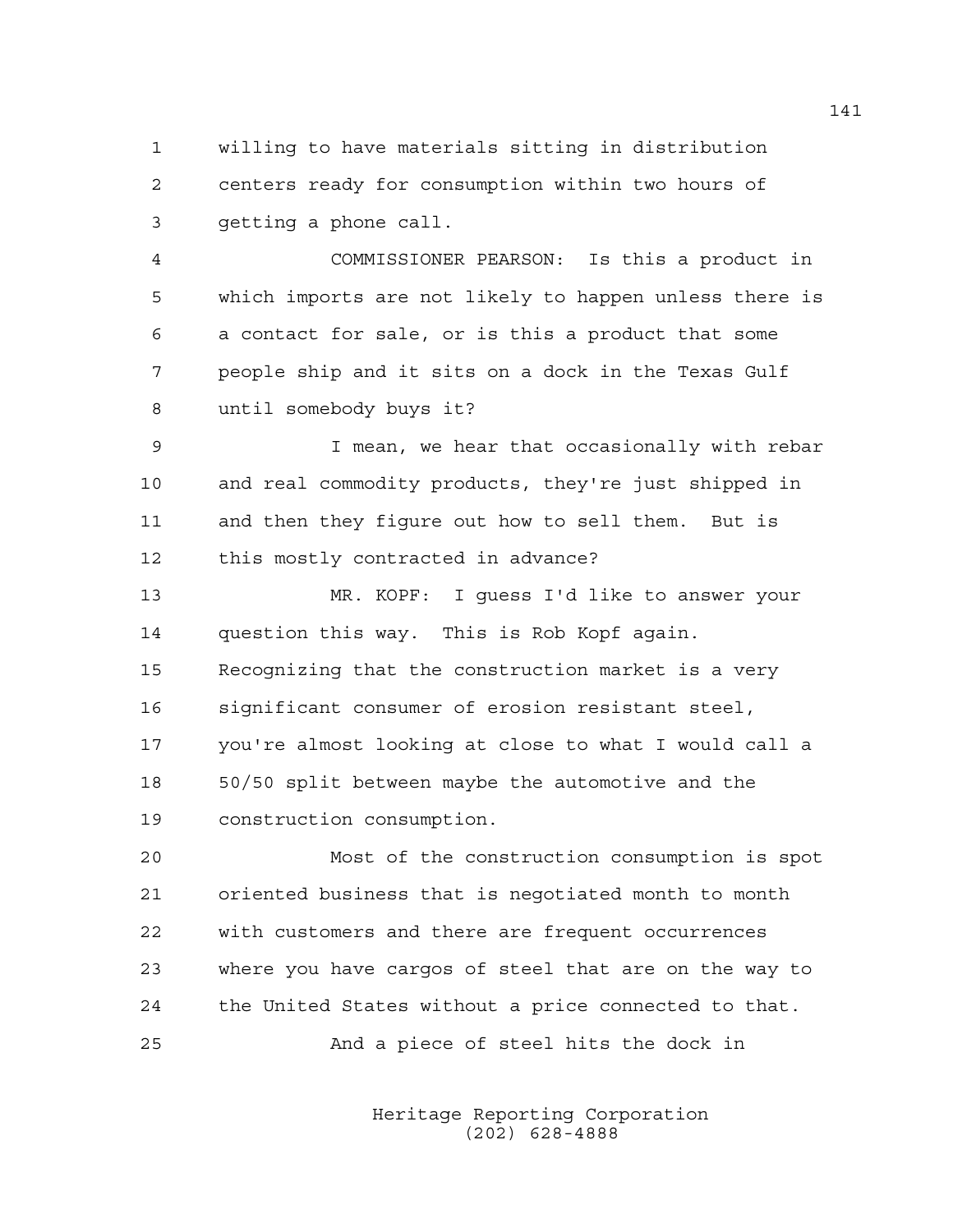willing to have materials sitting in distribution centers ready for consumption within two hours of getting a phone call.

COMMISSIONER PEARSON: Is this a product in which imports are not likely to happen unless there is a contact for sale, or is this a product that some people ship and it sits on a dock in the Texas Gulf until somebody buys it?

I mean, we hear that occasionally with rebar and real commodity products, they're just shipped in and then they figure out how to sell them. But is this mostly contracted in advance?

MR. KOPF: I guess I'd like to answer your question this way. This is Rob Kopf again. Recognizing that the construction market is a very significant consumer of erosion resistant steel, you're almost looking at close to what I would call a 50/50 split between maybe the automotive and the construction consumption.

Most of the construction consumption is spot oriented business that is negotiated month to month with customers and there are frequent occurrences where you have cargos of steel that are on the way to the United States without a price connected to that.

And a piece of steel hits the dock in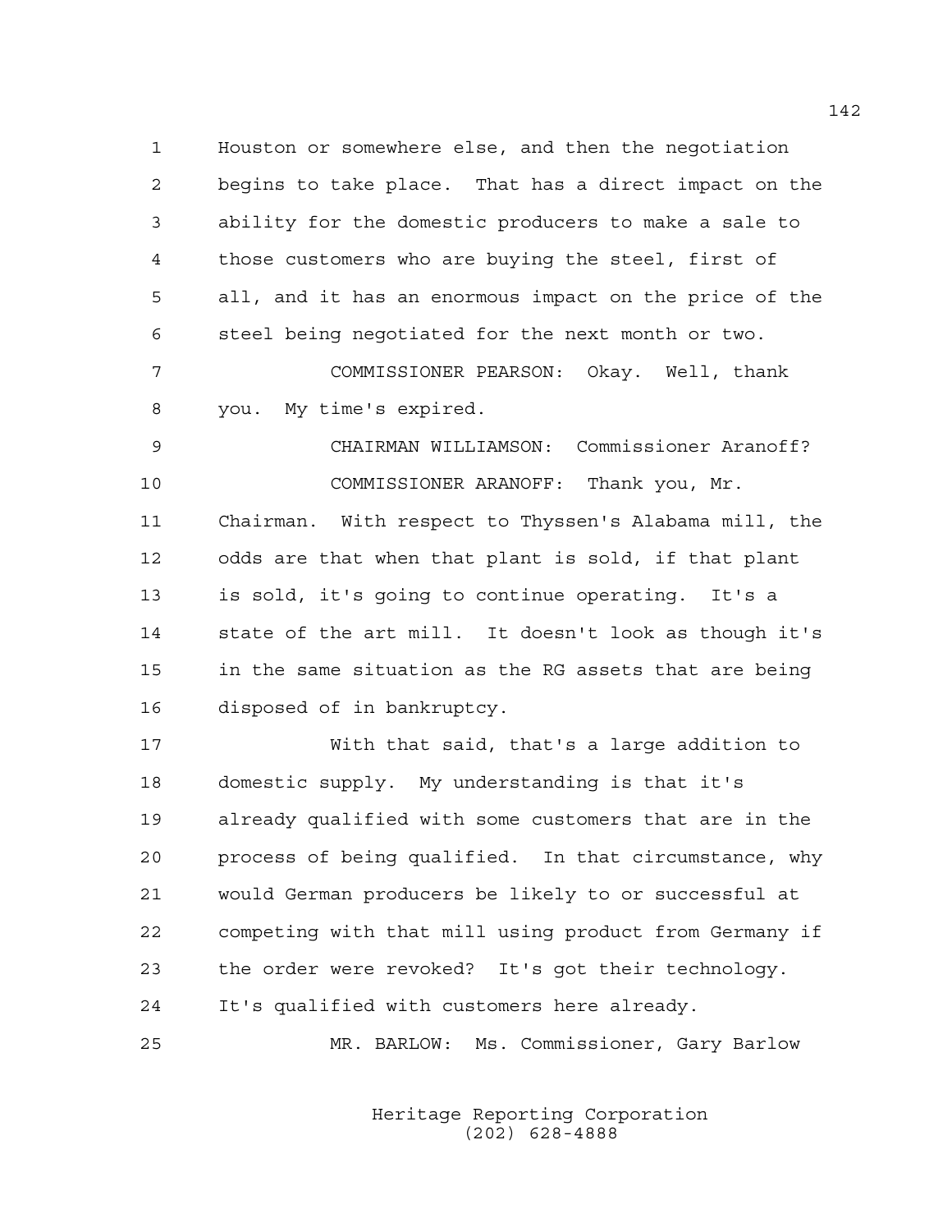Houston or somewhere else, and then the negotiation begins to take place. That has a direct impact on the ability for the domestic producers to make a sale to those customers who are buying the steel, first of all, and it has an enormous impact on the price of the steel being negotiated for the next month or two.

COMMISSIONER PEARSON: Okay. Well, thank you. My time's expired.

CHAIRMAN WILLIAMSON: Commissioner Aranoff?

COMMISSIONER ARANOFF: Thank you, Mr. Chairman. With respect to Thyssen's Alabama mill, the odds are that when that plant is sold, if that plant is sold, it's going to continue operating. It's a state of the art mill. It doesn't look as though it's in the same situation as the RG assets that are being disposed of in bankruptcy.

With that said, that's a large addition to domestic supply. My understanding is that it's already qualified with some customers that are in the process of being qualified. In that circumstance, why would German producers be likely to or successful at competing with that mill using product from Germany if the order were revoked? It's got their technology. It's qualified with customers here already.

MR. BARLOW: Ms. Commissioner, Gary Barlow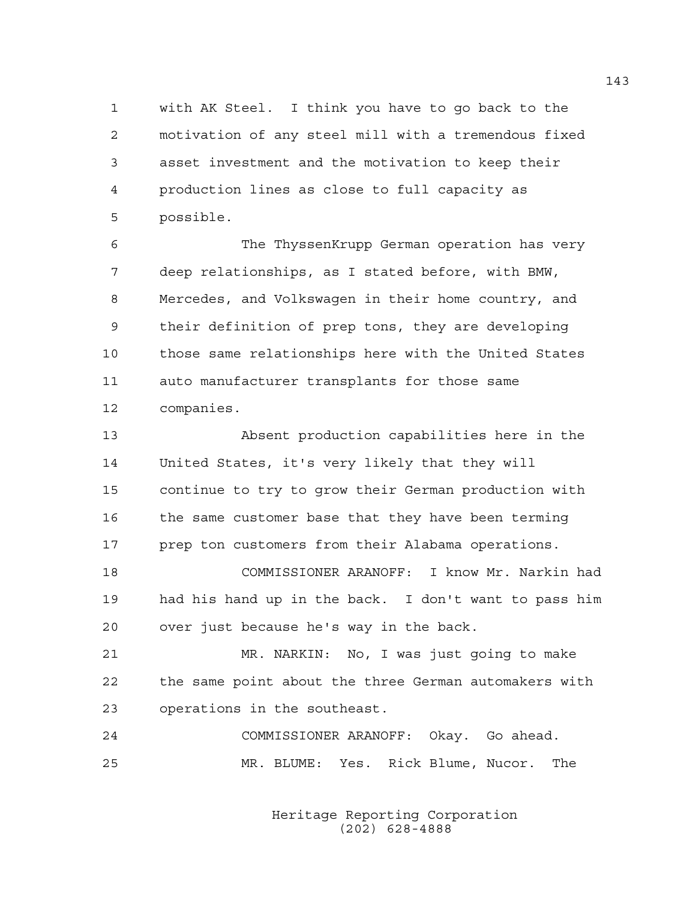with AK Steel. I think you have to go back to the motivation of any steel mill with a tremendous fixed asset investment and the motivation to keep their production lines as close to full capacity as possible.

The ThyssenKrupp German operation has very deep relationships, as I stated before, with BMW, Mercedes, and Volkswagen in their home country, and their definition of prep tons, they are developing those same relationships here with the United States auto manufacturer transplants for those same companies.

Absent production capabilities here in the United States, it's very likely that they will continue to try to grow their German production with the same customer base that they have been terming prep ton customers from their Alabama operations.

COMMISSIONER ARANOFF: I know Mr. Narkin had had his hand up in the back. I don't want to pass him over just because he's way in the back.

MR. NARKIN: No, I was just going to make the same point about the three German automakers with operations in the southeast.

COMMISSIONER ARANOFF: Okay. Go ahead.

MR. BLUME: Yes. Rick Blume, Nucor. The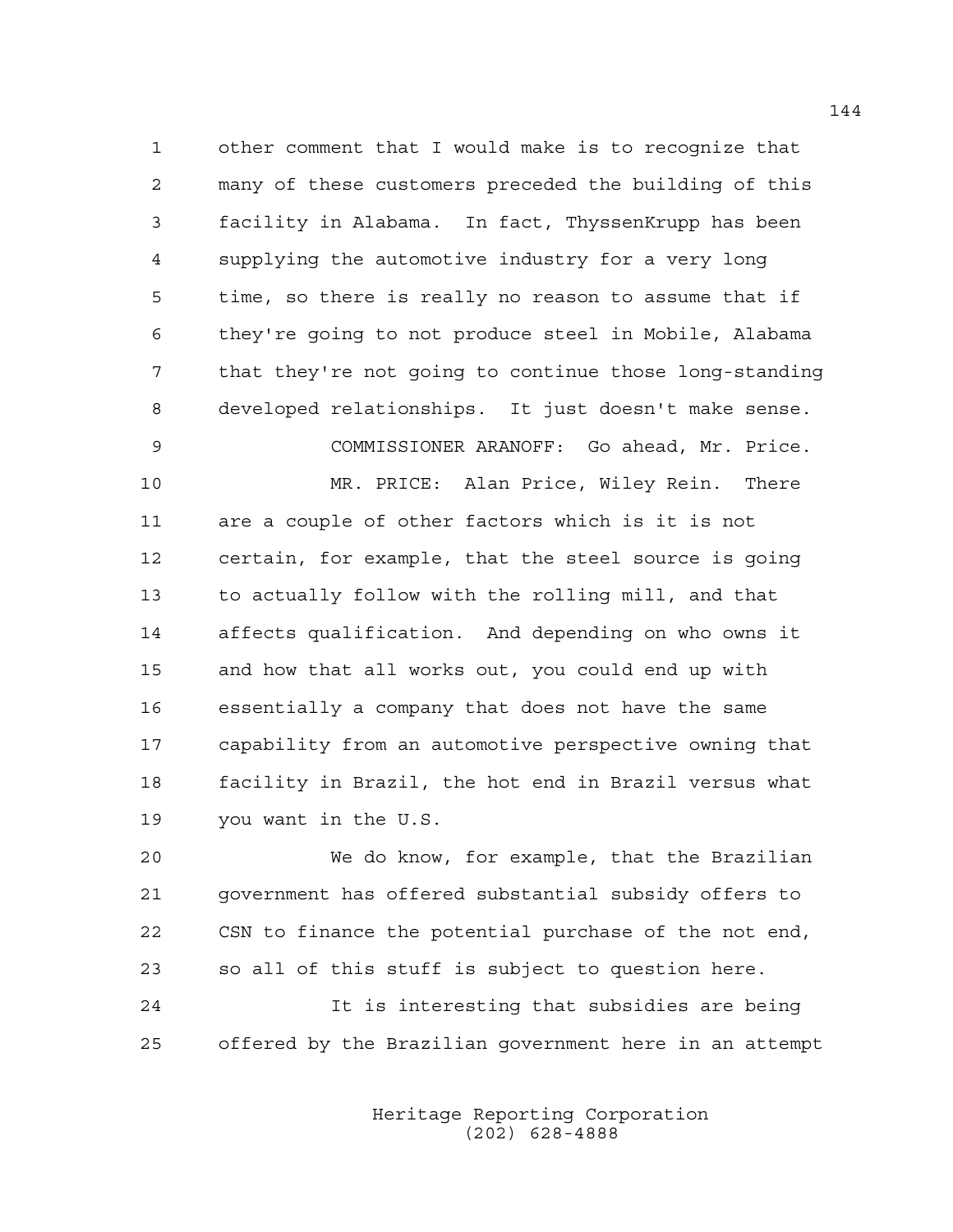other comment that I would make is to recognize that many of these customers preceded the building of this facility in Alabama. In fact, ThyssenKrupp has been supplying the automotive industry for a very long time, so there is really no reason to assume that if they're going to not produce steel in Mobile, Alabama that they're not going to continue those long-standing developed relationships. It just doesn't make sense.

COMMISSIONER ARANOFF: Go ahead, Mr. Price.

MR. PRICE: Alan Price, Wiley Rein. There are a couple of other factors which is it is not certain, for example, that the steel source is going to actually follow with the rolling mill, and that affects qualification. And depending on who owns it and how that all works out, you could end up with essentially a company that does not have the same capability from an automotive perspective owning that facility in Brazil, the hot end in Brazil versus what you want in the U.S.

We do know, for example, that the Brazilian government has offered substantial subsidy offers to CSN to finance the potential purchase of the not end, so all of this stuff is subject to question here.

It is interesting that subsidies are being offered by the Brazilian government here in an attempt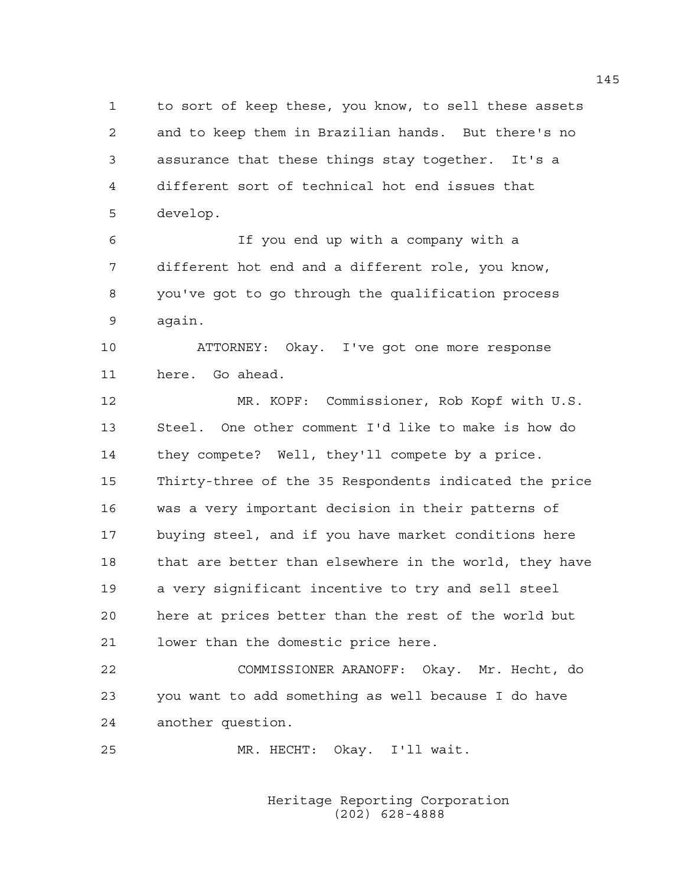to sort of keep these, you know, to sell these assets and to keep them in Brazilian hands. But there's no assurance that these things stay together. It's a different sort of technical hot end issues that develop.

If you end up with a company with a different hot end and a different role, you know, you've got to go through the qualification process again.

ATTORNEY: Okay. I've got one more response here. Go ahead.

MR. KOPF: Commissioner, Rob Kopf with U.S. Steel. One other comment I'd like to make is how do they compete? Well, they'll compete by a price. Thirty-three of the 35 Respondents indicated the price was a very important decision in their patterns of buying steel, and if you have market conditions here that are better than elsewhere in the world, they have a very significant incentive to try and sell steel here at prices better than the rest of the world but lower than the domestic price here.

COMMISSIONER ARANOFF: Okay. Mr. Hecht, do you want to add something as well because I do have another question.

MR. HECHT: Okay. I'll wait.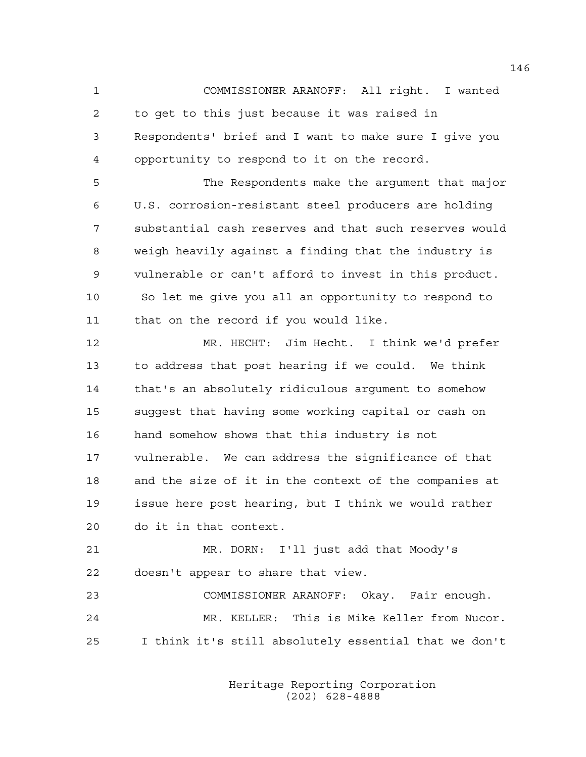COMMISSIONER ARANOFF: All right. I wanted to get to this just because it was raised in Respondents' brief and I want to make sure I give you opportunity to respond to it on the record.

The Respondents make the argument that major U.S. corrosion-resistant steel producers are holding substantial cash reserves and that such reserves would weigh heavily against a finding that the industry is vulnerable or can't afford to invest in this product. So let me give you all an opportunity to respond to that on the record if you would like.

MR. HECHT: Jim Hecht. I think we'd prefer to address that post hearing if we could. We think that's an absolutely ridiculous argument to somehow suggest that having some working capital or cash on hand somehow shows that this industry is not vulnerable. We can address the significance of that and the size of it in the context of the companies at issue here post hearing, but I think we would rather do it in that context.

MR. DORN: I'll just add that Moody's doesn't appear to share that view.

COMMISSIONER ARANOFF: Okay. Fair enough.

MR. KELLER: This is Mike Keller from Nucor. I think it's still absolutely essential that we don't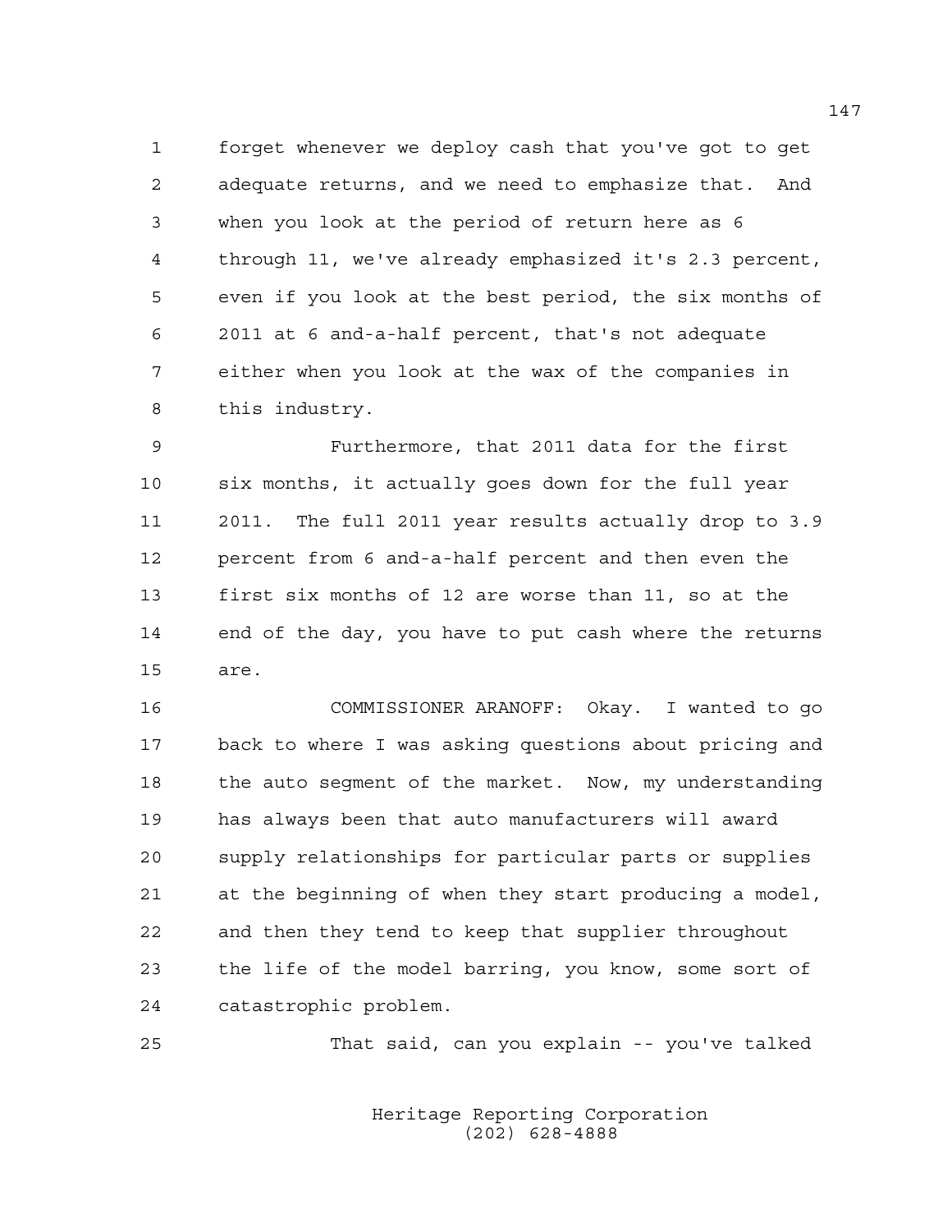forget whenever we deploy cash that you've got to get adequate returns, and we need to emphasize that. And when you look at the period of return here as 6 through 11, we've already emphasized it's 2.3 percent, even if you look at the best period, the six months of 2011 at 6 and-a-half percent, that's not adequate either when you look at the wax of the companies in this industry.

Furthermore, that 2011 data for the first six months, it actually goes down for the full year 2011. The full 2011 year results actually drop to 3.9 percent from 6 and-a-half percent and then even the first six months of 12 are worse than 11, so at the end of the day, you have to put cash where the returns are.

COMMISSIONER ARANOFF: Okay. I wanted to go back to where I was asking questions about pricing and the auto segment of the market. Now, my understanding has always been that auto manufacturers will award supply relationships for particular parts or supplies at the beginning of when they start producing a model, and then they tend to keep that supplier throughout the life of the model barring, you know, some sort of catastrophic problem.

That said, can you explain -- you've talked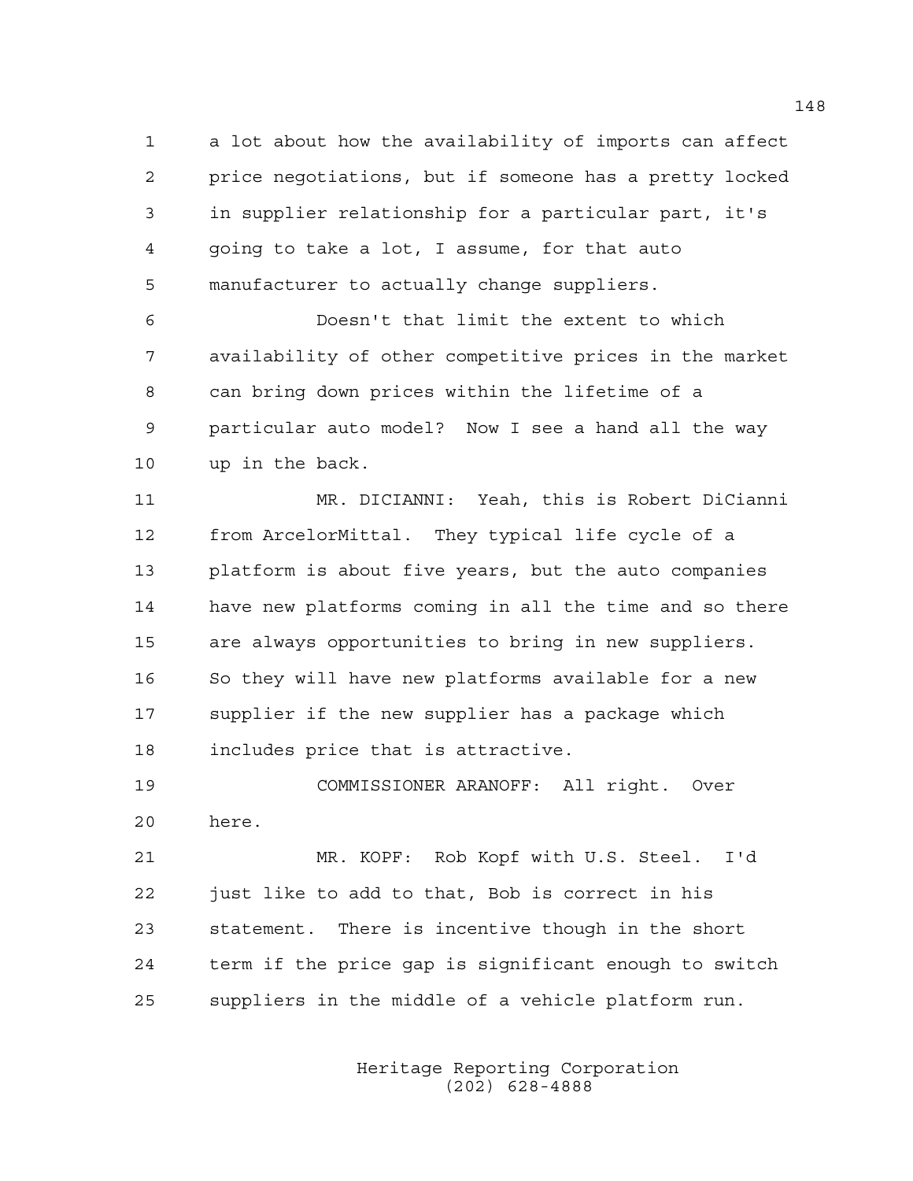a lot about how the availability of imports can affect price negotiations, but if someone has a pretty locked in supplier relationship for a particular part, it's going to take a lot, I assume, for that auto manufacturer to actually change suppliers.

Doesn't that limit the extent to which availability of other competitive prices in the market can bring down prices within the lifetime of a particular auto model? Now I see a hand all the way up in the back.

MR. DICIANNI: Yeah, this is Robert DiCianni from ArcelorMittal. They typical life cycle of a platform is about five years, but the auto companies have new platforms coming in all the time and so there are always opportunities to bring in new suppliers. So they will have new platforms available for a new supplier if the new supplier has a package which includes price that is attractive.

COMMISSIONER ARANOFF: All right. Over here.

MR. KOPF: Rob Kopf with U.S. Steel. I'd just like to add to that, Bob is correct in his statement. There is incentive though in the short term if the price gap is significant enough to switch suppliers in the middle of a vehicle platform run.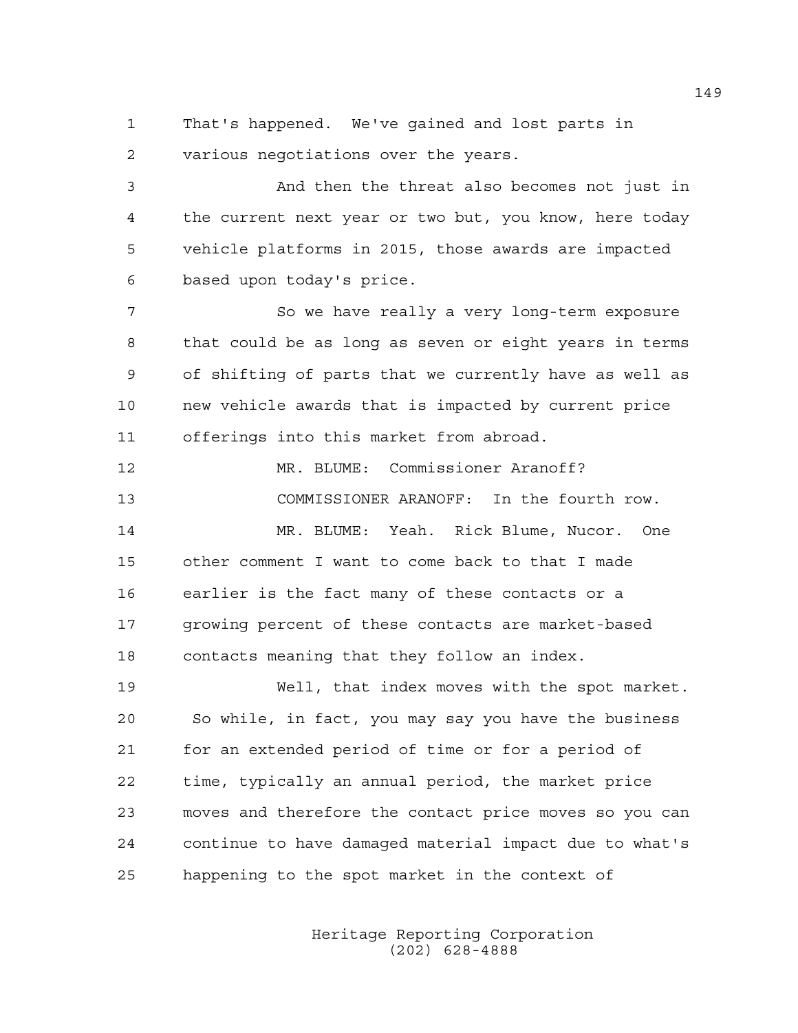That's happened. We've gained and lost parts in various negotiations over the years.

And then the threat also becomes not just in the current next year or two but, you know, here today vehicle platforms in 2015, those awards are impacted based upon today's price.

So we have really a very long-term exposure that could be as long as seven or eight years in terms of shifting of parts that we currently have as well as new vehicle awards that is impacted by current price offerings into this market from abroad.

MR. BLUME: Commissioner Aranoff?

COMMISSIONER ARANOFF: In the fourth row.

MR. BLUME: Yeah. Rick Blume, Nucor. One other comment I want to come back to that I made earlier is the fact many of these contacts or a growing percent of these contacts are market-based contacts meaning that they follow an index.

Well, that index moves with the spot market. So while, in fact, you may say you have the business for an extended period of time or for a period of time, typically an annual period, the market price moves and therefore the contact price moves so you can continue to have damaged material impact due to what's happening to the spot market in the context of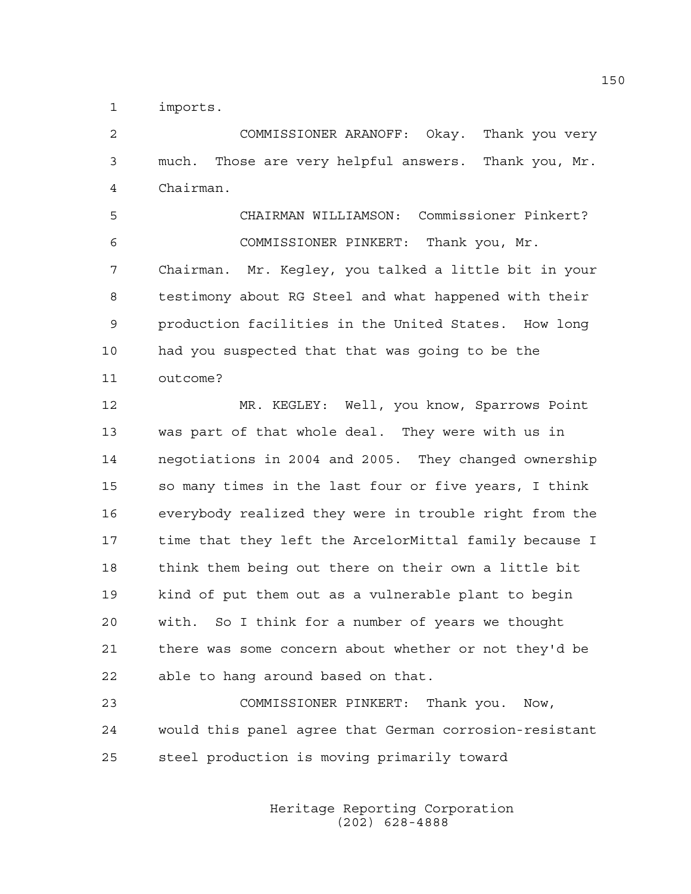imports.

COMMISSIONER ARANOFF: Okay. Thank you very much. Those are very helpful answers. Thank you, Mr. Chairman.

CHAIRMAN WILLIAMSON: Commissioner Pinkert?

COMMISSIONER PINKERT: Thank you, Mr. Chairman. Mr. Kegley, you talked a little bit in your testimony about RG Steel and what happened with their production facilities in the United States. How long had you suspected that that was going to be the outcome?

MR. KEGLEY: Well, you know, Sparrows Point was part of that whole deal. They were with us in negotiations in 2004 and 2005. They changed ownership so many times in the last four or five years, I think everybody realized they were in trouble right from the time that they left the ArcelorMittal family because I think them being out there on their own a little bit kind of put them out as a vulnerable plant to begin with. So I think for a number of years we thought there was some concern about whether or not they'd be able to hang around based on that.

COMMISSIONER PINKERT: Thank you. Now, would this panel agree that German corrosion-resistant steel production is moving primarily toward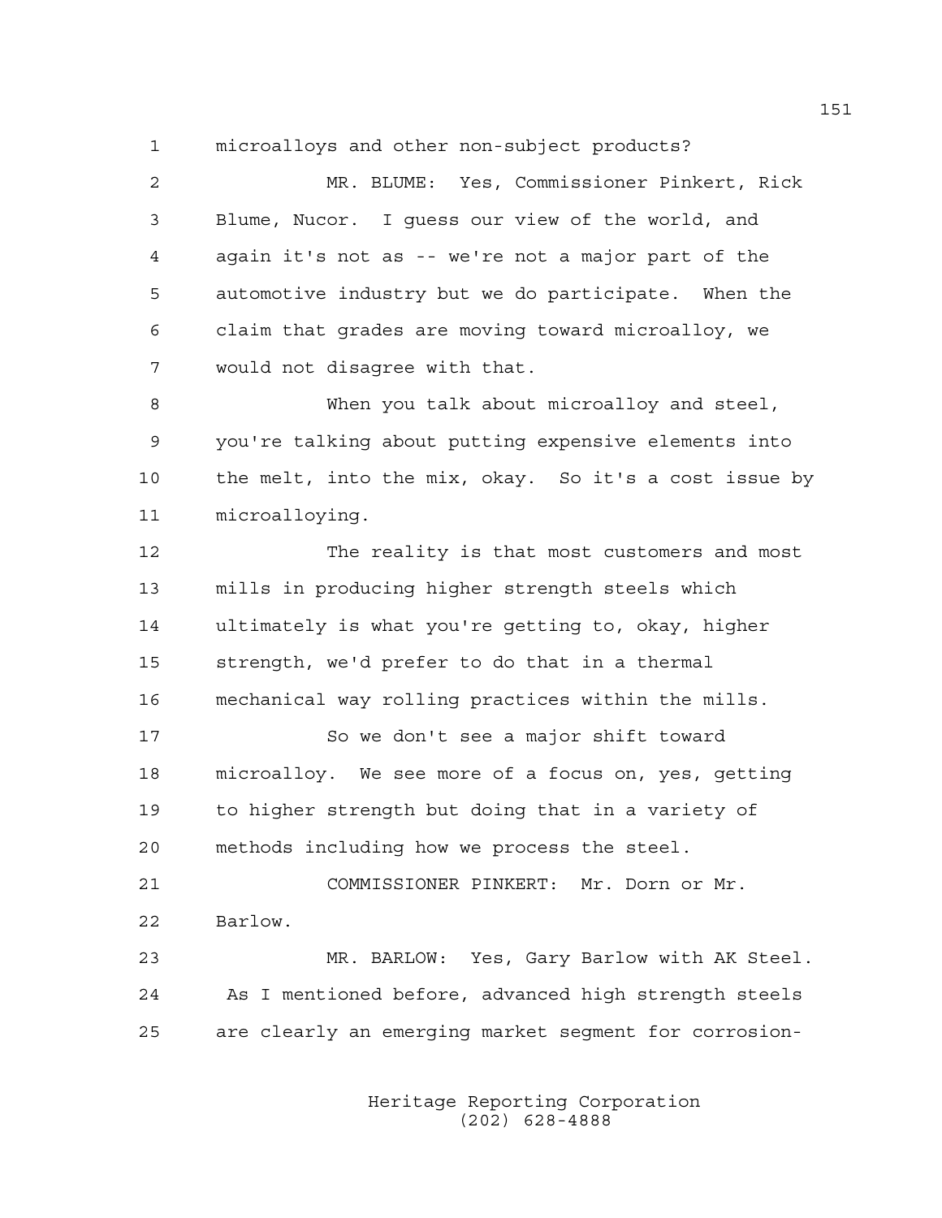microalloys and other non-subject products?

MR. BLUME: Yes, Commissioner Pinkert, Rick Blume, Nucor. I guess our view of the world, and again it's not as -- we're not a major part of the automotive industry but we do participate. When the claim that grades are moving toward microalloy, we would not disagree with that.

When you talk about microalloy and steel, you're talking about putting expensive elements into the melt, into the mix, okay. So it's a cost issue by microalloying.

The reality is that most customers and most mills in producing higher strength steels which ultimately is what you're getting to, okay, higher strength, we'd prefer to do that in a thermal mechanical way rolling practices within the mills.

So we don't see a major shift toward microalloy. We see more of a focus on, yes, getting to higher strength but doing that in a variety of methods including how we process the steel.

COMMISSIONER PINKERT: Mr. Dorn or Mr. Barlow.

MR. BARLOW: Yes, Gary Barlow with AK Steel. As I mentioned before, advanced high strength steels are clearly an emerging market segment for corrosion-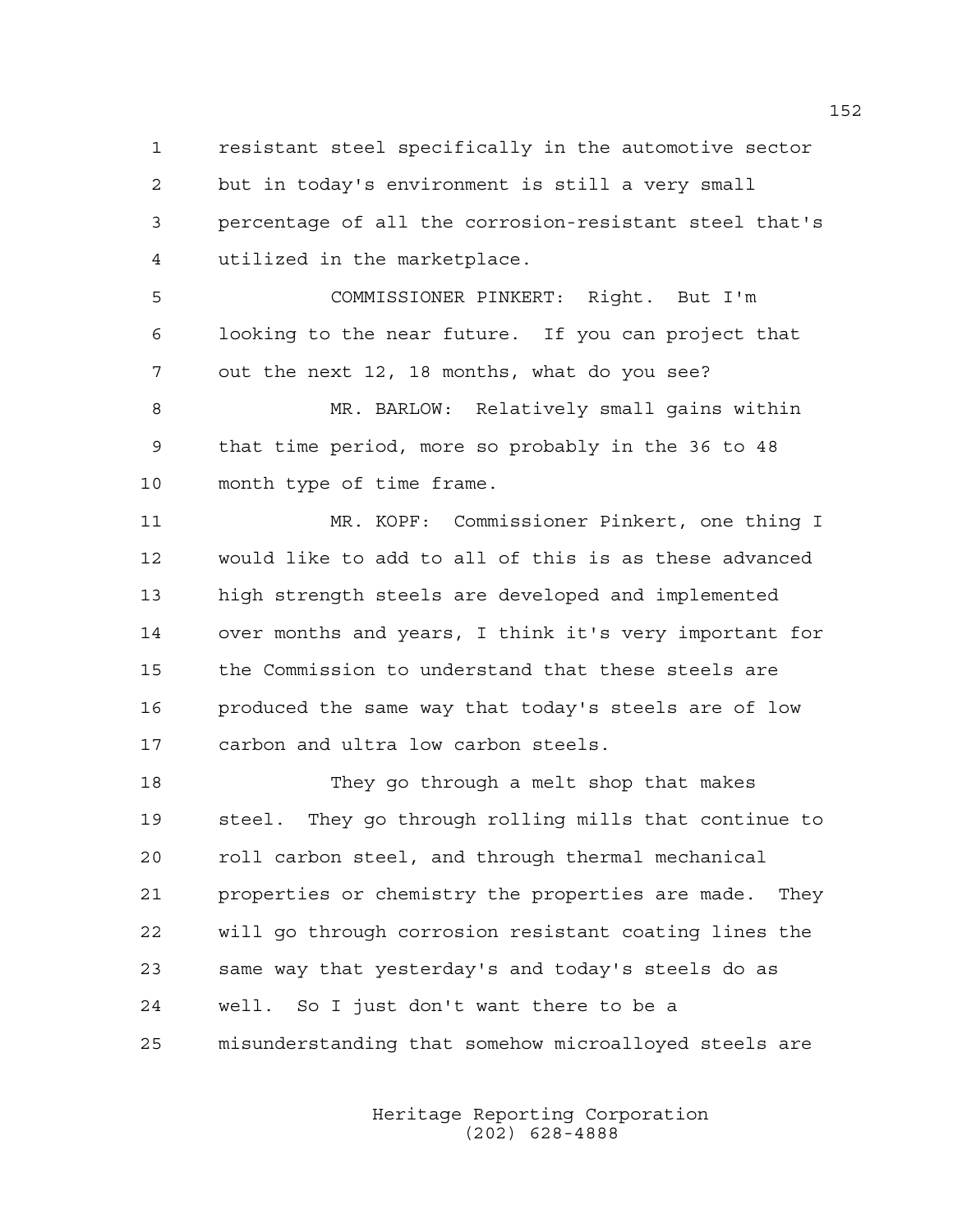resistant steel specifically in the automotive sector but in today's environment is still a very small percentage of all the corrosion-resistant steel that's utilized in the marketplace.

COMMISSIONER PINKERT: Right. But I'm looking to the near future. If you can project that out the next 12, 18 months, what do you see?

MR. BARLOW: Relatively small gains within that time period, more so probably in the 36 to 48 month type of time frame.

MR. KOPF: Commissioner Pinkert, one thing I would like to add to all of this is as these advanced high strength steels are developed and implemented over months and years, I think it's very important for the Commission to understand that these steels are produced the same way that today's steels are of low carbon and ultra low carbon steels.

They go through a melt shop that makes steel. They go through rolling mills that continue to roll carbon steel, and through thermal mechanical properties or chemistry the properties are made. They will go through corrosion resistant coating lines the same way that yesterday's and today's steels do as well. So I just don't want there to be a misunderstanding that somehow microalloyed steels are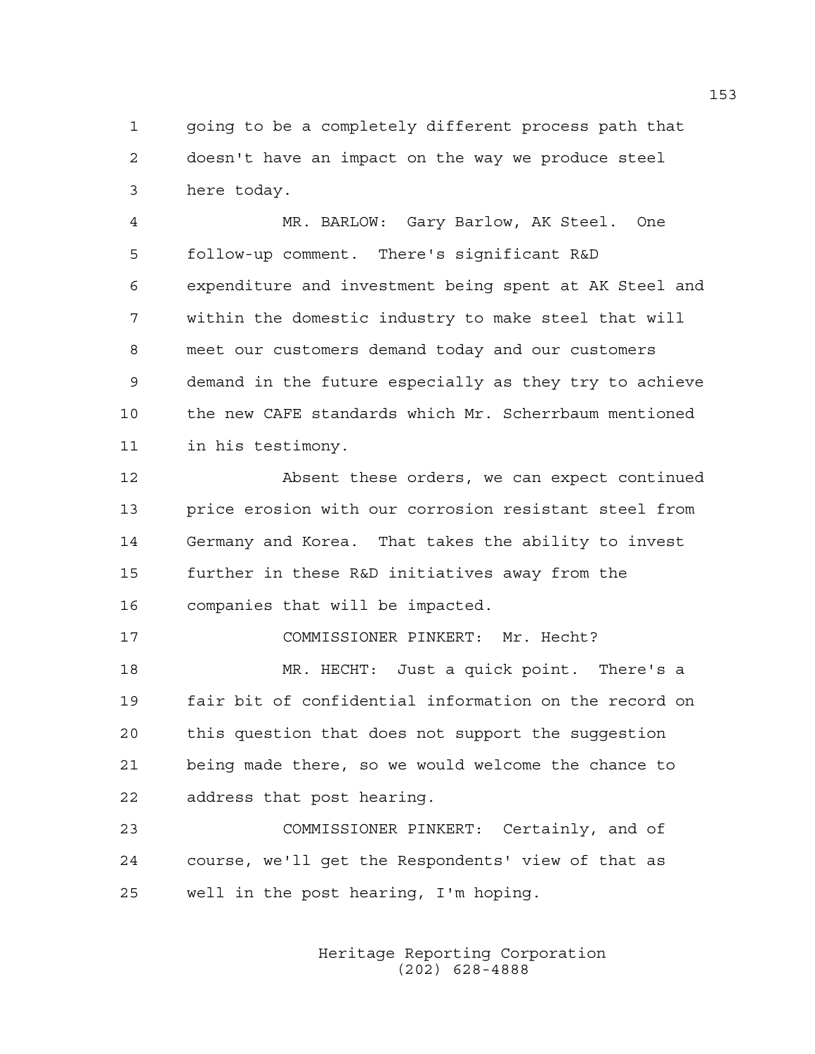going to be a completely different process path that doesn't have an impact on the way we produce steel here today.

MR. BARLOW: Gary Barlow, AK Steel. One follow-up comment. There's significant R&D expenditure and investment being spent at AK Steel and within the domestic industry to make steel that will meet our customers demand today and our customers demand in the future especially as they try to achieve the new CAFE standards which Mr. Scherrbaum mentioned in his testimony.

Absent these orders, we can expect continued price erosion with our corrosion resistant steel from Germany and Korea. That takes the ability to invest further in these R&D initiatives away from the companies that will be impacted.

COMMISSIONER PINKERT: Mr. Hecht?

MR. HECHT: Just a quick point. There's a fair bit of confidential information on the record on this question that does not support the suggestion being made there, so we would welcome the chance to address that post hearing.

COMMISSIONER PINKERT: Certainly, and of course, we'll get the Respondents' view of that as well in the post hearing, I'm hoping.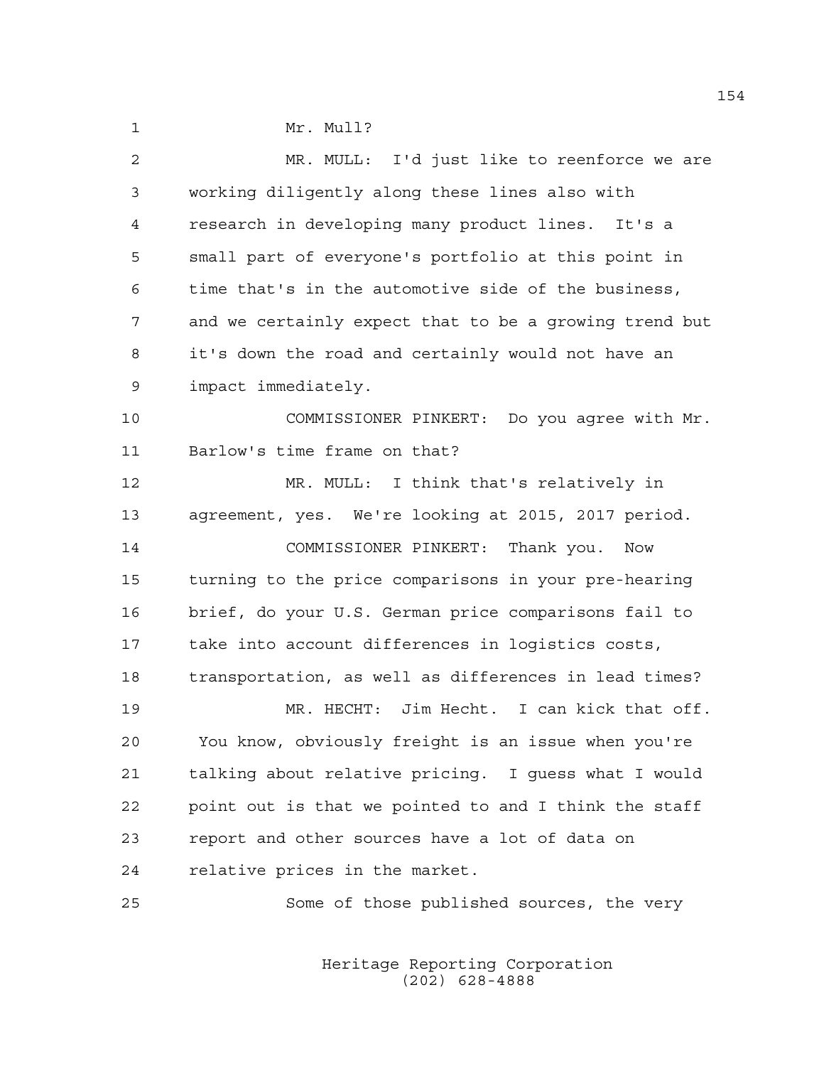Mr. Mull?

MR. MULL: I'd just like to reenforce we are working diligently along these lines also with research in developing many product lines. It's a small part of everyone's portfolio at this point in time that's in the automotive side of the business, and we certainly expect that to be a growing trend but it's down the road and certainly would not have an impact immediately.

COMMISSIONER PINKERT: Do you agree with Mr. Barlow's time frame on that?

MR. MULL: I think that's relatively in agreement, yes. We're looking at 2015, 2017 period.

COMMISSIONER PINKERT: Thank you. Now turning to the price comparisons in your pre-hearing brief, do your U.S. German price comparisons fail to take into account differences in logistics costs, transportation, as well as differences in lead times?

MR. HECHT: Jim Hecht. I can kick that off. You know, obviously freight is an issue when you're talking about relative pricing. I guess what I would point out is that we pointed to and I think the staff report and other sources have a lot of data on relative prices in the market.

Some of those published sources, the very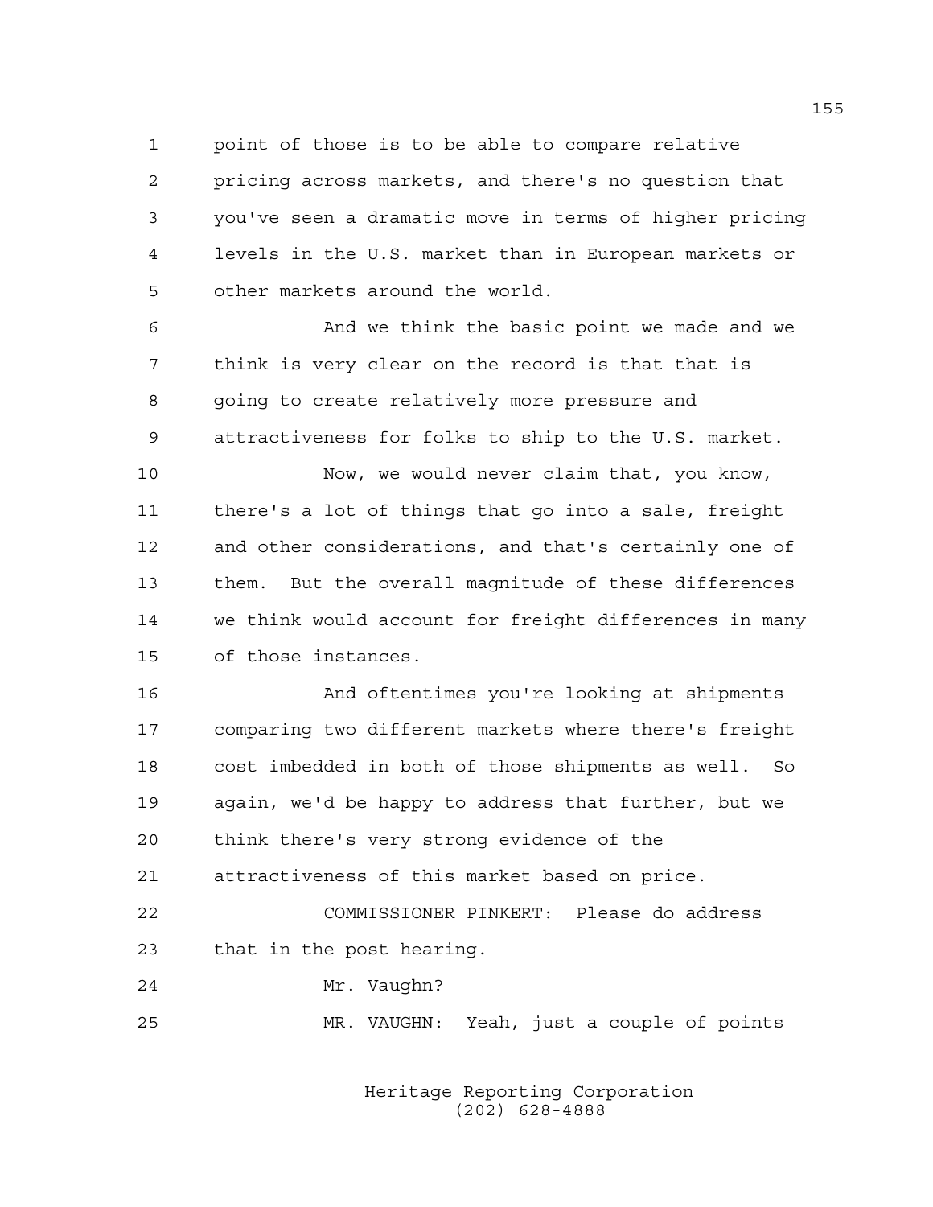point of those is to be able to compare relative pricing across markets, and there's no question that you've seen a dramatic move in terms of higher pricing levels in the U.S. market than in European markets or other markets around the world.

And we think the basic point we made and we think is very clear on the record is that that is going to create relatively more pressure and attractiveness for folks to ship to the U.S. market.

Now, we would never claim that, you know, there's a lot of things that go into a sale, freight and other considerations, and that's certainly one of them. But the overall magnitude of these differences we think would account for freight differences in many of those instances.

And oftentimes you're looking at shipments comparing two different markets where there's freight cost imbedded in both of those shipments as well. So again, we'd be happy to address that further, but we think there's very strong evidence of the attractiveness of this market based on price.

COMMISSIONER PINKERT: Please do address that in the post hearing.

Mr. Vaughn?

MR. VAUGHN: Yeah, just a couple of points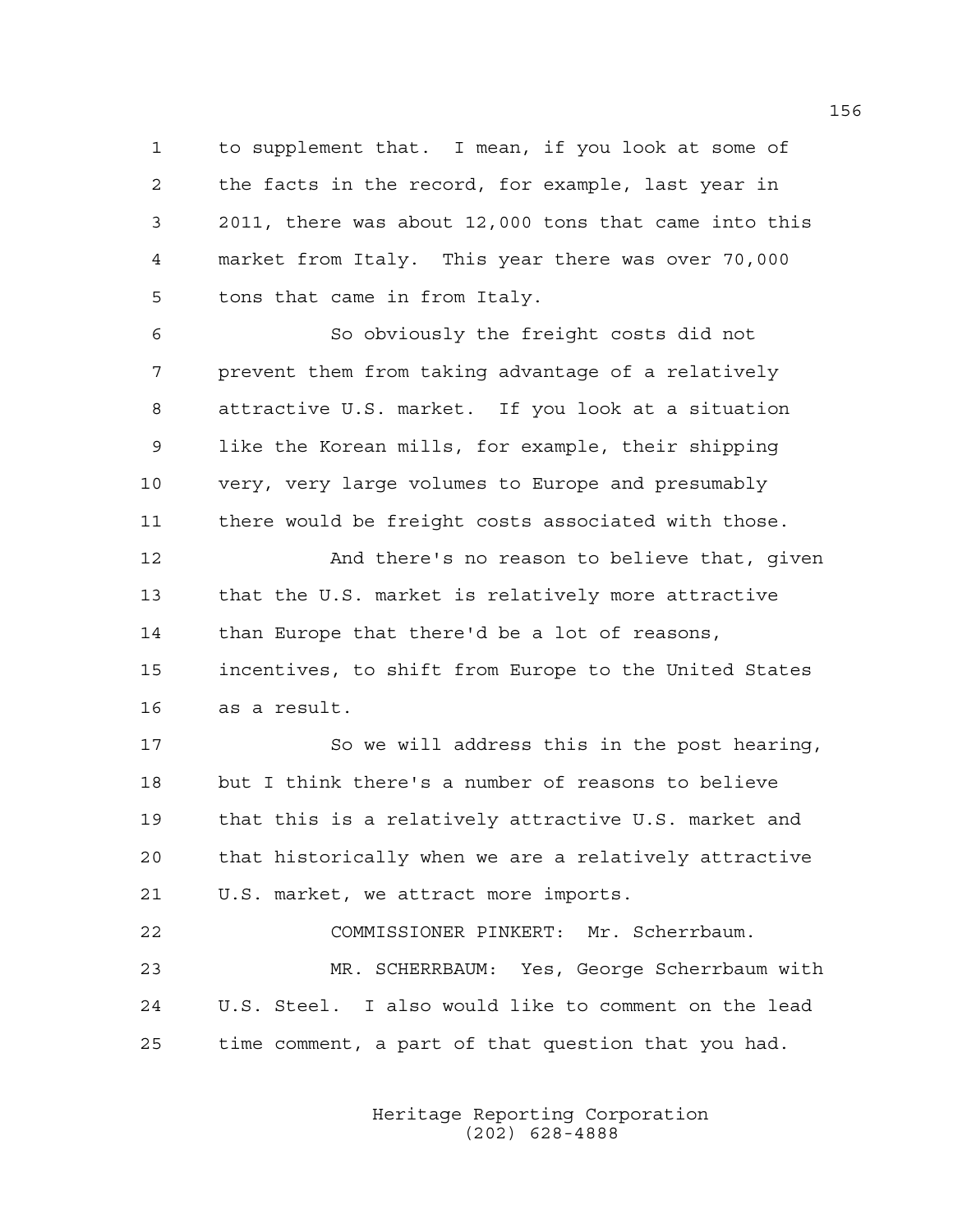to supplement that. I mean, if you look at some of the facts in the record, for example, last year in 2011, there was about 12,000 tons that came into this market from Italy. This year there was over 70,000 tons that came in from Italy.

So obviously the freight costs did not prevent them from taking advantage of a relatively attractive U.S. market. If you look at a situation like the Korean mills, for example, their shipping very, very large volumes to Europe and presumably there would be freight costs associated with those.

And there's no reason to believe that, given that the U.S. market is relatively more attractive than Europe that there'd be a lot of reasons, incentives, to shift from Europe to the United States as a result.

So we will address this in the post hearing, but I think there's a number of reasons to believe that this is a relatively attractive U.S. market and that historically when we are a relatively attractive U.S. market, we attract more imports.

COMMISSIONER PINKERT: Mr. Scherrbaum.

MR. SCHERRBAUM: Yes, George Scherrbaum with U.S. Steel. I also would like to comment on the lead time comment, a part of that question that you had.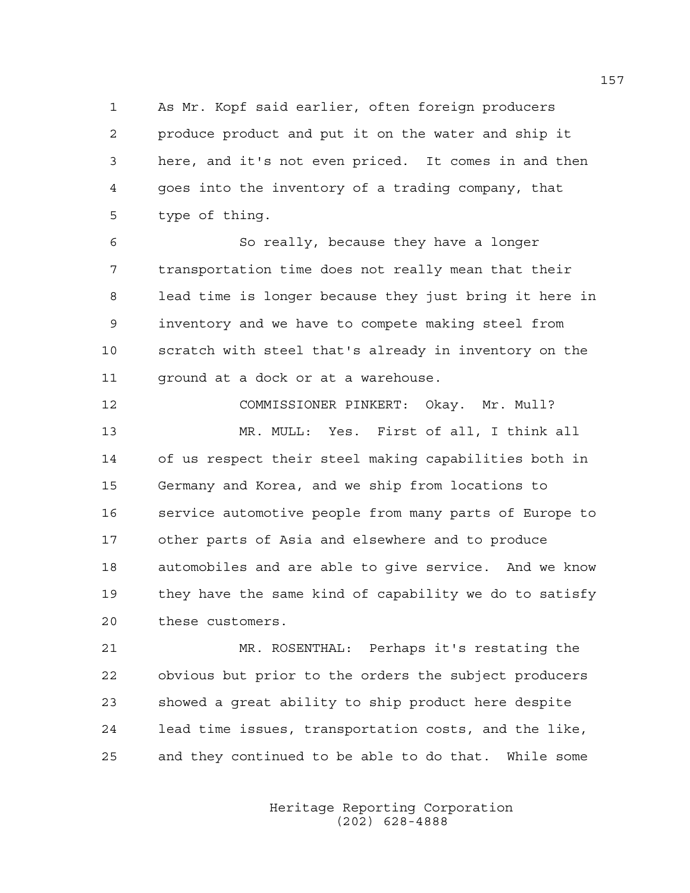As Mr. Kopf said earlier, often foreign producers produce product and put it on the water and ship it here, and it's not even priced. It comes in and then goes into the inventory of a trading company, that type of thing.

So really, because they have a longer transportation time does not really mean that their lead time is longer because they just bring it here in inventory and we have to compete making steel from scratch with steel that's already in inventory on the ground at a dock or at a warehouse.

COMMISSIONER PINKERT: Okay. Mr. Mull?

MR. MULL: Yes. First of all, I think all of us respect their steel making capabilities both in Germany and Korea, and we ship from locations to service automotive people from many parts of Europe to other parts of Asia and elsewhere and to produce automobiles and are able to give service. And we know they have the same kind of capability we do to satisfy these customers.

MR. ROSENTHAL: Perhaps it's restating the obvious but prior to the orders the subject producers showed a great ability to ship product here despite lead time issues, transportation costs, and the like, and they continued to be able to do that. While some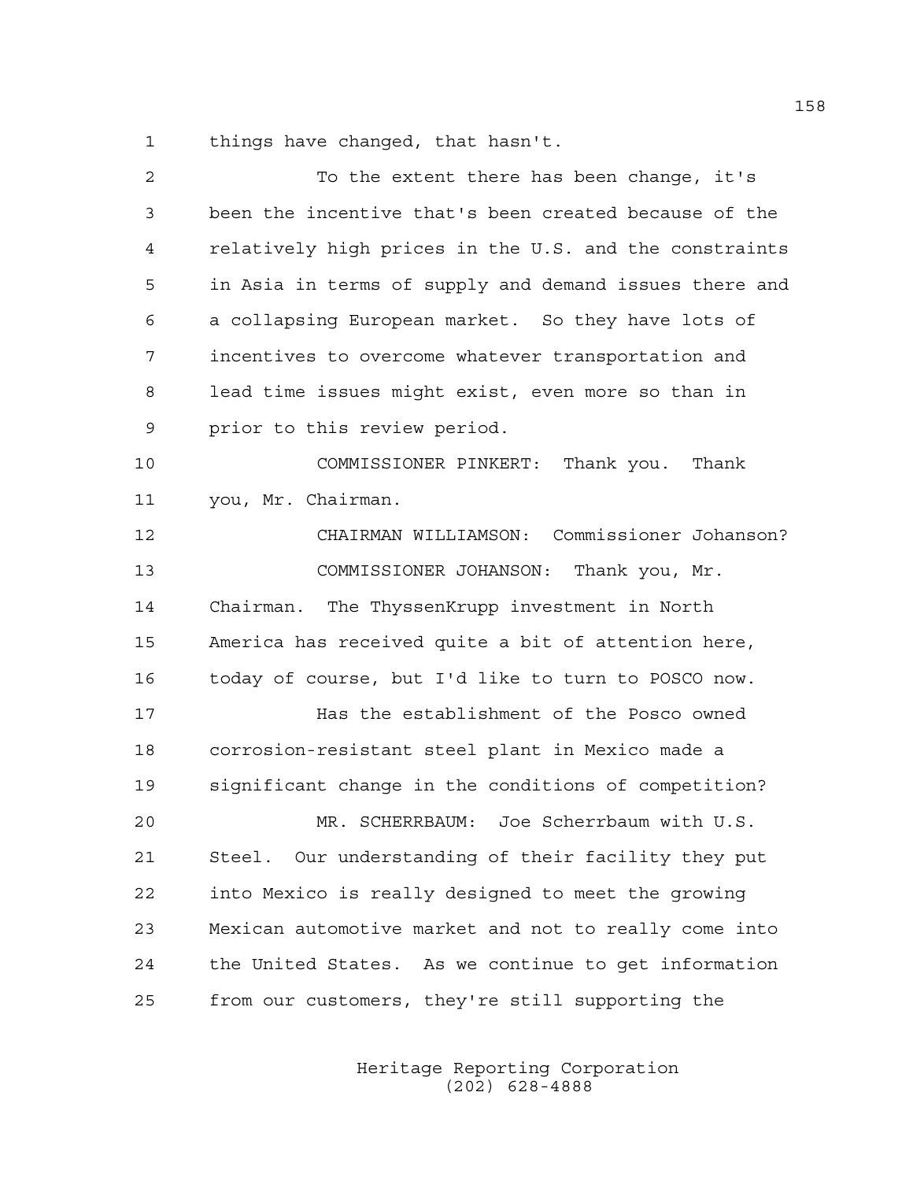things have changed, that hasn't.

To the extent there has been change, it's been the incentive that's been created because of the relatively high prices in the U.S. and the constraints in Asia in terms of supply and demand issues there and a collapsing European market. So they have lots of incentives to overcome whatever transportation and lead time issues might exist, even more so than in prior to this review period.

COMMISSIONER PINKERT: Thank you. Thank you, Mr. Chairman.

CHAIRMAN WILLIAMSON: Commissioner Johanson?

COMMISSIONER JOHANSON: Thank you, Mr. Chairman. The ThyssenKrupp investment in North America has received quite a bit of attention here, today of course, but I'd like to turn to POSCO now.

Has the establishment of the Posco owned corrosion-resistant steel plant in Mexico made a significant change in the conditions of competition?

MR. SCHERRBAUM: Joe Scherrbaum with U.S. Steel. Our understanding of their facility they put into Mexico is really designed to meet the growing Mexican automotive market and not to really come into the United States. As we continue to get information from our customers, they're still supporting the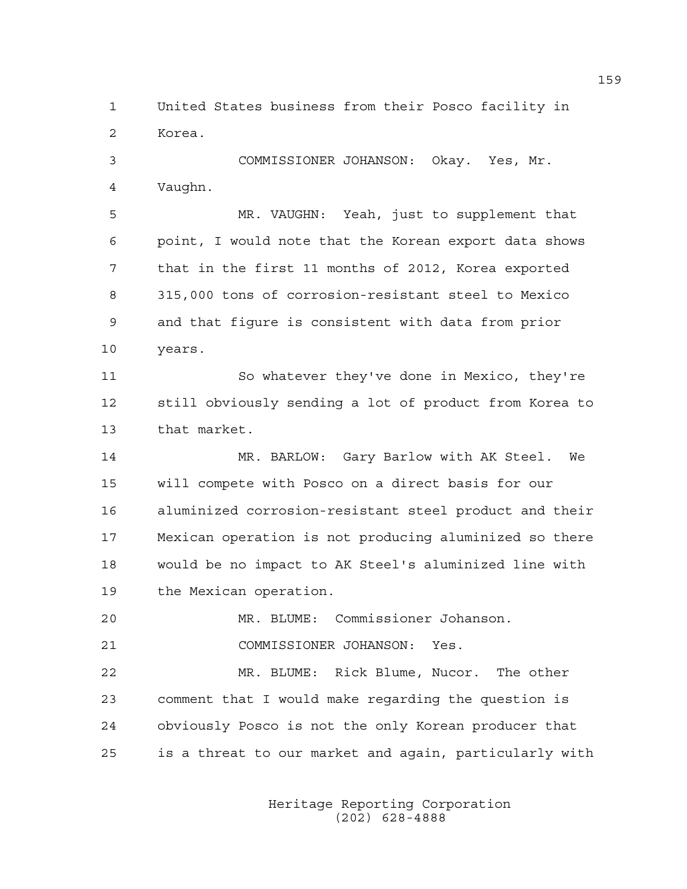United States business from their Posco facility in Korea.

COMMISSIONER JOHANSON: Okay. Yes, Mr. Vaughn.

MR. VAUGHN: Yeah, just to supplement that point, I would note that the Korean export data shows that in the first 11 months of 2012, Korea exported 315,000 tons of corrosion-resistant steel to Mexico and that figure is consistent with data from prior years.

So whatever they've done in Mexico, they're still obviously sending a lot of product from Korea to that market.

MR. BARLOW: Gary Barlow with AK Steel. We will compete with Posco on a direct basis for our aluminized corrosion-resistant steel product and their Mexican operation is not producing aluminized so there would be no impact to AK Steel's aluminized line with the Mexican operation.

MR. BLUME: Commissioner Johanson.

COMMISSIONER JOHANSON: Yes.

MR. BLUME: Rick Blume, Nucor. The other comment that I would make regarding the question is obviously Posco is not the only Korean producer that is a threat to our market and again, particularly with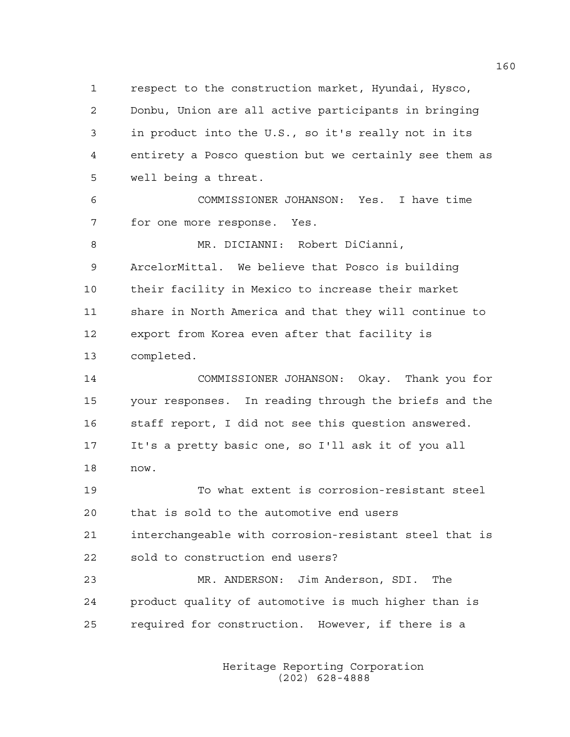respect to the construction market, Hyundai, Hysco, Donbu, Union are all active participants in bringing in product into the U.S., so it's really not in its entirety a Posco question but we certainly see them as well being a threat.

COMMISSIONER JOHANSON: Yes. I have time for one more response. Yes.

MR. DICIANNI: Robert DiCianni, ArcelorMittal. We believe that Posco is building their facility in Mexico to increase their market share in North America and that they will continue to export from Korea even after that facility is completed.

COMMISSIONER JOHANSON: Okay. Thank you for your responses. In reading through the briefs and the staff report, I did not see this question answered. It's a pretty basic one, so I'll ask it of you all now.

To what extent is corrosion-resistant steel that is sold to the automotive end users interchangeable with corrosion-resistant steel that is sold to construction end users?

MR. ANDERSON: Jim Anderson, SDI. The product quality of automotive is much higher than is required for construction. However, if there is a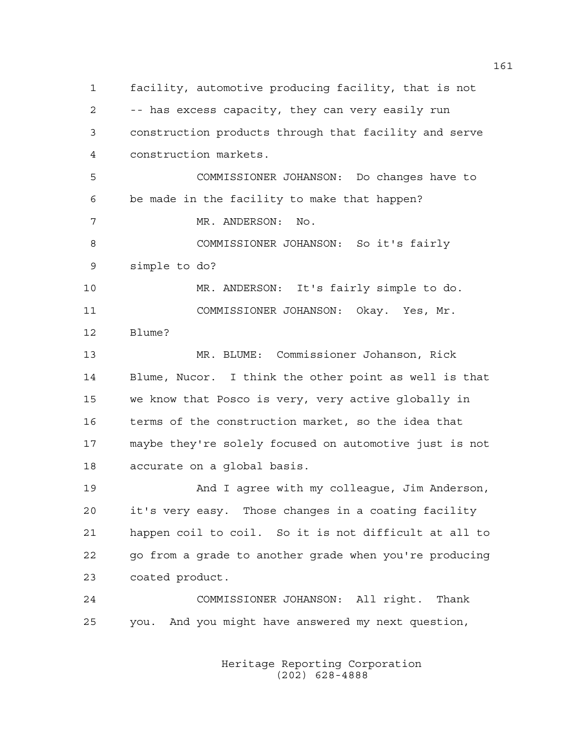facility, automotive producing facility, that is not -- has excess capacity, they can very easily run construction products through that facility and serve construction markets.

COMMISSIONER JOHANSON: Do changes have to be made in the facility to make that happen?

MR. ANDERSON: No.

COMMISSIONER JOHANSON: So it's fairly simple to do?

MR. ANDERSON: It's fairly simple to do.

COMMISSIONER JOHANSON: Okay. Yes, Mr. Blume?

MR. BLUME: Commissioner Johanson, Rick Blume, Nucor. I think the other point as well is that we know that Posco is very, very active globally in terms of the construction market, so the idea that maybe they're solely focused on automotive just is not accurate on a global basis.

And I agree with my colleague, Jim Anderson, it's very easy. Those changes in a coating facility happen coil to coil. So it is not difficult at all to go from a grade to another grade when you're producing coated product.

COMMISSIONER JOHANSON: All right. Thank you. And you might have answered my next question,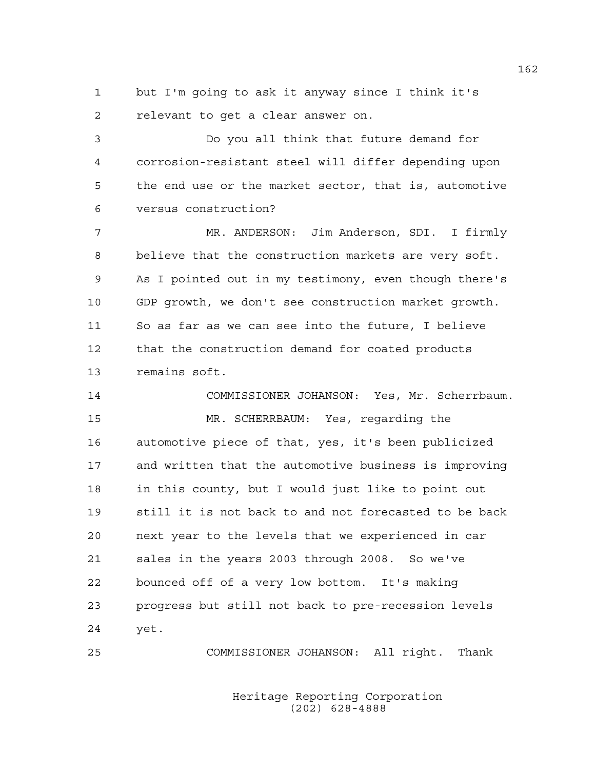but I'm going to ask it anyway since I think it's relevant to get a clear answer on.

Do you all think that future demand for corrosion-resistant steel will differ depending upon the end use or the market sector, that is, automotive versus construction?

MR. ANDERSON: Jim Anderson, SDI. I firmly believe that the construction markets are very soft. As I pointed out in my testimony, even though there's GDP growth, we don't see construction market growth. So as far as we can see into the future, I believe that the construction demand for coated products remains soft.

COMMISSIONER JOHANSON: Yes, Mr. Scherrbaum.

MR. SCHERRBAUM: Yes, regarding the automotive piece of that, yes, it's been publicized and written that the automotive business is improving in this county, but I would just like to point out still it is not back to and not forecasted to be back next year to the levels that we experienced in car sales in the years 2003 through 2008. So we've bounced off of a very low bottom. It's making progress but still not back to pre-recession levels yet.

COMMISSIONER JOHANSON: All right. Thank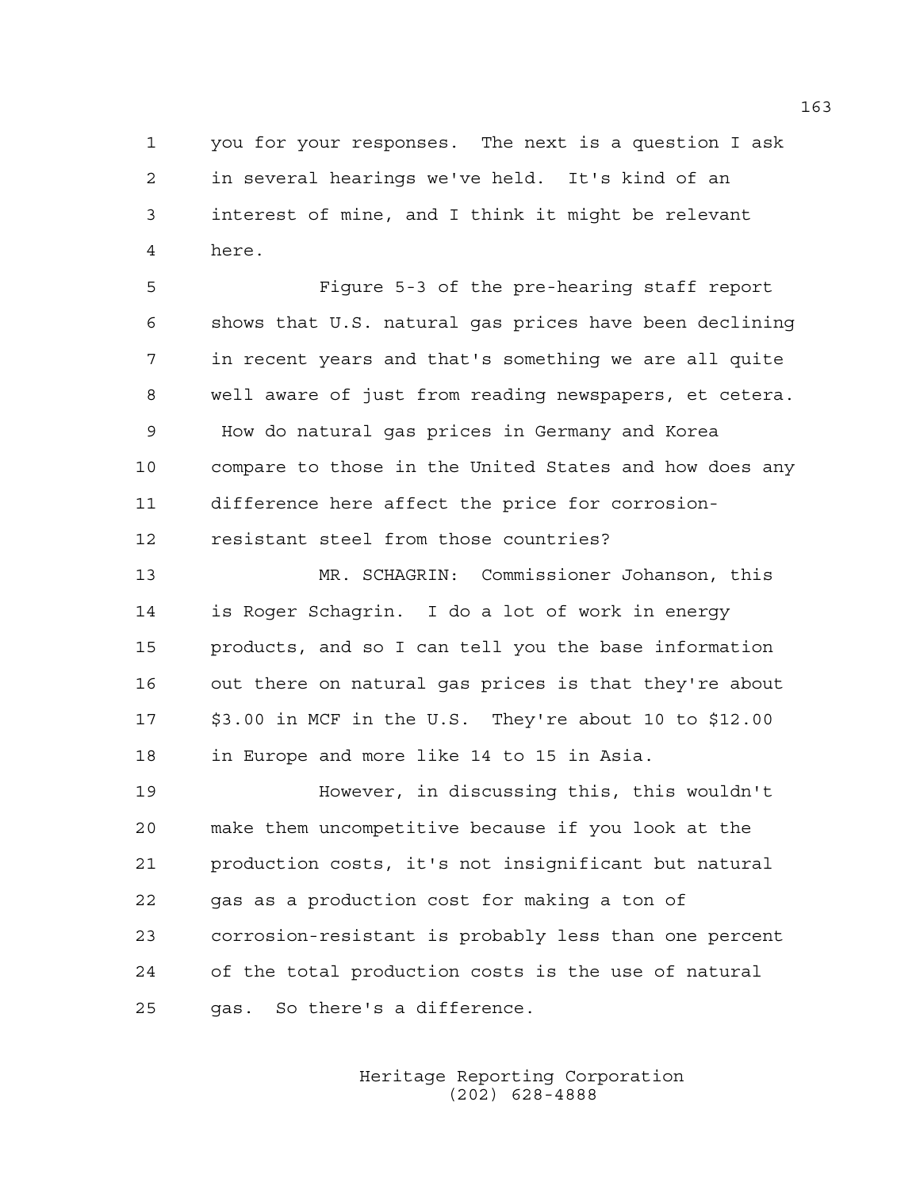you for your responses. The next is a question I ask in several hearings we've held. It's kind of an interest of mine, and I think it might be relevant here.

Figure 5-3 of the pre-hearing staff report shows that U.S. natural gas prices have been declining in recent years and that's something we are all quite well aware of just from reading newspapers, et cetera. How do natural gas prices in Germany and Korea compare to those in the United States and how does any difference here affect the price for corrosion-resistant steel from those countries?

MR. SCHAGRIN: Commissioner Johanson, this is Roger Schagrin. I do a lot of work in energy products, and so I can tell you the base information out there on natural gas prices is that they're about $3.00 in MCF in the U.S. They're about 10 to $12.00 in Europe and more like 14 to 15 in Asia.

However, in discussing this, this wouldn't make them uncompetitive because if you look at the production costs, it's not insignificant but natural gas as a production cost for making a ton of corrosion-resistant is probably less than one percent of the total production costs is the use of natural gas. So there's a difference.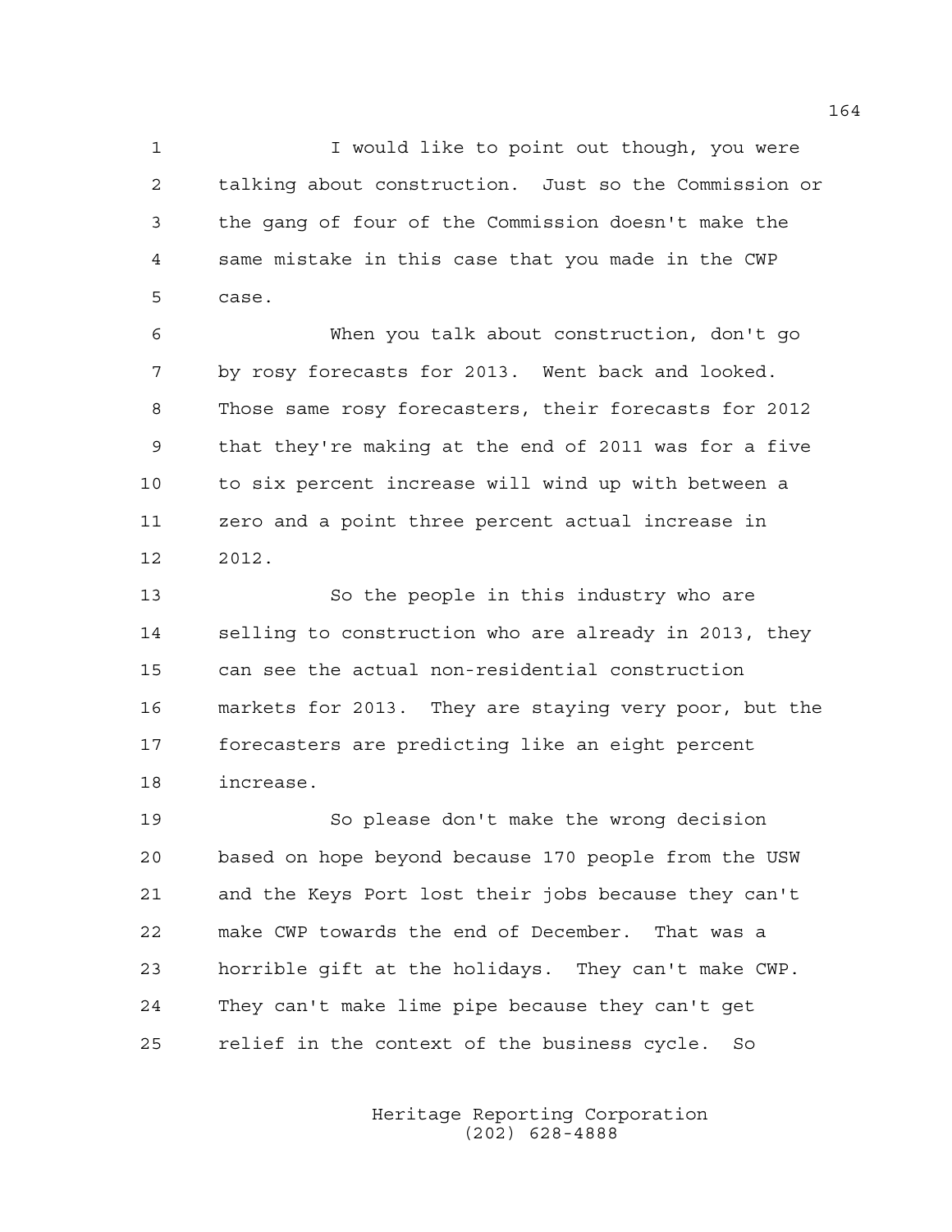I would like to point out though, you were talking about construction. Just so the Commission or the gang of four of the Commission doesn't make the same mistake in this case that you made in the CWP case.

When you talk about construction, don't go by rosy forecasts for 2013. Went back and looked. Those same rosy forecasters, their forecasts for 2012 that they're making at the end of 2011 was for a five to six percent increase will wind up with between a zero and a point three percent actual increase in 2012.

So the people in this industry who are selling to construction who are already in 2013, they can see the actual non-residential construction markets for 2013. They are staying very poor, but the forecasters are predicting like an eight percent increase.

So please don't make the wrong decision based on hope beyond because 170 people from the USW and the Keys Port lost their jobs because they can't make CWP towards the end of December. That was a horrible gift at the holidays. They can't make CWP. They can't make lime pipe because they can't get relief in the context of the business cycle. So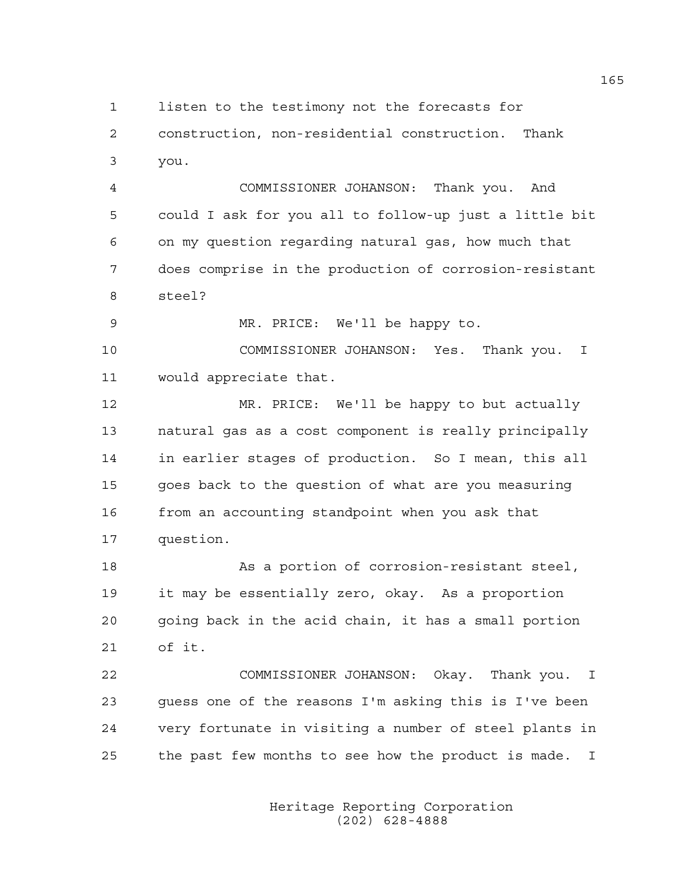listen to the testimony not the forecasts for construction, non-residential construction. Thank you.

COMMISSIONER JOHANSON: Thank you. And could I ask for you all to follow-up just a little bit on my question regarding natural gas, how much that does comprise in the production of corrosion-resistant steel?

MR. PRICE: We'll be happy to.

COMMISSIONER JOHANSON: Yes. Thank you. I would appreciate that.

MR. PRICE: We'll be happy to but actually natural gas as a cost component is really principally in earlier stages of production. So I mean, this all goes back to the question of what are you measuring from an accounting standpoint when you ask that question.

As a portion of corrosion-resistant steel, it may be essentially zero, okay. As a proportion going back in the acid chain, it has a small portion of it.

COMMISSIONER JOHANSON: Okay. Thank you. I guess one of the reasons I'm asking this is I've been very fortunate in visiting a number of steel plants in the past few months to see how the product is made. I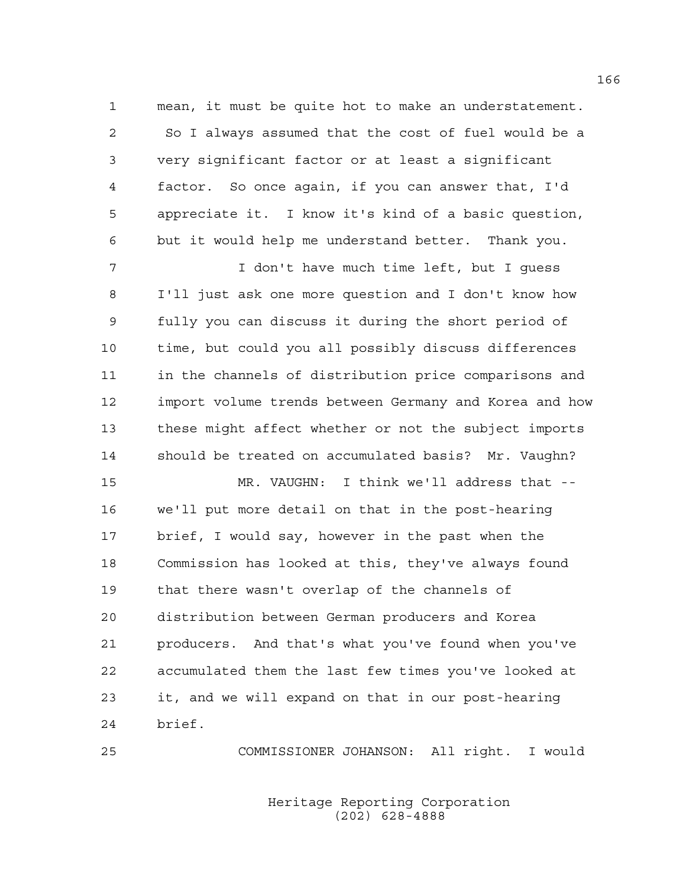mean, it must be quite hot to make an understatement. So I always assumed that the cost of fuel would be a very significant factor or at least a significant factor. So once again, if you can answer that, I'd appreciate it. I know it's kind of a basic question, but it would help me understand better. Thank you.

I don't have much time left, but I guess I'll just ask one more question and I don't know how fully you can discuss it during the short period of time, but could you all possibly discuss differences in the channels of distribution price comparisons and import volume trends between Germany and Korea and how these might affect whether or not the subject imports should be treated on accumulated basis? Mr. Vaughn?

MR. VAUGHN: I think we'll address that -- we'll put more detail on that in the post-hearing brief, I would say, however in the past when the Commission has looked at this, they've always found that there wasn't overlap of the channels of distribution between German producers and Korea producers. And that's what you've found when you've accumulated them the last few times you've looked at it, and we will expand on that in our post-hearing brief.

COMMISSIONER JOHANSON: All right. I would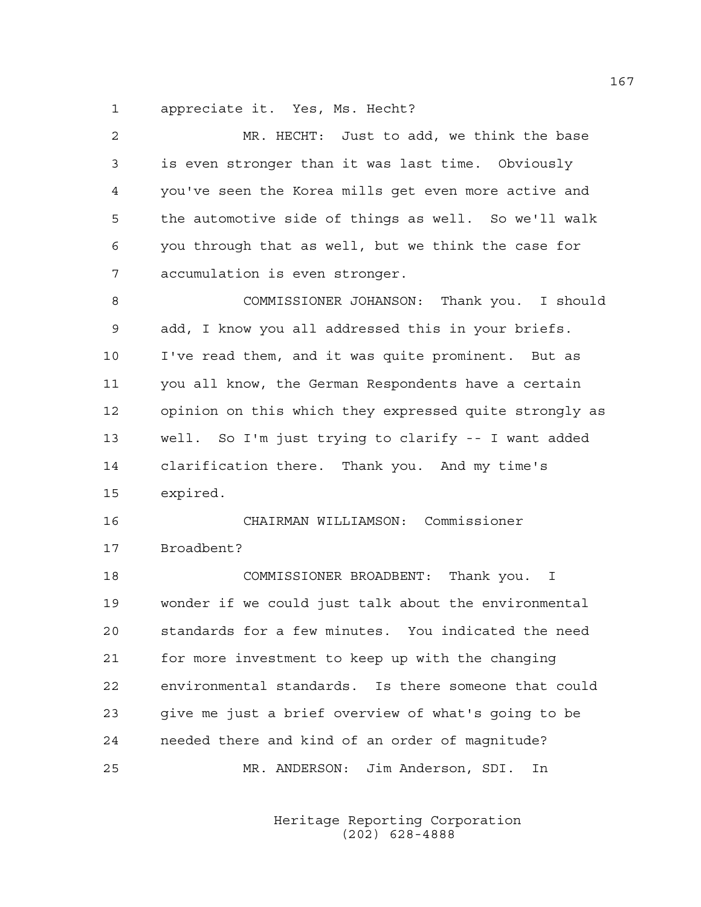appreciate it. Yes, Ms. Hecht?

MR. HECHT: Just to add, we think the base is even stronger than it was last time. Obviously you've seen the Korea mills get even more active and the automotive side of things as well. So we'll walk you through that as well, but we think the case for accumulation is even stronger.

COMMISSIONER JOHANSON: Thank you. I should add, I know you all addressed this in your briefs. I've read them, and it was quite prominent. But as you all know, the German Respondents have a certain opinion on this which they expressed quite strongly as well. So I'm just trying to clarify -- I want added clarification there. Thank you. And my time's expired.

CHAIRMAN WILLIAMSON: Commissioner Broadbent?

COMMISSIONER BROADBENT: Thank you. I wonder if we could just talk about the environmental standards for a few minutes. You indicated the need for more investment to keep up with the changing environmental standards. Is there someone that could give me just a brief overview of what's going to be needed there and kind of an order of magnitude?

MR. ANDERSON: Jim Anderson, SDI. In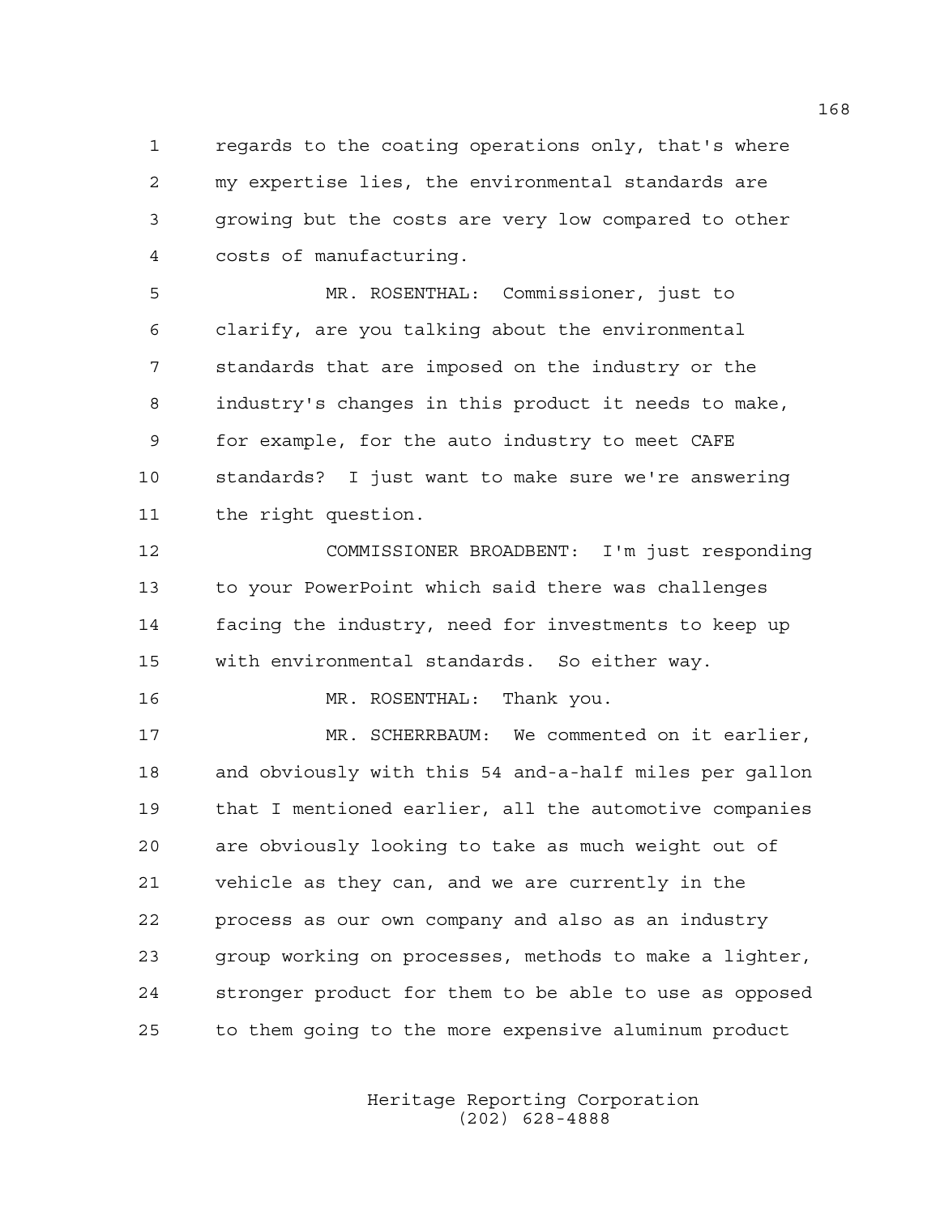regards to the coating operations only, that's where my expertise lies, the environmental standards are growing but the costs are very low compared to other costs of manufacturing.

MR. ROSENTHAL: Commissioner, just to clarify, are you talking about the environmental standards that are imposed on the industry or the industry's changes in this product it needs to make, for example, for the auto industry to meet CAFE standards? I just want to make sure we're answering the right question.

COMMISSIONER BROADBENT: I'm just responding to your PowerPoint which said there was challenges facing the industry, need for investments to keep up with environmental standards. So either way.

MR. ROSENTHAL: Thank you.

MR. SCHERRBAUM: We commented on it earlier, and obviously with this 54 and-a-half miles per gallon that I mentioned earlier, all the automotive companies are obviously looking to take as much weight out of vehicle as they can, and we are currently in the process as our own company and also as an industry group working on processes, methods to make a lighter, stronger product for them to be able to use as opposed to them going to the more expensive aluminum product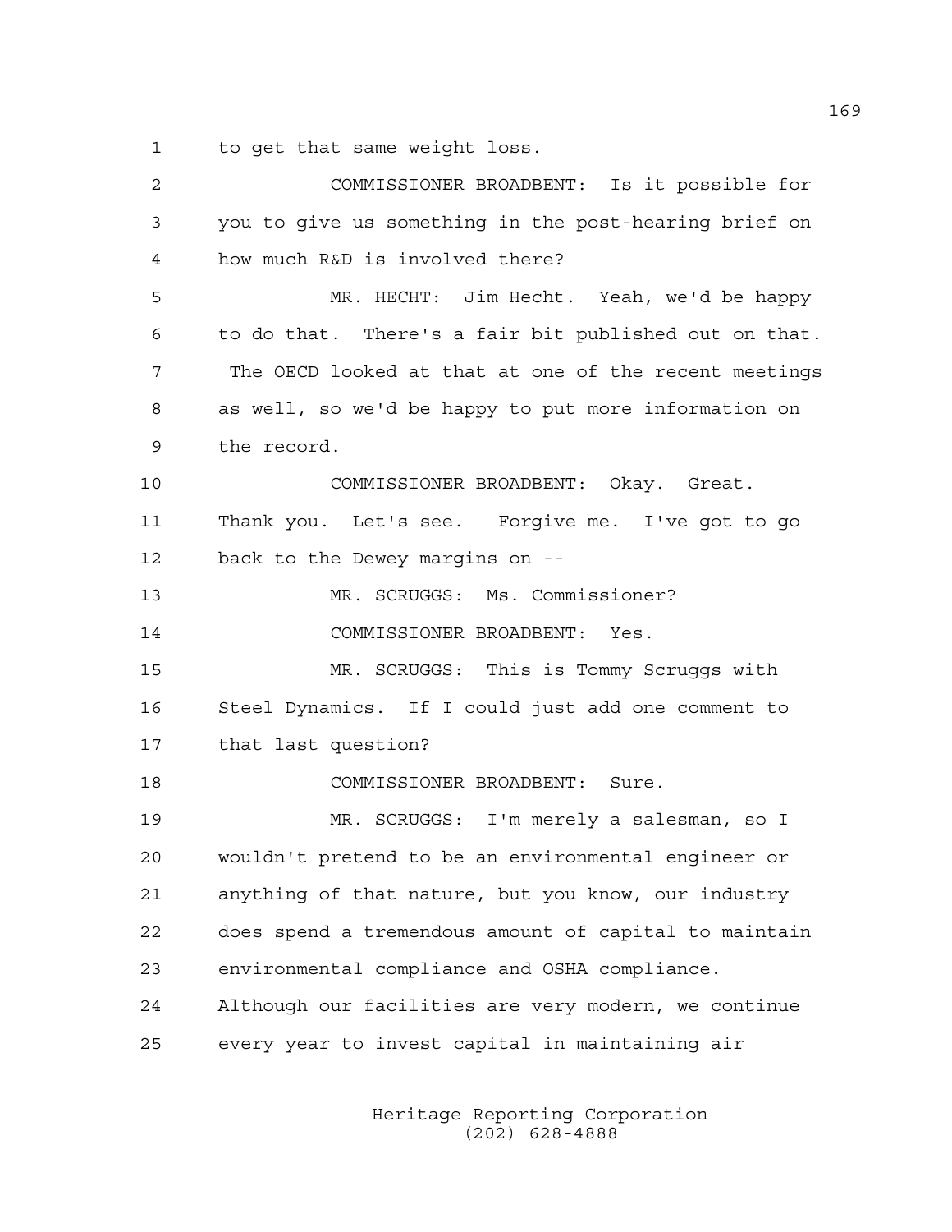to get that same weight loss.

COMMISSIONER BROADBENT: Is it possible for you to give us something in the post-hearing brief on how much R&D is involved there?

MR. HECHT: Jim Hecht. Yeah, we'd be happy to do that. There's a fair bit published out on that. The OECD looked at that at one of the recent meetings as well, so we'd be happy to put more information on the record.

COMMISSIONER BROADBENT: Okay. Great. Thank you. Let's see. Forgive me. I've got to go back to the Dewey margins on --

MR. SCRUGGS: Ms. Commissioner?

COMMISSIONER BROADBENT: Yes.

MR. SCRUGGS: This is Tommy Scruggs with Steel Dynamics. If I could just add one comment to that last question?

COMMISSIONER BROADBENT: Sure.

MR. SCRUGGS: I'm merely a salesman, so I wouldn't pretend to be an environmental engineer or anything of that nature, but you know, our industry does spend a tremendous amount of capital to maintain environmental compliance and OSHA compliance. Although our facilities are very modern, we continue every year to invest capital in maintaining air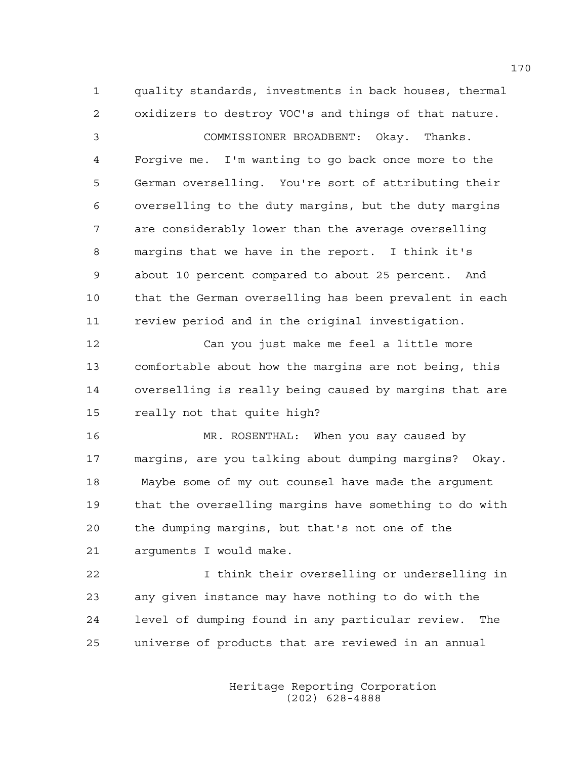quality standards, investments in back houses, thermal oxidizers to destroy VOC's and things of that nature.

COMMISSIONER BROADBENT: Okay. Thanks. Forgive me. I'm wanting to go back once more to the German overselling. You're sort of attributing their overselling to the duty margins, but the duty margins are considerably lower than the average overselling margins that we have in the report. I think it's about 10 percent compared to about 25 percent. And that the German overselling has been prevalent in each review period and in the original investigation.

Can you just make me feel a little more comfortable about how the margins are not being, this overselling is really being caused by margins that are really not that quite high?

MR. ROSENTHAL: When you say caused by margins, are you talking about dumping margins? Okay. Maybe some of my out counsel have made the argument that the overselling margins have something to do with the dumping margins, but that's not one of the arguments I would make.

I think their overselling or underselling in any given instance may have nothing to do with the level of dumping found in any particular review. The universe of products that are reviewed in an annual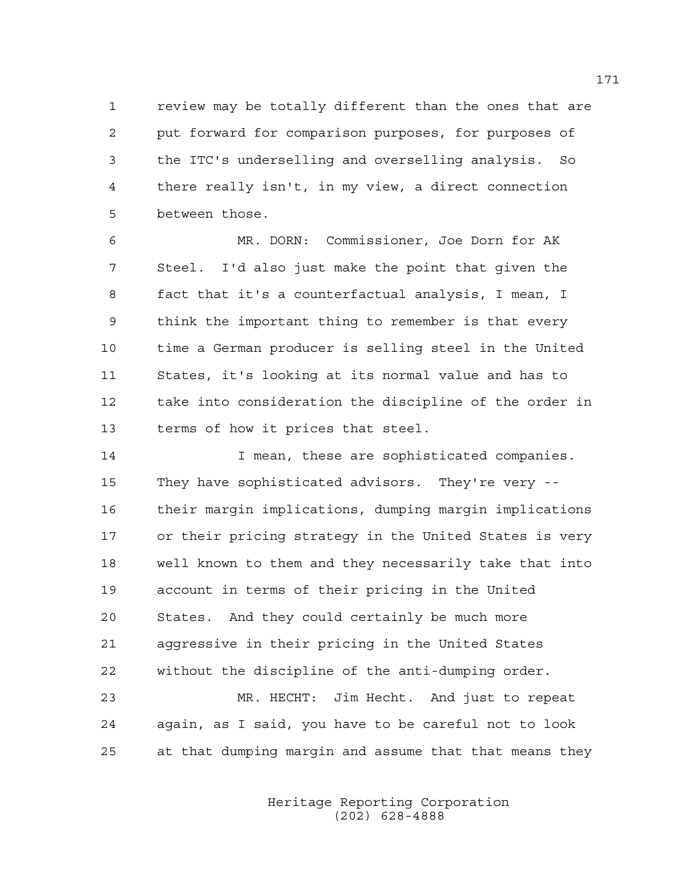review may be totally different than the ones that are put forward for comparison purposes, for purposes of the ITC's underselling and overselling analysis. So there really isn't, in my view, a direct connection between those.

MR. DORN: Commissioner, Joe Dorn for AK Steel. I'd also just make the point that given the fact that it's a counterfactual analysis, I mean, I think the important thing to remember is that every time a German producer is selling steel in the United States, it's looking at its normal value and has to take into consideration the discipline of the order in terms of how it prices that steel.

I mean, these are sophisticated companies. They have sophisticated advisors. They're very -- their margin implications, dumping margin implications or their pricing strategy in the United States is very well known to them and they necessarily take that into account in terms of their pricing in the United States. And they could certainly be much more aggressive in their pricing in the United States without the discipline of the anti-dumping order.

MR. HECHT: Jim Hecht. And just to repeat again, as I said, you have to be careful not to look at that dumping margin and assume that that means they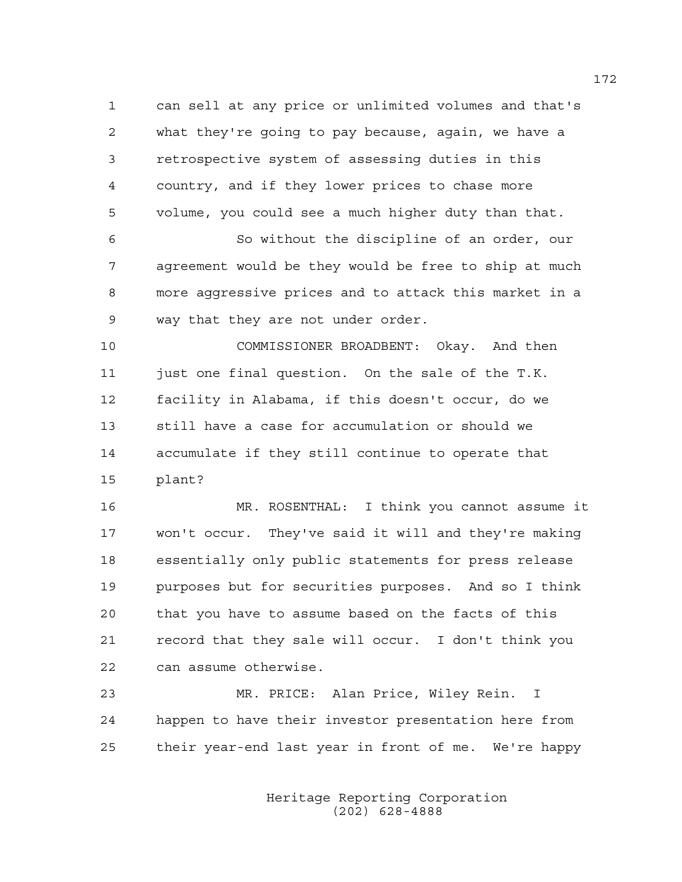can sell at any price or unlimited volumes and that's what they're going to pay because, again, we have a retrospective system of assessing duties in this country, and if they lower prices to chase more volume, you could see a much higher duty than that.

So without the discipline of an order, our agreement would be they would be free to ship at much more aggressive prices and to attack this market in a way that they are not under order.

COMMISSIONER BROADBENT: Okay. And then just one final question. On the sale of the T.K. facility in Alabama, if this doesn't occur, do we still have a case for accumulation or should we accumulate if they still continue to operate that plant?

MR. ROSENTHAL: I think you cannot assume it won't occur. They've said it will and they're making essentially only public statements for press release purposes but for securities purposes. And so I think that you have to assume based on the facts of this record that they sale will occur. I don't think you can assume otherwise.

MR. PRICE: Alan Price, Wiley Rein. I happen to have their investor presentation here from their year-end last year in front of me. We're happy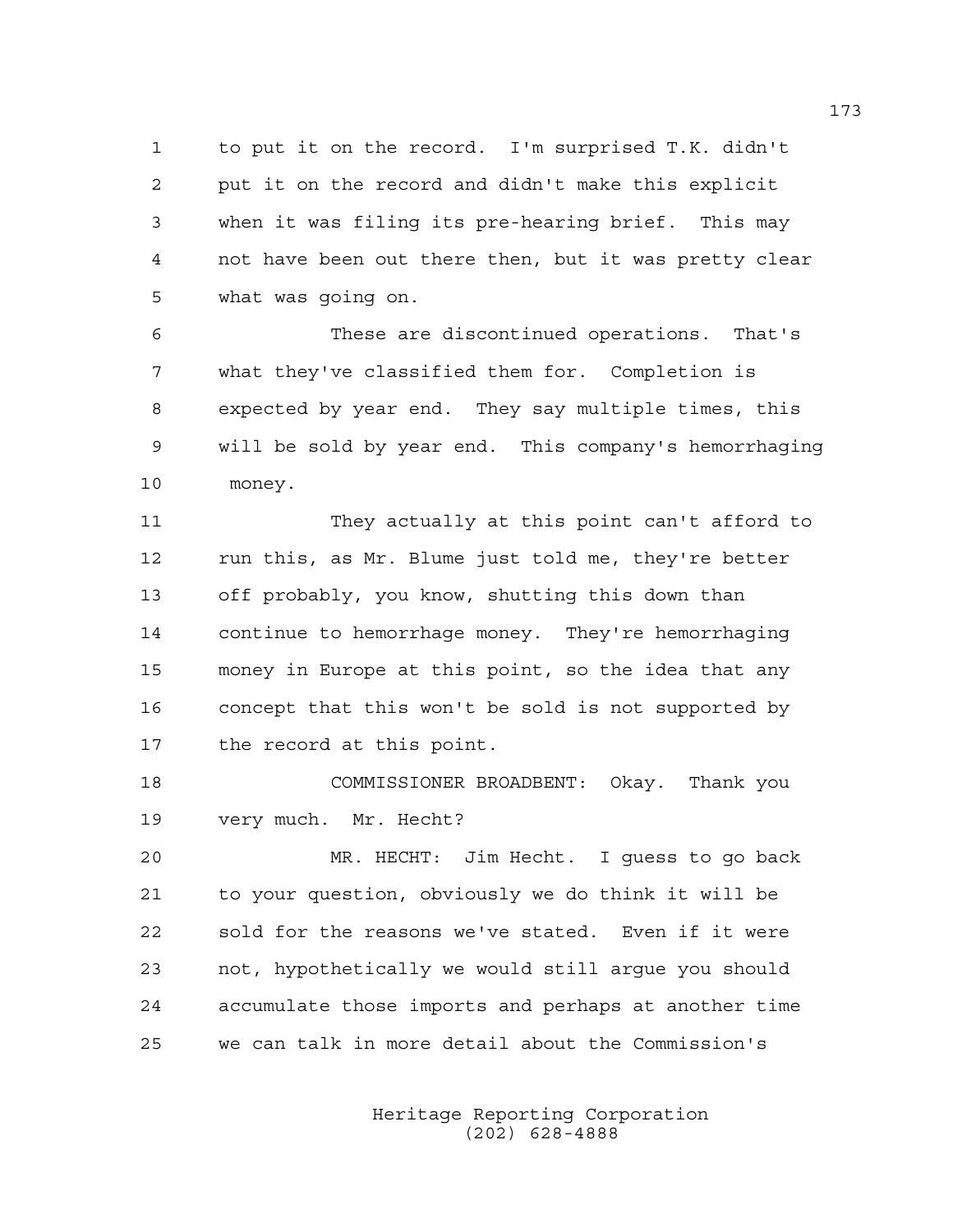to put it on the record. I'm surprised T.K. didn't put it on the record and didn't make this explicit when it was filing its pre-hearing brief. This may not have been out there then, but it was pretty clear what was going on.

These are discontinued operations. That's what they've classified them for. Completion is expected by year end. They say multiple times, this will be sold by year end. This company's hemorrhaging money.

They actually at this point can't afford to run this, as Mr. Blume just told me, they're better off probably, you know, shutting this down than continue to hemorrhage money. They're hemorrhaging money in Europe at this point, so the idea that any concept that this won't be sold is not supported by the record at this point.

COMMISSIONER BROADBENT: Okay. Thank you very much. Mr. Hecht?

MR. HECHT: Jim Hecht. I guess to go back to your question, obviously we do think it will be sold for the reasons we've stated. Even if it were not, hypothetically we would still argue you should accumulate those imports and perhaps at another time we can talk in more detail about the Commission's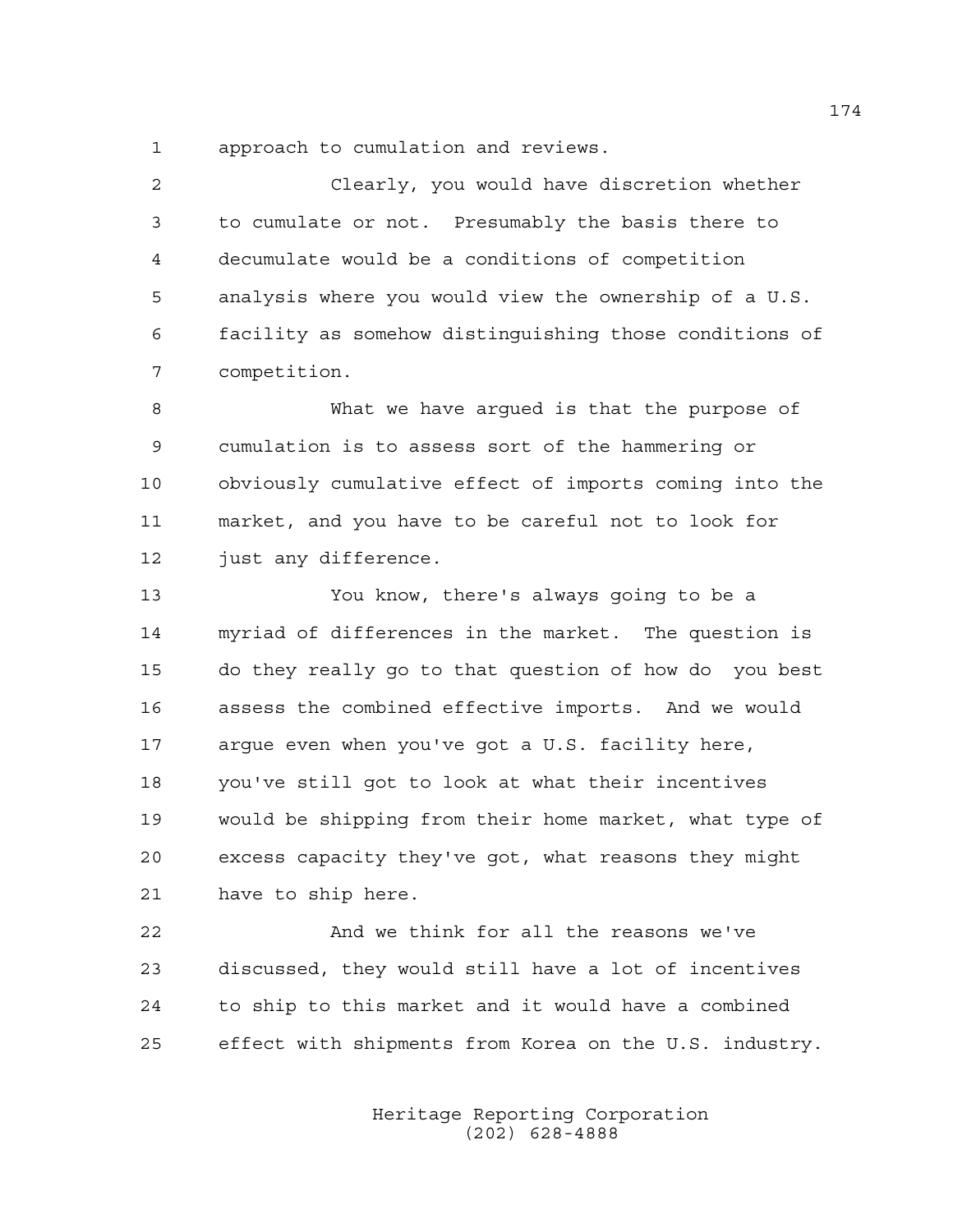approach to cumulation and reviews.

Clearly, you would have discretion whether to cumulate or not. Presumably the basis there to decumulate would be a conditions of competition analysis where you would view the ownership of a U.S. facility as somehow distinguishing those conditions of competition.

What we have argued is that the purpose of cumulation is to assess sort of the hammering or obviously cumulative effect of imports coming into the market, and you have to be careful not to look for just any difference.

You know, there's always going to be a myriad of differences in the market. The question is do they really go to that question of how do you best assess the combined effective imports. And we would argue even when you've got a U.S. facility here, you've still got to look at what their incentives would be shipping from their home market, what type of excess capacity they've got, what reasons they might have to ship here.

And we think for all the reasons we've discussed, they would still have a lot of incentives to ship to this market and it would have a combined effect with shipments from Korea on the U.S. industry.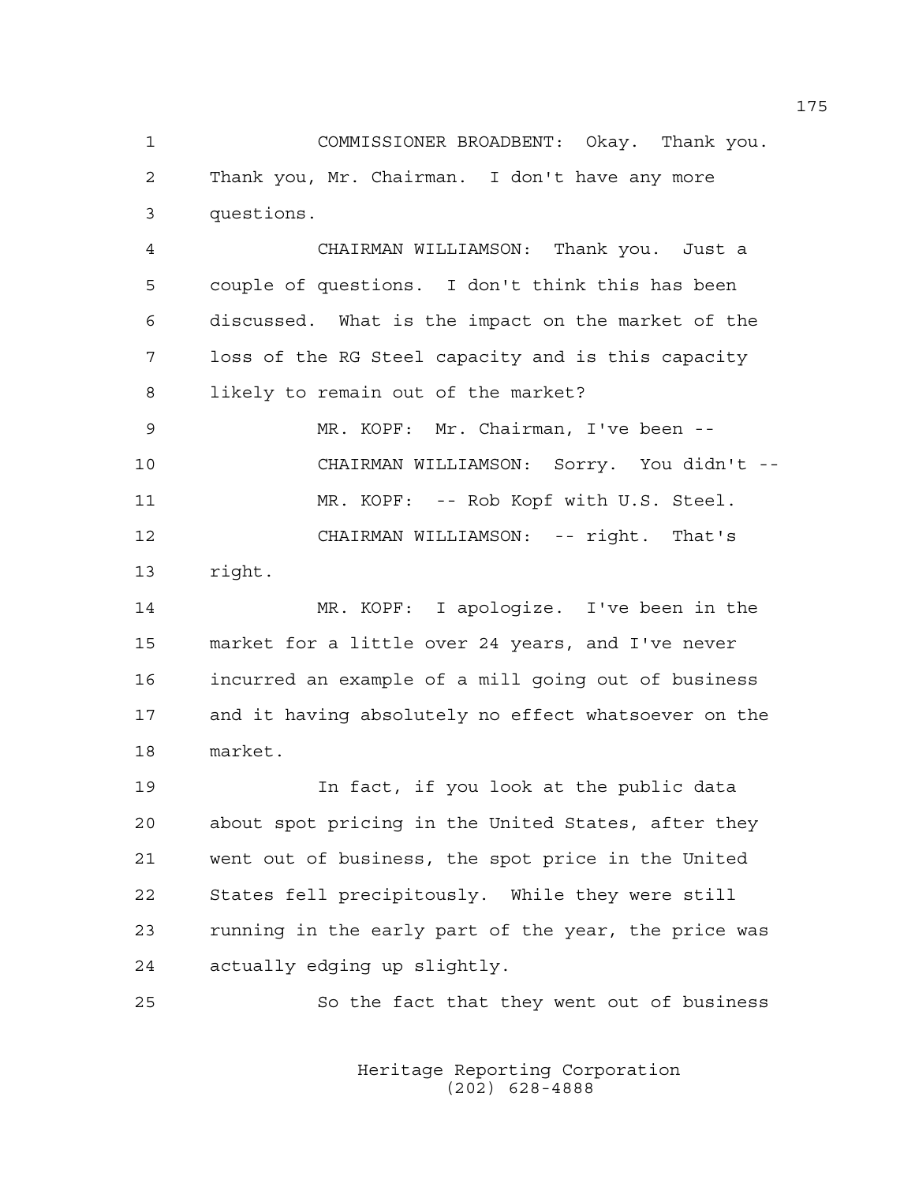COMMISSIONER BROADBENT: Okay. Thank you. Thank you, Mr. Chairman. I don't have any more questions.

CHAIRMAN WILLIAMSON: Thank you. Just a couple of questions. I don't think this has been discussed. What is the impact on the market of the loss of the RG Steel capacity and is this capacity likely to remain out of the market?

MR. KOPF: Mr. Chairman, I've been --

CHAIRMAN WILLIAMSON: Sorry. You didn't --

MR. KOPF: -- Rob Kopf with U.S. Steel.

CHAIRMAN WILLIAMSON: -- right. That's right.

MR. KOPF: I apologize. I've been in the market for a little over 24 years, and I've never incurred an example of a mill going out of business and it having absolutely no effect whatsoever on the market.

In fact, if you look at the public data about spot pricing in the United States, after they went out of business, the spot price in the United States fell precipitously. While they were still running in the early part of the year, the price was actually edging up slightly.

So the fact that they went out of business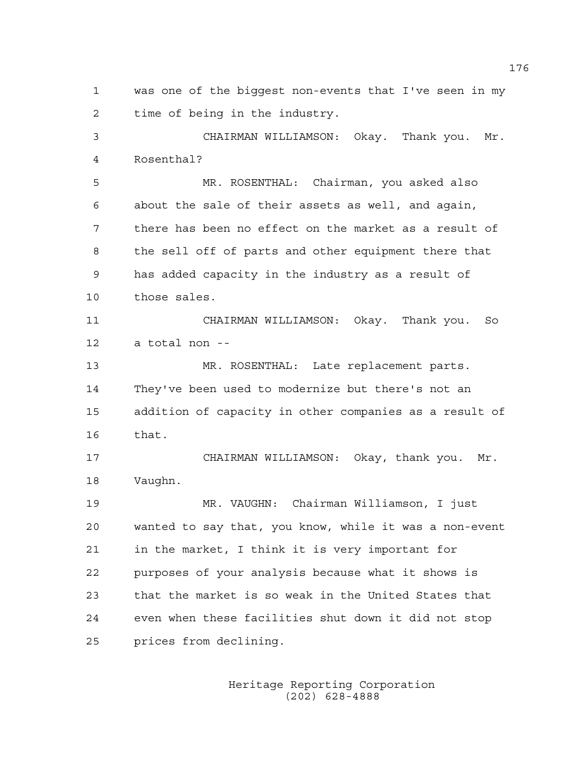was one of the biggest non-events that I've seen in my time of being in the industry.

CHAIRMAN WILLIAMSON: Okay. Thank you. Mr. Rosenthal?

MR. ROSENTHAL: Chairman, you asked also about the sale of their assets as well, and again, there has been no effect on the market as a result of the sell off of parts and other equipment there that has added capacity in the industry as a result of those sales.

CHAIRMAN WILLIAMSON: Okay. Thank you. So a total non --

MR. ROSENTHAL: Late replacement parts. They've been used to modernize but there's not an addition of capacity in other companies as a result of that.

CHAIRMAN WILLIAMSON: Okay, thank you. Mr. Vaughn.

MR. VAUGHN: Chairman Williamson, I just wanted to say that, you know, while it was a non-event in the market, I think it is very important for purposes of your analysis because what it shows is that the market is so weak in the United States that even when these facilities shut down it did not stop prices from declining.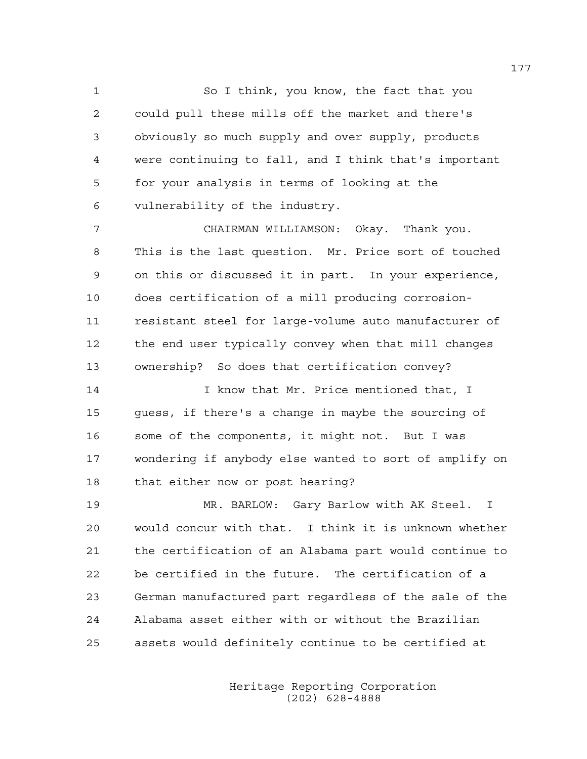So I think, you know, the fact that you could pull these mills off the market and there's obviously so much supply and over supply, products were continuing to fall, and I think that's important for your analysis in terms of looking at the vulnerability of the industry.

CHAIRMAN WILLIAMSON: Okay. Thank you. This is the last question. Mr. Price sort of touched on this or discussed it in part. In your experience, does certification of a mill producing corrosion-resistant steel for large-volume auto manufacturer of the end user typically convey when that mill changes ownership? So does that certification convey?

I know that Mr. Price mentioned that, I guess, if there's a change in maybe the sourcing of some of the components, it might not. But I was wondering if anybody else wanted to sort of amplify on that either now or post hearing?

MR. BARLOW: Gary Barlow with AK Steel. I would concur with that. I think it is unknown whether the certification of an Alabama part would continue to be certified in the future. The certification of a German manufactured part regardless of the sale of the Alabama asset either with or without the Brazilian assets would definitely continue to be certified at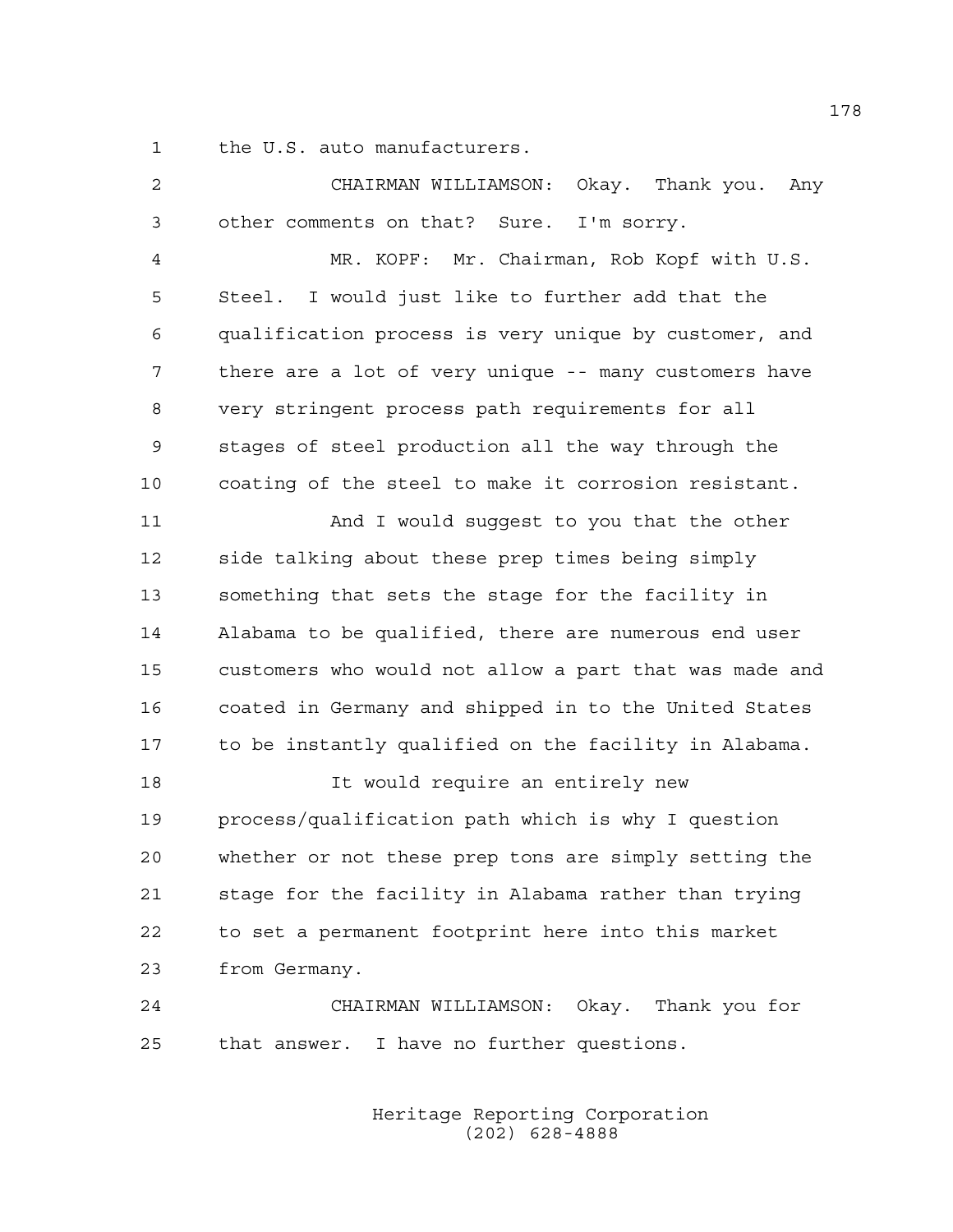the U.S. auto manufacturers.

CHAIRMAN WILLIAMSON: Okay. Thank you. Any other comments on that? Sure. I'm sorry.

MR. KOPF: Mr. Chairman, Rob Kopf with U.S. Steel. I would just like to further add that the qualification process is very unique by customer, and there are a lot of very unique -- many customers have very stringent process path requirements for all stages of steel production all the way through the coating of the steel to make it corrosion resistant.

And I would suggest to you that the other side talking about these prep times being simply something that sets the stage for the facility in Alabama to be qualified, there are numerous end user customers who would not allow a part that was made and coated in Germany and shipped in to the United States to be instantly qualified on the facility in Alabama.

It would require an entirely new process/qualification path which is why I question whether or not these prep tons are simply setting the stage for the facility in Alabama rather than trying to set a permanent footprint here into this market from Germany.

CHAIRMAN WILLIAMSON: Okay. Thank you for that answer. I have no further questions.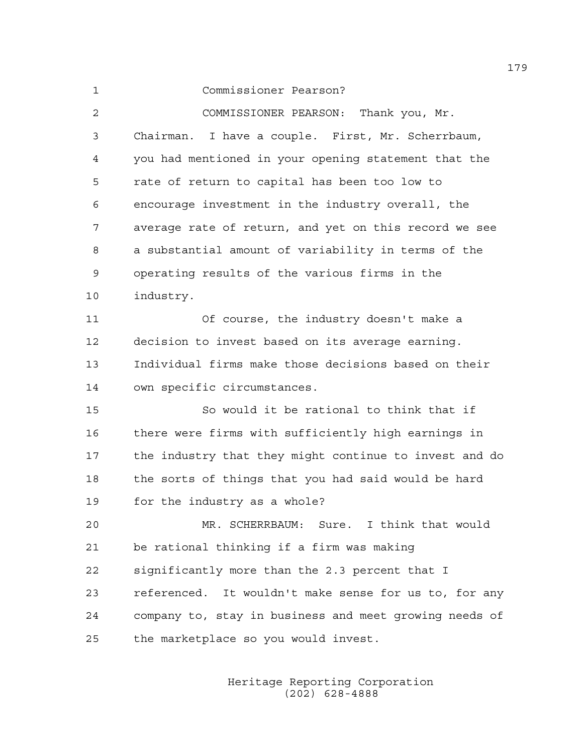Commissioner Pearson?

COMMISSIONER PEARSON: Thank you, Mr. Chairman. I have a couple. First, Mr. Scherrbaum, you had mentioned in your opening statement that the rate of return to capital has been too low to encourage investment in the industry overall, the average rate of return, and yet on this record we see a substantial amount of variability in terms of the operating results of the various firms in the industry.

Of course, the industry doesn't make a decision to invest based on its average earning. Individual firms make those decisions based on their own specific circumstances.

So would it be rational to think that if there were firms with sufficiently high earnings in the industry that they might continue to invest and do the sorts of things that you had said would be hard for the industry as a whole?

MR. SCHERRBAUM: Sure. I think that would be rational thinking if a firm was making significantly more than the 2.3 percent that I referenced. It wouldn't make sense for us to, for any company to, stay in business and meet growing needs of the marketplace so you would invest.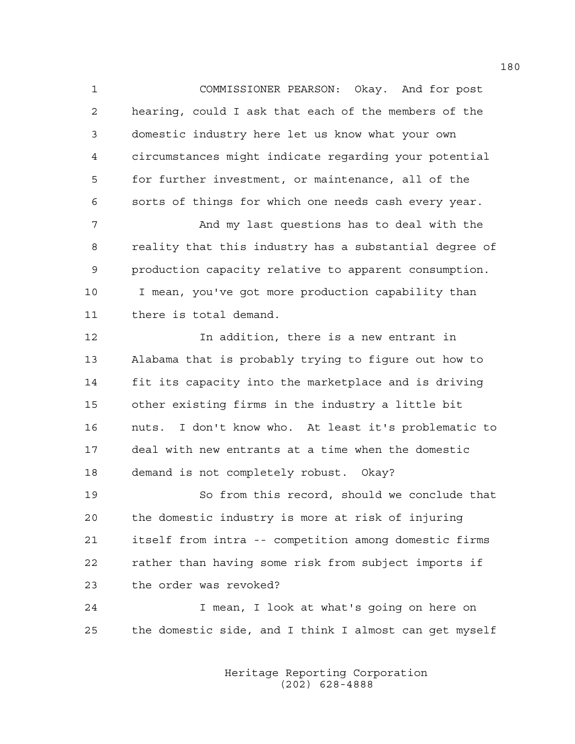COMMISSIONER PEARSON: Okay. And for post hearing, could I ask that each of the members of the domestic industry here let us know what your own circumstances might indicate regarding your potential for further investment, or maintenance, all of the sorts of things for which one needs cash every year.

And my last questions has to deal with the reality that this industry has a substantial degree of production capacity relative to apparent consumption. I mean, you've got more production capability than there is total demand.

In addition, there is a new entrant in Alabama that is probably trying to figure out how to fit its capacity into the marketplace and is driving other existing firms in the industry a little bit nuts. I don't know who. At least it's problematic to deal with new entrants at a time when the domestic demand is not completely robust. Okay?

So from this record, should we conclude that the domestic industry is more at risk of injuring itself from intra -- competition among domestic firms rather than having some risk from subject imports if the order was revoked?

I mean, I look at what's going on here on the domestic side, and I think I almost can get myself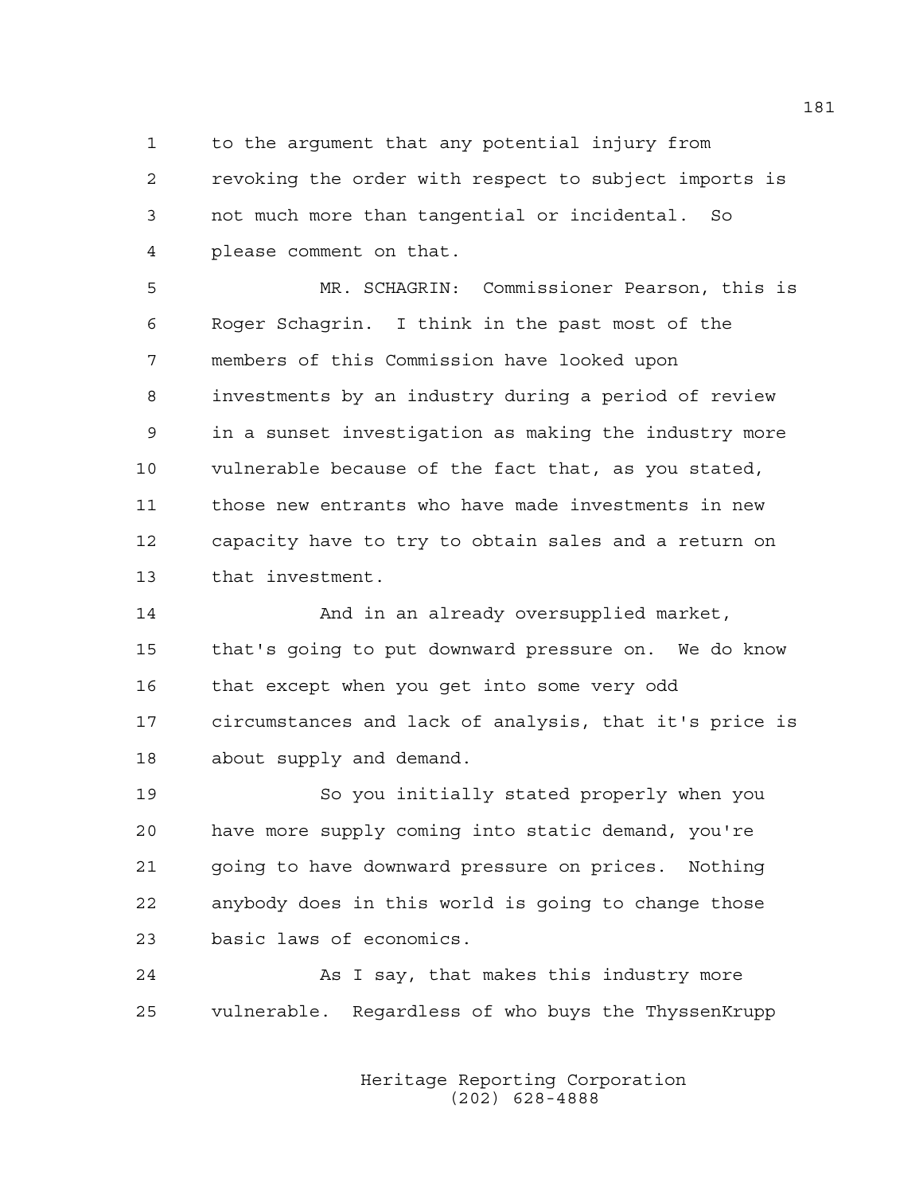to the argument that any potential injury from revoking the order with respect to subject imports is not much more than tangential or incidental. So please comment on that.

MR. SCHAGRIN: Commissioner Pearson, this is Roger Schagrin. I think in the past most of the members of this Commission have looked upon investments by an industry during a period of review in a sunset investigation as making the industry more vulnerable because of the fact that, as you stated, those new entrants who have made investments in new capacity have to try to obtain sales and a return on that investment.

And in an already oversupplied market, that's going to put downward pressure on. We do know that except when you get into some very odd circumstances and lack of analysis, that it's price is about supply and demand.

So you initially stated properly when you have more supply coming into static demand, you're going to have downward pressure on prices. Nothing anybody does in this world is going to change those basic laws of economics.

As I say, that makes this industry more vulnerable. Regardless of who buys the ThyssenKrupp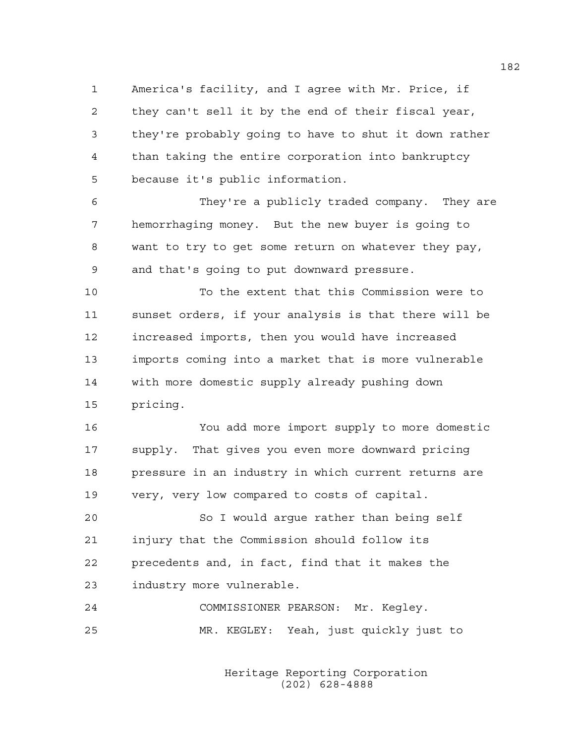America's facility, and I agree with Mr. Price, if they can't sell it by the end of their fiscal year, they're probably going to have to shut it down rather than taking the entire corporation into bankruptcy because it's public information.

They're a publicly traded company. They are hemorrhaging money. But the new buyer is going to want to try to get some return on whatever they pay, and that's going to put downward pressure.

To the extent that this Commission were to sunset orders, if your analysis is that there will be increased imports, then you would have increased imports coming into a market that is more vulnerable with more domestic supply already pushing down pricing.

You add more import supply to more domestic supply. That gives you even more downward pricing pressure in an industry in which current returns are very, very low compared to costs of capital.

So I would argue rather than being self injury that the Commission should follow its precedents and, in fact, find that it makes the industry more vulnerable.

COMMISSIONER PEARSON: Mr. Kegley.

MR. KEGLEY: Yeah, just quickly just to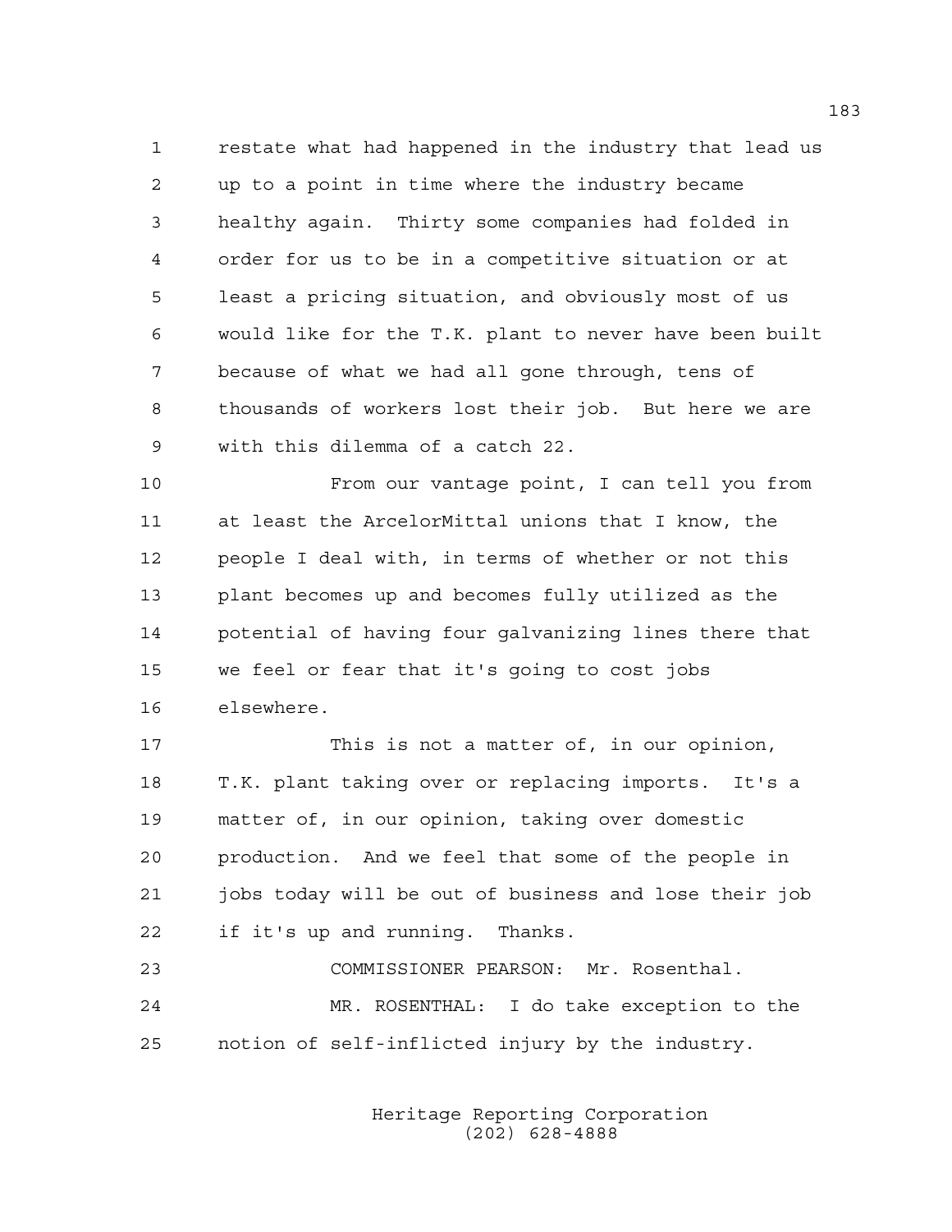restate what had happened in the industry that lead us up to a point in time where the industry became healthy again. Thirty some companies had folded in order for us to be in a competitive situation or at least a pricing situation, and obviously most of us would like for the T.K. plant to never have been built because of what we had all gone through, tens of thousands of workers lost their job. But here we are with this dilemma of a catch 22.

From our vantage point, I can tell you from at least the ArcelorMittal unions that I know, the people I deal with, in terms of whether or not this plant becomes up and becomes fully utilized as the potential of having four galvanizing lines there that we feel or fear that it's going to cost jobs elsewhere.

This is not a matter of, in our opinion, T.K. plant taking over or replacing imports. It's a matter of, in our opinion, taking over domestic production. And we feel that some of the people in jobs today will be out of business and lose their job if it's up and running. Thanks.

COMMISSIONER PEARSON: Mr. Rosenthal.

MR. ROSENTHAL: I do take exception to the notion of self-inflicted injury by the industry.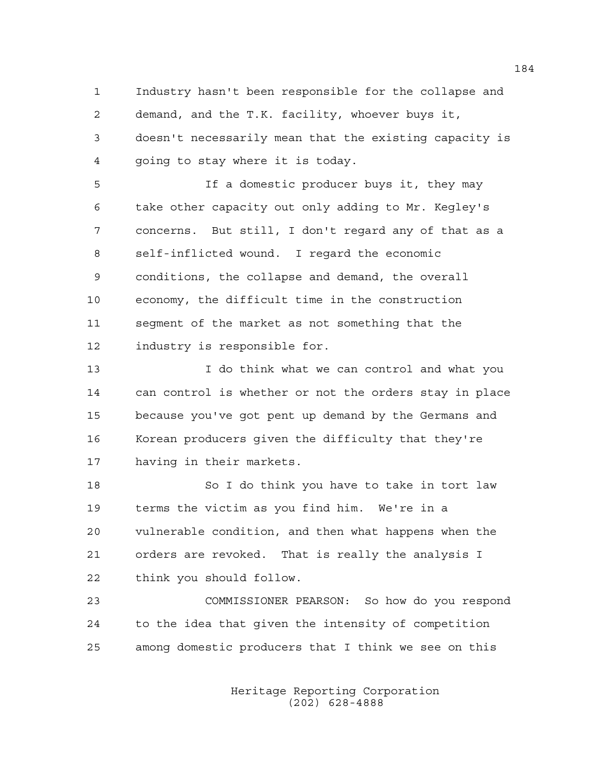Industry hasn't been responsible for the collapse and demand, and the T.K. facility, whoever buys it, doesn't necessarily mean that the existing capacity is going to stay where it is today.

If a domestic producer buys it, they may take other capacity out only adding to Mr. Kegley's concerns. But still, I don't regard any of that as a self-inflicted wound. I regard the economic conditions, the collapse and demand, the overall economy, the difficult time in the construction segment of the market as not something that the industry is responsible for.

I do think what we can control and what you can control is whether or not the orders stay in place because you've got pent up demand by the Germans and Korean producers given the difficulty that they're having in their markets.

So I do think you have to take in tort law terms the victim as you find him. We're in a vulnerable condition, and then what happens when the orders are revoked. That is really the analysis I think you should follow.

COMMISSIONER PEARSON: So how do you respond to the idea that given the intensity of competition among domestic producers that I think we see on this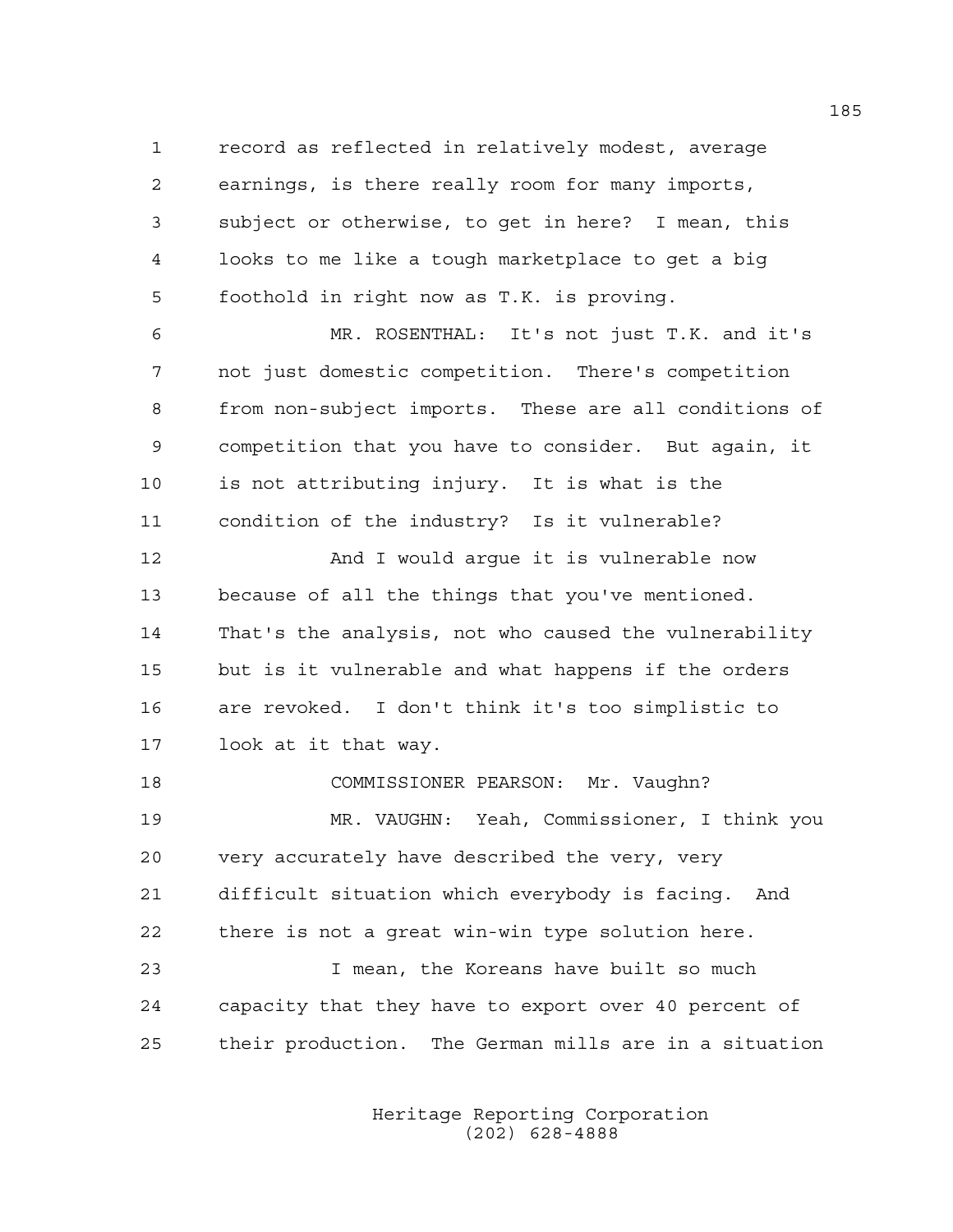record as reflected in relatively modest, average earnings, is there really room for many imports, subject or otherwise, to get in here? I mean, this looks to me like a tough marketplace to get a big foothold in right now as T.K. is proving.

MR. ROSENTHAL: It's not just T.K. and it's not just domestic competition. There's competition from non-subject imports. These are all conditions of competition that you have to consider. But again, it is not attributing injury. It is what is the condition of the industry? Is it vulnerable?

And I would argue it is vulnerable now because of all the things that you've mentioned. That's the analysis, not who caused the vulnerability but is it vulnerable and what happens if the orders are revoked. I don't think it's too simplistic to look at it that way.

COMMISSIONER PEARSON: Mr. Vaughn?

MR. VAUGHN: Yeah, Commissioner, I think you very accurately have described the very, very difficult situation which everybody is facing. And there is not a great win-win type solution here.

I mean, the Koreans have built so much capacity that they have to export over 40 percent of their production. The German mills are in a situation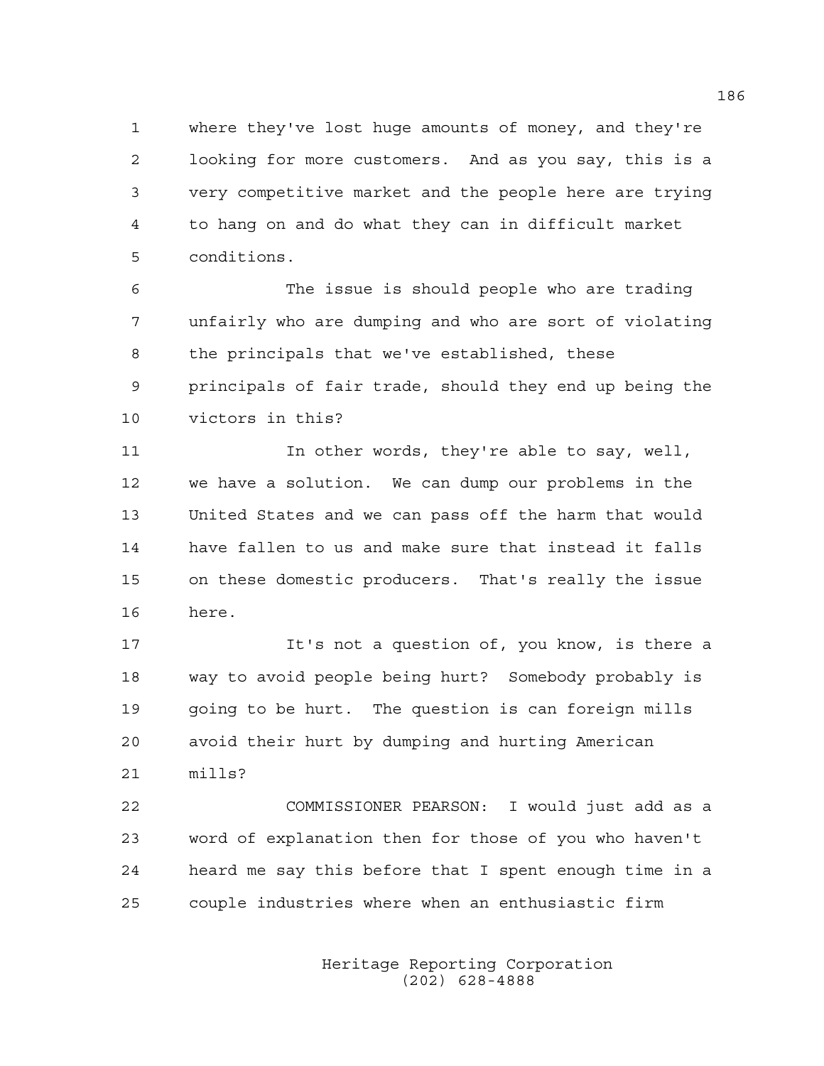where they've lost huge amounts of money, and they're looking for more customers. And as you say, this is a very competitive market and the people here are trying to hang on and do what they can in difficult market conditions.

The issue is should people who are trading unfairly who are dumping and who are sort of violating the principals that we've established, these principals of fair trade, should they end up being the victors in this?

In other words, they're able to say, well, we have a solution. We can dump our problems in the United States and we can pass off the harm that would have fallen to us and make sure that instead it falls on these domestic producers. That's really the issue here.

It's not a question of, you know, is there a way to avoid people being hurt? Somebody probably is going to be hurt. The question is can foreign mills avoid their hurt by dumping and hurting American mills?

COMMISSIONER PEARSON: I would just add as a word of explanation then for those of you who haven't heard me say this before that I spent enough time in a couple industries where when an enthusiastic firm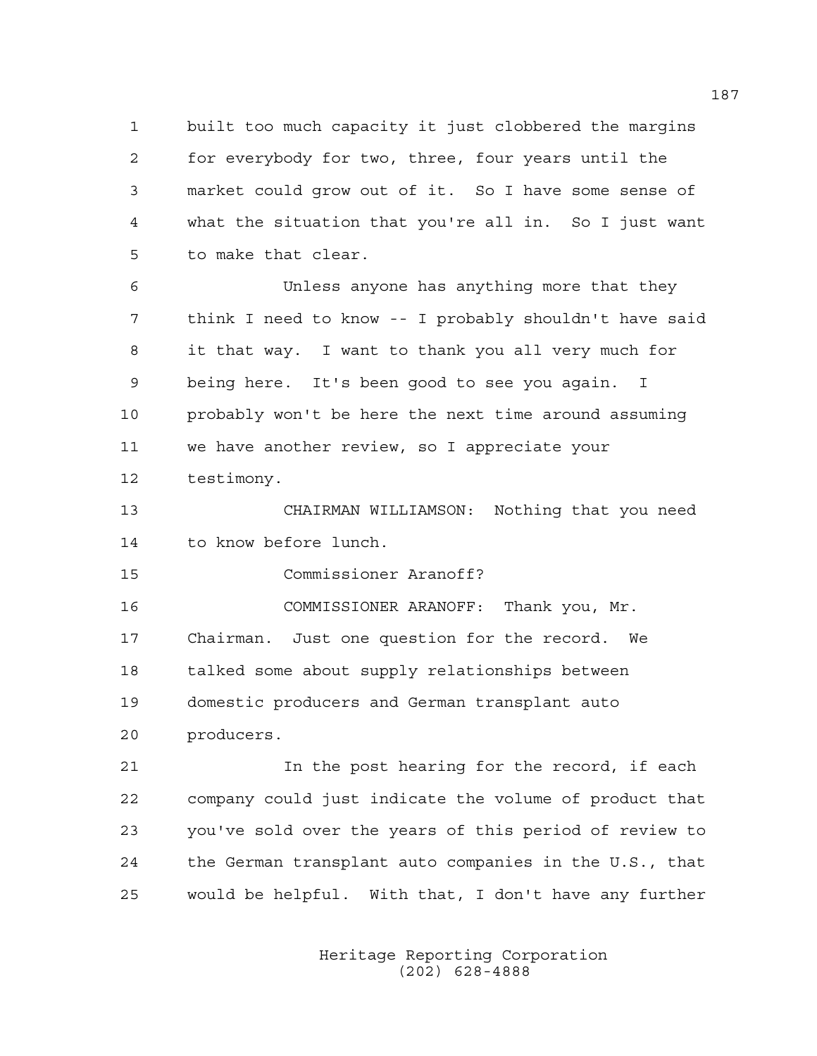built too much capacity it just clobbered the margins for everybody for two, three, four years until the market could grow out of it. So I have some sense of what the situation that you're all in. So I just want to make that clear.

Unless anyone has anything more that they think I need to know -- I probably shouldn't have said it that way. I want to thank you all very much for being here. It's been good to see you again. I probably won't be here the next time around assuming we have another review, so I appreciate your testimony.

CHAIRMAN WILLIAMSON: Nothing that you need to know before lunch.

Commissioner Aranoff?

COMMISSIONER ARANOFF: Thank you, Mr. Chairman. Just one question for the record. We talked some about supply relationships between domestic producers and German transplant auto producers.

In the post hearing for the record, if each company could just indicate the volume of product that you've sold over the years of this period of review to the German transplant auto companies in the U.S., that would be helpful. With that, I don't have any further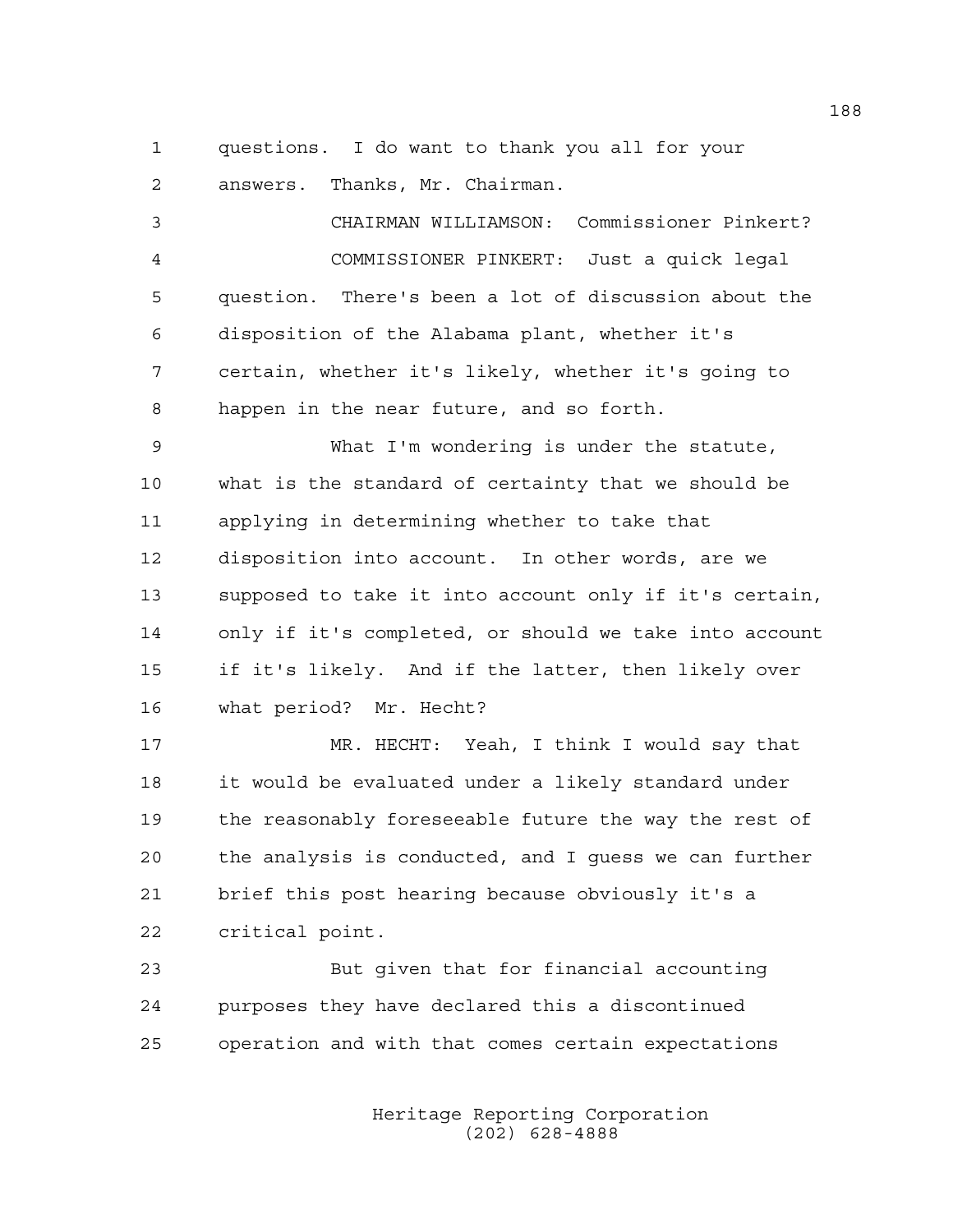questions. I do want to thank you all for your answers. Thanks, Mr. Chairman.

CHAIRMAN WILLIAMSON: Commissioner Pinkert?

COMMISSIONER PINKERT: Just a quick legal question. There's been a lot of discussion about the disposition of the Alabama plant, whether it's certain, whether it's likely, whether it's going to happen in the near future, and so forth.

What I'm wondering is under the statute, what is the standard of certainty that we should be applying in determining whether to take that disposition into account. In other words, are we supposed to take it into account only if it's certain, only if it's completed, or should we take into account if it's likely. And if the latter, then likely over what period? Mr. Hecht?

MR. HECHT: Yeah, I think I would say that it would be evaluated under a likely standard under the reasonably foreseeable future the way the rest of the analysis is conducted, and I guess we can further brief this post hearing because obviously it's a critical point.

But given that for financial accounting purposes they have declared this a discontinued operation and with that comes certain expectations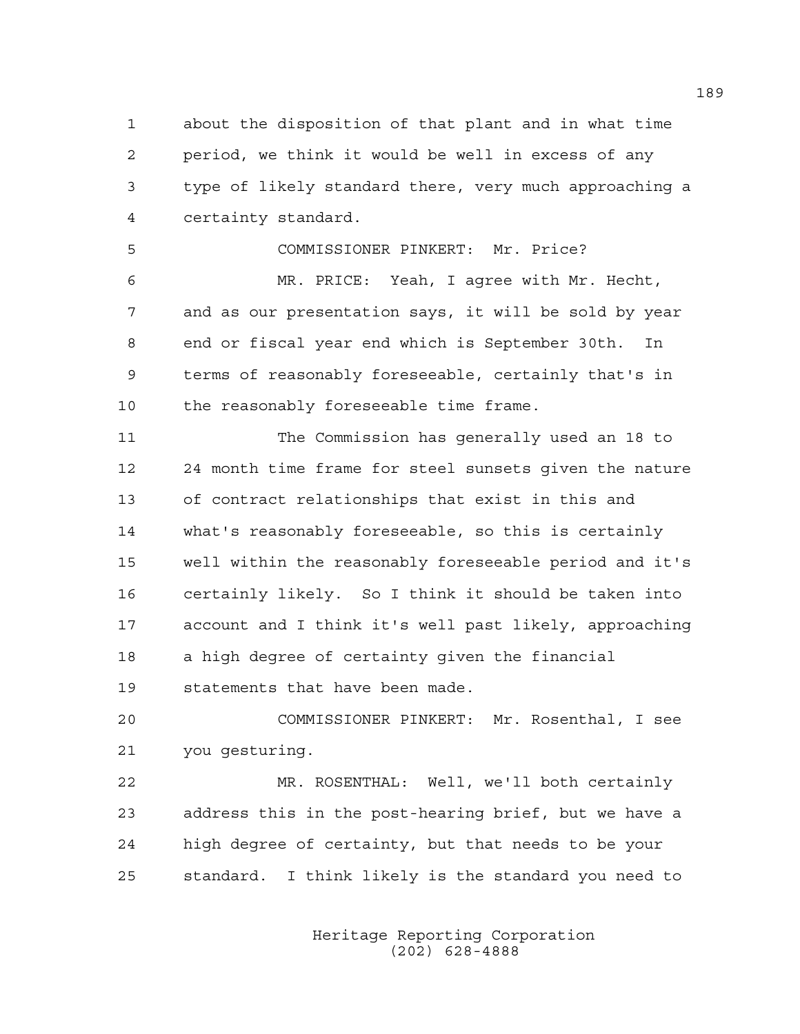about the disposition of that plant and in what time period, we think it would be well in excess of any type of likely standard there, very much approaching a certainty standard.

COMMISSIONER PINKERT: Mr. Price?

MR. PRICE: Yeah, I agree with Mr. Hecht, and as our presentation says, it will be sold by year end or fiscal year end which is September 30th. In terms of reasonably foreseeable, certainly that's in the reasonably foreseeable time frame.

The Commission has generally used an 18 to 24 month time frame for steel sunsets given the nature of contract relationships that exist in this and what's reasonably foreseeable, so this is certainly well within the reasonably foreseeable period and it's certainly likely. So I think it should be taken into account and I think it's well past likely, approaching a high degree of certainty given the financial statements that have been made.

COMMISSIONER PINKERT: Mr. Rosenthal, I see you gesturing.

MR. ROSENTHAL: Well, we'll both certainly address this in the post-hearing brief, but we have a high degree of certainty, but that needs to be your standard. I think likely is the standard you need to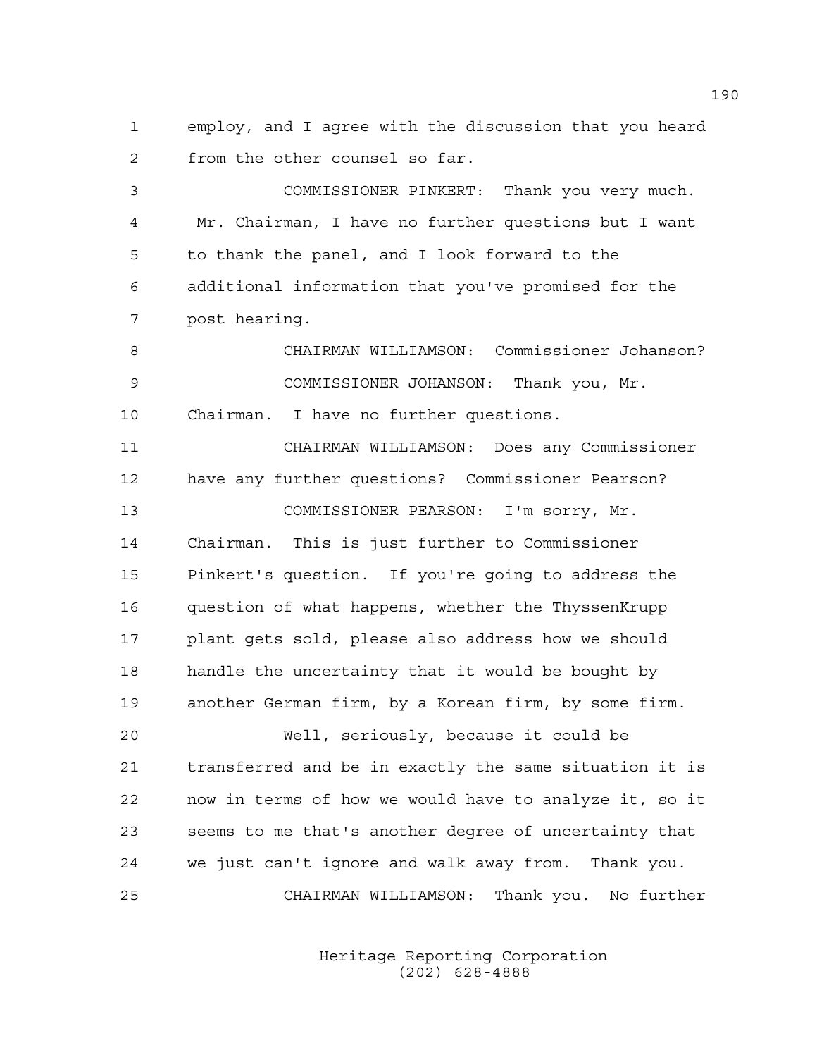employ, and I agree with the discussion that you heard from the other counsel so far.

COMMISSIONER PINKERT: Thank you very much. Mr. Chairman, I have no further questions but I want to thank the panel, and I look forward to the additional information that you've promised for the post hearing.

CHAIRMAN WILLIAMSON: Commissioner Johanson?

COMMISSIONER JOHANSON: Thank you, Mr. Chairman. I have no further questions.

CHAIRMAN WILLIAMSON: Does any Commissioner have any further questions? Commissioner Pearson?

COMMISSIONER PEARSON: I'm sorry, Mr. Chairman. This is just further to Commissioner Pinkert's question. If you're going to address the question of what happens, whether the ThyssenKrupp plant gets sold, please also address how we should handle the uncertainty that it would be bought by another German firm, by a Korean firm, by some firm.

Well, seriously, because it could be transferred and be in exactly the same situation it is now in terms of how we would have to analyze it, so it seems to me that's another degree of uncertainty that we just can't ignore and walk away from. Thank you.

CHAIRMAN WILLIAMSON: Thank you. No further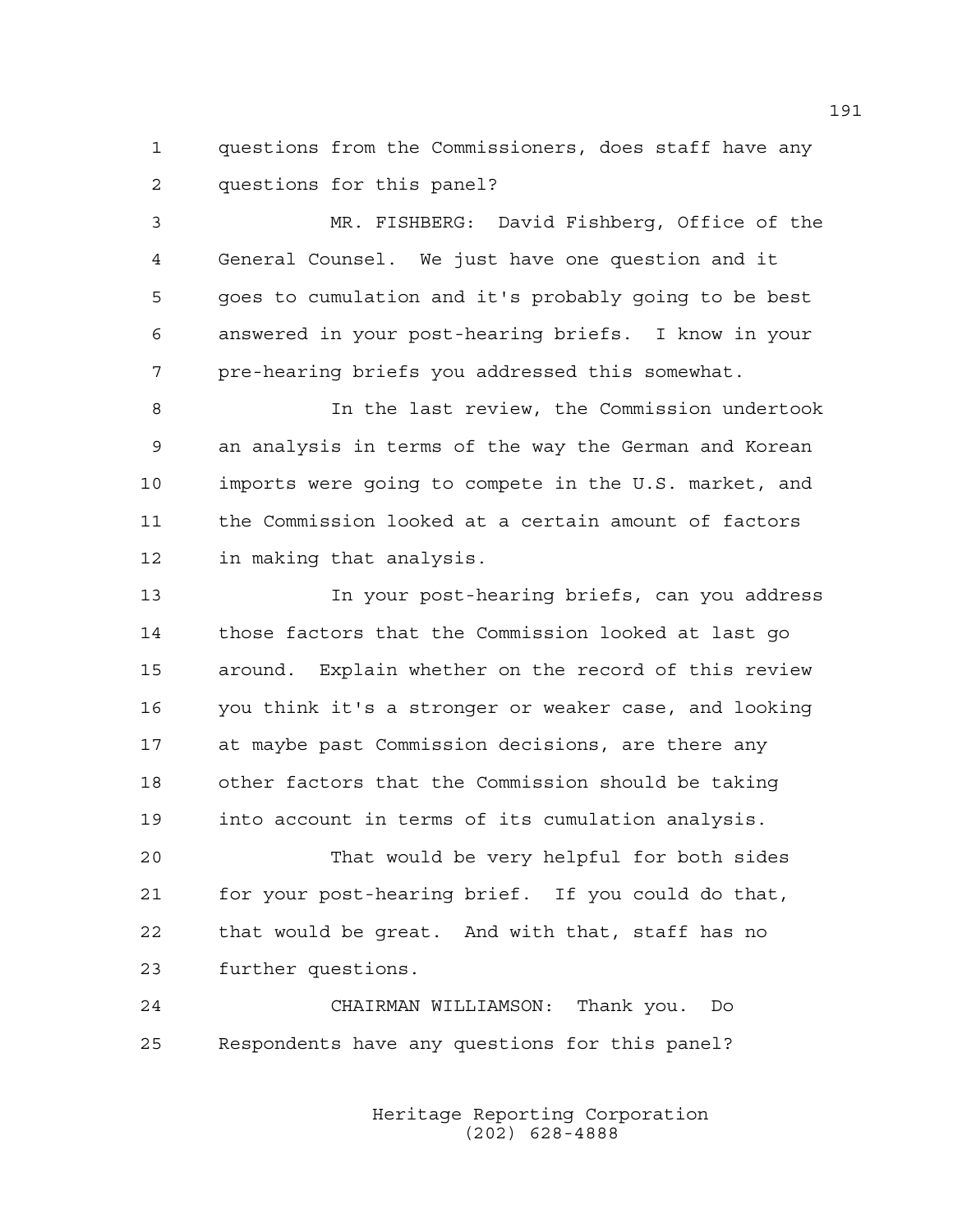questions from the Commissioners, does staff have any questions for this panel?

MR. FISHBERG: David Fishberg, Office of the General Counsel. We just have one question and it goes to cumulation and it's probably going to be best answered in your post-hearing briefs. I know in your pre-hearing briefs you addressed this somewhat.

In the last review, the Commission undertook an analysis in terms of the way the German and Korean imports were going to compete in the U.S. market, and the Commission looked at a certain amount of factors in making that analysis.

In your post-hearing briefs, can you address those factors that the Commission looked at last go around. Explain whether on the record of this review you think it's a stronger or weaker case, and looking at maybe past Commission decisions, are there any other factors that the Commission should be taking into account in terms of its cumulation analysis.

That would be very helpful for both sides for your post-hearing brief. If you could do that, that would be great. And with that, staff has no further questions.

CHAIRMAN WILLIAMSON: Thank you. Do Respondents have any questions for this panel?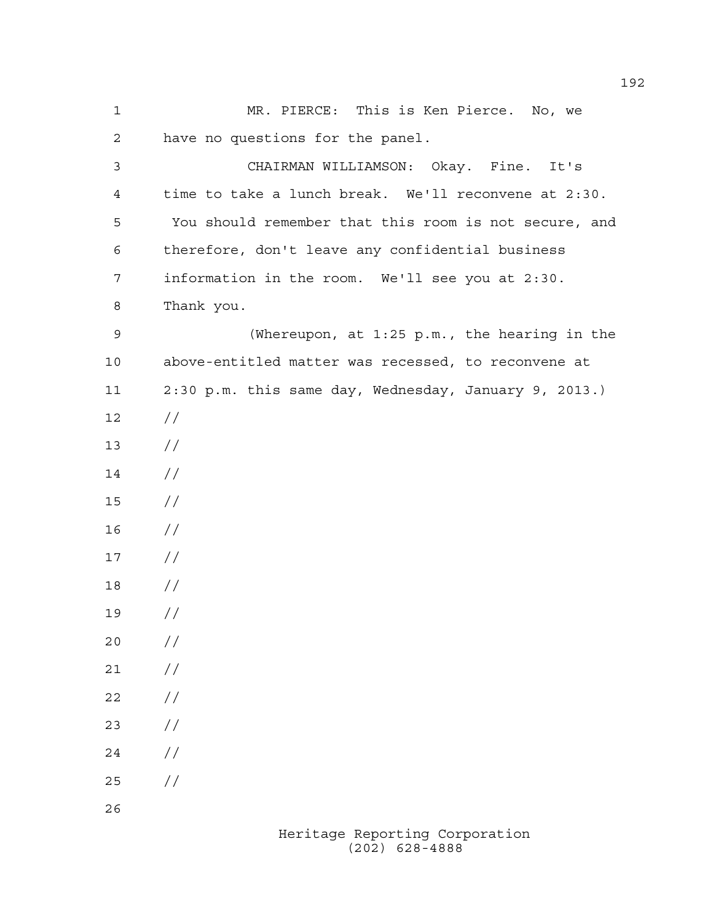MR. PIERCE: This is Ken Pierce. No, we have no questions for the panel.

CHAIRMAN WILLIAMSON: Okay. Fine. It's time to take a lunch break. We'll reconvene at 2:30. You should remember that this room is not secure, and therefore, don't leave any confidential business information in the room. We'll see you at 2:30. Thank you.

(Whereupon, at 1:25 p.m., the hearing in the above-entitled matter was recessed, to reconvene at 2:30 p.m. this same day, Wednesday, January 9, 2013.)

//

//

//

//

//

//

//

//

//

//

//

//

//

//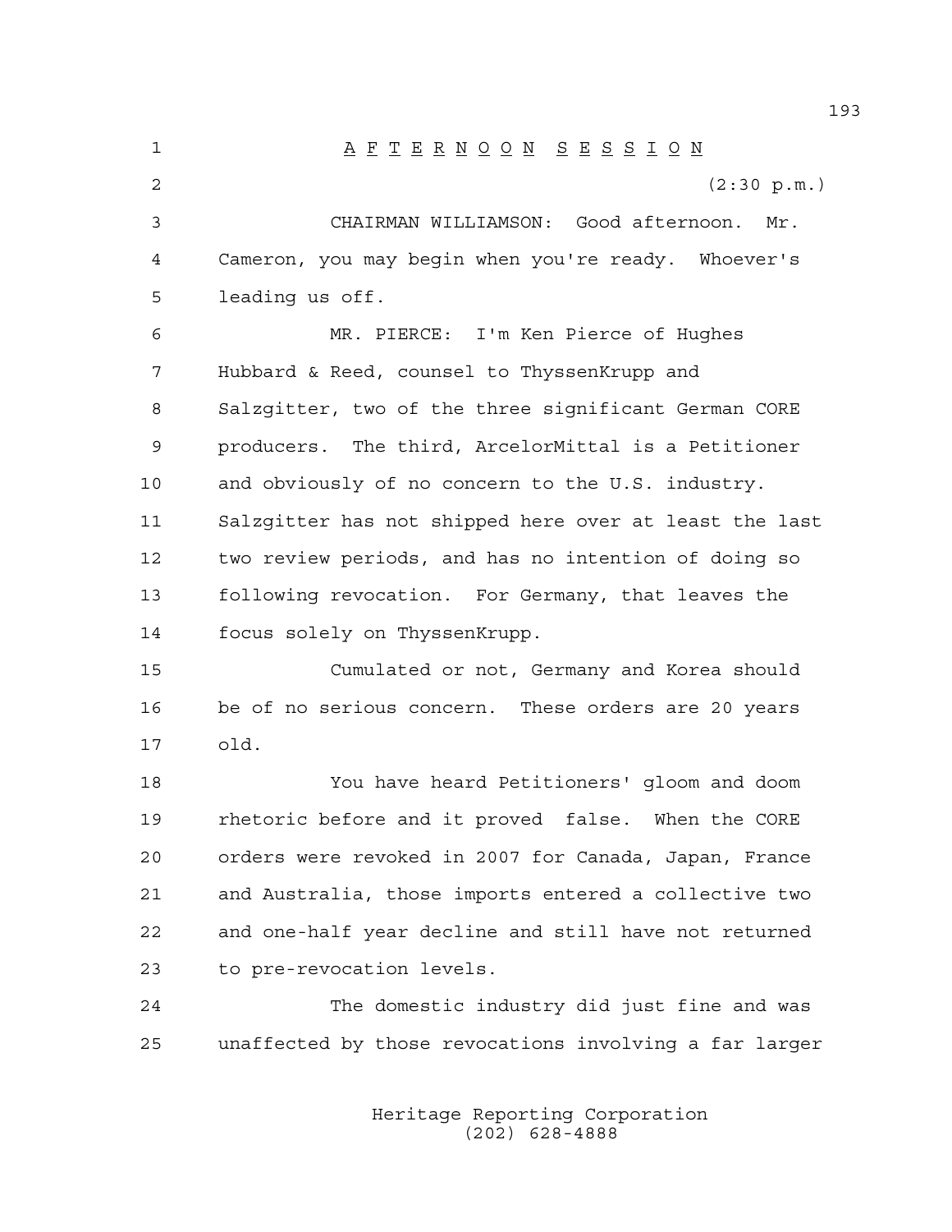# AFTERNOON SESSION

(2:30 p.m.)

CHAIRMAN WILLIAMSON: Good afternoon. Mr. Cameron, you may begin when you're ready. Whoever's leading us off.

MR. PIERCE: I'm Ken Pierce of Hughes Hubbard & Reed, counsel to ThyssenKrupp and Salzgitter, two of the three significant German CORE producers. The third, ArcelorMittal is a Petitioner and obviously of no concern to the U.S. industry. Salzgitter has not shipped here over at least the last two review periods, and has no intention of doing so following revocation. For Germany, that leaves the focus solely on ThyssenKrupp.

Cumulated or not, Germany and Korea should be of no serious concern. These orders are 20 years old.

You have heard Petitioners' gloom and doom rhetoric before and it proved false. When the CORE orders were revoked in 2007 for Canada, Japan, France and Australia, those imports entered a collective two and one-half year decline and still have not returned to pre-revocation levels.

The domestic industry did just fine and was unaffected by those revocations involving a far larger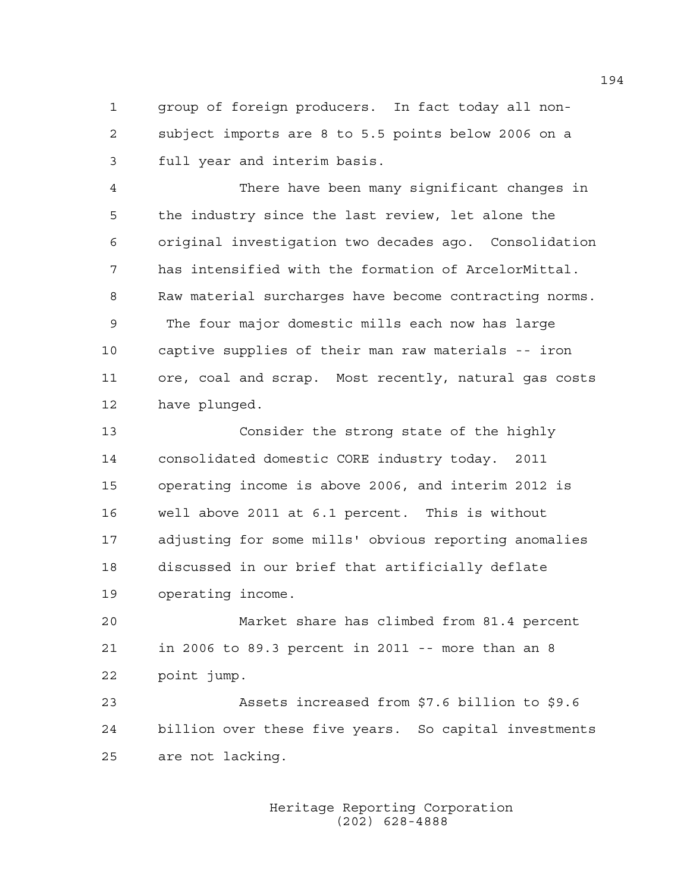group of foreign producers. In fact today all non-subject imports are 8 to 5.5 points below 2006 on a full year and interim basis.

There have been many significant changes in the industry since the last review, let alone the original investigation two decades ago. Consolidation has intensified with the formation of ArcelorMittal. Raw material surcharges have become contracting norms. The four major domestic mills each now has large captive supplies of their man raw materials -- iron ore, coal and scrap. Most recently, natural gas costs have plunged.

Consider the strong state of the highly consolidated domestic CORE industry today. 2011 operating income is above 2006, and interim 2012 is well above 2011 at 6.1 percent. This is without adjusting for some mills' obvious reporting anomalies discussed in our brief that artificially deflate operating income.

Market share has climbed from 81.4 percent in 2006 to 89.3 percent in 2011 -- more than an 8 point jump.

Assets increased from $7.6 billion to $9.6 billion over these five years. So capital investments are not lacking.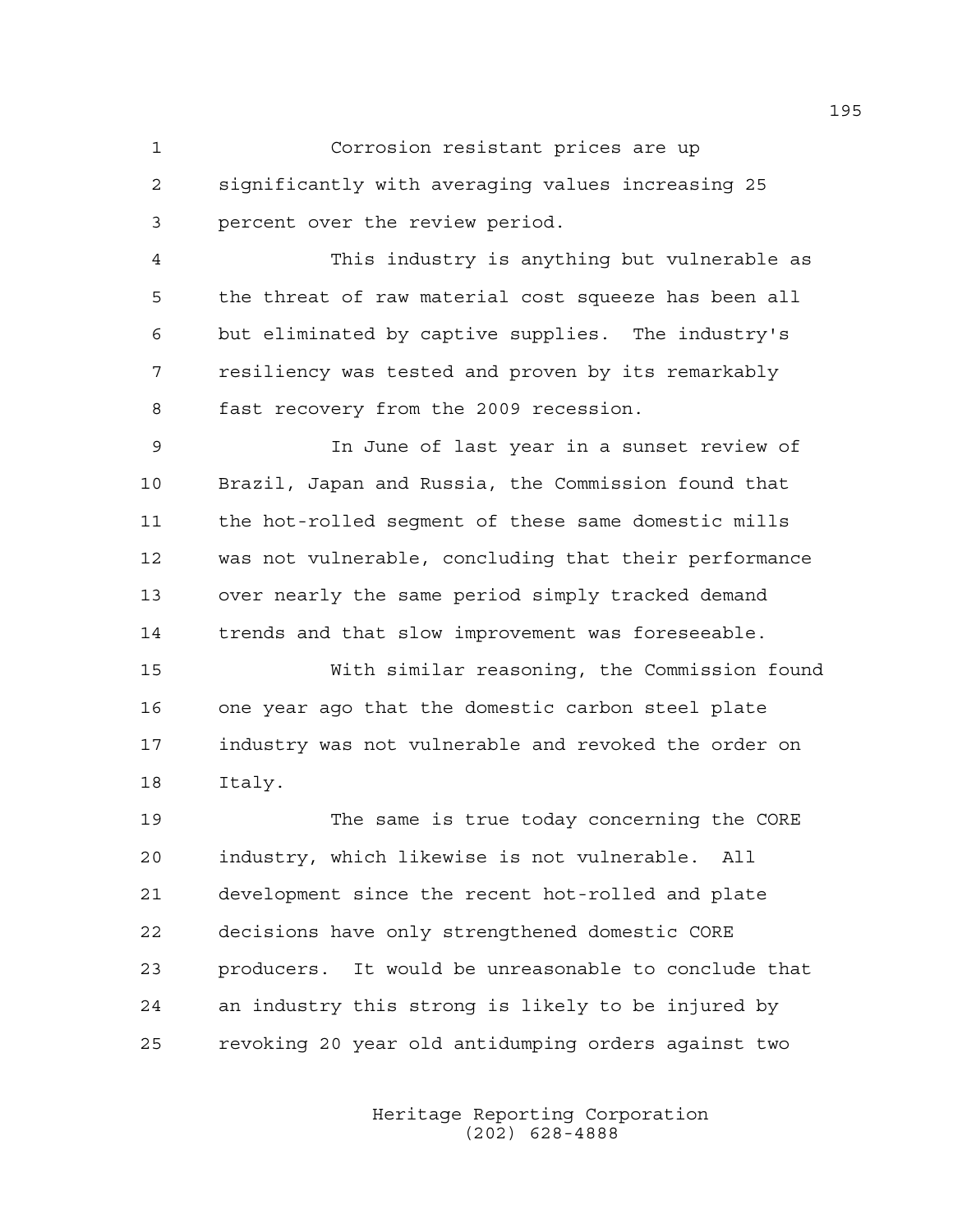Corrosion resistant prices are up significantly with averaging values increasing 25 percent over the review period.

This industry is anything but vulnerable as the threat of raw material cost squeeze has been all but eliminated by captive supplies. The industry's resiliency was tested and proven by its remarkably fast recovery from the 2009 recession.

In June of last year in a sunset review of Brazil, Japan and Russia, the Commission found that the hot-rolled segment of these same domestic mills was not vulnerable, concluding that their performance over nearly the same period simply tracked demand trends and that slow improvement was foreseeable.

With similar reasoning, the Commission found one year ago that the domestic carbon steel plate industry was not vulnerable and revoked the order on Italy.

The same is true today concerning the CORE industry, which likewise is not vulnerable. All development since the recent hot-rolled and plate decisions have only strengthened domestic CORE producers. It would be unreasonable to conclude that an industry this strong is likely to be injured by revoking 20 year old antidumping orders against two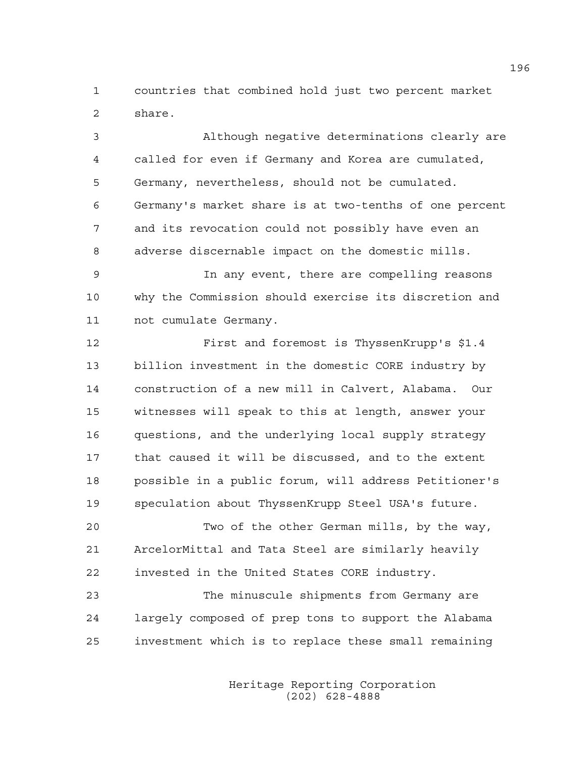countries that combined hold just two percent market share.

Although negative determinations clearly are called for even if Germany and Korea are cumulated, Germany, nevertheless, should not be cumulated. Germany's market share is at two-tenths of one percent and its revocation could not possibly have even an adverse discernable impact on the domestic mills.

In any event, there are compelling reasons why the Commission should exercise its discretion and not cumulate Germany.

First and foremost is ThyssenKrupp's $1.4 billion investment in the domestic CORE industry by construction of a new mill in Calvert, Alabama. Our witnesses will speak to this at length, answer your questions, and the underlying local supply strategy that caused it will be discussed, and to the extent possible in a public forum, will address Petitioner's speculation about ThyssenKrupp Steel USA's future.

Two of the other German mills, by the way, ArcelorMittal and Tata Steel are similarly heavily invested in the United States CORE industry.

The minuscule shipments from Germany are largely composed of prep tons to support the Alabama investment which is to replace these small remaining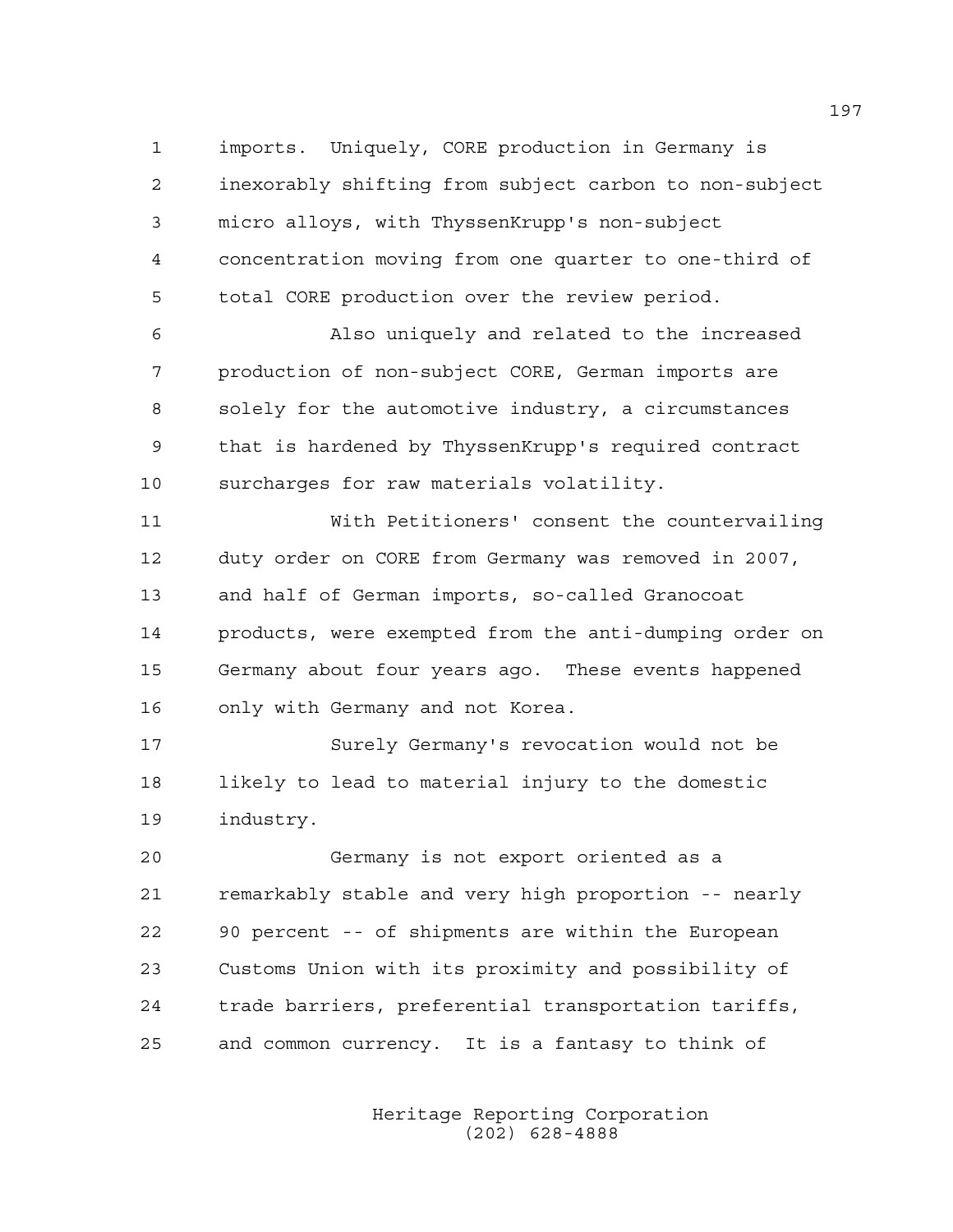imports. Uniquely, CORE production in Germany is inexorably shifting from subject carbon to non-subject micro alloys, with ThyssenKrupp's non-subject concentration moving from one quarter to one-third of total CORE production over the review period.

Also uniquely and related to the increased production of non-subject CORE, German imports are solely for the automotive industry, a circumstances that is hardened by ThyssenKrupp's required contract surcharges for raw materials volatility.

With Petitioners' consent the countervailing duty order on CORE from Germany was removed in 2007, and half of German imports, so-called Granocoat products, were exempted from the anti-dumping order on Germany about four years ago. These events happened only with Germany and not Korea.

Surely Germany's revocation would not be likely to lead to material injury to the domestic industry.

Germany is not export oriented as a remarkably stable and very high proportion -- nearly 90 percent -- of shipments are within the European Customs Union with its proximity and possibility of trade barriers, preferential transportation tariffs, and common currency. It is a fantasy to think of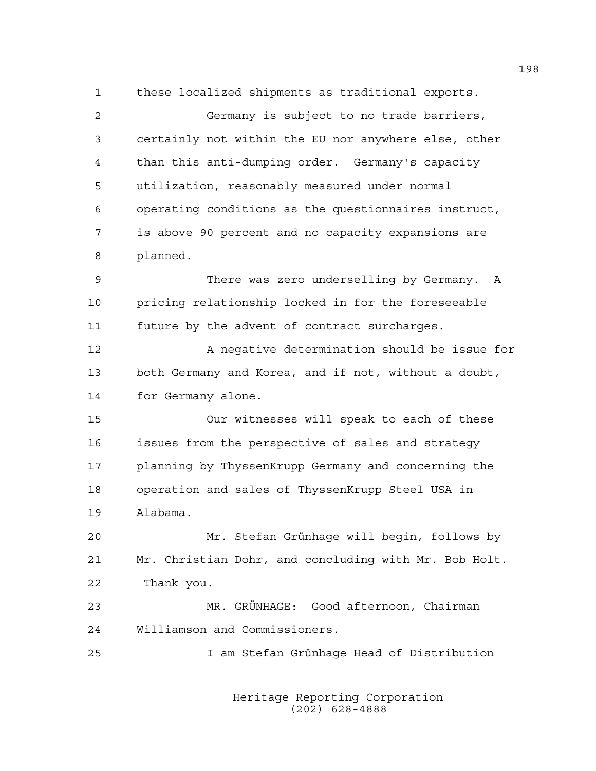these localized shipments as traditional exports.

Germany is subject to no trade barriers, certainly not within the EU nor anywhere else, other than this anti-dumping order. Germany's capacity utilization, reasonably measured under normal operating conditions as the questionnaires instruct, is above 90 percent and no capacity expansions are planned.

There was zero underselling by Germany. A pricing relationship locked in for the foreseeable future by the advent of contract surcharges.

A negative determination should be issue for both Germany and Korea, and if not, without a doubt, for Germany alone.

Our witnesses will speak to each of these issues from the perspective of sales and strategy planning by ThyssenKrupp Germany and concerning the operation and sales of ThyssenKrupp Steel USA in Alabama.

Mr. Stefan Grünhage will begin, follows by Mr. Christian Dohr, and concluding with Mr. Bob Holt. Thank you.

MR. GRÜNHAGE: Good afternoon, Chairman Williamson and Commissioners.

I am Stefan Grünhage Head of Distribution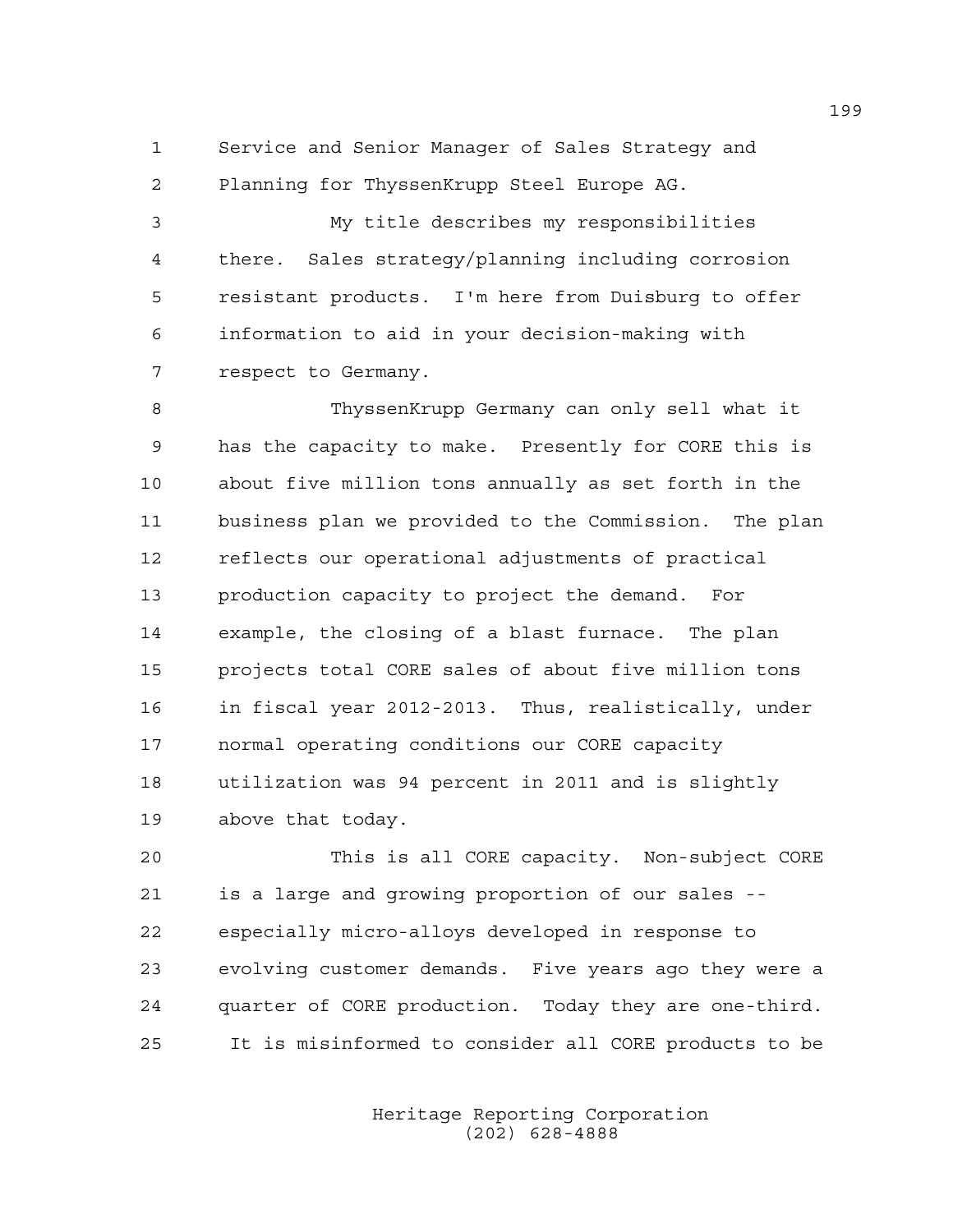Service and Senior Manager of Sales Strategy and Planning for ThyssenKrupp Steel Europe AG.

My title describes my responsibilities there. Sales strategy/planning including corrosion resistant products. I'm here from Duisburg to offer information to aid in your decision-making with respect to Germany.

ThyssenKrupp Germany can only sell what it has the capacity to make. Presently for CORE this is about five million tons annually as set forth in the business plan we provided to the Commission. The plan reflects our operational adjustments of practical production capacity to project the demand. For example, the closing of a blast furnace. The plan projects total CORE sales of about five million tons in fiscal year 2012-2013. Thus, realistically, under normal operating conditions our CORE capacity utilization was 94 percent in 2011 and is slightly above that today.

This is all CORE capacity. Non-subject CORE is a large and growing proportion of our sales -- especially micro-alloys developed in response to evolving customer demands. Five years ago they were a quarter of CORE production. Today they are one-third. It is misinformed to consider all CORE products to be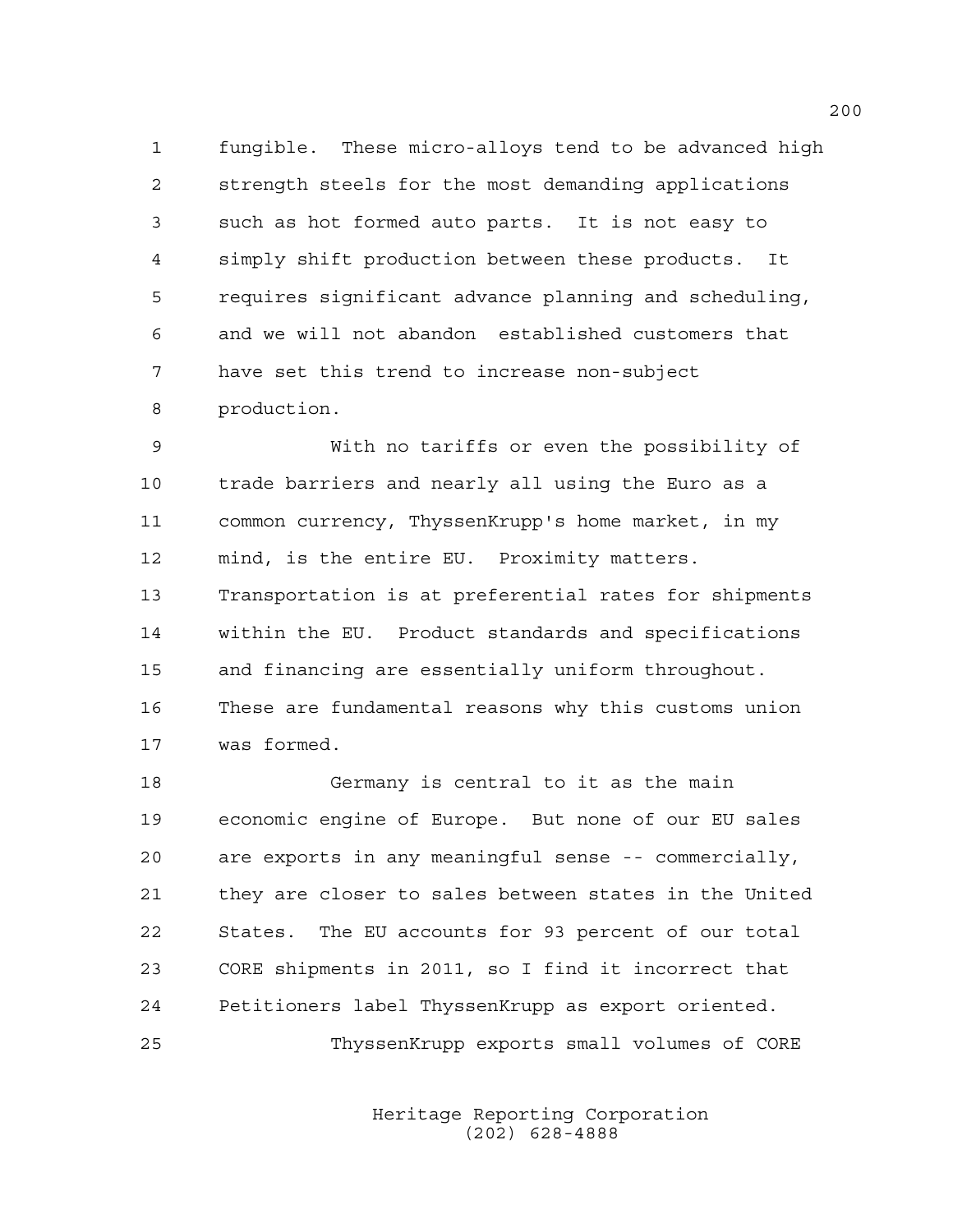fungible. These micro-alloys tend to be advanced high strength steels for the most demanding applications such as hot formed auto parts. It is not easy to simply shift production between these products. It requires significant advance planning and scheduling, and we will not abandon established customers that have set this trend to increase non-subject production.

With no tariffs or even the possibility of trade barriers and nearly all using the Euro as a common currency, ThyssenKrupp's home market, in my mind, is the entire EU. Proximity matters. Transportation is at preferential rates for shipments within the EU. Product standards and specifications and financing are essentially uniform throughout. These are fundamental reasons why this customs union was formed.

Germany is central to it as the main economic engine of Europe. But none of our EU sales are exports in any meaningful sense -- commercially, they are closer to sales between states in the United States. The EU accounts for 93 percent of our total CORE shipments in 2011, so I find it incorrect that Petitioners label ThyssenKrupp as export oriented.

ThyssenKrupp exports small volumes of CORE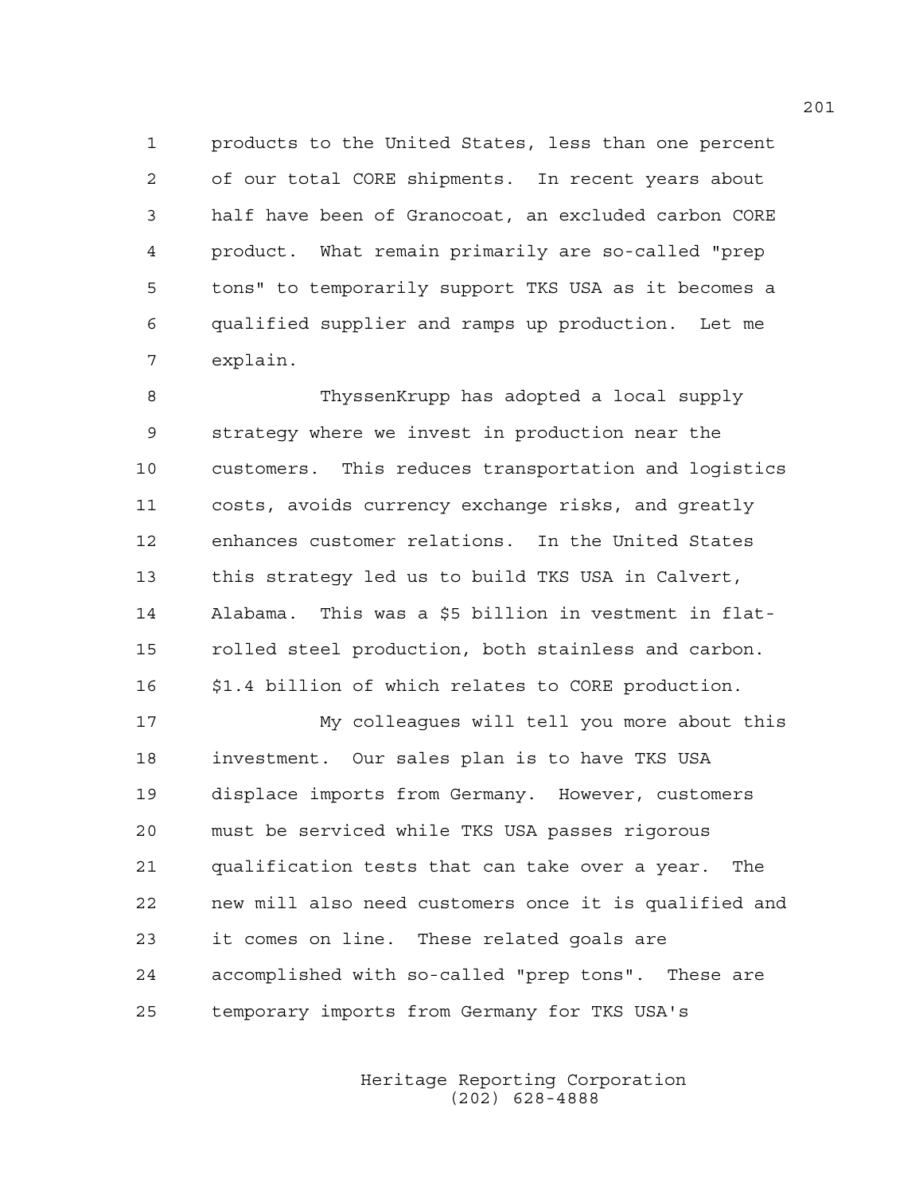products to the United States, less than one percent of our total CORE shipments. In recent years about half have been of Granocoat, an excluded carbon CORE product. What remain primarily are so-called "prep tons" to temporarily support TKS USA as it becomes a qualified supplier and ramps up production. Let me explain.

ThyssenKrupp has adopted a local supply strategy where we invest in production near the customers. This reduces transportation and logistics costs, avoids currency exchange risks, and greatly enhances customer relations. In the United States this strategy led us to build TKS USA in Calvert, Alabama. This was a $5 billion in vestment in flat-rolled steel production, both stainless and carbon. $1.4 billion of which relates to CORE production.

My colleagues will tell you more about this investment. Our sales plan is to have TKS USA displace imports from Germany. However, customers must be serviced while TKS USA passes rigorous qualification tests that can take over a year. The new mill also need customers once it is qualified and it comes on line. These related goals are accomplished with so-called "prep tons". These are temporary imports from Germany for TKS USA's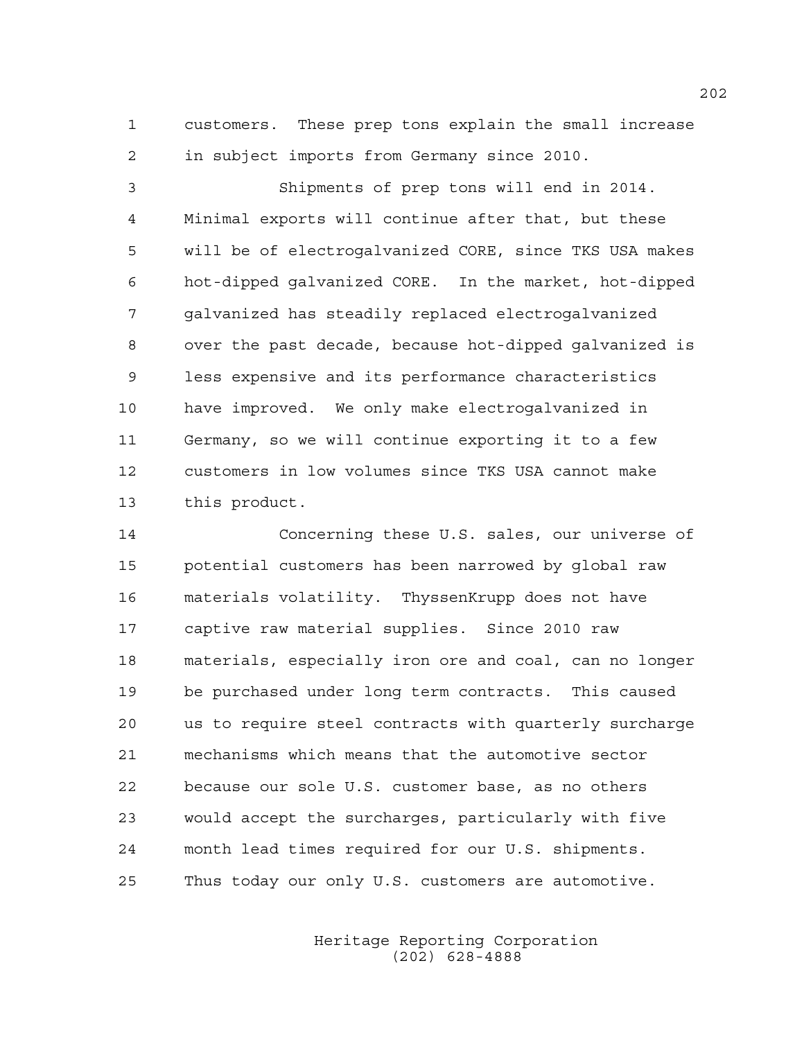customers. These prep tons explain the small increase in subject imports from Germany since 2010.

Shipments of prep tons will end in 2014. Minimal exports will continue after that, but these will be of electrogalvanized CORE, since TKS USA makes hot-dipped galvanized CORE. In the market, hot-dipped galvanized has steadily replaced electrogalvanized over the past decade, because hot-dipped galvanized is less expensive and its performance characteristics have improved. We only make electrogalvanized in Germany, so we will continue exporting it to a few customers in low volumes since TKS USA cannot make this product.

Concerning these U.S. sales, our universe of potential customers has been narrowed by global raw materials volatility. ThyssenKrupp does not have captive raw material supplies. Since 2010 raw materials, especially iron ore and coal, can no longer be purchased under long term contracts. This caused us to require steel contracts with quarterly surcharge mechanisms which means that the automotive sector because our sole U.S. customer base, as no others would accept the surcharges, particularly with five month lead times required for our U.S. shipments. Thus today our only U.S. customers are automotive.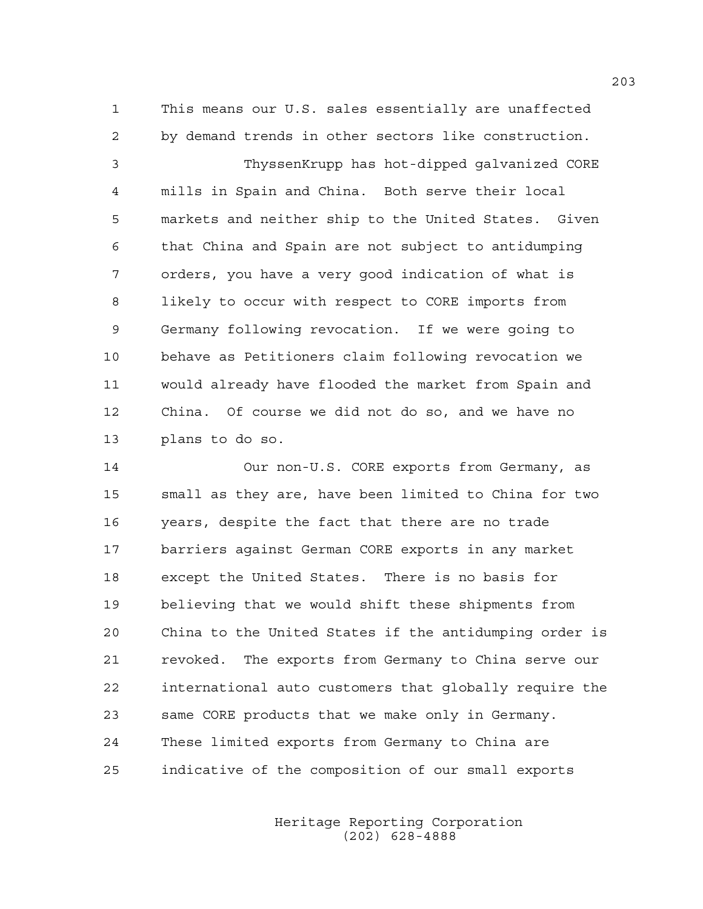This means our U.S. sales essentially are unaffected by demand trends in other sectors like construction.

ThyssenKrupp has hot-dipped galvanized CORE mills in Spain and China. Both serve their local markets and neither ship to the United States. Given that China and Spain are not subject to antidumping orders, you have a very good indication of what is likely to occur with respect to CORE imports from Germany following revocation. If we were going to behave as Petitioners claim following revocation we would already have flooded the market from Spain and China. Of course we did not do so, and we have no plans to do so.

Our non-U.S. CORE exports from Germany, as small as they are, have been limited to China for two years, despite the fact that there are no trade barriers against German CORE exports in any market except the United States. There is no basis for believing that we would shift these shipments from China to the United States if the antidumping order is revoked. The exports from Germany to China serve our international auto customers that globally require the same CORE products that we make only in Germany. These limited exports from Germany to China are indicative of the composition of our small exports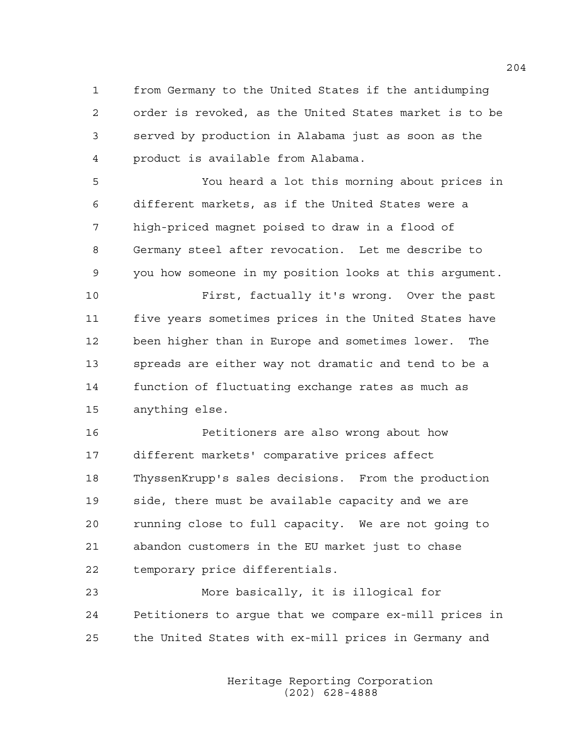from Germany to the United States if the antidumping order is revoked, as the United States market is to be served by production in Alabama just as soon as the product is available from Alabama.

You heard a lot this morning about prices in different markets, as if the United States were a high-priced magnet poised to draw in a flood of Germany steel after revocation. Let me describe to you how someone in my position looks at this argument.

First, factually it's wrong. Over the past five years sometimes prices in the United States have been higher than in Europe and sometimes lower. The spreads are either way not dramatic and tend to be a function of fluctuating exchange rates as much as anything else.

Petitioners are also wrong about how different markets' comparative prices affect ThyssenKrupp's sales decisions. From the production side, there must be available capacity and we are running close to full capacity. We are not going to abandon customers in the EU market just to chase temporary price differentials.

More basically, it is illogical for Petitioners to argue that we compare ex-mill prices in the United States with ex-mill prices in Germany and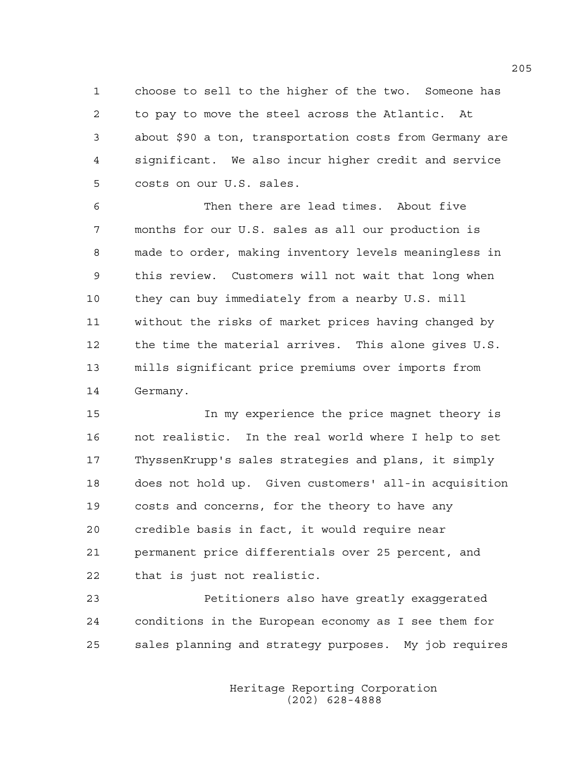choose to sell to the higher of the two. Someone has to pay to move the steel across the Atlantic. At about $90 a ton, transportation costs from Germany are significant. We also incur higher credit and service costs on our U.S. sales.

Then there are lead times. About five months for our U.S. sales as all our production is made to order, making inventory levels meaningless in this review. Customers will not wait that long when they can buy immediately from a nearby U.S. mill without the risks of market prices having changed by the time the material arrives. This alone gives U.S. mills significant price premiums over imports from Germany.

In my experience the price magnet theory is not realistic. In the real world where I help to set ThyssenKrupp's sales strategies and plans, it simply does not hold up. Given customers' all-in acquisition costs and concerns, for the theory to have any credible basis in fact, it would require near permanent price differentials over 25 percent, and that is just not realistic.

Petitioners also have greatly exaggerated conditions in the European economy as I see them for sales planning and strategy purposes. My job requires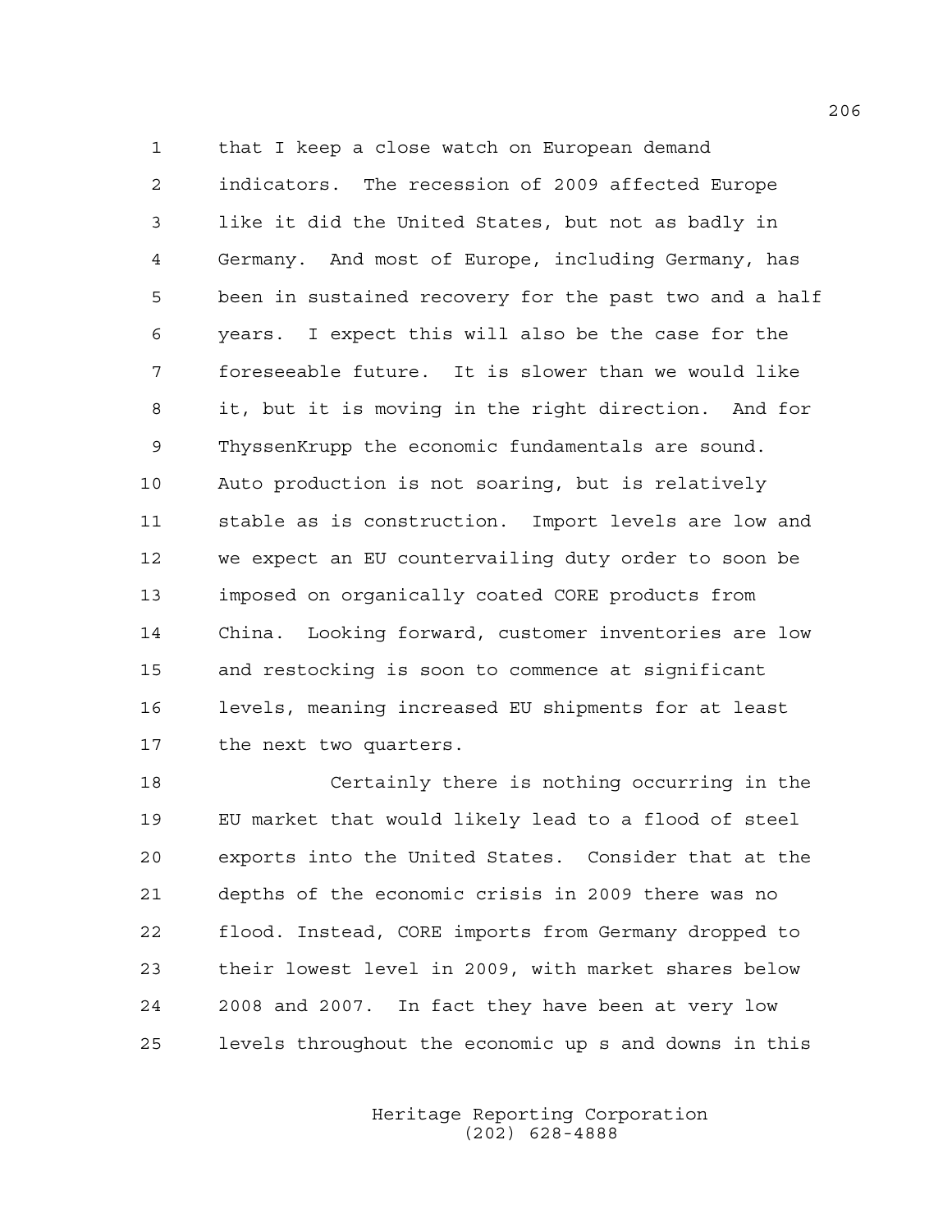that I keep a close watch on European demand indicators. The recession of 2009 affected Europe like it did the United States, but not as badly in Germany. And most of Europe, including Germany, has been in sustained recovery for the past two and a half years. I expect this will also be the case for the foreseeable future. It is slower than we would like it, but it is moving in the right direction. And for ThyssenKrupp the economic fundamentals are sound. Auto production is not soaring, but is relatively stable as is construction. Import levels are low and we expect an EU countervailing duty order to soon be imposed on organically coated CORE products from China. Looking forward, customer inventories are low and restocking is soon to commence at significant levels, meaning increased EU shipments for at least the next two quarters.

Certainly there is nothing occurring in the EU market that would likely lead to a flood of steel exports into the United States. Consider that at the depths of the economic crisis in 2009 there was no flood. Instead, CORE imports from Germany dropped to their lowest level in 2009, with market shares below 2008 and 2007. In fact they have been at very low levels throughout the economic up s and downs in this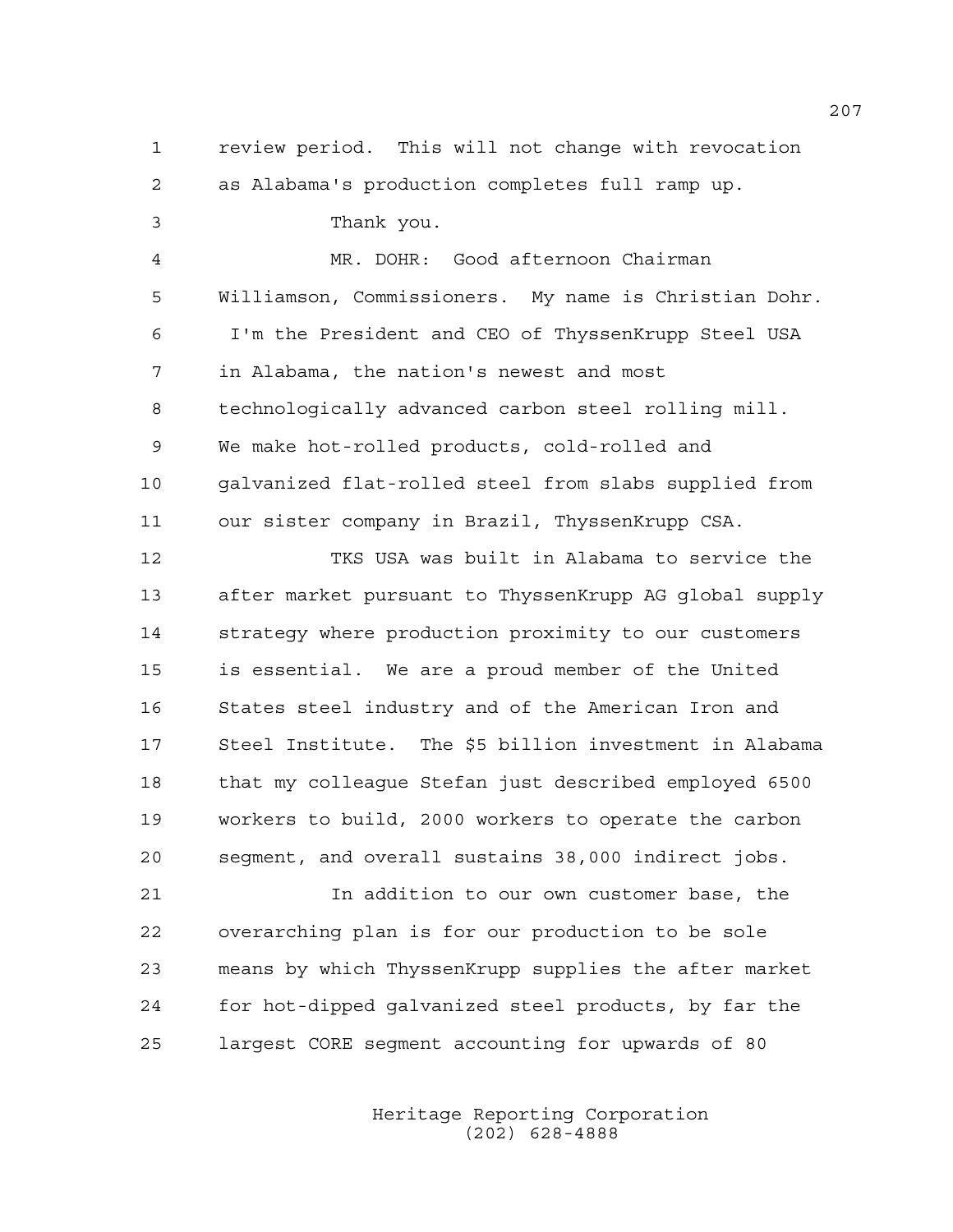review period. This will not change with revocation as Alabama's production completes full ramp up.

Thank you.

MR. DOHR: Good afternoon Chairman Williamson, Commissioners. My name is Christian Dohr. I'm the President and CEO of ThyssenKrupp Steel USA in Alabama, the nation's newest and most technologically advanced carbon steel rolling mill. We make hot-rolled products, cold-rolled and galvanized flat-rolled steel from slabs supplied from our sister company in Brazil, ThyssenKrupp CSA.

TKS USA was built in Alabama to service the after market pursuant to ThyssenKrupp AG global supply strategy where production proximity to our customers is essential. We are a proud member of the United States steel industry and of the American Iron and Steel Institute. The $5 billion investment in Alabama that my colleague Stefan just described employed 6500 workers to build, 2000 workers to operate the carbon segment, and overall sustains 38,000 indirect jobs.

In addition to our own customer base, the overarching plan is for our production to be sole means by which ThyssenKrupp supplies the after market for hot-dipped galvanized steel products, by far the largest CORE segment accounting for upwards of 80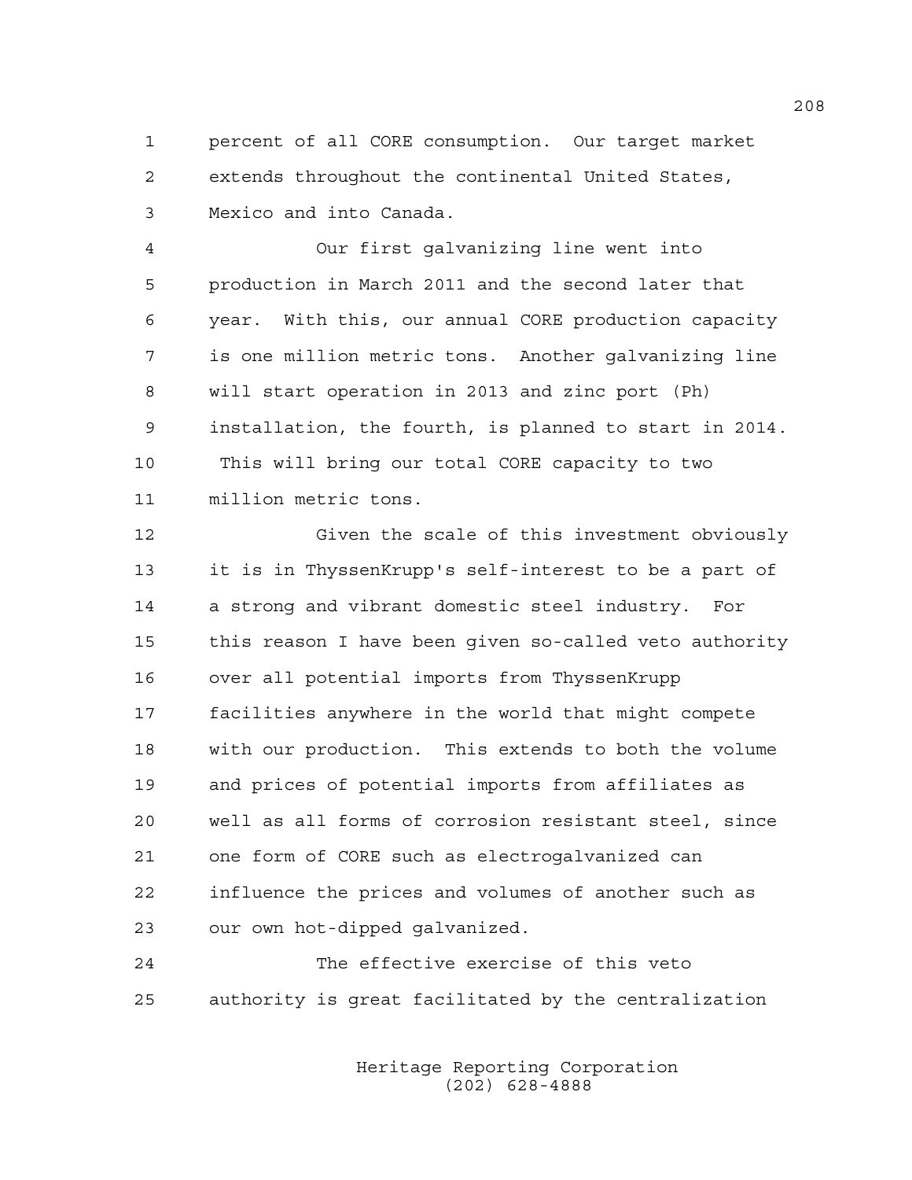percent of all CORE consumption. Our target market extends throughout the continental United States, Mexico and into Canada.

Our first galvanizing line went into production in March 2011 and the second later that year. With this, our annual CORE production capacity is one million metric tons. Another galvanizing line will start operation in 2013 and zinc port (Ph) installation, the fourth, is planned to start in 2014. This will bring our total CORE capacity to two million metric tons.

Given the scale of this investment obviously it is in ThyssenKrupp's self-interest to be a part of a strong and vibrant domestic steel industry. For this reason I have been given so-called veto authority over all potential imports from ThyssenKrupp facilities anywhere in the world that might compete with our production. This extends to both the volume and prices of potential imports from affiliates as well as all forms of corrosion resistant steel, since one form of CORE such as electrogalvanized can influence the prices and volumes of another such as our own hot-dipped galvanized.

The effective exercise of this veto authority is great facilitated by the centralization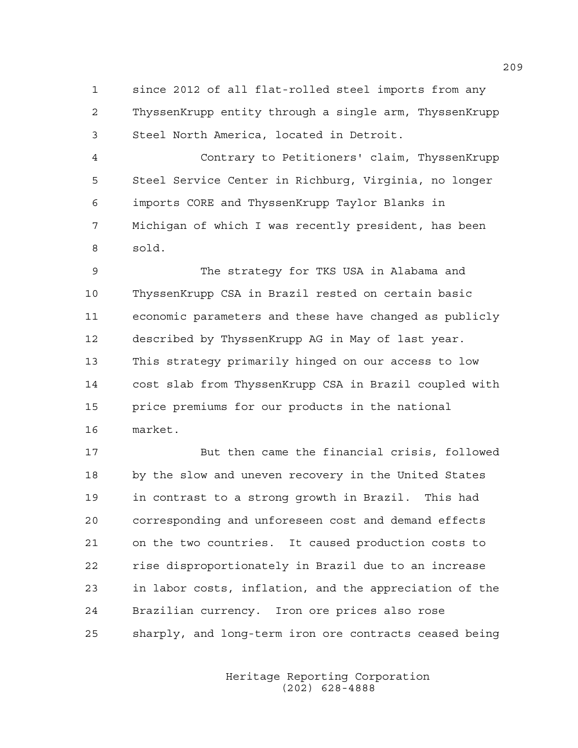since 2012 of all flat-rolled steel imports from any ThyssenKrupp entity through a single arm, ThyssenKrupp Steel North America, located in Detroit.

Contrary to Petitioners' claim, ThyssenKrupp Steel Service Center in Richburg, Virginia, no longer imports CORE and ThyssenKrupp Taylor Blanks in Michigan of which I was recently president, has been sold.

The strategy for TKS USA in Alabama and ThyssenKrupp CSA in Brazil rested on certain basic economic parameters and these have changed as publicly described by ThyssenKrupp AG in May of last year. This strategy primarily hinged on our access to low cost slab from ThyssenKrupp CSA in Brazil coupled with price premiums for our products in the national market.

But then came the financial crisis, followed by the slow and uneven recovery in the United States in contrast to a strong growth in Brazil. This had corresponding and unforeseen cost and demand effects on the two countries. It caused production costs to rise disproportionately in Brazil due to an increase in labor costs, inflation, and the appreciation of the Brazilian currency. Iron ore prices also rose sharply, and long-term iron ore contracts ceased being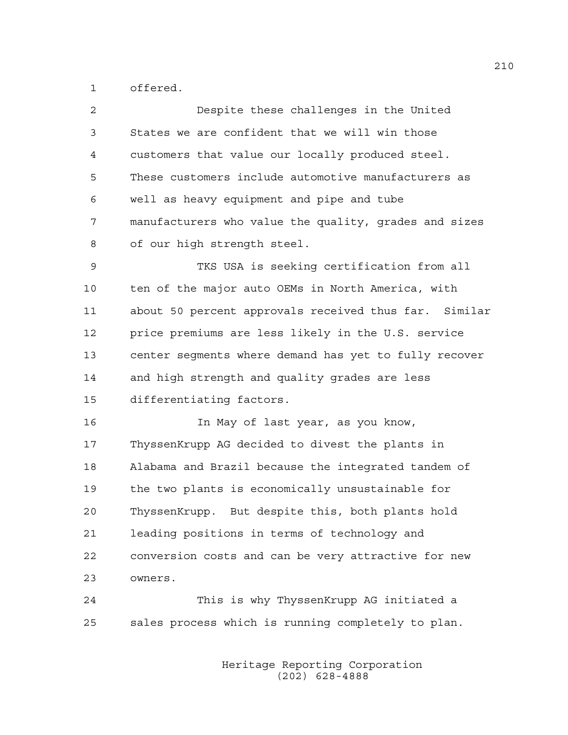offered.

Despite these challenges in the United States we are confident that we will win those customers that value our locally produced steel. These customers include automotive manufacturers as well as heavy equipment and pipe and tube manufacturers who value the quality, grades and sizes of our high strength steel.

TKS USA is seeking certification from all ten of the major auto OEMs in North America, with about 50 percent approvals received thus far. Similar price premiums are less likely in the U.S. service center segments where demand has yet to fully recover and high strength and quality grades are less differentiating factors.

In May of last year, as you know, ThyssenKrupp AG decided to divest the plants in Alabama and Brazil because the integrated tandem of the two plants is economically unsustainable for ThyssenKrupp. But despite this, both plants hold leading positions in terms of technology and conversion costs and can be very attractive for new owners.

This is why ThyssenKrupp AG initiated a sales process which is running completely to plan.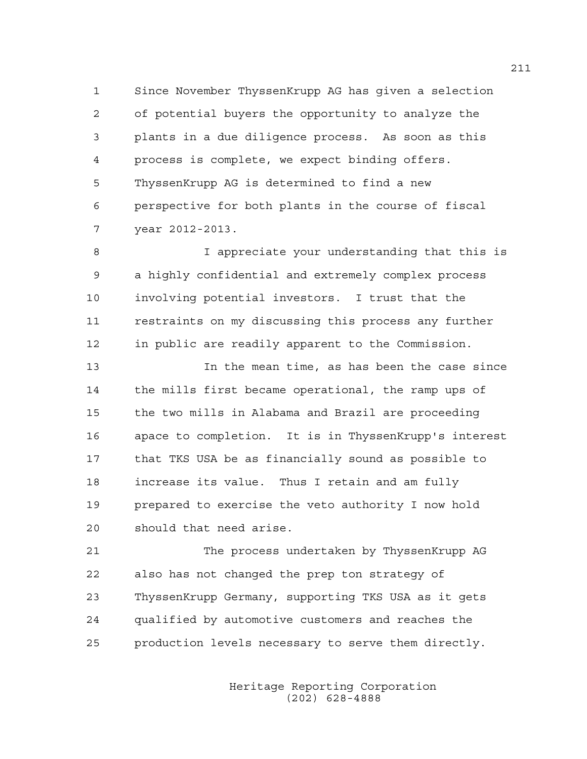Since November ThyssenKrupp AG has given a selection of potential buyers the opportunity to analyze the plants in a due diligence process. As soon as this process is complete, we expect binding offers. ThyssenKrupp AG is determined to find a new perspective for both plants in the course of fiscal year 2012-2013.

I appreciate your understanding that this is a highly confidential and extremely complex process involving potential investors. I trust that the restraints on my discussing this process any further in public are readily apparent to the Commission.

In the mean time, as has been the case since the mills first became operational, the ramp ups of the two mills in Alabama and Brazil are proceeding apace to completion. It is in ThyssenKrupp's interest that TKS USA be as financially sound as possible to increase its value. Thus I retain and am fully prepared to exercise the veto authority I now hold should that need arise.

The process undertaken by ThyssenKrupp AG also has not changed the prep ton strategy of ThyssenKrupp Germany, supporting TKS USA as it gets qualified by automotive customers and reaches the production levels necessary to serve them directly.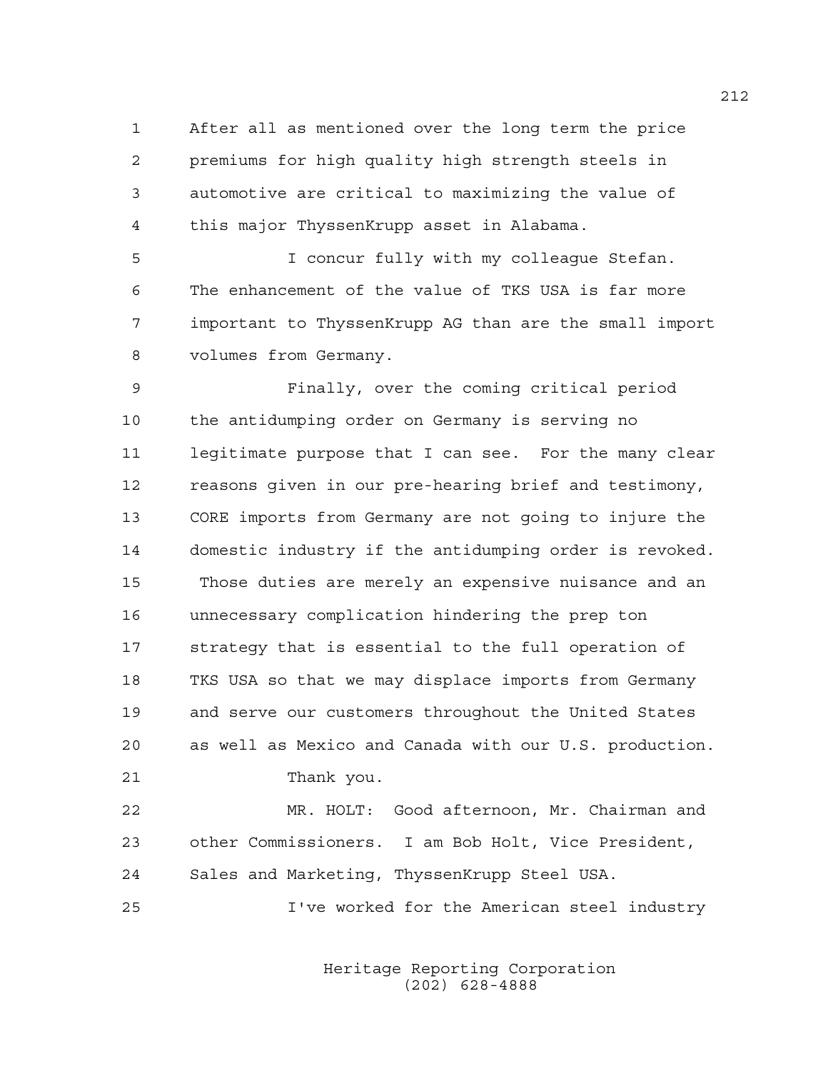After all as mentioned over the long term the price premiums for high quality high strength steels in automotive are critical to maximizing the value of this major ThyssenKrupp asset in Alabama.

I concur fully with my colleague Stefan. The enhancement of the value of TKS USA is far more important to ThyssenKrupp AG than are the small import volumes from Germany.

Finally, over the coming critical period the antidumping order on Germany is serving no legitimate purpose that I can see. For the many clear reasons given in our pre-hearing brief and testimony, CORE imports from Germany are not going to injure the domestic industry if the antidumping order is revoked. Those duties are merely an expensive nuisance and an unnecessary complication hindering the prep ton strategy that is essential to the full operation of TKS USA so that we may displace imports from Germany and serve our customers throughout the United States as well as Mexico and Canada with our U.S. production.

Thank you.

MR. HOLT: Good afternoon, Mr. Chairman and other Commissioners. I am Bob Holt, Vice President, Sales and Marketing, ThyssenKrupp Steel USA.

I've worked for the American steel industry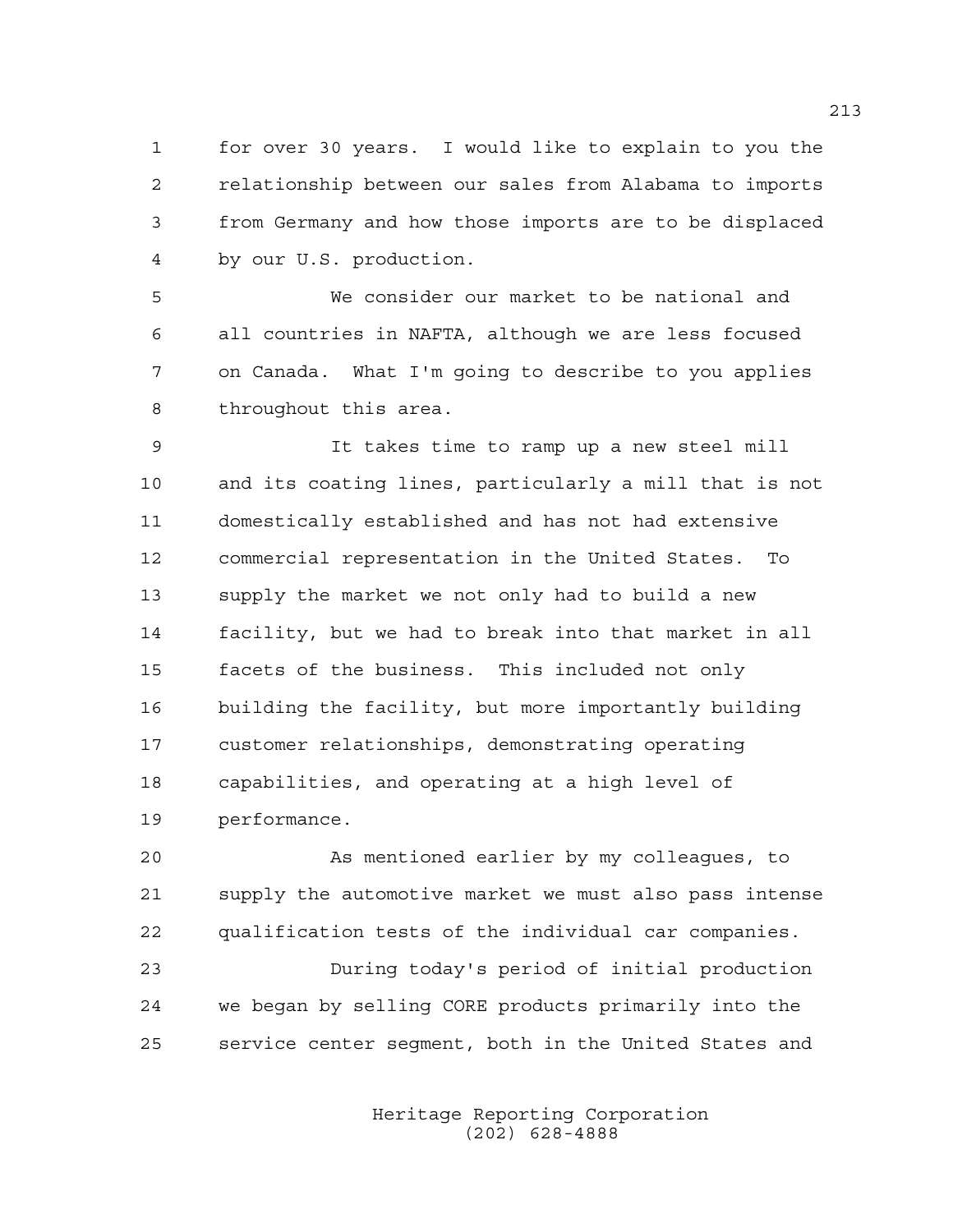for over 30 years. I would like to explain to you the relationship between our sales from Alabama to imports from Germany and how those imports are to be displaced by our U.S. production.

We consider our market to be national and all countries in NAFTA, although we are less focused on Canada. What I'm going to describe to you applies throughout this area.

It takes time to ramp up a new steel mill and its coating lines, particularly a mill that is not domestically established and has not had extensive commercial representation in the United States. To supply the market we not only had to build a new facility, but we had to break into that market in all facets of the business. This included not only building the facility, but more importantly building customer relationships, demonstrating operating capabilities, and operating at a high level of performance.

As mentioned earlier by my colleagues, to supply the automotive market we must also pass intense qualification tests of the individual car companies.

During today's period of initial production we began by selling CORE products primarily into the service center segment, both in the United States and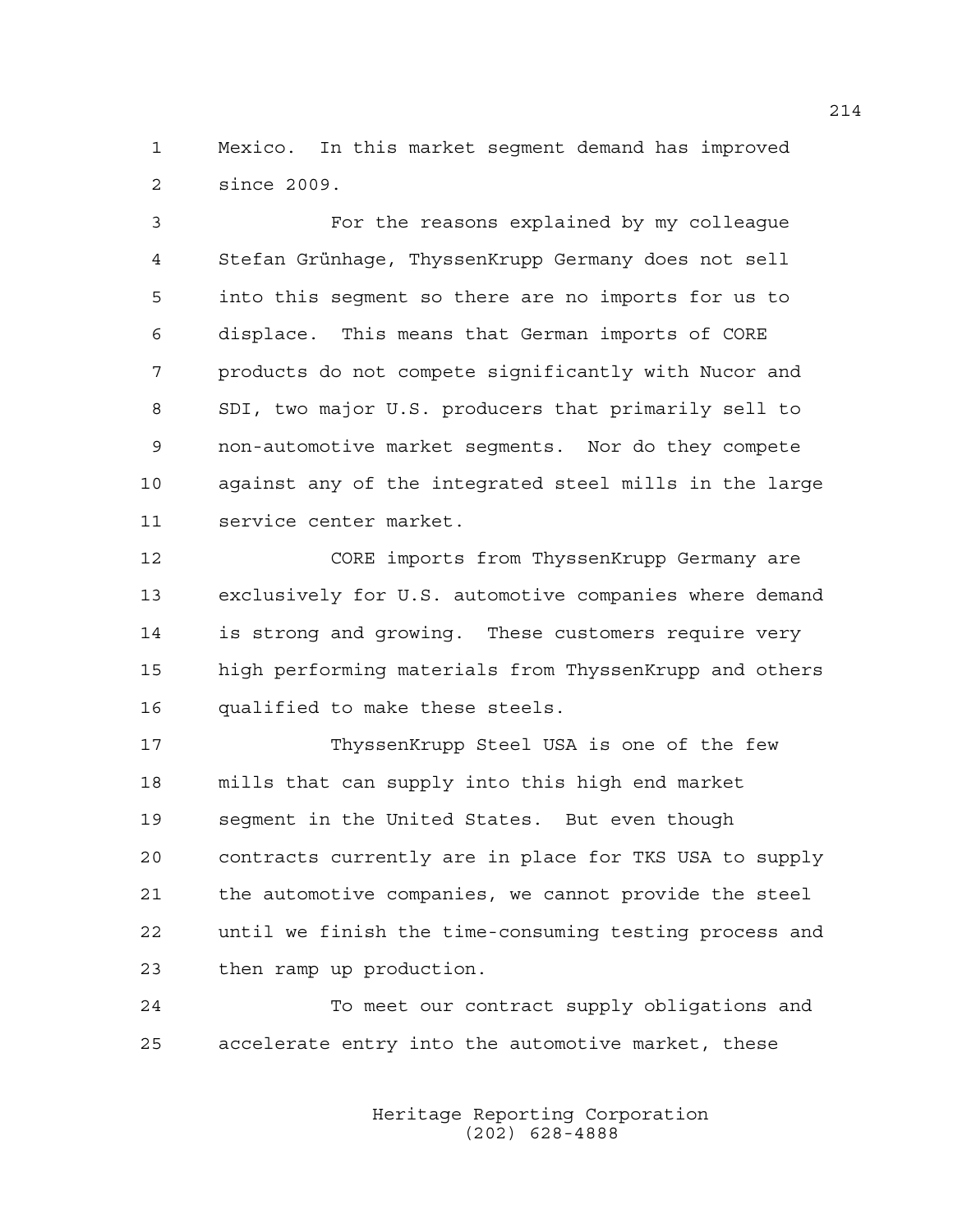Mexico. In this market segment demand has improved since 2009.

For the reasons explained by my colleague Stefan Grünhage, ThyssenKrupp Germany does not sell into this segment so there are no imports for us to displace. This means that German imports of CORE products do not compete significantly with Nucor and SDI, two major U.S. producers that primarily sell to non-automotive market segments. Nor do they compete against any of the integrated steel mills in the large service center market.

CORE imports from ThyssenKrupp Germany are exclusively for U.S. automotive companies where demand is strong and growing. These customers require very high performing materials from ThyssenKrupp and others qualified to make these steels.

ThyssenKrupp Steel USA is one of the few mills that can supply into this high end market segment in the United States. But even though contracts currently are in place for TKS USA to supply the automotive companies, we cannot provide the steel until we finish the time-consuming testing process and then ramp up production.

To meet our contract supply obligations and accelerate entry into the automotive market, these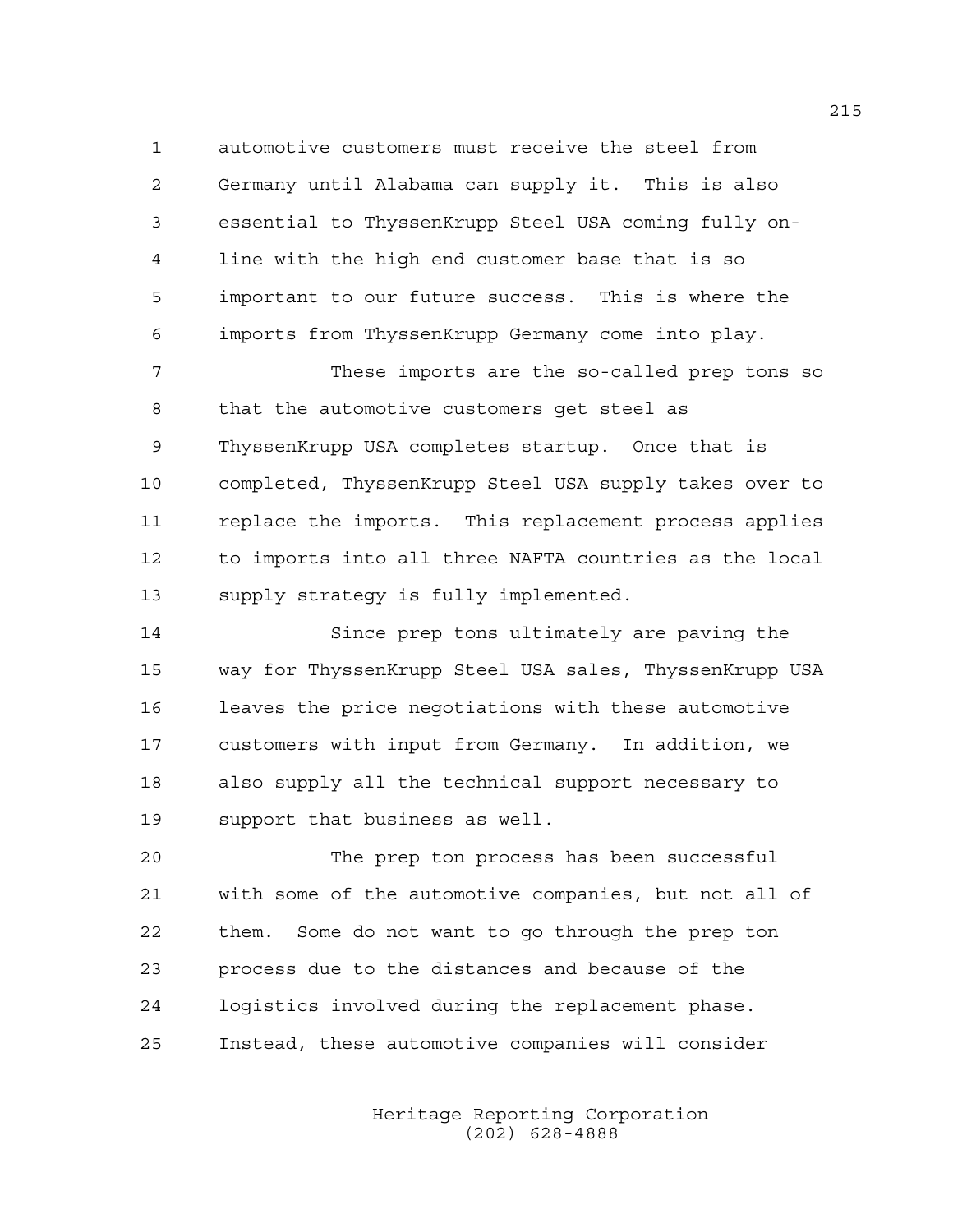automotive customers must receive the steel from Germany until Alabama can supply it. This is also essential to ThyssenKrupp Steel USA coming fully on-line with the high end customer base that is so important to our future success. This is where the imports from ThyssenKrupp Germany come into play.

These imports are the so-called prep tons so that the automotive customers get steel as ThyssenKrupp USA completes startup. Once that is completed, ThyssenKrupp Steel USA supply takes over to replace the imports. This replacement process applies to imports into all three NAFTA countries as the local supply strategy is fully implemented.

Since prep tons ultimately are paving the way for ThyssenKrupp Steel USA sales, ThyssenKrupp USA leaves the price negotiations with these automotive customers with input from Germany. In addition, we also supply all the technical support necessary to support that business as well.

The prep ton process has been successful with some of the automotive companies, but not all of them. Some do not want to go through the prep ton process due to the distances and because of the logistics involved during the replacement phase. Instead, these automotive companies will consider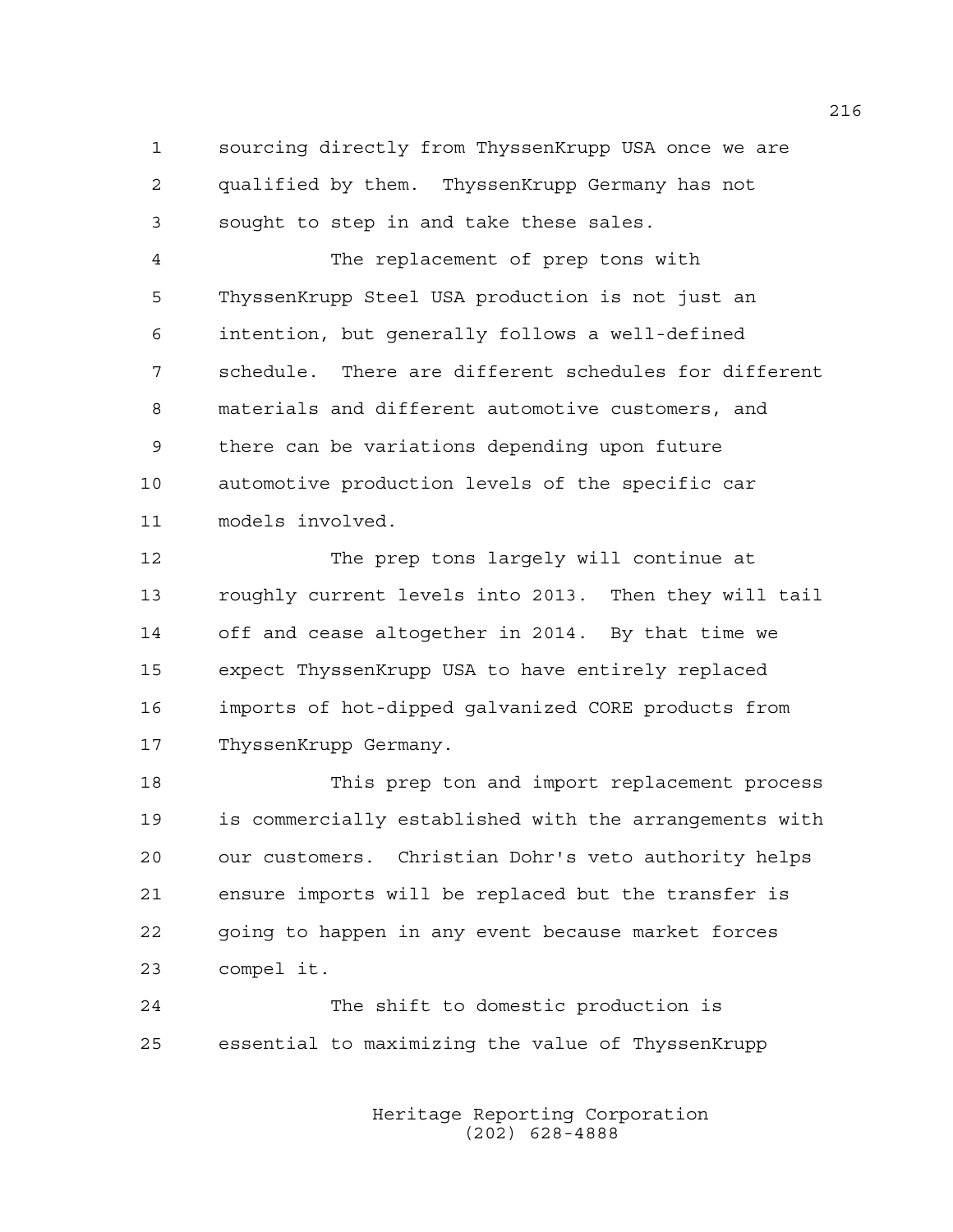sourcing directly from ThyssenKrupp USA once we are qualified by them. ThyssenKrupp Germany has not sought to step in and take these sales.

The replacement of prep tons with ThyssenKrupp Steel USA production is not just an intention, but generally follows a well-defined schedule. There are different schedules for different materials and different automotive customers, and there can be variations depending upon future automotive production levels of the specific car models involved.

The prep tons largely will continue at roughly current levels into 2013. Then they will tail off and cease altogether in 2014. By that time we expect ThyssenKrupp USA to have entirely replaced imports of hot-dipped galvanized CORE products from ThyssenKrupp Germany.

This prep ton and import replacement process is commercially established with the arrangements with our customers. Christian Dohr's veto authority helps ensure imports will be replaced but the transfer is going to happen in any event because market forces compel it.

The shift to domestic production is essential to maximizing the value of ThyssenKrupp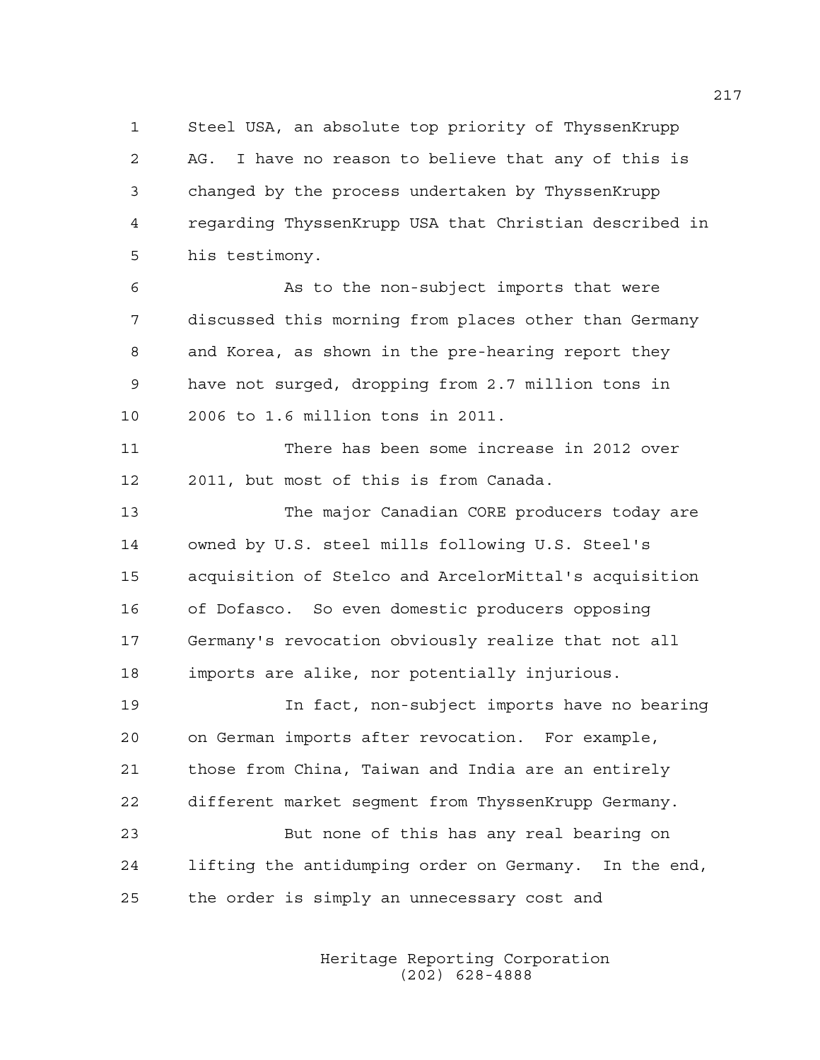Steel USA, an absolute top priority of ThyssenKrupp AG. I have no reason to believe that any of this is changed by the process undertaken by ThyssenKrupp regarding ThyssenKrupp USA that Christian described in his testimony.

As to the non-subject imports that were discussed this morning from places other than Germany and Korea, as shown in the pre-hearing report they have not surged, dropping from 2.7 million tons in 2006 to 1.6 million tons in 2011.

There has been some increase in 2012 over 2011, but most of this is from Canada.

The major Canadian CORE producers today are owned by U.S. steel mills following U.S. Steel's acquisition of Stelco and ArcelorMittal's acquisition of Dofasco. So even domestic producers opposing Germany's revocation obviously realize that not all imports are alike, nor potentially injurious.

In fact, non-subject imports have no bearing on German imports after revocation. For example, those from China, Taiwan and India are an entirely different market segment from ThyssenKrupp Germany.

But none of this has any real bearing on lifting the antidumping order on Germany. In the end, the order is simply an unnecessary cost and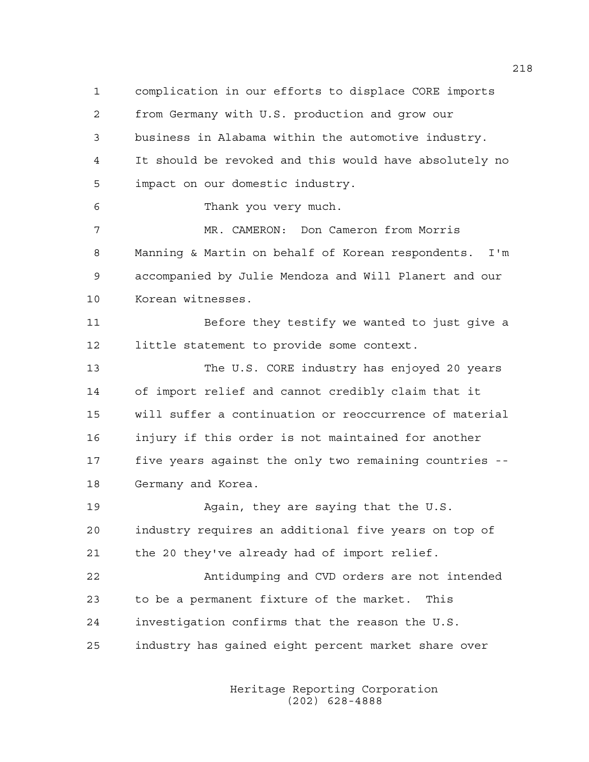complication in our efforts to displace CORE imports from Germany with U.S. production and grow our business in Alabama within the automotive industry. It should be revoked and this would have absolutely no impact on our domestic industry.

Thank you very much.

MR. CAMERON: Don Cameron from Morris Manning & Martin on behalf of Korean respondents. I'm accompanied by Julie Mendoza and Will Planert and our Korean witnesses.

Before they testify we wanted to just give a little statement to provide some context.

The U.S. CORE industry has enjoyed 20 years of import relief and cannot credibly claim that it will suffer a continuation or reoccurrence of material injury if this order is not maintained for another five years against the only two remaining countries -- Germany and Korea.

Again, they are saying that the U.S. industry requires an additional five years on top of the 20 they've already had of import relief.

Antidumping and CVD orders are not intended to be a permanent fixture of the market. This investigation confirms that the reason the U.S. industry has gained eight percent market share over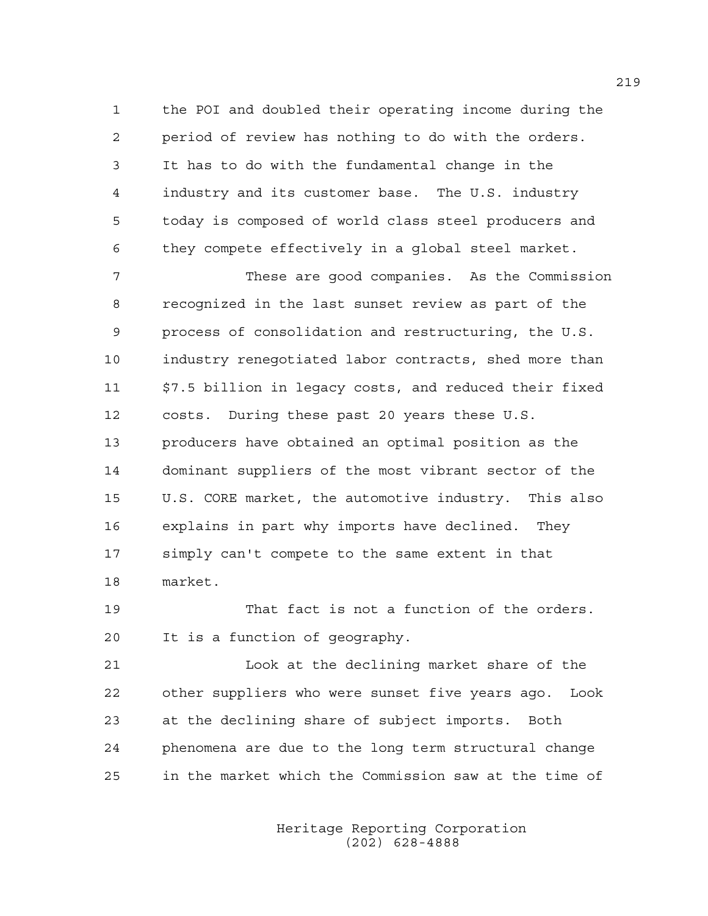the POI and doubled their operating income during the period of review has nothing to do with the orders. It has to do with the fundamental change in the industry and its customer base. The U.S. industry today is composed of world class steel producers and they compete effectively in a global steel market.

These are good companies. As the Commission recognized in the last sunset review as part of the process of consolidation and restructuring, the U.S. industry renegotiated labor contracts, shed more than $7.5 billion in legacy costs, and reduced their fixed costs. During these past 20 years these U.S. producers have obtained an optimal position as the dominant suppliers of the most vibrant sector of the U.S. CORE market, the automotive industry. This also explains in part why imports have declined. They simply can't compete to the same extent in that market.

That fact is not a function of the orders. It is a function of geography.

Look at the declining market share of the other suppliers who were sunset five years ago. Look at the declining share of subject imports. Both phenomena are due to the long term structural change in the market which the Commission saw at the time of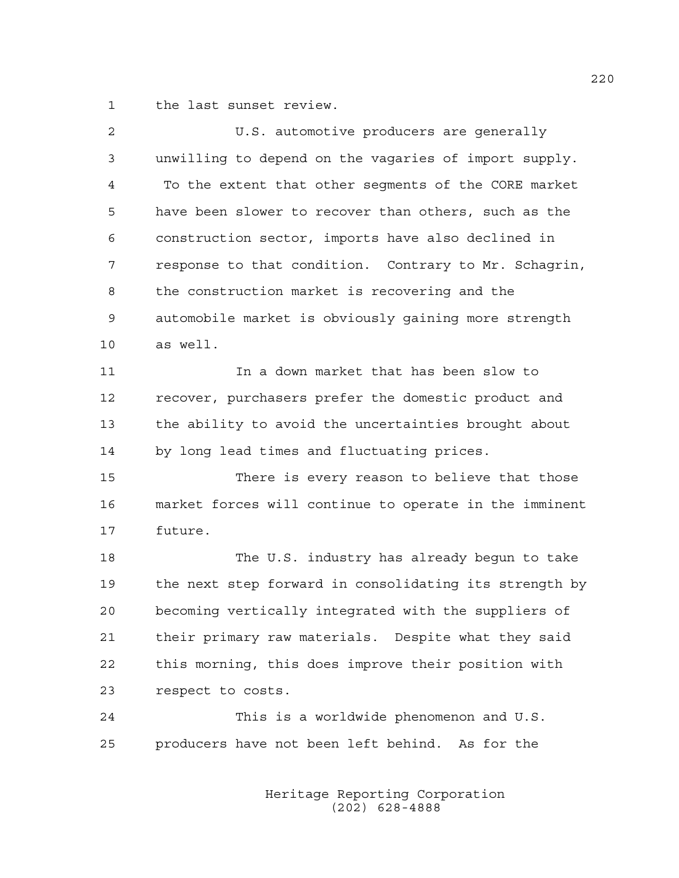the last sunset review.

U.S. automotive producers are generally unwilling to depend on the vagaries of import supply. To the extent that other segments of the CORE market have been slower to recover than others, such as the construction sector, imports have also declined in response to that condition. Contrary to Mr. Schagrin, the construction market is recovering and the automobile market is obviously gaining more strength as well.

In a down market that has been slow to recover, purchasers prefer the domestic product and the ability to avoid the uncertainties brought about by long lead times and fluctuating prices.

There is every reason to believe that those market forces will continue to operate in the imminent future.

The U.S. industry has already begun to take the next step forward in consolidating its strength by becoming vertically integrated with the suppliers of their primary raw materials. Despite what they said this morning, this does improve their position with respect to costs.

This is a worldwide phenomenon and U.S. producers have not been left behind. As for the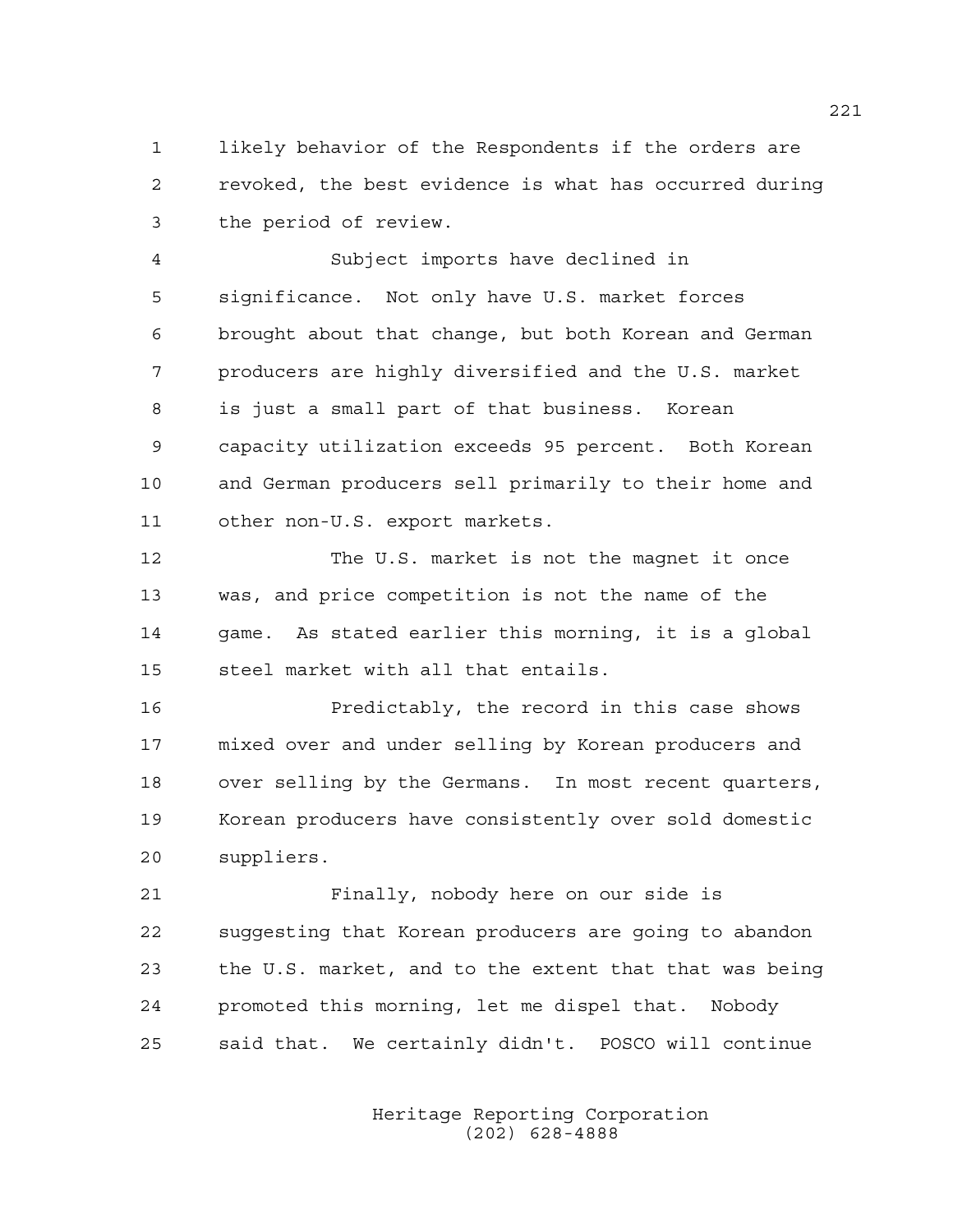likely behavior of the Respondents if the orders are revoked, the best evidence is what has occurred during the period of review.

Subject imports have declined in significance. Not only have U.S. market forces brought about that change, but both Korean and German producers are highly diversified and the U.S. market is just a small part of that business. Korean capacity utilization exceeds 95 percent. Both Korean and German producers sell primarily to their home and other non-U.S. export markets.

The U.S. market is not the magnet it once was, and price competition is not the name of the game. As stated earlier this morning, it is a global steel market with all that entails.

Predictably, the record in this case shows mixed over and under selling by Korean producers and over selling by the Germans. In most recent quarters, Korean producers have consistently over sold domestic suppliers.

Finally, nobody here on our side is suggesting that Korean producers are going to abandon the U.S. market, and to the extent that that was being promoted this morning, let me dispel that. Nobody said that. We certainly didn't. POSCO will continue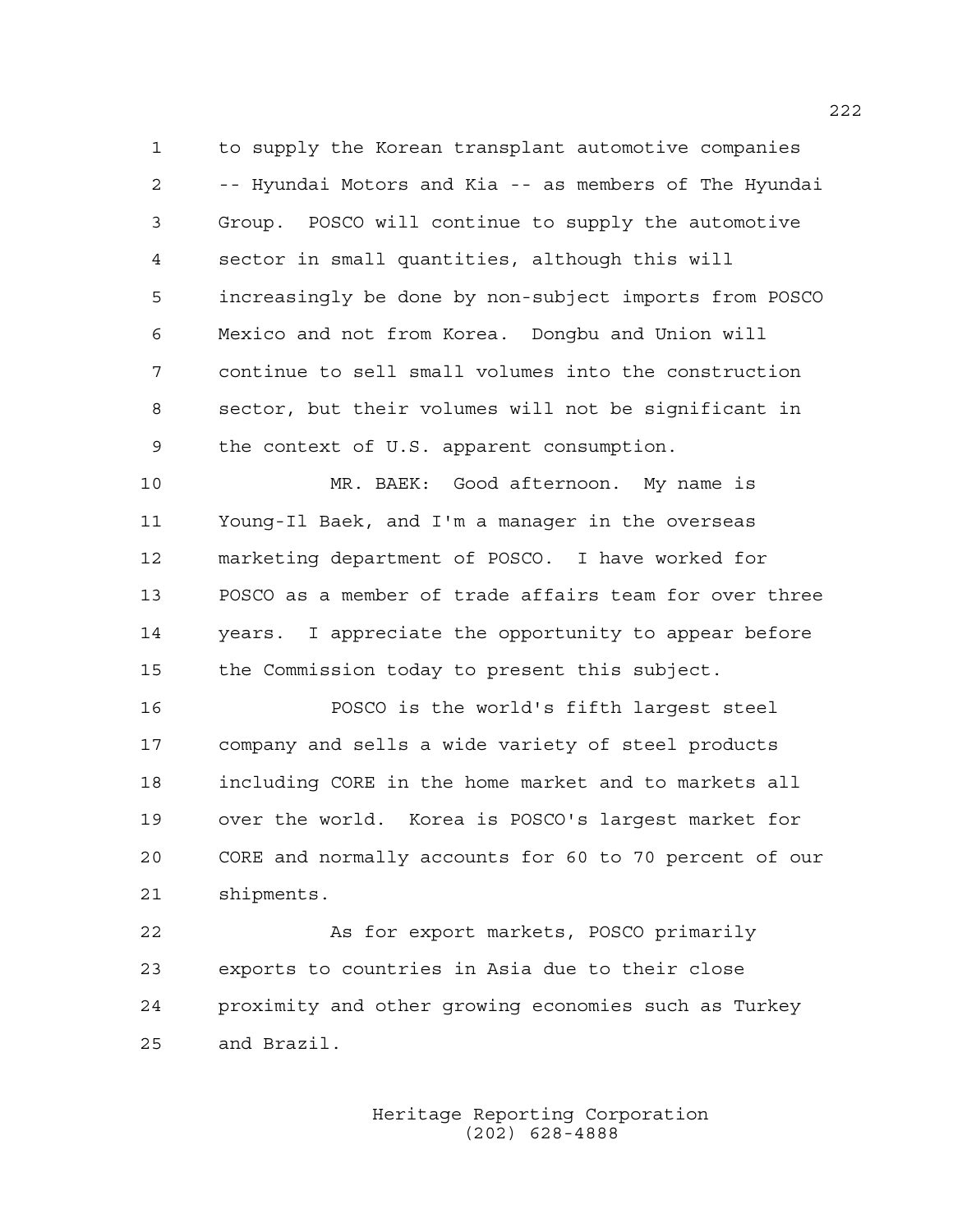to supply the Korean transplant automotive companies -- Hyundai Motors and Kia -- as members of The Hyundai Group. POSCO will continue to supply the automotive sector in small quantities, although this will increasingly be done by non-subject imports from POSCO Mexico and not from Korea. Dongbu and Union will continue to sell small volumes into the construction sector, but their volumes will not be significant in the context of U.S. apparent consumption.

MR. BAEK: Good afternoon. My name is Young-Il Baek, and I'm a manager in the overseas marketing department of POSCO. I have worked for POSCO as a member of trade affairs team for over three years. I appreciate the opportunity to appear before the Commission today to present this subject.

POSCO is the world's fifth largest steel company and sells a wide variety of steel products including CORE in the home market and to markets all over the world. Korea is POSCO's largest market for CORE and normally accounts for 60 to 70 percent of our shipments.

As for export markets, POSCO primarily exports to countries in Asia due to their close proximity and other growing economies such as Turkey and Brazil.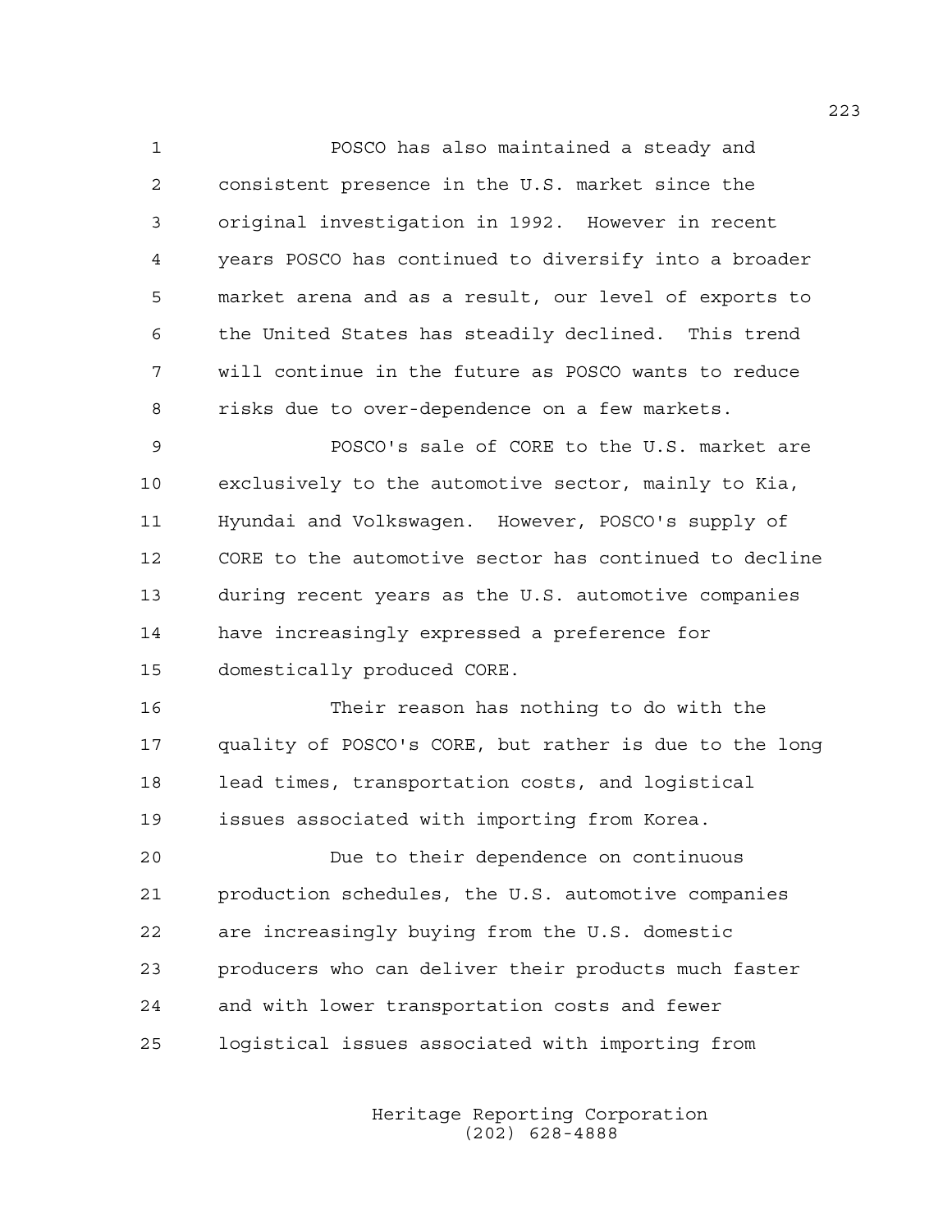POSCO has also maintained a steady and consistent presence in the U.S. market since the original investigation in 1992. However in recent years POSCO has continued to diversify into a broader market arena and as a result, our level of exports to the United States has steadily declined. This trend will continue in the future as POSCO wants to reduce risks due to over-dependence on a few markets.

POSCO's sale of CORE to the U.S. market are exclusively to the automotive sector, mainly to Kia, Hyundai and Volkswagen. However, POSCO's supply of CORE to the automotive sector has continued to decline during recent years as the U.S. automotive companies have increasingly expressed a preference for domestically produced CORE.

Their reason has nothing to do with the quality of POSCO's CORE, but rather is due to the long lead times, transportation costs, and logistical issues associated with importing from Korea.

Due to their dependence on continuous production schedules, the U.S. automotive companies are increasingly buying from the U.S. domestic producers who can deliver their products much faster and with lower transportation costs and fewer logistical issues associated with importing from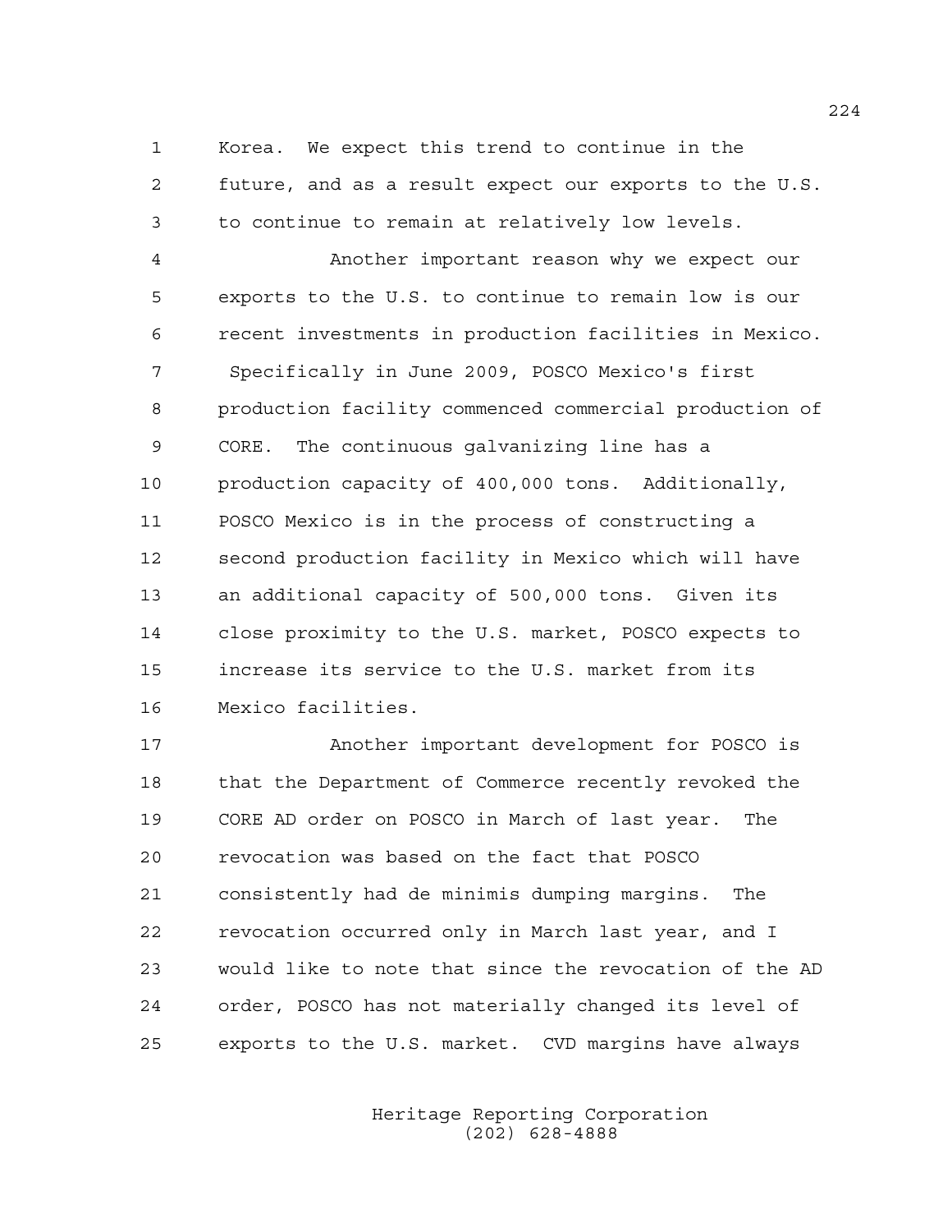Korea. We expect this trend to continue in the future, and as a result expect our exports to the U.S. to continue to remain at relatively low levels.

Another important reason why we expect our exports to the U.S. to continue to remain low is our recent investments in production facilities in Mexico. Specifically in June 2009, POSCO Mexico's first production facility commenced commercial production of CORE. The continuous galvanizing line has a production capacity of 400,000 tons. Additionally, POSCO Mexico is in the process of constructing a second production facility in Mexico which will have an additional capacity of 500,000 tons. Given its close proximity to the U.S. market, POSCO expects to increase its service to the U.S. market from its Mexico facilities.

Another important development for POSCO is that the Department of Commerce recently revoked the CORE AD order on POSCO in March of last year. The revocation was based on the fact that POSCO consistently had de minimis dumping margins. The revocation occurred only in March last year, and I would like to note that since the revocation of the AD order, POSCO has not materially changed its level of exports to the U.S. market. CVD margins have always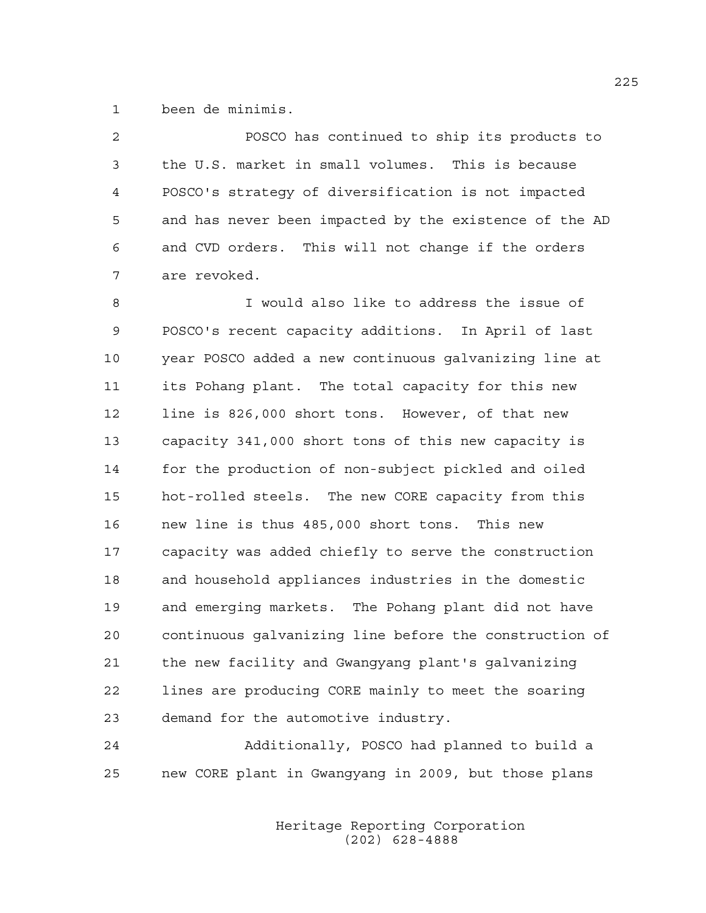been de minimis.

POSCO has continued to ship its products to the U.S. market in small volumes. This is because POSCO's strategy of diversification is not impacted and has never been impacted by the existence of the AD and CVD orders. This will not change if the orders are revoked.

I would also like to address the issue of POSCO's recent capacity additions. In April of last year POSCO added a new continuous galvanizing line at its Pohang plant. The total capacity for this new line is 826,000 short tons. However, of that new capacity 341,000 short tons of this new capacity is for the production of non-subject pickled and oiled hot-rolled steels. The new CORE capacity from this new line is thus 485,000 short tons. This new capacity was added chiefly to serve the construction and household appliances industries in the domestic and emerging markets. The Pohang plant did not have continuous galvanizing line before the construction of the new facility and Gwangyang plant's galvanizing lines are producing CORE mainly to meet the soaring demand for the automotive industry.

Additionally, POSCO had planned to build a new CORE plant in Gwangyang in 2009, but those plans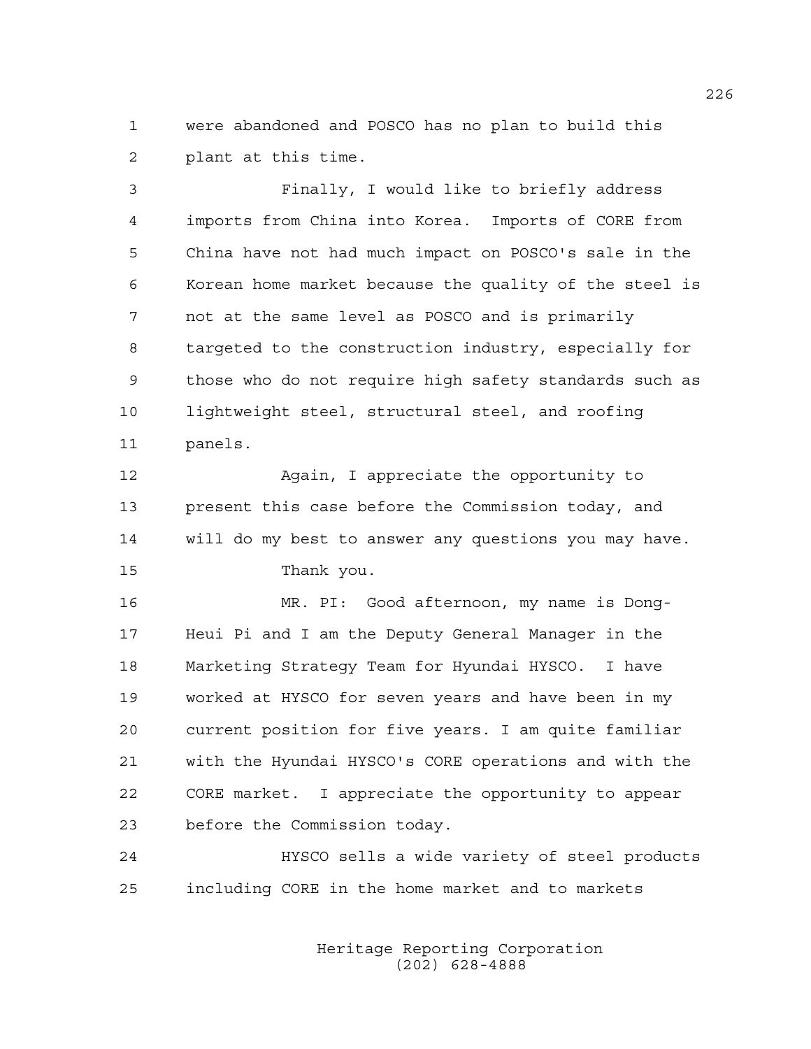were abandoned and POSCO has no plan to build this plant at this time.

Finally, I would like to briefly address imports from China into Korea. Imports of CORE from China have not had much impact on POSCO's sale in the Korean home market because the quality of the steel is not at the same level as POSCO and is primarily targeted to the construction industry, especially for those who do not require high safety standards such as lightweight steel, structural steel, and roofing panels.

Again, I appreciate the opportunity to present this case before the Commission today, and will do my best to answer any questions you may have.

Thank you.

MR. PI: Good afternoon, my name is Dong-Heui Pi and I am the Deputy General Manager in the Marketing Strategy Team for Hyundai HYSCO. I have worked at HYSCO for seven years and have been in my current position for five years. I am quite familiar with the Hyundai HYSCO's CORE operations and with the CORE market. I appreciate the opportunity to appear before the Commission today.

HYSCO sells a wide variety of steel products including CORE in the home market and to markets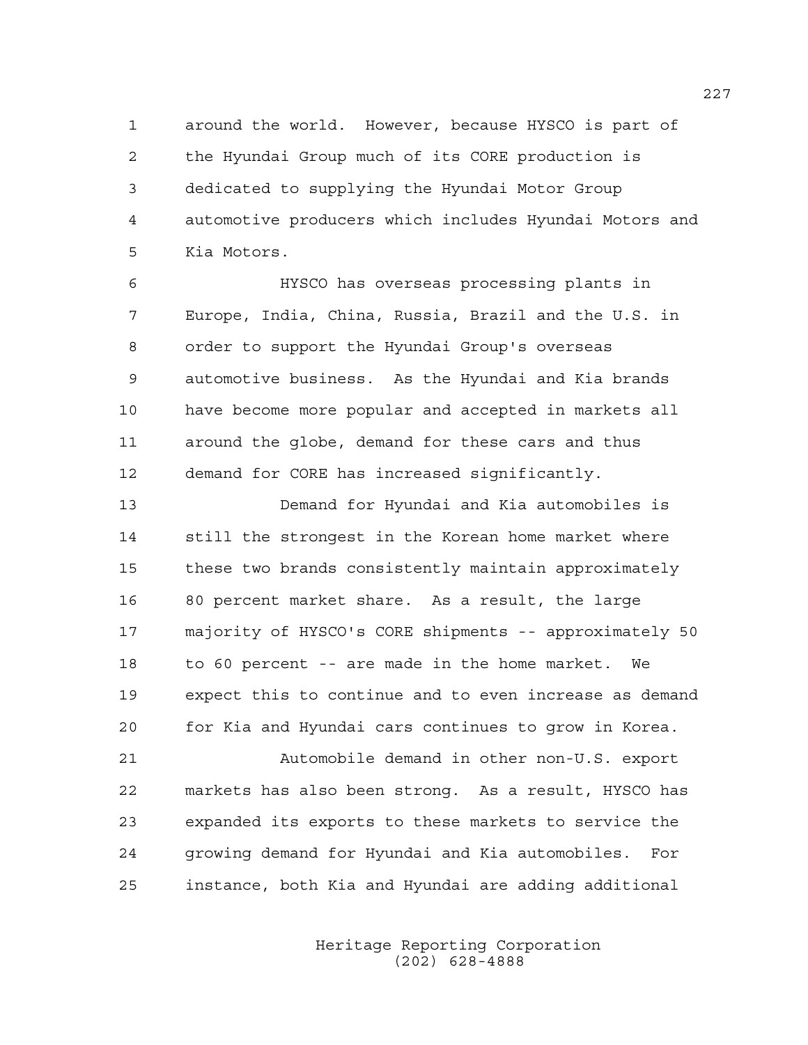around the world. However, because HYSCO is part of the Hyundai Group much of its CORE production is dedicated to supplying the Hyundai Motor Group automotive producers which includes Hyundai Motors and Kia Motors.

HYSCO has overseas processing plants in Europe, India, China, Russia, Brazil and the U.S. in order to support the Hyundai Group's overseas automotive business. As the Hyundai and Kia brands have become more popular and accepted in markets all around the globe, demand for these cars and thus demand for CORE has increased significantly.

Demand for Hyundai and Kia automobiles is still the strongest in the Korean home market where these two brands consistently maintain approximately 80 percent market share. As a result, the large majority of HYSCO's CORE shipments -- approximately 50 to 60 percent -- are made in the home market. We expect this to continue and to even increase as demand for Kia and Hyundai cars continues to grow in Korea.

Automobile demand in other non-U.S. export markets has also been strong. As a result, HYSCO has expanded its exports to these markets to service the growing demand for Hyundai and Kia automobiles. For instance, both Kia and Hyundai are adding additional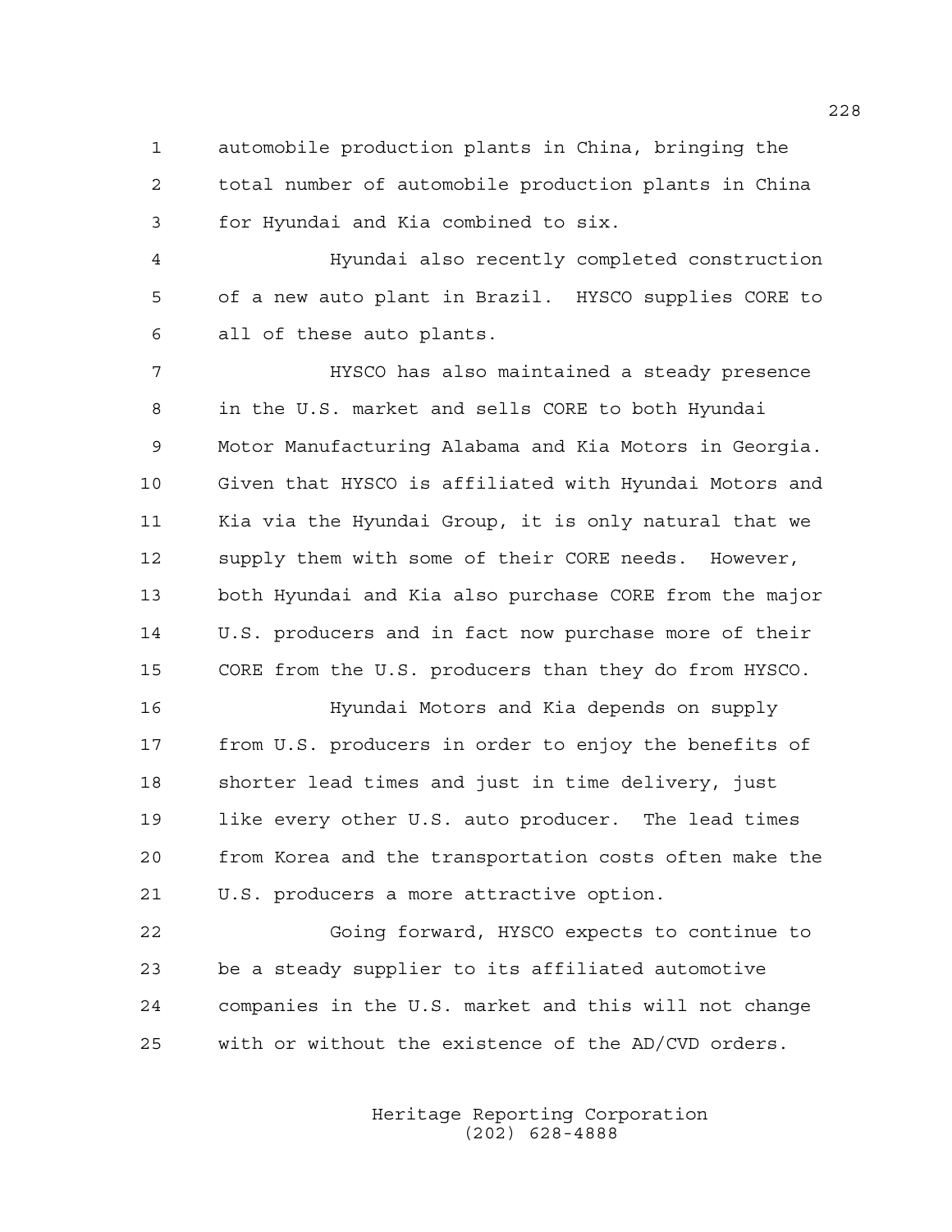automobile production plants in China, bringing the total number of automobile production plants in China for Hyundai and Kia combined to six.

Hyundai also recently completed construction of a new auto plant in Brazil. HYSCO supplies CORE to all of these auto plants.

HYSCO has also maintained a steady presence in the U.S. market and sells CORE to both Hyundai Motor Manufacturing Alabama and Kia Motors in Georgia. Given that HYSCO is affiliated with Hyundai Motors and Kia via the Hyundai Group, it is only natural that we supply them with some of their CORE needs. However, both Hyundai and Kia also purchase CORE from the major U.S. producers and in fact now purchase more of their CORE from the U.S. producers than they do from HYSCO.

Hyundai Motors and Kia depends on supply from U.S. producers in order to enjoy the benefits of shorter lead times and just in time delivery, just like every other U.S. auto producer. The lead times from Korea and the transportation costs often make the U.S. producers a more attractive option.

Going forward, HYSCO expects to continue to be a steady supplier to its affiliated automotive companies in the U.S. market and this will not change with or without the existence of the AD/CVD orders.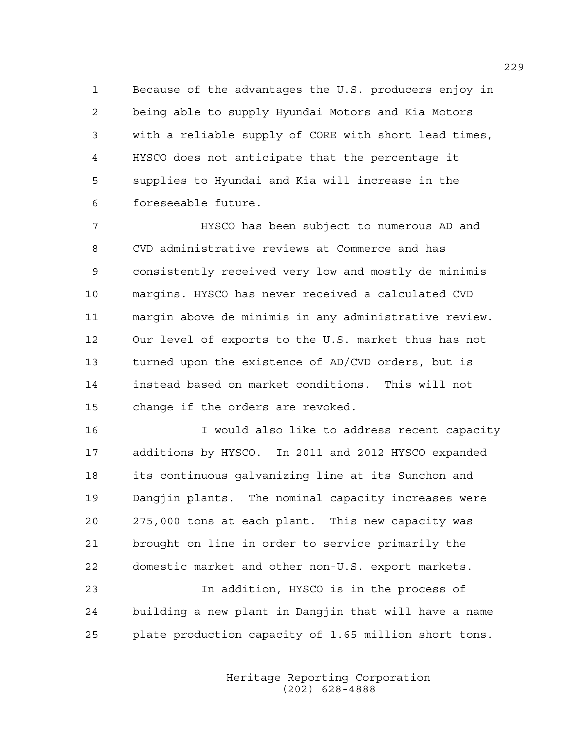Because of the advantages the U.S. producers enjoy in being able to supply Hyundai Motors and Kia Motors with a reliable supply of CORE with short lead times, HYSCO does not anticipate that the percentage it supplies to Hyundai and Kia will increase in the foreseeable future.

HYSCO has been subject to numerous AD and CVD administrative reviews at Commerce and has consistently received very low and mostly de minimis margins. HYSCO has never received a calculated CVD margin above de minimis in any administrative review. Our level of exports to the U.S. market thus has not turned upon the existence of AD/CVD orders, but is instead based on market conditions. This will not change if the orders are revoked.

I would also like to address recent capacity additions by HYSCO. In 2011 and 2012 HYSCO expanded its continuous galvanizing line at its Sunchon and Dangjin plants. The nominal capacity increases were 275,000 tons at each plant. This new capacity was brought on line in order to service primarily the domestic market and other non-U.S. export markets.

In addition, HYSCO is in the process of building a new plant in Dangjin that will have a name plate production capacity of 1.65 million short tons.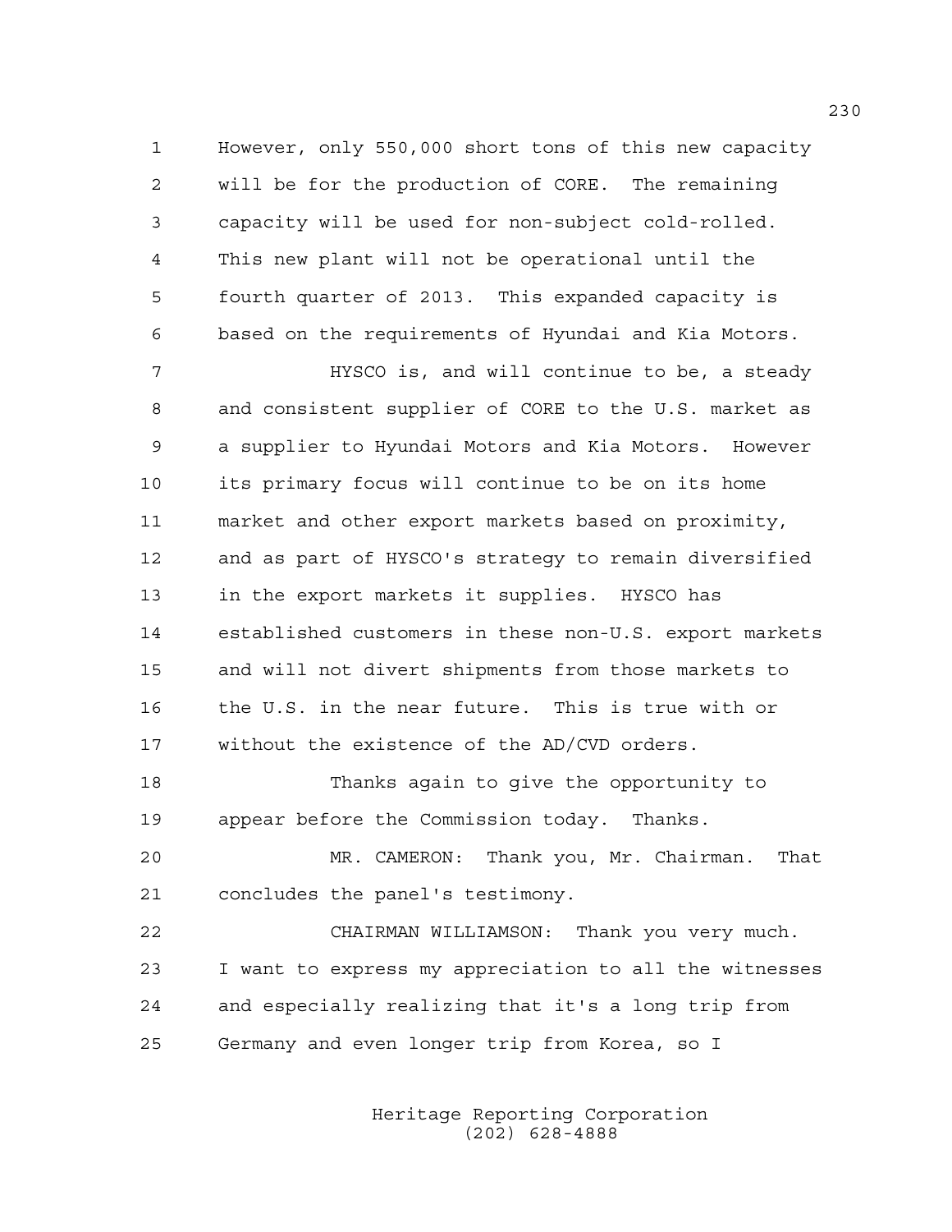However, only 550,000 short tons of this new capacity will be for the production of CORE. The remaining capacity will be used for non-subject cold-rolled. This new plant will not be operational until the fourth quarter of 2013. This expanded capacity is based on the requirements of Hyundai and Kia Motors.

HYSCO is, and will continue to be, a steady and consistent supplier of CORE to the U.S. market as a supplier to Hyundai Motors and Kia Motors. However its primary focus will continue to be on its home market and other export markets based on proximity, and as part of HYSCO's strategy to remain diversified in the export markets it supplies. HYSCO has established customers in these non-U.S. export markets and will not divert shipments from those markets to the U.S. in the near future. This is true with or without the existence of the AD/CVD orders.

Thanks again to give the opportunity to appear before the Commission today. Thanks.

MR. CAMERON: Thank you, Mr. Chairman. That concludes the panel's testimony.

CHAIRMAN WILLIAMSON: Thank you very much. I want to express my appreciation to all the witnesses and especially realizing that it's a long trip from Germany and even longer trip from Korea, so I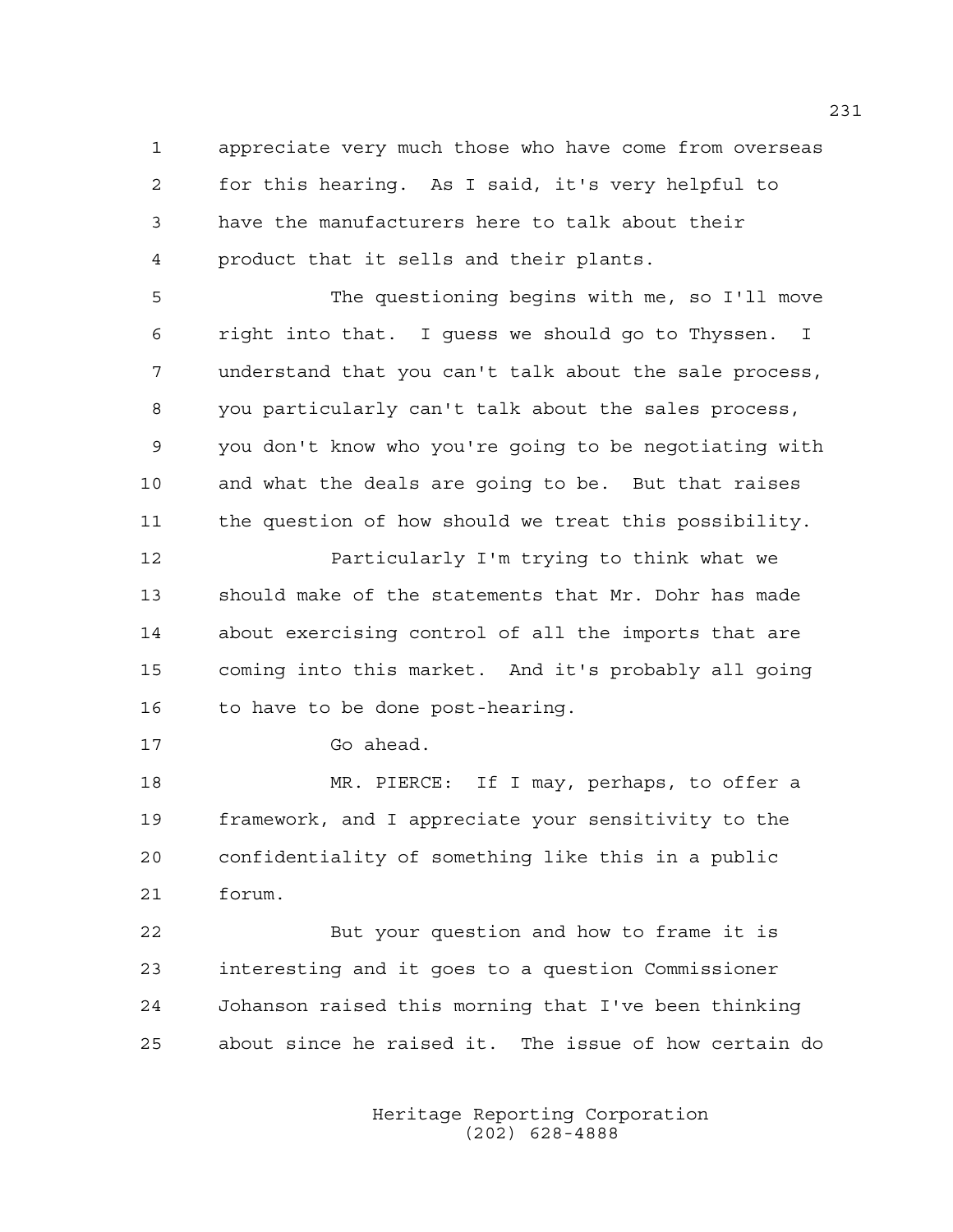appreciate very much those who have come from overseas for this hearing. As I said, it's very helpful to have the manufacturers here to talk about their product that it sells and their plants.

The questioning begins with me, so I'll move right into that. I guess we should go to Thyssen. I understand that you can't talk about the sale process, you particularly can't talk about the sales process, you don't know who you're going to be negotiating with and what the deals are going to be. But that raises the question of how should we treat this possibility.

Particularly I'm trying to think what we should make of the statements that Mr. Dohr has made about exercising control of all the imports that are coming into this market. And it's probably all going to have to be done post-hearing.

Go ahead.

MR. PIERCE: If I may, perhaps, to offer a framework, and I appreciate your sensitivity to the confidentiality of something like this in a public forum.

But your question and how to frame it is interesting and it goes to a question Commissioner Johanson raised this morning that I've been thinking about since he raised it. The issue of how certain do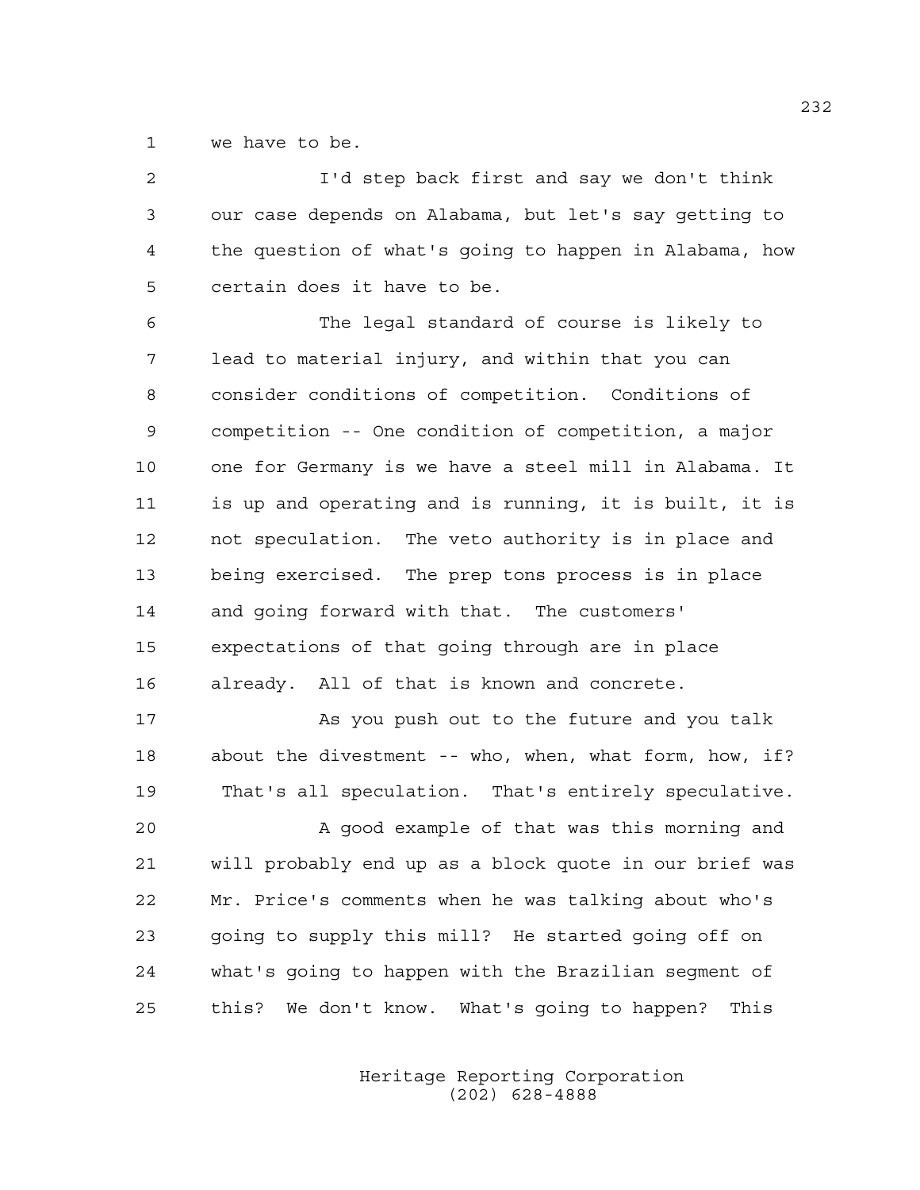we have to be.

I'd step back first and say we don't think our case depends on Alabama, but let's say getting to the question of what's going to happen in Alabama, how certain does it have to be.

The legal standard of course is likely to lead to material injury, and within that you can consider conditions of competition. Conditions of competition -- One condition of competition, a major one for Germany is we have a steel mill in Alabama. It is up and operating and is running, it is built, it is not speculation. The veto authority is in place and being exercised. The prep tons process is in place and going forward with that. The customers' expectations of that going through are in place already. All of that is known and concrete.

As you push out to the future and you talk about the divestment -- who, when, what form, how, if? That's all speculation. That's entirely speculative.

A good example of that was this morning and will probably end up as a block quote in our brief was Mr. Price's comments when he was talking about who's going to supply this mill? He started going off on what's going to happen with the Brazilian segment of this? We don't know. What's going to happen? This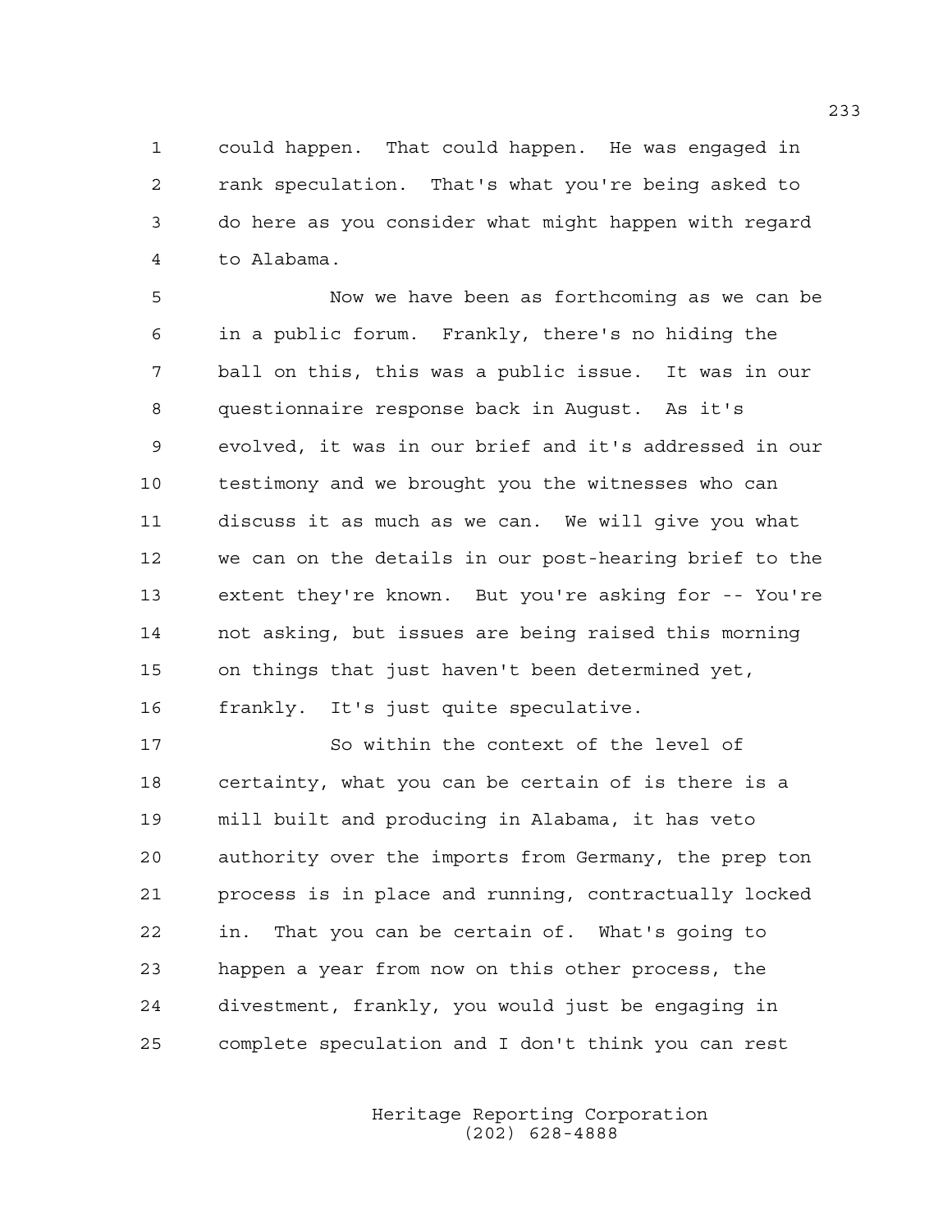could happen. That could happen. He was engaged in rank speculation. That's what you're being asked to do here as you consider what might happen with regard to Alabama.

Now we have been as forthcoming as we can be in a public forum. Frankly, there's no hiding the ball on this, this was a public issue. It was in our questionnaire response back in August. As it's evolved, it was in our brief and it's addressed in our testimony and we brought you the witnesses who can discuss it as much as we can. We will give you what we can on the details in our post-hearing brief to the extent they're known. But you're asking for -- You're not asking, but issues are being raised this morning on things that just haven't been determined yet, frankly. It's just quite speculative.

So within the context of the level of certainty, what you can be certain of is there is a mill built and producing in Alabama, it has veto authority over the imports from Germany, the prep ton process is in place and running, contractually locked in. That you can be certain of. What's going to happen a year from now on this other process, the divestment, frankly, you would just be engaging in complete speculation and I don't think you can rest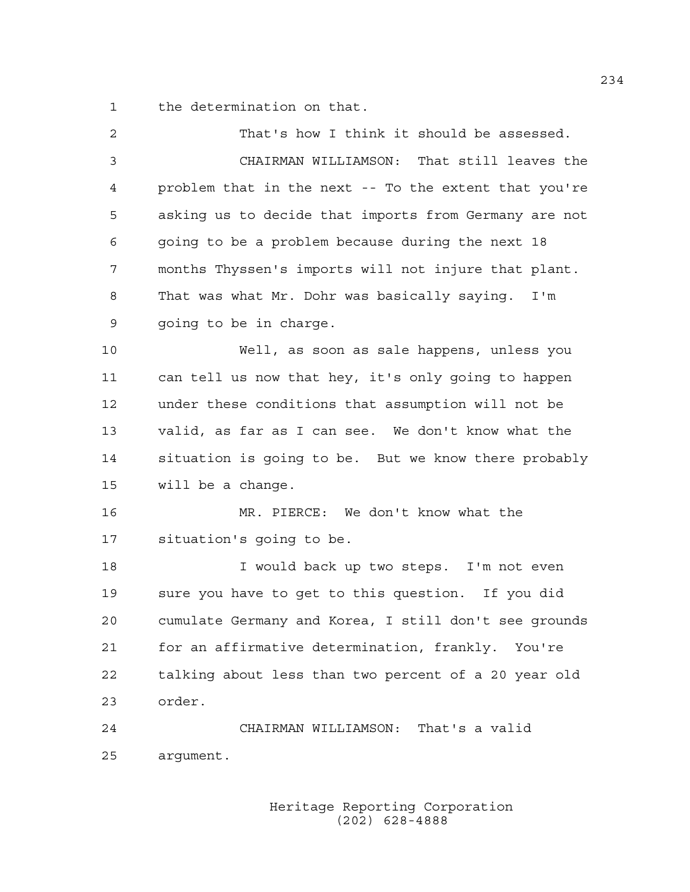the determination on that.

That's how I think it should be assessed.

CHAIRMAN WILLIAMSON: That still leaves the problem that in the next -- To the extent that you're asking us to decide that imports from Germany are not going to be a problem because during the next 18 months Thyssen's imports will not injure that plant. That was what Mr. Dohr was basically saying. I'm going to be in charge.

Well, as soon as sale happens, unless you can tell us now that hey, it's only going to happen under these conditions that assumption will not be valid, as far as I can see. We don't know what the situation is going to be. But we know there probably will be a change.

MR. PIERCE: We don't know what the situation's going to be.

I would back up two steps. I'm not even sure you have to get to this question. If you did cumulate Germany and Korea, I still don't see grounds for an affirmative determination, frankly. You're talking about less than two percent of a 20 year old order.

CHAIRMAN WILLIAMSON: That's a valid argument.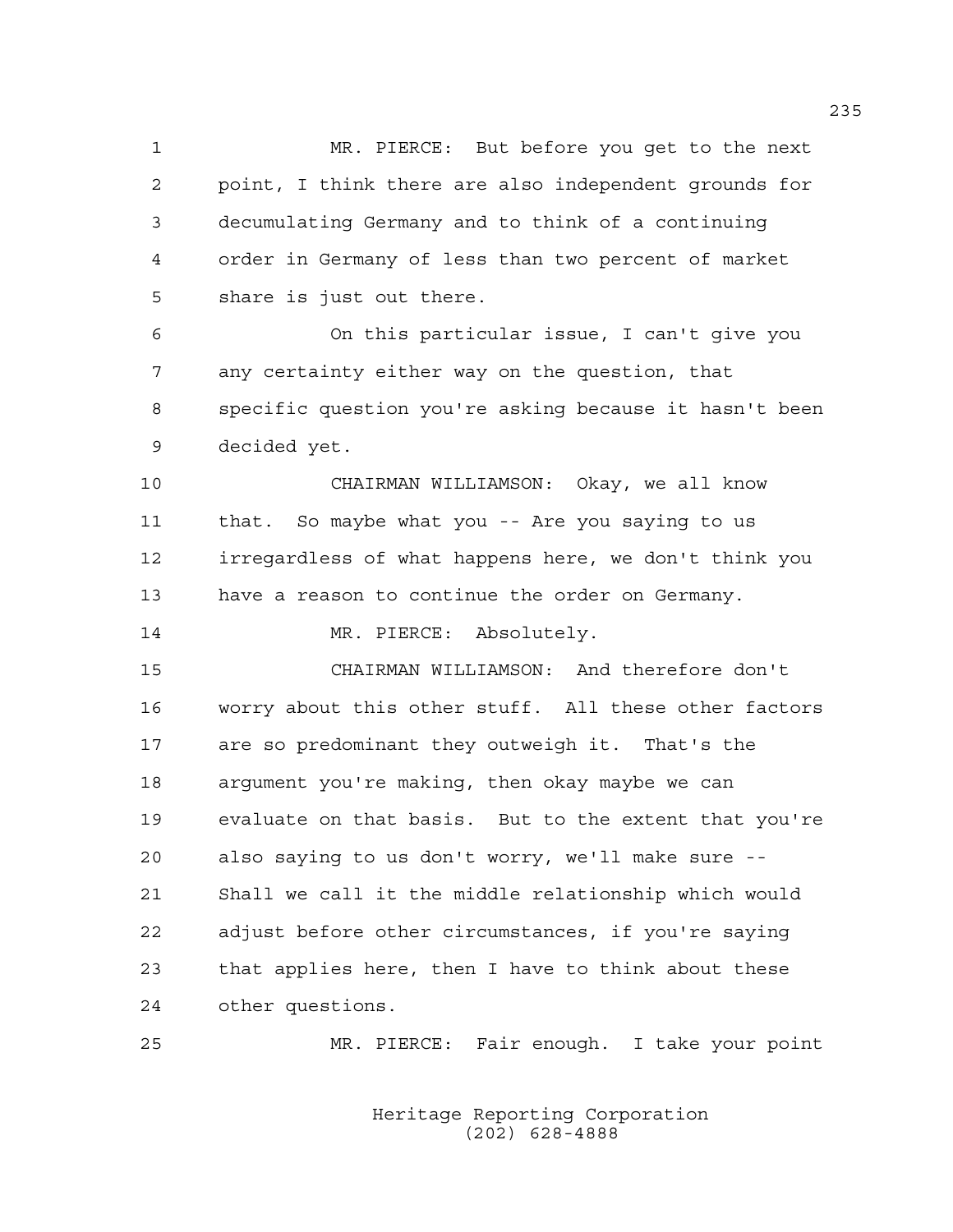MR. PIERCE: But before you get to the next point, I think there are also independent grounds for decumulating Germany and to think of a continuing order in Germany of less than two percent of market share is just out there.

On this particular issue, I can't give you any certainty either way on the question, that specific question you're asking because it hasn't been decided yet.

CHAIRMAN WILLIAMSON: Okay, we all know that. So maybe what you -- Are you saying to us irregardless of what happens here, we don't think you have a reason to continue the order on Germany.

MR. PIERCE: Absolutely.

CHAIRMAN WILLIAMSON: And therefore don't worry about this other stuff. All these other factors are so predominant they outweigh it. That's the argument you're making, then okay maybe we can evaluate on that basis. But to the extent that you're also saying to us don't worry, we'll make sure -- Shall we call it the middle relationship which would adjust before other circumstances, if you're saying that applies here, then I have to think about these other questions.

MR. PIERCE: Fair enough. I take your point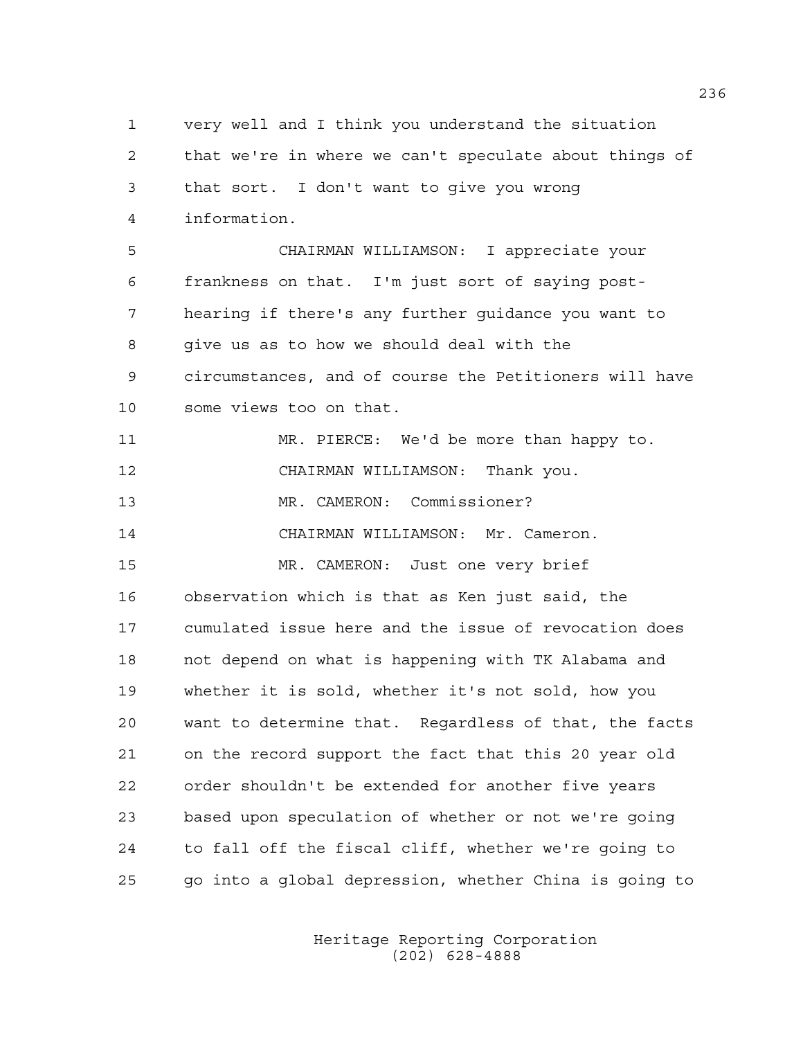very well and I think you understand the situation that we're in where we can't speculate about things of that sort. I don't want to give you wrong information.

CHAIRMAN WILLIAMSON: I appreciate your frankness on that. I'm just sort of saying post-hearing if there's any further guidance you want to give us as to how we should deal with the circumstances, and of course the Petitioners will have some views too on that.

MR. PIERCE: We'd be more than happy to.

CHAIRMAN WILLIAMSON: Thank you.

MR. CAMERON: Commissioner?

CHAIRMAN WILLIAMSON: Mr. Cameron.

MR. CAMERON: Just one very brief observation which is that as Ken just said, the cumulated issue here and the issue of revocation does not depend on what is happening with TK Alabama and whether it is sold, whether it's not sold, how you want to determine that. Regardless of that, the facts on the record support the fact that this 20 year old order shouldn't be extended for another five years based upon speculation of whether or not we're going to fall off the fiscal cliff, whether we're going to go into a global depression, whether China is going to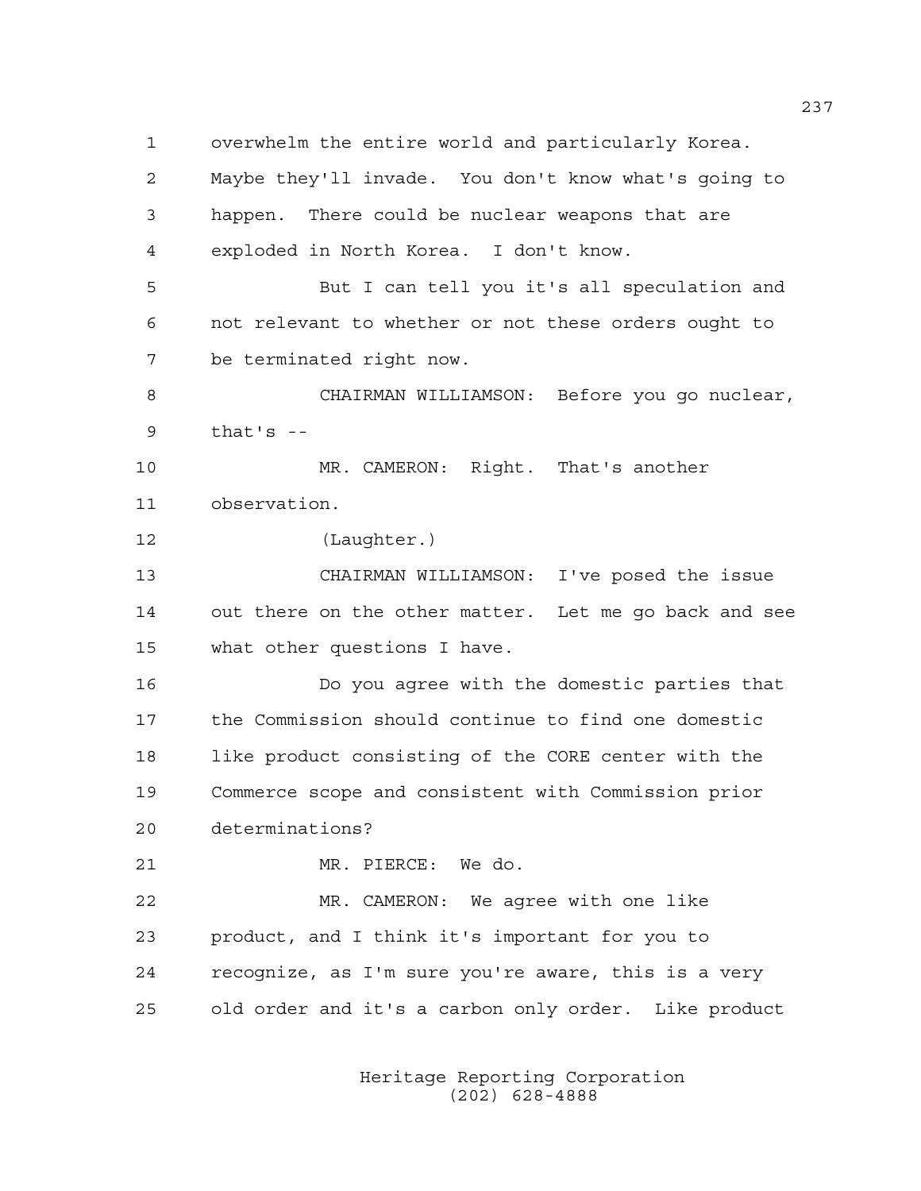overwhelm the entire world and particularly Korea. Maybe they'll invade. You don't know what's going to happen. There could be nuclear weapons that are exploded in North Korea. I don't know.

But I can tell you it's all speculation and not relevant to whether or not these orders ought to be terminated right now.

CHAIRMAN WILLIAMSON: Before you go nuclear, that's --

MR. CAMERON: Right. That's another observation.

(Laughter.)

CHAIRMAN WILLIAMSON: I've posed the issue out there on the other matter. Let me go back and see what other questions I have.

Do you agree with the domestic parties that the Commission should continue to find one domestic like product consisting of the CORE center with the Commerce scope and consistent with Commission prior determinations?

MR. PIERCE: We do.

MR. CAMERON: We agree with one like product, and I think it's important for you to recognize, as I'm sure you're aware, this is a very old order and it's a carbon only order. Like product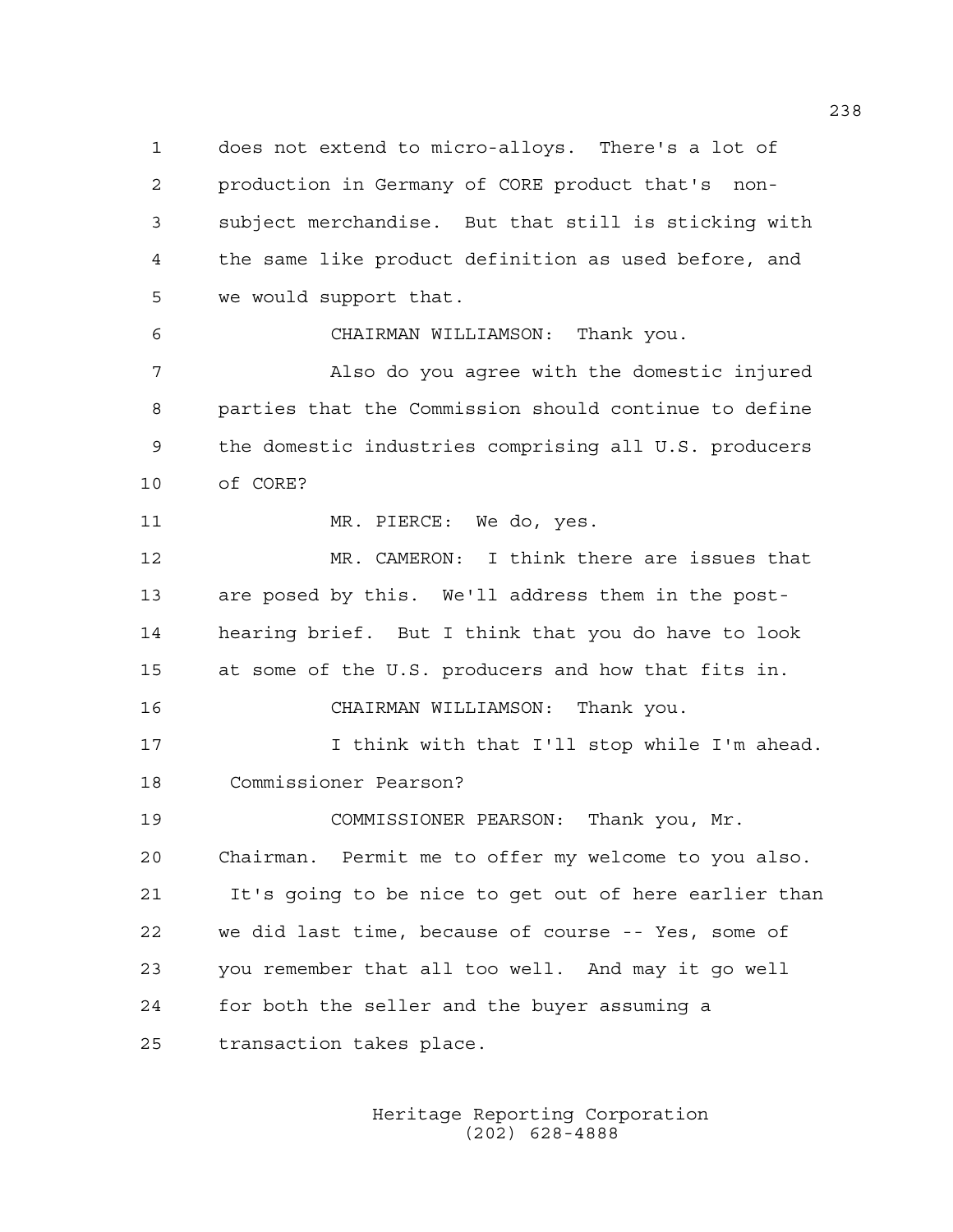does not extend to micro-alloys. There's a lot of production in Germany of CORE product that's non-subject merchandise. But that still is sticking with the same like product definition as used before, and we would support that.

CHAIRMAN WILLIAMSON: Thank you.

Also do you agree with the domestic injured parties that the Commission should continue to define the domestic industries comprising all U.S. producers of CORE?

MR. PIERCE: We do, yes.

MR. CAMERON: I think there are issues that are posed by this. We'll address them in the post-hearing brief. But I think that you do have to look at some of the U.S. producers and how that fits in.

CHAIRMAN WILLIAMSON: Thank you.

I think with that I'll stop while I'm ahead. Commissioner Pearson?

COMMISSIONER PEARSON: Thank you, Mr. Chairman. Permit me to offer my welcome to you also. It's going to be nice to get out of here earlier than we did last time, because of course -- Yes, some of you remember that all too well. And may it go well for both the seller and the buyer assuming a transaction takes place.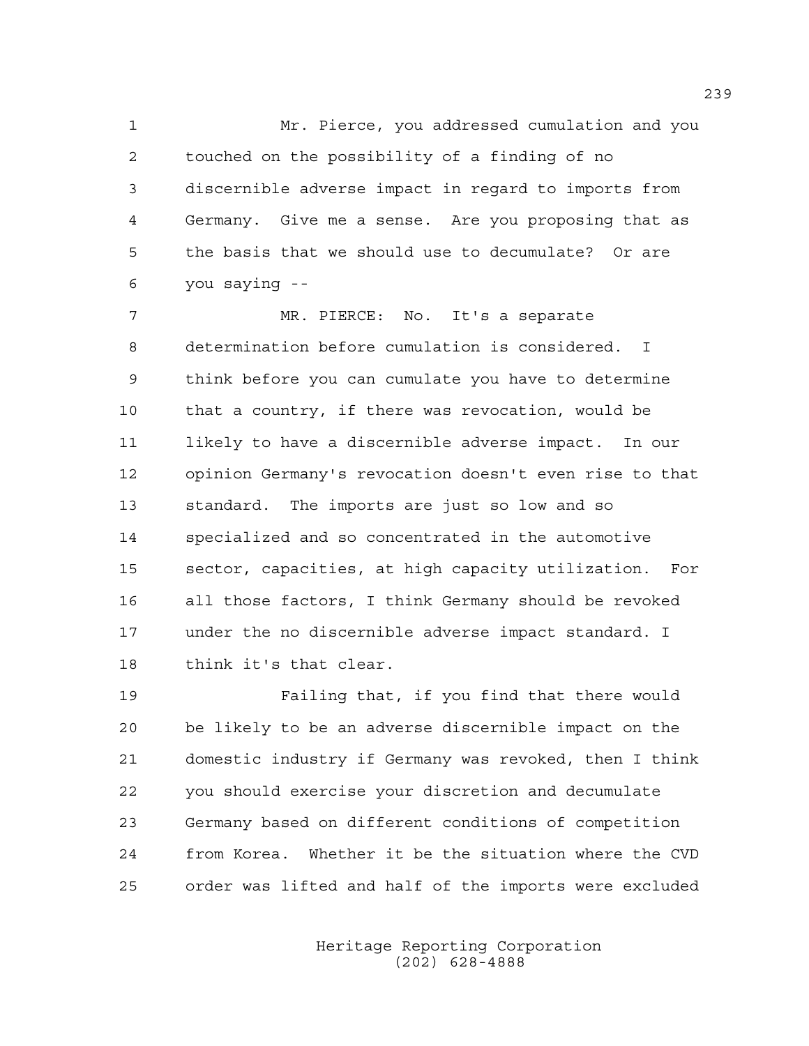Mr. Pierce, you addressed cumulation and you touched on the possibility of a finding of no discernible adverse impact in regard to imports from Germany. Give me a sense. Are you proposing that as the basis that we should use to decumulate? Or are you saying --

MR. PIERCE: No. It's a separate determination before cumulation is considered. I think before you can cumulate you have to determine that a country, if there was revocation, would be likely to have a discernible adverse impact. In our opinion Germany's revocation doesn't even rise to that standard. The imports are just so low and so specialized and so concentrated in the automotive sector, capacities, at high capacity utilization. For all those factors, I think Germany should be revoked under the no discernible adverse impact standard. I think it's that clear.

Failing that, if you find that there would be likely to be an adverse discernible impact on the domestic industry if Germany was revoked, then I think you should exercise your discretion and decumulate Germany based on different conditions of competition from Korea. Whether it be the situation where the CVD order was lifted and half of the imports were excluded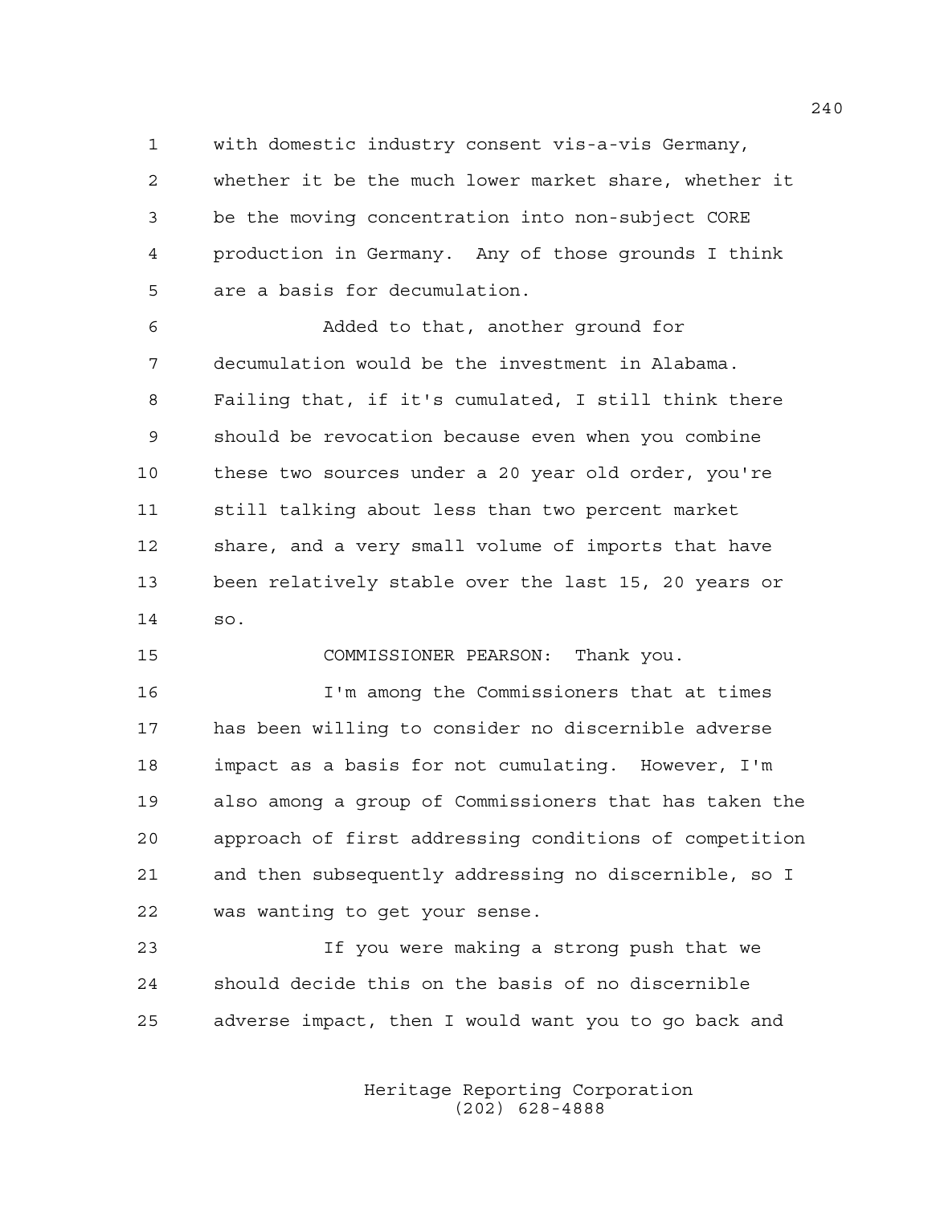with domestic industry consent vis-a-vis Germany, whether it be the much lower market share, whether it be the moving concentration into non-subject CORE production in Germany. Any of those grounds I think are a basis for decumulation.

Added to that, another ground for decumulation would be the investment in Alabama. Failing that, if it's cumulated, I still think there should be revocation because even when you combine these two sources under a 20 year old order, you're still talking about less than two percent market share, and a very small volume of imports that have been relatively stable over the last 15, 20 years or so.

COMMISSIONER PEARSON: Thank you.

I'm among the Commissioners that at times has been willing to consider no discernible adverse impact as a basis for not cumulating. However, I'm also among a group of Commissioners that has taken the approach of first addressing conditions of competition and then subsequently addressing no discernible, so I was wanting to get your sense.

If you were making a strong push that we should decide this on the basis of no discernible adverse impact, then I would want you to go back and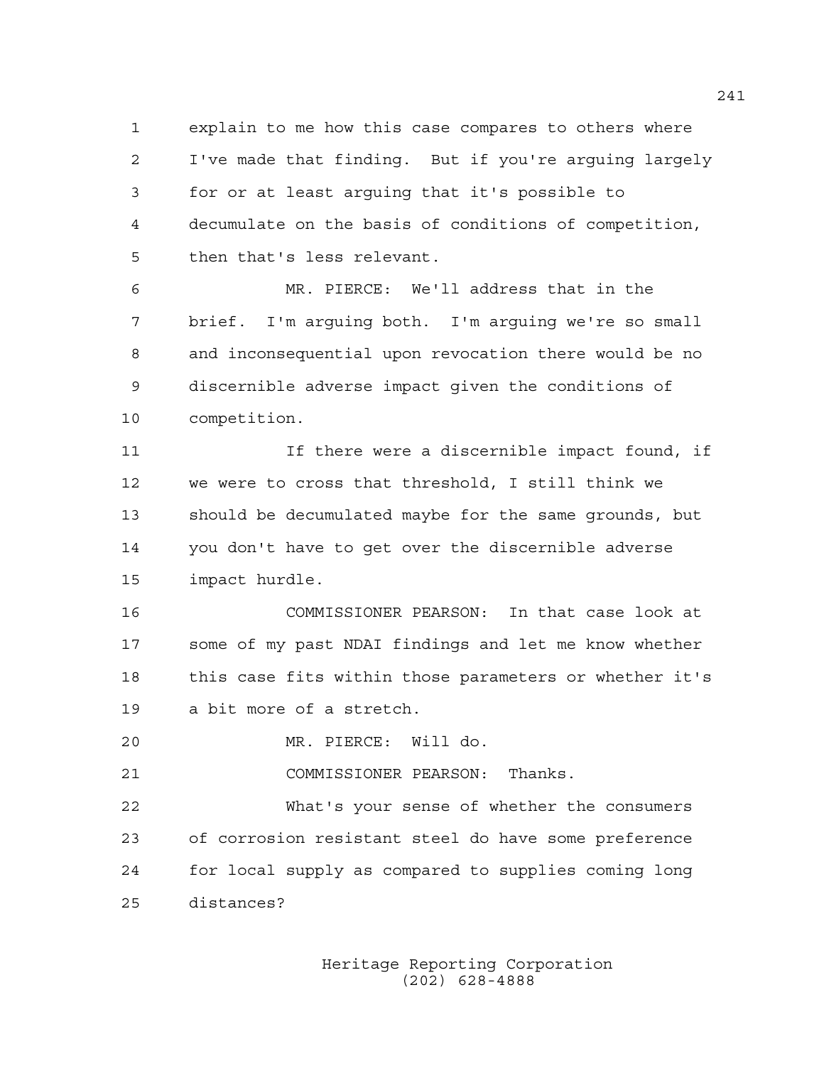explain to me how this case compares to others where I've made that finding. But if you're arguing largely for or at least arguing that it's possible to decumulate on the basis of conditions of competition, then that's less relevant.

MR. PIERCE: We'll address that in the brief. I'm arguing both. I'm arguing we're so small and inconsequential upon revocation there would be no discernible adverse impact given the conditions of competition.

If there were a discernible impact found, if we were to cross that threshold, I still think we should be decumulated maybe for the same grounds, but you don't have to get over the discernible adverse impact hurdle.

COMMISSIONER PEARSON: In that case look at some of my past NDAI findings and let me know whether this case fits within those parameters or whether it's a bit more of a stretch.

MR. PIERCE: Will do.

COMMISSIONER PEARSON: Thanks.

What's your sense of whether the consumers of corrosion resistant steel do have some preference for local supply as compared to supplies coming long distances?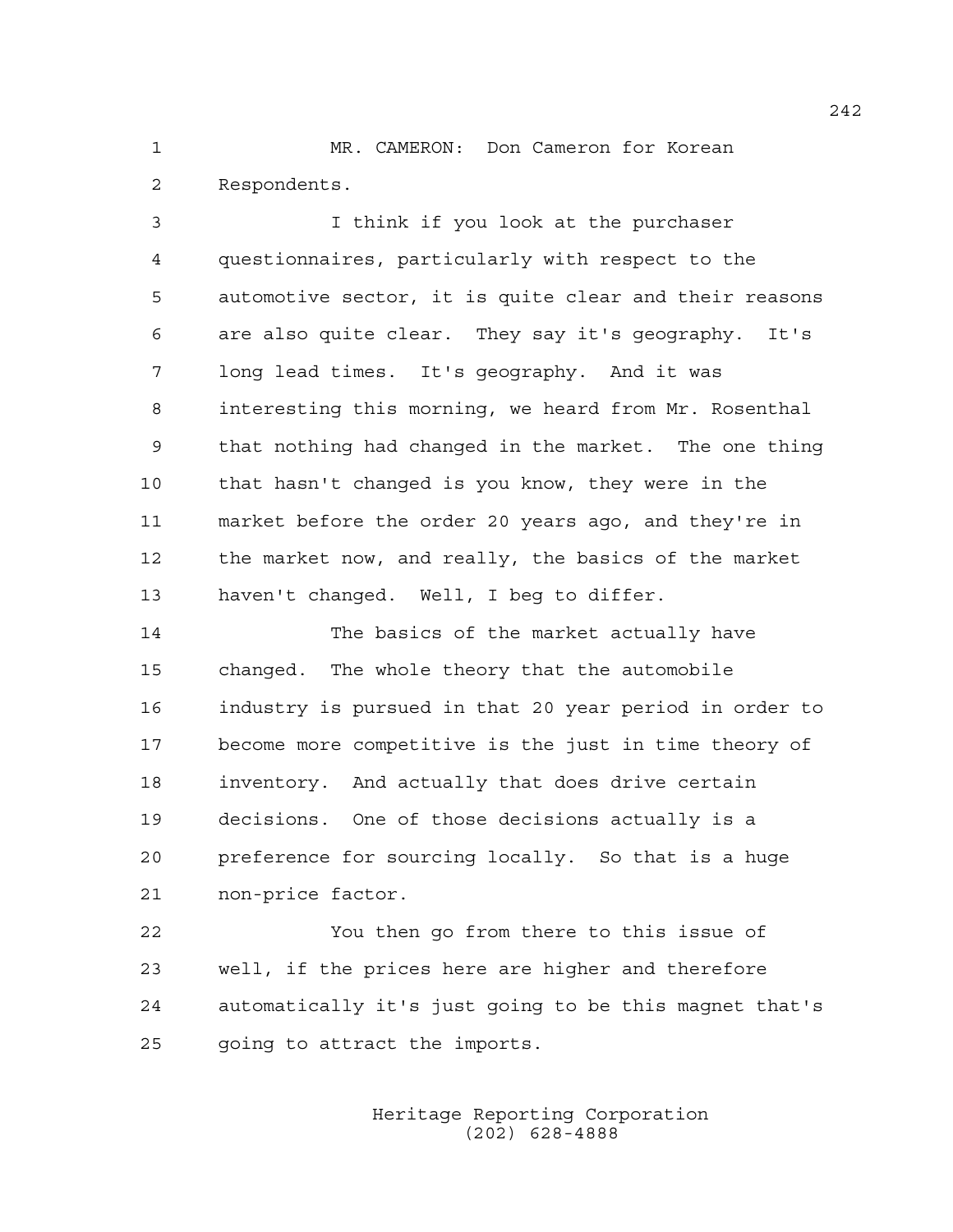MR. CAMERON: Don Cameron for Korean Respondents.

I think if you look at the purchaser questionnaires, particularly with respect to the automotive sector, it is quite clear and their reasons are also quite clear. They say it's geography. It's long lead times. It's geography. And it was interesting this morning, we heard from Mr. Rosenthal that nothing had changed in the market. The one thing that hasn't changed is you know, they were in the market before the order 20 years ago, and they're in the market now, and really, the basics of the market haven't changed. Well, I beg to differ.

The basics of the market actually have changed. The whole theory that the automobile industry is pursued in that 20 year period in order to become more competitive is the just in time theory of inventory. And actually that does drive certain decisions. One of those decisions actually is a preference for sourcing locally. So that is a huge non-price factor.

You then go from there to this issue of well, if the prices here are higher and therefore automatically it's just going to be this magnet that's going to attract the imports.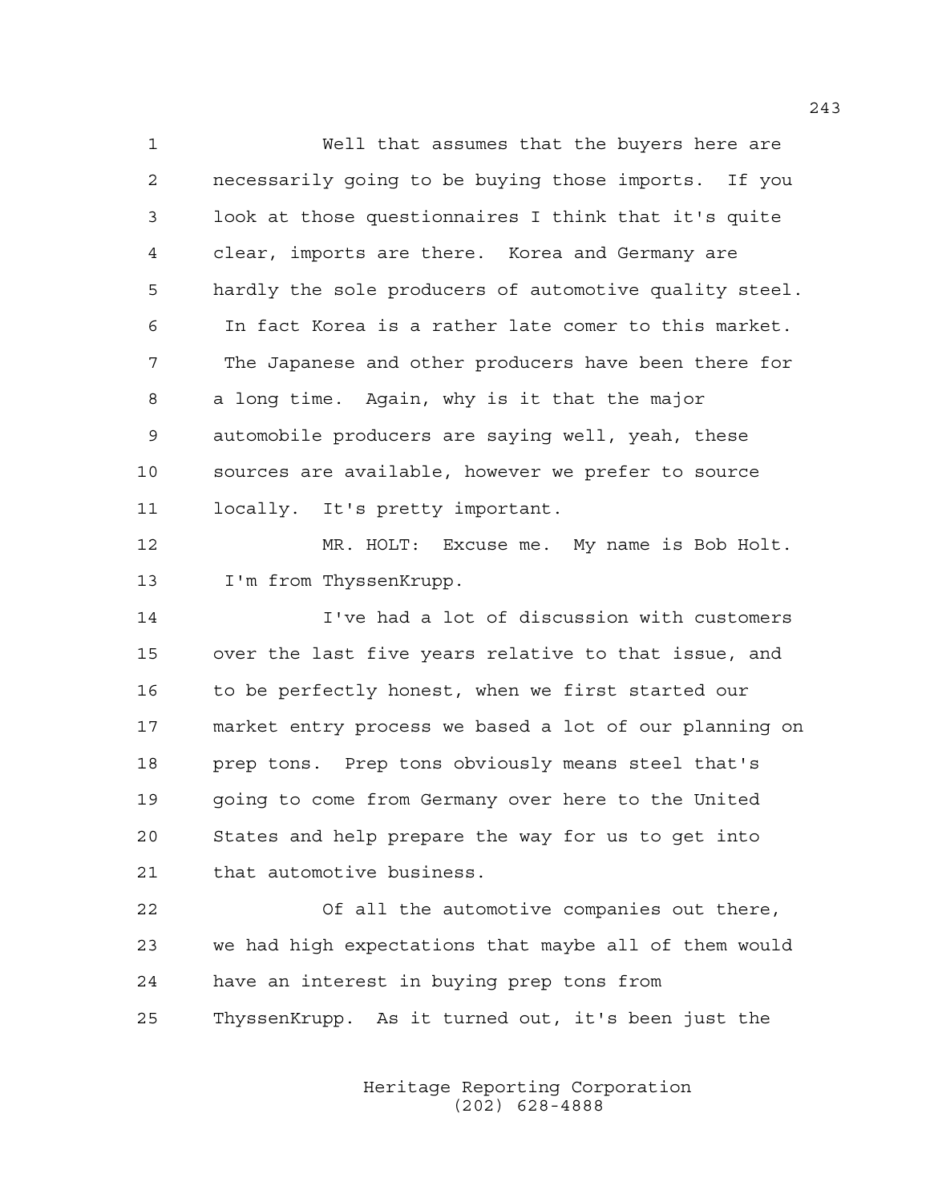Well that assumes that the buyers here are necessarily going to be buying those imports. If you look at those questionnaires I think that it's quite clear, imports are there. Korea and Germany are hardly the sole producers of automotive quality steel. In fact Korea is a rather late comer to this market. The Japanese and other producers have been there for a long time. Again, why is it that the major automobile producers are saying well, yeah, these sources are available, however we prefer to source locally. It's pretty important.

MR. HOLT: Excuse me. My name is Bob Holt. I'm from ThyssenKrupp.

I've had a lot of discussion with customers over the last five years relative to that issue, and to be perfectly honest, when we first started our market entry process we based a lot of our planning on prep tons. Prep tons obviously means steel that's going to come from Germany over here to the United States and help prepare the way for us to get into that automotive business.

Of all the automotive companies out there, we had high expectations that maybe all of them would have an interest in buying prep tons from ThyssenKrupp. As it turned out, it's been just the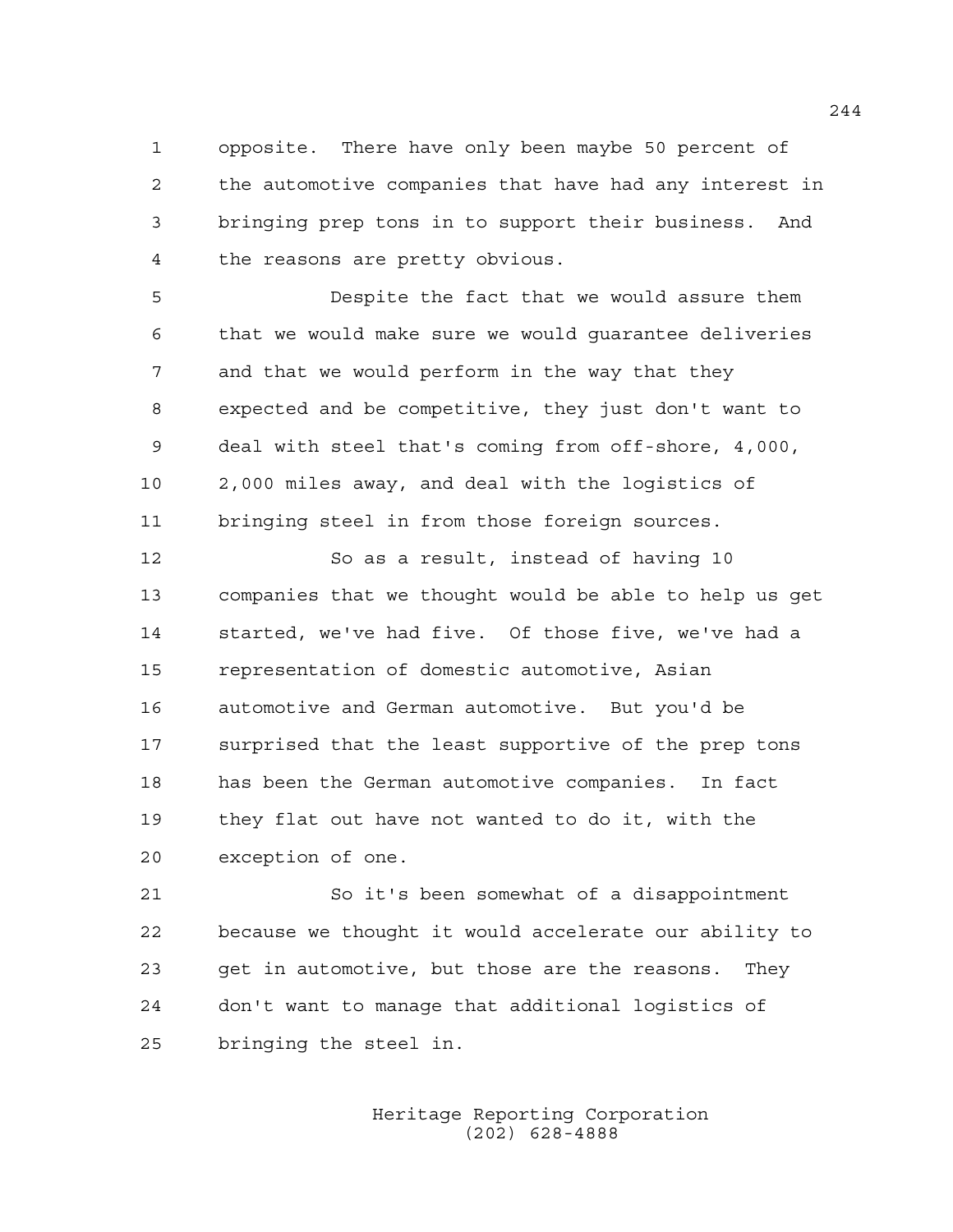opposite. There have only been maybe 50 percent of the automotive companies that have had any interest in bringing prep tons in to support their business. And the reasons are pretty obvious.

Despite the fact that we would assure them that we would make sure we would guarantee deliveries and that we would perform in the way that they expected and be competitive, they just don't want to deal with steel that's coming from off-shore, 4,000, 2,000 miles away, and deal with the logistics of bringing steel in from those foreign sources.

So as a result, instead of having 10 companies that we thought would be able to help us get started, we've had five. Of those five, we've had a representation of domestic automotive, Asian automotive and German automotive. But you'd be surprised that the least supportive of the prep tons has been the German automotive companies. In fact they flat out have not wanted to do it, with the exception of one.

So it's been somewhat of a disappointment because we thought it would accelerate our ability to get in automotive, but those are the reasons. They don't want to manage that additional logistics of bringing the steel in.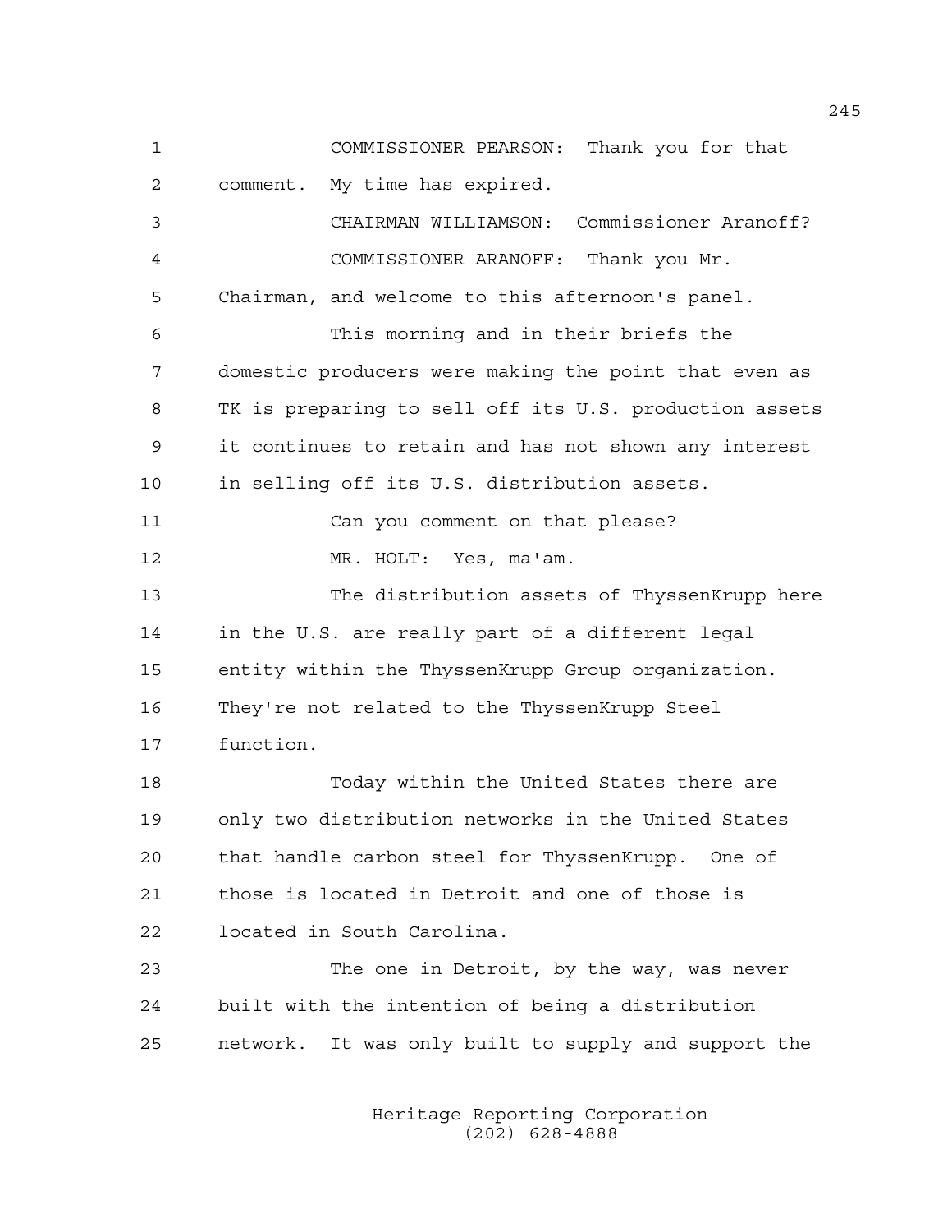COMMISSIONER PEARSON: Thank you for that comment. My time has expired.

CHAIRMAN WILLIAMSON: Commissioner Aranoff?

COMMISSIONER ARANOFF: Thank you Mr. Chairman, and welcome to this afternoon's panel.

This morning and in their briefs the domestic producers were making the point that even as TK is preparing to sell off its U.S. production assets it continues to retain and has not shown any interest in selling off its U.S. distribution assets.

Can you comment on that please?

MR. HOLT: Yes, ma'am.

The distribution assets of ThyssenKrupp here in the U.S. are really part of a different legal entity within the ThyssenKrupp Group organization. They're not related to the ThyssenKrupp Steel function.

Today within the United States there are only two distribution networks in the United States that handle carbon steel for ThyssenKrupp. One of those is located in Detroit and one of those is located in South Carolina.

The one in Detroit, by the way, was never built with the intention of being a distribution network. It was only built to supply and support the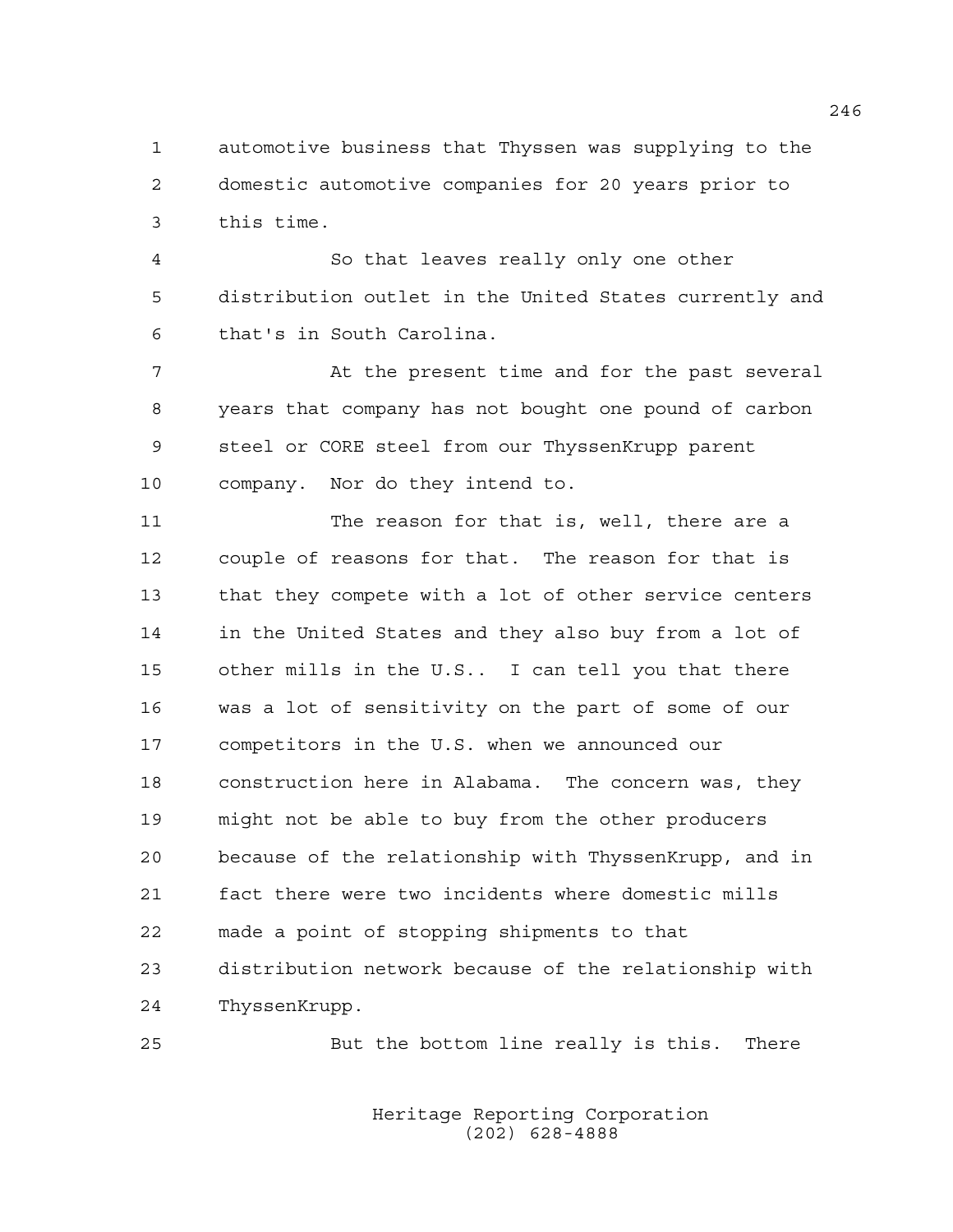automotive business that Thyssen was supplying to the domestic automotive companies for 20 years prior to this time.

So that leaves really only one other distribution outlet in the United States currently and that's in South Carolina.

At the present time and for the past several years that company has not bought one pound of carbon steel or CORE steel from our ThyssenKrupp parent company. Nor do they intend to.

The reason for that is, well, there are a couple of reasons for that. The reason for that is that they compete with a lot of other service centers in the United States and they also buy from a lot of other mills in the U.S.. I can tell you that there was a lot of sensitivity on the part of some of our competitors in the U.S. when we announced our construction here in Alabama. The concern was, they might not be able to buy from the other producers because of the relationship with ThyssenKrupp, and in fact there were two incidents where domestic mills made a point of stopping shipments to that distribution network because of the relationship with ThyssenKrupp.

But the bottom line really is this. There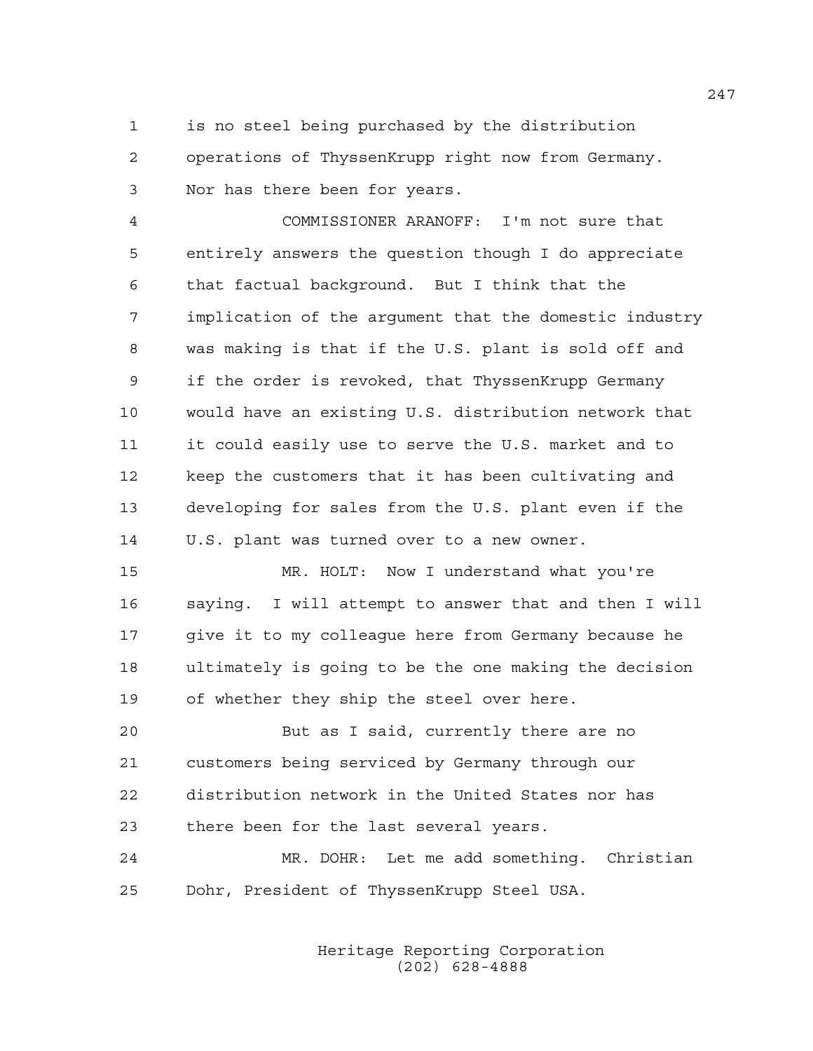is no steel being purchased by the distribution operations of ThyssenKrupp right now from Germany. Nor has there been for years.

COMMISSIONER ARANOFF: I'm not sure that entirely answers the question though I do appreciate that factual background. But I think that the implication of the argument that the domestic industry was making is that if the U.S. plant is sold off and if the order is revoked, that ThyssenKrupp Germany would have an existing U.S. distribution network that it could easily use to serve the U.S. market and to keep the customers that it has been cultivating and developing for sales from the U.S. plant even if the U.S. plant was turned over to a new owner.

MR. HOLT: Now I understand what you're saying. I will attempt to answer that and then I will give it to my colleague here from Germany because he ultimately is going to be the one making the decision of whether they ship the steel over here.

But as I said, currently there are no customers being serviced by Germany through our distribution network in the United States nor has there been for the last several years.

MR. DOHR: Let me add something. Christian Dohr, President of ThyssenKrupp Steel USA.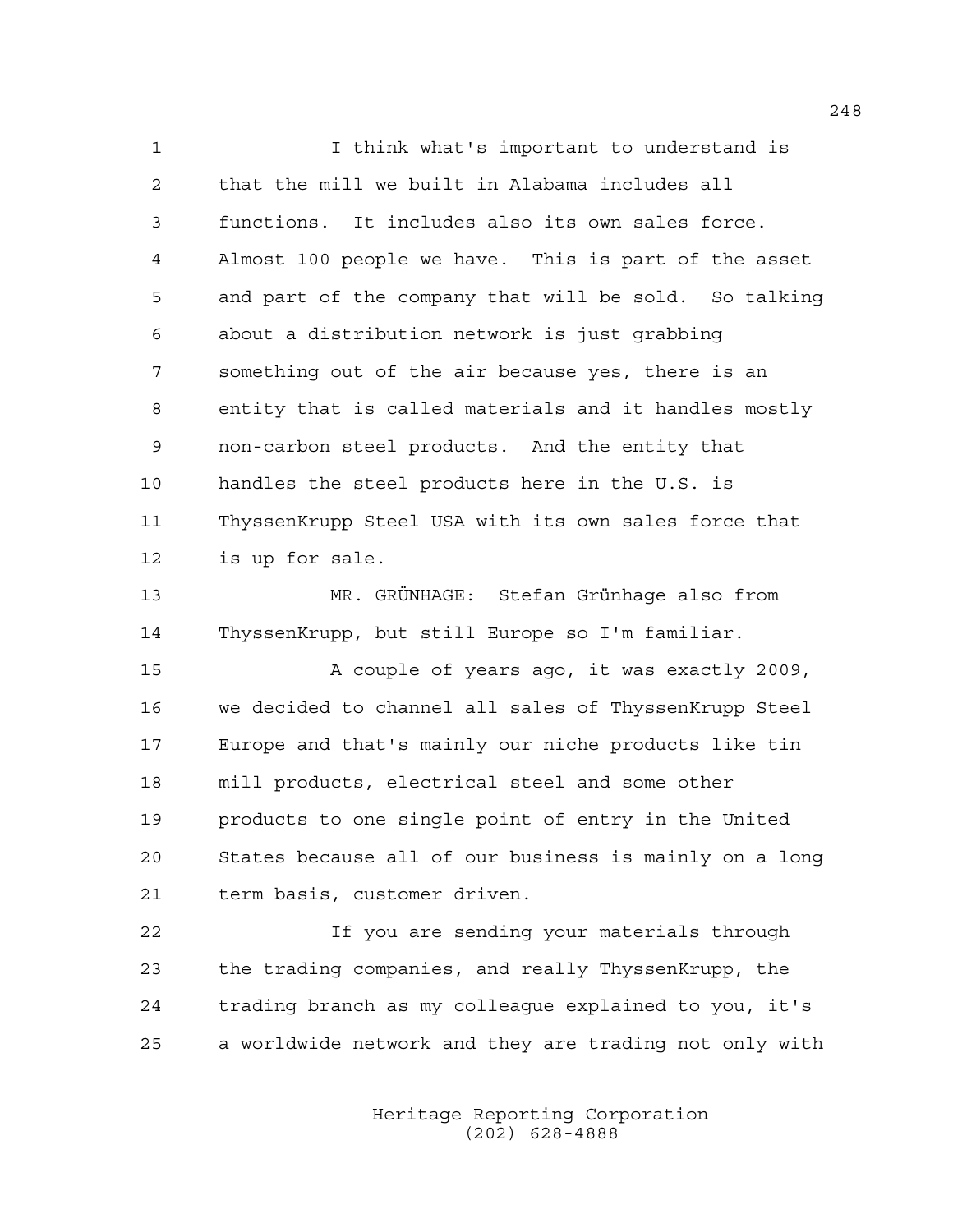I think what's important to understand is that the mill we built in Alabama includes all functions. It includes also its own sales force. Almost 100 people we have. This is part of the asset and part of the company that will be sold. So talking about a distribution network is just grabbing something out of the air because yes, there is an entity that is called materials and it handles mostly non-carbon steel products. And the entity that handles the steel products here in the U.S. is ThyssenKrupp Steel USA with its own sales force that is up for sale.

MR. GRÜNHAGE: Stefan Grünhage also from ThyssenKrupp, but still Europe so I'm familiar.

A couple of years ago, it was exactly 2009, we decided to channel all sales of ThyssenKrupp Steel Europe and that's mainly our niche products like tin mill products, electrical steel and some other products to one single point of entry in the United States because all of our business is mainly on a long term basis, customer driven.

If you are sending your materials through the trading companies, and really ThyssenKrupp, the trading branch as my colleague explained to you, it's a worldwide network and they are trading not only with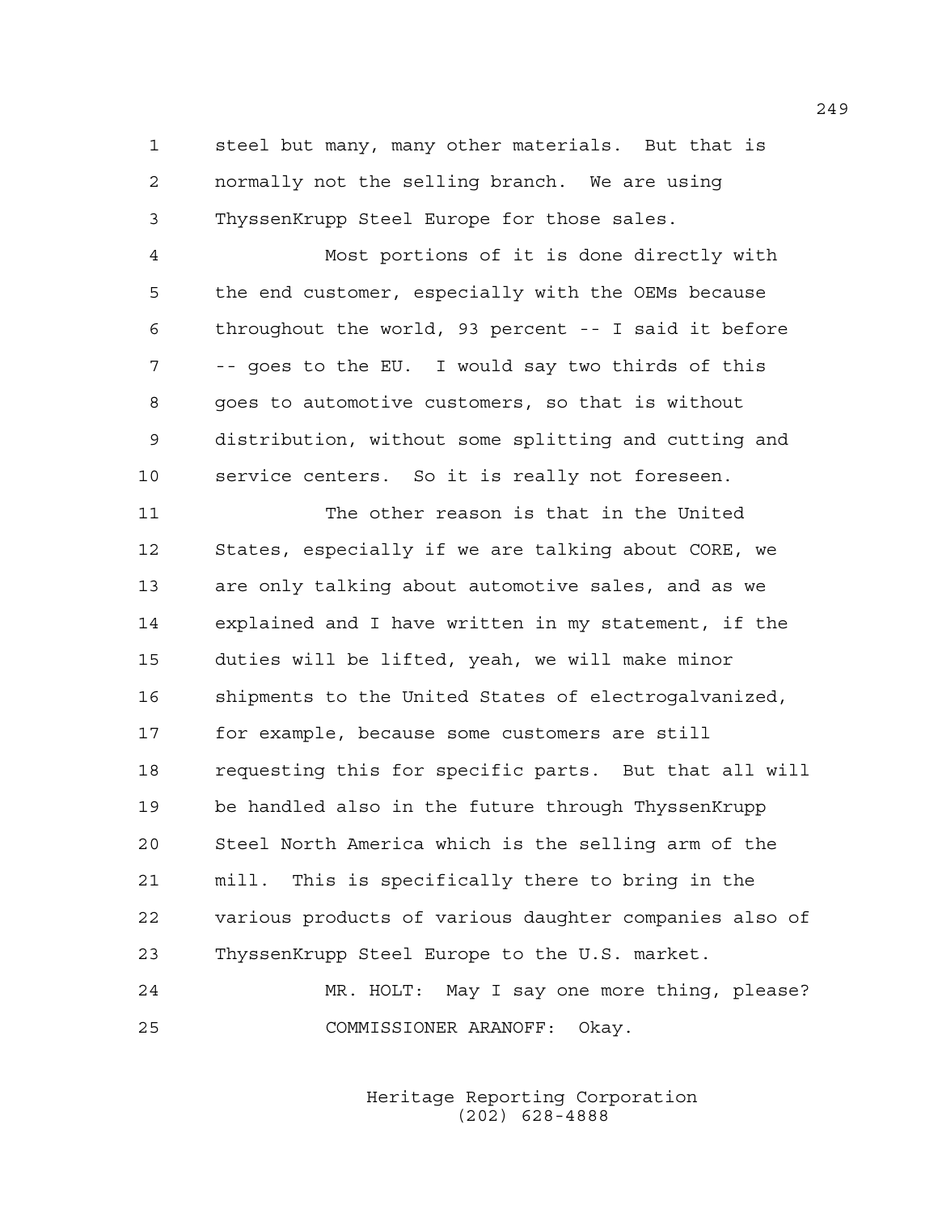steel but many, many other materials. But that is normally not the selling branch. We are using ThyssenKrupp Steel Europe for those sales.

Most portions of it is done directly with the end customer, especially with the OEMs because throughout the world, 93 percent -- I said it before -- goes to the EU. I would say two thirds of this goes to automotive customers, so that is without distribution, without some splitting and cutting and service centers. So it is really not foreseen.

The other reason is that in the United States, especially if we are talking about CORE, we are only talking about automotive sales, and as we explained and I have written in my statement, if the duties will be lifted, yeah, we will make minor shipments to the United States of electrogalvanized, for example, because some customers are still requesting this for specific parts. But that all will be handled also in the future through ThyssenKrupp Steel North America which is the selling arm of the mill. This is specifically there to bring in the various products of various daughter companies also of ThyssenKrupp Steel Europe to the U.S. market.

MR. HOLT: May I say one more thing, please?

COMMISSIONER ARANOFF: Okay.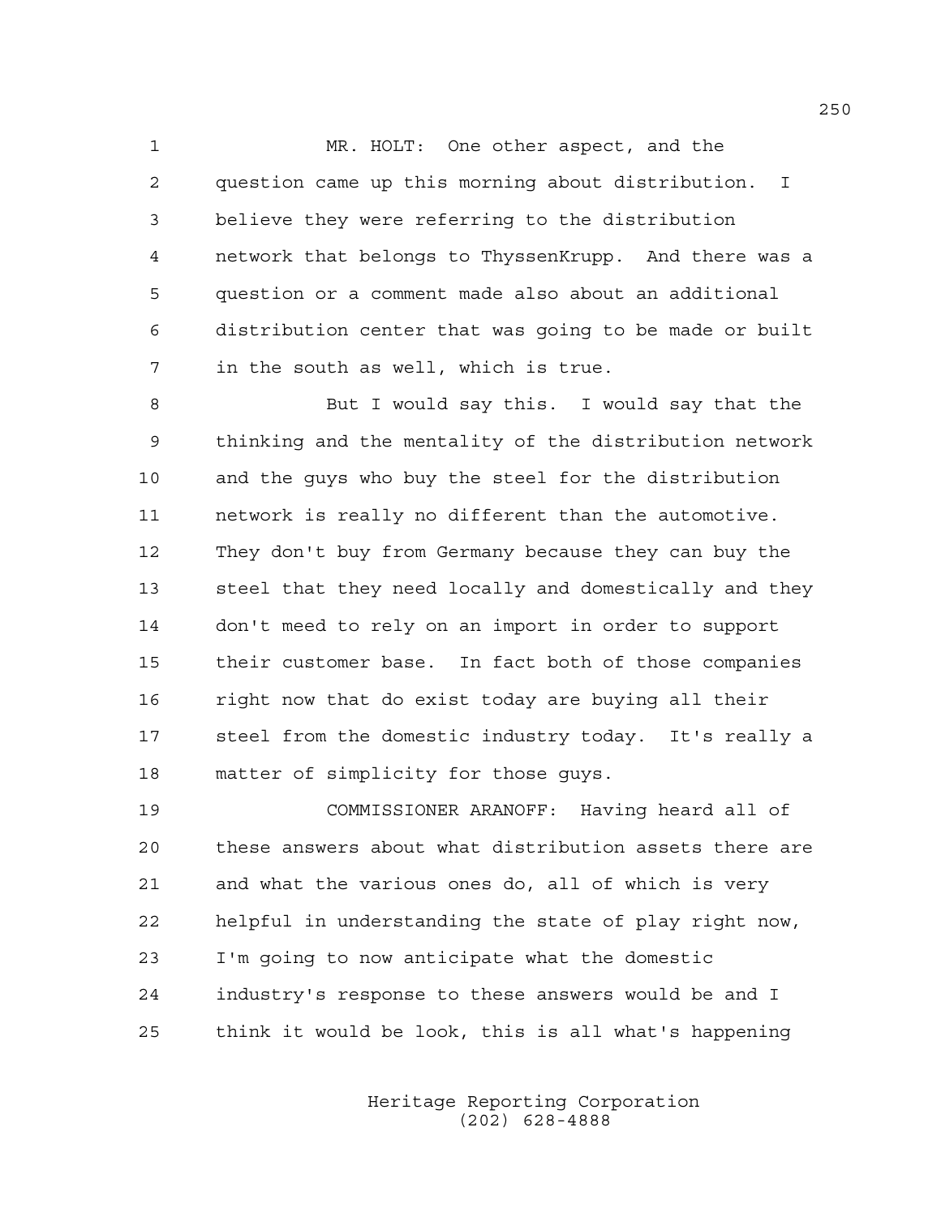MR. HOLT: One other aspect, and the question came up this morning about distribution. I believe they were referring to the distribution network that belongs to ThyssenKrupp. And there was a question or a comment made also about an additional distribution center that was going to be made or built in the south as well, which is true.

But I would say this. I would say that the thinking and the mentality of the distribution network and the guys who buy the steel for the distribution network is really no different than the automotive. They don't buy from Germany because they can buy the steel that they need locally and domestically and they don't meed to rely on an import in order to support their customer base. In fact both of those companies right now that do exist today are buying all their steel from the domestic industry today. It's really a matter of simplicity for those guys.

COMMISSIONER ARANOFF: Having heard all of these answers about what distribution assets there are and what the various ones do, all of which is very helpful in understanding the state of play right now, I'm going to now anticipate what the domestic industry's response to these answers would be and I think it would be look, this is all what's happening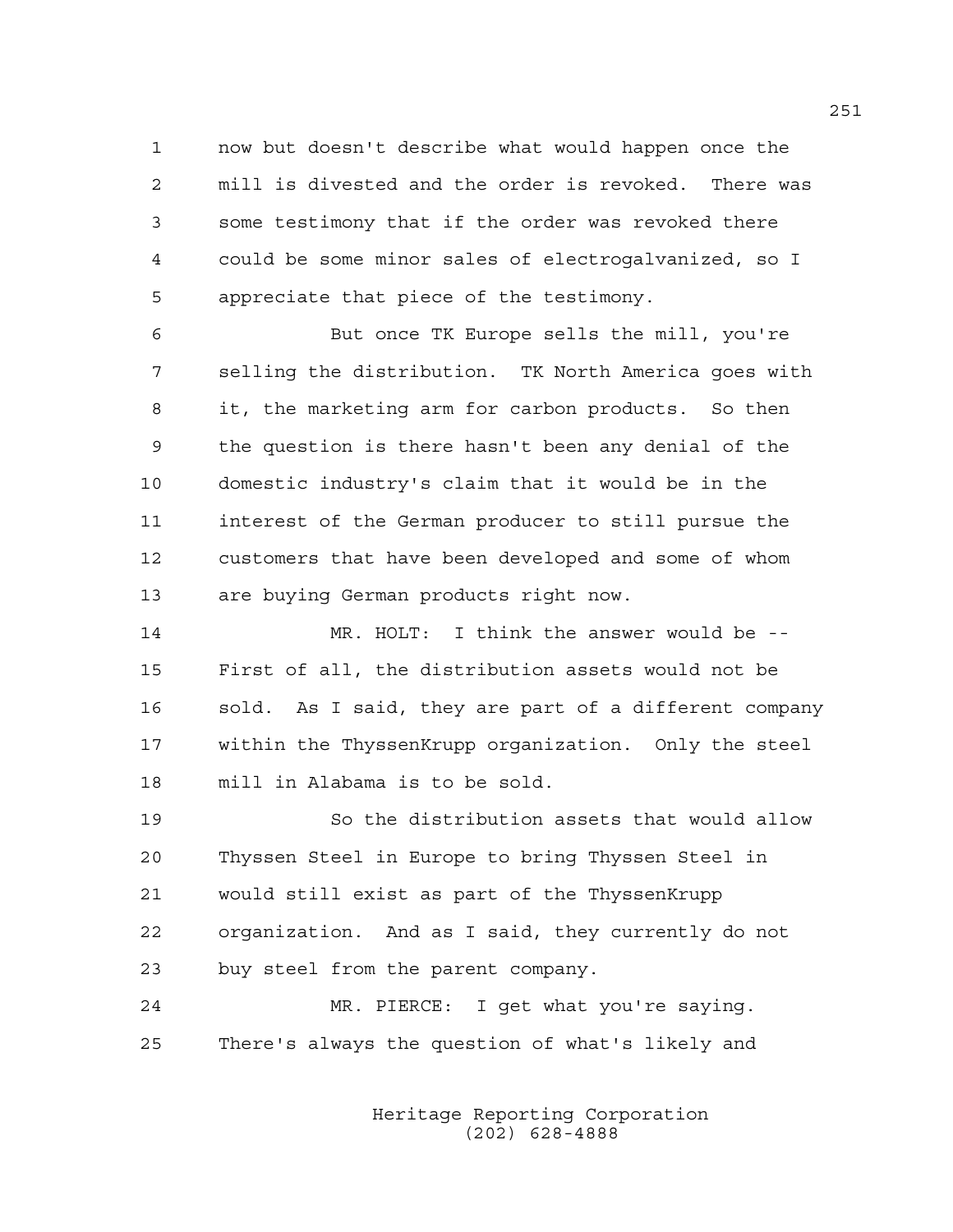now but doesn't describe what would happen once the mill is divested and the order is revoked. There was some testimony that if the order was revoked there could be some minor sales of electrogalvanized, so I appreciate that piece of the testimony.

But once TK Europe sells the mill, you're selling the distribution. TK North America goes with it, the marketing arm for carbon products. So then the question is there hasn't been any denial of the domestic industry's claim that it would be in the interest of the German producer to still pursue the customers that have been developed and some of whom are buying German products right now.

MR. HOLT: I think the answer would be -- First of all, the distribution assets would not be sold. As I said, they are part of a different company within the ThyssenKrupp organization. Only the steel mill in Alabama is to be sold.

So the distribution assets that would allow Thyssen Steel in Europe to bring Thyssen Steel in would still exist as part of the ThyssenKrupp organization. And as I said, they currently do not buy steel from the parent company.

MR. PIERCE: I get what you're saying. There's always the question of what's likely and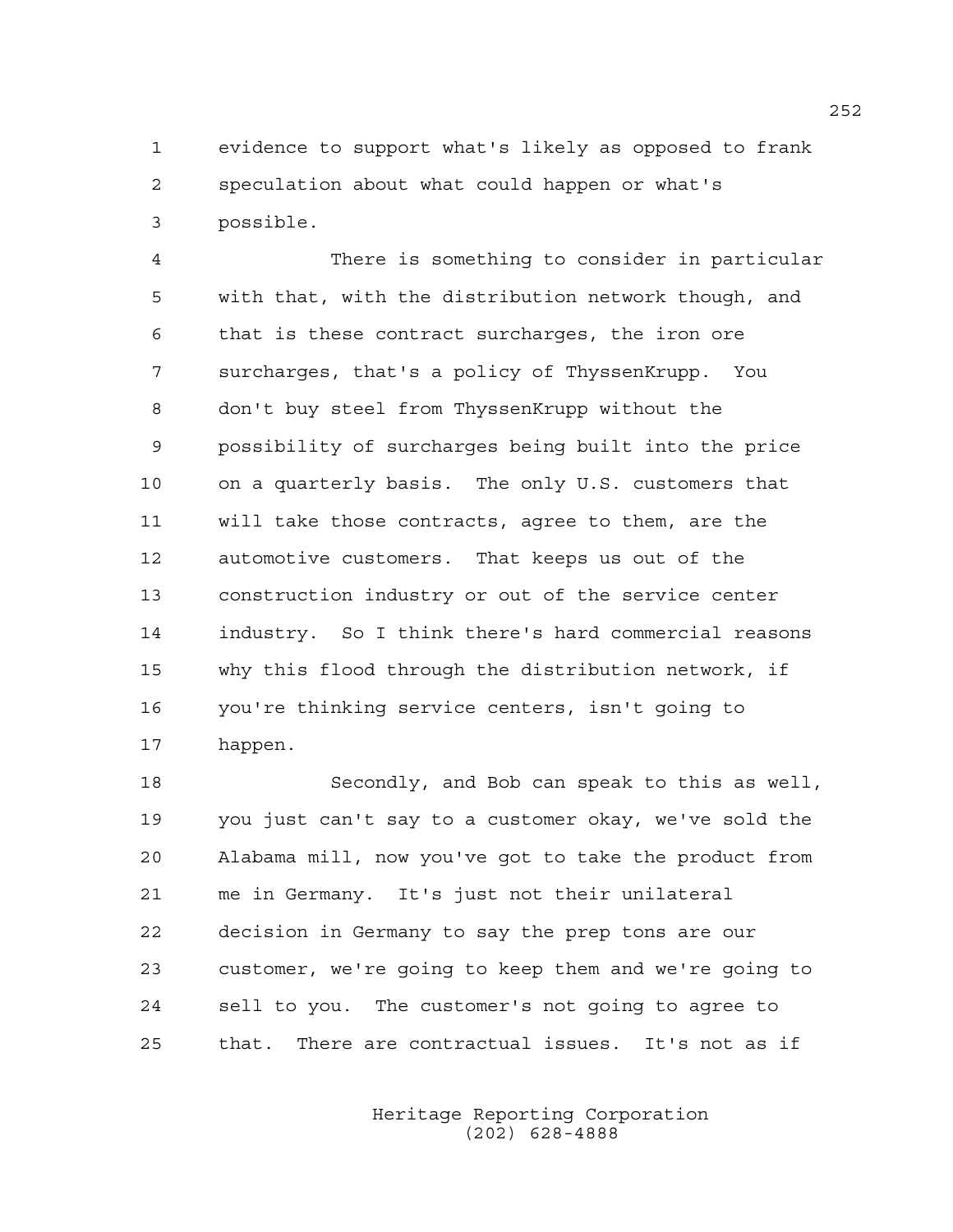evidence to support what's likely as opposed to frank speculation about what could happen or what's possible.

There is something to consider in particular with that, with the distribution network though, and that is these contract surcharges, the iron ore surcharges, that's a policy of ThyssenKrupp. You don't buy steel from ThyssenKrupp without the possibility of surcharges being built into the price on a quarterly basis. The only U.S. customers that will take those contracts, agree to them, are the automotive customers. That keeps us out of the construction industry or out of the service center industry. So I think there's hard commercial reasons why this flood through the distribution network, if you're thinking service centers, isn't going to happen.

Secondly, and Bob can speak to this as well, you just can't say to a customer okay, we've sold the Alabama mill, now you've got to take the product from me in Germany. It's just not their unilateral decision in Germany to say the prep tons are our customer, we're going to keep them and we're going to sell to you. The customer's not going to agree to that. There are contractual issues. It's not as if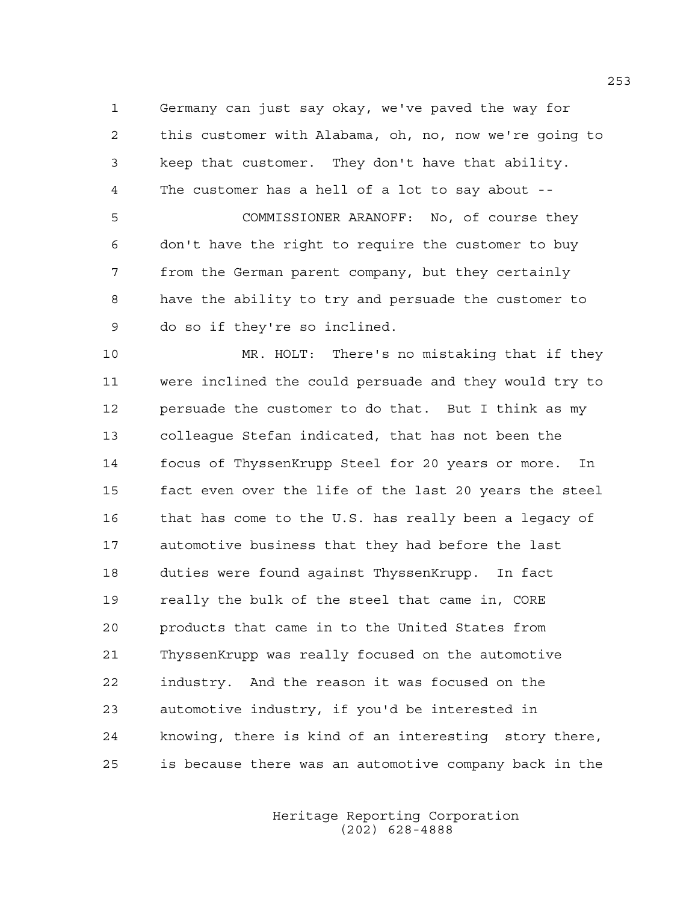Germany can just say okay, we've paved the way for this customer with Alabama, oh, no, now we're going to keep that customer. They don't have that ability. The customer has a hell of a lot to say about --

COMMISSIONER ARANOFF: No, of course they don't have the right to require the customer to buy from the German parent company, but they certainly have the ability to try and persuade the customer to do so if they're so inclined.

MR. HOLT: There's no mistaking that if they were inclined the could persuade and they would try to persuade the customer to do that. But I think as my colleague Stefan indicated, that has not been the focus of ThyssenKrupp Steel for 20 years or more. In fact even over the life of the last 20 years the steel that has come to the U.S. has really been a legacy of automotive business that they had before the last duties were found against ThyssenKrupp. In fact really the bulk of the steel that came in, CORE products that came in to the United States from ThyssenKrupp was really focused on the automotive industry. And the reason it was focused on the automotive industry, if you'd be interested in knowing, there is kind of an interesting story there, is because there was an automotive company back in the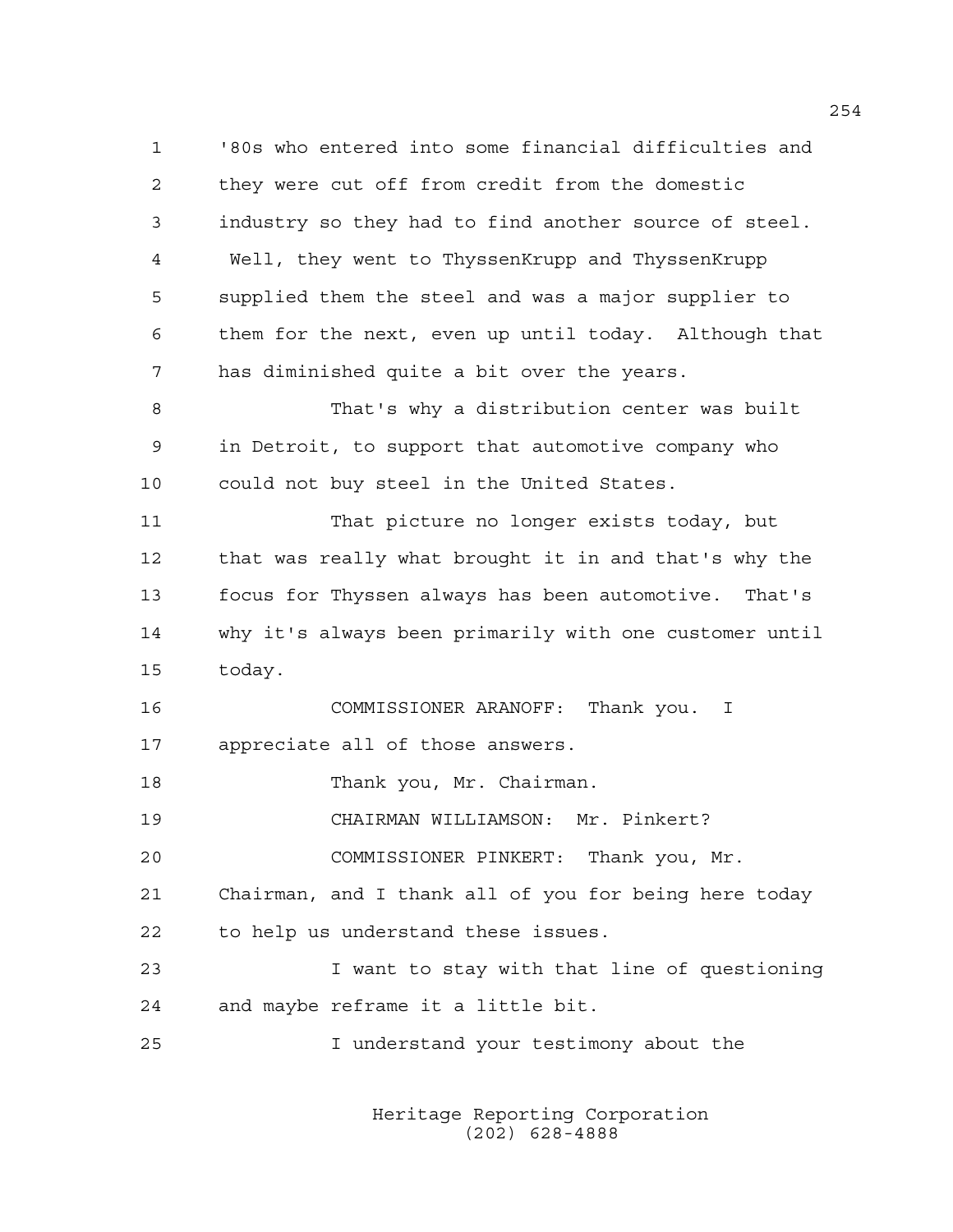'80s who entered into some financial difficulties and they were cut off from credit from the domestic industry so they had to find another source of steel. Well, they went to ThyssenKrupp and ThyssenKrupp supplied them the steel and was a major supplier to them for the next, even up until today. Although that has diminished quite a bit over the years.

That's why a distribution center was built in Detroit, to support that automotive company who could not buy steel in the United States.

That picture no longer exists today, but that was really what brought it in and that's why the focus for Thyssen always has been automotive. That's why it's always been primarily with one customer until today.

COMMISSIONER ARANOFF: Thank you. I appreciate all of those answers.

Thank you, Mr. Chairman.

CHAIRMAN WILLIAMSON: Mr. Pinkert?

COMMISSIONER PINKERT: Thank you, Mr. Chairman, and I thank all of you for being here today to help us understand these issues.

I want to stay with that line of questioning and maybe reframe it a little bit.

I understand your testimony about the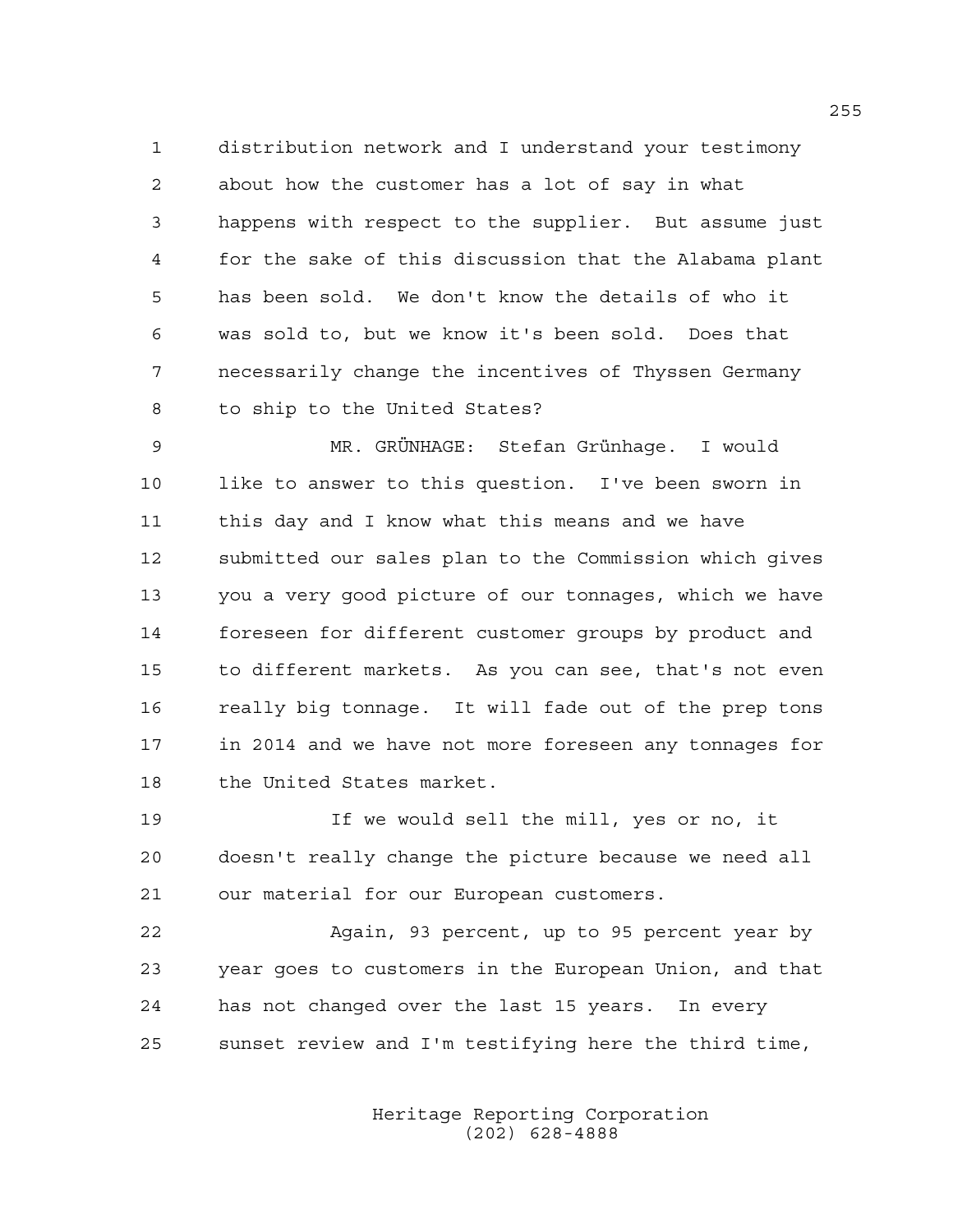distribution network and I understand your testimony about how the customer has a lot of say in what happens with respect to the supplier. But assume just for the sake of this discussion that the Alabama plant has been sold. We don't know the details of who it was sold to, but we know it's been sold. Does that necessarily change the incentives of Thyssen Germany to ship to the United States?

MR. GRÜNHAGE: Stefan Grünhage. I would like to answer to this question. I've been sworn in this day and I know what this means and we have submitted our sales plan to the Commission which gives you a very good picture of our tonnages, which we have foreseen for different customer groups by product and to different markets. As you can see, that's not even really big tonnage. It will fade out of the prep tons in 2014 and we have not more foreseen any tonnages for the United States market.

If we would sell the mill, yes or no, it doesn't really change the picture because we need all our material for our European customers.

Again, 93 percent, up to 95 percent year by year goes to customers in the European Union, and that has not changed over the last 15 years. In every sunset review and I'm testifying here the third time,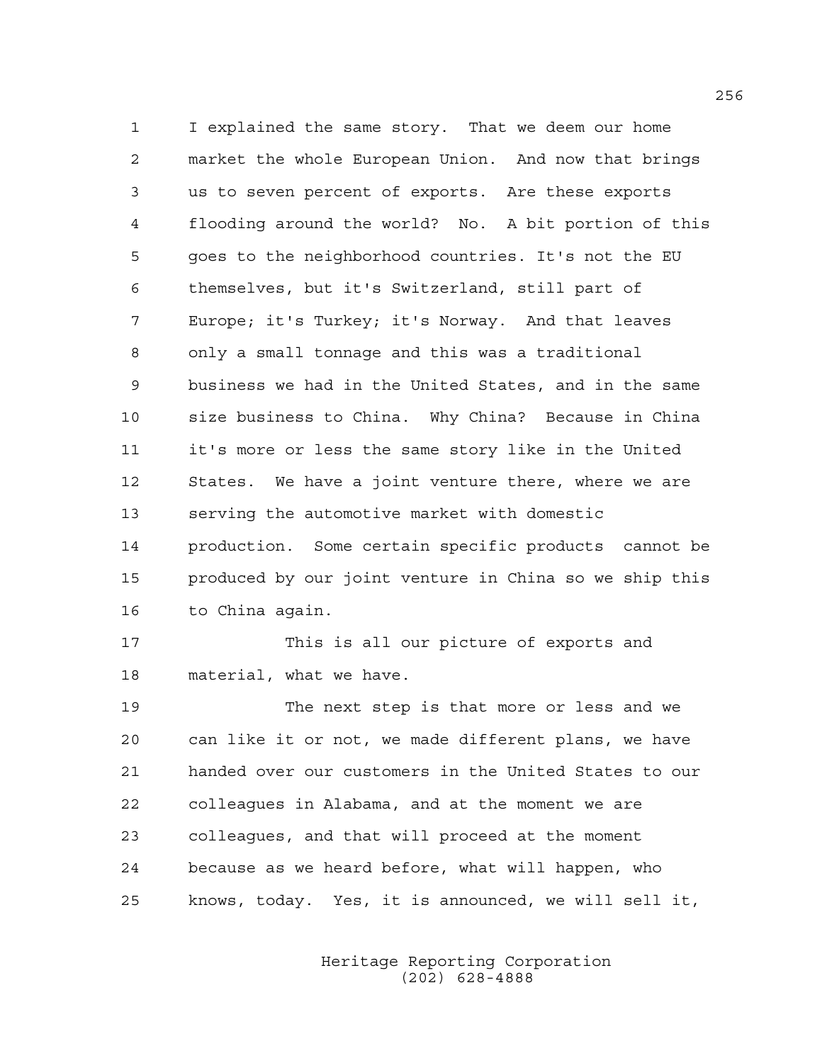I explained the same story. That we deem our home market the whole European Union. And now that brings us to seven percent of exports. Are these exports flooding around the world? No. A bit portion of this goes to the neighborhood countries. It's not the EU themselves, but it's Switzerland, still part of Europe; it's Turkey; it's Norway. And that leaves only a small tonnage and this was a traditional business we had in the United States, and in the same size business to China. Why China? Because in China it's more or less the same story like in the United States. We have a joint venture there, where we are serving the automotive market with domestic production. Some certain specific products cannot be produced by our joint venture in China so we ship this to China again.

This is all our picture of exports and material, what we have.

The next step is that more or less and we can like it or not, we made different plans, we have handed over our customers in the United States to our colleagues in Alabama, and at the moment we are colleagues, and that will proceed at the moment because as we heard before, what will happen, who knows, today. Yes, it is announced, we will sell it,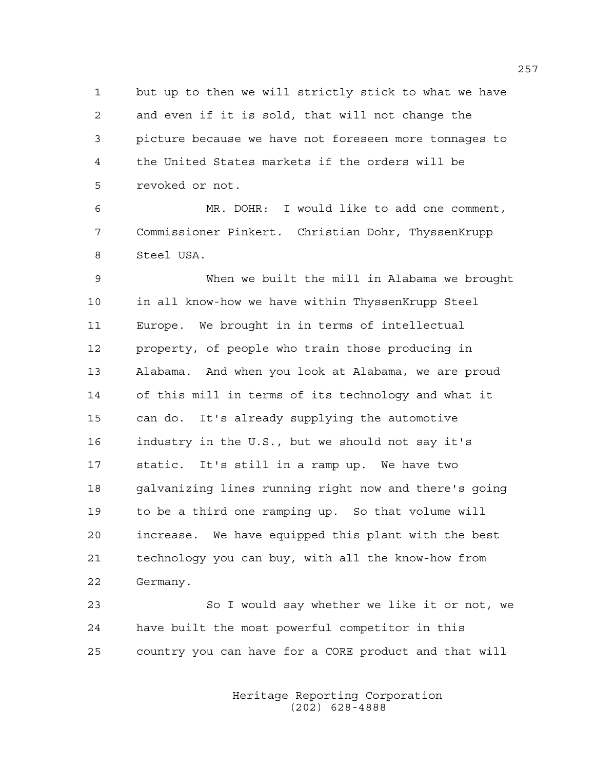but up to then we will strictly stick to what we have and even if it is sold, that will not change the picture because we have not foreseen more tonnages to the United States markets if the orders will be revoked or not.

MR. DOHR: I would like to add one comment, Commissioner Pinkert. Christian Dohr, ThyssenKrupp Steel USA.

When we built the mill in Alabama we brought in all know-how we have within ThyssenKrupp Steel Europe. We brought in in terms of intellectual property, of people who train those producing in Alabama. And when you look at Alabama, we are proud of this mill in terms of its technology and what it can do. It's already supplying the automotive industry in the U.S., but we should not say it's static. It's still in a ramp up. We have two galvanizing lines running right now and there's going to be a third one ramping up. So that volume will increase. We have equipped this plant with the best technology you can buy, with all the know-how from Germany.

So I would say whether we like it or not, we have built the most powerful competitor in this country you can have for a CORE product and that will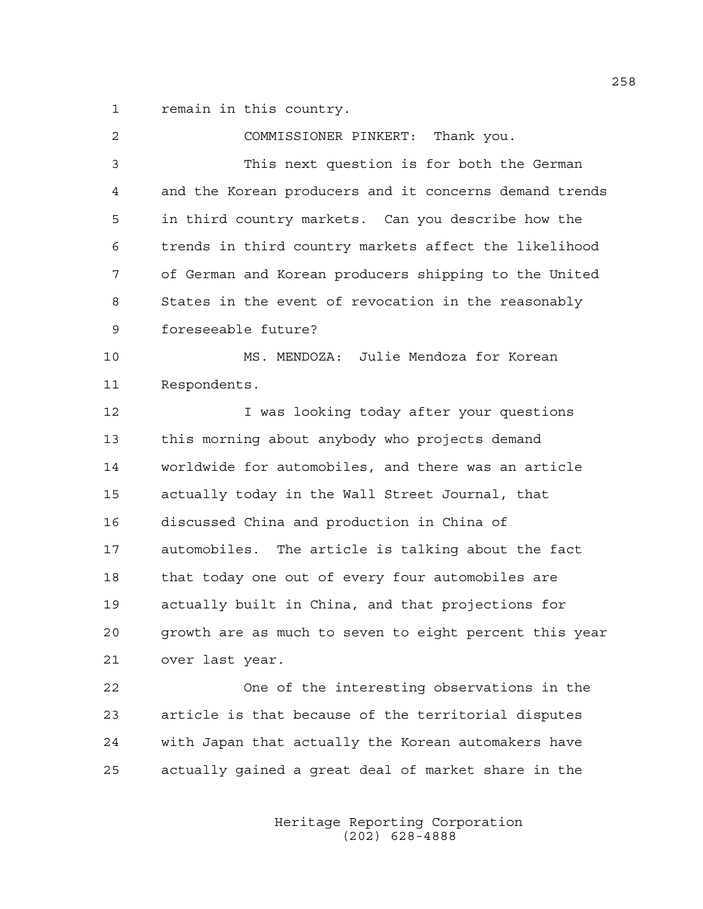remain in this country.

COMMISSIONER PINKERT: Thank you.

This next question is for both the German and the Korean producers and it concerns demand trends in third country markets. Can you describe how the trends in third country markets affect the likelihood of German and Korean producers shipping to the United States in the event of revocation in the reasonably foreseeable future?

MS. MENDOZA: Julie Mendoza for Korean Respondents.

I was looking today after your questions this morning about anybody who projects demand worldwide for automobiles, and there was an article actually today in the Wall Street Journal, that discussed China and production in China of automobiles. The article is talking about the fact that today one out of every four automobiles are actually built in China, and that projections for growth are as much to seven to eight percent this year over last year.

One of the interesting observations in the article is that because of the territorial disputes with Japan that actually the Korean automakers have actually gained a great deal of market share in the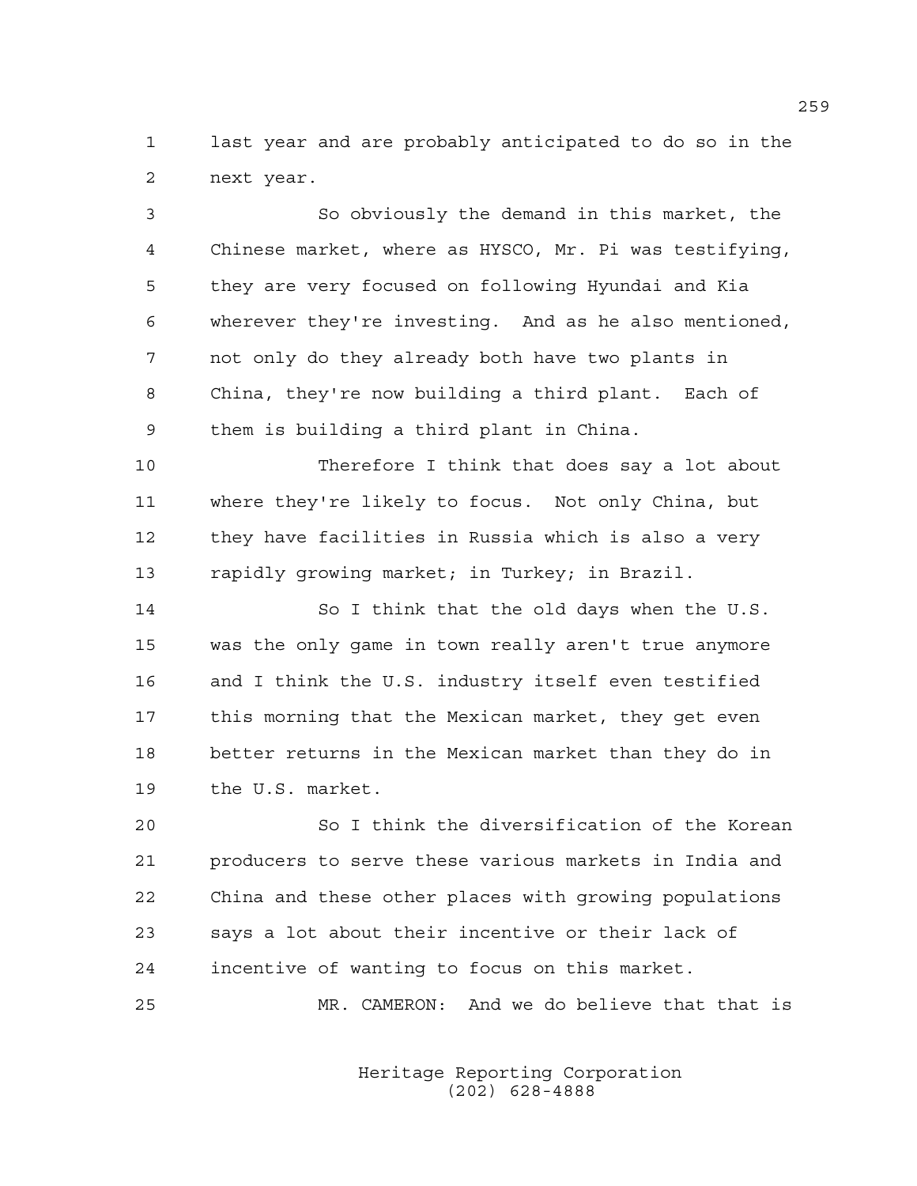last year and are probably anticipated to do so in the next year.

So obviously the demand in this market, the Chinese market, where as HYSCO, Mr. Pi was testifying, they are very focused on following Hyundai and Kia wherever they're investing. And as he also mentioned, not only do they already both have two plants in China, they're now building a third plant. Each of them is building a third plant in China.

Therefore I think that does say a lot about where they're likely to focus. Not only China, but they have facilities in Russia which is also a very rapidly growing market; in Turkey; in Brazil.

So I think that the old days when the U.S. was the only game in town really aren't true anymore and I think the U.S. industry itself even testified this morning that the Mexican market, they get even better returns in the Mexican market than they do in the U.S. market.

So I think the diversification of the Korean producers to serve these various markets in India and China and these other places with growing populations says a lot about their incentive or their lack of incentive of wanting to focus on this market.

MR. CAMERON: And we do believe that that is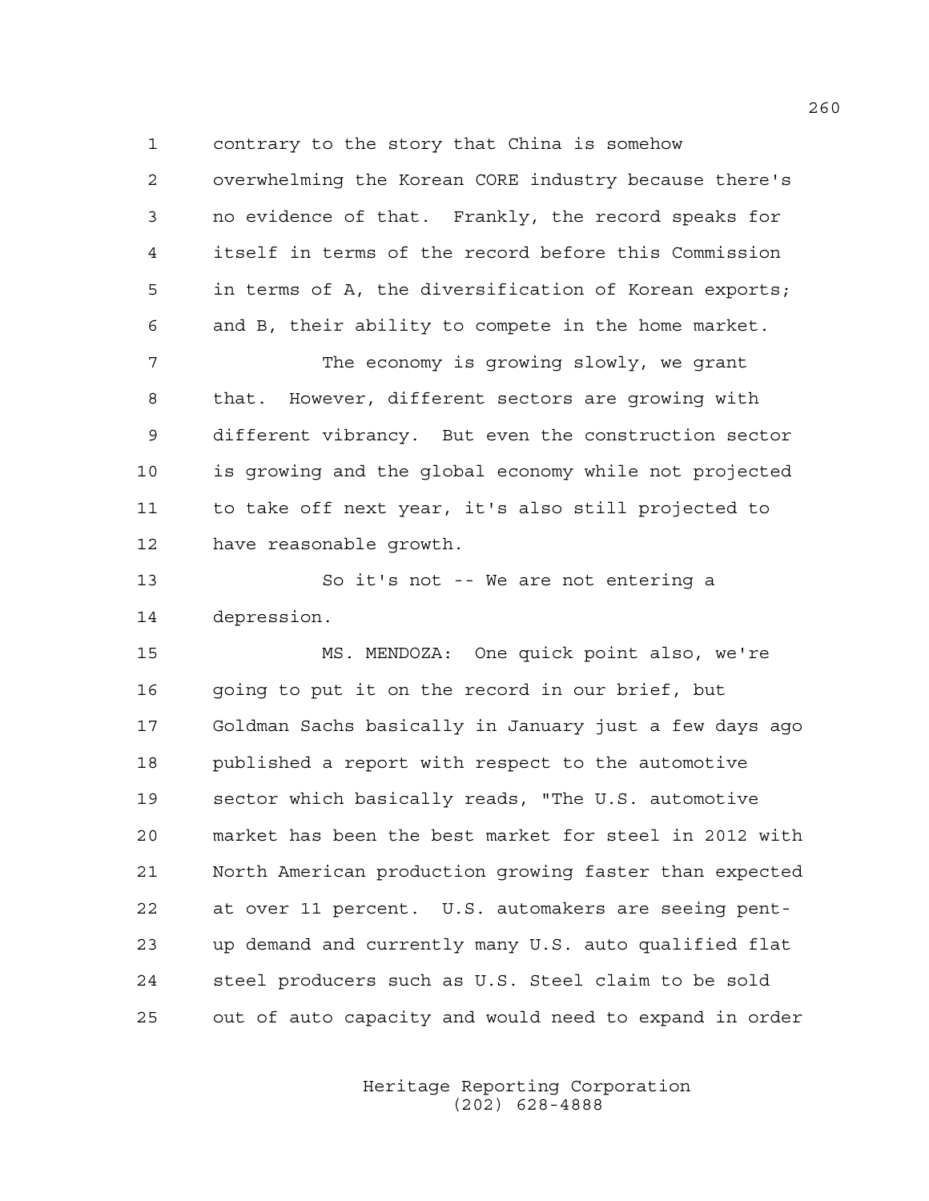contrary to the story that China is somehow overwhelming the Korean CORE industry because there's no evidence of that. Frankly, the record speaks for itself in terms of the record before this Commission in terms of A, the diversification of Korean exports; and B, their ability to compete in the home market.

The economy is growing slowly, we grant that. However, different sectors are growing with different vibrancy. But even the construction sector is growing and the global economy while not projected to take off next year, it's also still projected to have reasonable growth.

So it's not -- We are not entering a depression.

MS. MENDOZA: One quick point also, we're going to put it on the record in our brief, but Goldman Sachs basically in January just a few days ago published a report with respect to the automotive sector which basically reads, "The U.S. automotive market has been the best market for steel in 2012 with North American production growing faster than expected at over 11 percent. U.S. automakers are seeing pent-up demand and currently many U.S. auto qualified flat steel producers such as U.S. Steel claim to be sold out of auto capacity and would need to expand in order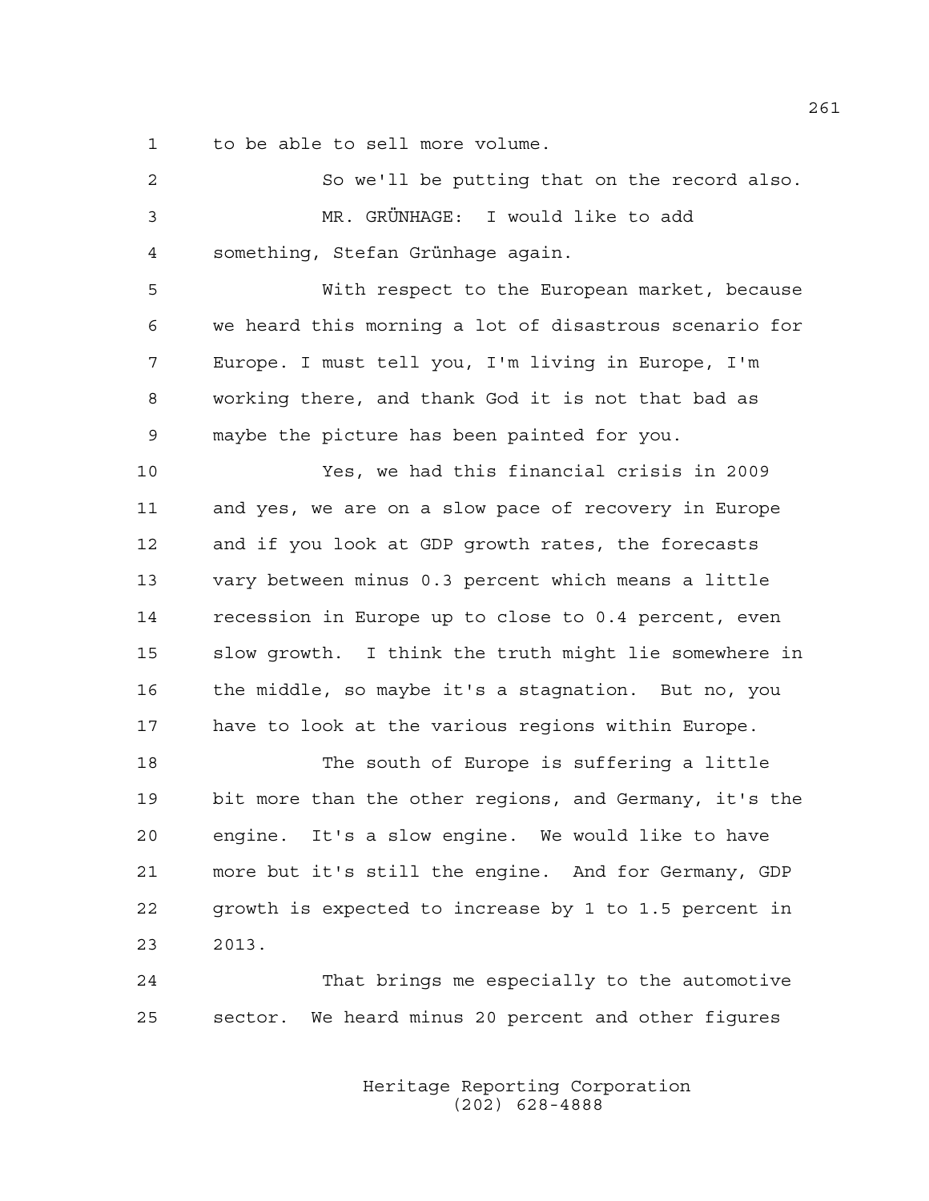to be able to sell more volume.

So we'll be putting that on the record also.

MR. GRÜNHAGE: I would like to add something, Stefan Grünhage again.

With respect to the European market, because we heard this morning a lot of disastrous scenario for Europe. I must tell you, I'm living in Europe, I'm working there, and thank God it is not that bad as maybe the picture has been painted for you.

Yes, we had this financial crisis in 2009 and yes, we are on a slow pace of recovery in Europe and if you look at GDP growth rates, the forecasts vary between minus 0.3 percent which means a little recession in Europe up to close to 0.4 percent, even slow growth. I think the truth might lie somewhere in the middle, so maybe it's a stagnation. But no, you have to look at the various regions within Europe.

The south of Europe is suffering a little bit more than the other regions, and Germany, it's the engine. It's a slow engine. We would like to have more but it's still the engine. And for Germany, GDP growth is expected to increase by 1 to 1.5 percent in 2013.

That brings me especially to the automotive sector. We heard minus 20 percent and other figures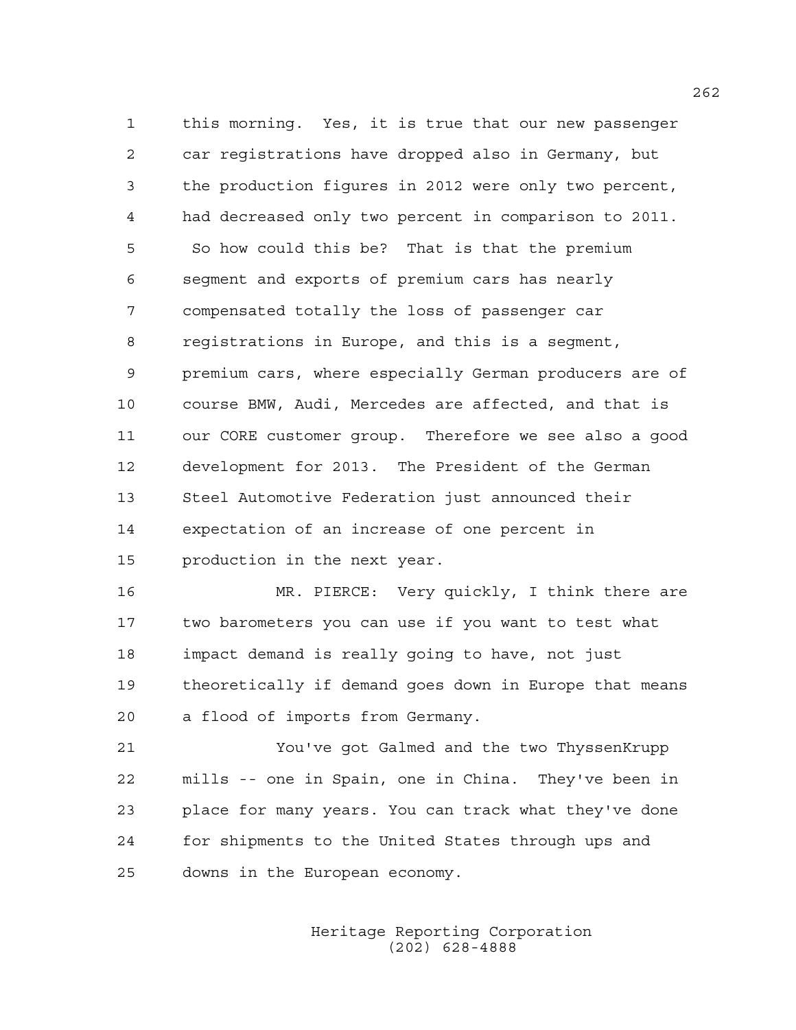this morning. Yes, it is true that our new passenger car registrations have dropped also in Germany, but the production figures in 2012 were only two percent, had decreased only two percent in comparison to 2011. So how could this be? That is that the premium segment and exports of premium cars has nearly compensated totally the loss of passenger car registrations in Europe, and this is a segment, premium cars, where especially German producers are of course BMW, Audi, Mercedes are affected, and that is our CORE customer group. Therefore we see also a good development for 2013. The President of the German Steel Automotive Federation just announced their expectation of an increase of one percent in production in the next year.

MR. PIERCE: Very quickly, I think there are two barometers you can use if you want to test what impact demand is really going to have, not just theoretically if demand goes down in Europe that means a flood of imports from Germany.

You've got Galmed and the two ThyssenKrupp mills -- one in Spain, one in China. They've been in place for many years. You can track what they've done for shipments to the United States through ups and downs in the European economy.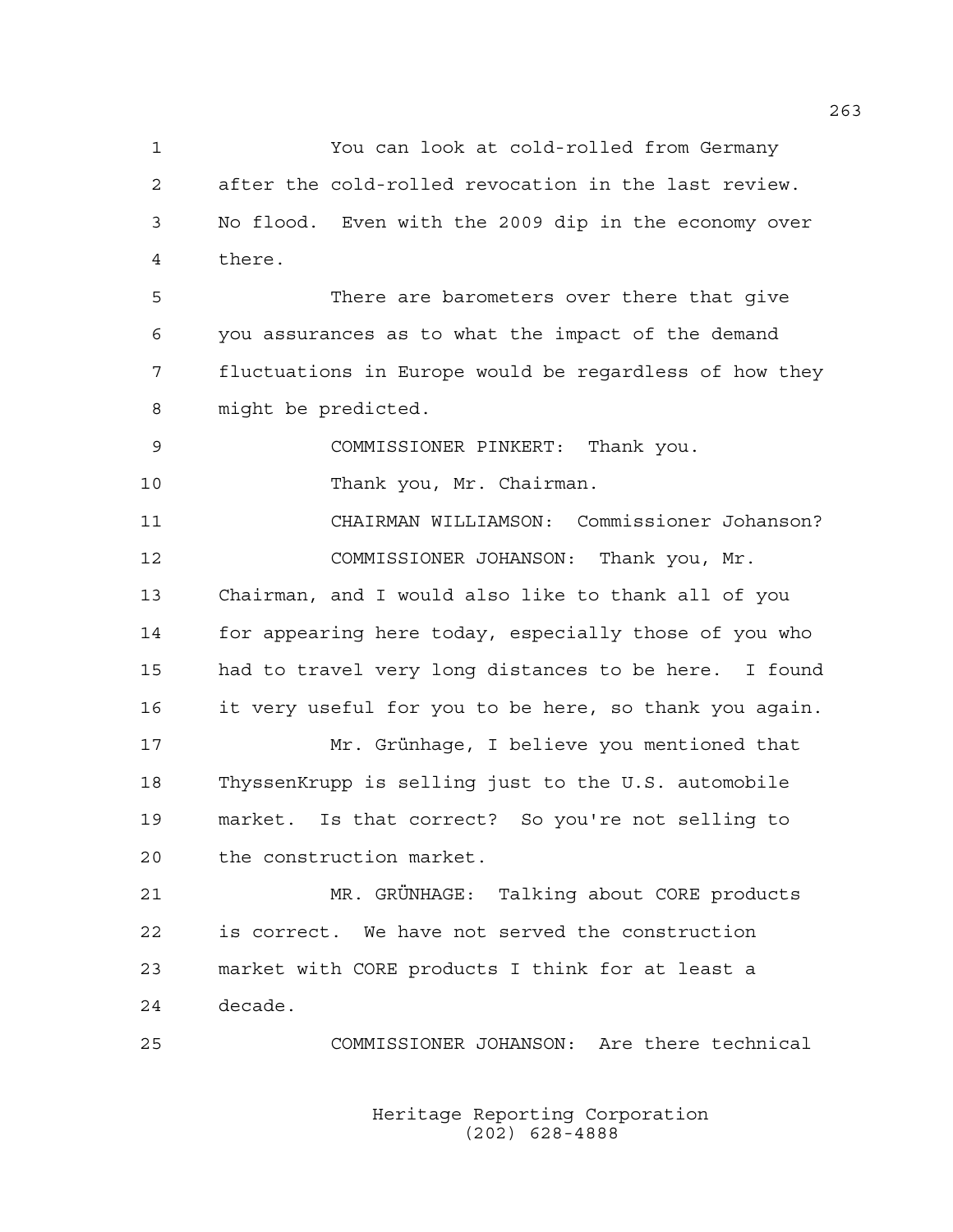You can look at cold-rolled from Germany after the cold-rolled revocation in the last review. No flood. Even with the 2009 dip in the economy over there.

There are barometers over there that give you assurances as to what the impact of the demand fluctuations in Europe would be regardless of how they might be predicted.

COMMISSIONER PINKERT: Thank you.

Thank you, Mr. Chairman.

CHAIRMAN WILLIAMSON: Commissioner Johanson?

COMMISSIONER JOHANSON: Thank you, Mr. Chairman, and I would also like to thank all of you for appearing here today, especially those of you who had to travel very long distances to be here. I found it very useful for you to be here, so thank you again.

Mr. Grünhage, I believe you mentioned that ThyssenKrupp is selling just to the U.S. automobile market. Is that correct? So you're not selling to the construction market.

MR. GRÜNHAGE: Talking about CORE products is correct. We have not served the construction market with CORE products I think for at least a decade.

COMMISSIONER JOHANSON: Are there technical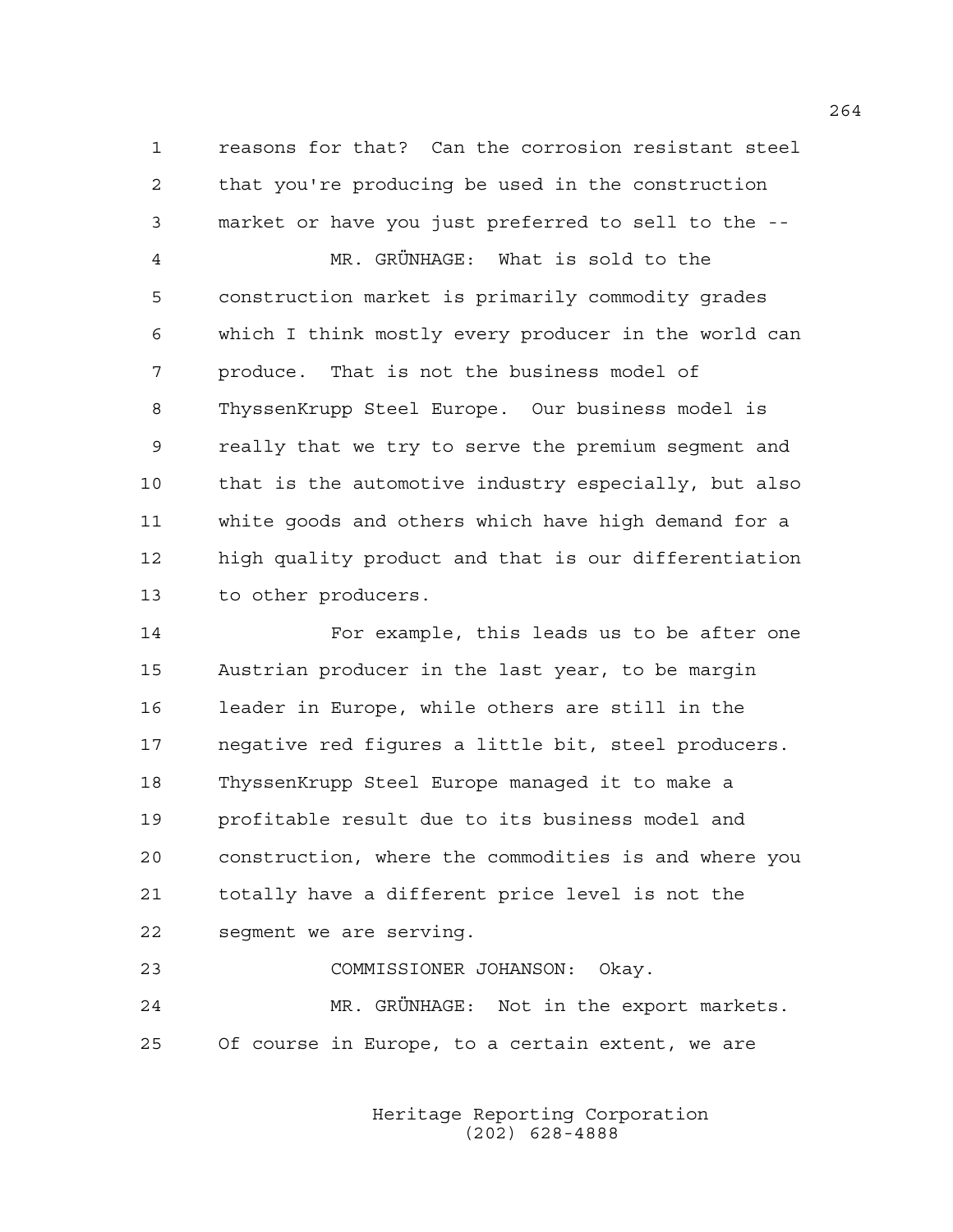reasons for that? Can the corrosion resistant steel that you're producing be used in the construction market or have you just preferred to sell to the --

MR. GRÜNHAGE: What is sold to the construction market is primarily commodity grades which I think mostly every producer in the world can produce. That is not the business model of ThyssenKrupp Steel Europe. Our business model is really that we try to serve the premium segment and that is the automotive industry especially, but also white goods and others which have high demand for a high quality product and that is our differentiation to other producers.

For example, this leads us to be after one Austrian producer in the last year, to be margin leader in Europe, while others are still in the negative red figures a little bit, steel producers. ThyssenKrupp Steel Europe managed it to make a profitable result due to its business model and construction, where the commodities is and where you totally have a different price level is not the segment we are serving.

COMMISSIONER JOHANSON: Okay.

MR. GRÜNHAGE: Not in the export markets. Of course in Europe, to a certain extent, we are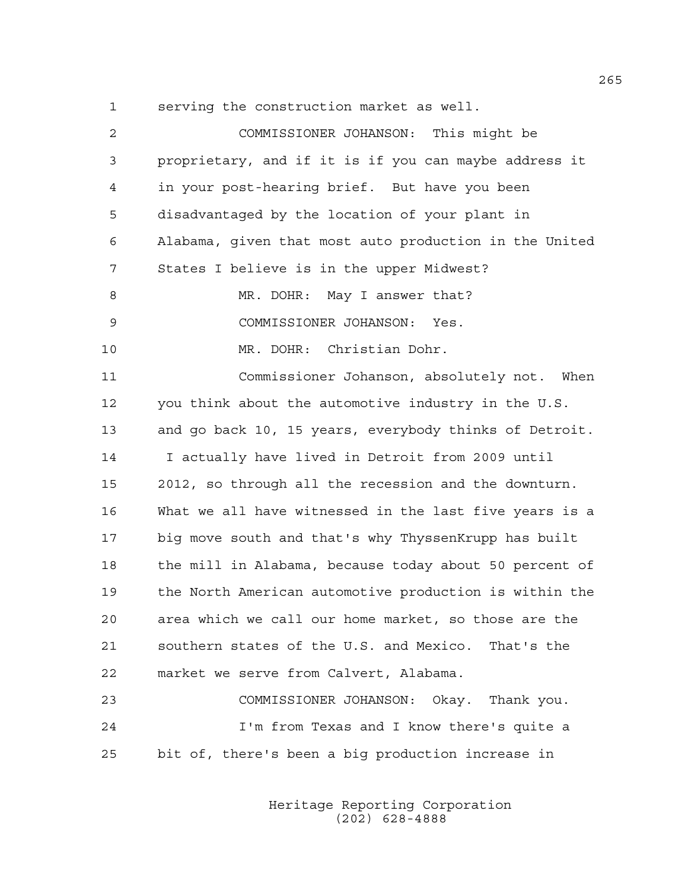serving the construction market as well.

COMMISSIONER JOHANSON: This might be proprietary, and if it is if you can maybe address it in your post-hearing brief. But have you been disadvantaged by the location of your plant in Alabama, given that most auto production in the United States I believe is in the upper Midwest?

MR. DOHR: May I answer that?

COMMISSIONER JOHANSON: Yes.

MR. DOHR: Christian Dohr.

Commissioner Johanson, absolutely not. When you think about the automotive industry in the U.S. and go back 10, 15 years, everybody thinks of Detroit. I actually have lived in Detroit from 2009 until 2012, so through all the recession and the downturn. What we all have witnessed in the last five years is a big move south and that's why ThyssenKrupp has built the mill in Alabama, because today about 50 percent of the North American automotive production is within the area which we call our home market, so those are the southern states of the U.S. and Mexico. That's the market we serve from Calvert, Alabama.

COMMISSIONER JOHANSON: Okay. Thank you.

I'm from Texas and I know there's quite a bit of, there's been a big production increase in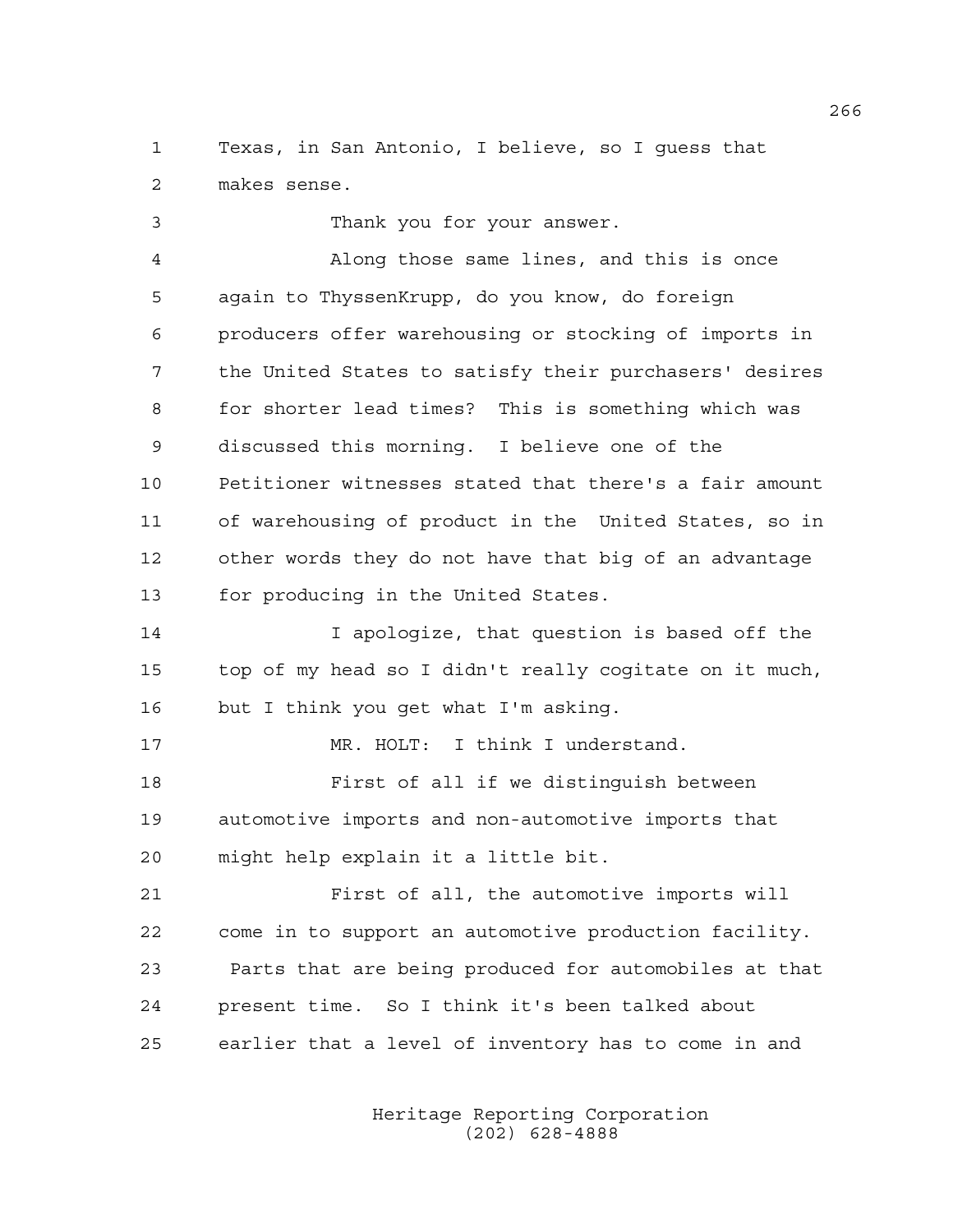Texas, in San Antonio, I believe, so I guess that makes sense.

Thank you for your answer.

Along those same lines, and this is once again to ThyssenKrupp, do you know, do foreign producers offer warehousing or stocking of imports in the United States to satisfy their purchasers' desires for shorter lead times? This is something which was discussed this morning. I believe one of the Petitioner witnesses stated that there's a fair amount of warehousing of product in the United States, so in other words they do not have that big of an advantage for producing in the United States.

I apologize, that question is based off the top of my head so I didn't really cogitate on it much, but I think you get what I'm asking.

MR. HOLT: I think I understand.

First of all if we distinguish between automotive imports and non-automotive imports that might help explain it a little bit.

First of all, the automotive imports will come in to support an automotive production facility. Parts that are being produced for automobiles at that present time. So I think it's been talked about earlier that a level of inventory has to come in and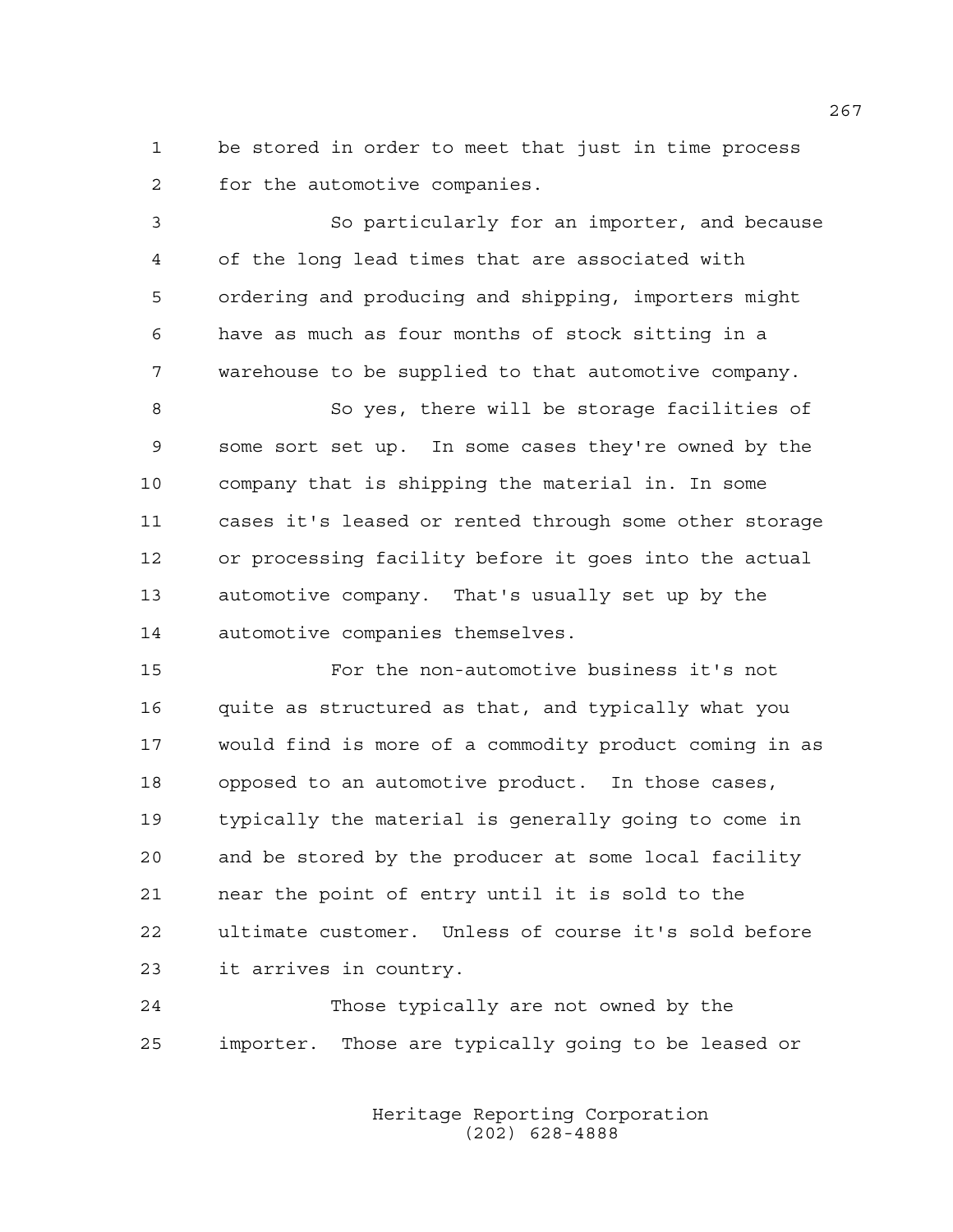be stored in order to meet that just in time process for the automotive companies.

So particularly for an importer, and because of the long lead times that are associated with ordering and producing and shipping, importers might have as much as four months of stock sitting in a warehouse to be supplied to that automotive company.

So yes, there will be storage facilities of some sort set up. In some cases they're owned by the company that is shipping the material in. In some cases it's leased or rented through some other storage or processing facility before it goes into the actual automotive company. That's usually set up by the automotive companies themselves.

For the non-automotive business it's not quite as structured as that, and typically what you would find is more of a commodity product coming in as opposed to an automotive product. In those cases, typically the material is generally going to come in and be stored by the producer at some local facility near the point of entry until it is sold to the ultimate customer. Unless of course it's sold before it arrives in country.

Those typically are not owned by the importer. Those are typically going to be leased or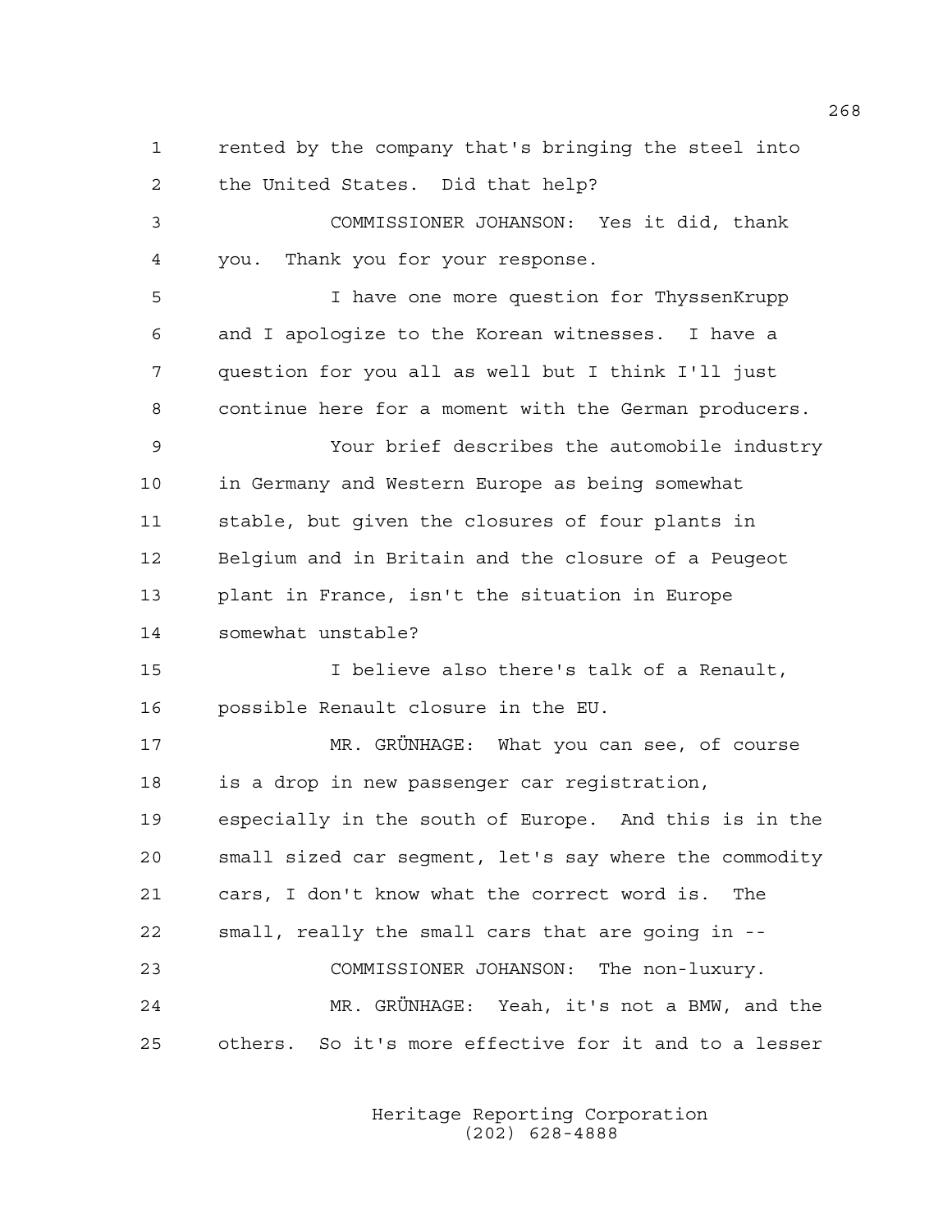rented by the company that's bringing the steel into the United States. Did that help?

COMMISSIONER JOHANSON: Yes it did, thank you. Thank you for your response.

I have one more question for ThyssenKrupp and I apologize to the Korean witnesses. I have a question for you all as well but I think I'll just continue here for a moment with the German producers.

Your brief describes the automobile industry in Germany and Western Europe as being somewhat stable, but given the closures of four plants in Belgium and in Britain and the closure of a Peugeot plant in France, isn't the situation in Europe somewhat unstable?

I believe also there's talk of a Renault, possible Renault closure in the EU.

MR. GRÜNHAGE: What you can see, of course is a drop in new passenger car registration, especially in the south of Europe. And this is in the small sized car segment, let's say where the commodity cars, I don't know what the correct word is. The small, really the small cars that are going in --

COMMISSIONER JOHANSON: The non-luxury.

MR. GRÜNHAGE: Yeah, it's not a BMW, and the others. So it's more effective for it and to a lesser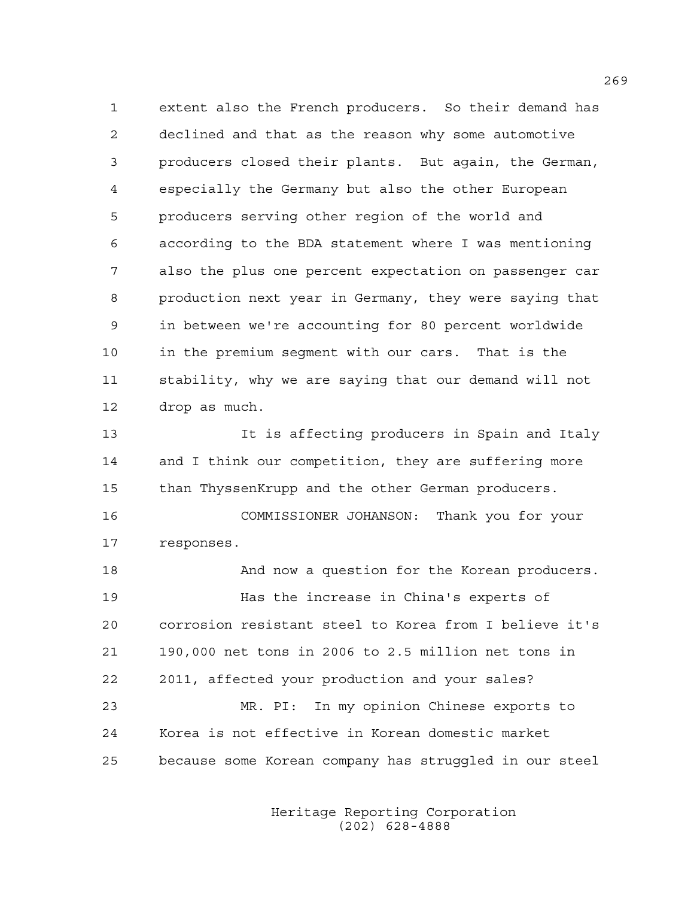extent also the French producers. So their demand has declined and that as the reason why some automotive producers closed their plants. But again, the German, especially the Germany but also the other European producers serving other region of the world and according to the BDA statement where I was mentioning also the plus one percent expectation on passenger car production next year in Germany, they were saying that in between we're accounting for 80 percent worldwide in the premium segment with our cars. That is the stability, why we are saying that our demand will not drop as much.

It is affecting producers in Spain and Italy and I think our competition, they are suffering more than ThyssenKrupp and the other German producers.

COMMISSIONER JOHANSON: Thank you for your responses.

And now a question for the Korean producers.

Has the increase in China's experts of corrosion resistant steel to Korea from I believe it's 190,000 net tons in 2006 to 2.5 million net tons in 2011, affected your production and your sales?

MR. PI: In my opinion Chinese exports to Korea is not effective in Korean domestic market because some Korean company has struggled in our steel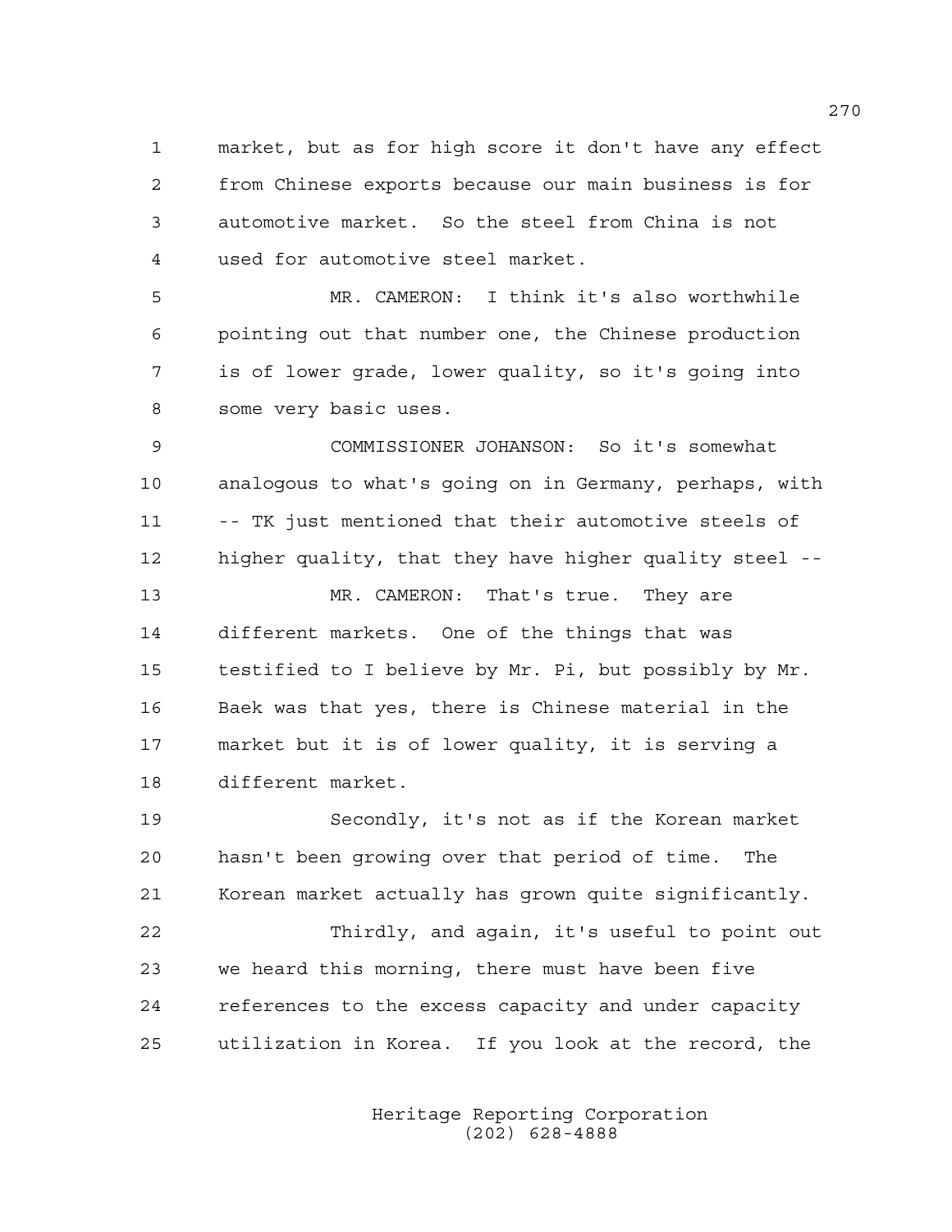market, but as for high score it don't have any effect from Chinese exports because our main business is for automotive market. So the steel from China is not used for automotive steel market.

MR. CAMERON: I think it's also worthwhile pointing out that number one, the Chinese production is of lower grade, lower quality, so it's going into some very basic uses.

COMMISSIONER JOHANSON: So it's somewhat analogous to what's going on in Germany, perhaps, with -- TK just mentioned that their automotive steels of higher quality, that they have higher quality steel --

MR. CAMERON: That's true. They are different markets. One of the things that was testified to I believe by Mr. Pi, but possibly by Mr. Baek was that yes, there is Chinese material in the market but it is of lower quality, it is serving a different market.

Secondly, it's not as if the Korean market hasn't been growing over that period of time. The Korean market actually has grown quite significantly.

Thirdly, and again, it's useful to point out we heard this morning, there must have been five references to the excess capacity and under capacity utilization in Korea. If you look at the record, the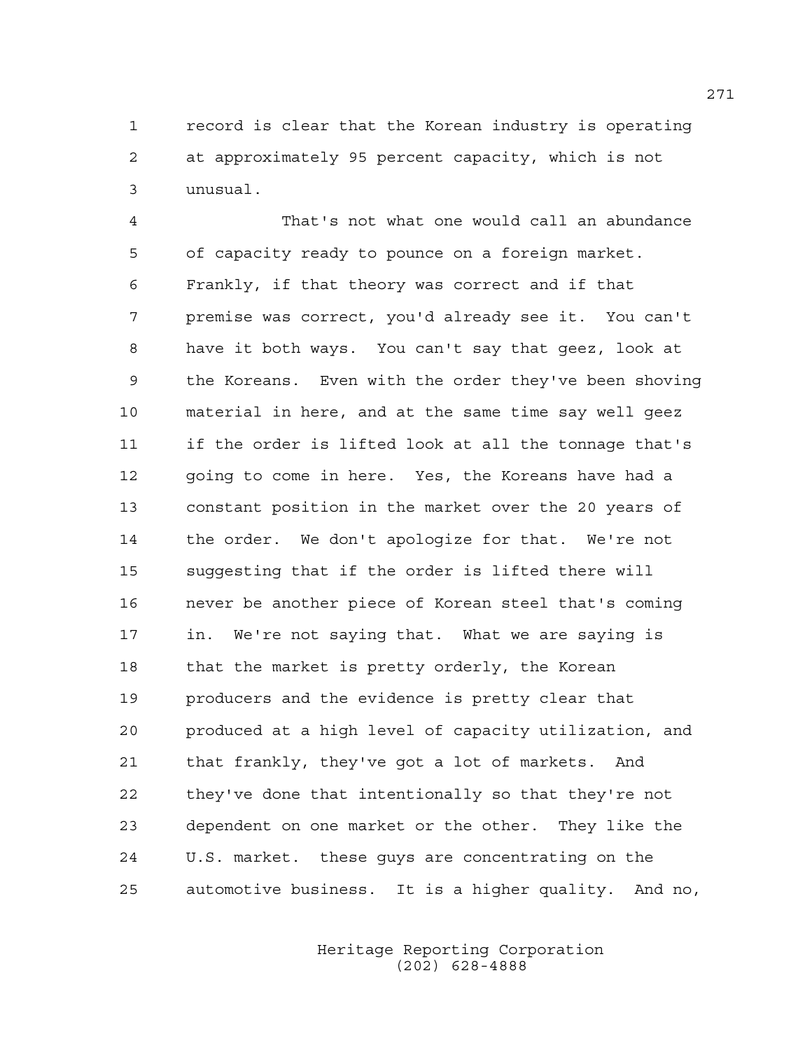record is clear that the Korean industry is operating at approximately 95 percent capacity, which is not unusual.

That's not what one would call an abundance of capacity ready to pounce on a foreign market. Frankly, if that theory was correct and if that premise was correct, you'd already see it. You can't have it both ways. You can't say that geez, look at the Koreans. Even with the order they've been shoving material in here, and at the same time say well geez if the order is lifted look at all the tonnage that's going to come in here. Yes, the Koreans have had a constant position in the market over the 20 years of the order. We don't apologize for that. We're not suggesting that if the order is lifted there will never be another piece of Korean steel that's coming in. We're not saying that. What we are saying is that the market is pretty orderly, the Korean producers and the evidence is pretty clear that produced at a high level of capacity utilization, and that frankly, they've got a lot of markets. And they've done that intentionally so that they're not dependent on one market or the other. They like the U.S. market. these guys are concentrating on the automotive business. It is a higher quality. And no,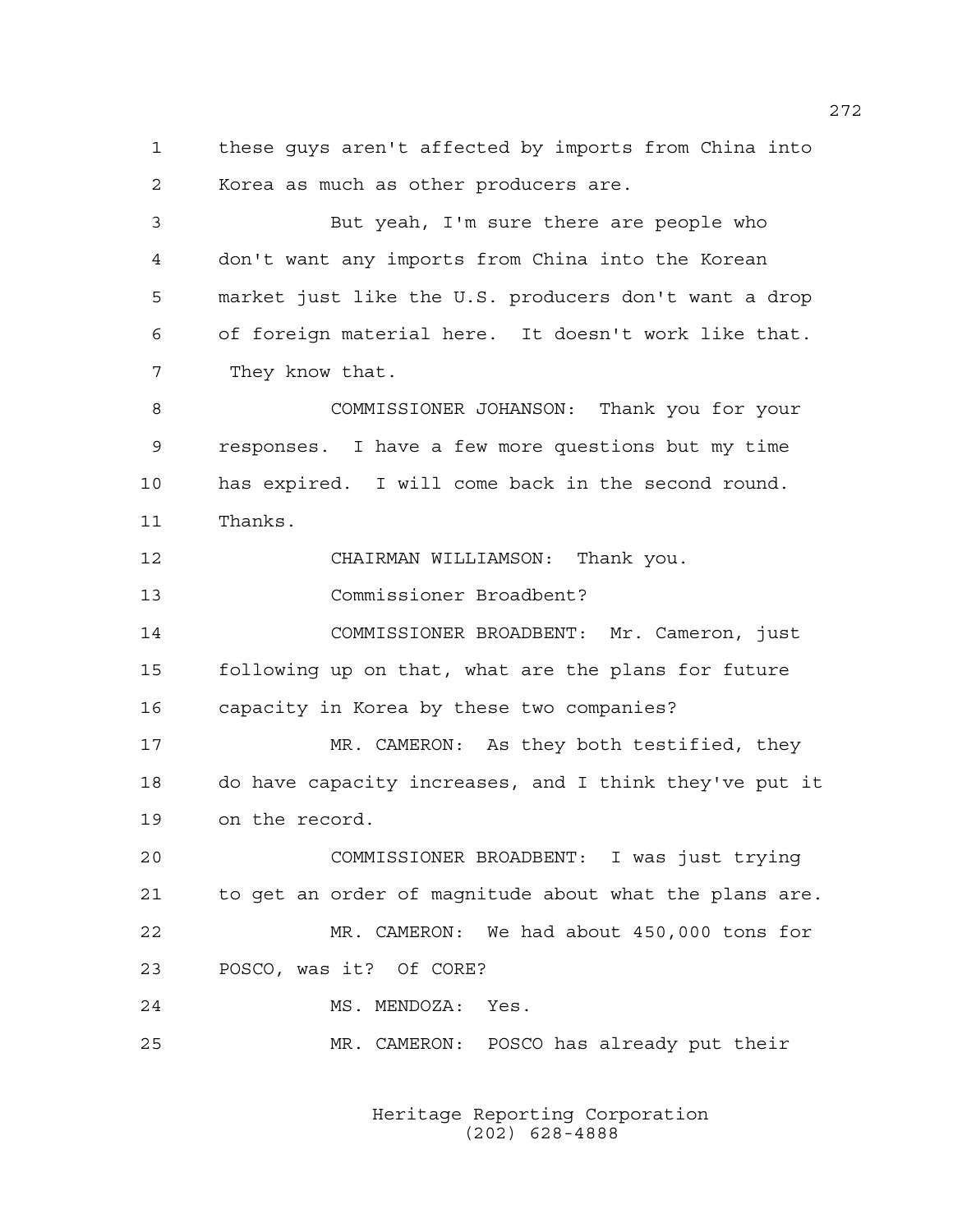these guys aren't affected by imports from China into Korea as much as other producers are.

But yeah, I'm sure there are people who don't want any imports from China into the Korean market just like the U.S. producers don't want a drop of foreign material here. It doesn't work like that. They know that.

COMMISSIONER JOHANSON: Thank you for your responses. I have a few more questions but my time has expired. I will come back in the second round. Thanks.

CHAIRMAN WILLIAMSON: Thank you.

Commissioner Broadbent?

COMMISSIONER BROADBENT: Mr. Cameron, just following up on that, what are the plans for future capacity in Korea by these two companies?

MR. CAMERON: As they both testified, they do have capacity increases, and I think they've put it on the record.

COMMISSIONER BROADBENT: I was just trying to get an order of magnitude about what the plans are.

MR. CAMERON: We had about 450,000 tons for POSCO, was it? Of CORE?

MS. MENDOZA: Yes.

MR. CAMERON: POSCO has already put their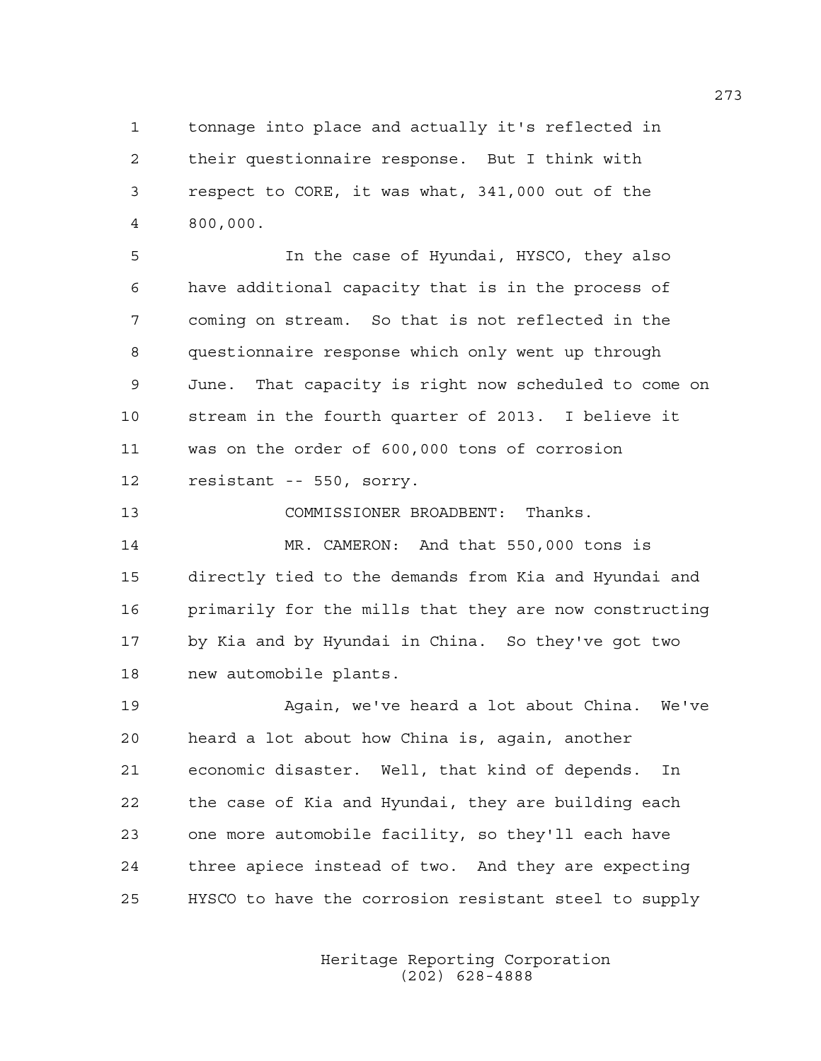tonnage into place and actually it's reflected in their questionnaire response. But I think with respect to CORE, it was what, 341,000 out of the 800,000.

In the case of Hyundai, HYSCO, they also have additional capacity that is in the process of coming on stream. So that is not reflected in the questionnaire response which only went up through June. That capacity is right now scheduled to come on stream in the fourth quarter of 2013. I believe it was on the order of 600,000 tons of corrosion resistant -- 550, sorry.

COMMISSIONER BROADBENT: Thanks.

MR. CAMERON: And that 550,000 tons is directly tied to the demands from Kia and Hyundai and primarily for the mills that they are now constructing by Kia and by Hyundai in China. So they've got two new automobile plants.

Again, we've heard a lot about China. We've heard a lot about how China is, again, another economic disaster. Well, that kind of depends. In the case of Kia and Hyundai, they are building each one more automobile facility, so they'll each have three apiece instead of two. And they are expecting HYSCO to have the corrosion resistant steel to supply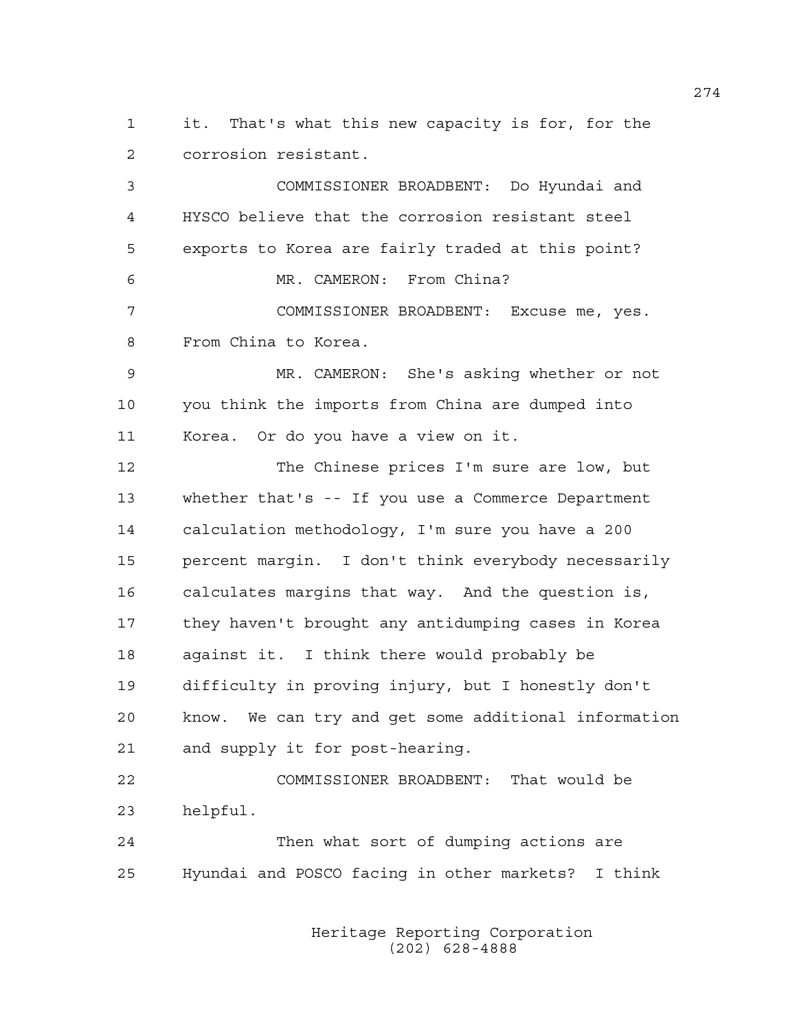1 it. That's what this new capacity is for, for the
2 corrosion resistant.

3 COMMISSIONER BROADBENT: Do Hyundai and
4 HYSCO believe that the corrosion resistant steel
5 exports to Korea are fairly traded at this point?

6 MR. CAMERON: From China?

7 COMMISSIONER BROADBENT: Excuse me, yes.
8 From China to Korea.

9 MR. CAMERON: She's asking whether or not
10 you think the imports from China are dumped into
11 Korea. Or do you have a view on it.

12 The Chinese prices I'm sure are low, but
13 whether that's -- If you use a Commerce Department
14 calculation methodology, I'm sure you have a 200
15 percent margin. I don't think everybody necessarily
16 calculates margins that way. And the question is,
17 they haven't brought any antidumping cases in Korea
18 against it. I think there would probably be
19 difficulty in proving injury, but I honestly don't
20 know. We can try and get some additional information
21 and supply it for post-hearing.

22 COMMISSIONER BROADBENT: That would be
23 helpful.

24 Then what sort of dumping actions are
25 Hyundai and POSCO facing in other markets? I think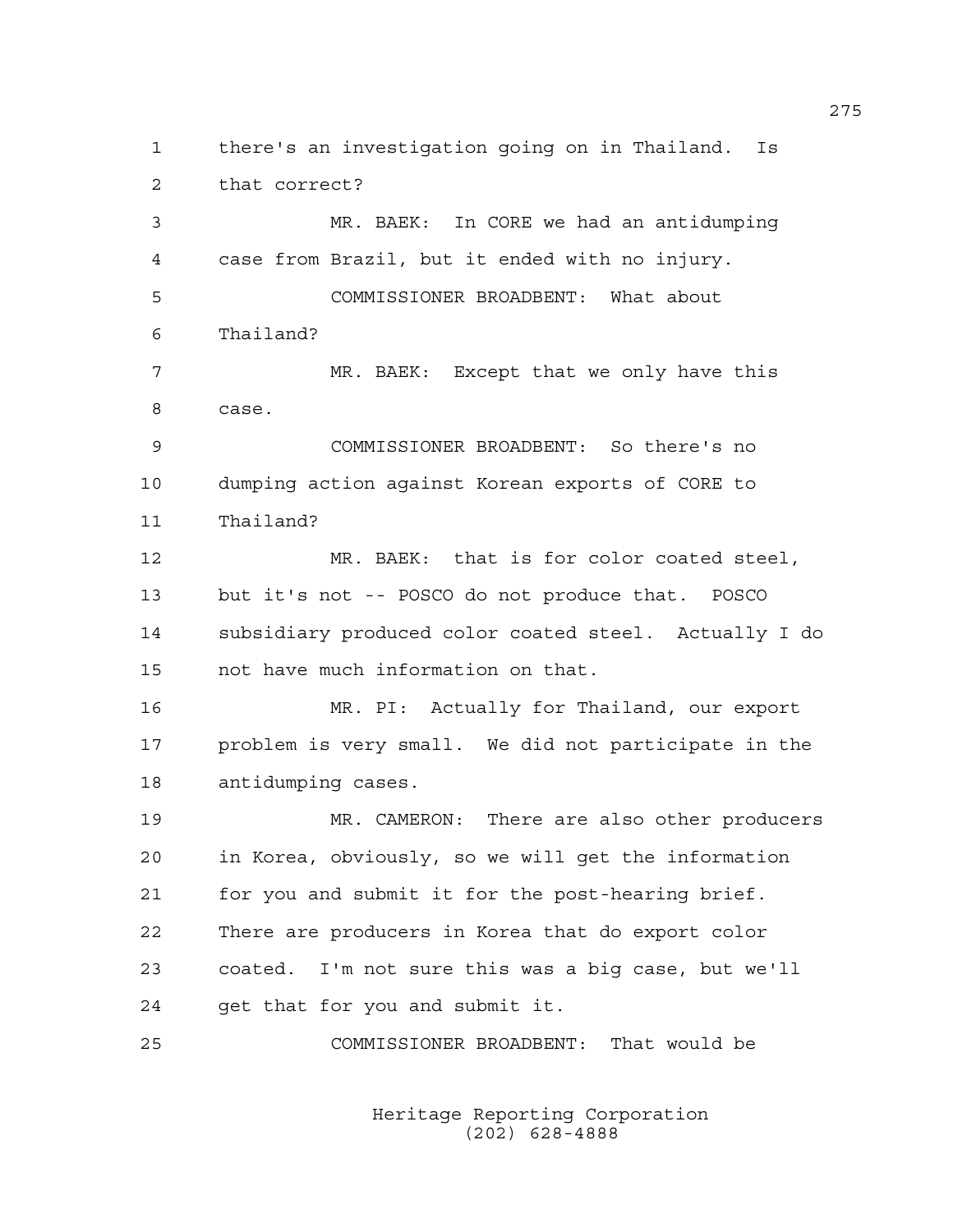there's an investigation going on in Thailand. Is that correct?

MR. BAEK: In CORE we had an antidumping case from Brazil, but it ended with no injury.

COMMISSIONER BROADBENT: What about Thailand?

MR. BAEK: Except that we only have this case.

COMMISSIONER BROADBENT: So there's no dumping action against Korean exports of CORE to Thailand?

MR. BAEK: that is for color coated steel, but it's not -- POSCO do not produce that. POSCO subsidiary produced color coated steel. Actually I do not have much information on that.

MR. PI: Actually for Thailand, our export problem is very small. We did not participate in the antidumping cases.

MR. CAMERON: There are also other producers in Korea, obviously, so we will get the information for you and submit it for the post-hearing brief. There are producers in Korea that do export color coated. I'm not sure this was a big case, but we'll get that for you and submit it.

COMMISSIONER BROADBENT: That would be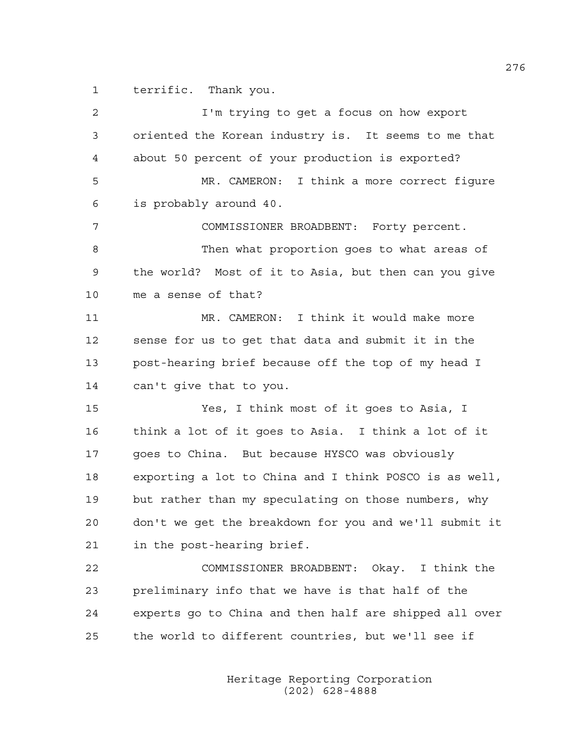terrific. Thank you.

I'm trying to get a focus on how export oriented the Korean industry is. It seems to me that about 50 percent of your production is exported?

MR. CAMERON: I think a more correct figure is probably around 40.

COMMISSIONER BROADBENT: Forty percent.

Then what proportion goes to what areas of the world? Most of it to Asia, but then can you give me a sense of that?

MR. CAMERON: I think it would make more sense for us to get that data and submit it in the post-hearing brief because off the top of my head I can't give that to you.

Yes, I think most of it goes to Asia, I think a lot of it goes to Asia. I think a lot of it goes to China. But because HYSCO was obviously exporting a lot to China and I think POSCO is as well, but rather than my speculating on those numbers, why don't we get the breakdown for you and we'll submit it in the post-hearing brief.

COMMISSIONER BROADBENT: Okay. I think the preliminary info that we have is that half of the experts go to China and then half are shipped all over the world to different countries, but we'll see if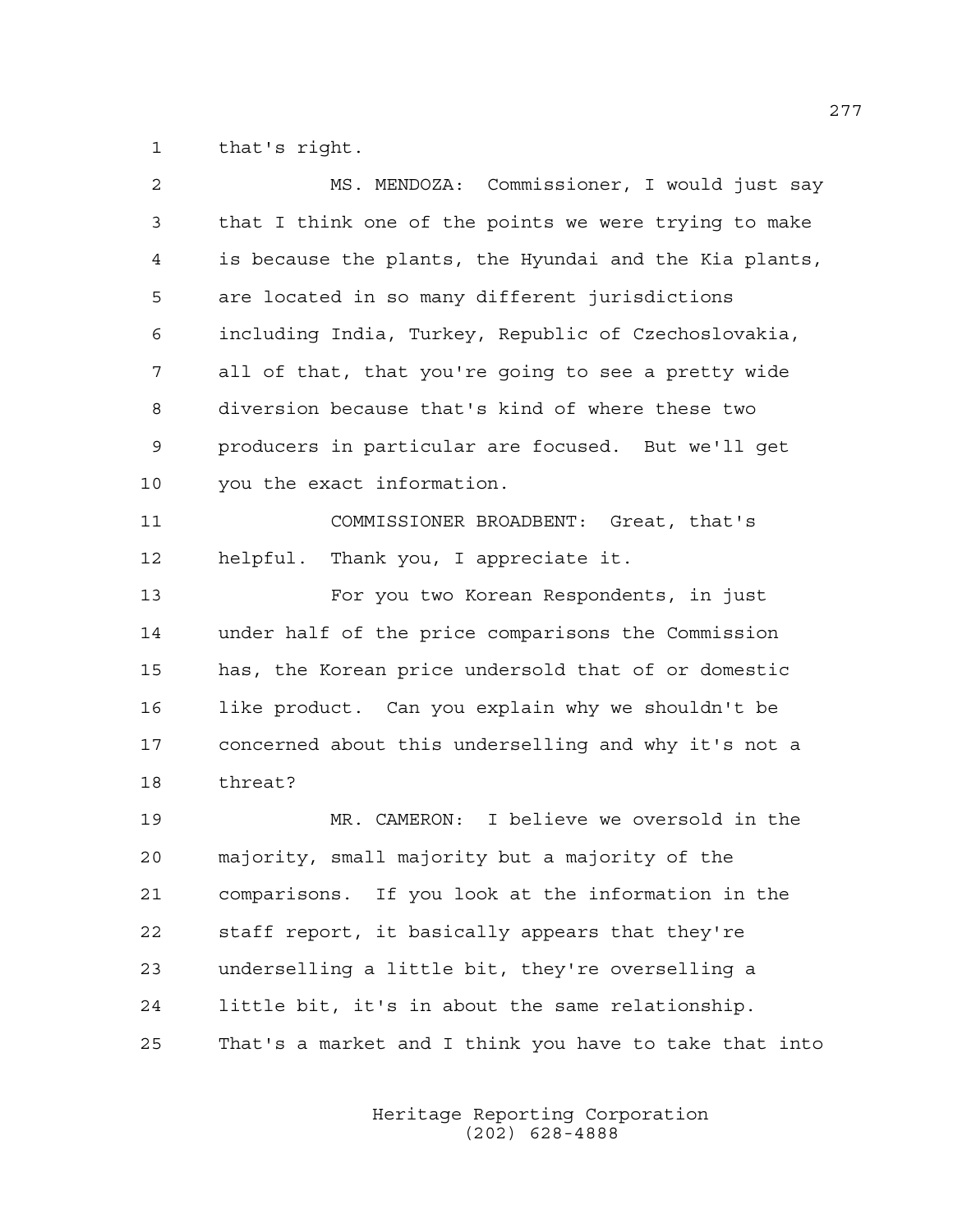that's right.

MS. MENDOZA: Commissioner, I would just say that I think one of the points we were trying to make is because the plants, the Hyundai and the Kia plants, are located in so many different jurisdictions including India, Turkey, Republic of Czechoslovakia, all of that, that you're going to see a pretty wide diversion because that's kind of where these two producers in particular are focused. But we'll get you the exact information.

COMMISSIONER BROADBENT: Great, that's helpful. Thank you, I appreciate it.

For you two Korean Respondents, in just under half of the price comparisons the Commission has, the Korean price undersold that of or domestic like product. Can you explain why we shouldn't be concerned about this underselling and why it's not a threat?

MR. CAMERON: I believe we oversold in the majority, small majority but a majority of the comparisons. If you look at the information in the staff report, it basically appears that they're underselling a little bit, they're overselling a little bit, it's in about the same relationship. That's a market and I think you have to take that into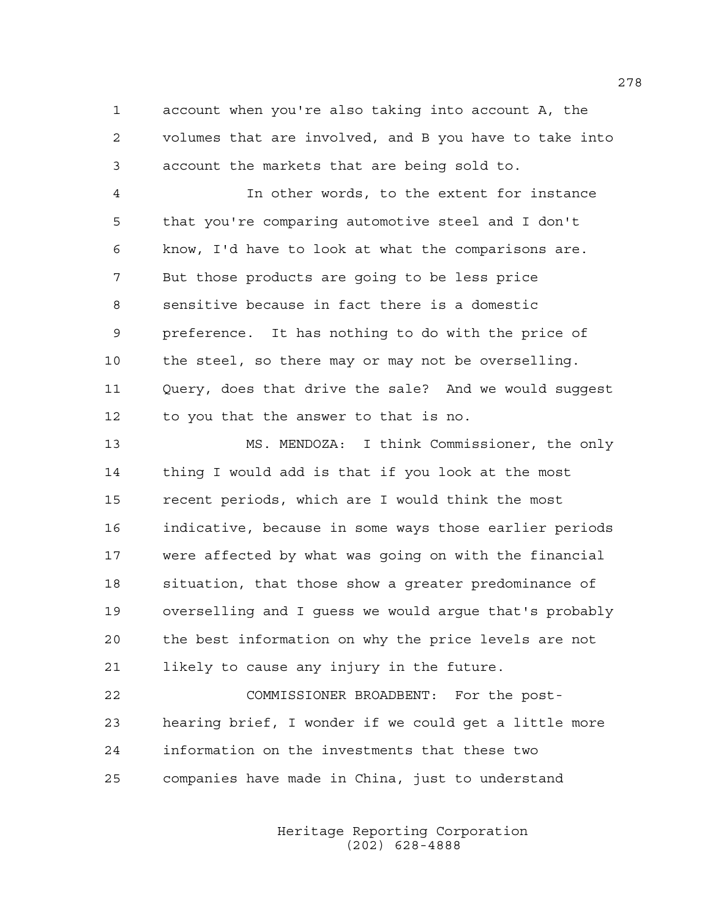account when you're also taking into account A, the volumes that are involved, and B you have to take into account the markets that are being sold to.

In other words, to the extent for instance that you're comparing automotive steel and I don't know, I'd have to look at what the comparisons are. But those products are going to be less price sensitive because in fact there is a domestic preference. It has nothing to do with the price of the steel, so there may or may not be overselling. Query, does that drive the sale? And we would suggest to you that the answer to that is no.

MS. MENDOZA: I think Commissioner, the only thing I would add is that if you look at the most recent periods, which are I would think the most indicative, because in some ways those earlier periods were affected by what was going on with the financial situation, that those show a greater predominance of overselling and I guess we would argue that's probably the best information on why the price levels are not likely to cause any injury in the future.

COMMISSIONER BROADBENT: For the post-hearing brief, I wonder if we could get a little more information on the investments that these two companies have made in China, just to understand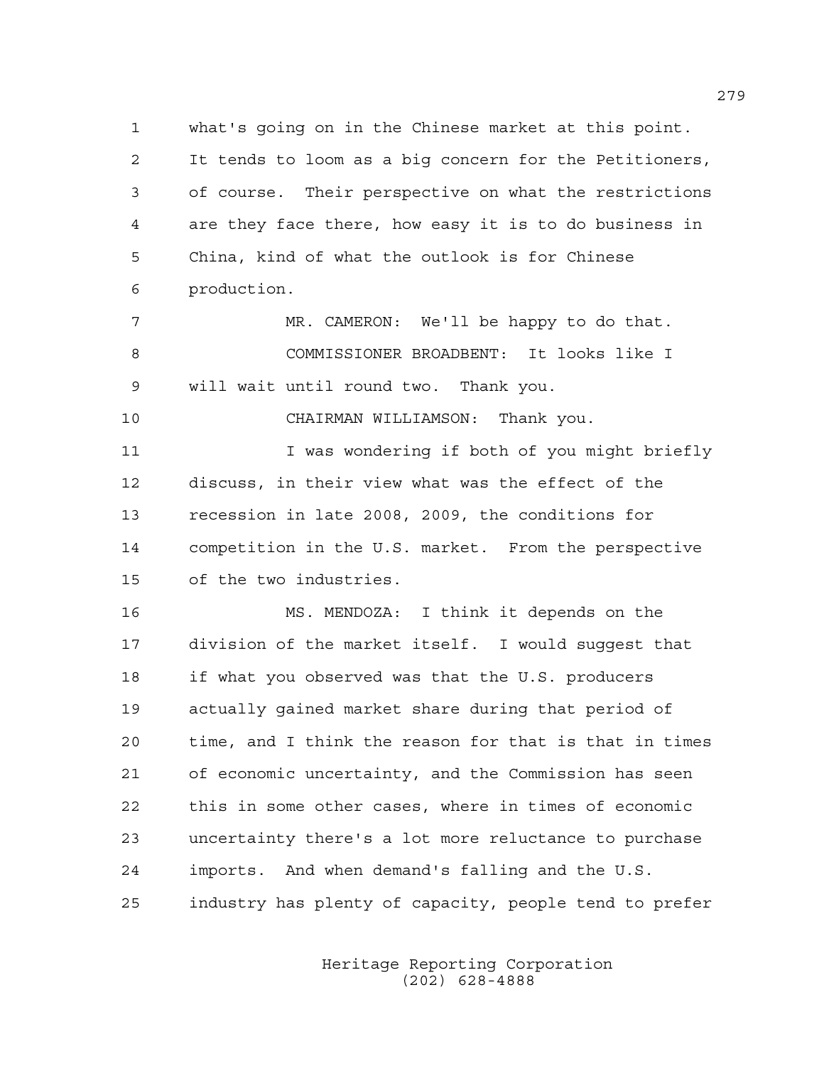what's going on in the Chinese market at this point. It tends to loom as a big concern for the Petitioners, of course. Their perspective on what the restrictions are they face there, how easy it is to do business in China, kind of what the outlook is for Chinese production.

MR. CAMERON: We'll be happy to do that.

COMMISSIONER BROADBENT: It looks like I will wait until round two. Thank you.

CHAIRMAN WILLIAMSON: Thank you.

I was wondering if both of you might briefly discuss, in their view what was the effect of the recession in late 2008, 2009, the conditions for competition in the U.S. market. From the perspective of the two industries.

MS. MENDOZA: I think it depends on the division of the market itself. I would suggest that if what you observed was that the U.S. producers actually gained market share during that period of time, and I think the reason for that is that in times of economic uncertainty, and the Commission has seen this in some other cases, where in times of economic uncertainty there's a lot more reluctance to purchase imports. And when demand's falling and the U.S. industry has plenty of capacity, people tend to prefer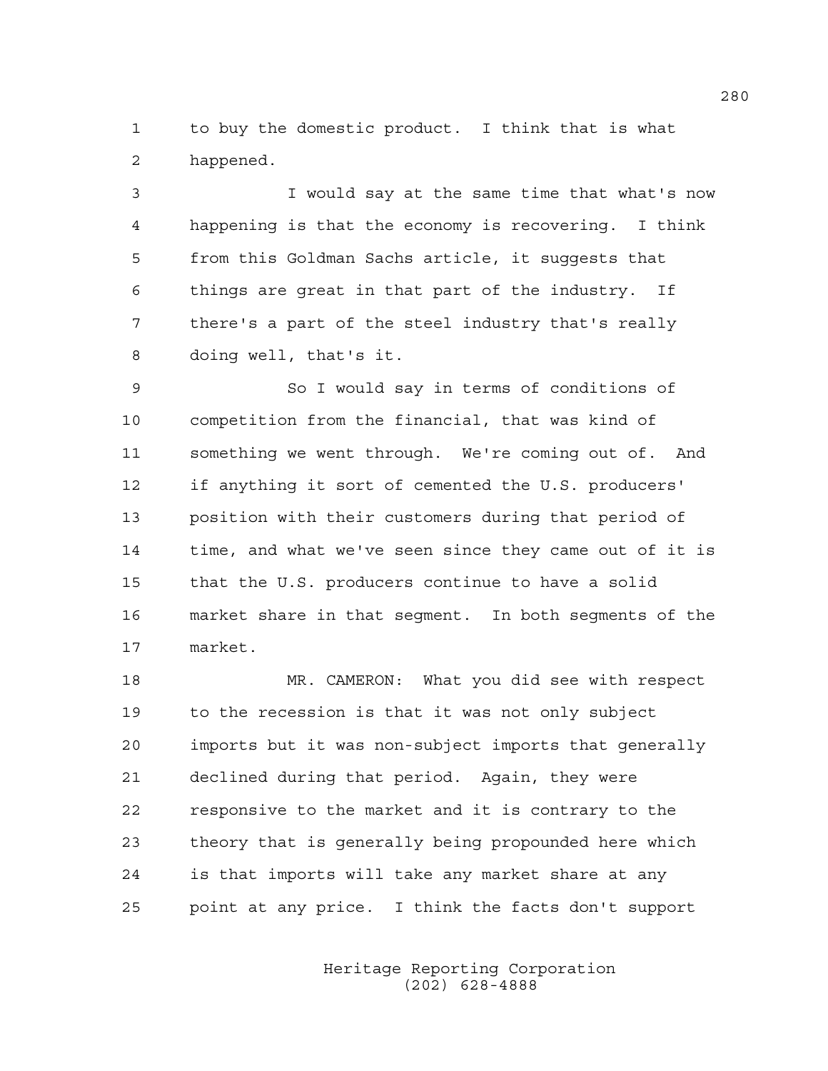to buy the domestic product. I think that is what happened.

I would say at the same time that what's now happening is that the economy is recovering. I think from this Goldman Sachs article, it suggests that things are great in that part of the industry. If there's a part of the steel industry that's really doing well, that's it.

So I would say in terms of conditions of competition from the financial, that was kind of something we went through. We're coming out of. And if anything it sort of cemented the U.S. producers' position with their customers during that period of time, and what we've seen since they came out of it is that the U.S. producers continue to have a solid market share in that segment. In both segments of the market.

MR. CAMERON: What you did see with respect to the recession is that it was not only subject imports but it was non-subject imports that generally declined during that period. Again, they were responsive to the market and it is contrary to the theory that is generally being propounded here which is that imports will take any market share at any point at any price. I think the facts don't support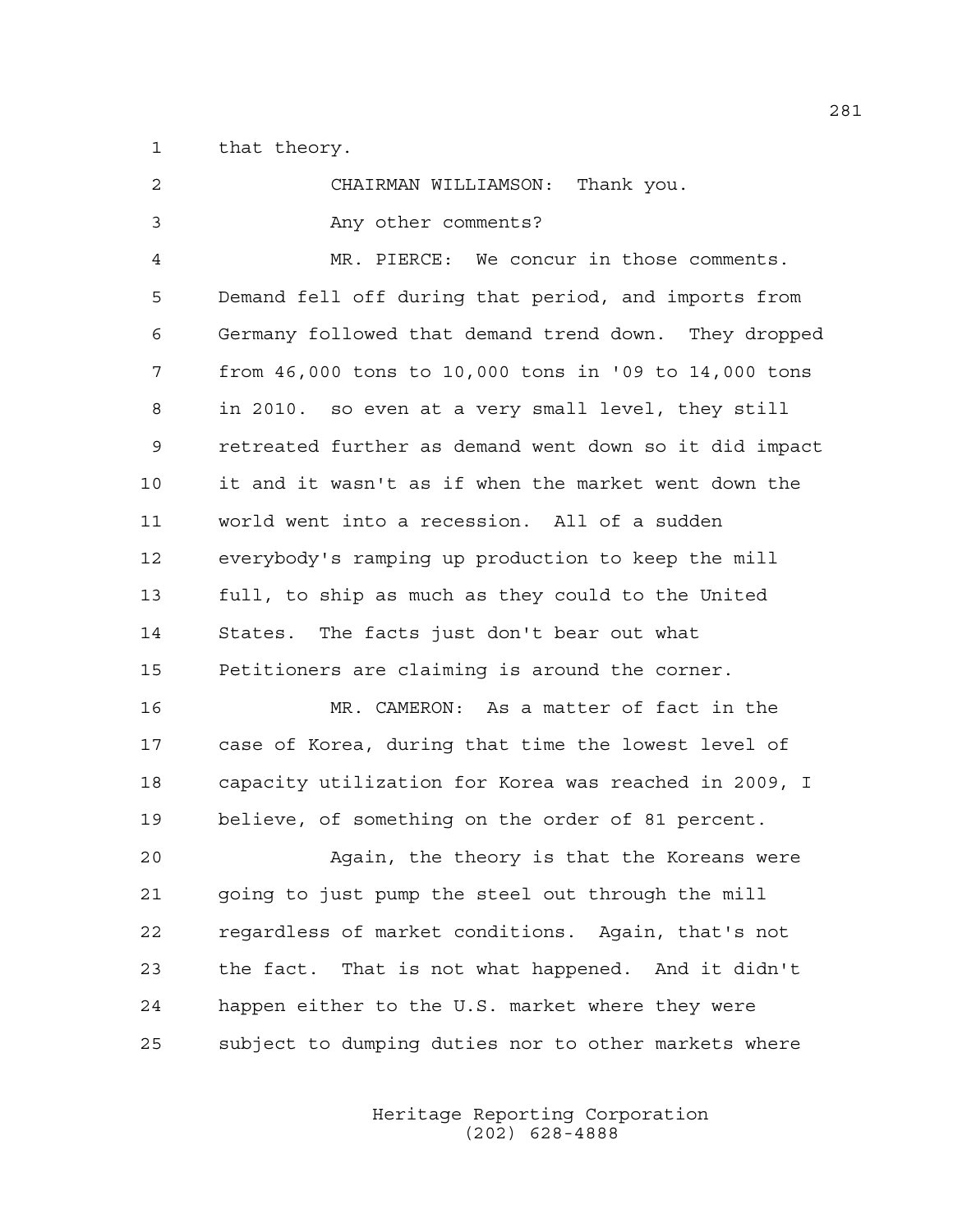that theory.

CHAIRMAN WILLIAMSON: Thank you.

Any other comments?

MR. PIERCE: We concur in those comments. Demand fell off during that period, and imports from Germany followed that demand trend down. They dropped from 46,000 tons to 10,000 tons in '09 to 14,000 tons in 2010. so even at a very small level, they still retreated further as demand went down so it did impact it and it wasn't as if when the market went down the world went into a recession. All of a sudden everybody's ramping up production to keep the mill full, to ship as much as they could to the United States. The facts just don't bear out what Petitioners are claiming is around the corner.

MR. CAMERON: As a matter of fact in the case of Korea, during that time the lowest level of capacity utilization for Korea was reached in 2009, I believe, of something on the order of 81 percent.

Again, the theory is that the Koreans were going to just pump the steel out through the mill regardless of market conditions. Again, that's not the fact. That is not what happened. And it didn't happen either to the U.S. market where they were subject to dumping duties nor to other markets where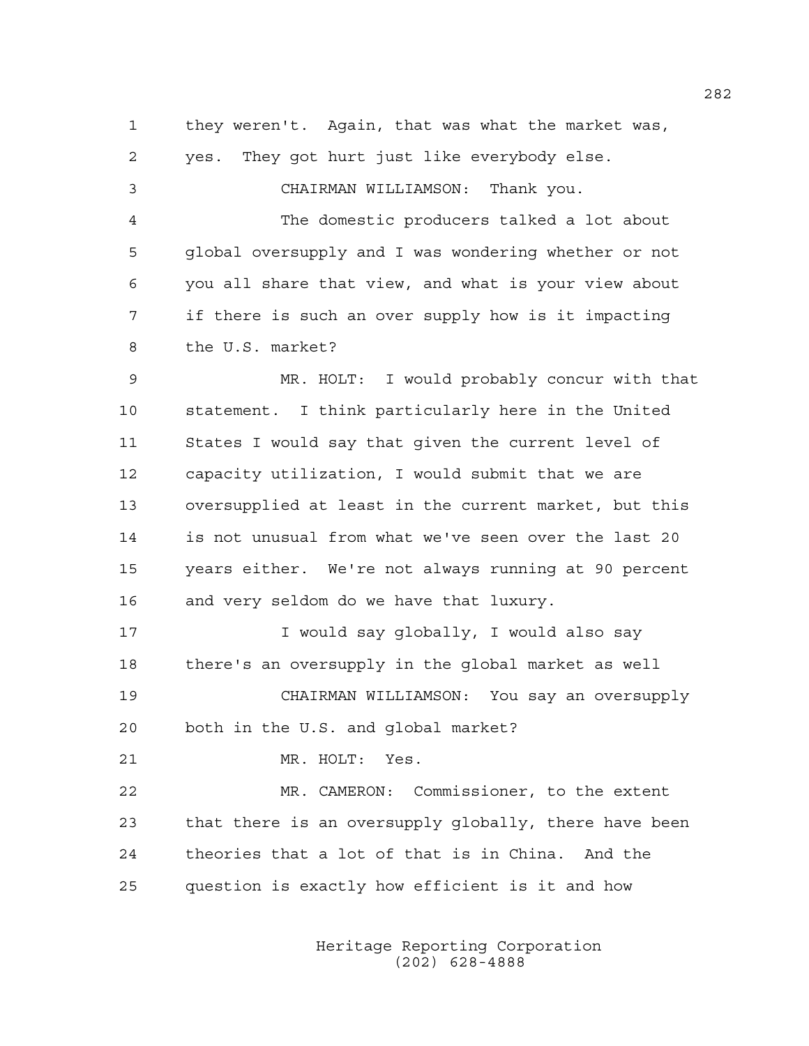they weren't. Again, that was what the market was, yes. They got hurt just like everybody else.

CHAIRMAN WILLIAMSON: Thank you.

The domestic producers talked a lot about global oversupply and I was wondering whether or not you all share that view, and what is your view about if there is such an over supply how is it impacting the U.S. market?

MR. HOLT: I would probably concur with that statement. I think particularly here in the United States I would say that given the current level of capacity utilization, I would submit that we are oversupplied at least in the current market, but this is not unusual from what we've seen over the last 20 years either. We're not always running at 90 percent and very seldom do we have that luxury.

I would say globally, I would also say there's an oversupply in the global market as well

CHAIRMAN WILLIAMSON: You say an oversupply both in the U.S. and global market?

MR. HOLT: Yes.

MR. CAMERON: Commissioner, to the extent that there is an oversupply globally, there have been theories that a lot of that is in China. And the question is exactly how efficient is it and how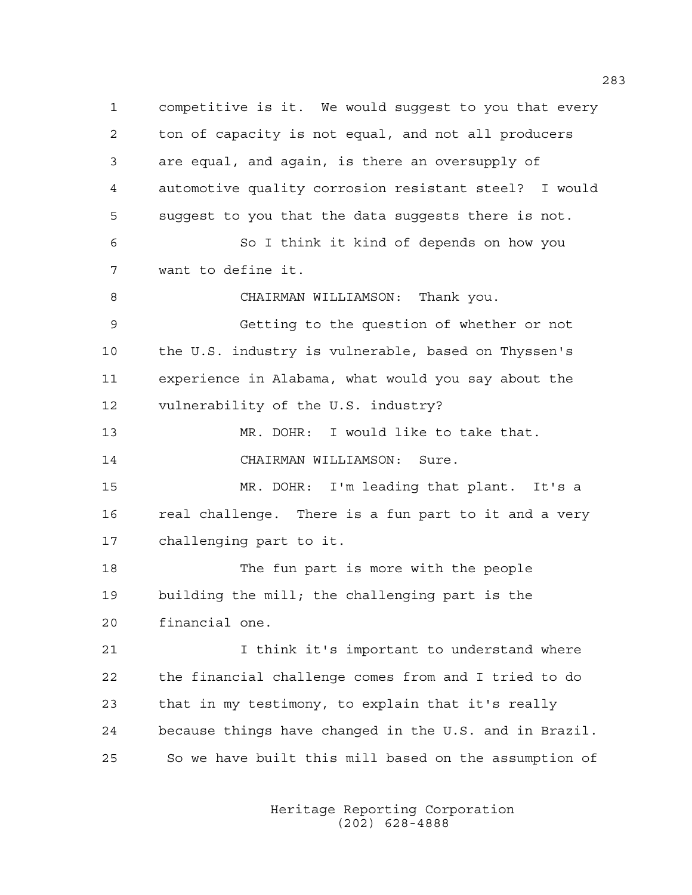competitive is it. We would suggest to you that every ton of capacity is not equal, and not all producers are equal, and again, is there an oversupply of automotive quality corrosion resistant steel? I would suggest to you that the data suggests there is not.

So I think it kind of depends on how you want to define it.

CHAIRMAN WILLIAMSON: Thank you.

Getting to the question of whether or not the U.S. industry is vulnerable, based on Thyssen's experience in Alabama, what would you say about the vulnerability of the U.S. industry?

MR. DOHR: I would like to take that.

CHAIRMAN WILLIAMSON: Sure.

MR. DOHR: I'm leading that plant. It's a real challenge. There is a fun part to it and a very challenging part to it.

The fun part is more with the people building the mill; the challenging part is the financial one.

I think it's important to understand where the financial challenge comes from and I tried to do that in my testimony, to explain that it's really because things have changed in the U.S. and in Brazil. So we have built this mill based on the assumption of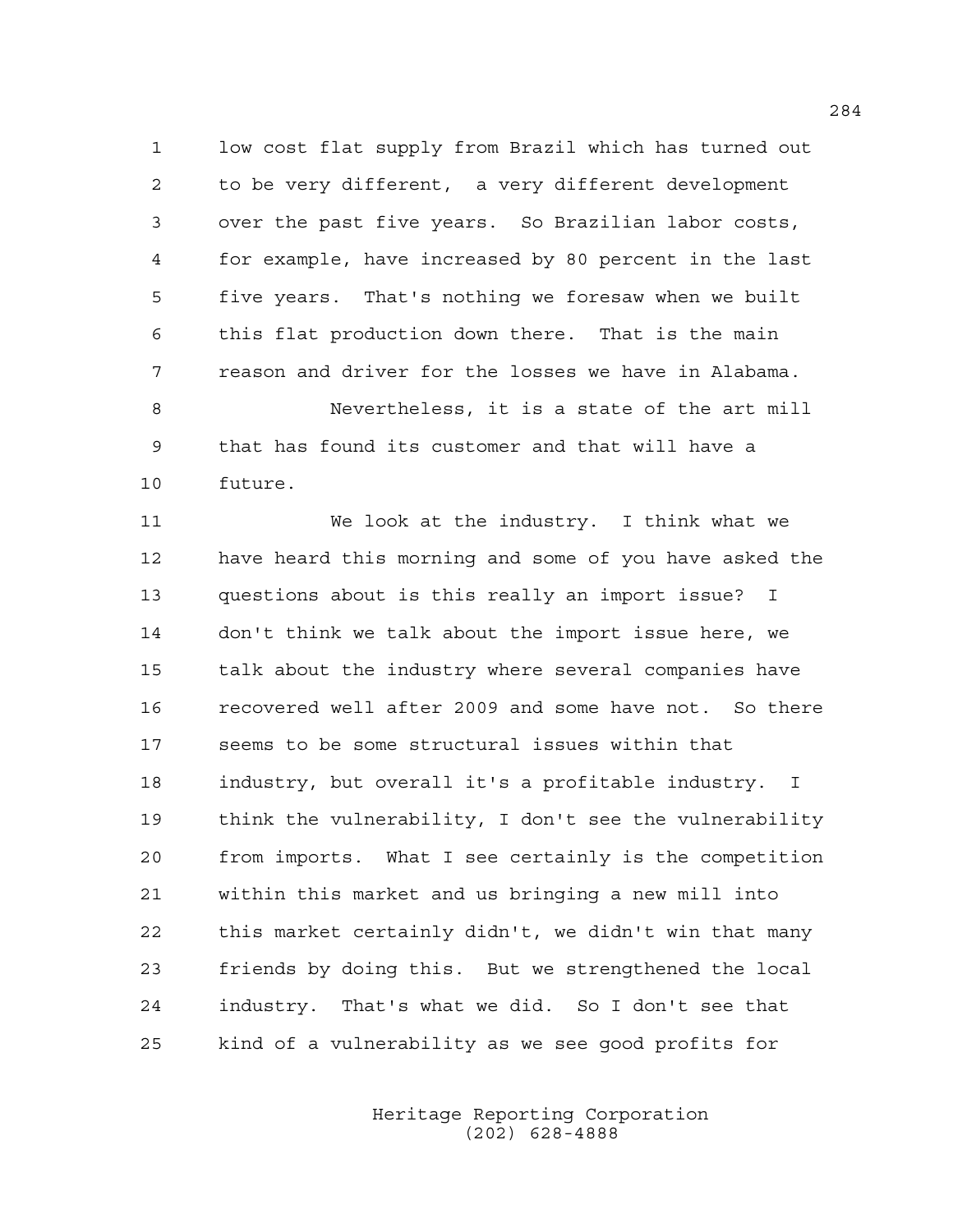low cost flat supply from Brazil which has turned out to be very different, a very different development over the past five years. So Brazilian labor costs, for example, have increased by 80 percent in the last five years. That's nothing we foresaw when we built this flat production down there. That is the main reason and driver for the losses we have in Alabama.

Nevertheless, it is a state of the art mill that has found its customer and that will have a future.

We look at the industry. I think what we have heard this morning and some of you have asked the questions about is this really an import issue? I don't think we talk about the import issue here, we talk about the industry where several companies have recovered well after 2009 and some have not. So there seems to be some structural issues within that industry, but overall it's a profitable industry. I think the vulnerability, I don't see the vulnerability from imports. What I see certainly is the competition within this market and us bringing a new mill into this market certainly didn't, we didn't win that many friends by doing this. But we strengthened the local industry. That's what we did. So I don't see that kind of a vulnerability as we see good profits for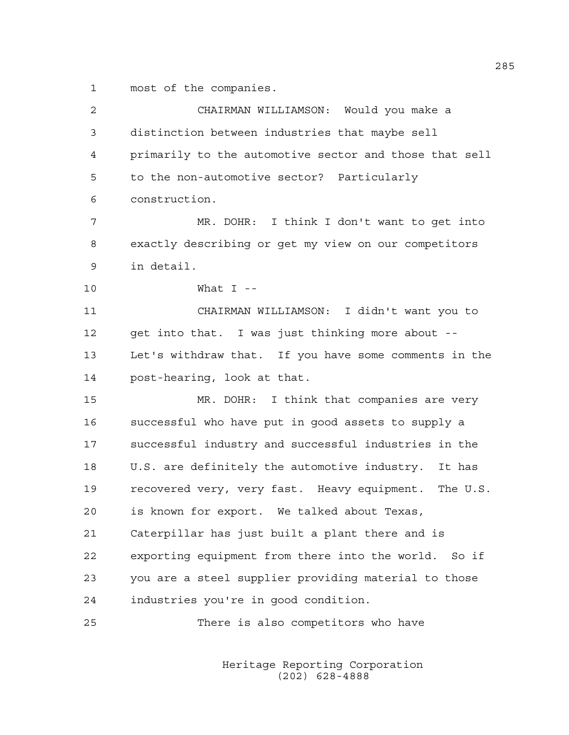most of the companies.

CHAIRMAN WILLIAMSON: Would you make a distinction between industries that maybe sell primarily to the automotive sector and those that sell to the non-automotive sector? Particularly construction.

MR. DOHR: I think I don't want to get into exactly describing or get my view on our competitors in detail.

What I --

CHAIRMAN WILLIAMSON: I didn't want you to get into that. I was just thinking more about -- Let's withdraw that. If you have some comments in the post-hearing, look at that.

MR. DOHR: I think that companies are very successful who have put in good assets to supply a successful industry and successful industries in the U.S. are definitely the automotive industry. It has recovered very, very fast. Heavy equipment. The U.S. is known for export. We talked about Texas, Caterpillar has just built a plant there and is exporting equipment from there into the world. So if you are a steel supplier providing material to those industries you're in good condition.

There is also competitors who have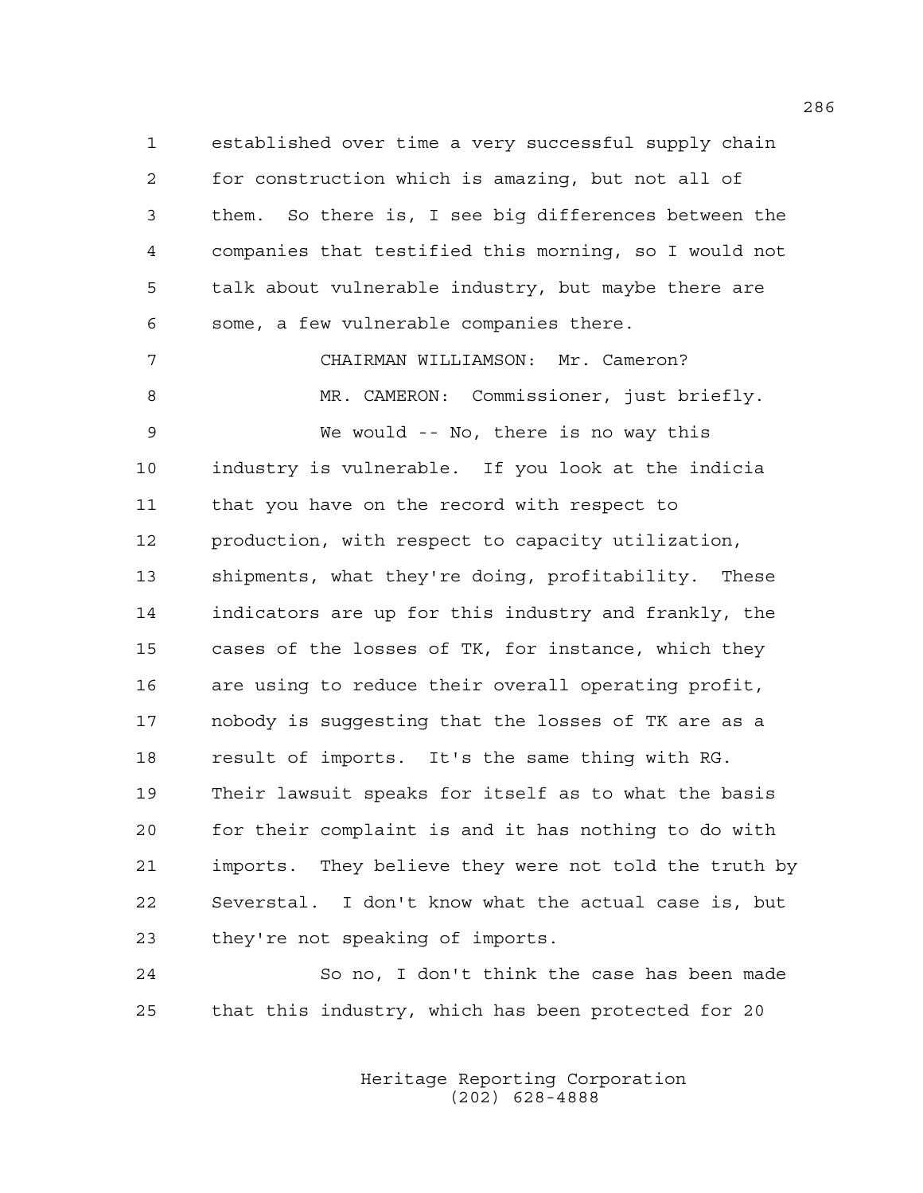established over time a very successful supply chain for construction which is amazing, but not all of them. So there is, I see big differences between the companies that testified this morning, so I would not talk about vulnerable industry, but maybe there are some, a few vulnerable companies there.

CHAIRMAN WILLIAMSON: Mr. Cameron?

MR. CAMERON: Commissioner, just briefly.

We would -- No, there is no way this industry is vulnerable. If you look at the indicia that you have on the record with respect to production, with respect to capacity utilization, shipments, what they're doing, profitability. These indicators are up for this industry and frankly, the cases of the losses of TK, for instance, which they are using to reduce their overall operating profit, nobody is suggesting that the losses of TK are as a result of imports. It's the same thing with RG. Their lawsuit speaks for itself as to what the basis for their complaint is and it has nothing to do with imports. They believe they were not told the truth by Severstal. I don't know what the actual case is, but they're not speaking of imports.

So no, I don't think the case has been made that this industry, which has been protected for 20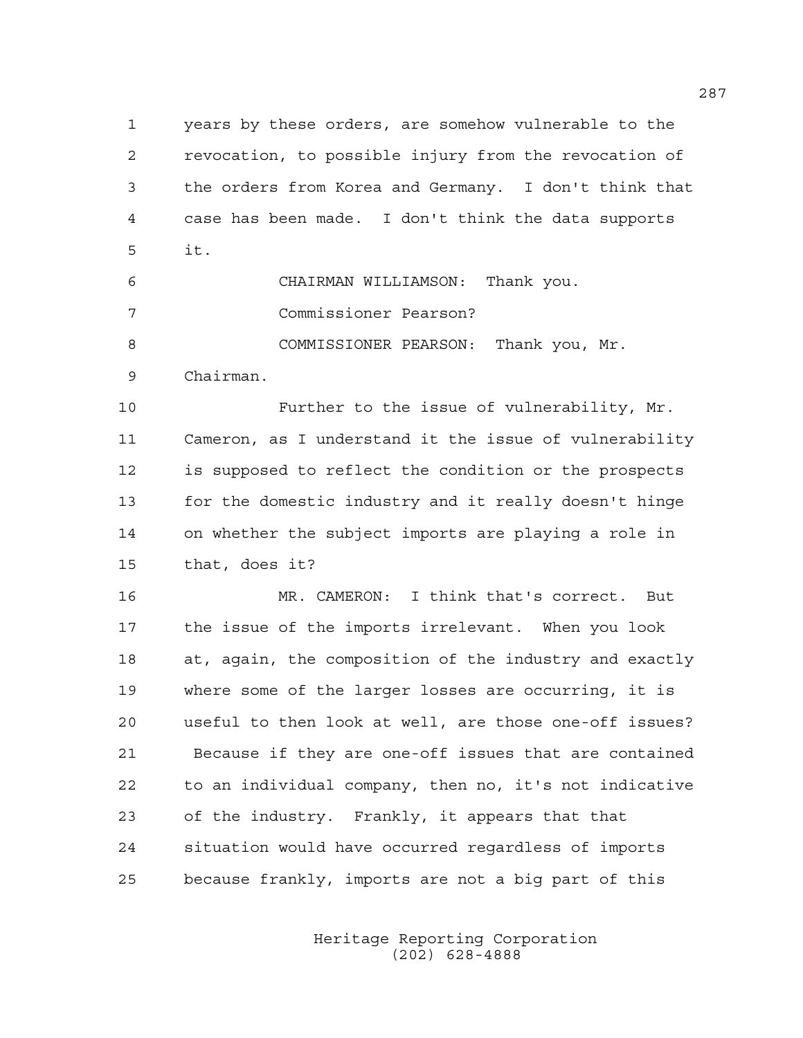years by these orders, are somehow vulnerable to the revocation, to possible injury from the revocation of the orders from Korea and Germany. I don't think that case has been made. I don't think the data supports it.

CHAIRMAN WILLIAMSON: Thank you.

Commissioner Pearson?

COMMISSIONER PEARSON: Thank you, Mr. Chairman.

Further to the issue of vulnerability, Mr. Cameron, as I understand it the issue of vulnerability is supposed to reflect the condition or the prospects for the domestic industry and it really doesn't hinge on whether the subject imports are playing a role in that, does it?

MR. CAMERON: I think that's correct. But the issue of the imports irrelevant. When you look at, again, the composition of the industry and exactly where some of the larger losses are occurring, it is useful to then look at well, are those one-off issues? Because if they are one-off issues that are contained to an individual company, then no, it's not indicative of the industry. Frankly, it appears that that situation would have occurred regardless of imports because frankly, imports are not a big part of this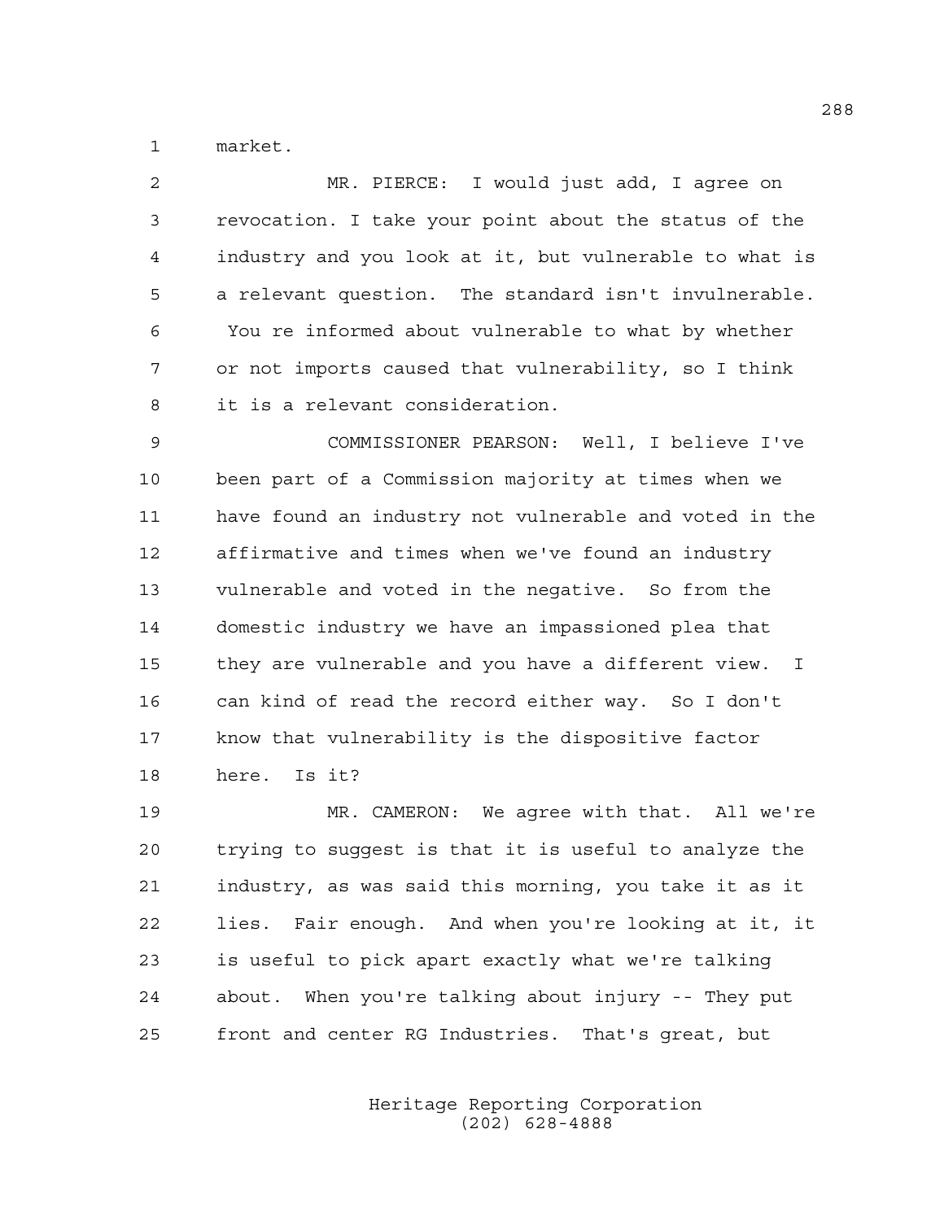market.

MR. PIERCE: I would just add, I agree on revocation. I take your point about the status of the industry and you look at it, but vulnerable to what is a relevant question. The standard isn't invulnerable. You re informed about vulnerable to what by whether or not imports caused that vulnerability, so I think it is a relevant consideration.

COMMISSIONER PEARSON: Well, I believe I've been part of a Commission majority at times when we have found an industry not vulnerable and voted in the affirmative and times when we've found an industry vulnerable and voted in the negative. So from the domestic industry we have an impassioned plea that they are vulnerable and you have a different view. I can kind of read the record either way. So I don't know that vulnerability is the dispositive factor here. Is it?

MR. CAMERON: We agree with that. All we're trying to suggest is that it is useful to analyze the industry, as was said this morning, you take it as it lies. Fair enough. And when you're looking at it, it is useful to pick apart exactly what we're talking about. When you're talking about injury -- They put front and center RG Industries. That's great, but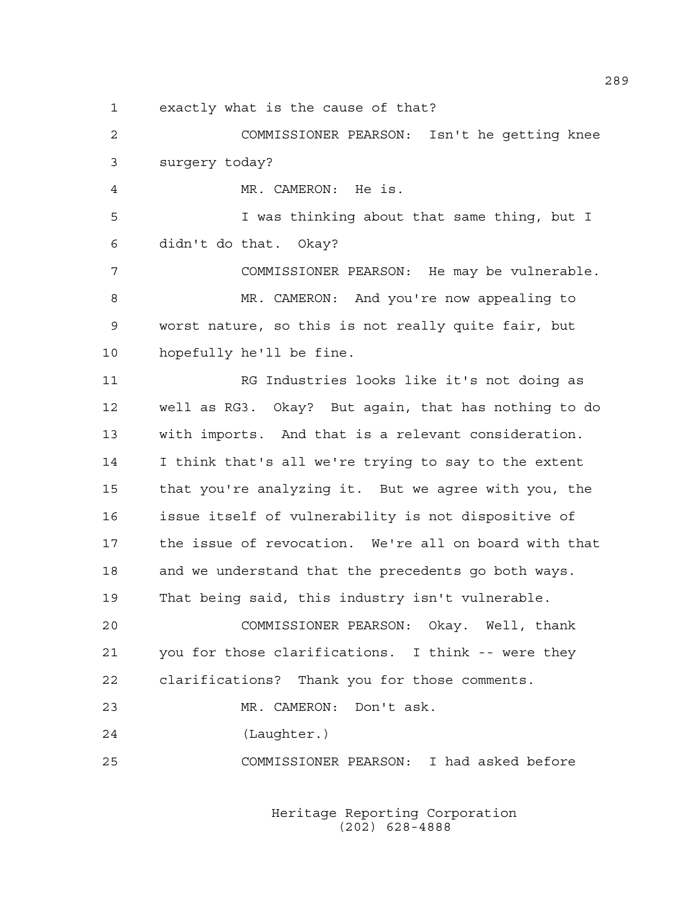exactly what is the cause of that?

COMMISSIONER PEARSON: Isn't he getting knee surgery today?

MR. CAMERON: He is.

I was thinking about that same thing, but I didn't do that. Okay?

COMMISSIONER PEARSON: He may be vulnerable.

MR. CAMERON: And you're now appealing to worst nature, so this is not really quite fair, but hopefully he'll be fine.

RG Industries looks like it's not doing as well as RG3. Okay? But again, that has nothing to do with imports. And that is a relevant consideration. I think that's all we're trying to say to the extent that you're analyzing it. But we agree with you, the issue itself of vulnerability is not dispositive of the issue of revocation. We're all on board with that and we understand that the precedents go both ways. That being said, this industry isn't vulnerable.

COMMISSIONER PEARSON: Okay. Well, thank you for those clarifications. I think -- were they clarifications? Thank you for those comments.

MR. CAMERON: Don't ask.

(Laughter.)

COMMISSIONER PEARSON: I had asked before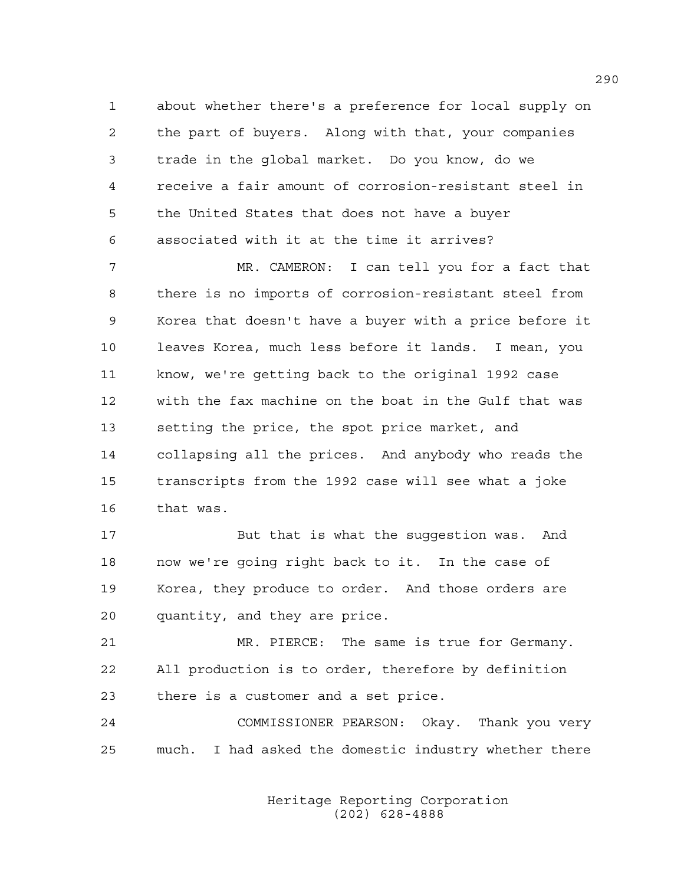about whether there's a preference for local supply on the part of buyers. Along with that, your companies trade in the global market. Do you know, do we receive a fair amount of corrosion-resistant steel in the United States that does not have a buyer associated with it at the time it arrives?

MR. CAMERON: I can tell you for a fact that there is no imports of corrosion-resistant steel from Korea that doesn't have a buyer with a price before it leaves Korea, much less before it lands. I mean, you know, we're getting back to the original 1992 case with the fax machine on the boat in the Gulf that was setting the price, the spot price market, and collapsing all the prices. And anybody who reads the transcripts from the 1992 case will see what a joke that was.

But that is what the suggestion was. And now we're going right back to it. In the case of Korea, they produce to order. And those orders are quantity, and they are price.

MR. PIERCE: The same is true for Germany. All production is to order, therefore by definition there is a customer and a set price.

COMMISSIONER PEARSON: Okay. Thank you very much. I had asked the domestic industry whether there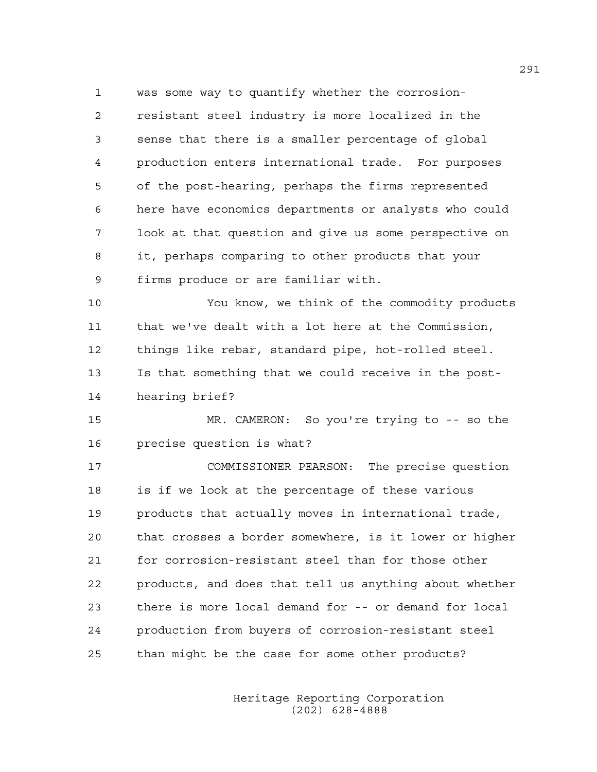was some way to quantify whether the corrosion-resistant steel industry is more localized in the sense that there is a smaller percentage of global production enters international trade. For purposes of the post-hearing, perhaps the firms represented here have economics departments or analysts who could look at that question and give us some perspective on it, perhaps comparing to other products that your firms produce or are familiar with.

You know, we think of the commodity products that we've dealt with a lot here at the Commission, things like rebar, standard pipe, hot-rolled steel. Is that something that we could receive in the post-hearing brief?

MR. CAMERON: So you're trying to -- so the precise question is what?

COMMISSIONER PEARSON: The precise question is if we look at the percentage of these various products that actually moves in international trade, that crosses a border somewhere, is it lower or higher for corrosion-resistant steel than for those other products, and does that tell us anything about whether there is more local demand for -- or demand for local production from buyers of corrosion-resistant steel than might be the case for some other products?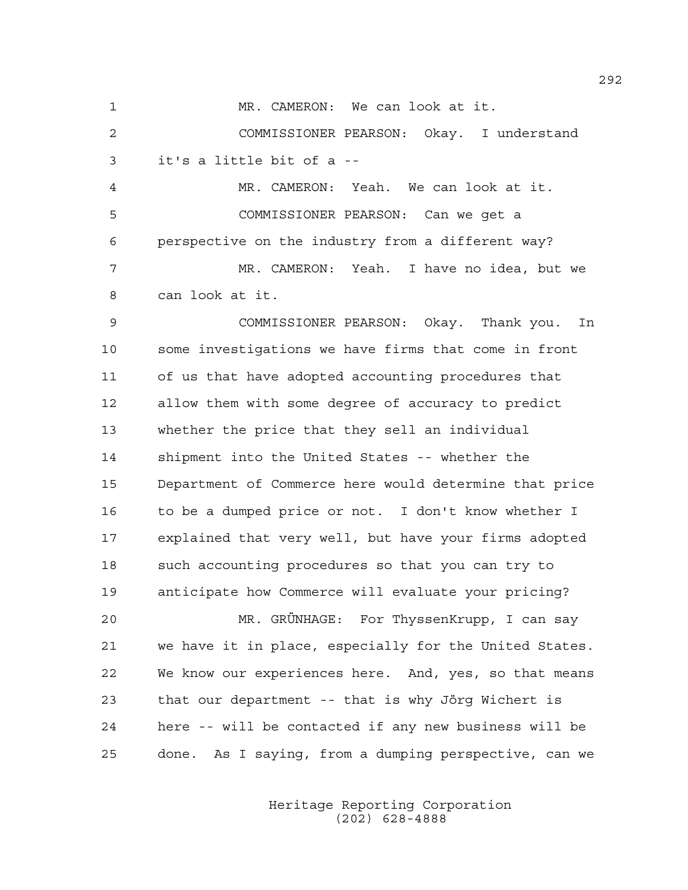MR. CAMERON: We can look at it.

COMMISSIONER PEARSON: Okay. I understand it's a little bit of a --

MR. CAMERON: Yeah. We can look at it.

COMMISSIONER PEARSON: Can we get a perspective on the industry from a different way?

MR. CAMERON: Yeah. I have no idea, but we can look at it.

COMMISSIONER PEARSON: Okay. Thank you. In some investigations we have firms that come in front of us that have adopted accounting procedures that allow them with some degree of accuracy to predict whether the price that they sell an individual shipment into the United States -- whether the Department of Commerce here would determine that price to be a dumped price or not. I don't know whether I explained that very well, but have your firms adopted such accounting procedures so that you can try to anticipate how Commerce will evaluate your pricing?

MR. GRÜNHAGE: For ThyssenKrupp, I can say we have it in place, especially for the United States. We know our experiences here. And, yes, so that means that our department -- that is why Jörg Wichert is here -- will be contacted if any new business will be done. As I saying, from a dumping perspective, can we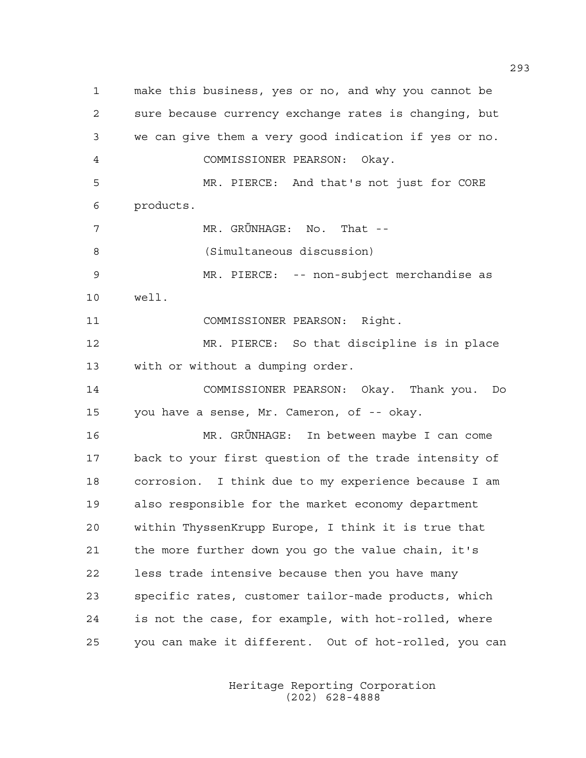make this business, yes or no, and why you cannot be sure because currency exchange rates is changing, but we can give them a very good indication if yes or no.

COMMISSIONER PEARSON: Okay.

MR. PIERCE: And that's not just for CORE products.

MR. GRÜNHAGE: No. That --

(Simultaneous discussion)

MR. PIERCE: -- non-subject merchandise as well.

COMMISSIONER PEARSON: Right.

MR. PIERCE: So that discipline is in place with or without a dumping order.

COMMISSIONER PEARSON: Okay. Thank you. Do you have a sense, Mr. Cameron, of -- okay.

MR. GRÜNHAGE: In between maybe I can come back to your first question of the trade intensity of corrosion. I think due to my experience because I am also responsible for the market economy department within ThyssenKrupp Europe, I think it is true that the more further down you go the value chain, it's less trade intensive because then you have many specific rates, customer tailor-made products, which is not the case, for example, with hot-rolled, where you can make it different. Out of hot-rolled, you can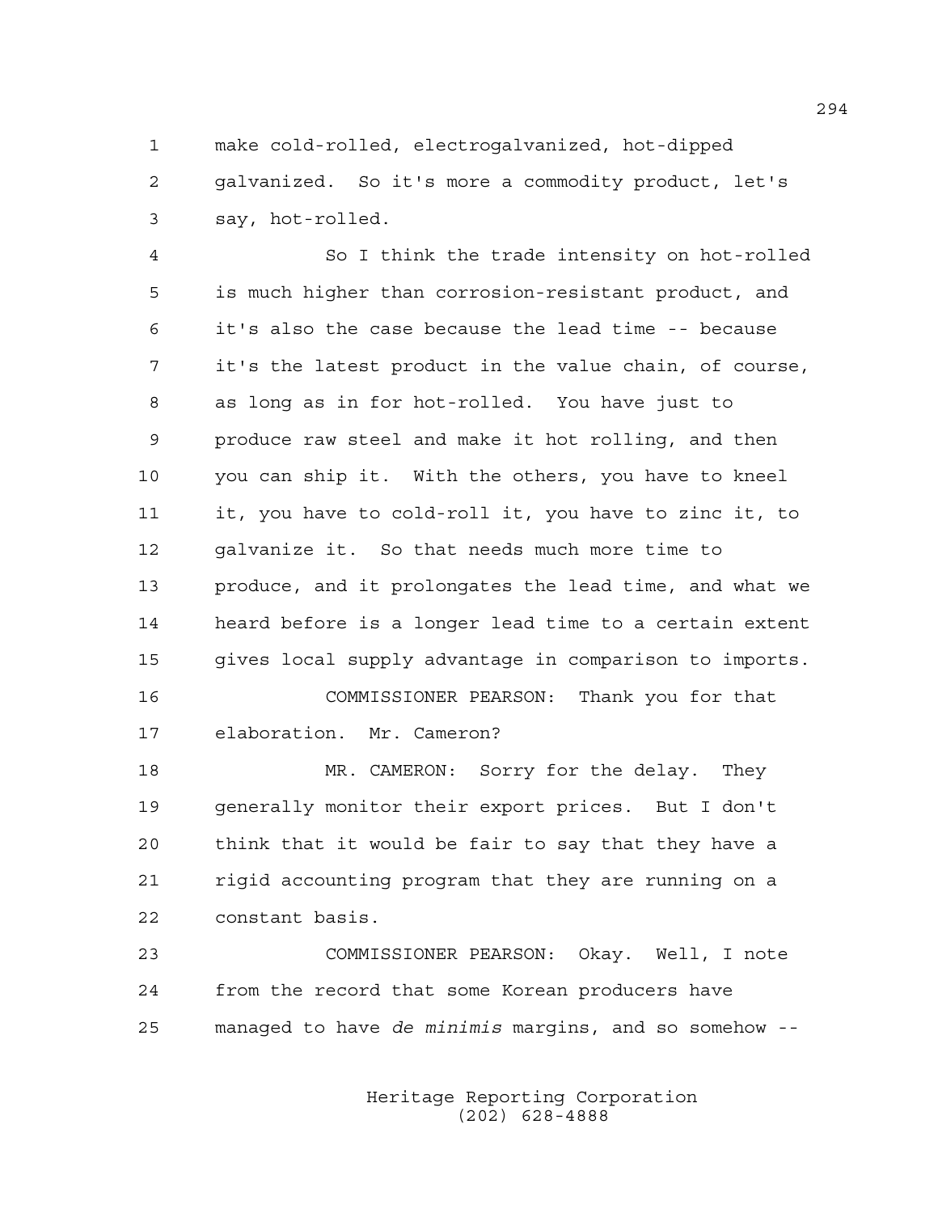make cold-rolled, electrogalvanized, hot-dipped galvanized. So it's more a commodity product, let's say, hot-rolled.

So I think the trade intensity on hot-rolled is much higher than corrosion-resistant product, and it's also the case because the lead time -- because it's the latest product in the value chain, of course, as long as in for hot-rolled. You have just to produce raw steel and make it hot rolling, and then you can ship it. With the others, you have to kneel it, you have to cold-roll it, you have to zinc it, to galvanize it. So that needs much more time to produce, and it prolongates the lead time, and what we heard before is a longer lead time to a certain extent gives local supply advantage in comparison to imports.

COMMISSIONER PEARSON: Thank you for that elaboration. Mr. Cameron?

MR. CAMERON: Sorry for the delay. They generally monitor their export prices. But I don't think that it would be fair to say that they have a rigid accounting program that they are running on a constant basis.

COMMISSIONER PEARSON: Okay. Well, I note from the record that some Korean producers have managed to have *de minimis* margins, and so somehow --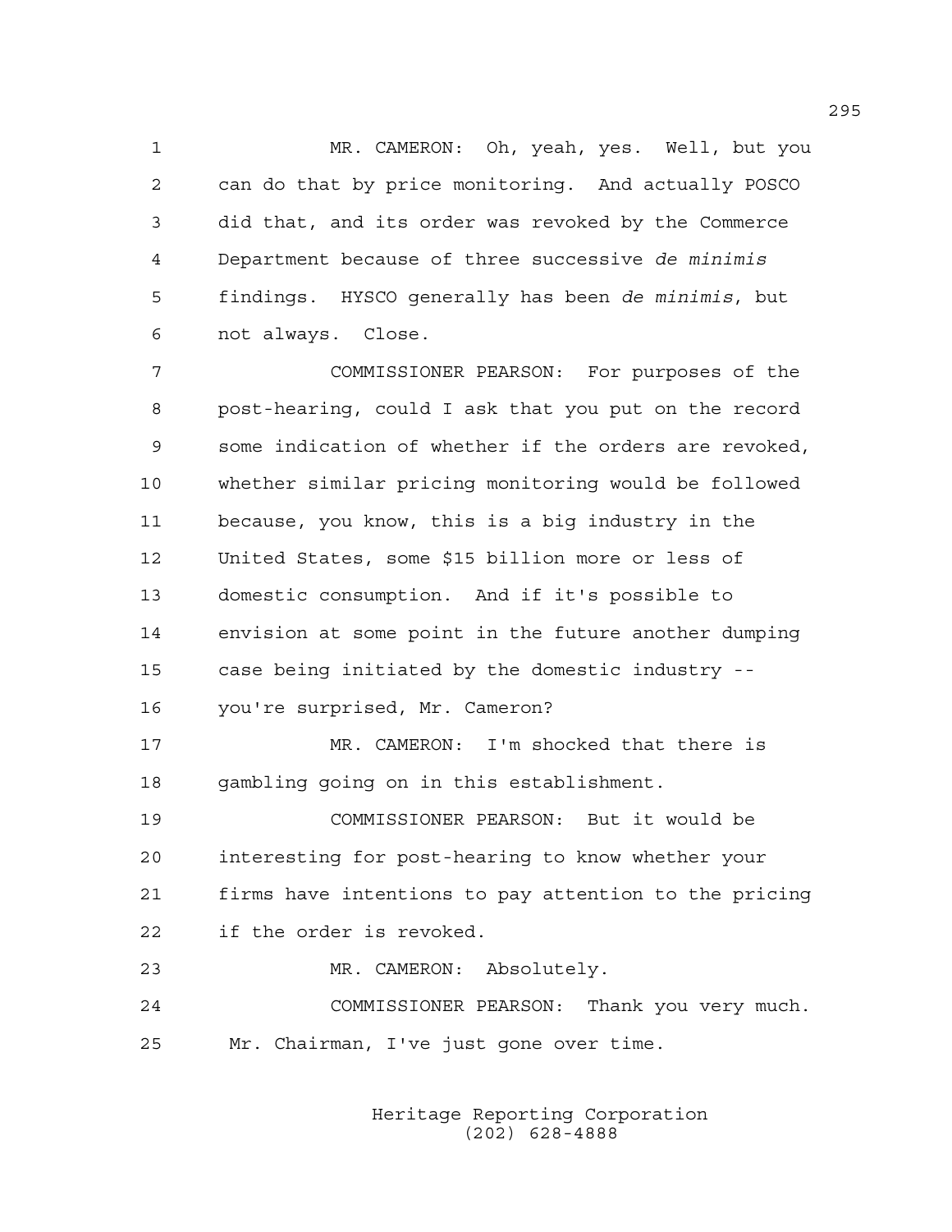MR. CAMERON: Oh, yeah, yes. Well, but you can do that by price monitoring. And actually POSCO did that, and its order was revoked by the Commerce Department because of three successive *de minimis* findings. HYSCO generally has been *de minimis*, but not always. Close.

COMMISSIONER PEARSON: For purposes of the post-hearing, could I ask that you put on the record some indication of whether if the orders are revoked, whether similar pricing monitoring would be followed because, you know, this is a big industry in the United States, some $15 billion more or less of domestic consumption. And if it's possible to envision at some point in the future another dumping case being initiated by the domestic industry -- you're surprised, Mr. Cameron?

MR. CAMERON: I'm shocked that there is gambling going on in this establishment.

COMMISSIONER PEARSON: But it would be interesting for post-hearing to know whether your firms have intentions to pay attention to the pricing if the order is revoked.

MR. CAMERON: Absolutely.

COMMISSIONER PEARSON: Thank you very much. Mr. Chairman, I've just gone over time.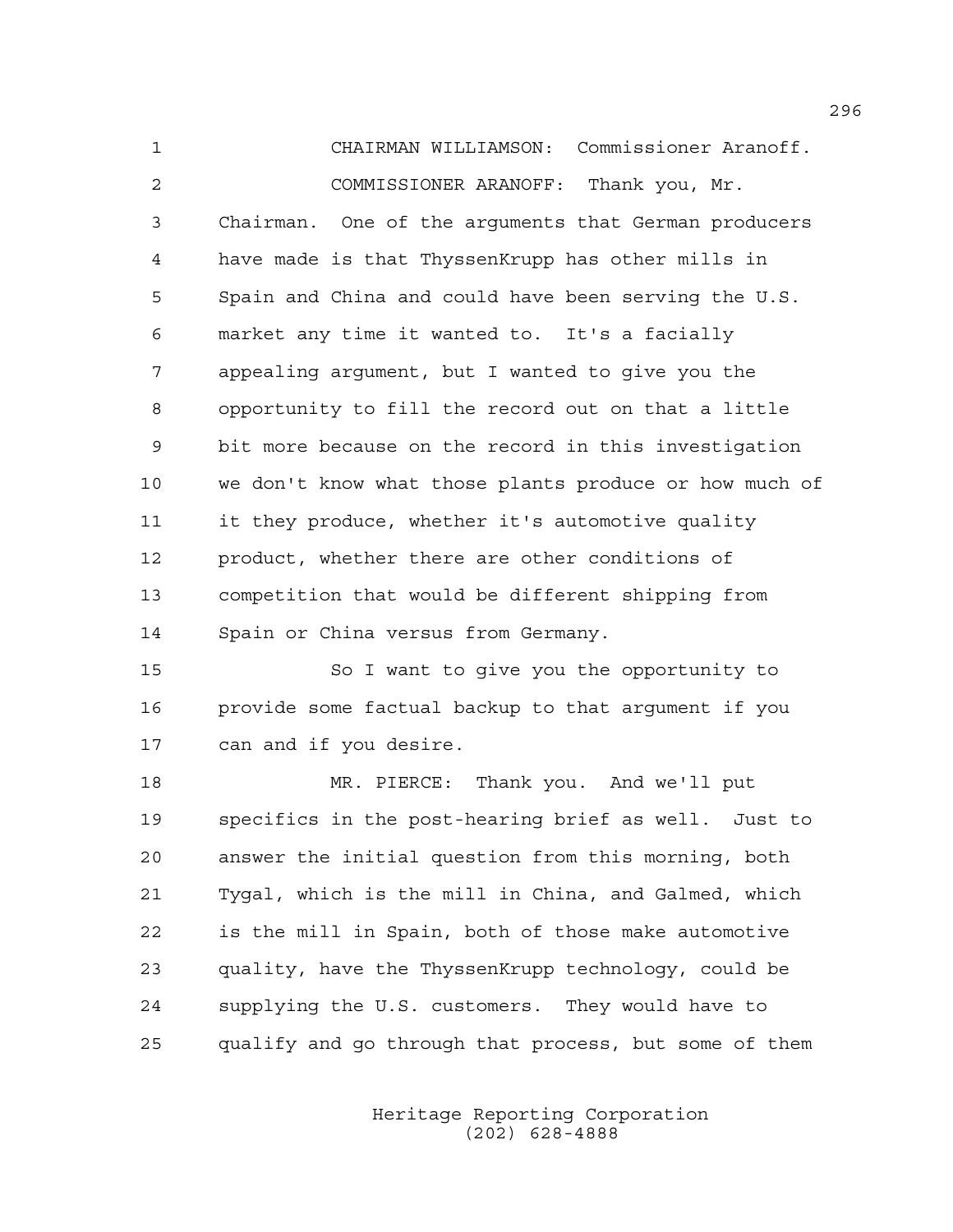CHAIRMAN WILLIAMSON: Commissioner Aranoff.

COMMISSIONER ARANOFF: Thank you, Mr. Chairman. One of the arguments that German producers have made is that ThyssenKrupp has other mills in Spain and China and could have been serving the U.S. market any time it wanted to. It's a facially appealing argument, but I wanted to give you the opportunity to fill the record out on that a little bit more because on the record in this investigation we don't know what those plants produce or how much of it they produce, whether it's automotive quality product, whether there are other conditions of competition that would be different shipping from Spain or China versus from Germany.

So I want to give you the opportunity to provide some factual backup to that argument if you can and if you desire.

MR. PIERCE: Thank you. And we'll put specifics in the post-hearing brief as well. Just to answer the initial question from this morning, both Tygal, which is the mill in China, and Galmed, which is the mill in Spain, both of those make automotive quality, have the ThyssenKrupp technology, could be supplying the U.S. customers. They would have to qualify and go through that process, but some of them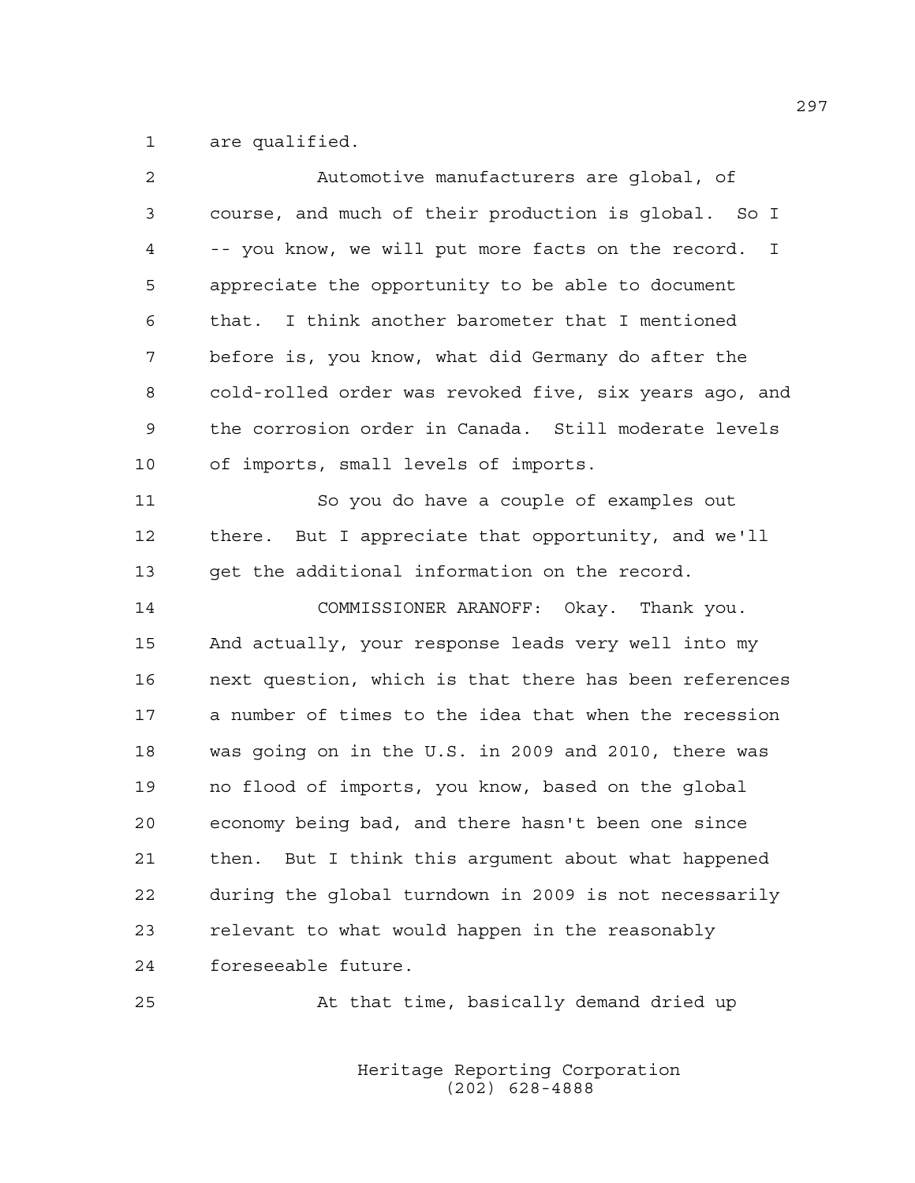are qualified.

Automotive manufacturers are global, of course, and much of their production is global. So I -- you know, we will put more facts on the record. I appreciate the opportunity to be able to document that. I think another barometer that I mentioned before is, you know, what did Germany do after the cold-rolled order was revoked five, six years ago, and the corrosion order in Canada. Still moderate levels of imports, small levels of imports.

So you do have a couple of examples out there. But I appreciate that opportunity, and we'll get the additional information on the record.

COMMISSIONER ARANOFF: Okay. Thank you. And actually, your response leads very well into my next question, which is that there has been references a number of times to the idea that when the recession was going on in the U.S. in 2009 and 2010, there was no flood of imports, you know, based on the global economy being bad, and there hasn't been one since then. But I think this argument about what happened during the global turndown in 2009 is not necessarily relevant to what would happen in the reasonably foreseeable future.

At that time, basically demand dried up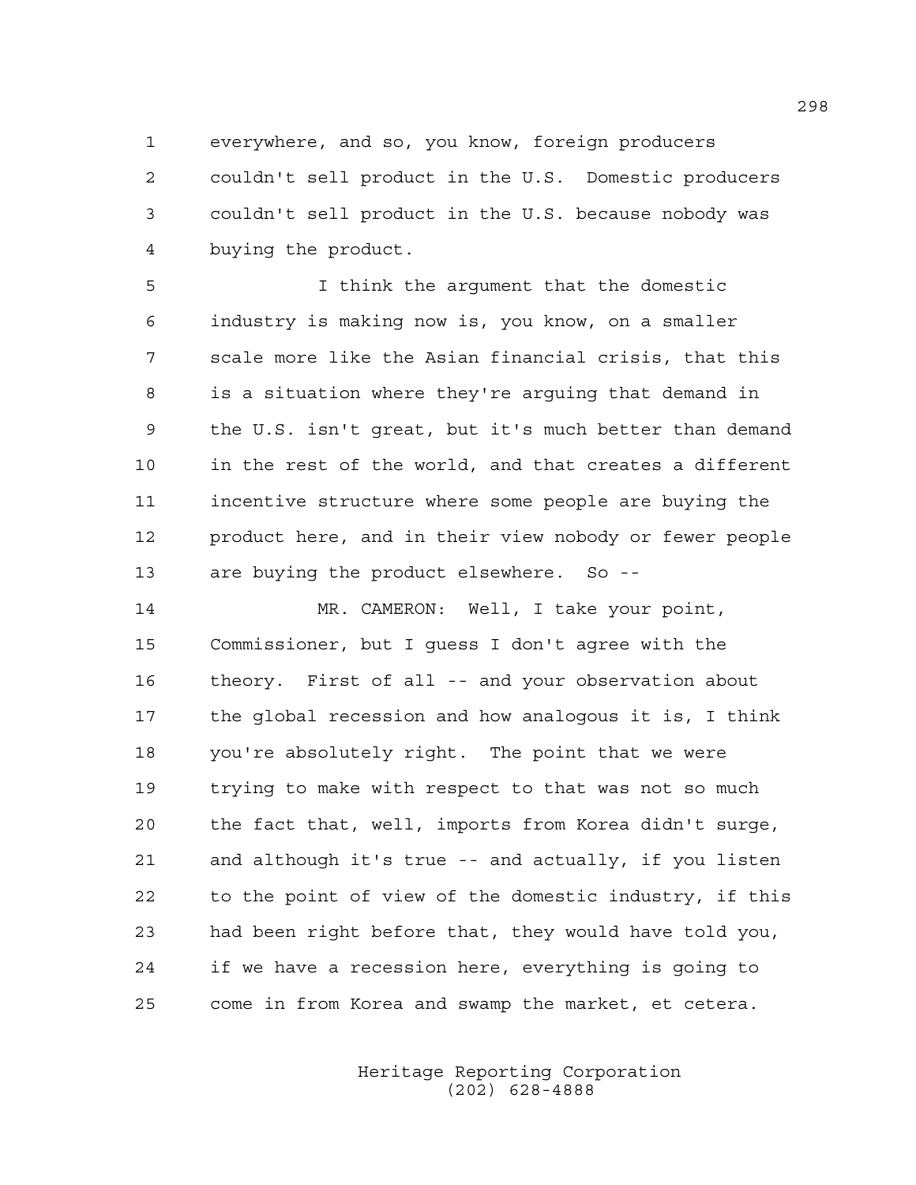everywhere, and so, you know, foreign producers couldn't sell product in the U.S. Domestic producers couldn't sell product in the U.S. because nobody was buying the product.

I think the argument that the domestic industry is making now is, you know, on a smaller scale more like the Asian financial crisis, that this is a situation where they're arguing that demand in the U.S. isn't great, but it's much better than demand in the rest of the world, and that creates a different incentive structure where some people are buying the product here, and in their view nobody or fewer people are buying the product elsewhere. So --

MR. CAMERON: Well, I take your point, Commissioner, but I guess I don't agree with the theory. First of all -- and your observation about the global recession and how analogous it is, I think you're absolutely right. The point that we were trying to make with respect to that was not so much the fact that, well, imports from Korea didn't surge, and although it's true -- and actually, if you listen to the point of view of the domestic industry, if this had been right before that, they would have told you, if we have a recession here, everything is going to come in from Korea and swamp the market, et cetera.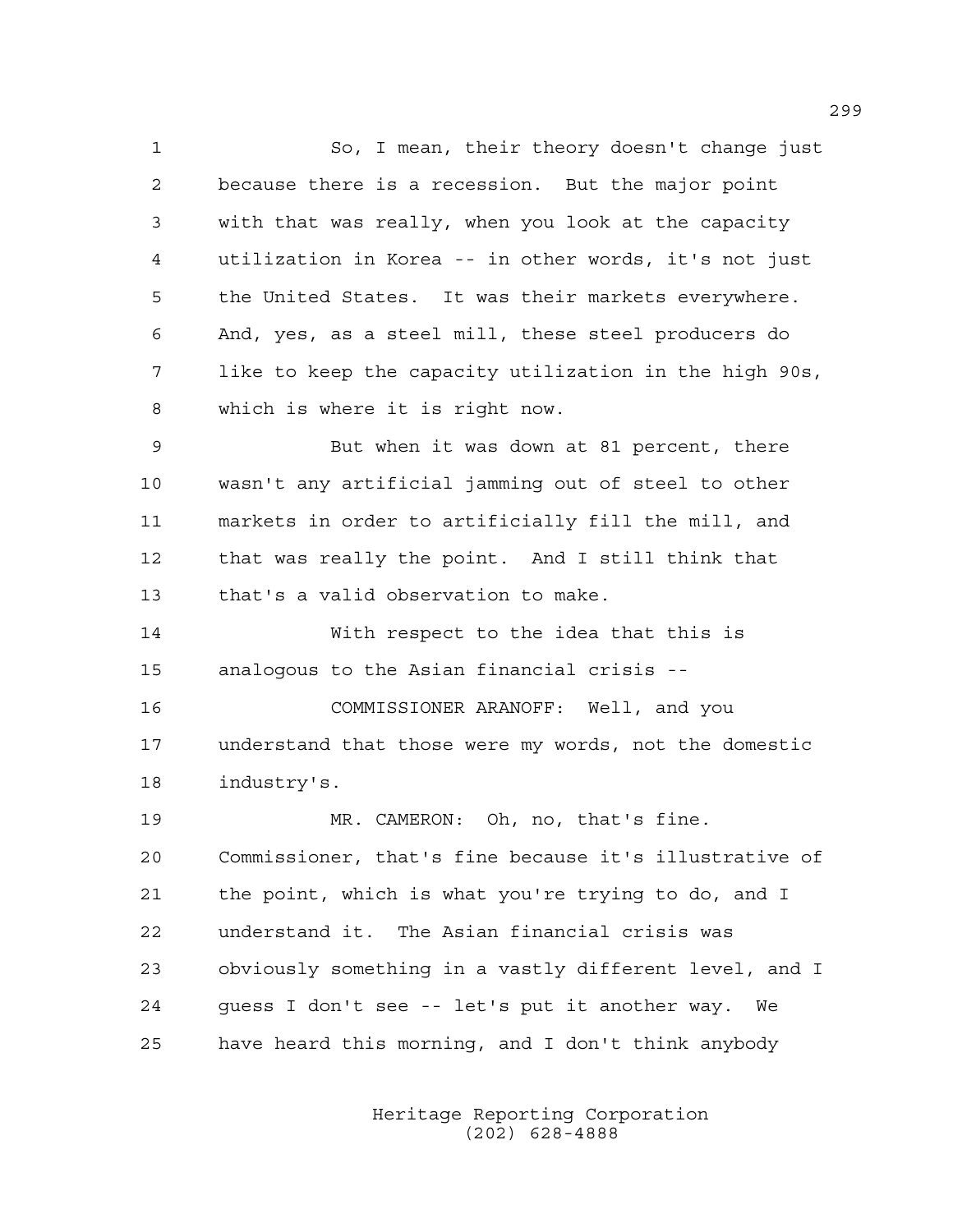So, I mean, their theory doesn't change just because there is a recession. But the major point with that was really, when you look at the capacity utilization in Korea -- in other words, it's not just the United States. It was their markets everywhere. And, yes, as a steel mill, these steel producers do like to keep the capacity utilization in the high 90s, which is where it is right now.

But when it was down at 81 percent, there wasn't any artificial jamming out of steel to other markets in order to artificially fill the mill, and that was really the point. And I still think that that's a valid observation to make.

With respect to the idea that this is analogous to the Asian financial crisis --

COMMISSIONER ARANOFF: Well, and you understand that those were my words, not the domestic industry's.

MR. CAMERON: Oh, no, that's fine. Commissioner, that's fine because it's illustrative of the point, which is what you're trying to do, and I understand it. The Asian financial crisis was obviously something in a vastly different level, and I guess I don't see -- let's put it another way. We have heard this morning, and I don't think anybody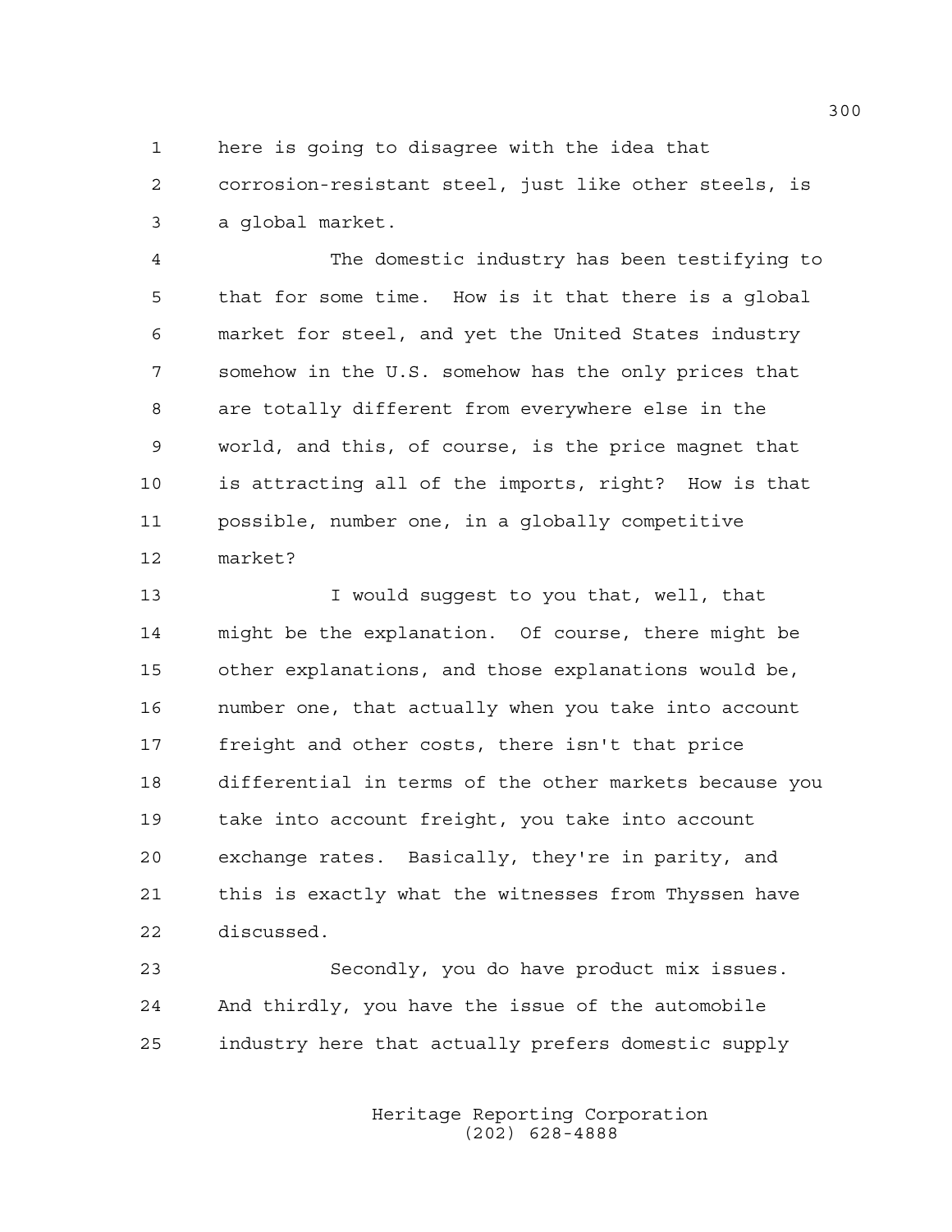here is going to disagree with the idea that corrosion-resistant steel, just like other steels, is a global market.

The domestic industry has been testifying to that for some time. How is it that there is a global market for steel, and yet the United States industry somehow in the U.S. somehow has the only prices that are totally different from everywhere else in the world, and this, of course, is the price magnet that is attracting all of the imports, right? How is that possible, number one, in a globally competitive market?

I would suggest to you that, well, that might be the explanation. Of course, there might be other explanations, and those explanations would be, number one, that actually when you take into account freight and other costs, there isn't that price differential in terms of the other markets because you take into account freight, you take into account exchange rates. Basically, they're in parity, and this is exactly what the witnesses from Thyssen have discussed.

Secondly, you do have product mix issues. And thirdly, you have the issue of the automobile industry here that actually prefers domestic supply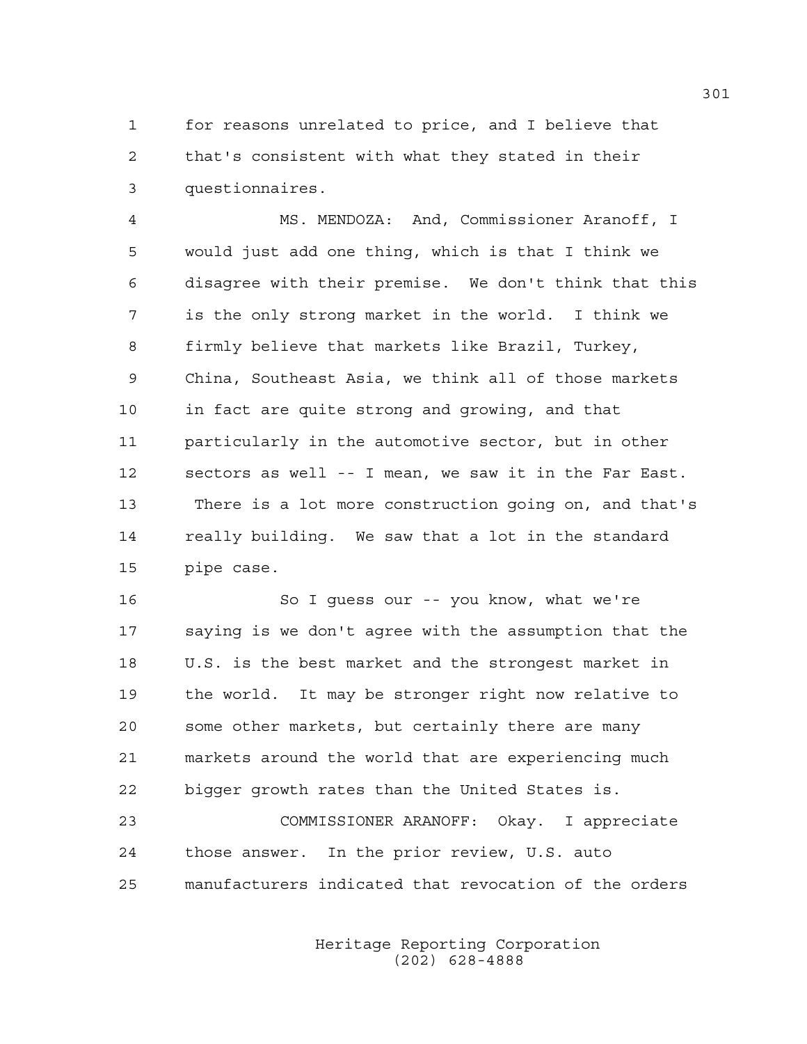for reasons unrelated to price, and I believe that that's consistent with what they stated in their questionnaires.

MS. MENDOZA: And, Commissioner Aranoff, I would just add one thing, which is that I think we disagree with their premise. We don't think that this is the only strong market in the world. I think we firmly believe that markets like Brazil, Turkey, China, Southeast Asia, we think all of those markets in fact are quite strong and growing, and that particularly in the automotive sector, but in other sectors as well -- I mean, we saw it in the Far East. There is a lot more construction going on, and that's really building. We saw that a lot in the standard pipe case.

So I guess our -- you know, what we're saying is we don't agree with the assumption that the U.S. is the best market and the strongest market in the world. It may be stronger right now relative to some other markets, but certainly there are many markets around the world that are experiencing much bigger growth rates than the United States is.

COMMISSIONER ARANOFF: Okay. I appreciate those answer. In the prior review, U.S. auto manufacturers indicated that revocation of the orders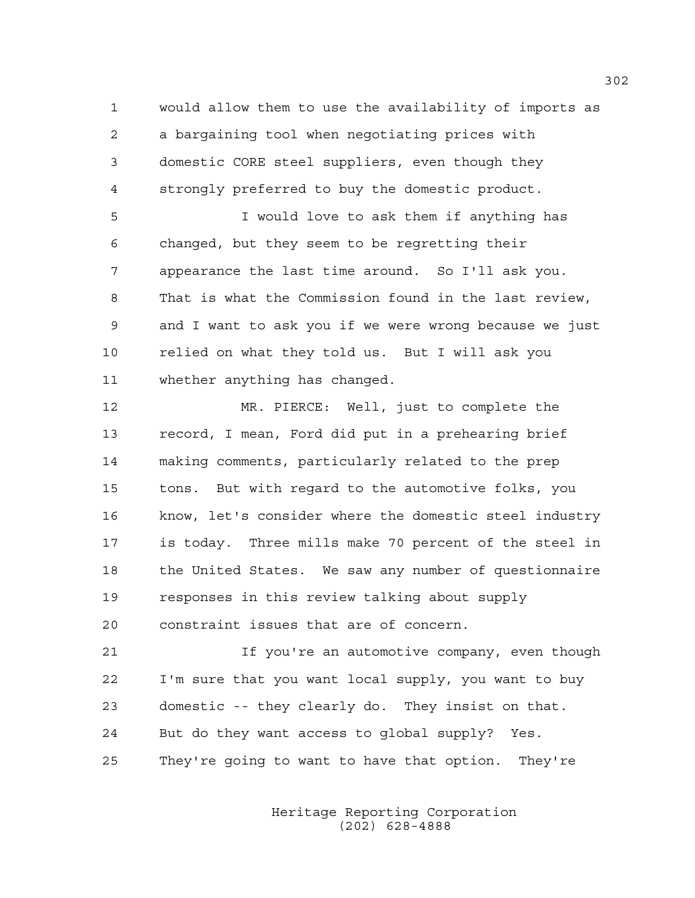would allow them to use the availability of imports as a bargaining tool when negotiating prices with domestic CORE steel suppliers, even though they strongly preferred to buy the domestic product.

I would love to ask them if anything has changed, but they seem to be regretting their appearance the last time around. So I'll ask you. That is what the Commission found in the last review, and I want to ask you if we were wrong because we just relied on what they told us. But I will ask you whether anything has changed.

MR. PIERCE: Well, just to complete the record, I mean, Ford did put in a prehearing brief making comments, particularly related to the prep tons. But with regard to the automotive folks, you know, let's consider where the domestic steel industry is today. Three mills make 70 percent of the steel in the United States. We saw any number of questionnaire responses in this review talking about supply constraint issues that are of concern.

If you're an automotive company, even though I'm sure that you want local supply, you want to buy domestic -- they clearly do. They insist on that. But do they want access to global supply? Yes. They're going to want to have that option. They're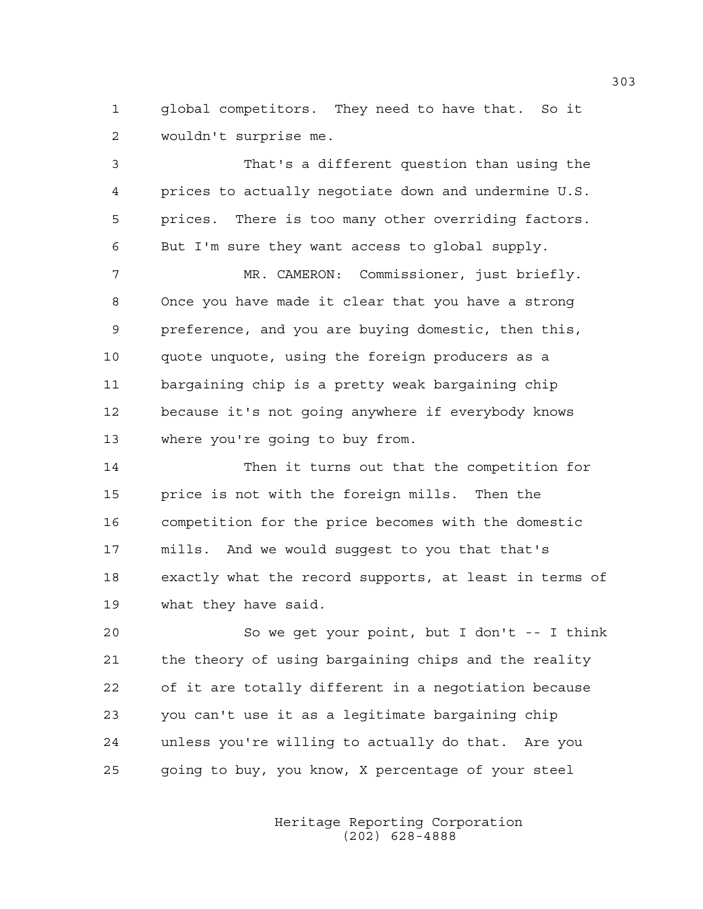global competitors. They need to have that. So it wouldn't surprise me.

That's a different question than using the prices to actually negotiate down and undermine U.S. prices. There is too many other overriding factors. But I'm sure they want access to global supply.

MR. CAMERON: Commissioner, just briefly. Once you have made it clear that you have a strong preference, and you are buying domestic, then this, quote unquote, using the foreign producers as a bargaining chip is a pretty weak bargaining chip because it's not going anywhere if everybody knows where you're going to buy from.

Then it turns out that the competition for price is not with the foreign mills. Then the competition for the price becomes with the domestic mills. And we would suggest to you that that's exactly what the record supports, at least in terms of what they have said.

So we get your point, but I don't -- I think the theory of using bargaining chips and the reality of it are totally different in a negotiation because you can't use it as a legitimate bargaining chip unless you're willing to actually do that. Are you going to buy, you know, X percentage of your steel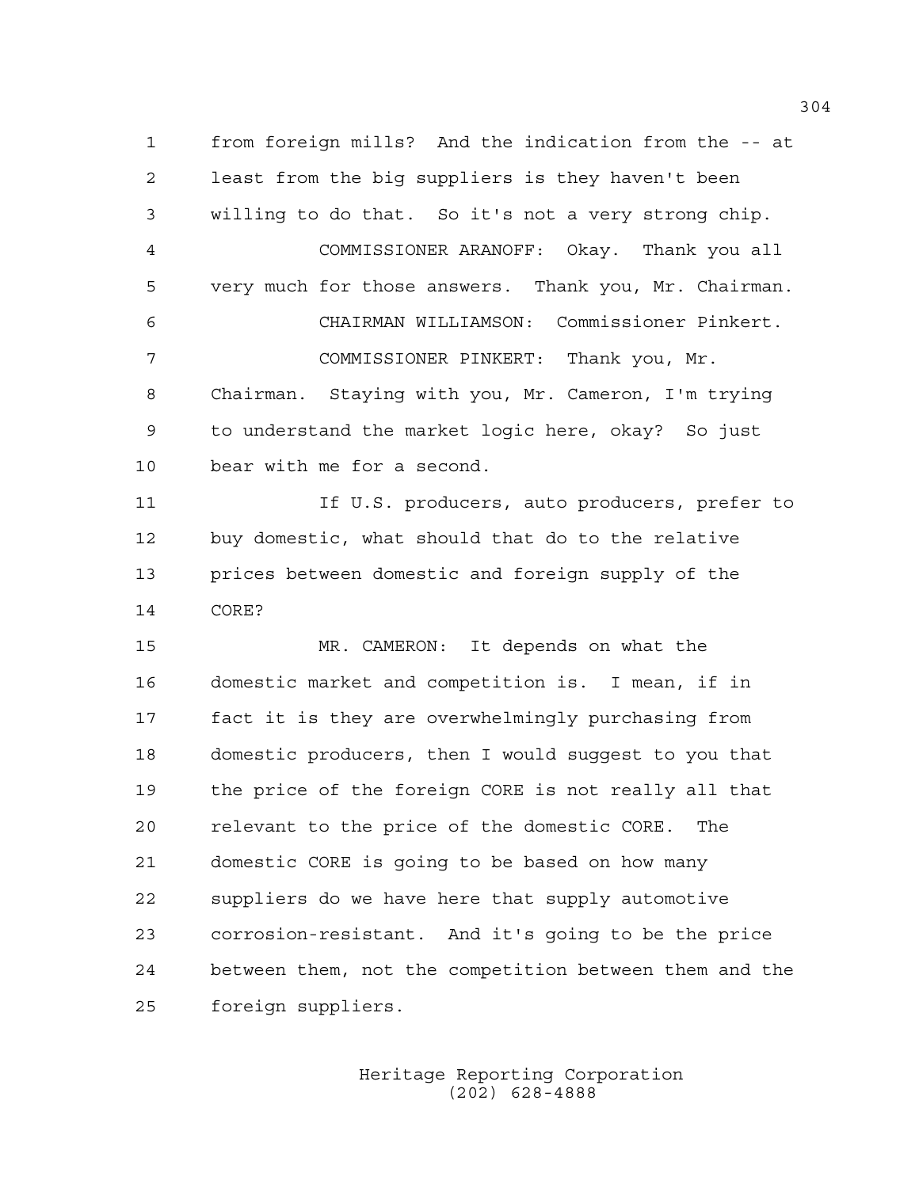from foreign mills? And the indication from the -- at least from the big suppliers is they haven't been willing to do that. So it's not a very strong chip.

COMMISSIONER ARANOFF: Okay. Thank you all very much for those answers. Thank you, Mr. Chairman.

CHAIRMAN WILLIAMSON: Commissioner Pinkert.

COMMISSIONER PINKERT: Thank you, Mr. Chairman. Staying with you, Mr. Cameron, I'm trying to understand the market logic here, okay? So just bear with me for a second.

If U.S. producers, auto producers, prefer to buy domestic, what should that do to the relative prices between domestic and foreign supply of the CORE?

MR. CAMERON: It depends on what the domestic market and competition is. I mean, if in fact it is they are overwhelmingly purchasing from domestic producers, then I would suggest to you that the price of the foreign CORE is not really all that relevant to the price of the domestic CORE. The domestic CORE is going to be based on how many suppliers do we have here that supply automotive corrosion-resistant. And it's going to be the price between them, not the competition between them and the foreign suppliers.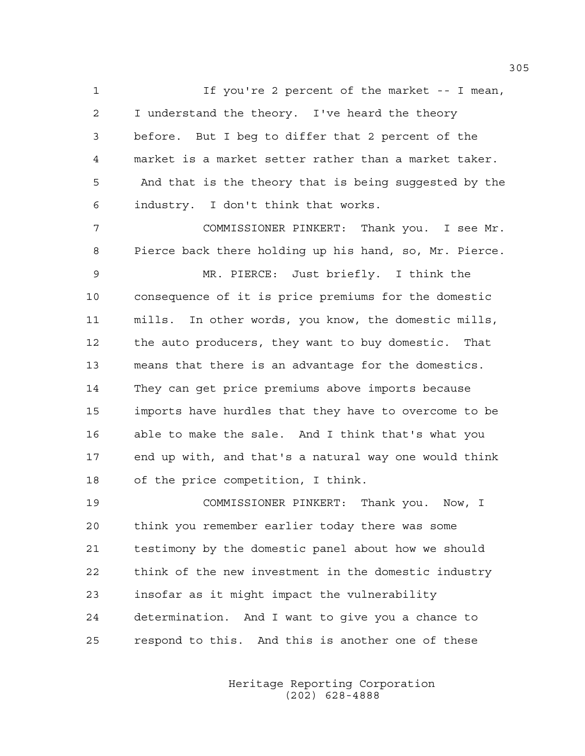If you're 2 percent of the market -- I mean, I understand the theory. I've heard the theory before. But I beg to differ that 2 percent of the market is a market setter rather than a market taker. And that is the theory that is being suggested by the industry. I don't think that works.

COMMISSIONER PINKERT: Thank you. I see Mr. Pierce back there holding up his hand, so, Mr. Pierce.

MR. PIERCE: Just briefly. I think the consequence of it is price premiums for the domestic mills. In other words, you know, the domestic mills, the auto producers, they want to buy domestic. That means that there is an advantage for the domestics. They can get price premiums above imports because imports have hurdles that they have to overcome to be able to make the sale. And I think that's what you end up with, and that's a natural way one would think of the price competition, I think.

COMMISSIONER PINKERT: Thank you. Now, I think you remember earlier today there was some testimony by the domestic panel about how we should think of the new investment in the domestic industry insofar as it might impact the vulnerability determination. And I want to give you a chance to respond to this. And this is another one of these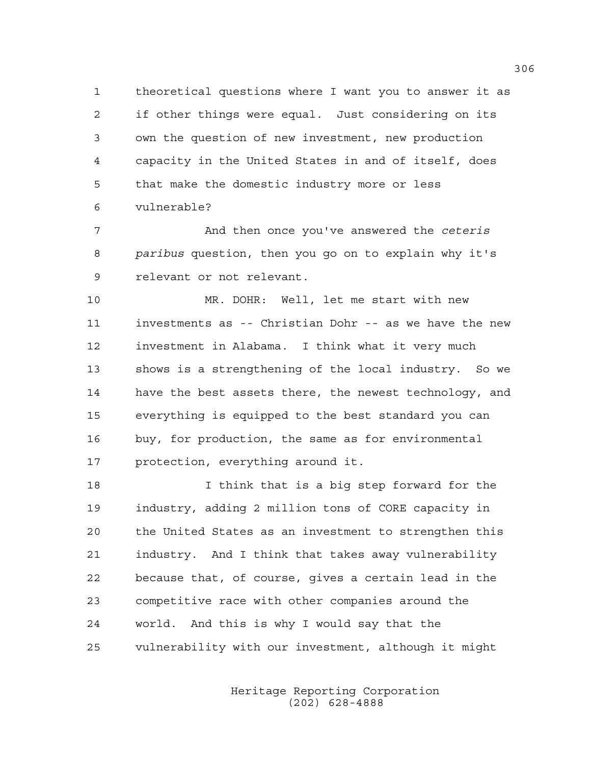theoretical questions where I want you to answer it as if other things were equal. Just considering on its own the question of new investment, new production capacity in the United States in and of itself, does that make the domestic industry more or less vulnerable?

And then once you've answered the *ceteris paribus* question, then you go on to explain why it's relevant or not relevant.

MR. DOHR: Well, let me start with new investments as -- Christian Dohr -- as we have the new investment in Alabama. I think what it very much shows is a strengthening of the local industry. So we have the best assets there, the newest technology, and everything is equipped to the best standard you can buy, for production, the same as for environmental protection, everything around it.

I think that is a big step forward for the industry, adding 2 million tons of CORE capacity in the United States as an investment to strengthen this industry. And I think that takes away vulnerability because that, of course, gives a certain lead in the competitive race with other companies around the world. And this is why I would say that the vulnerability with our investment, although it might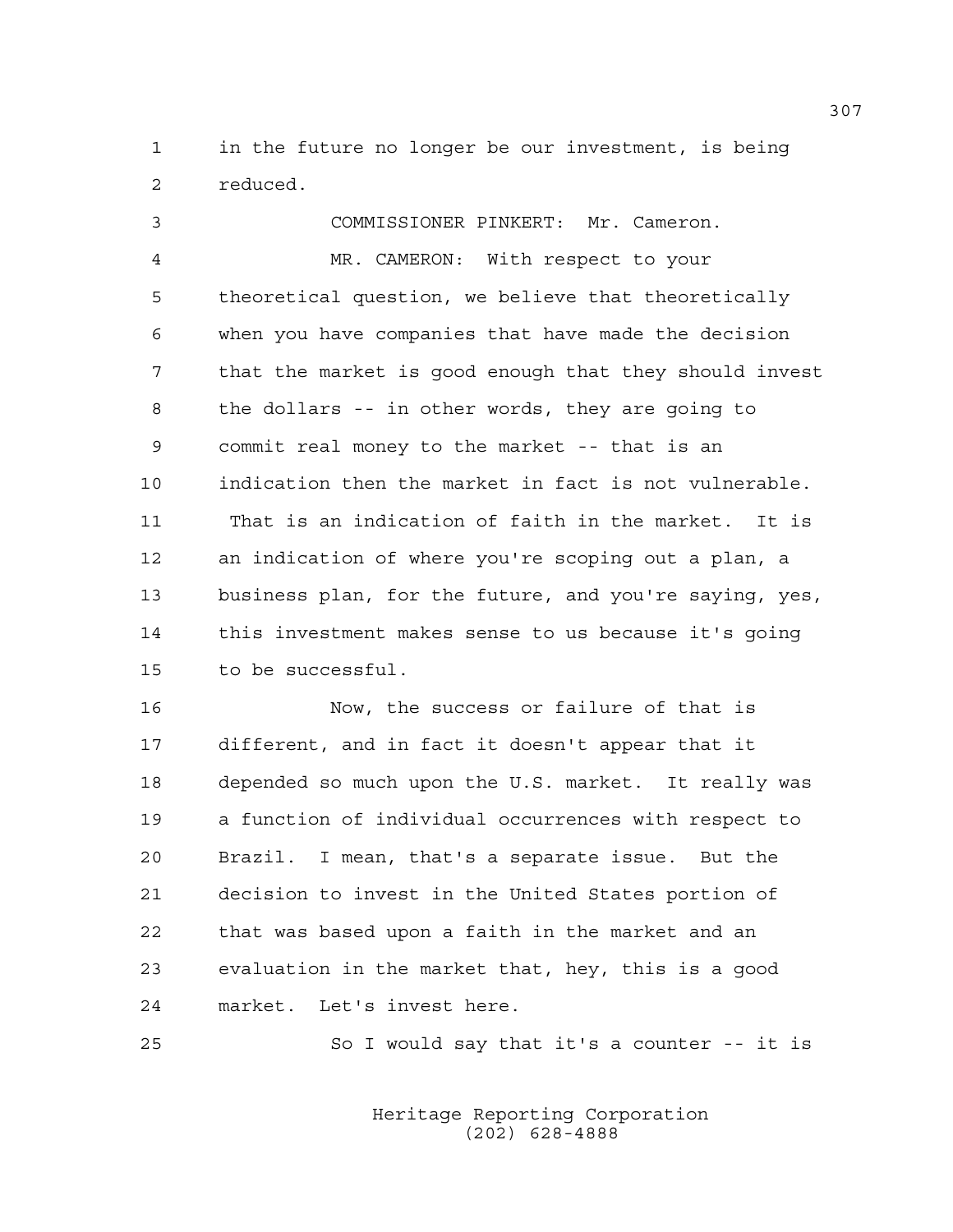in the future no longer be our investment, is being reduced.

COMMISSIONER PINKERT: Mr. Cameron.

MR. CAMERON: With respect to your theoretical question, we believe that theoretically when you have companies that have made the decision that the market is good enough that they should invest the dollars -- in other words, they are going to commit real money to the market -- that is an indication then the market in fact is not vulnerable. That is an indication of faith in the market. It is an indication of where you're scoping out a plan, a business plan, for the future, and you're saying, yes, this investment makes sense to us because it's going to be successful.

Now, the success or failure of that is different, and in fact it doesn't appear that it depended so much upon the U.S. market. It really was a function of individual occurrences with respect to Brazil. I mean, that's a separate issue. But the decision to invest in the United States portion of that was based upon a faith in the market and an evaluation in the market that, hey, this is a good market. Let's invest here.

So I would say that it's a counter -- it is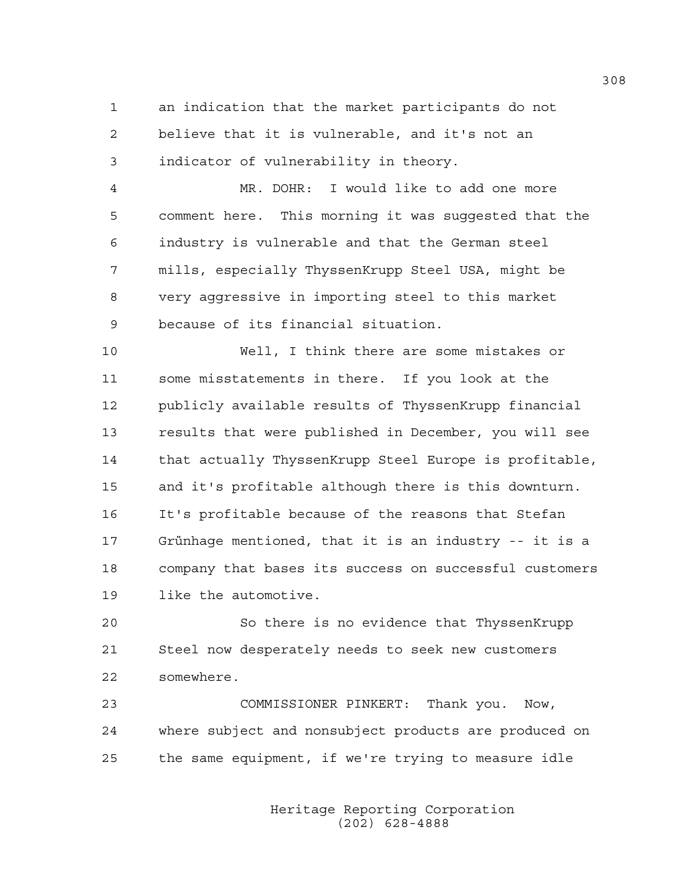an indication that the market participants do not believe that it is vulnerable, and it's not an indicator of vulnerability in theory.

MR. DOHR: I would like to add one more comment here. This morning it was suggested that the industry is vulnerable and that the German steel mills, especially ThyssenKrupp Steel USA, might be very aggressive in importing steel to this market because of its financial situation.

Well, I think there are some mistakes or some misstatements in there. If you look at the publicly available results of ThyssenKrupp financial results that were published in December, you will see that actually ThyssenKrupp Steel Europe is profitable, and it's profitable although there is this downturn. It's profitable because of the reasons that Stefan Grünhage mentioned, that it is an industry -- it is a company that bases its success on successful customers like the automotive.

So there is no evidence that ThyssenKrupp Steel now desperately needs to seek new customers somewhere.

COMMISSIONER PINKERT: Thank you. Now, where subject and nonsubject products are produced on the same equipment, if we're trying to measure idle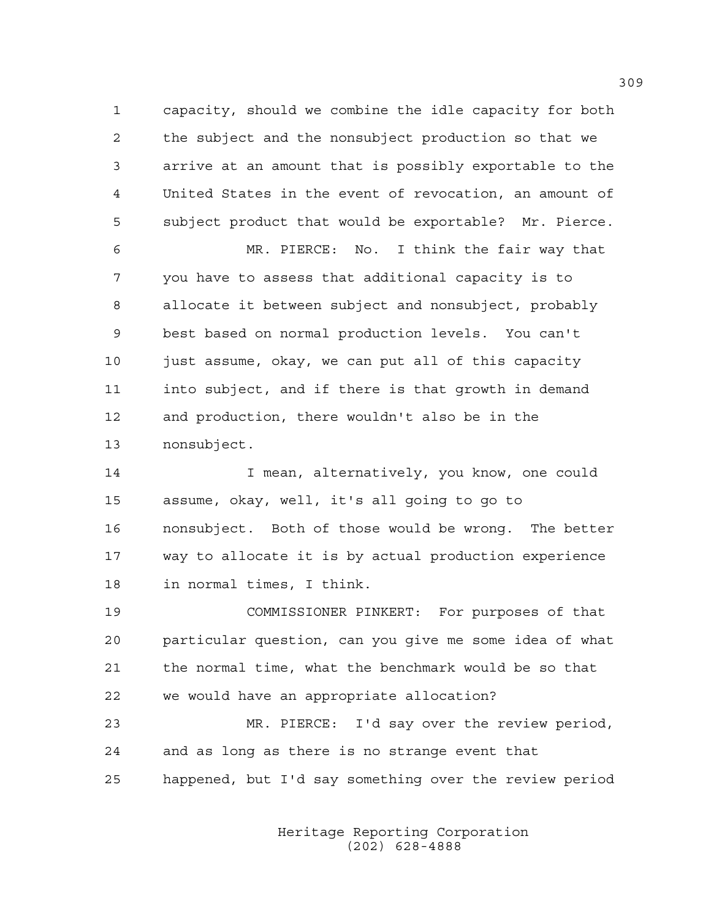capacity, should we combine the idle capacity for both the subject and the nonsubject production so that we arrive at an amount that is possibly exportable to the United States in the event of revocation, an amount of subject product that would be exportable? Mr. Pierce.

MR. PIERCE: No. I think the fair way that you have to assess that additional capacity is to allocate it between subject and nonsubject, probably best based on normal production levels. You can't just assume, okay, we can put all of this capacity into subject, and if there is that growth in demand and production, there wouldn't also be in the nonsubject.

I mean, alternatively, you know, one could assume, okay, well, it's all going to go to nonsubject. Both of those would be wrong. The better way to allocate it is by actual production experience in normal times, I think.

COMMISSIONER PINKERT: For purposes of that particular question, can you give me some idea of what the normal time, what the benchmark would be so that we would have an appropriate allocation?

MR. PIERCE: I'd say over the review period, and as long as there is no strange event that happened, but I'd say something over the review period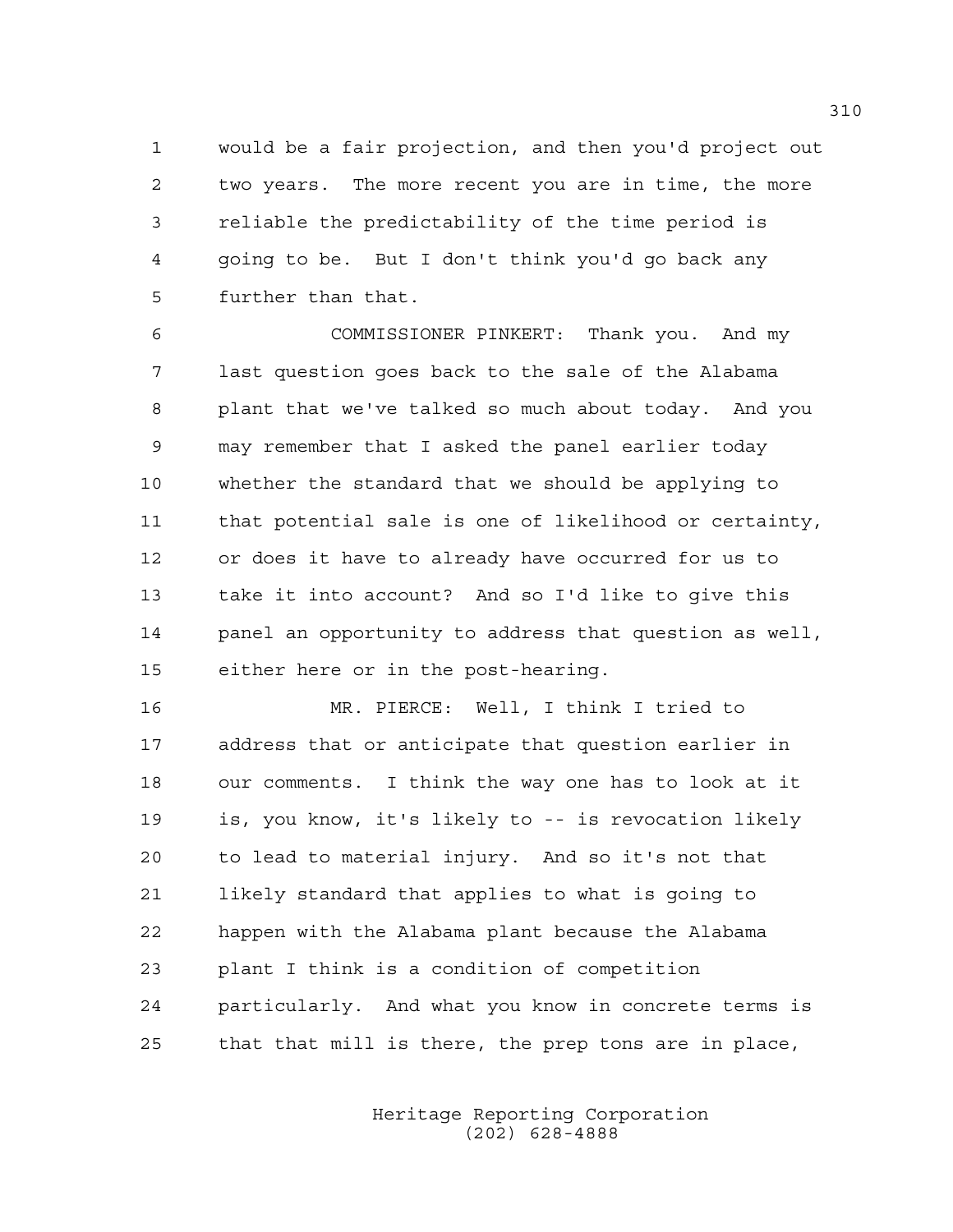would be a fair projection, and then you'd project out two years. The more recent you are in time, the more reliable the predictability of the time period is going to be. But I don't think you'd go back any further than that.

COMMISSIONER PINKERT: Thank you. And my last question goes back to the sale of the Alabama plant that we've talked so much about today. And you may remember that I asked the panel earlier today whether the standard that we should be applying to that potential sale is one of likelihood or certainty, or does it have to already have occurred for us to take it into account? And so I'd like to give this panel an opportunity to address that question as well, either here or in the post-hearing.

MR. PIERCE: Well, I think I tried to address that or anticipate that question earlier in our comments. I think the way one has to look at it is, you know, it's likely to -- is revocation likely to lead to material injury. And so it's not that likely standard that applies to what is going to happen with the Alabama plant because the Alabama plant I think is a condition of competition particularly. And what you know in concrete terms is that that mill is there, the prep tons are in place,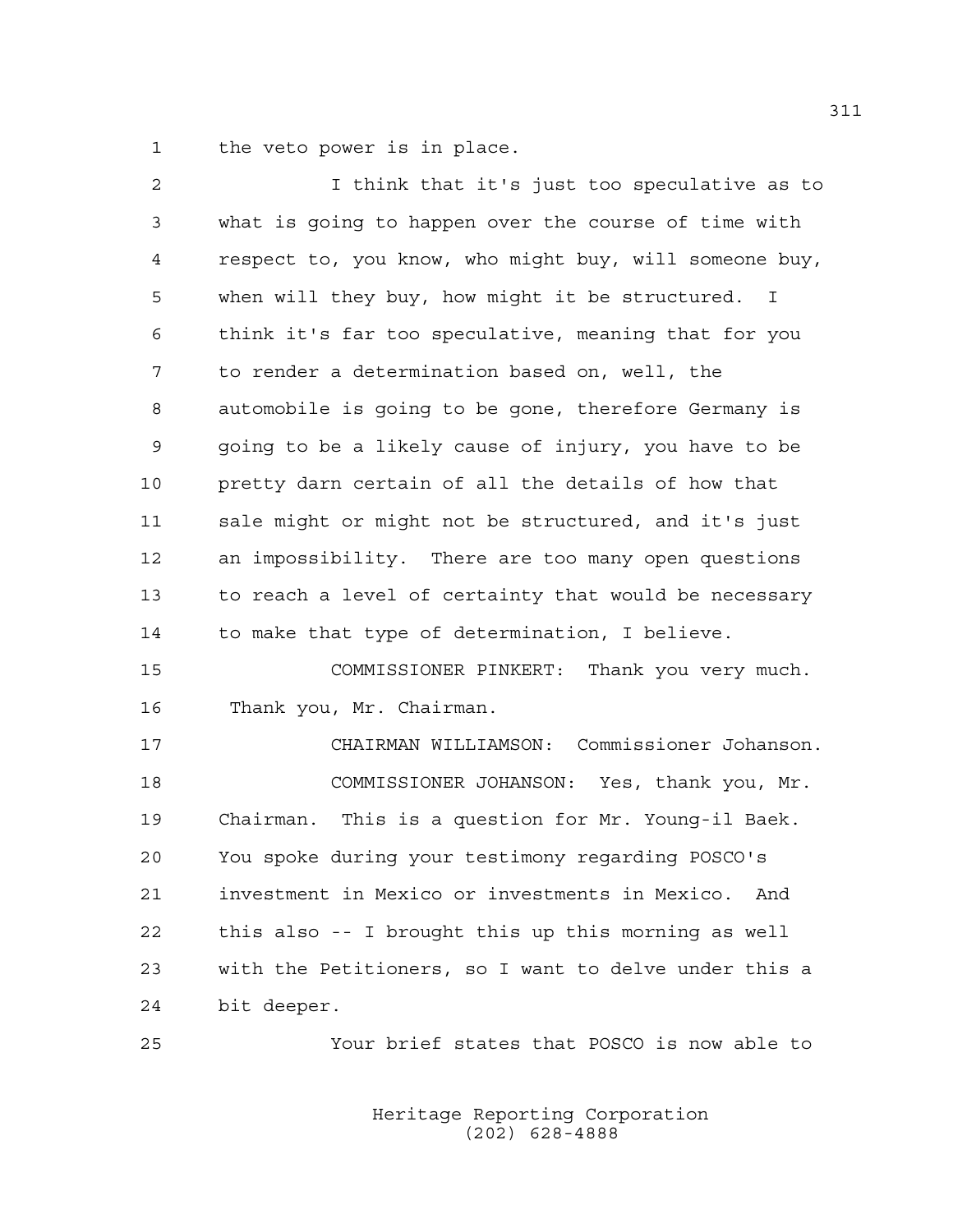the veto power is in place.

I think that it's just too speculative as to what is going to happen over the course of time with respect to, you know, who might buy, will someone buy, when will they buy, how might it be structured. I think it's far too speculative, meaning that for you to render a determination based on, well, the automobile is going to be gone, therefore Germany is going to be a likely cause of injury, you have to be pretty darn certain of all the details of how that sale might or might not be structured, and it's just an impossibility. There are too many open questions to reach a level of certainty that would be necessary to make that type of determination, I believe.

COMMISSIONER PINKERT: Thank you very much. Thank you, Mr. Chairman.

CHAIRMAN WILLIAMSON: Commissioner Johanson.

COMMISSIONER JOHANSON: Yes, thank you, Mr. Chairman. This is a question for Mr. Young-il Baek. You spoke during your testimony regarding POSCO's investment in Mexico or investments in Mexico. And this also -- I brought this up this morning as well with the Petitioners, so I want to delve under this a bit deeper.

Your brief states that POSCO is now able to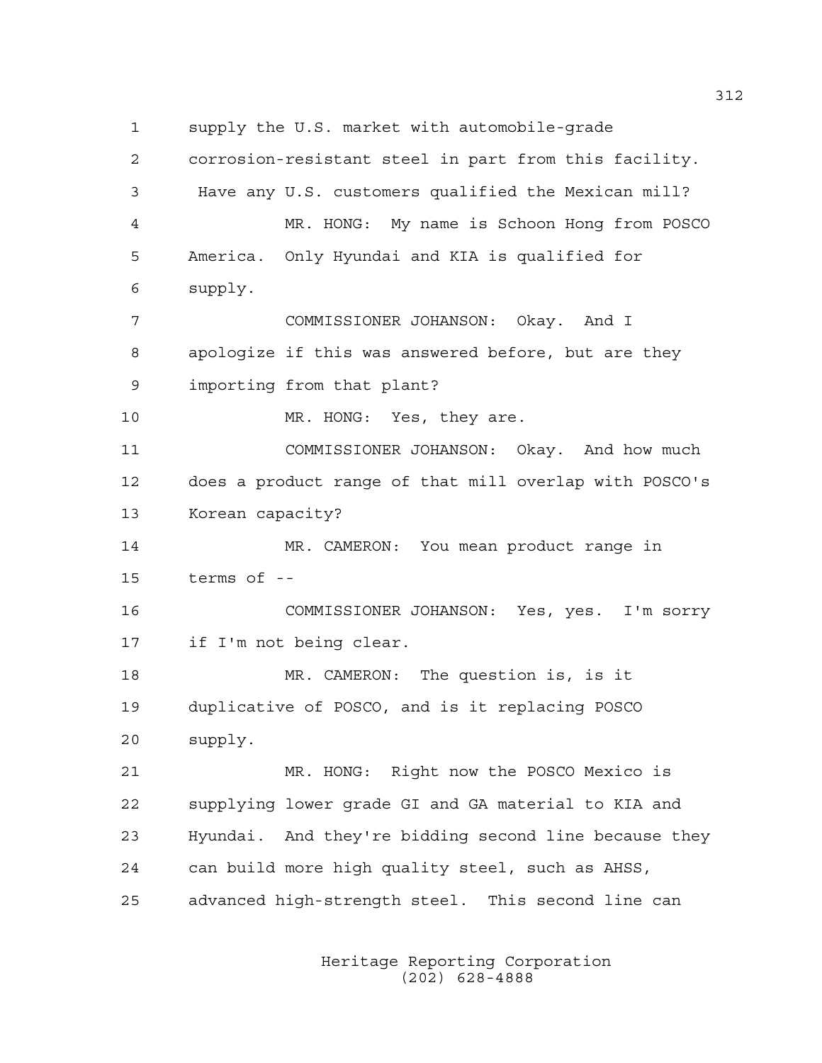supply the U.S. market with automobile-grade corrosion-resistant steel in part from this facility. Have any U.S. customers qualified the Mexican mill?

MR. HONG: My name is Schoon Hong from POSCO America. Only Hyundai and KIA is qualified for supply.

COMMISSIONER JOHANSON: Okay. And I apologize if this was answered before, but are they importing from that plant?

MR. HONG: Yes, they are.

COMMISSIONER JOHANSON: Okay. And how much does a product range of that mill overlap with POSCO's Korean capacity?

MR. CAMERON: You mean product range in terms of --

COMMISSIONER JOHANSON: Yes, yes. I'm sorry if I'm not being clear.

MR. CAMERON: The question is, is it duplicative of POSCO, and is it replacing POSCO supply.

MR. HONG: Right now the POSCO Mexico is supplying lower grade GI and GA material to KIA and Hyundai. And they're bidding second line because they can build more high quality steel, such as AHSS, advanced high-strength steel. This second line can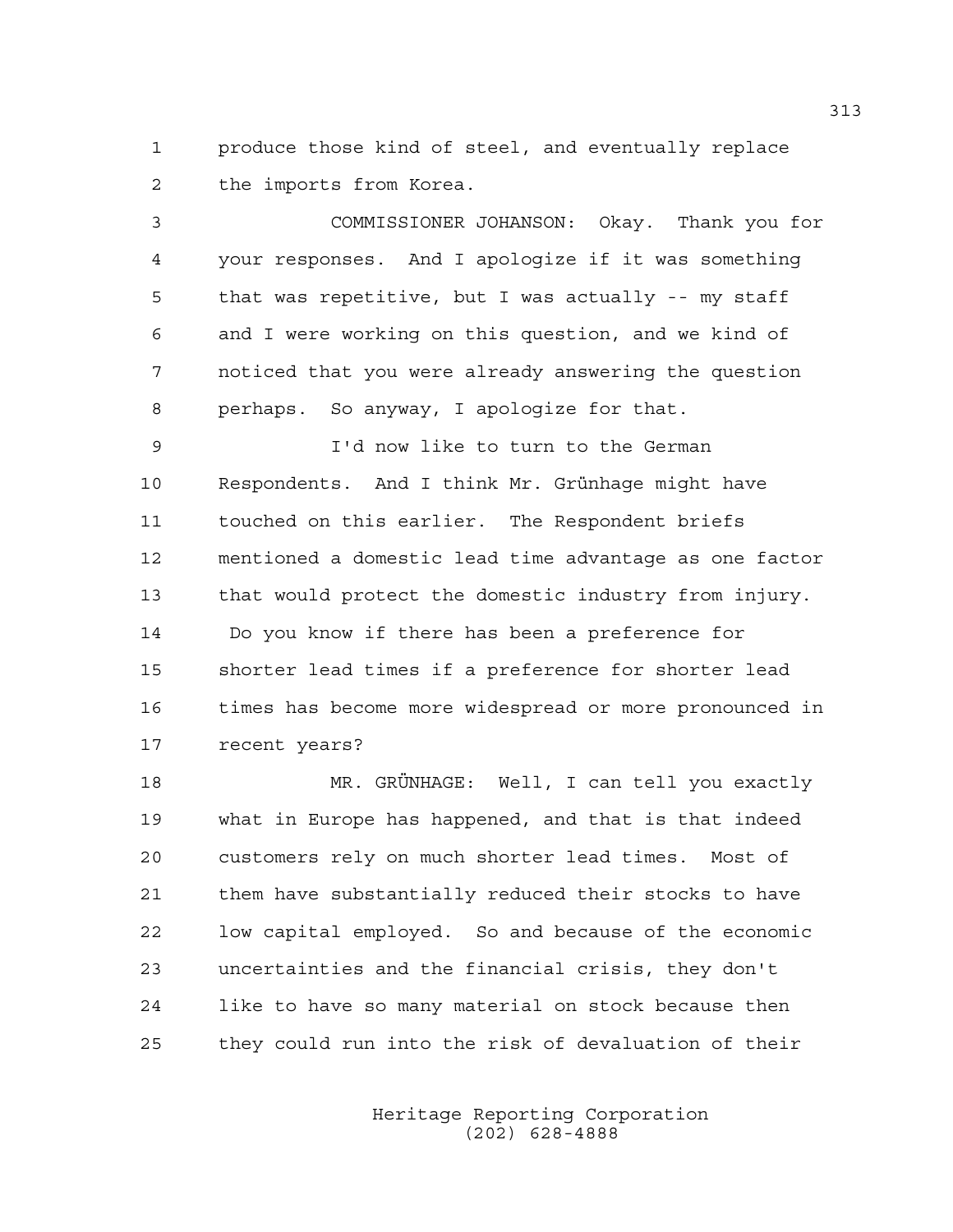produce those kind of steel, and eventually replace the imports from Korea.

COMMISSIONER JOHANSON: Okay. Thank you for your responses. And I apologize if it was something that was repetitive, but I was actually -- my staff and I were working on this question, and we kind of noticed that you were already answering the question perhaps. So anyway, I apologize for that.

I'd now like to turn to the German Respondents. And I think Mr. Grünhage might have touched on this earlier. The Respondent briefs mentioned a domestic lead time advantage as one factor that would protect the domestic industry from injury. Do you know if there has been a preference for shorter lead times if a preference for shorter lead times has become more widespread or more pronounced in recent years?

MR. GRÜNHAGE: Well, I can tell you exactly what in Europe has happened, and that is that indeed customers rely on much shorter lead times. Most of them have substantially reduced their stocks to have low capital employed. So and because of the economic uncertainties and the financial crisis, they don't like to have so many material on stock because then they could run into the risk of devaluation of their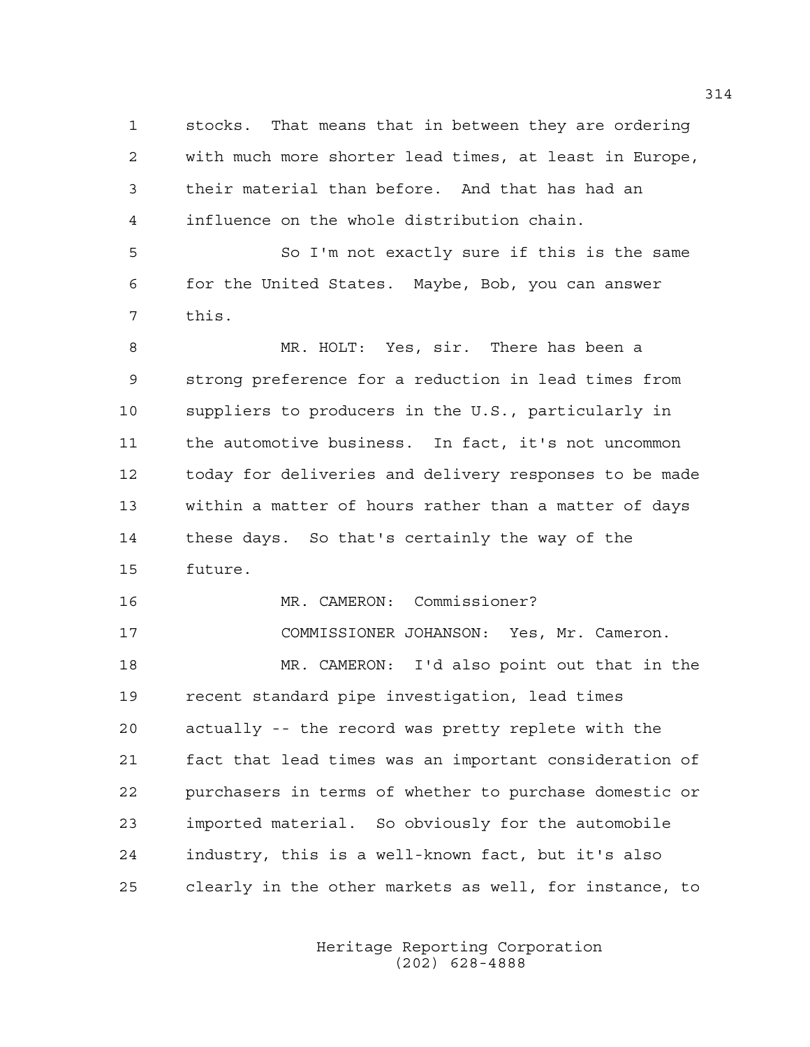1 stocks. That means that in between they are ordering
2 with much more shorter lead times, at least in Europe,
3 their material than before. And that has had an
4 influence on the whole distribution chain.

5 So I'm not exactly sure if this is the same
6 for the United States. Maybe, Bob, you can answer
7 this.

8 MR. HOLT: Yes, sir. There has been a
9 strong preference for a reduction in lead times from
10 suppliers to producers in the U.S., particularly in
11 the automotive business. In fact, it's not uncommon
12 today for deliveries and delivery responses to be made
13 within a matter of hours rather than a matter of days
14 these days. So that's certainly the way of the
15 future.

16 MR. CAMERON: Commissioner?

17 COMMISSIONER JOHANSON: Yes, Mr. Cameron.

18 MR. CAMERON: I'd also point out that in the
19 recent standard pipe investigation, lead times
20 actually -- the record was pretty replete with the
21 fact that lead times was an important consideration of
22 purchasers in terms of whether to purchase domestic or
23 imported material. So obviously for the automobile
24 industry, this is a well-known fact, but it's also
25 clearly in the other markets as well, for instance, to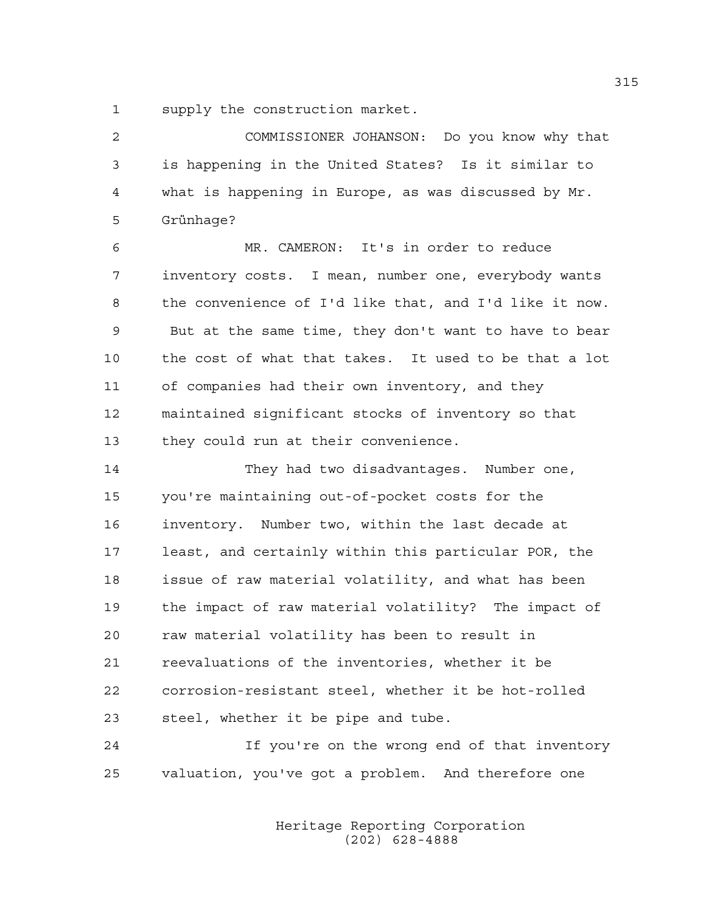supply the construction market.

COMMISSIONER JOHANSON: Do you know why that is happening in the United States? Is it similar to what is happening in Europe, as was discussed by Mr. Grünhage?

MR. CAMERON: It's in order to reduce inventory costs. I mean, number one, everybody wants the convenience of I'd like that, and I'd like it now. But at the same time, they don't want to have to bear the cost of what that takes. It used to be that a lot of companies had their own inventory, and they maintained significant stocks of inventory so that they could run at their convenience.

They had two disadvantages. Number one, you're maintaining out-of-pocket costs for the inventory. Number two, within the last decade at least, and certainly within this particular POR, the issue of raw material volatility, and what has been the impact of raw material volatility? The impact of raw material volatility has been to result in reevaluations of the inventories, whether it be corrosion-resistant steel, whether it be hot-rolled steel, whether it be pipe and tube.

If you're on the wrong end of that inventory valuation, you've got a problem. And therefore one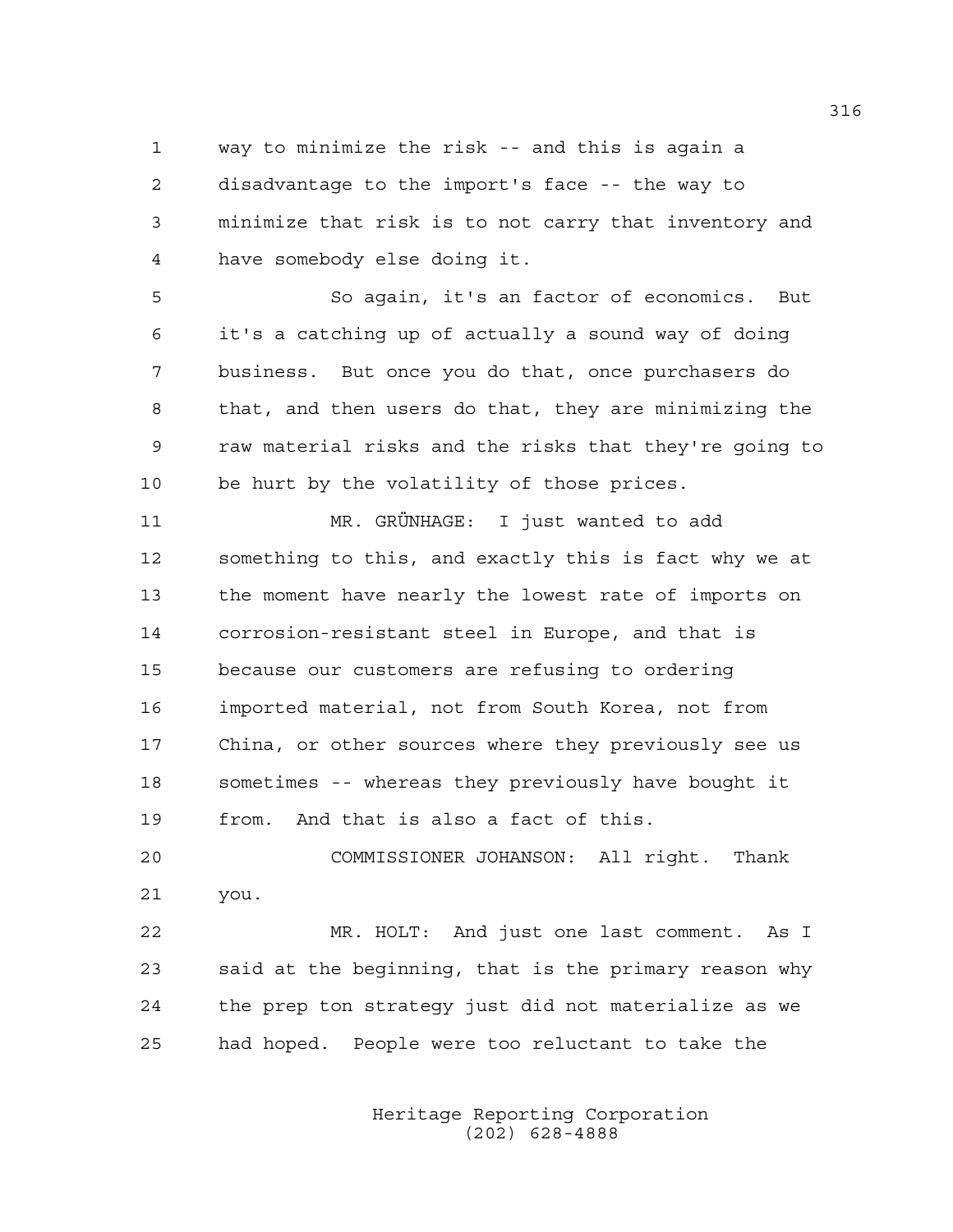way to minimize the risk -- and this is again a disadvantage to the import's face -- the way to minimize that risk is to not carry that inventory and have somebody else doing it.

So again, it's an factor of economics. But it's a catching up of actually a sound way of doing business. But once you do that, once purchasers do that, and then users do that, they are minimizing the raw material risks and the risks that they're going to be hurt by the volatility of those prices.

MR. GRÜNHAGE: I just wanted to add something to this, and exactly this is fact why we at the moment have nearly the lowest rate of imports on corrosion-resistant steel in Europe, and that is because our customers are refusing to ordering imported material, not from South Korea, not from China, or other sources where they previously see us sometimes -- whereas they previously have bought it from. And that is also a fact of this.

COMMISSIONER JOHANSON: All right. Thank you.

MR. HOLT: And just one last comment. As I said at the beginning, that is the primary reason why the prep ton strategy just did not materialize as we had hoped. People were too reluctant to take the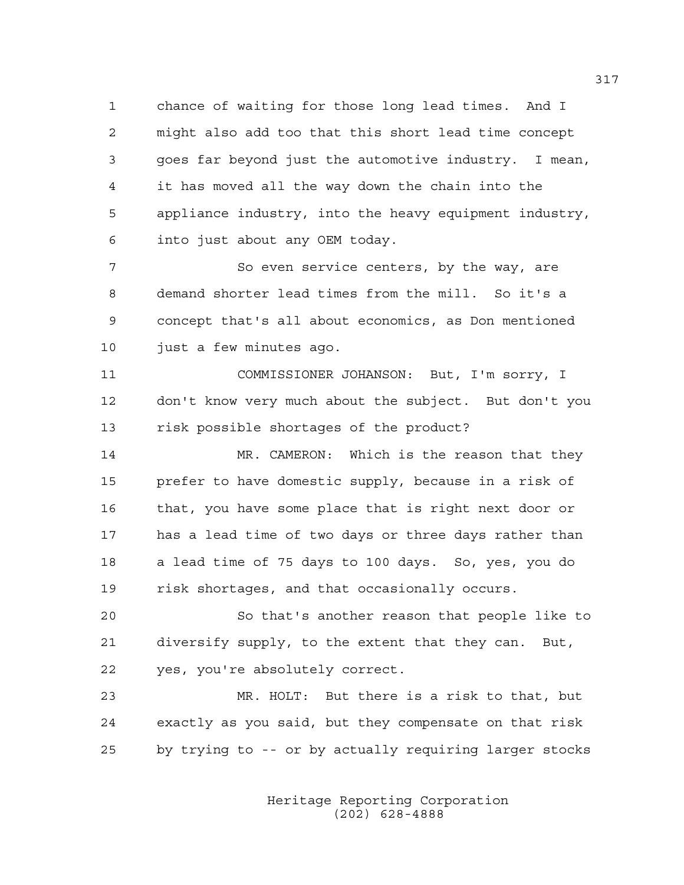chance of waiting for those long lead times. And I might also add too that this short lead time concept goes far beyond just the automotive industry. I mean, it has moved all the way down the chain into the appliance industry, into the heavy equipment industry, into just about any OEM today.

So even service centers, by the way, are demand shorter lead times from the mill. So it's a concept that's all about economics, as Don mentioned just a few minutes ago.

COMMISSIONER JOHANSON: But, I'm sorry, I don't know very much about the subject. But don't you risk possible shortages of the product?

MR. CAMERON: Which is the reason that they prefer to have domestic supply, because in a risk of that, you have some place that is right next door or has a lead time of two days or three days rather than a lead time of 75 days to 100 days. So, yes, you do risk shortages, and that occasionally occurs.

So that's another reason that people like to diversify supply, to the extent that they can. But, yes, you're absolutely correct.

MR. HOLT: But there is a risk to that, but exactly as you said, but they compensate on that risk by trying to -- or by actually requiring larger stocks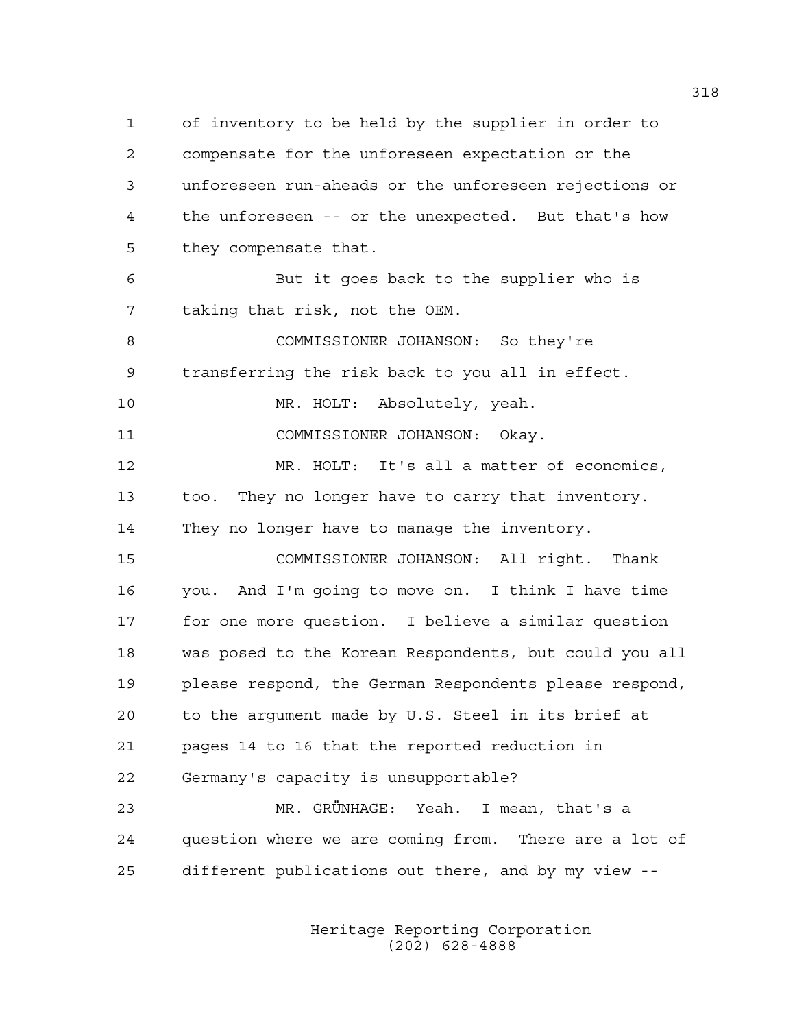of inventory to be held by the supplier in order to compensate for the unforeseen expectation or the unforeseen run-aheads or the unforeseen rejections or the unforeseen -- or the unexpected. But that's how they compensate that.

But it goes back to the supplier who is taking that risk, not the OEM.

COMMISSIONER JOHANSON: So they're transferring the risk back to you all in effect.

MR. HOLT: Absolutely, yeah.

COMMISSIONER JOHANSON: Okay.

MR. HOLT: It's all a matter of economics, too. They no longer have to carry that inventory. They no longer have to manage the inventory.

COMMISSIONER JOHANSON: All right. Thank you. And I'm going to move on. I think I have time for one more question. I believe a similar question was posed to the Korean Respondents, but could you all please respond, the German Respondents please respond, to the argument made by U.S. Steel in its brief at pages 14 to 16 that the reported reduction in Germany's capacity is unsupportable?

MR. GRÜNHAGE: Yeah. I mean, that's a question where we are coming from. There are a lot of different publications out there, and by my view --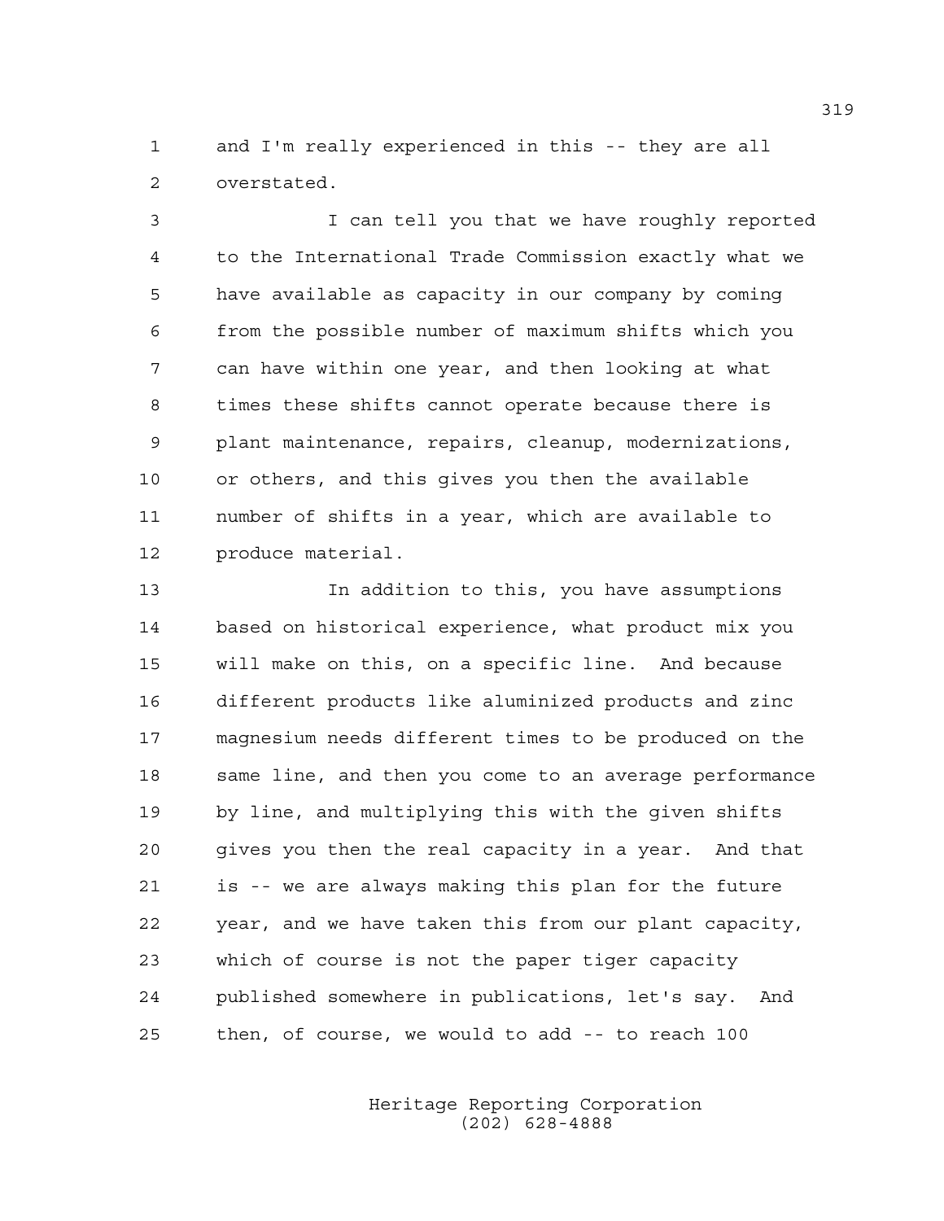and I'm really experienced in this -- they are all overstated.

I can tell you that we have roughly reported to the International Trade Commission exactly what we have available as capacity in our company by coming from the possible number of maximum shifts which you can have within one year, and then looking at what times these shifts cannot operate because there is plant maintenance, repairs, cleanup, modernizations, or others, and this gives you then the available number of shifts in a year, which are available to produce material.

In addition to this, you have assumptions based on historical experience, what product mix you will make on this, on a specific line. And because different products like aluminized products and zinc magnesium needs different times to be produced on the same line, and then you come to an average performance by line, and multiplying this with the given shifts gives you then the real capacity in a year. And that is -- we are always making this plan for the future year, and we have taken this from our plant capacity, which of course is not the paper tiger capacity published somewhere in publications, let's say. And then, of course, we would to add -- to reach 100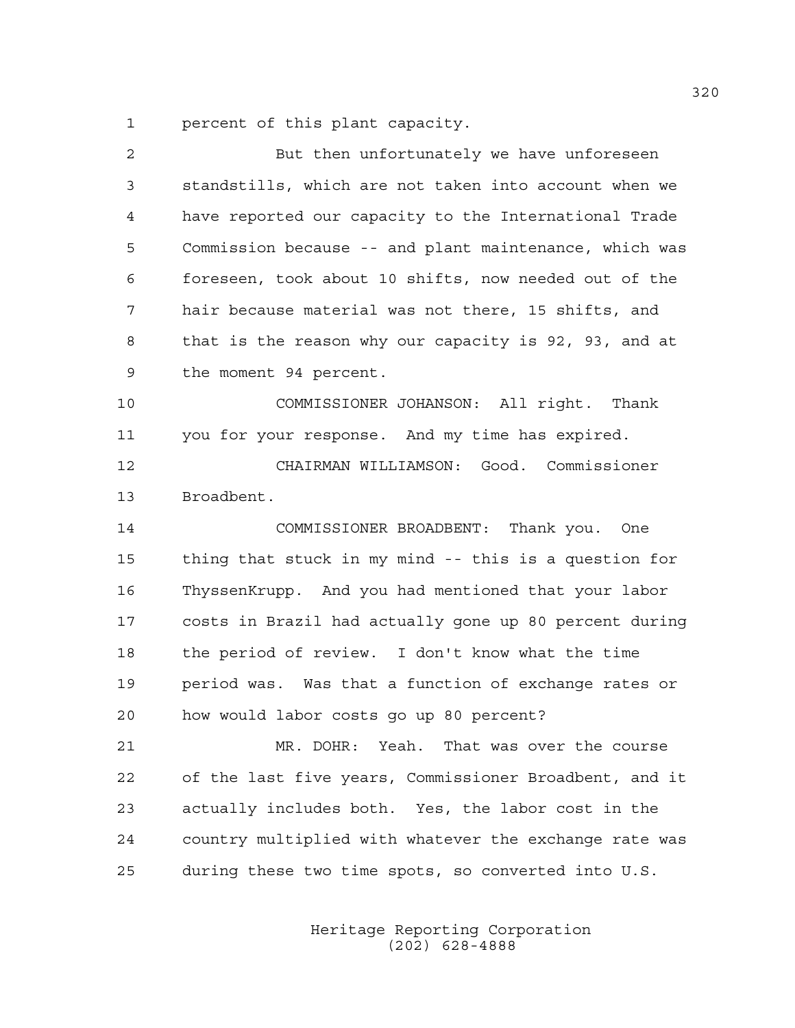percent of this plant capacity.

But then unfortunately we have unforeseen standstills, which are not taken into account when we have reported our capacity to the International Trade Commission because -- and plant maintenance, which was foreseen, took about 10 shifts, now needed out of the hair because material was not there, 15 shifts, and that is the reason why our capacity is 92, 93, and at the moment 94 percent.

COMMISSIONER JOHANSON: All right. Thank you for your response. And my time has expired.

CHAIRMAN WILLIAMSON: Good. Commissioner Broadbent.

COMMISSIONER BROADBENT: Thank you. One thing that stuck in my mind -- this is a question for ThyssenKrupp. And you had mentioned that your labor costs in Brazil had actually gone up 80 percent during the period of review. I don't know what the time period was. Was that a function of exchange rates or how would labor costs go up 80 percent?

MR. DOHR: Yeah. That was over the course of the last five years, Commissioner Broadbent, and it actually includes both. Yes, the labor cost in the country multiplied with whatever the exchange rate was during these two time spots, so converted into U.S.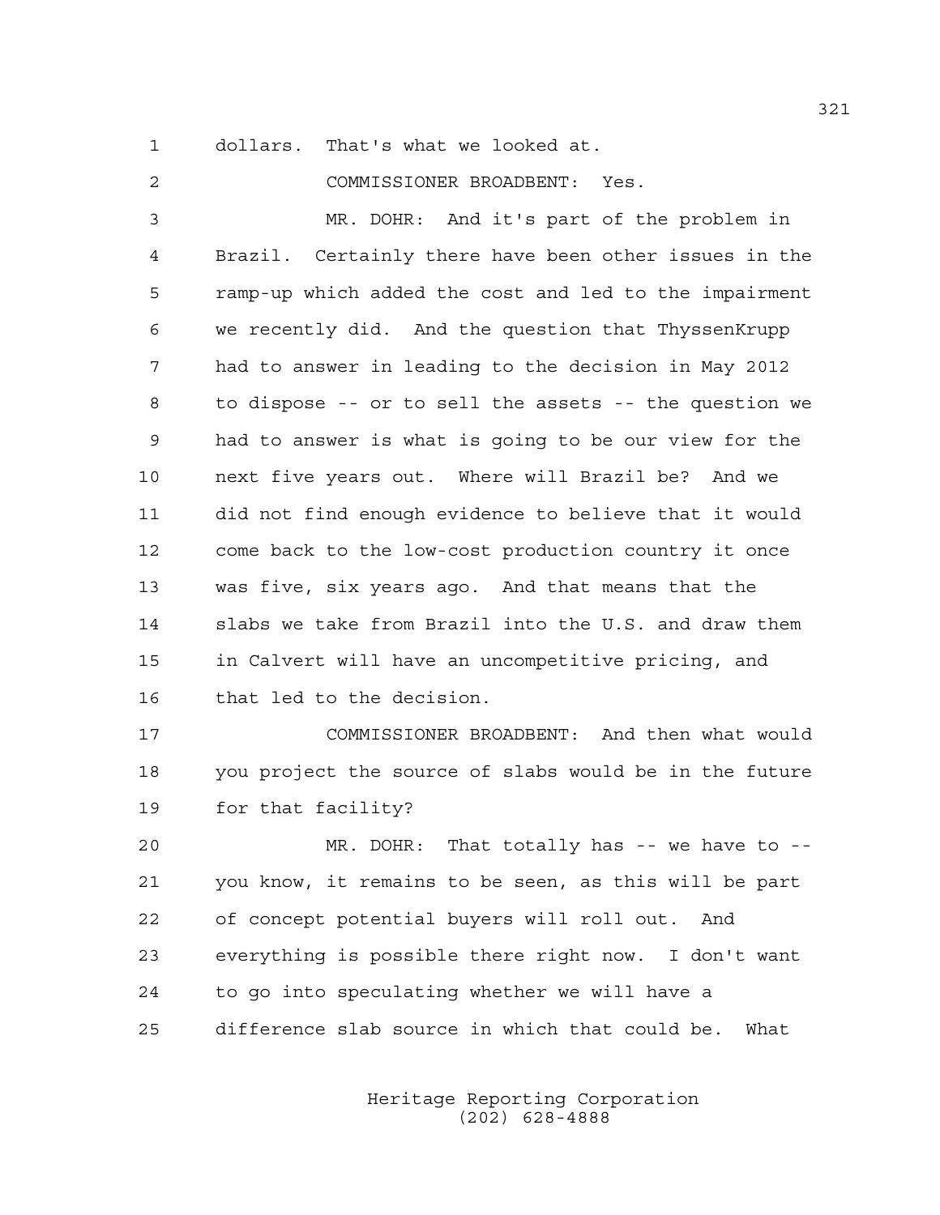dollars. That's what we looked at.

COMMISSIONER BROADBENT: Yes.

MR. DOHR: And it's part of the problem in Brazil. Certainly there have been other issues in the ramp-up which added the cost and led to the impairment we recently did. And the question that ThyssenKrupp had to answer in leading to the decision in May 2012 to dispose -- or to sell the assets -- the question we had to answer is what is going to be our view for the next five years out. Where will Brazil be? And we did not find enough evidence to believe that it would come back to the low-cost production country it once was five, six years ago. And that means that the slabs we take from Brazil into the U.S. and draw them in Calvert will have an uncompetitive pricing, and that led to the decision.

COMMISSIONER BROADBENT: And then what would you project the source of slabs would be in the future for that facility?

MR. DOHR: That totally has -- we have to -- you know, it remains to be seen, as this will be part of concept potential buyers will roll out. And everything is possible there right now. I don't want to go into speculating whether we will have a difference slab source in which that could be. What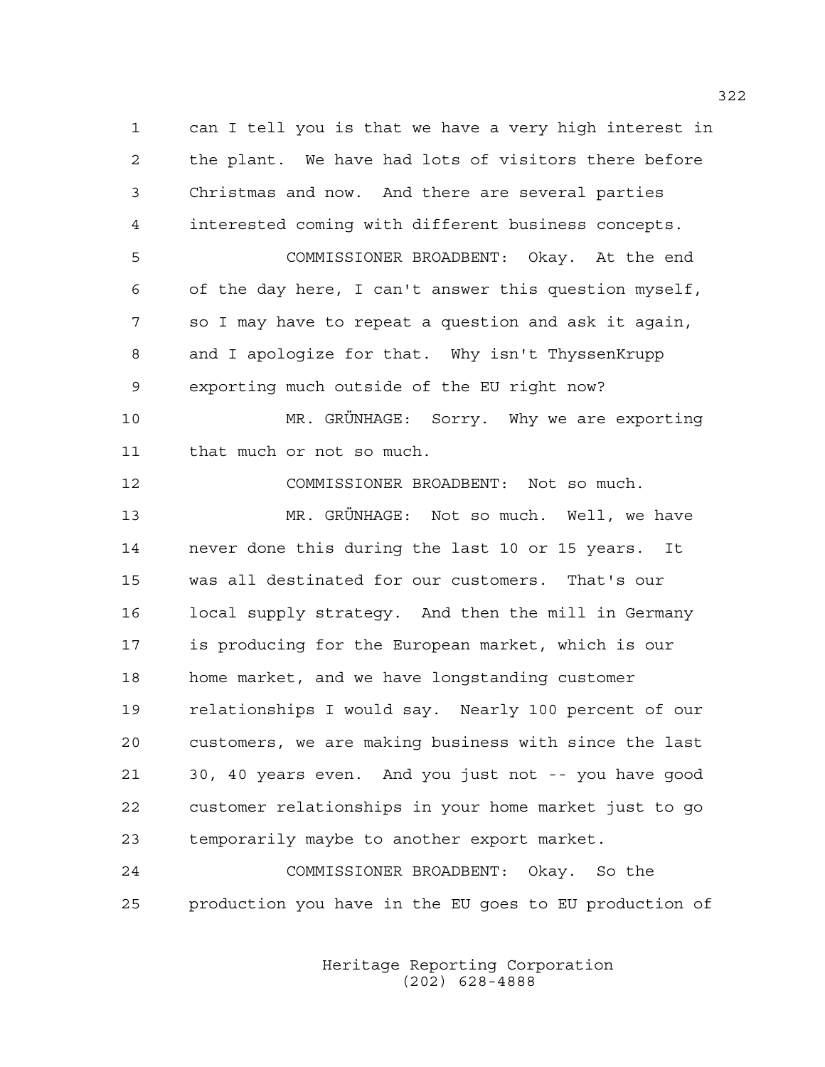can I tell you is that we have a very high interest in the plant. We have had lots of visitors there before Christmas and now. And there are several parties interested coming with different business concepts.

COMMISSIONER BROADBENT: Okay. At the end of the day here, I can't answer this question myself, so I may have to repeat a question and ask it again, and I apologize for that. Why isn't ThyssenKrupp exporting much outside of the EU right now?

MR. GRÜNHAGE: Sorry. Why we are exporting that much or not so much.

COMMISSIONER BROADBENT: Not so much.

MR. GRÜNHAGE: Not so much. Well, we have never done this during the last 10 or 15 years. It was all destinated for our customers. That's our local supply strategy. And then the mill in Germany is producing for the European market, which is our home market, and we have longstanding customer relationships I would say. Nearly 100 percent of our customers, we are making business with since the last 30, 40 years even. And you just not -- you have good customer relationships in your home market just to go temporarily maybe to another export market.

COMMISSIONER BROADBENT: Okay. So the production you have in the EU goes to EU production of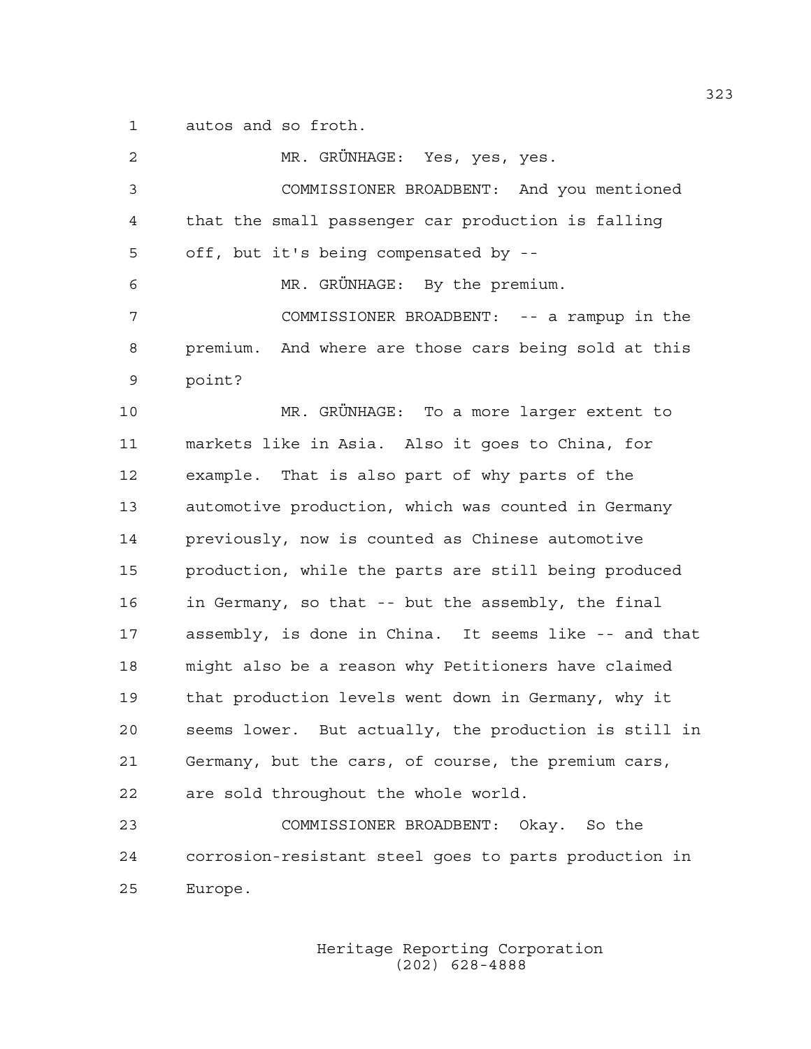autos and so froth.

MR. GRÜNHAGE: Yes, yes, yes.

COMMISSIONER BROADBENT: And you mentioned that the small passenger car production is falling off, but it's being compensated by --

MR. GRÜNHAGE: By the premium.

COMMISSIONER BROADBENT: -- a rampup in the premium. And where are those cars being sold at this point?

MR. GRÜNHAGE: To a more larger extent to markets like in Asia. Also it goes to China, for example. That is also part of why parts of the automotive production, which was counted in Germany previously, now is counted as Chinese automotive production, while the parts are still being produced in Germany, so that -- but the assembly, the final assembly, is done in China. It seems like -- and that might also be a reason why Petitioners have claimed that production levels went down in Germany, why it seems lower. But actually, the production is still in Germany, but the cars, of course, the premium cars, are sold throughout the whole world.

COMMISSIONER BROADBENT: Okay. So the corrosion-resistant steel goes to parts production in Europe.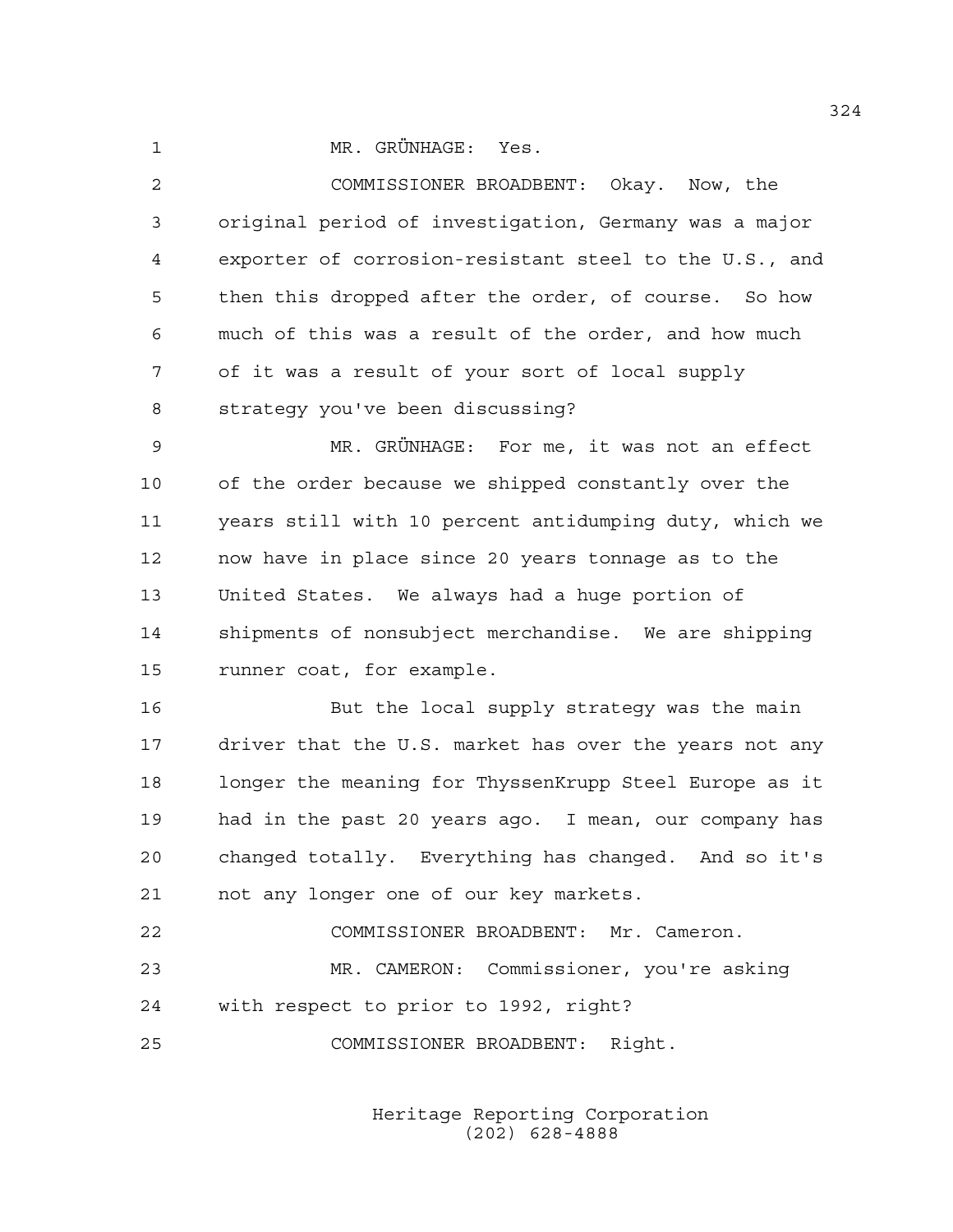MR. GRÜNHAGE: Yes.

COMMISSIONER BROADBENT: Okay. Now, the original period of investigation, Germany was a major exporter of corrosion-resistant steel to the U.S., and then this dropped after the order, of course. So how much of this was a result of the order, and how much of it was a result of your sort of local supply strategy you've been discussing?

MR. GRÜNHAGE: For me, it was not an effect of the order because we shipped constantly over the years still with 10 percent antidumping duty, which we now have in place since 20 years tonnage as to the United States. We always had a huge portion of shipments of nonsubject merchandise. We are shipping runner coat, for example.

But the local supply strategy was the main driver that the U.S. market has over the years not any longer the meaning for ThyssenKrupp Steel Europe as it had in the past 20 years ago. I mean, our company has changed totally. Everything has changed. And so it's not any longer one of our key markets.

COMMISSIONER BROADBENT: Mr. Cameron.

MR. CAMERON: Commissioner, you're asking with respect to prior to 1992, right?

COMMISSIONER BROADBENT: Right.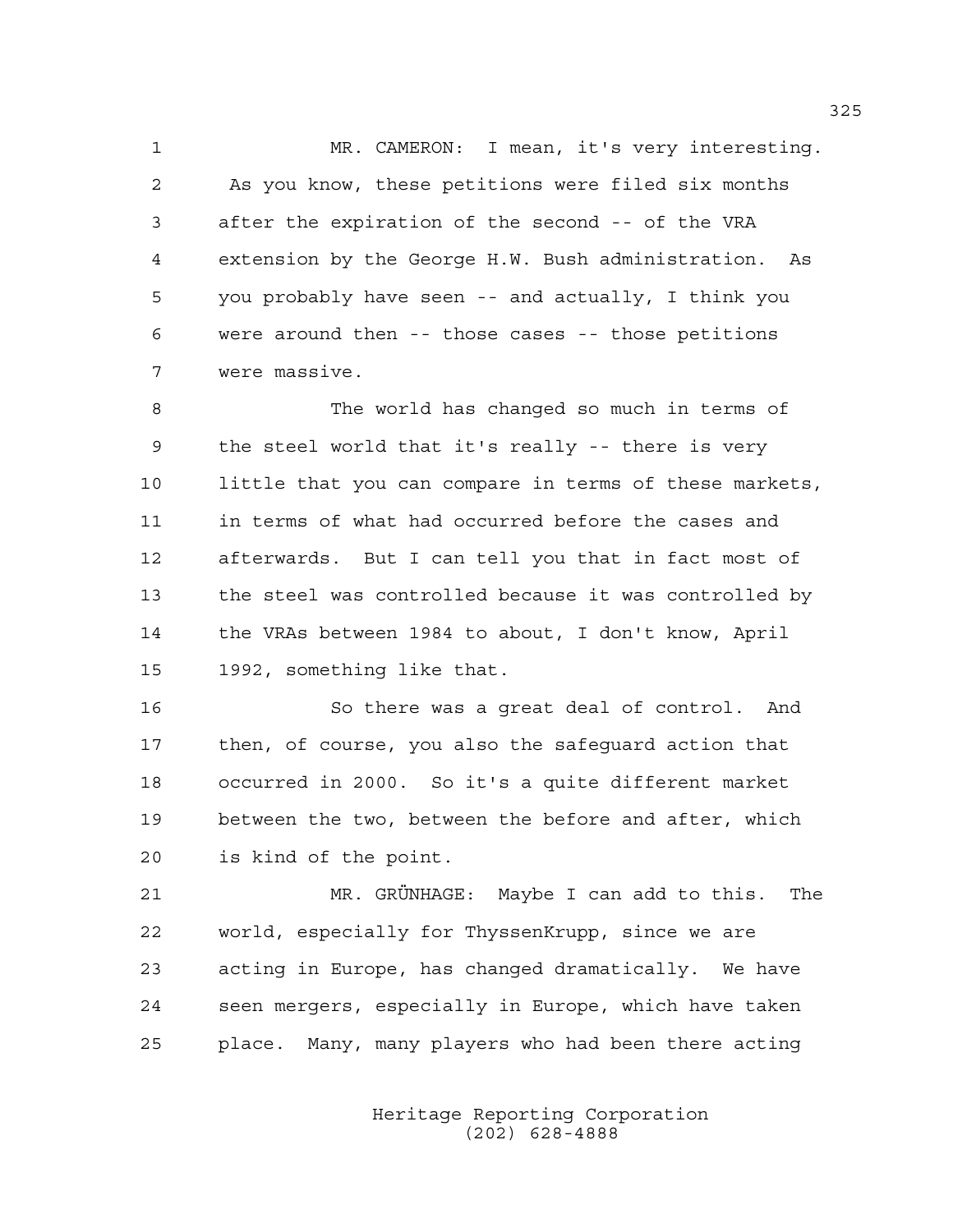MR. CAMERON: I mean, it's very interesting. As you know, these petitions were filed six months after the expiration of the second -- of the VRA extension by the George H.W. Bush administration. As you probably have seen -- and actually, I think you were around then -- those cases -- those petitions were massive.

The world has changed so much in terms of the steel world that it's really -- there is very little that you can compare in terms of these markets, in terms of what had occurred before the cases and afterwards. But I can tell you that in fact most of the steel was controlled because it was controlled by the VRAs between 1984 to about, I don't know, April 1992, something like that.

So there was a great deal of control. And then, of course, you also the safeguard action that occurred in 2000. So it's a quite different market between the two, between the before and after, which is kind of the point.

MR. GRÜNHAGE: Maybe I can add to this. The world, especially for ThyssenKrupp, since we are acting in Europe, has changed dramatically. We have seen mergers, especially in Europe, which have taken place. Many, many players who had been there acting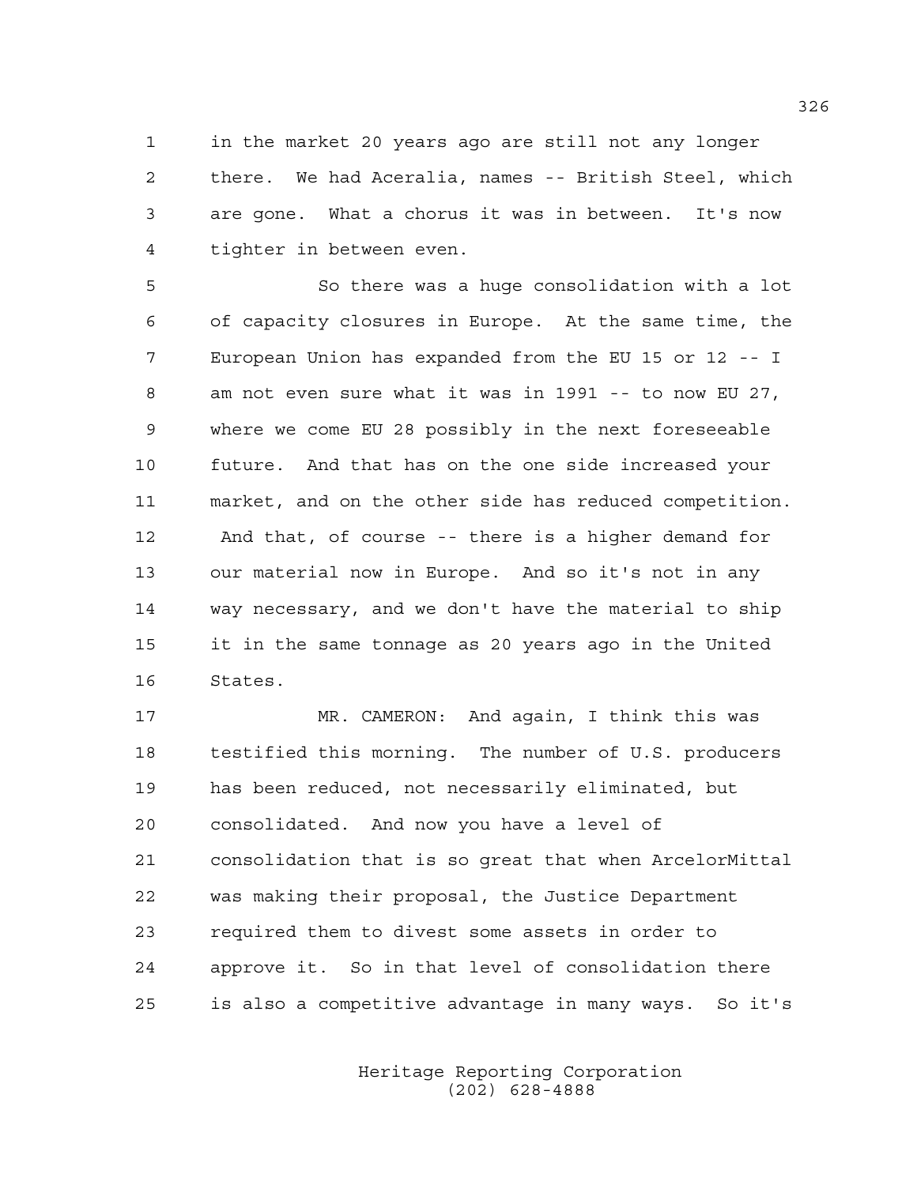in the market 20 years ago are still not any longer there. We had Aceralia, names -- British Steel, which are gone. What a chorus it was in between. It's now tighter in between even.

So there was a huge consolidation with a lot of capacity closures in Europe. At the same time, the European Union has expanded from the EU 15 or 12 -- I am not even sure what it was in 1991 -- to now EU 27, where we come EU 28 possibly in the next foreseeable future. And that has on the one side increased your market, and on the other side has reduced competition. And that, of course -- there is a higher demand for our material now in Europe. And so it's not in any way necessary, and we don't have the material to ship it in the same tonnage as 20 years ago in the United States.

MR. CAMERON: And again, I think this was testified this morning. The number of U.S. producers has been reduced, not necessarily eliminated, but consolidated. And now you have a level of consolidation that is so great that when ArcelorMittal was making their proposal, the Justice Department required them to divest some assets in order to approve it. So in that level of consolidation there is also a competitive advantage in many ways. So it's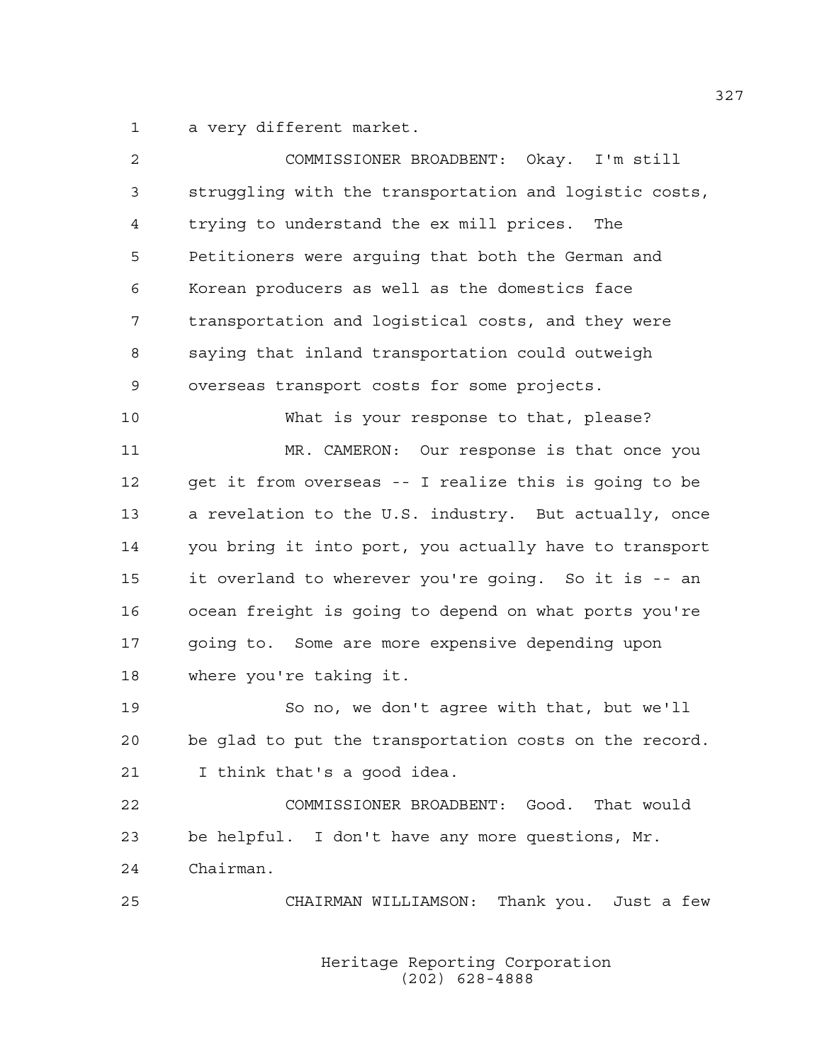a very different market.

COMMISSIONER BROADBENT: Okay. I'm still struggling with the transportation and logistic costs, trying to understand the ex mill prices. The Petitioners were arguing that both the German and Korean producers as well as the domestics face transportation and logistical costs, and they were saying that inland transportation could outweigh overseas transport costs for some projects.

What is your response to that, please?

MR. CAMERON: Our response is that once you get it from overseas -- I realize this is going to be a revelation to the U.S. industry. But actually, once you bring it into port, you actually have to transport it overland to wherever you're going. So it is -- an ocean freight is going to depend on what ports you're going to. Some are more expensive depending upon where you're taking it.

So no, we don't agree with that, but we'll be glad to put the transportation costs on the record. I think that's a good idea.

COMMISSIONER BROADBENT: Good. That would be helpful. I don't have any more questions, Mr. Chairman.

CHAIRMAN WILLIAMSON: Thank you. Just a few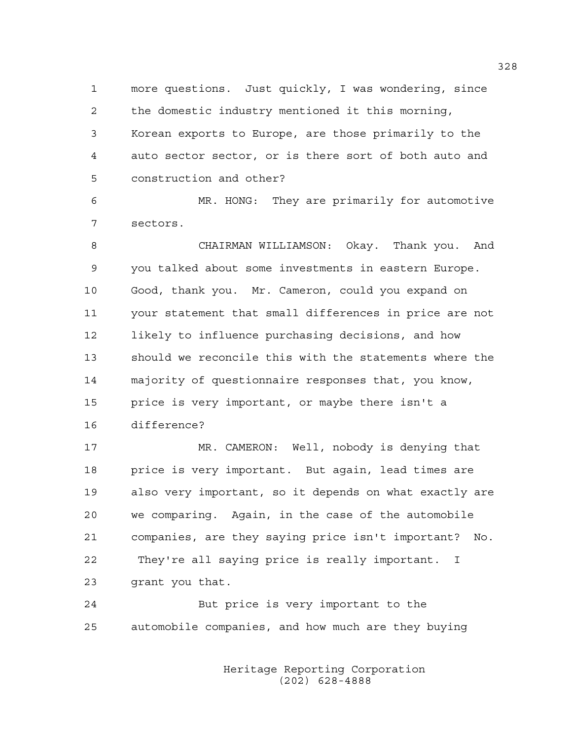more questions. Just quickly, I was wondering, since the domestic industry mentioned it this morning, Korean exports to Europe, are those primarily to the auto sector sector, or is there sort of both auto and construction and other?

MR. HONG: They are primarily for automotive sectors.

CHAIRMAN WILLIAMSON: Okay. Thank you. And you talked about some investments in eastern Europe. Good, thank you. Mr. Cameron, could you expand on your statement that small differences in price are not likely to influence purchasing decisions, and how should we reconcile this with the statements where the majority of questionnaire responses that, you know, price is very important, or maybe there isn't a difference?

MR. CAMERON: Well, nobody is denying that price is very important. But again, lead times are also very important, so it depends on what exactly are we comparing. Again, in the case of the automobile companies, are they saying price isn't important? No. They're all saying price is really important. I grant you that.

But price is very important to the automobile companies, and how much are they buying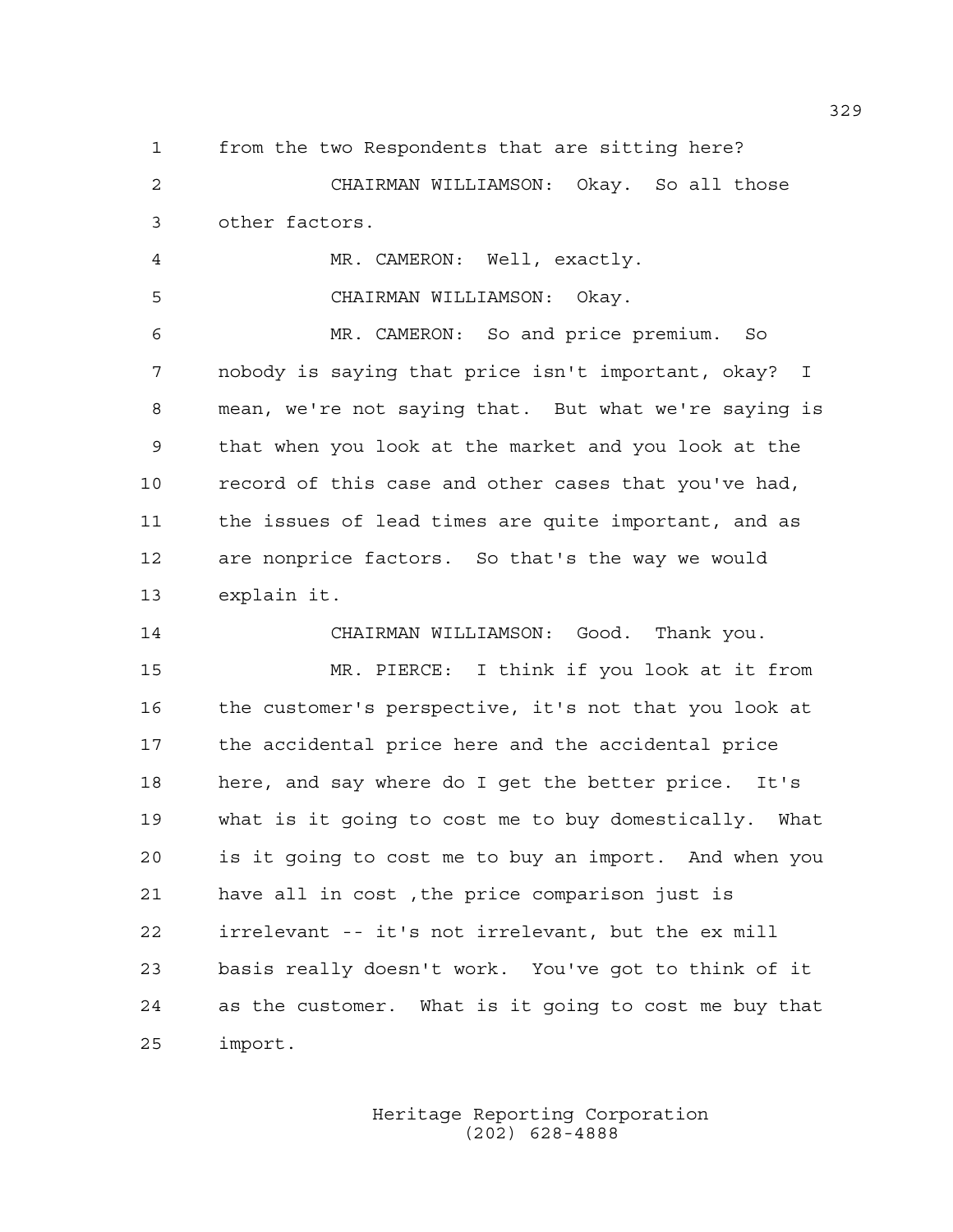from the two Respondents that are sitting here?

CHAIRMAN WILLIAMSON: Okay. So all those other factors.

MR. CAMERON: Well, exactly.

CHAIRMAN WILLIAMSON: Okay.

MR. CAMERON: So and price premium. So nobody is saying that price isn't important, okay? I mean, we're not saying that. But what we're saying is that when you look at the market and you look at the record of this case and other cases that you've had, the issues of lead times are quite important, and as are nonprice factors. So that's the way we would explain it.

CHAIRMAN WILLIAMSON: Good. Thank you.

MR. PIERCE: I think if you look at it from the customer's perspective, it's not that you look at the accidental price here and the accidental price here, and say where do I get the better price. It's what is it going to cost me to buy domestically. What is it going to cost me to buy an import. And when you have all in cost ,the price comparison just is irrelevant -- it's not irrelevant, but the ex mill basis really doesn't work. You've got to think of it as the customer. What is it going to cost me buy that import.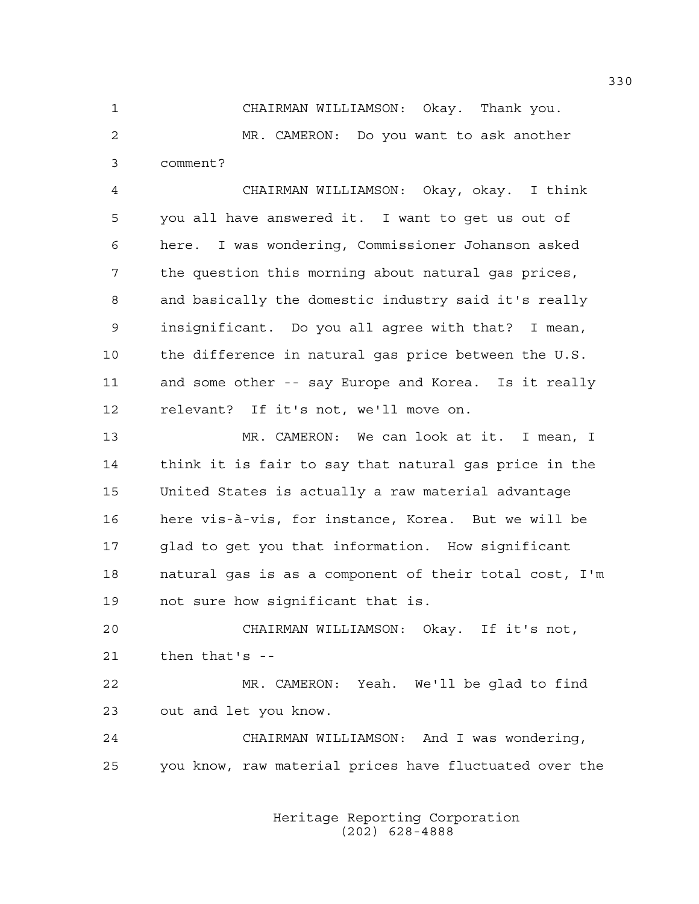CHAIRMAN WILLIAMSON: Okay. Thank you.

MR. CAMERON: Do you want to ask another comment?

CHAIRMAN WILLIAMSON: Okay, okay. I think you all have answered it. I want to get us out of here. I was wondering, Commissioner Johanson asked the question this morning about natural gas prices, and basically the domestic industry said it's really insignificant. Do you all agree with that? I mean, the difference in natural gas price between the U.S. and some other -- say Europe and Korea. Is it really relevant? If it's not, we'll move on.

MR. CAMERON: We can look at it. I mean, I think it is fair to say that natural gas price in the United States is actually a raw material advantage here vis-à-vis, for instance, Korea. But we will be glad to get you that information. How significant natural gas is as a component of their total cost, I'm not sure how significant that is.

CHAIRMAN WILLIAMSON: Okay. If it's not, then that's --

MR. CAMERON: Yeah. We'll be glad to find out and let you know.

CHAIRMAN WILLIAMSON: And I was wondering, you know, raw material prices have fluctuated over the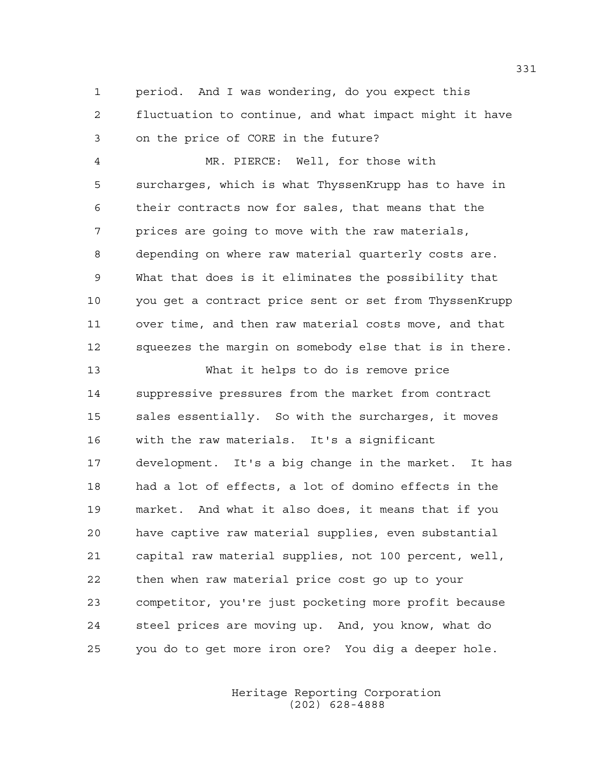period. And I was wondering, do you expect this fluctuation to continue, and what impact might it have on the price of CORE in the future?

MR. PIERCE: Well, for those with surcharges, which is what ThyssenKrupp has to have in their contracts now for sales, that means that the prices are going to move with the raw materials, depending on where raw material quarterly costs are. What that does is it eliminates the possibility that you get a contract price sent or set from ThyssenKrupp over time, and then raw material costs move, and that squeezes the margin on somebody else that is in there.

What it helps to do is remove price suppressive pressures from the market from contract sales essentially. So with the surcharges, it moves with the raw materials. It's a significant development. It's a big change in the market. It has had a lot of effects, a lot of domino effects in the market. And what it also does, it means that if you have captive raw material supplies, even substantial capital raw material supplies, not 100 percent, well, then when raw material price cost go up to your competitor, you're just pocketing more profit because steel prices are moving up. And, you know, what do you do to get more iron ore? You dig a deeper hole.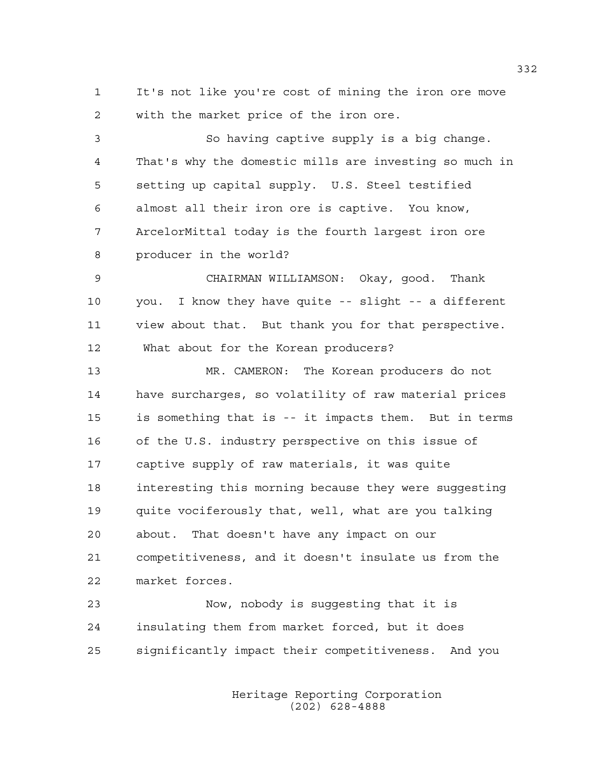It's not like you're cost of mining the iron ore move with the market price of the iron ore.

So having captive supply is a big change. That's why the domestic mills are investing so much in setting up capital supply. U.S. Steel testified almost all their iron ore is captive. You know, ArcelorMittal today is the fourth largest iron ore producer in the world?

CHAIRMAN WILLIAMSON: Okay, good. Thank you. I know they have quite -- slight -- a different view about that. But thank you for that perspective. What about for the Korean producers?

MR. CAMERON: The Korean producers do not have surcharges, so volatility of raw material prices is something that is -- it impacts them. But in terms of the U.S. industry perspective on this issue of captive supply of raw materials, it was quite interesting this morning because they were suggesting quite vociferously that, well, what are you talking about. That doesn't have any impact on our competitiveness, and it doesn't insulate us from the market forces.

Now, nobody is suggesting that it is insulating them from market forced, but it does significantly impact their competitiveness. And you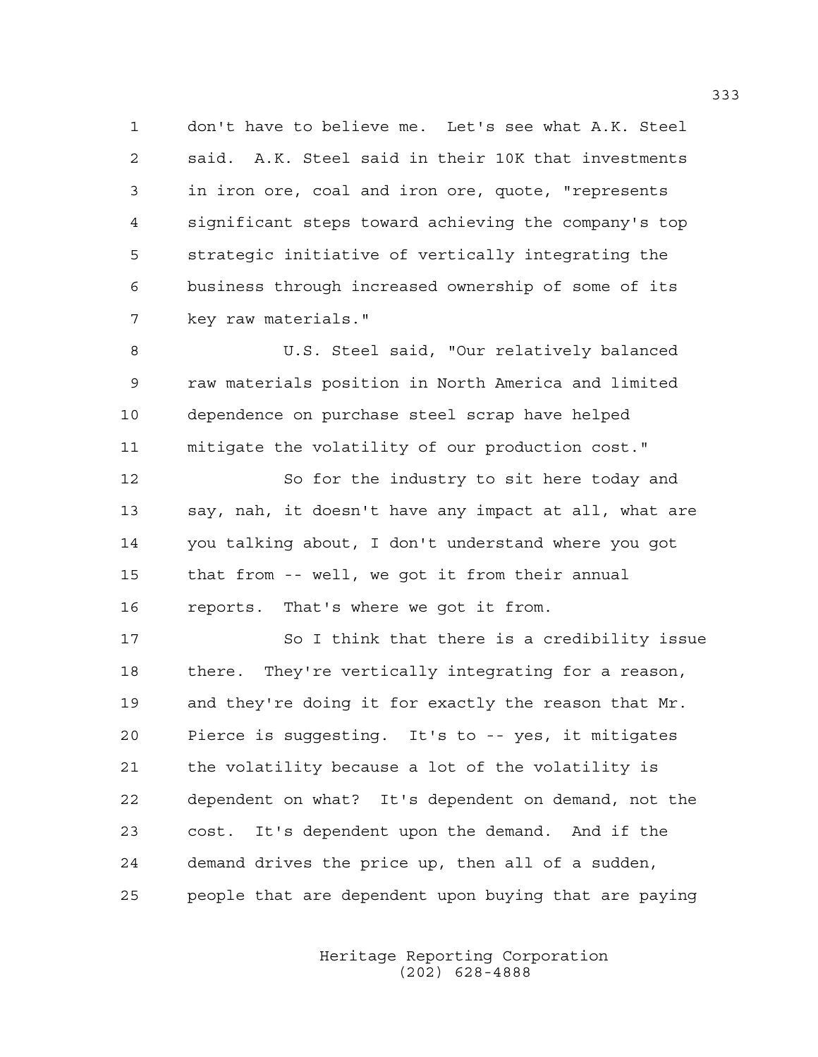don't have to believe me. Let's see what A.K. Steel said. A.K. Steel said in their 10K that investments in iron ore, coal and iron ore, quote, "represents significant steps toward achieving the company's top strategic initiative of vertically integrating the business through increased ownership of some of its key raw materials."

U.S. Steel said, "Our relatively balanced raw materials position in North America and limited dependence on purchase steel scrap have helped mitigate the volatility of our production cost."

So for the industry to sit here today and say, nah, it doesn't have any impact at all, what are you talking about, I don't understand where you got that from -- well, we got it from their annual reports. That's where we got it from.

So I think that there is a credibility issue there. They're vertically integrating for a reason, and they're doing it for exactly the reason that Mr. Pierce is suggesting. It's to -- yes, it mitigates the volatility because a lot of the volatility is dependent on what? It's dependent on demand, not the cost. It's dependent upon the demand. And if the demand drives the price up, then all of a sudden, people that are dependent upon buying that are paying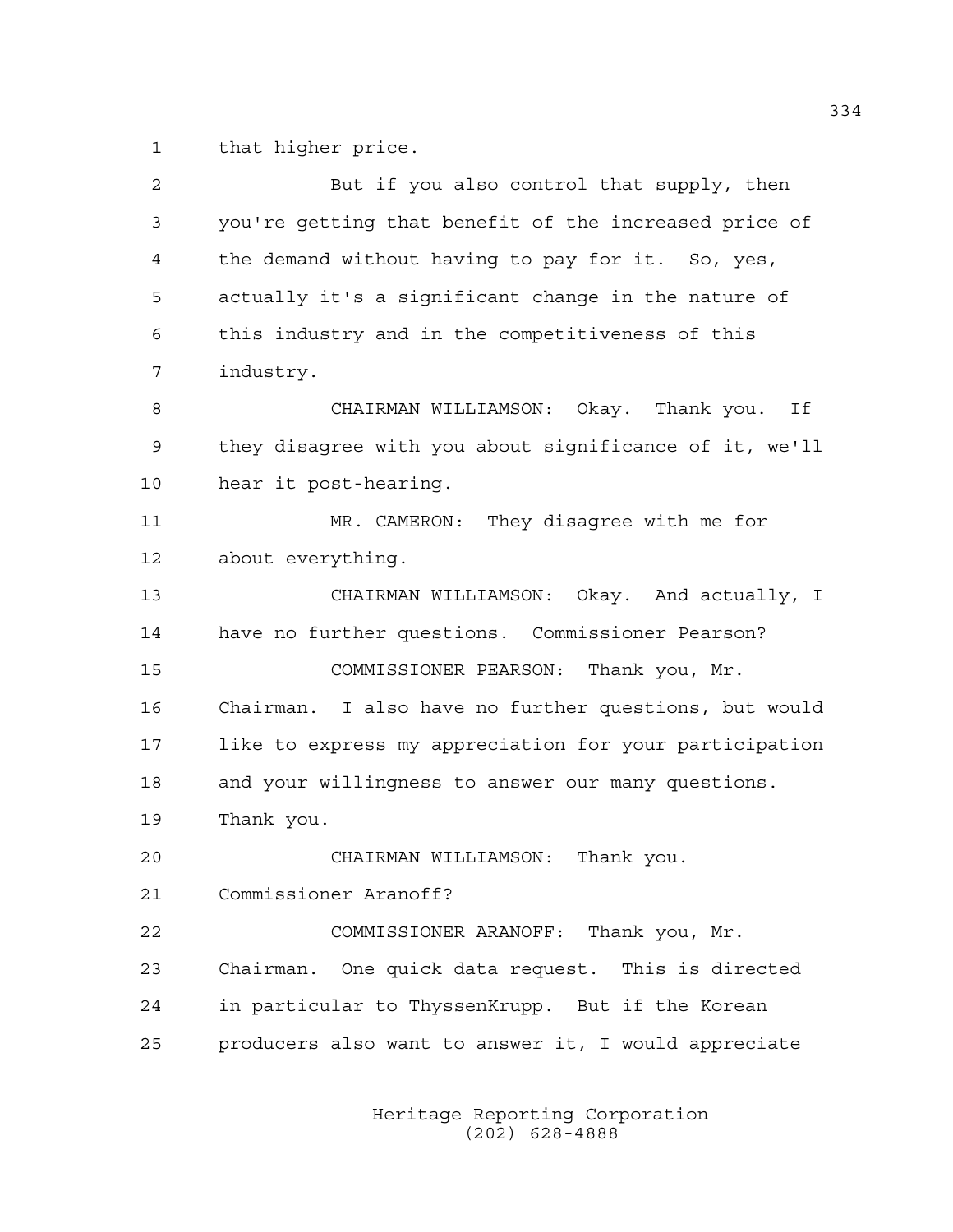1 that higher price.

2 But if you also control that supply, then
3 you're getting that benefit of the increased price of
4 the demand without having to pay for it. So, yes,
5 actually it's a significant change in the nature of
6 this industry and in the competitiveness of this
7 industry.

8 CHAIRMAN WILLIAMSON: Okay. Thank you. If
9 they disagree with you about significance of it, we'll
10 hear it post-hearing.

11 MR. CAMERON: They disagree with me for
12 about everything.

13 CHAIRMAN WILLIAMSON: Okay. And actually, I
14 have no further questions. Commissioner Pearson?

15 COMMISSIONER PEARSON: Thank you, Mr.
16 Chairman. I also have no further questions, but would
17 like to express my appreciation for your participation
18 and your willingness to answer our many questions.
19 Thank you.

20 CHAIRMAN WILLIAMSON: Thank you.
21 Commissioner Aranoff?

22 COMMISSIONER ARANOFF: Thank you, Mr.
23 Chairman. One quick data request. This is directed
24 in particular to ThyssenKrupp. But if the Korean
25 producers also want to answer it, I would appreciate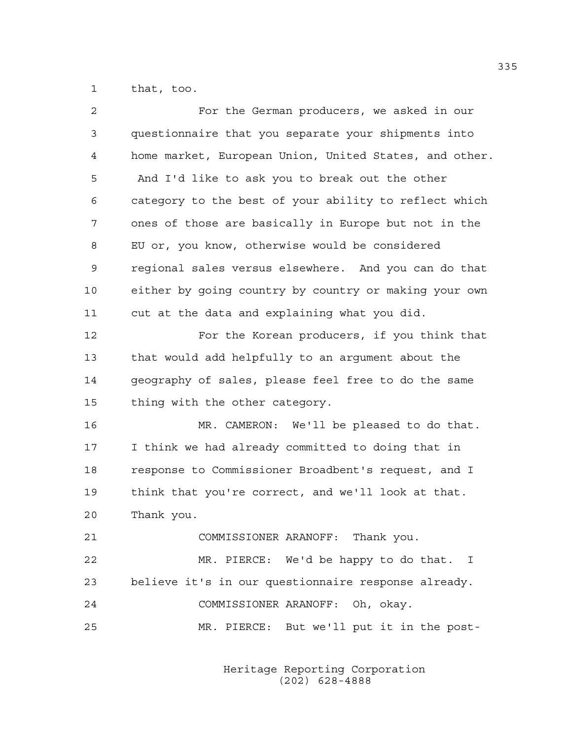that, too.

For the German producers, we asked in our questionnaire that you separate your shipments into home market, European Union, United States, and other. And I'd like to ask you to break out the other category to the best of your ability to reflect which ones of those are basically in Europe but not in the EU or, you know, otherwise would be considered regional sales versus elsewhere. And you can do that either by going country by country or making your own cut at the data and explaining what you did.

For the Korean producers, if you think that that would add helpfully to an argument about the geography of sales, please feel free to do the same thing with the other category.

MR. CAMERON: We'll be pleased to do that. I think we had already committed to doing that in response to Commissioner Broadbent's request, and I think that you're correct, and we'll look at that. Thank you.

COMMISSIONER ARANOFF: Thank you.

MR. PIERCE: We'd be happy to do that. I believe it's in our questionnaire response already.

COMMISSIONER ARANOFF: Oh, okay.

MR. PIERCE: But we'll put it in the post-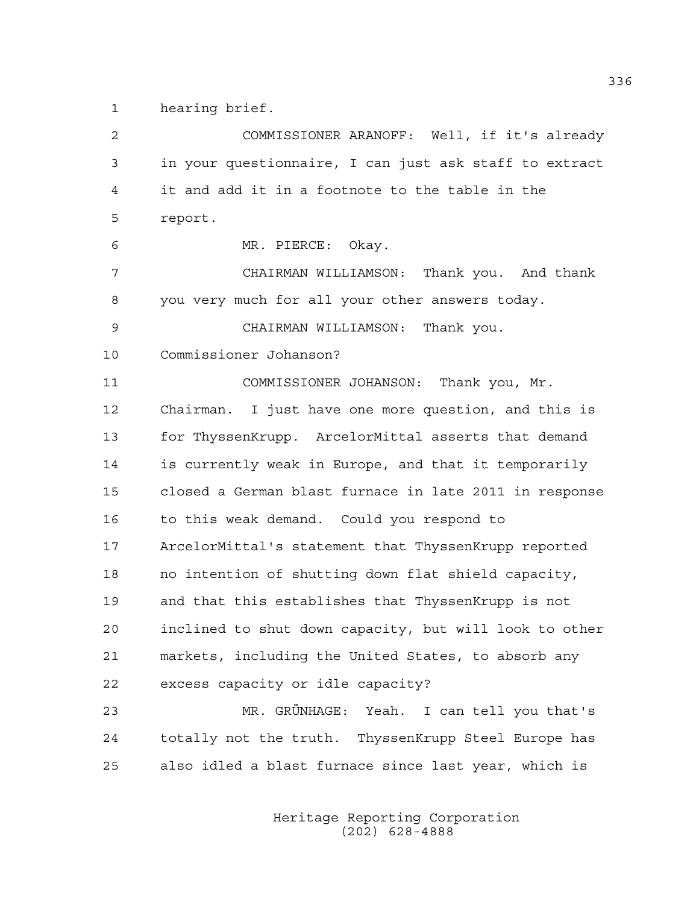1 hearing brief.

2 COMMISSIONER ARANOFF: Well, if it's already
3 in your questionnaire, I can just ask staff to extract
4 it and add it in a footnote to the table in the
5 report.

6 MR. PIERCE: Okay.

7 CHAIRMAN WILLIAMSON: Thank you. And thank
8 you very much for all your other answers today.

9 CHAIRMAN WILLIAMSON: Thank you.
10 Commissioner Johanson?

11 COMMISSIONER JOHANSON: Thank you, Mr.
12 Chairman. I just have one more question, and this is
13 for ThyssenKrupp. ArcelorMittal asserts that demand
14 is currently weak in Europe, and that it temporarily
15 closed a German blast furnace in late 2011 in response
16 to this weak demand. Could you respond to
17 ArcelorMittal's statement that ThyssenKrupp reported
18 no intention of shutting down flat shield capacity,
19 and that this establishes that ThyssenKrupp is not
20 inclined to shut down capacity, but will look to other
21 markets, including the United States, to absorb any
22 excess capacity or idle capacity?

23 MR. GRÜNHAGE: Yeah. I can tell you that's
24 totally not the truth. ThyssenKrupp Steel Europe has
25 also idled a blast furnace since last year, which is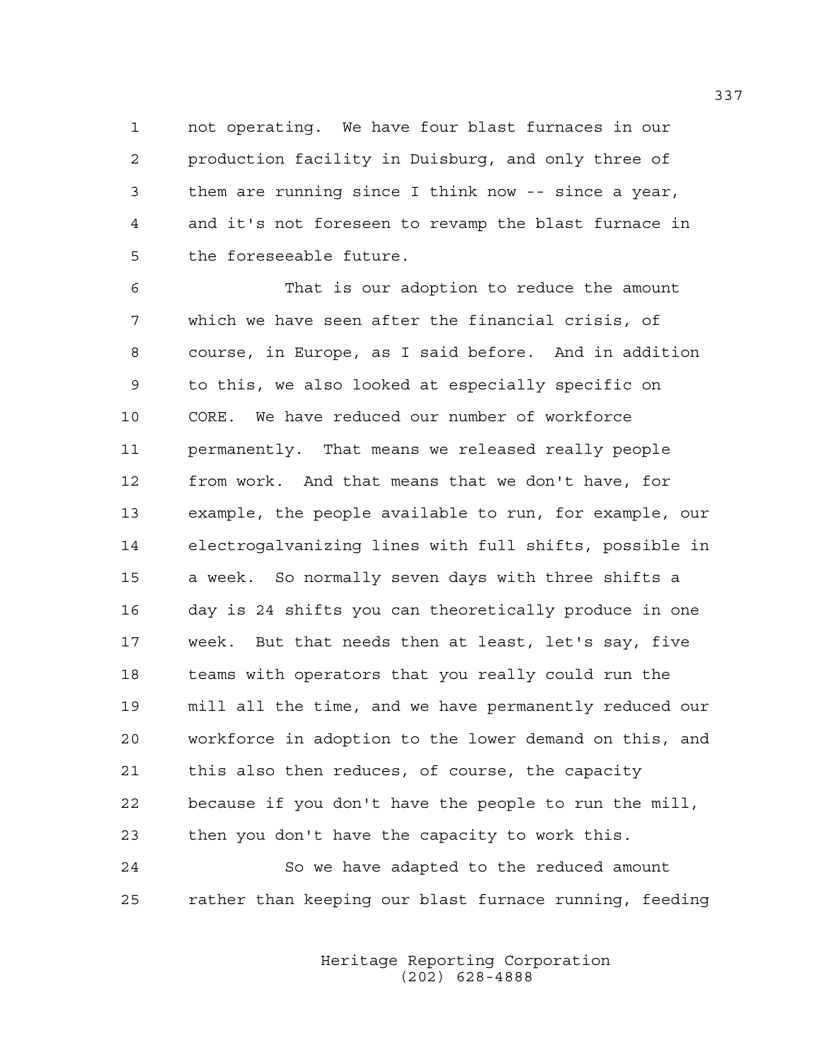not operating. We have four blast furnaces in our production facility in Duisburg, and only three of them are running since I think now -- since a year, and it's not foreseen to revamp the blast furnace in the foreseeable future.

That is our adoption to reduce the amount which we have seen after the financial crisis, of course, in Europe, as I said before. And in addition to this, we also looked at especially specific on CORE. We have reduced our number of workforce permanently. That means we released really people from work. And that means that we don't have, for example, the people available to run, for example, our electrogalvanizing lines with full shifts, possible in a week. So normally seven days with three shifts a day is 24 shifts you can theoretically produce in one week. But that needs then at least, let's say, five teams with operators that you really could run the mill all the time, and we have permanently reduced our workforce in adoption to the lower demand on this, and this also then reduces, of course, the capacity because if you don't have the people to run the mill, then you don't have the capacity to work this.

So we have adapted to the reduced amount rather than keeping our blast furnace running, feeding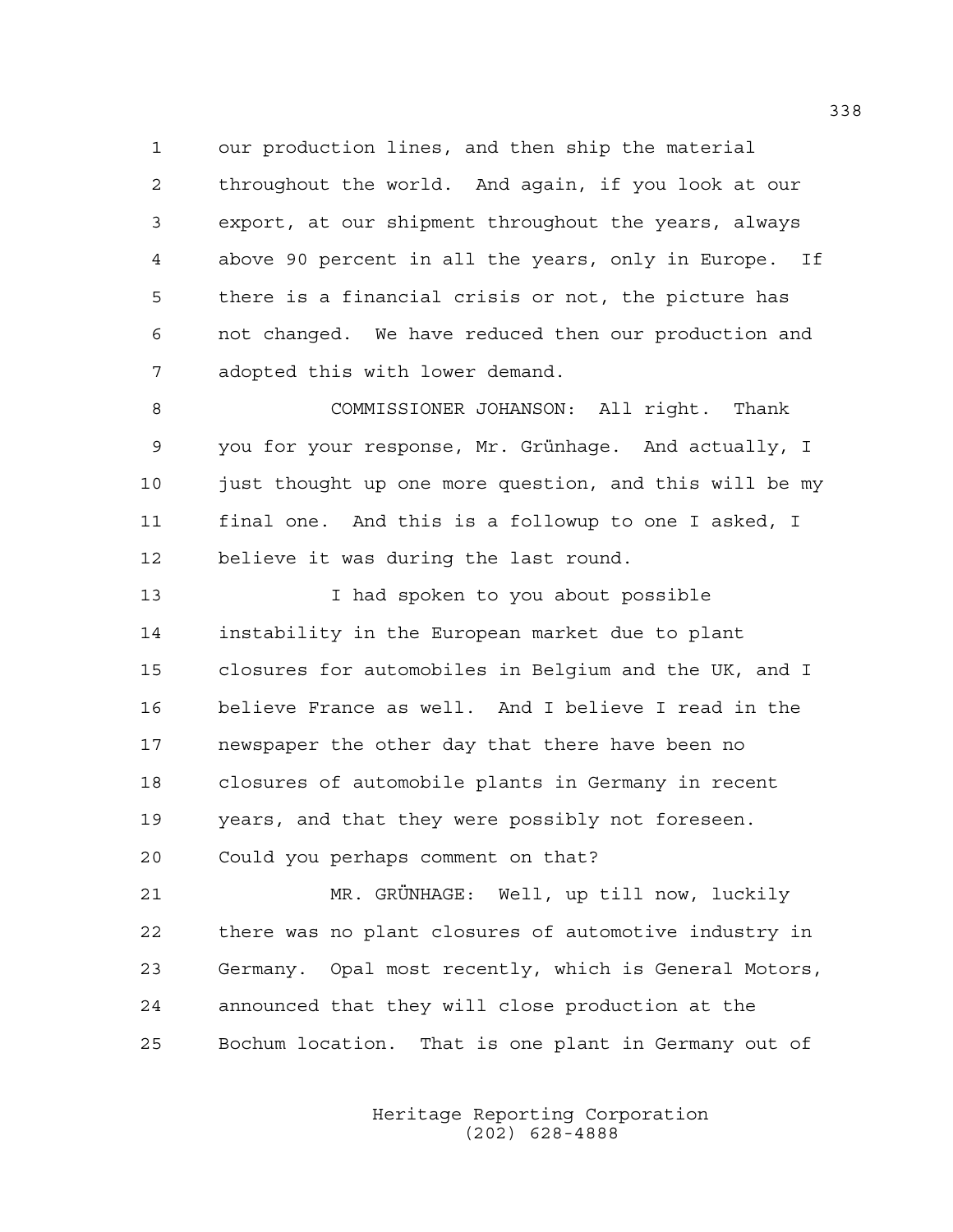our production lines, and then ship the material throughout the world. And again, if you look at our export, at our shipment throughout the years, always above 90 percent in all the years, only in Europe. If there is a financial crisis or not, the picture has not changed. We have reduced then our production and adopted this with lower demand.

COMMISSIONER JOHANSON: All right. Thank you for your response, Mr. Grünhage. And actually, I just thought up one more question, and this will be my final one. And this is a followup to one I asked, I believe it was during the last round.

I had spoken to you about possible instability in the European market due to plant closures for automobiles in Belgium and the UK, and I believe France as well. And I believe I read in the newspaper the other day that there have been no closures of automobile plants in Germany in recent years, and that they were possibly not foreseen. Could you perhaps comment on that?

MR. GRÜNHAGE: Well, up till now, luckily there was no plant closures of automotive industry in Germany. Opal most recently, which is General Motors, announced that they will close production at the Bochum location. That is one plant in Germany out of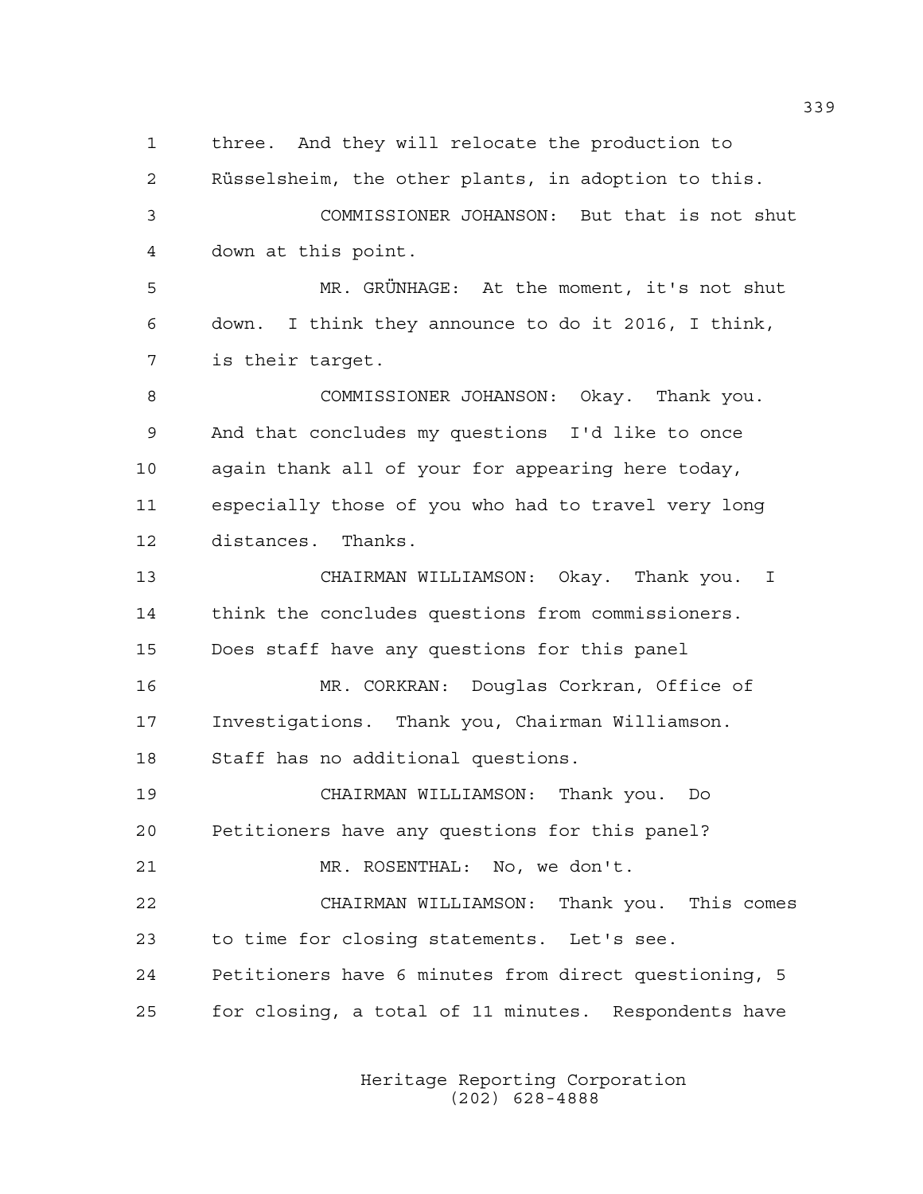1 three. And they will relocate the production to
2 Rüsselsheim, the other plants, in adoption to this.
3 COMMISSIONER JOHANSON: But that is not shut
4 down at this point.
5 MR. GRÜNHAGE: At the moment, it's not shut
6 down. I think they announce to do it 2016, I think,
7 is their target.
8 COMMISSIONER JOHANSON: Okay. Thank you.
9 And that concludes my questions I'd like to once
10 again thank all of your for appearing here today,
11 especially those of you who had to travel very long
12 distances. Thanks.
13 CHAIRMAN WILLIAMSON: Okay. Thank you. I
14 think the concludes questions from commissioners.
15 Does staff have any questions for this panel
16 MR. CORKRAN: Douglas Corkran, Office of
17 Investigations. Thank you, Chairman Williamson.
18 Staff has no additional questions.
19 CHAIRMAN WILLIAMSON: Thank you. Do
20 Petitioners have any questions for this panel?
21 MR. ROSENTHAL: No, we don't.
22 CHAIRMAN WILLIAMSON: Thank you. This comes
23 to time for closing statements. Let's see.
24 Petitioners have 6 minutes from direct questioning, 5
25 for closing, a total of 11 minutes. Respondents have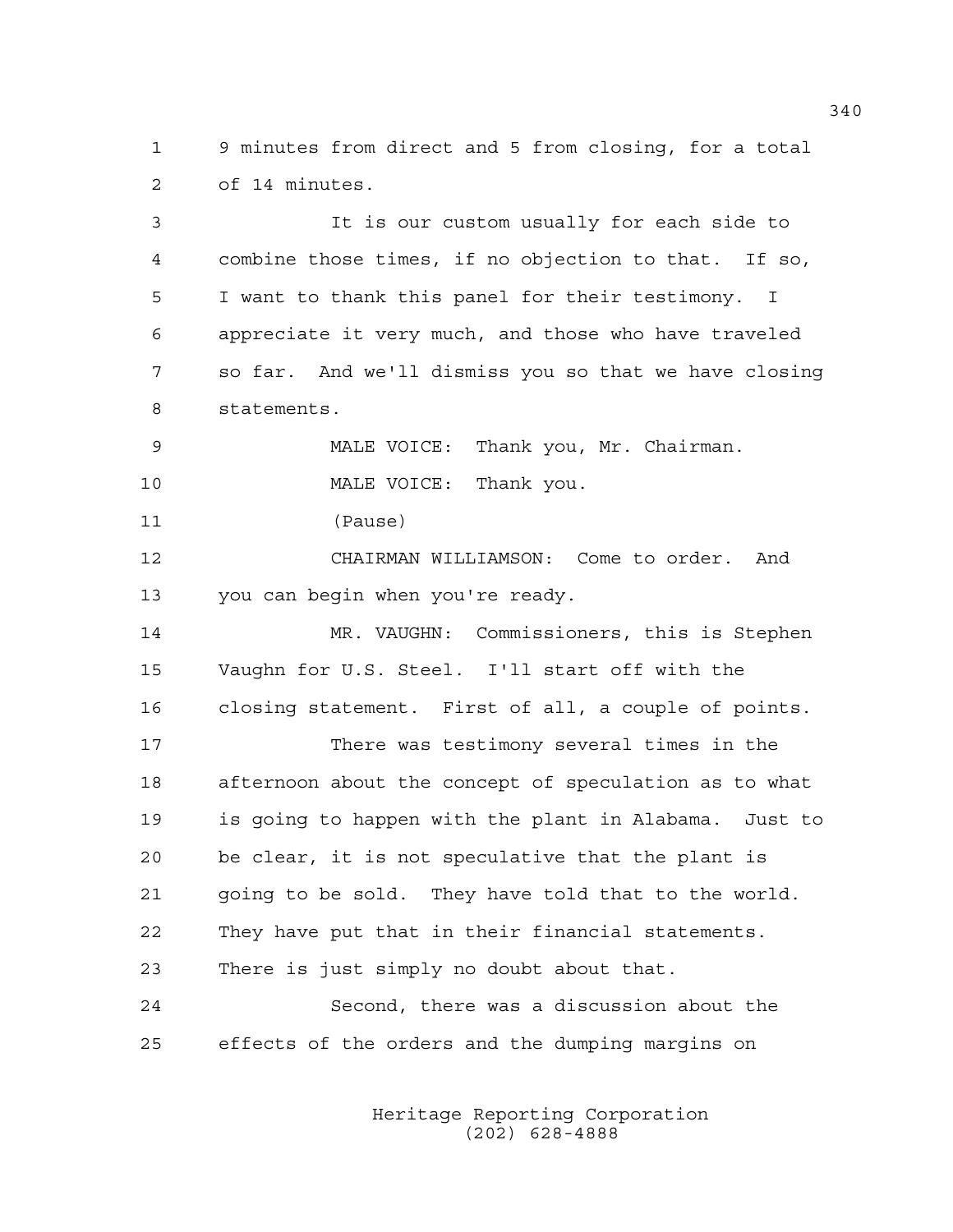1 9 minutes from direct and 5 from closing, for a total
2 of 14 minutes.

3 It is our custom usually for each side to
4 combine those times, if no objection to that. If so,
5 I want to thank this panel for their testimony. I
6 appreciate it very much, and those who have traveled
7 so far. And we'll dismiss you so that we have closing
8 statements.

9 MALE VOICE: Thank you, Mr. Chairman.

10 MALE VOICE: Thank you.

11 (Pause)

12 CHAIRMAN WILLIAMSON: Come to order. And
13 you can begin when you're ready.

14 MR. VAUGHN: Commissioners, this is Stephen
15 Vaughn for U.S. Steel. I'll start off with the
16 closing statement. First of all, a couple of points.

17 There was testimony several times in the
18 afternoon about the concept of speculation as to what
19 is going to happen with the plant in Alabama. Just to
20 be clear, it is not speculative that the plant is
21 going to be sold. They have told that to the world.
22 They have put that in their financial statements.
23 There is just simply no doubt about that.

24 Second, there was a discussion about the
25 effects of the orders and the dumping margins on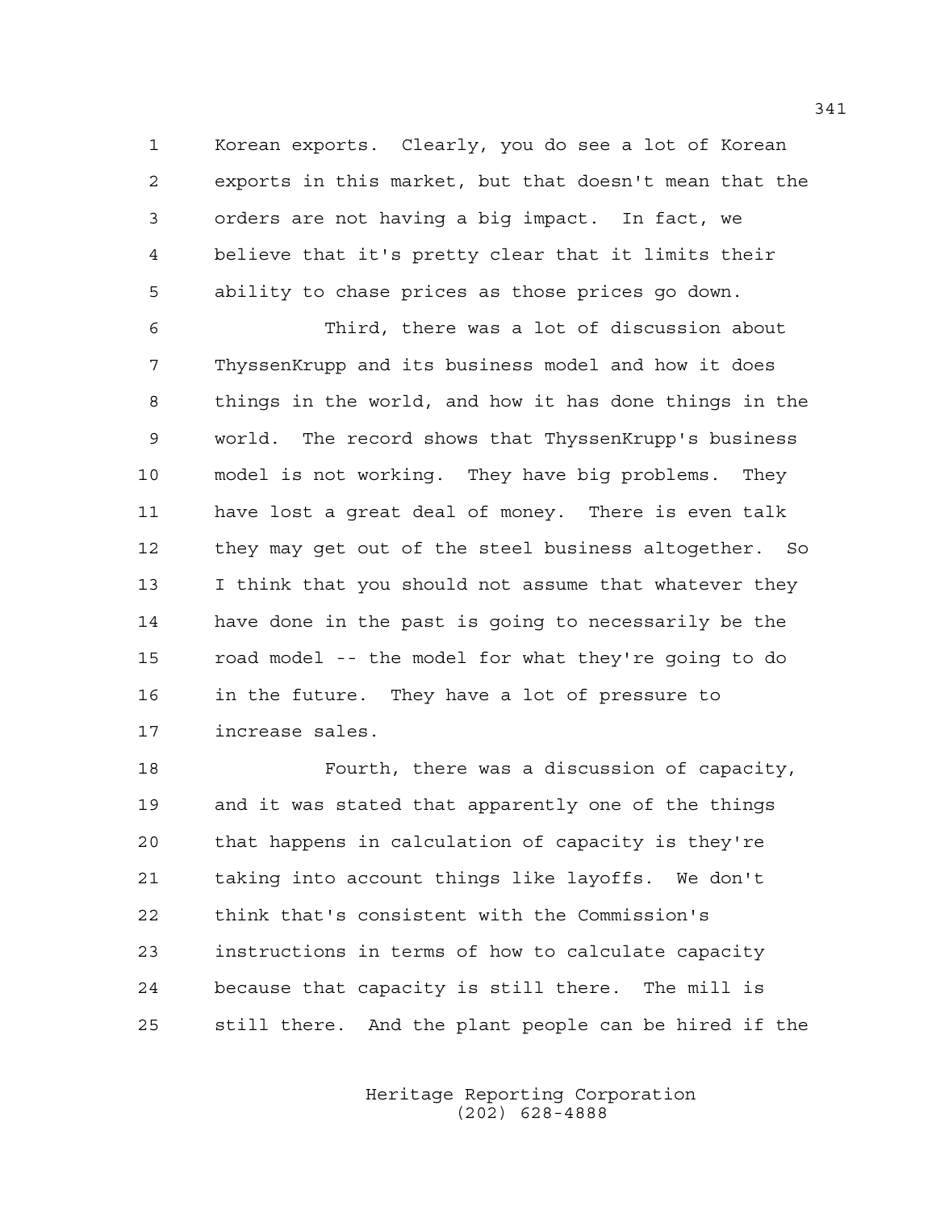Korean exports. Clearly, you do see a lot of Korean exports in this market, but that doesn't mean that the orders are not having a big impact. In fact, we believe that it's pretty clear that it limits their ability to chase prices as those prices go down.

Third, there was a lot of discussion about ThyssenKrupp and its business model and how it does things in the world, and how it has done things in the world. The record shows that ThyssenKrupp's business model is not working. They have big problems. They have lost a great deal of money. There is even talk they may get out of the steel business altogether. So I think that you should not assume that whatever they have done in the past is going to necessarily be the road model -- the model for what they're going to do in the future. They have a lot of pressure to increase sales.

Fourth, there was a discussion of capacity, and it was stated that apparently one of the things that happens in calculation of capacity is they're taking into account things like layoffs. We don't think that's consistent with the Commission's instructions in terms of how to calculate capacity because that capacity is still there. The mill is still there. And the plant people can be hired if the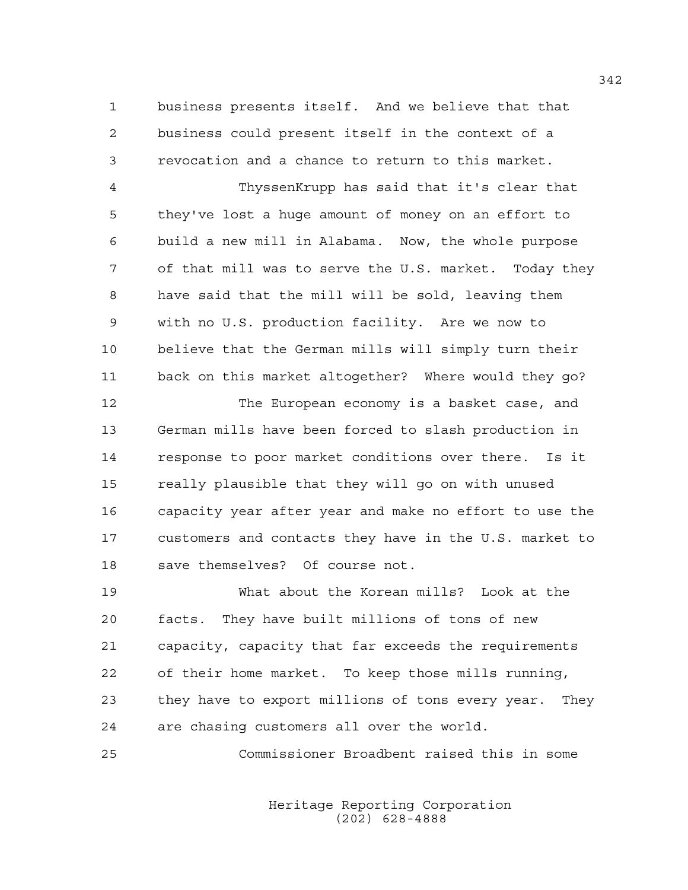business presents itself. And we believe that that business could present itself in the context of a revocation and a chance to return to this market.

ThyssenKrupp has said that it's clear that they've lost a huge amount of money on an effort to build a new mill in Alabama. Now, the whole purpose of that mill was to serve the U.S. market. Today they have said that the mill will be sold, leaving them with no U.S. production facility. Are we now to believe that the German mills will simply turn their back on this market altogether? Where would they go?

The European economy is a basket case, and German mills have been forced to slash production in response to poor market conditions over there. Is it really plausible that they will go on with unused capacity year after year and make no effort to use the customers and contacts they have in the U.S. market to save themselves? Of course not.

What about the Korean mills? Look at the facts. They have built millions of tons of new capacity, capacity that far exceeds the requirements of their home market. To keep those mills running, they have to export millions of tons every year. They are chasing customers all over the world.

Commissioner Broadbent raised this in some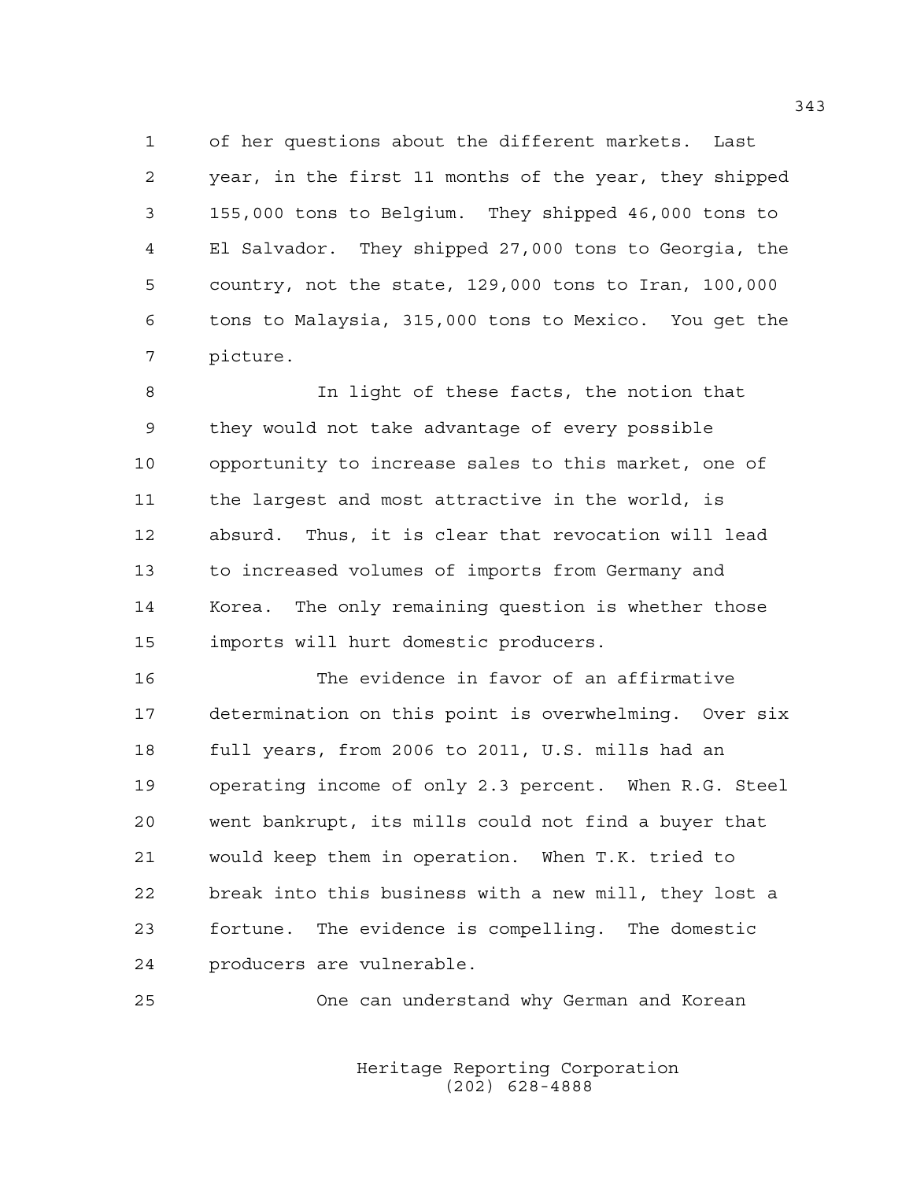of her questions about the different markets. Last year, in the first 11 months of the year, they shipped 155,000 tons to Belgium. They shipped 46,000 tons to El Salvador. They shipped 27,000 tons to Georgia, the country, not the state, 129,000 tons to Iran, 100,000 tons to Malaysia, 315,000 tons to Mexico. You get the picture.

In light of these facts, the notion that they would not take advantage of every possible opportunity to increase sales to this market, one of the largest and most attractive in the world, is absurd. Thus, it is clear that revocation will lead to increased volumes of imports from Germany and Korea. The only remaining question is whether those imports will hurt domestic producers.

The evidence in favor of an affirmative determination on this point is overwhelming. Over six full years, from 2006 to 2011, U.S. mills had an operating income of only 2.3 percent. When R.G. Steel went bankrupt, its mills could not find a buyer that would keep them in operation. When T.K. tried to break into this business with a new mill, they lost a fortune. The evidence is compelling. The domestic producers are vulnerable.

One can understand why German and Korean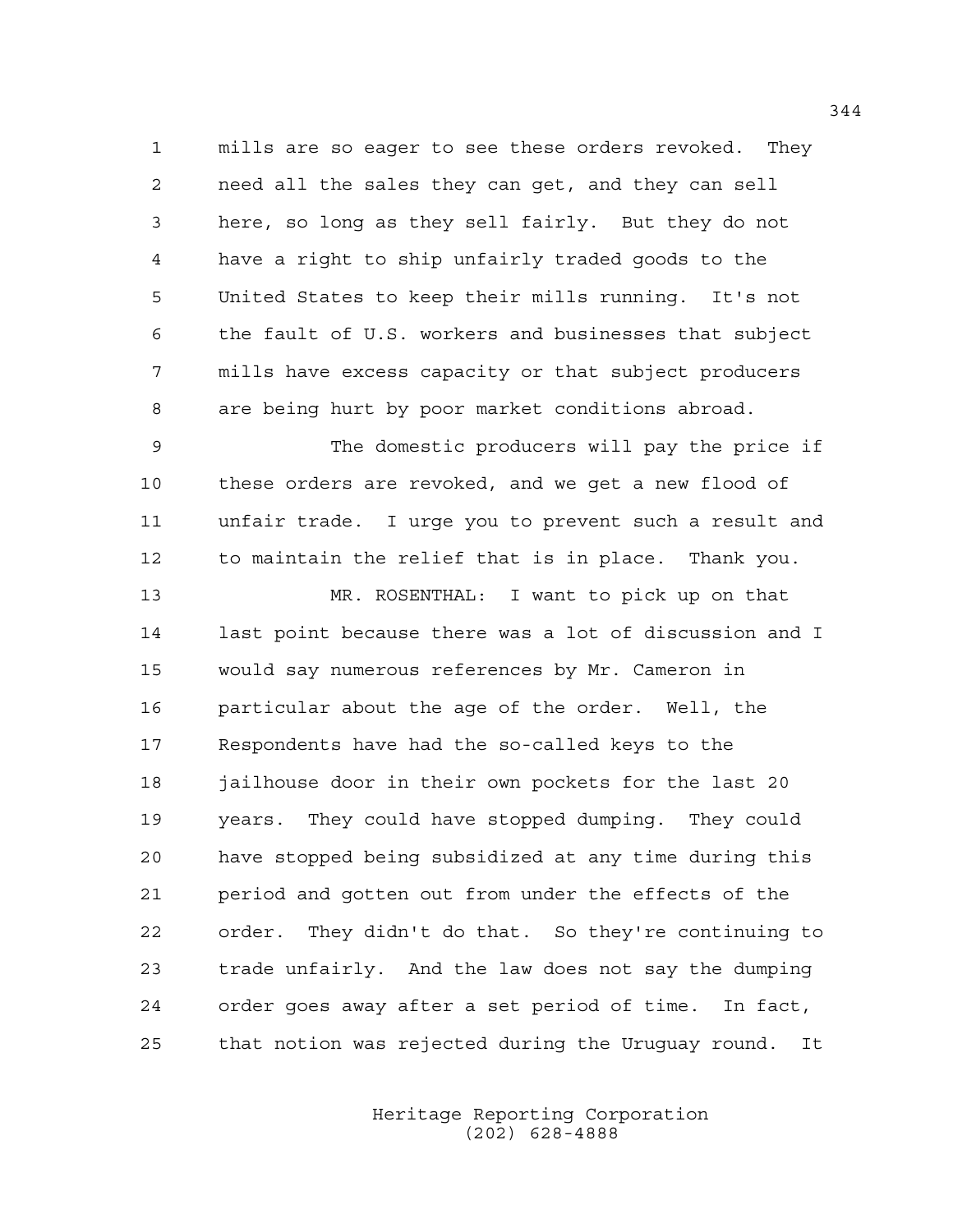mills are so eager to see these orders revoked. They need all the sales they can get, and they can sell here, so long as they sell fairly. But they do not have a right to ship unfairly traded goods to the United States to keep their mills running. It's not the fault of U.S. workers and businesses that subject mills have excess capacity or that subject producers are being hurt by poor market conditions abroad.

The domestic producers will pay the price if these orders are revoked, and we get a new flood of unfair trade. I urge you to prevent such a result and to maintain the relief that is in place. Thank you.

MR. ROSENTHAL: I want to pick up on that last point because there was a lot of discussion and I would say numerous references by Mr. Cameron in particular about the age of the order. Well, the Respondents have had the so-called keys to the jailhouse door in their own pockets for the last 20 years. They could have stopped dumping. They could have stopped being subsidized at any time during this period and gotten out from under the effects of the order. They didn't do that. So they're continuing to trade unfairly. And the law does not say the dumping order goes away after a set period of time. In fact, that notion was rejected during the Uruguay round. It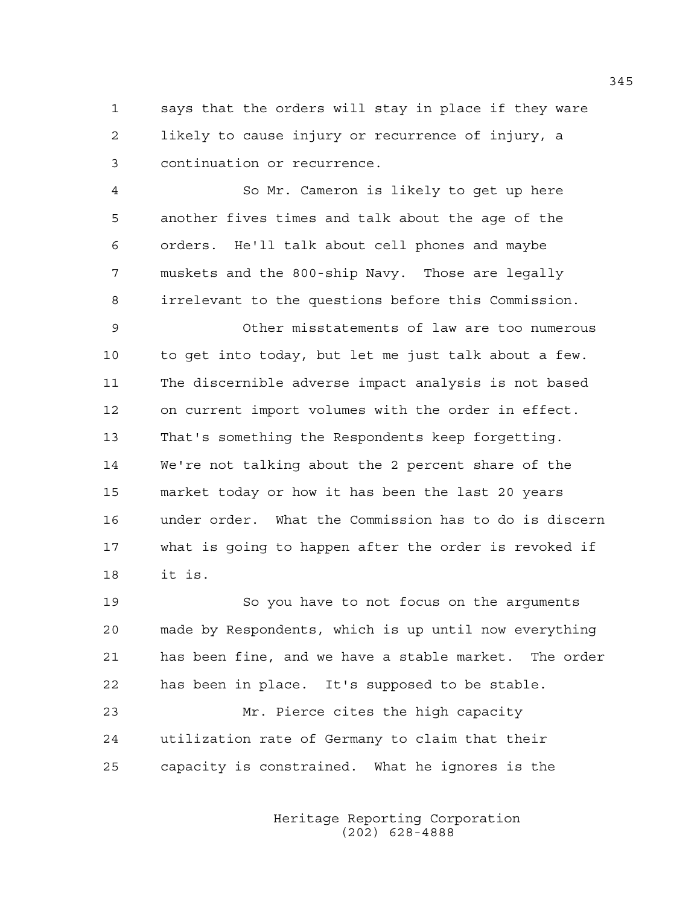says that the orders will stay in place if they ware likely to cause injury or recurrence of injury, a continuation or recurrence.

So Mr. Cameron is likely to get up here another fives times and talk about the age of the orders. He'll talk about cell phones and maybe muskets and the 800-ship Navy. Those are legally irrelevant to the questions before this Commission.

Other misstatements of law are too numerous to get into today, but let me just talk about a few. The discernible adverse impact analysis is not based on current import volumes with the order in effect. That's something the Respondents keep forgetting. We're not talking about the 2 percent share of the market today or how it has been the last 20 years under order. What the Commission has to do is discern what is going to happen after the order is revoked if it is.

So you have to not focus on the arguments made by Respondents, which is up until now everything has been fine, and we have a stable market. The order has been in place. It's supposed to be stable.

Mr. Pierce cites the high capacity utilization rate of Germany to claim that their capacity is constrained. What he ignores is the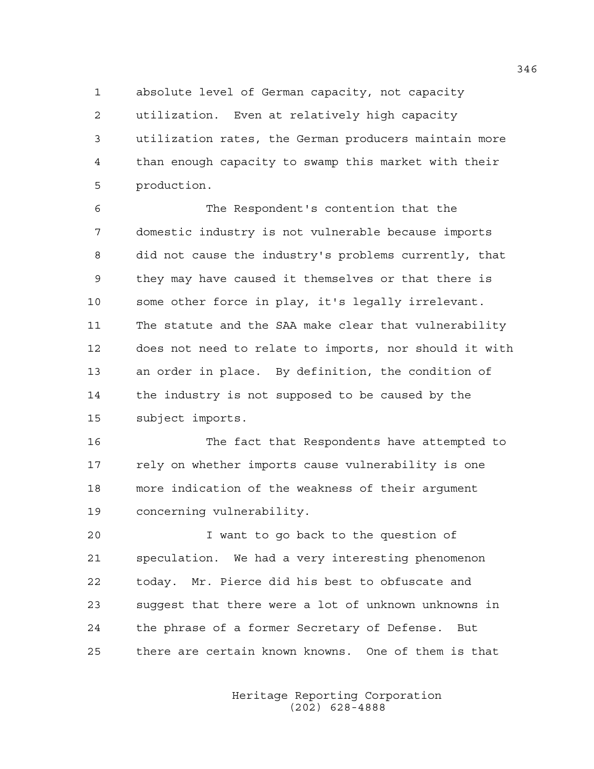absolute level of German capacity, not capacity utilization. Even at relatively high capacity utilization rates, the German producers maintain more than enough capacity to swamp this market with their production.

The Respondent's contention that the domestic industry is not vulnerable because imports did not cause the industry's problems currently, that they may have caused it themselves or that there is some other force in play, it's legally irrelevant. The statute and the SAA make clear that vulnerability does not need to relate to imports, nor should it with an order in place. By definition, the condition of the industry is not supposed to be caused by the subject imports.

The fact that Respondents have attempted to rely on whether imports cause vulnerability is one more indication of the weakness of their argument concerning vulnerability.

I want to go back to the question of speculation. We had a very interesting phenomenon today. Mr. Pierce did his best to obfuscate and suggest that there were a lot of unknown unknowns in the phrase of a former Secretary of Defense. But there are certain known knowns. One of them is that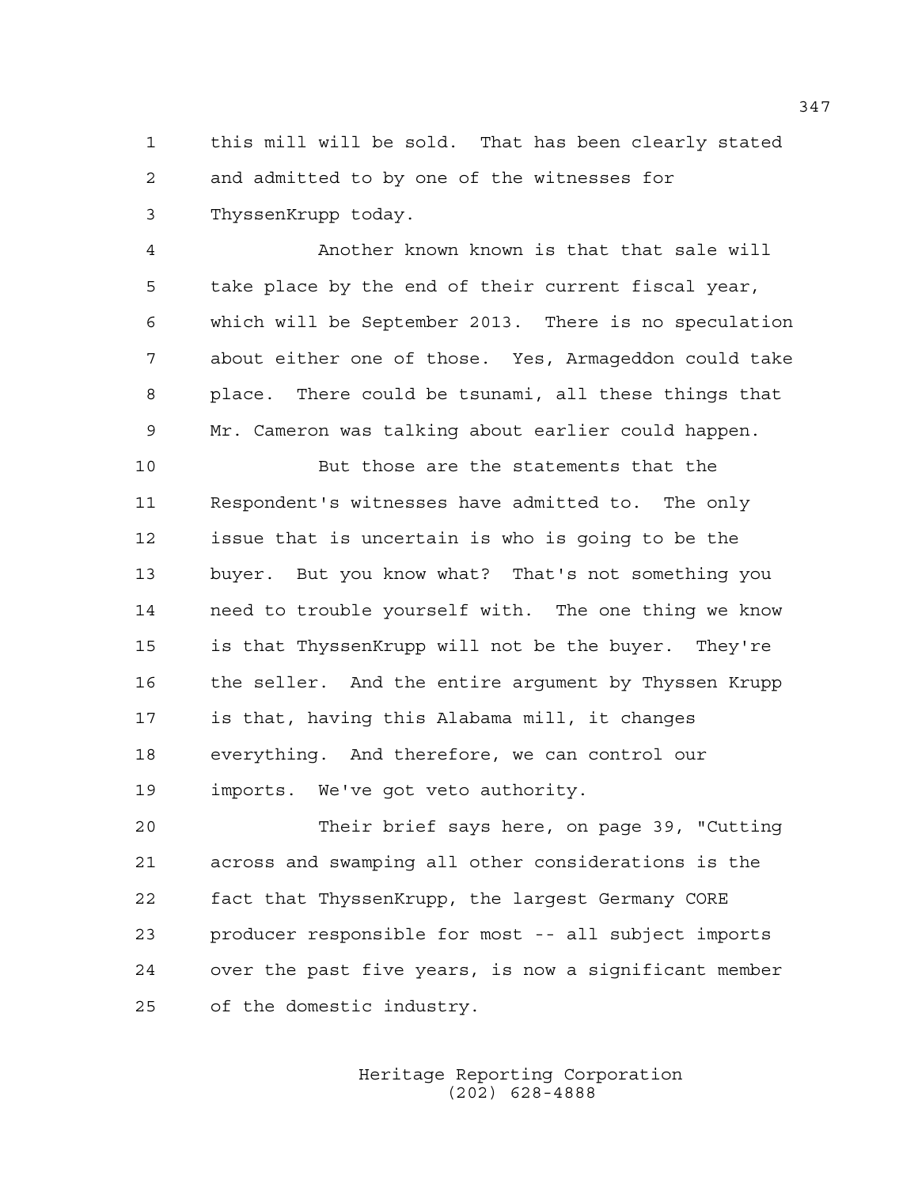this mill will be sold. That has been clearly stated and admitted to by one of the witnesses for ThyssenKrupp today.

Another known known is that that sale will take place by the end of their current fiscal year, which will be September 2013. There is no speculation about either one of those. Yes, Armageddon could take place. There could be tsunami, all these things that Mr. Cameron was talking about earlier could happen.

But those are the statements that the Respondent's witnesses have admitted to. The only issue that is uncertain is who is going to be the buyer. But you know what? That's not something you need to trouble yourself with. The one thing we know is that ThyssenKrupp will not be the buyer. They're the seller. And the entire argument by Thyssen Krupp is that, having this Alabama mill, it changes everything. And therefore, we can control our imports. We've got veto authority.

Their brief says here, on page 39, "Cutting across and swamping all other considerations is the fact that ThyssenKrupp, the largest Germany CORE producer responsible for most -- all subject imports over the past five years, is now a significant member of the domestic industry.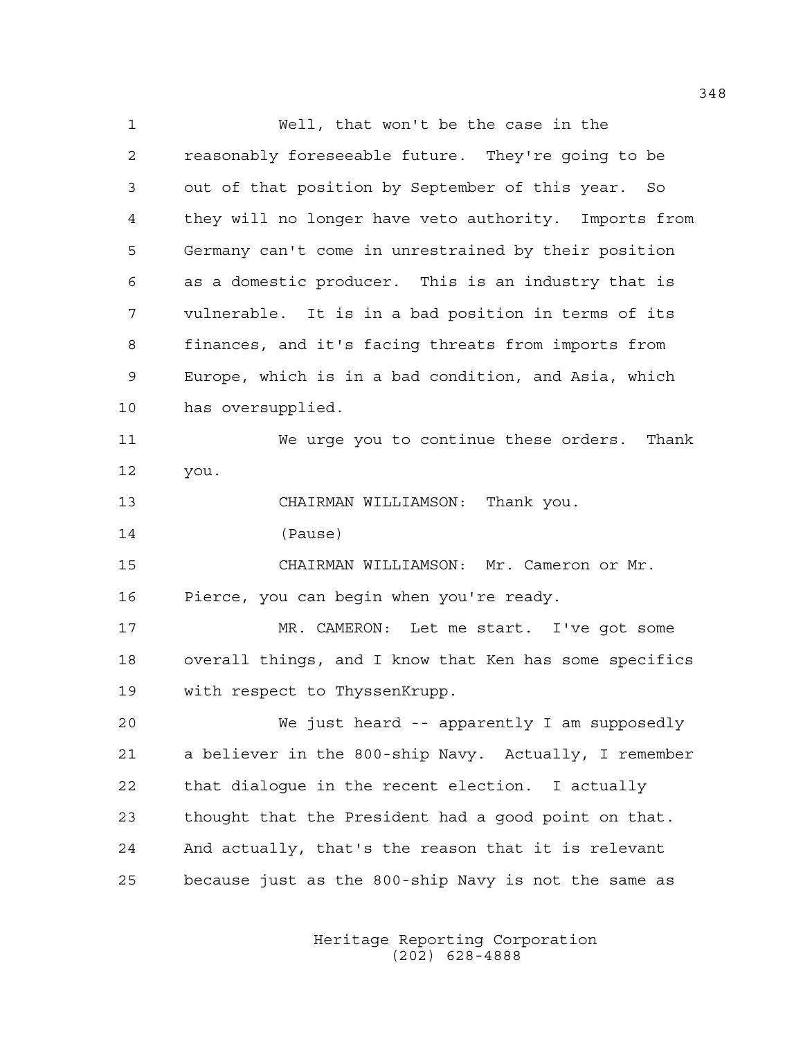Well, that won't be the case in the reasonably foreseeable future. They're going to be out of that position by September of this year. So they will no longer have veto authority. Imports from Germany can't come in unrestrained by their position as a domestic producer. This is an industry that is vulnerable. It is in a bad position in terms of its finances, and it's facing threats from imports from Europe, which is in a bad condition, and Asia, which has oversupplied.

We urge you to continue these orders. Thank you.

CHAIRMAN WILLIAMSON: Thank you.

(Pause)

CHAIRMAN WILLIAMSON: Mr. Cameron or Mr. Pierce, you can begin when you're ready.

MR. CAMERON: Let me start. I've got some overall things, and I know that Ken has some specifics with respect to ThyssenKrupp.

We just heard -- apparently I am supposedly a believer in the 800-ship Navy. Actually, I remember that dialogue in the recent election. I actually thought that the President had a good point on that. And actually, that's the reason that it is relevant because just as the 800-ship Navy is not the same as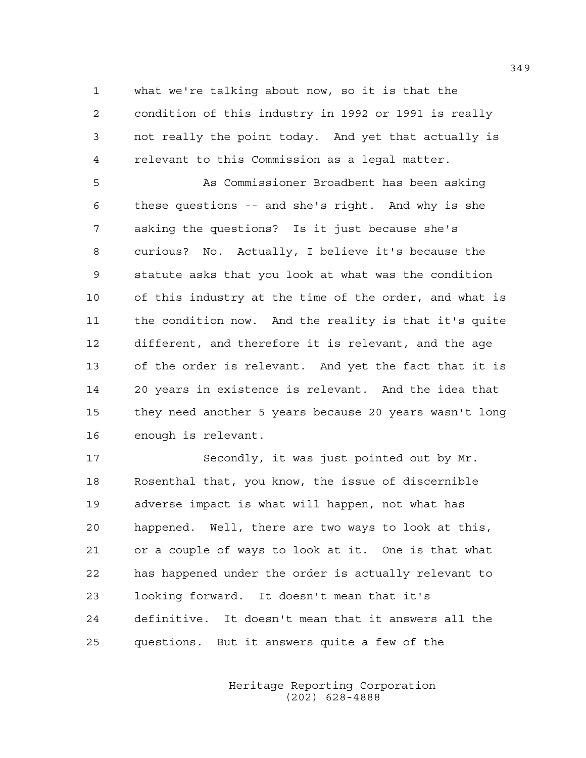what we're talking about now, so it is that the condition of this industry in 1992 or 1991 is really not really the point today. And yet that actually is relevant to this Commission as a legal matter.

As Commissioner Broadbent has been asking these questions -- and she's right. And why is she asking the questions? Is it just because she's curious? No. Actually, I believe it's because the statute asks that you look at what was the condition of this industry at the time of the order, and what is the condition now. And the reality is that it's quite different, and therefore it is relevant, and the age of the order is relevant. And yet the fact that it is 20 years in existence is relevant. And the idea that they need another 5 years because 20 years wasn't long enough is relevant.

Secondly, it was just pointed out by Mr. Rosenthal that, you know, the issue of discernible adverse impact is what will happen, not what has happened. Well, there are two ways to look at this, or a couple of ways to look at it. One is that what has happened under the order is actually relevant to looking forward. It doesn't mean that it's definitive. It doesn't mean that it answers all the questions. But it answers quite a few of the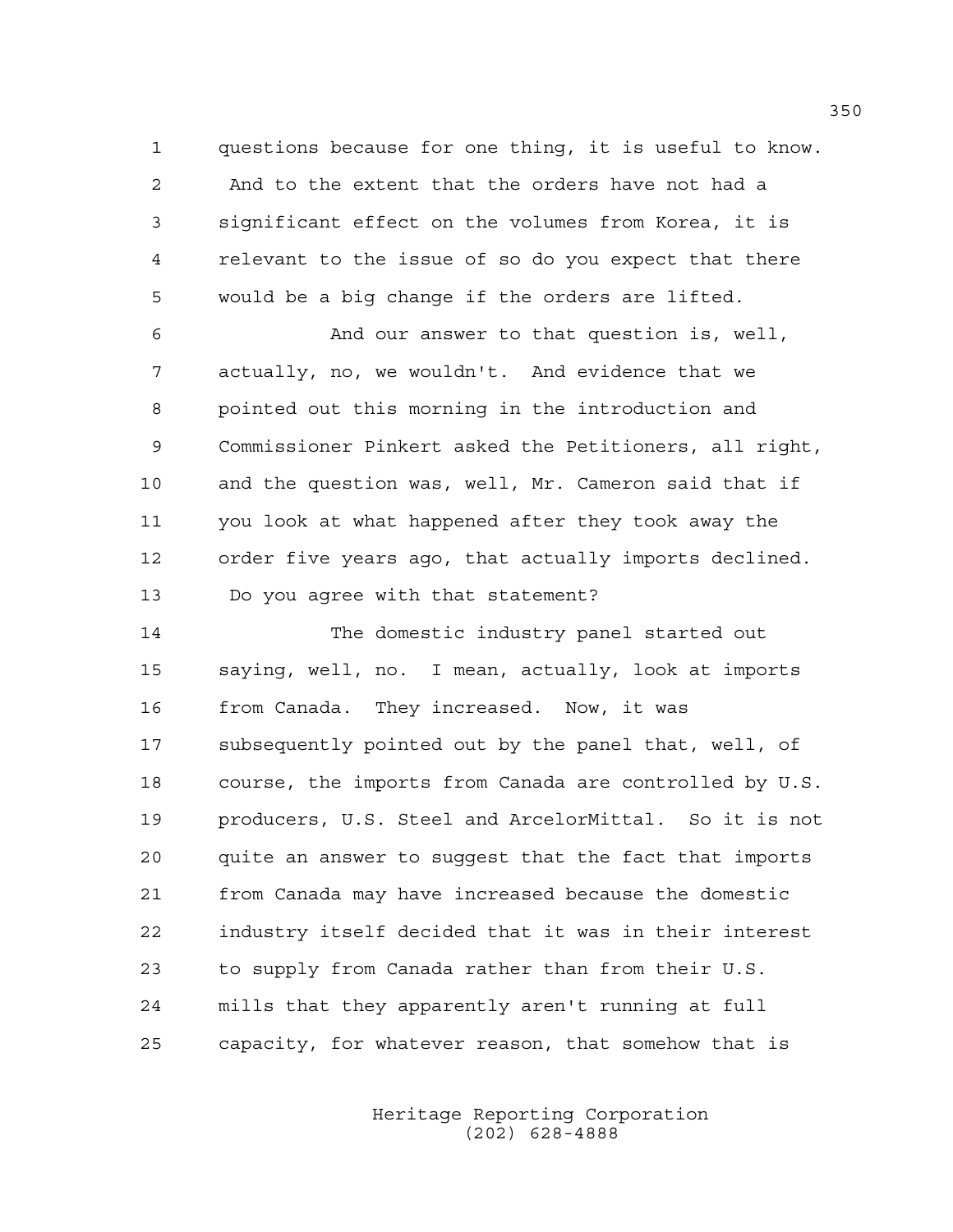questions because for one thing, it is useful to know. And to the extent that the orders have not had a significant effect on the volumes from Korea, it is relevant to the issue of so do you expect that there would be a big change if the orders are lifted.

And our answer to that question is, well, actually, no, we wouldn't. And evidence that we pointed out this morning in the introduction and Commissioner Pinkert asked the Petitioners, all right, and the question was, well, Mr. Cameron said that if you look at what happened after they took away the order five years ago, that actually imports declined. Do you agree with that statement?

The domestic industry panel started out saying, well, no. I mean, actually, look at imports from Canada. They increased. Now, it was subsequently pointed out by the panel that, well, of course, the imports from Canada are controlled by U.S. producers, U.S. Steel and ArcelorMittal. So it is not quite an answer to suggest that the fact that imports from Canada may have increased because the domestic industry itself decided that it was in their interest to supply from Canada rather than from their U.S. mills that they apparently aren't running at full capacity, for whatever reason, that somehow that is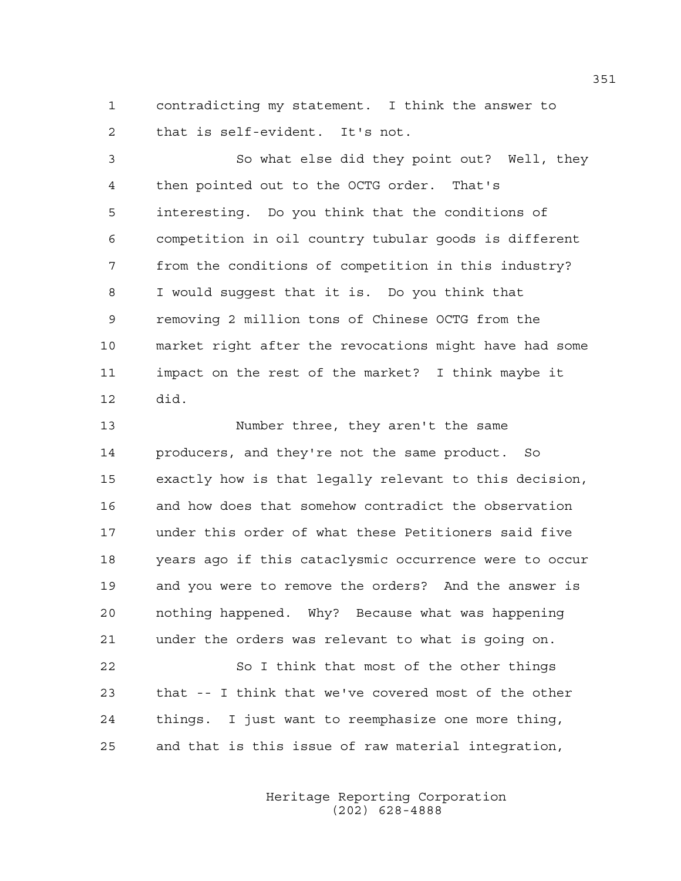contradicting my statement. I think the answer to that is self-evident. It's not.

So what else did they point out? Well, they then pointed out to the OCTG order. That's interesting. Do you think that the conditions of competition in oil country tubular goods is different from the conditions of competition in this industry? I would suggest that it is. Do you think that removing 2 million tons of Chinese OCTG from the market right after the revocations might have had some impact on the rest of the market? I think maybe it did.

Number three, they aren't the same producers, and they're not the same product. So exactly how is that legally relevant to this decision, and how does that somehow contradict the observation under this order of what these Petitioners said five years ago if this cataclysmic occurrence were to occur and you were to remove the orders? And the answer is nothing happened. Why? Because what was happening under the orders was relevant to what is going on.

So I think that most of the other things that -- I think that we've covered most of the other things. I just want to reemphasize one more thing, and that is this issue of raw material integration,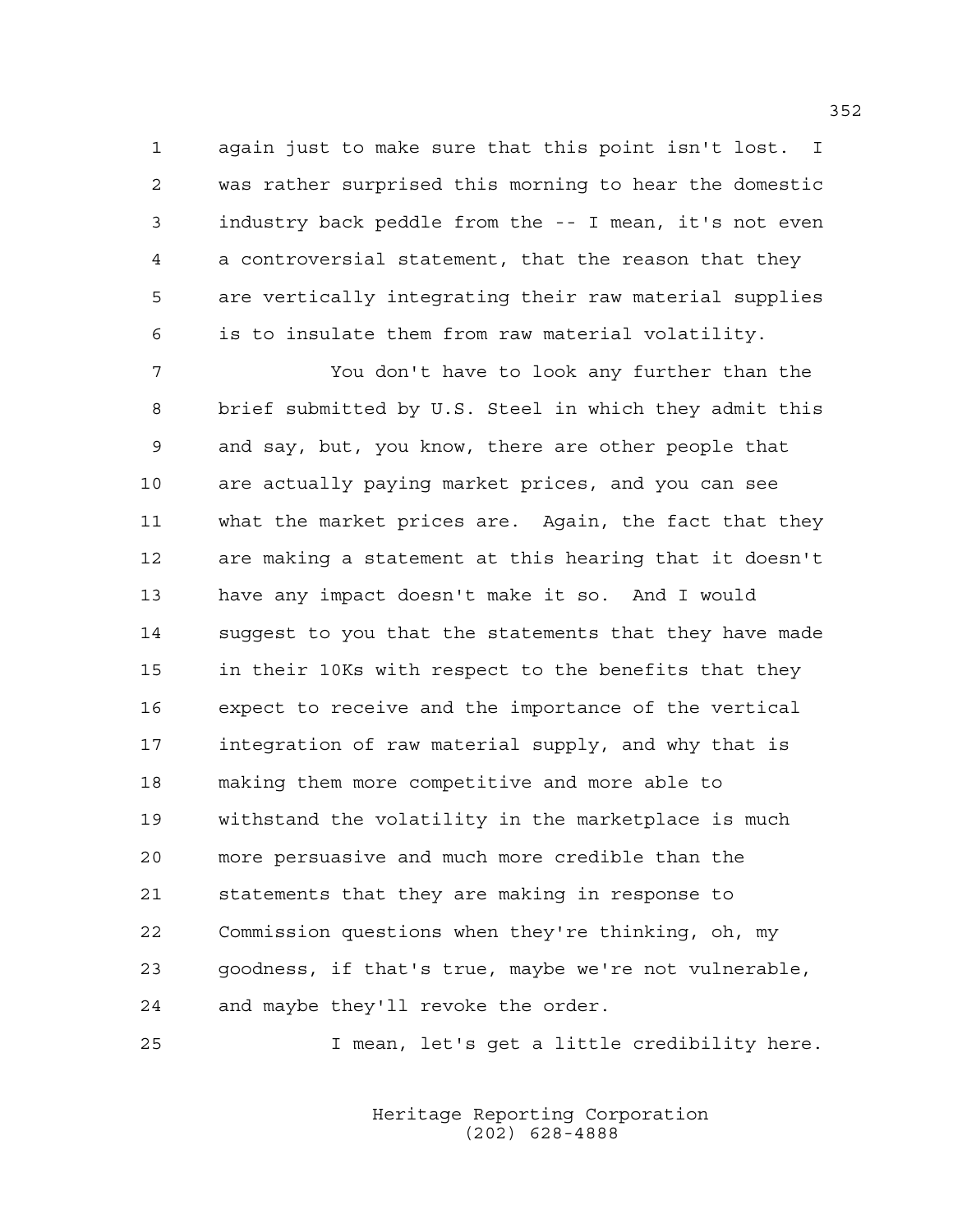again just to make sure that this point isn't lost. I was rather surprised this morning to hear the domestic industry back peddle from the -- I mean, it's not even a controversial statement, that the reason that they are vertically integrating their raw material supplies is to insulate them from raw material volatility.

You don't have to look any further than the brief submitted by U.S. Steel in which they admit this and say, but, you know, there are other people that are actually paying market prices, and you can see what the market prices are. Again, the fact that they are making a statement at this hearing that it doesn't have any impact doesn't make it so. And I would suggest to you that the statements that they have made in their 10Ks with respect to the benefits that they expect to receive and the importance of the vertical integration of raw material supply, and why that is making them more competitive and more able to withstand the volatility in the marketplace is much more persuasive and much more credible than the statements that they are making in response to Commission questions when they're thinking, oh, my goodness, if that's true, maybe we're not vulnerable, and maybe they'll revoke the order.

I mean, let's get a little credibility here.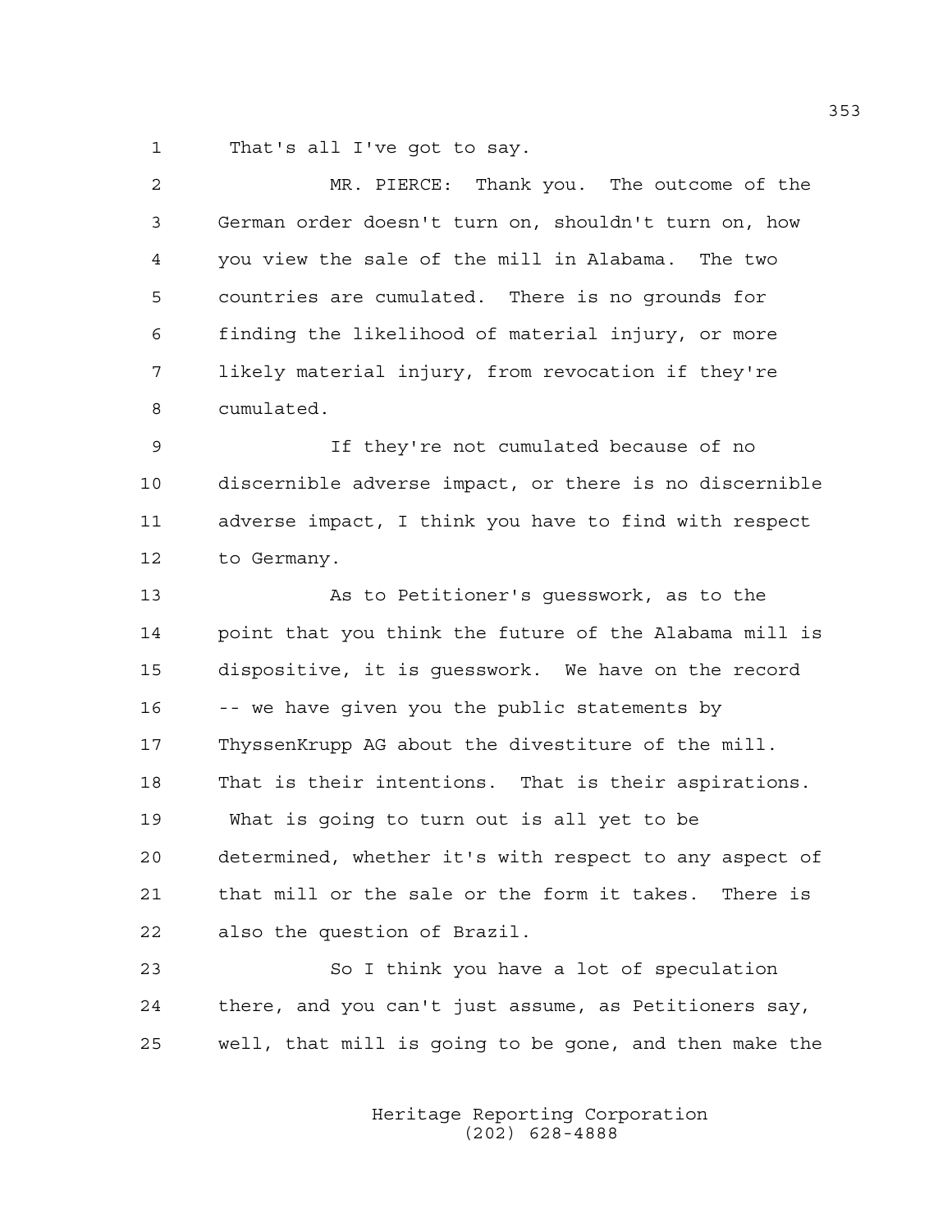That's all I've got to say.

MR. PIERCE: Thank you. The outcome of the German order doesn't turn on, shouldn't turn on, how you view the sale of the mill in Alabama. The two countries are cumulated. There is no grounds for finding the likelihood of material injury, or more likely material injury, from revocation if they're cumulated.

If they're not cumulated because of no discernible adverse impact, or there is no discernible adverse impact, I think you have to find with respect to Germany.

As to Petitioner's guesswork, as to the point that you think the future of the Alabama mill is dispositive, it is guesswork. We have on the record -- we have given you the public statements by ThyssenKrupp AG about the divestiture of the mill. That is their intentions. That is their aspirations. What is going to turn out is all yet to be determined, whether it's with respect to any aspect of that mill or the sale or the form it takes. There is also the question of Brazil.

So I think you have a lot of speculation there, and you can't just assume, as Petitioners say, well, that mill is going to be gone, and then make the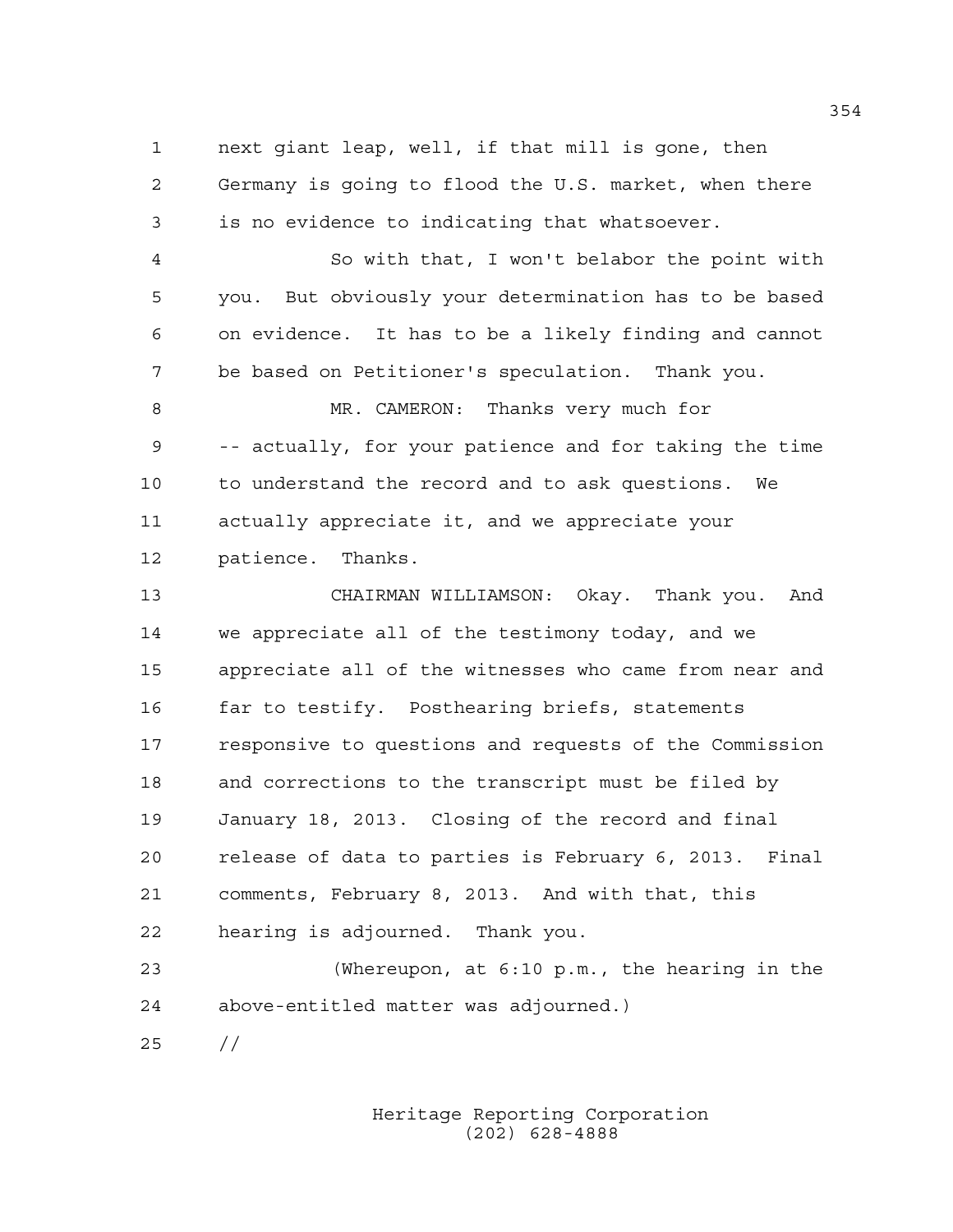next giant leap, well, if that mill is gone, then Germany is going to flood the U.S. market, when there is no evidence to indicating that whatsoever.

So with that, I won't belabor the point with you. But obviously your determination has to be based on evidence. It has to be a likely finding and cannot be based on Petitioner's speculation. Thank you.

MR. CAMERON: Thanks very much for -- actually, for your patience and for taking the time to understand the record and to ask questions. We actually appreciate it, and we appreciate your patience. Thanks.

CHAIRMAN WILLIAMSON: Okay. Thank you. And we appreciate all of the testimony today, and we appreciate all of the witnesses who came from near and far to testify. Posthearing briefs, statements responsive to questions and requests of the Commission and corrections to the transcript must be filed by January 18, 2013. Closing of the record and final release of data to parties is February 6, 2013. Final comments, February 8, 2013. And with that, this hearing is adjourned. Thank you.

(Whereupon, at 6:10 p.m., the hearing in the above-entitled matter was adjourned.)

//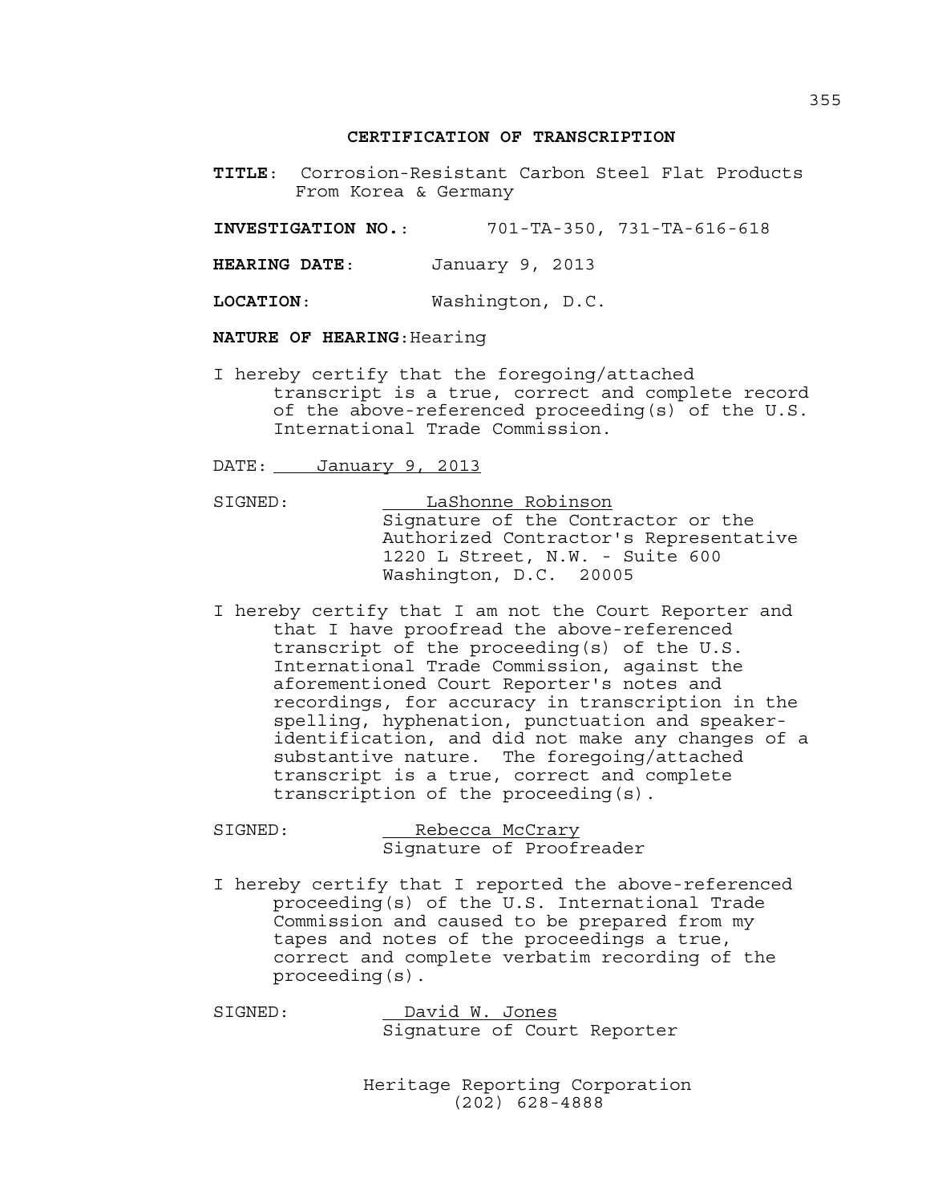## CERTIFICATION OF TRANSCRIPTION

**TITLE**: Corrosion-Resistant Carbon Steel Flat Products From Korea & Germany

**INVESTIGATION NO.**: 701-TA-350, 731-TA-616-618

**HEARING DATE**: January 9, 2013

**LOCATION**: Washington, D.C.

**NATURE OF HEARING**: Hearing

I hereby certify that the foregoing/attached transcript is a true, correct and complete record of the above-referenced proceeding(s) of the U.S. International Trade Commission.

DATE: January 9, 2013

SIGNED: LaShonne Robinson
Signature of the Contractor or the Authorized Contractor's Representative
1220 L Street, N.W. - Suite 600
Washington, D.C. 20005

I hereby certify that I am not the Court Reporter and that I have proofread the above-referenced transcript of the proceeding(s) of the U.S. International Trade Commission, against the aforementioned Court Reporter's notes and recordings, for accuracy in transcription in the spelling, hyphenation, punctuation and speaker-identification, and did not make any changes of a substantive nature. The foregoing/attached transcript is a true, correct and complete transcription of the proceeding(s).

SIGNED: Rebecca McCrary
Signature of Proofreader

I hereby certify that I reported the above-referenced proceeding(s) of the U.S. International Trade Commission and caused to be prepared from my tapes and notes of the proceedings a true, correct and complete verbatim recording of the proceeding(s).

SIGNED: David W. Jones
Signature of Court Reporter